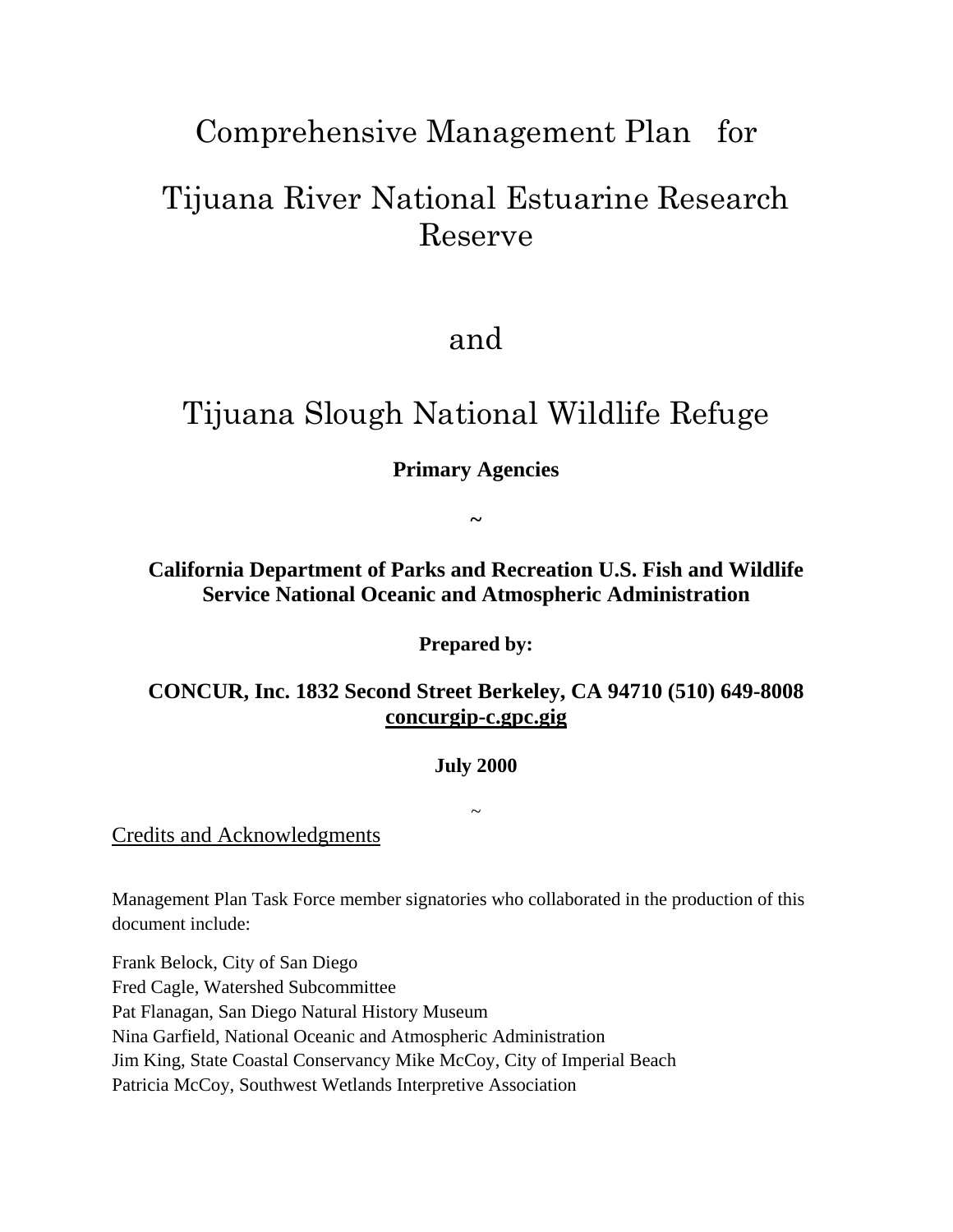# Comprehensive Management Plan for

# Tijuana River National Estuarine Research Reserve

# and

# Tijuana Slough National Wildlife Refuge

**Primary Agencies**

**~**

**California Department of Parks and Recreation U.S. Fish and Wildlife Service National Oceanic and Atmospheric Administration**

**Prepared by:**

**CONCUR, Inc. 1832 Second Street Berkeley, CA 94710 (510) 649-8008 concurgip-c.gpc.gig**

**July 2000**

~

## Credits and Acknowledgments

Management Plan Task Force member signatories who collaborated in the production of this document include:

Frank Belock, City of San Diego
Fred Cagle, Watershed Subcommittee
Pat Flanagan, San Diego Natural History Museum
Nina Garfield, National Oceanic and Atmospheric Administration
Jim King, State Coastal Conservancy Mike McCoy, City of Imperial Beach
Patricia McCoy, Southwest Wetlands Interpretive Association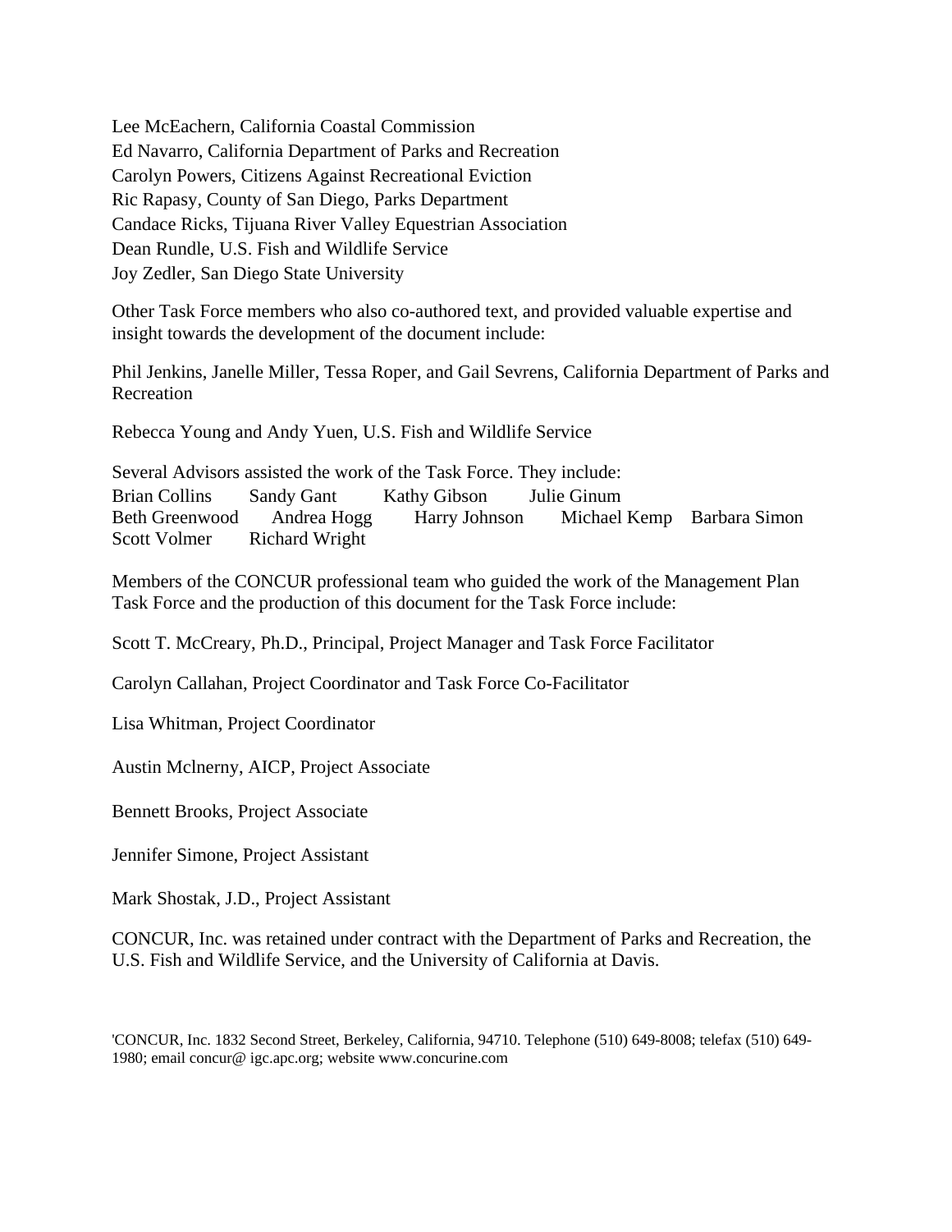Lee McEachern, California Coastal Commission
Ed Navarro, California Department of Parks and Recreation
Carolyn Powers, Citizens Against Recreational Eviction
Ric Rapasy, County of San Diego, Parks Department
Candace Ricks, Tijuana River Valley Equestrian Association
Dean Rundle, U.S. Fish and Wildlife Service
Joy Zedler, San Diego State University

Other Task Force members who also co-authored text, and provided valuable expertise and insight towards the development of the document include:

Phil Jenkins, Janelle Miller, Tessa Roper, and Gail Sevrens, California Department of Parks and Recreation

Rebecca Young and Andy Yuen, U.S. Fish and Wildlife Service

Several Advisors assisted the work of the Task Force. They include:
Brian Collins Sandy Gant Kathy Gibson Julie Ginum
Beth Greenwood Andrea Hogg Harry Johnson Michael Kemp Barbara Simon
Scott Volmer Richard Wright

Members of the CONCUR professional team who guided the work of the Management Plan Task Force and the production of this document for the Task Force include:

Scott T. McCreary, Ph.D., Principal, Project Manager and Task Force Facilitator

Carolyn Callahan, Project Coordinator and Task Force Co-Facilitator

Lisa Whitman, Project Coordinator

Austin Mclnerny, AICP, Project Associate

Bennett Brooks, Project Associate

Jennifer Simone, Project Assistant

Mark Shostak, J.D., Project Assistant

CONCUR, Inc. was retained under contract with the Department of Parks and Recreation, the U.S. Fish and Wildlife Service, and the University of California at Davis.

'CONCUR, Inc. 1832 Second Street, Berkeley, California, 94710. Telephone (510) 649-8008; telefax (510) 649-1980; email concur@ igc.apc.org; website www.concurinc.com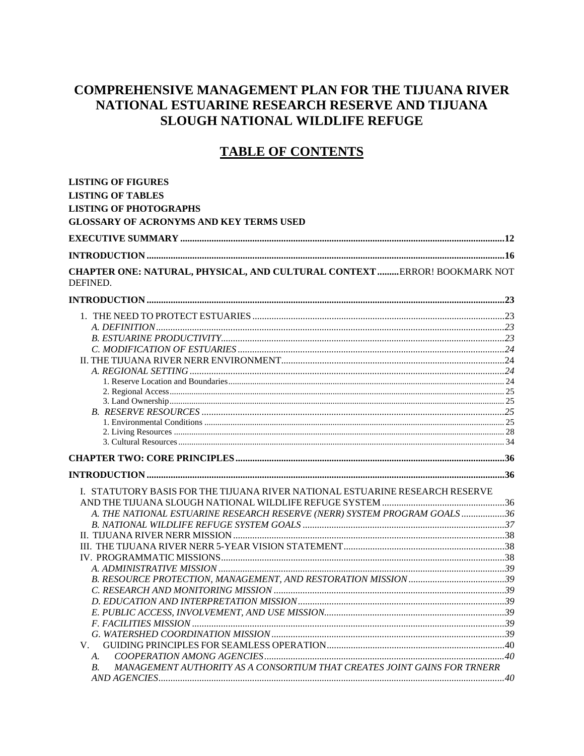# COMPREHENSIVE MANAGEMENT PLAN FOR THE TIJUANA RIVER NATIONAL ESTUARINE RESEARCH RESERVE AND TIJUANA SLOUGH NATIONAL WILDLIFE REFUGE

## TABLE OF CONTENTS

**LISTING OF FIGURES**

**LISTING OF TABLES**

**LISTING OF PHOTOGRAPHS**

**GLOSSARY OF ACRONYMS AND KEY TERMS USED**

**EXECUTIVE SUMMARY** ....................................................................................................................................12

**INTRODUCTION** ..............................................................................................................................................16

**CHAPTER ONE: NATURAL, PHYSICAL, AND CULTURAL CONTEXT** .........ERROR! BOOKMARK NOT DEFINED.

**INTRODUCTION** ..............................................................................................................................................23

1. THE NEED TO PROTECT ESTUARIES .......................................................................................................23
   - *A. DEFINITION* ...............................................................................................................................................23
   - *B. ESTUARINE PRODUCTIVITY* ....................................................................................................................23
   - *C. MODIFICATION OF ESTUARIES* ..............................................................................................................24

II. THE TIJUANA RIVER NERR ENVIRONMENT ............................................................................................24
   - *A. REGIONAL SETTING* ..................................................................................................................................24
     - 1. Reserve Location and Boundaries ........................................................................................................24
     - 2. Regional Access ....................................................................................................................................25
     - 3. Land Ownership ....................................................................................................................................25
   - *B. RESERVE RESOURCES* ..............................................................................................................................25
     - 1. Environmental Conditions ....................................................................................................................25
     - 2. Living Resources ...................................................................................................................................28
     - 3. Cultural Resources ................................................................................................................................34

**CHAPTER TWO: CORE PRINCIPLES** .............................................................................................................36

**INTRODUCTION** ..............................................................................................................................................36

I. STATUTORY BASIS FOR THE TIJUANA RIVER NATIONAL ESTUARINE RESEARCH RESERVE AND THE TIJUANA SLOUGH NATIONAL WILDLIFE REFUGE SYSTEM ...................................................36
   - *A. THE NATIONAL ESTUARINE RESEARCH RESERVE (NERR) SYSTEM PROGRAM GOALS* ..................36
   - *B. NATIONAL WILDLIFE REFUGE SYSTEM GOALS* ....................................................................................37

II. TIJUANA RIVER NERR MISSION ...............................................................................................................38

III. THE TIJUANA RIVER NERR 5-YEAR VISION STATEMENT ..................................................................38

IV. PROGRAMMATIC MISSIONS ....................................................................................................................38
   - *A. ADMINISTRATIVE MISSION* .....................................................................................................................39
   - *B. RESOURCE PROTECTION, MANAGEMENT, AND RESTORATION MISSION* ........................................39
   - *C. RESEARCH AND MONITORING MISSION* ...............................................................................................39
   - *D. EDUCATION AND INTERPRETATION MISSION* ......................................................................................39
   - *E. PUBLIC ACCESS, INVOLVEMENT, AND USE MISSION* ..........................................................................39
   - *F. FACILITIES MISSION* .................................................................................................................................39
   - *G. WATERSHED COORDINATION MISSION* ................................................................................................39

V. GUIDING PRINCIPLES FOR SEAMLESS OPERATION ..........................................................................40
   - *A. COOPERATION AMONG AGENCIES* .........................................................................................................40
   - *B. MANAGEMENT AUTHORITY AS A CONSORTIUM THAT CREATES JOINT GAINS FOR TRNERR AND AGENCIES* ..........................................................................................................................................40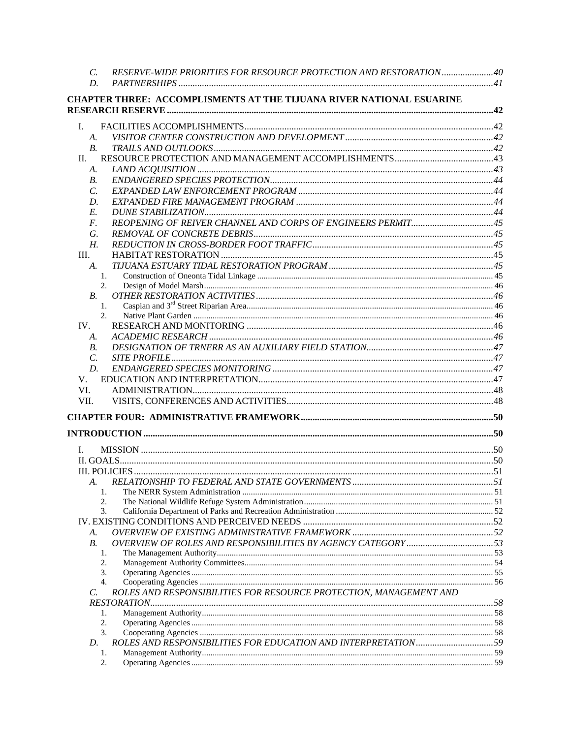C. *RESERVE-WIDE PRIORITIES FOR RESOURCE PROTECTION AND RESTORATION* ...... 40
D. *PARTNERSHIPS* ...... 41

**CHAPTER THREE: ACCOMPLISHMENTS AT THE TIJUANA RIVER NATIONAL ESUARINE RESEARCH RESERVE ...... 42**

I. FACILITIES ACCOMPLISHMENTS ...... 42
- A. *VISITOR CENTER CONSTRUCTION AND DEVELOPMENT* ...... 42
- B. *TRAILS AND OUTLOOKS* ...... 42

II. RESOURCE PROTECTION AND MANAGEMENT ACCOMPLISHMENTS ...... 43
- A. *LAND ACQUISITION* ...... 43
- B. *ENDANGERED SPECIES PROTECTION* ...... 44
- C. *EXPANDED LAW ENFORCEMENT PROGRAM* ...... 44
- D. *EXPANDED FIRE MANAGEMENT PROGRAM* ...... 44
- E. *DUNE STABILIZATION* ...... 44
- F. *REOPENING OF REIVER CHANNEL AND CORPS OF ENGINEERS PERMIT* ...... 45
- G. *REMOVAL OF CONCRETE DEBRIS* ...... 45
- H. *REDUCTION IN CROSS-BORDER FOOT TRAFFIC* ...... 45

III. HABITAT RESTORATION ...... 45
- A. *TIJUANA ESTUARY TIDAL RESTORATION PROGRAM* ...... 45
  1. Construction of Oneonta Tidal Linkage ...... 45
  2. Design of Model Marsh ...... 46
- B. *OTHER RESTORATION ACTIVITIES* ...... 46
  1. Caspian and 3rd Street Riparian Area ...... 46
  2. Native Plant Garden ...... 46

IV. RESEARCH AND MONITORING ...... 46
- A. *ACADEMIC RESEARCH* ...... 46
- B. *DESIGNATION OF TRNERR AS AN AUXILIARY FIELD STATION* ...... 47
- C. *SITE PROFILE* ...... 47
- D. *ENDANGERED SPECIES MONITORING* ...... 47

V. EDUCATION AND INTERPRETATION ...... 47

VI. ADMINISTRATION ...... 48

VII. VISITS, CONFERENCES AND ACTIVITIES ...... 48

**CHAPTER FOUR: ADMINISTRATIVE FRAMEWORK ...... 50**

**INTRODUCTION ...... 50**

I. MISSION ...... 50

II. GOALS ...... 50

III. POLICIES ...... 51
- A. *RELATIONSHIP TO FEDERAL AND STATE GOVERNMENTS* ...... 51
  1. The NERR System Administration ...... 51
  2. The National Wildlife Refuge System Administration ...... 51
  3. California Department of Parks and Recreation Administration ...... 52

IV. EXISTING CONDITIONS AND PERCEIVED NEEDS ...... 52
- A. *OVERVIEW OF EXISTING ADMINISTRATIVE FRAMEWORK* ...... 52
- B. *OVERVIEW OF ROLES AND RESPONSIBILITIES BY AGENCY CATEGORY* ...... 53
  1. The Management Authority ...... 53
  2. Management Authority Committees ...... 54
  3. Operating Agencies ...... 55
  4. Cooperating Agencies ...... 56
- C. *ROLES AND RESPONSIBILITIES FOR RESOURCE PROTECTION, MANAGEMENT AND RESTORATION* ...... 58
  1. Management Authority ...... 58
  2. Operating Agencies ...... 58
  3. Cooperating Agencies ...... 58
- D. *ROLES AND RESPONSIBILITIES FOR EDUCATION AND INTERPRETATION* ...... 59
  1. Management Authority ...... 59
  2. Operating Agencies ...... 59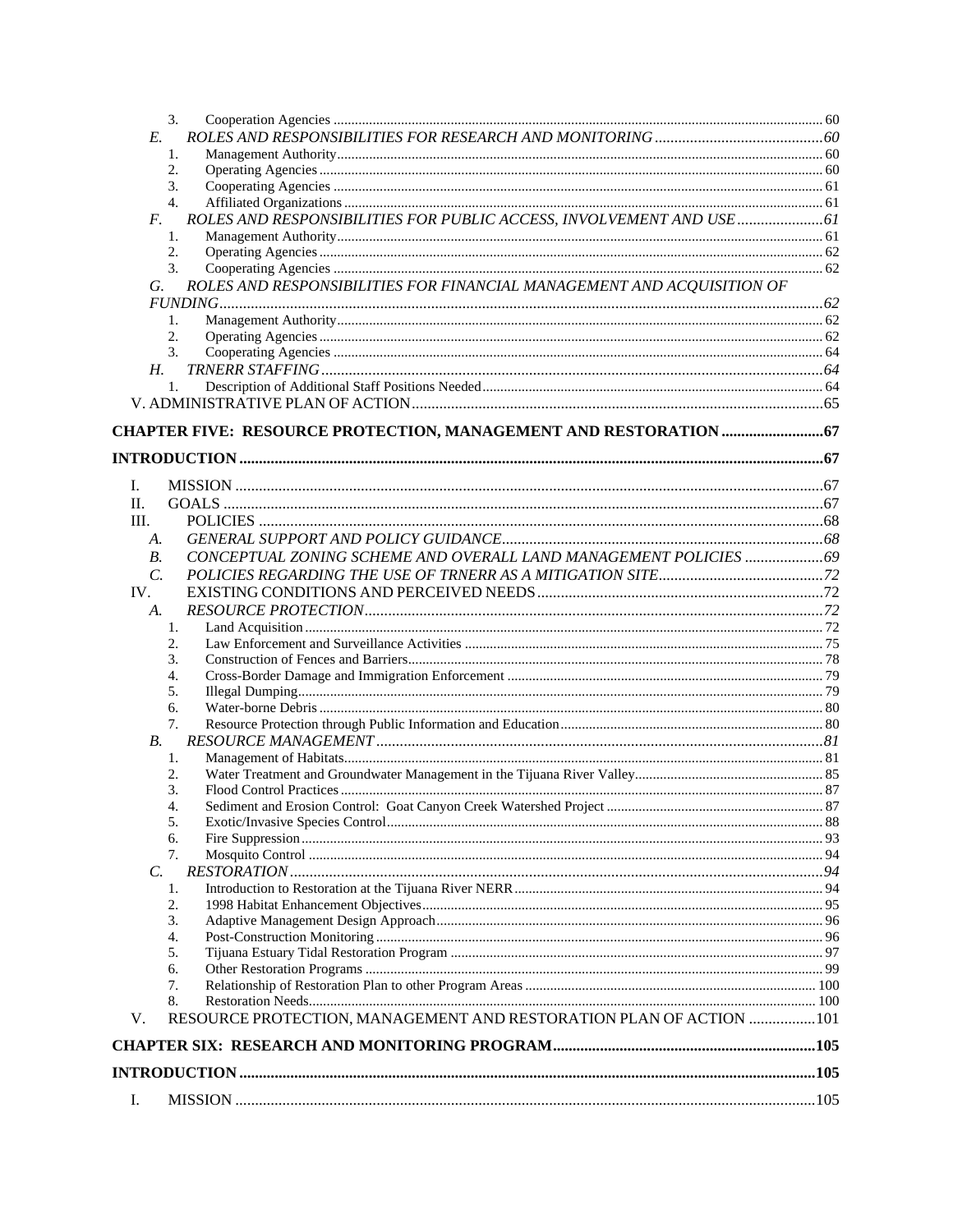3. Cooperation Agencies ... 60

*E. ROLES AND RESPONSIBILITIES FOR RESEARCH AND MONITORING ... 60*

1. Management Authority ... 60
2. Operating Agencies ... 60
3. Cooperating Agencies ... 61
4. Affiliated Organizations ... 61

*F. ROLES AND RESPONSIBILITIES FOR PUBLIC ACCESS, INVOLVEMENT AND USE ... 61*

1. Management Authority ... 61
2. Operating Agencies ... 62
3. Cooperating Agencies ... 62

*G. ROLES AND RESPONSIBILITIES FOR FINANCIAL MANAGEMENT AND ACQUISITION OF FUNDING ... 62*

1. Management Authority ... 62
2. Operating Agencies ... 62
3. Cooperating Agencies ... 64

*H. TRNERR STAFFING ... 64*

1. Description of Additional Staff Positions Needed ... 64

V. ADMINISTRATIVE PLAN OF ACTION ... 65

**CHAPTER FIVE: RESOURCE PROTECTION, MANAGEMENT AND RESTORATION ... 67**

**INTRODUCTION ... 67**

I. MISSION ... 67

II. GOALS ... 67

III. POLICIES ... 68

*A. GENERAL SUPPORT AND POLICY GUIDANCE ... 68*

*B. CONCEPTUAL ZONING SCHEME AND OVERALL LAND MANAGEMENT POLICIES ... 69*

*C. POLICIES REGARDING THE USE OF TRNERR AS A MITIGATION SITE ... 72*

IV. EXISTING CONDITIONS AND PERCEIVED NEEDS ... 72

*A. RESOURCE PROTECTION ... 72*

1. Land Acquisition ... 72
2. Law Enforcement and Surveillance Activities ... 75
3. Construction of Fences and Barriers ... 78
4. Cross-Border Damage and Immigration Enforcement ... 79
5. Illegal Dumping ... 79
6. Water-borne Debris ... 80
7. Resource Protection through Public Information and Education ... 80

*B. RESOURCE MANAGEMENT ... 81*

1. Management of Habitats ... 81
2. Water Treatment and Groundwater Management in the Tijuana River Valley ... 85
3. Flood Control Practices ... 87
4. Sediment and Erosion Control: Goat Canyon Creek Watershed Project ... 87
5. Exotic/Invasive Species Control ... 88
6. Fire Suppression ... 93
7. Mosquito Control ... 94

*C. RESTORATION ... 94*

1. Introduction to Restoration at the Tijuana River NERR ... 94
2. 1998 Habitat Enhancement Objectives ... 95
3. Adaptive Management Design Approach ... 96
4. Post-Construction Monitoring ... 96
5. Tijuana Estuary Tidal Restoration Program ... 97
6. Other Restoration Programs ... 99
7. Relationship of Restoration Plan to other Program Areas ... 100
8. Restoration Needs ... 100

V. RESOURCE PROTECTION, MANAGEMENT AND RESTORATION PLAN OF ACTION ... 101

**CHAPTER SIX: RESEARCH AND MONITORING PROGRAM ... 105**

**INTRODUCTION ... 105**

I. MISSION ... 105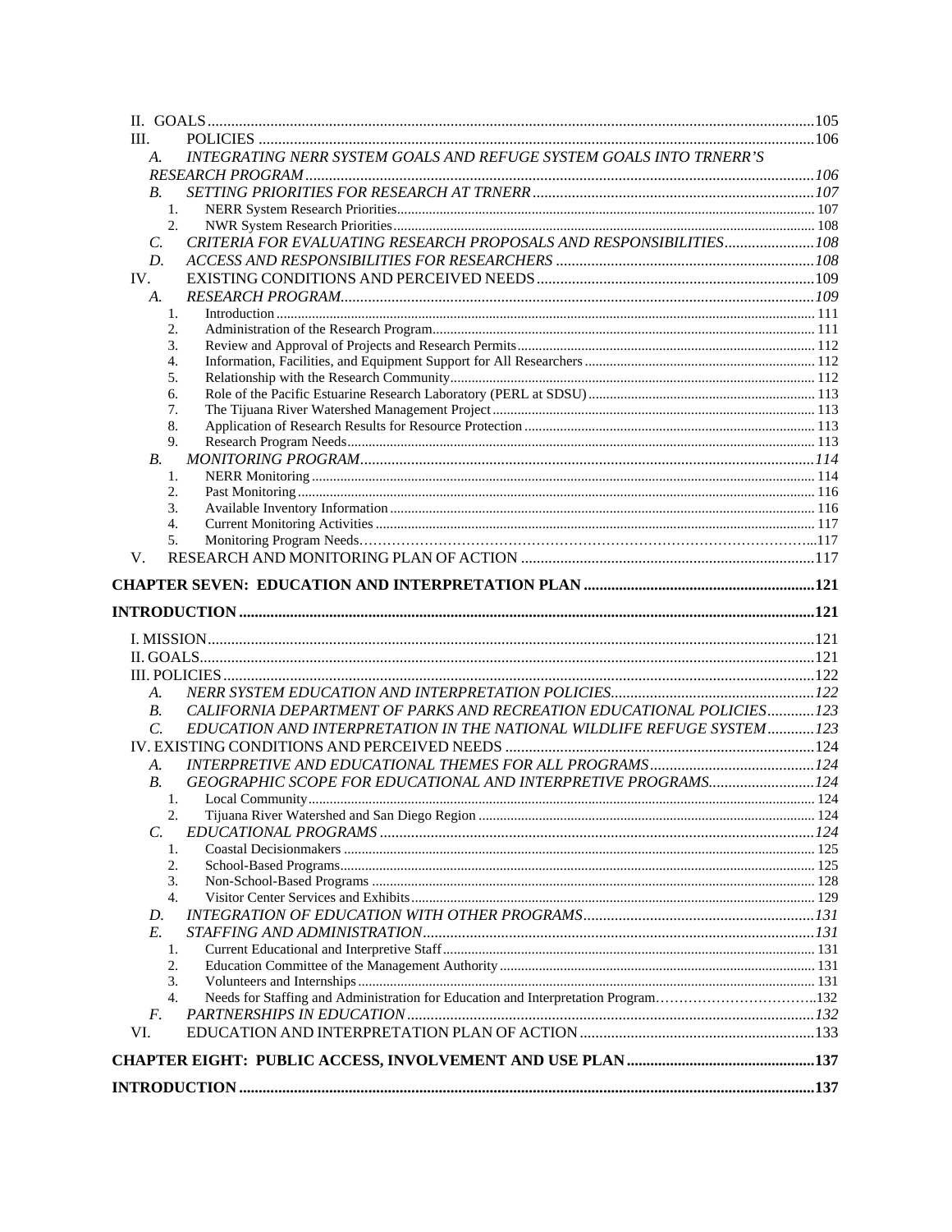II. GOALS ......105

III. POLICIES ......106

*A. INTEGRATING NERR SYSTEM GOALS AND REFUGE SYSTEM GOALS INTO TRNERR'S RESEARCH PROGRAM ......106*

*B. SETTING PRIORITIES FOR RESEARCH AT TRNERR ......107*

1. NERR System Research Priorities ......107
2. NWR System Research Priorities ......108

*C. CRITERIA FOR EVALUATING RESEARCH PROPOSALS AND RESPONSIBILITIES ......108*

*D. ACCESS AND RESPONSIBILITIES FOR RESEARCHERS ......108*

IV. EXISTING CONDITIONS AND PERCEIVED NEEDS ......109

*A. RESEARCH PROGRAM ......109*

1. Introduction ......111
2. Administration of the Research Program ......111
3. Review and Approval of Projects and Research Permits ......112
4. Information, Facilities, and Equipment Support for All Researchers ......112
5. Relationship with the Research Community ......112
6. Role of the Pacific Estuarine Research Laboratory (PERL at SDSU) ......113
7. The Tijuana River Watershed Management Project ......113
8. Application of Research Results for Resource Protection ......113
9. Research Program Needs ......113

*B. MONITORING PROGRAM ......114*

1. NERR Monitoring ......114
2. Past Monitoring ......116
3. Available Inventory Information ......116
4. Current Monitoring Activities ......117
5. Monitoring Program Needs ......117

V. RESEARCH AND MONITORING PLAN OF ACTION ......117

**CHAPTER SEVEN: EDUCATION AND INTERPRETATION PLAN ......121**

**INTRODUCTION ......121**

I. MISSION ......121

II. GOALS ......121

III. POLICIES ......122

*A. NERR SYSTEM EDUCATION AND INTERPRETATION POLICIES ......122*

*B. CALIFORNIA DEPARTMENT OF PARKS AND RECREATION EDUCATIONAL POLICIES ......123*

*C. EDUCATION AND INTERPRETATION IN THE NATIONAL WILDLIFE REFUGE SYSTEM ......123*

IV. EXISTING CONDITIONS AND PERCEIVED NEEDS ......124

*A. INTERPRETIVE AND EDUCATIONAL THEMES FOR ALL PROGRAMS ......124*

*B. GEOGRAPHIC SCOPE FOR EDUCATIONAL AND INTERPRETIVE PROGRAMS ......124*

1. Local Community ......124
2. Tijuana River Watershed and San Diego Region ......124

*C. EDUCATIONAL PROGRAMS ......124*

1. Coastal Decisionmakers ......125
2. School-Based Programs ......125
3. Non-School-Based Programs ......128
4. Visitor Center Services and Exhibits ......129

*D. INTEGRATION OF EDUCATION WITH OTHER PROGRAMS ......131*

*E. STAFFING AND ADMINISTRATION ......131*

1. Current Educational and Interpretive Staff ......131
2. Education Committee of the Management Authority ......131
3. Volunteers and Internships ......131
4. Needs for Staffing and Administration for Education and Interpretation Program ......132

*F. PARTNERSHIPS IN EDUCATION ......132*

VI. EDUCATION AND INTERPRETATION PLAN OF ACTION ......133

**CHAPTER EIGHT: PUBLIC ACCESS, INVOLVEMENT AND USE PLAN ......137**

**INTRODUCTION ......137**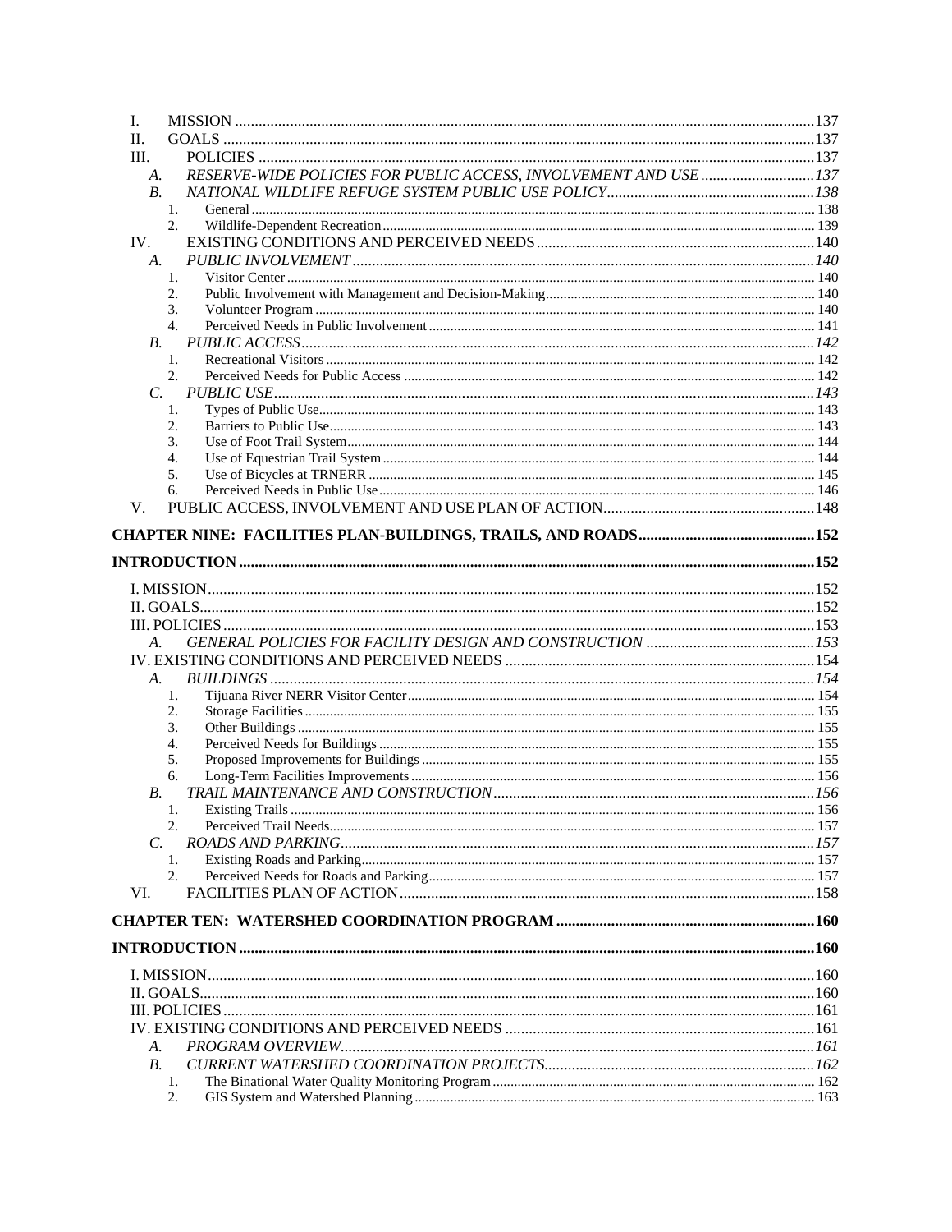I. MISSION .......... 137
II. GOALS .......... 137
III. POLICIES .......... 137
*A. RESERVE-WIDE POLICIES FOR PUBLIC ACCESS, INVOLVEMENT AND USE .......... 137*
*B. NATIONAL WILDLIFE REFUGE SYSTEM PUBLIC USE POLICY .......... 138*
1. General .......... 138
2. Wildlife-Dependent Recreation .......... 139
IV. EXISTING CONDITIONS AND PERCEIVED NEEDS .......... 140
*A. PUBLIC INVOLVEMENT .......... 140*
1. Visitor Center .......... 140
2. Public Involvement with Management and Decision-Making .......... 140
3. Volunteer Program .......... 140
4. Perceived Needs in Public Involvement .......... 141
*B. PUBLIC ACCESS .......... 142*
1. Recreational Visitors .......... 142
2. Perceived Needs for Public Access .......... 142
*C. PUBLIC USE .......... 143*
1. Types of Public Use .......... 143
2. Barriers to Public Use .......... 143
3. Use of Foot Trail System .......... 144
4. Use of Equestrian Trail System .......... 144
5. Use of Bicycles at TRNERR .......... 145
6. Perceived Needs in Public Use .......... 146
V. PUBLIC ACCESS, INVOLVEMENT AND USE PLAN OF ACTION .......... 148

**CHAPTER NINE: FACILITIES PLAN-BUILDINGS, TRAILS, AND ROADS .......... 152**

**INTRODUCTION .......... 152**

I. MISSION .......... 152
II. GOALS .......... 152
III. POLICIES .......... 153
*A. GENERAL POLICIES FOR FACILITY DESIGN AND CONSTRUCTION .......... 153*
IV. EXISTING CONDITIONS AND PERCEIVED NEEDS .......... 154
*A. BUILDINGS .......... 154*
1. Tijuana River NERR Visitor Center .......... 154
2. Storage Facilities .......... 155
3. Other Buildings .......... 155
4. Perceived Needs for Buildings .......... 155
5. Proposed Improvements for Buildings .......... 155
6. Long-Term Facilities Improvements .......... 156
*B. TRAIL MAINTENANCE AND CONSTRUCTION .......... 156*
1. Existing Trails .......... 156
2. Perceived Trail Needs .......... 157
*C. ROADS AND PARKING .......... 157*
1. Existing Roads and Parking .......... 157
2. Perceived Needs for Roads and Parking .......... 157
VI. FACILITIES PLAN OF ACTION .......... 158

**CHAPTER TEN: WATERSHED COORDINATION PROGRAM .......... 160**

**INTRODUCTION .......... 160**

I. MISSION .......... 160
II. GOALS .......... 160
III. POLICIES .......... 161
IV. EXISTING CONDITIONS AND PERCEIVED NEEDS .......... 161
*A. PROGRAM OVERVIEW .......... 161*
*B. CURRENT WATERSHED COORDINATION PROJECTS .......... 162*
1. The Binational Water Quality Monitoring Program .......... 162
2. GIS System and Watershed Planning .......... 163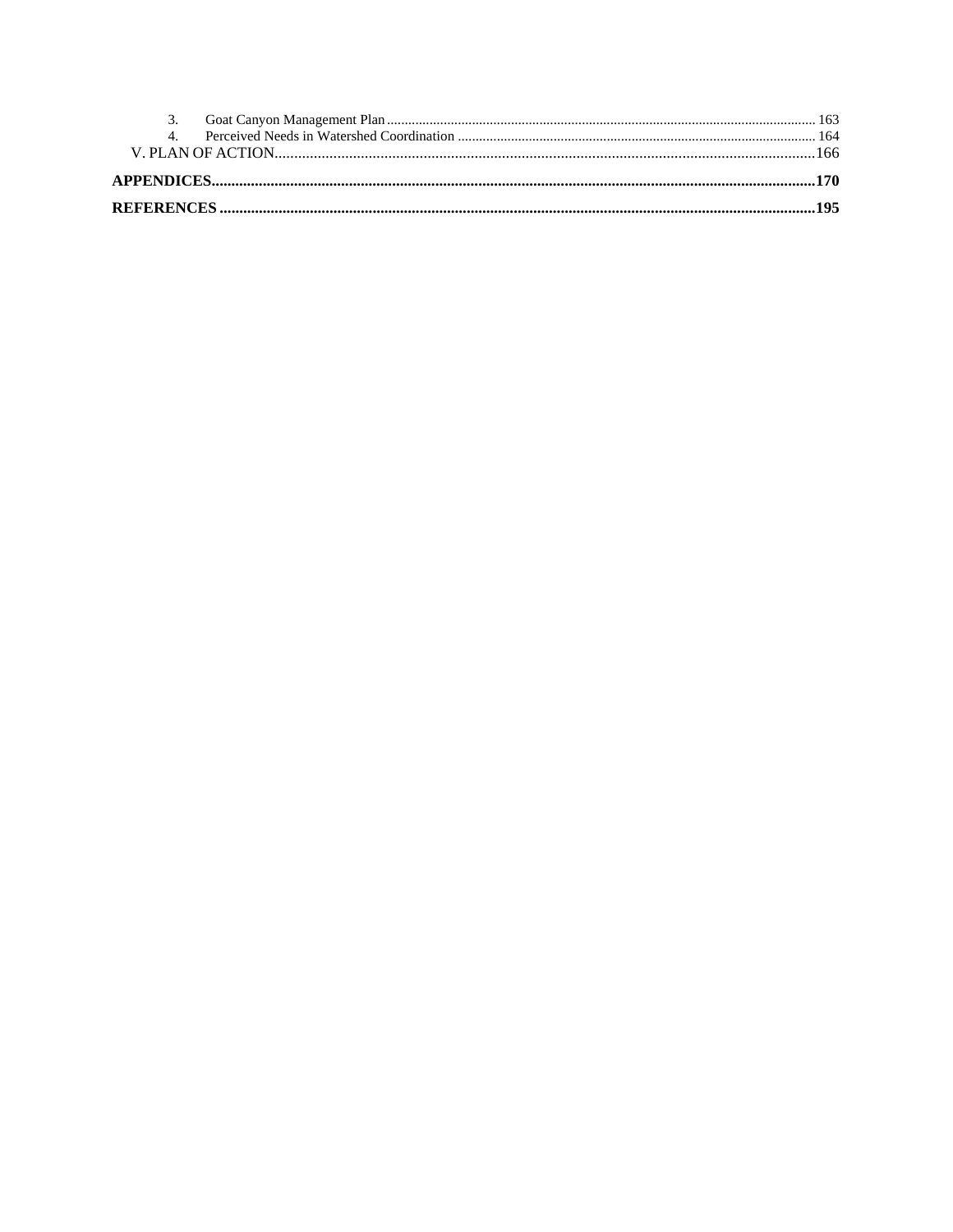3. Goat Canyon Management Plan ........................................................................................................................ 163
4. Perceived Needs in Watershed Coordination .................................................................................................... 164

V. PLAN OF ACTION.........................................................................................................................................166

**APPENDICES.........................................................................................................................................................170**

**REFERENCES .......................................................................................................................................................195**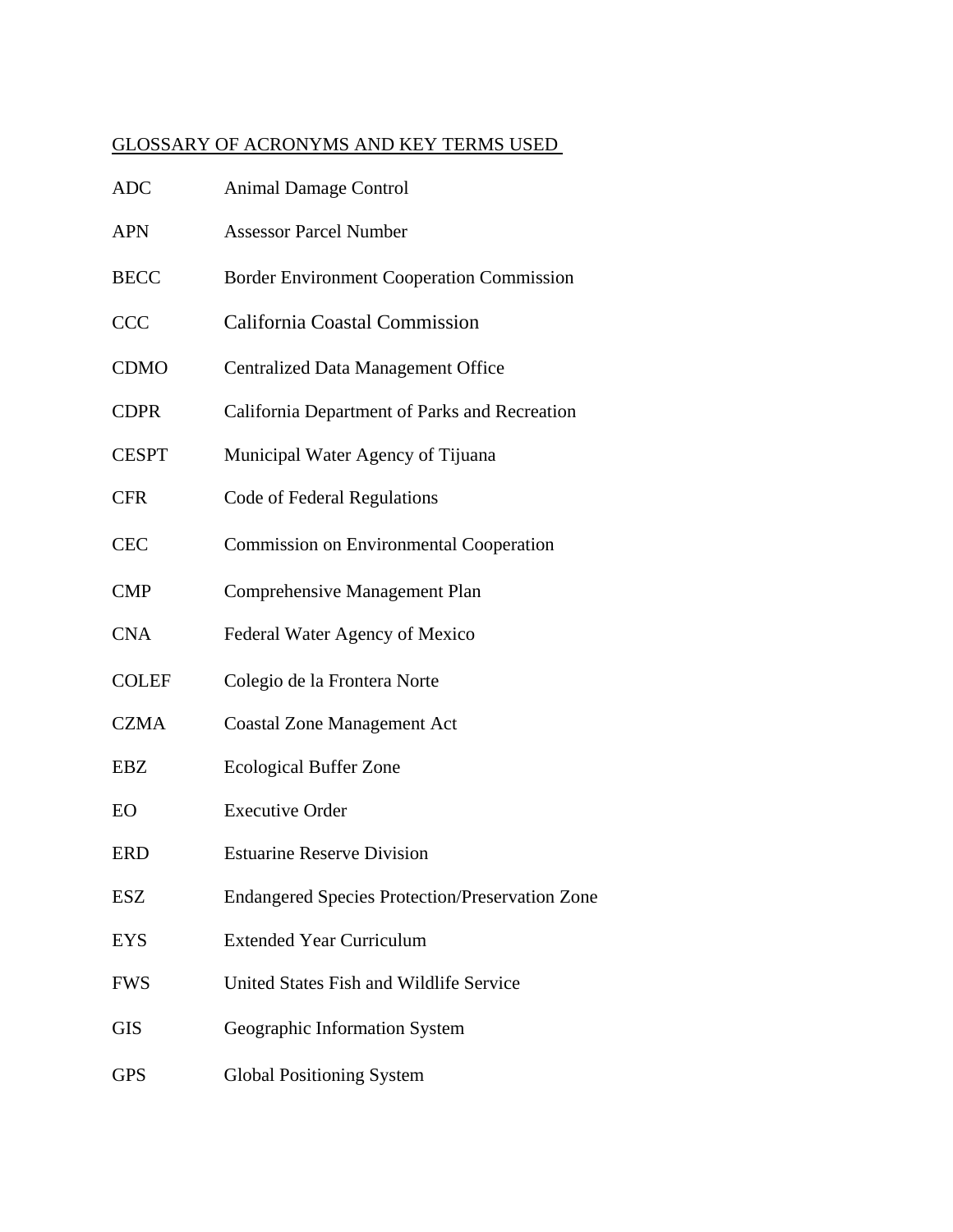GLOSSARY OF ACRONYMS AND KEY TERMS USED

| | |
|---|---|
| ADC | Animal Damage Control |
| APN | Assessor Parcel Number |
| BECC | Border Environment Cooperation Commission |
| CCC | California Coastal Commission |
| CDMO | Centralized Data Management Office |
| CDPR | California Department of Parks and Recreation |
| CESPT | Municipal Water Agency of Tijuana |
| CFR | Code of Federal Regulations |
| CEC | Commission on Environmental Cooperation |
| CMP | Comprehensive Management Plan |
| CNA | Federal Water Agency of Mexico |
| COLEF | Colegio de la Frontera Norte |
| CZMA | Coastal Zone Management Act |
| EBZ | Ecological Buffer Zone |
| EO | Executive Order |
| ERD | Estuarine Reserve Division |
| ESZ | Endangered Species Protection/Preservation Zone |
| EYS | Extended Year Curriculum |
| FWS | United States Fish and Wildlife Service |
| GIS | Geographic Information System |
| GPS | Global Positioning System |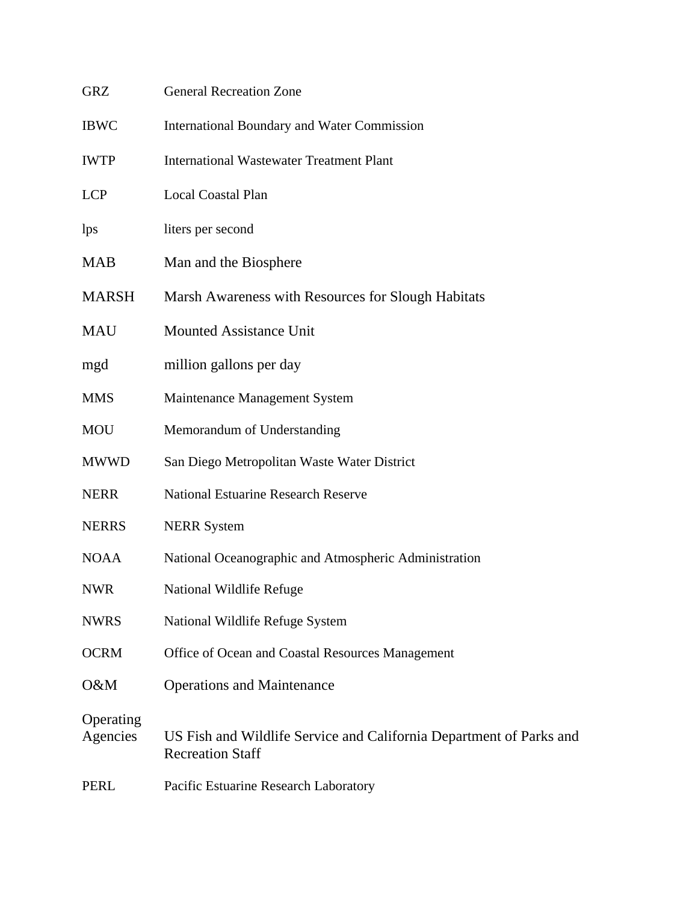| | |
|---|---|
| GRZ | General Recreation Zone |
| IBWC | International Boundary and Water Commission |
| IWTP | International Wastewater Treatment Plant |
| LCP | Local Coastal Plan |
| lps | liters per second |
| MAB | Man and the Biosphere |
| MARSH | Marsh Awareness with Resources for Slough Habitats |
| MAU | Mounted Assistance Unit |
| mgd | million gallons per day |
| MMS | Maintenance Management System |
| MOU | Memorandum of Understanding |
| MWWD | San Diego Metropolitan Waste Water District |
| NERR | National Estuarine Research Reserve |
| NERRS | NERR System |
| NOAA | National Oceanographic and Atmospheric Administration |
| NWR | National Wildlife Refuge |
| NWRS | National Wildlife Refuge System |
| OCRM | Office of Ocean and Coastal Resources Management |
| O&M | Operations and Maintenance |
| Operating Agencies | US Fish and Wildlife Service and California Department of Parks and Recreation Staff |
| PERL | Pacific Estuarine Research Laboratory |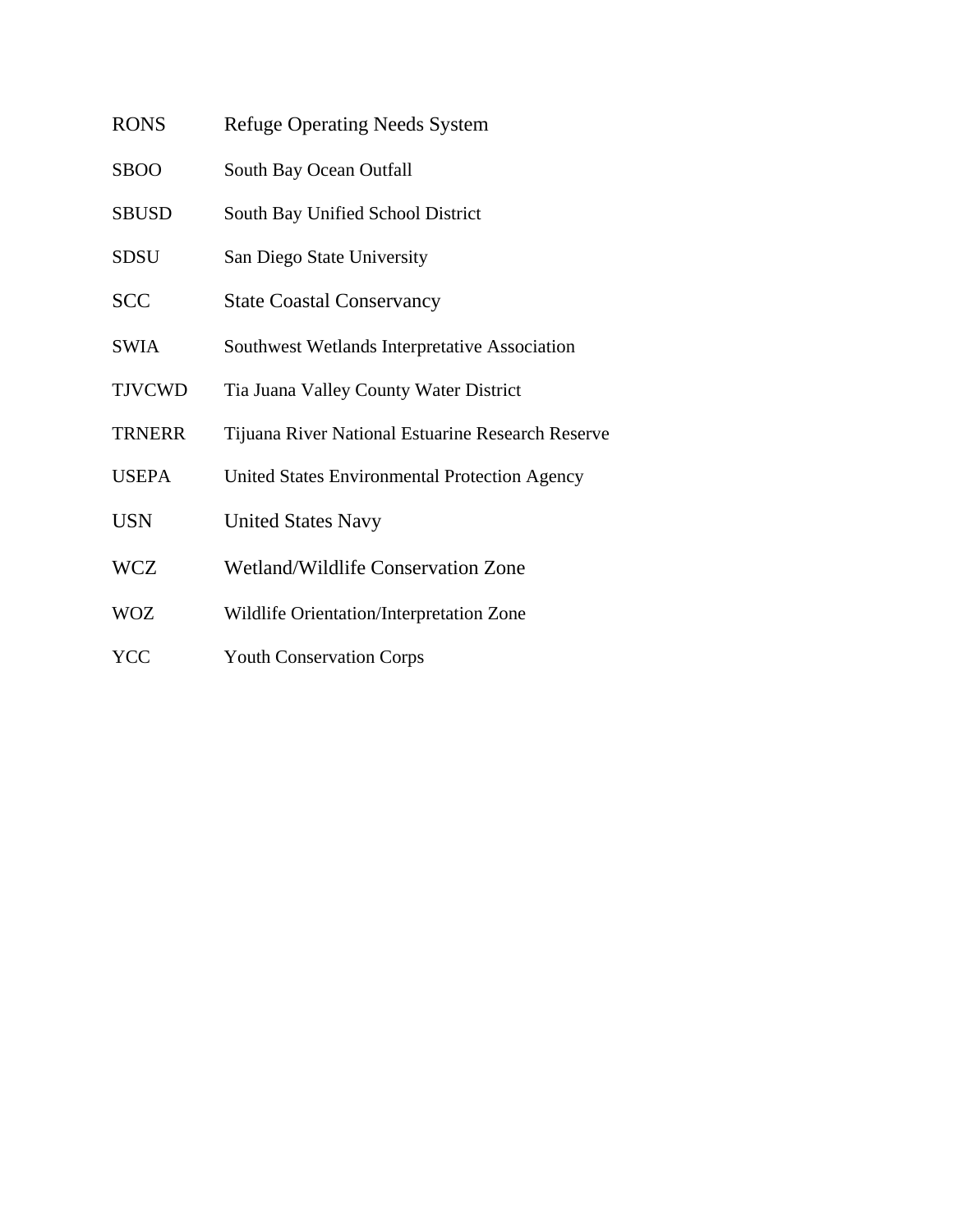| | |
|---|---|
| RONS | Refuge Operating Needs System |
| SBOO | South Bay Ocean Outfall |
| SBUSD | South Bay Unified School District |
| SDSU | San Diego State University |
| SCC | State Coastal Conservancy |
| SWIA | Southwest Wetlands Interpretative Association |
| TJVCWD | Tia Juana Valley County Water District |
| TRNERR | Tijuana River National Estuarine Research Reserve |
| USEPA | United States Environmental Protection Agency |
| USN | United States Navy |
| WCZ | Wetland/Wildlife Conservation Zone |
| WOZ | Wildlife Orientation/Interpretation Zone |
| YCC | Youth Conservation Corps |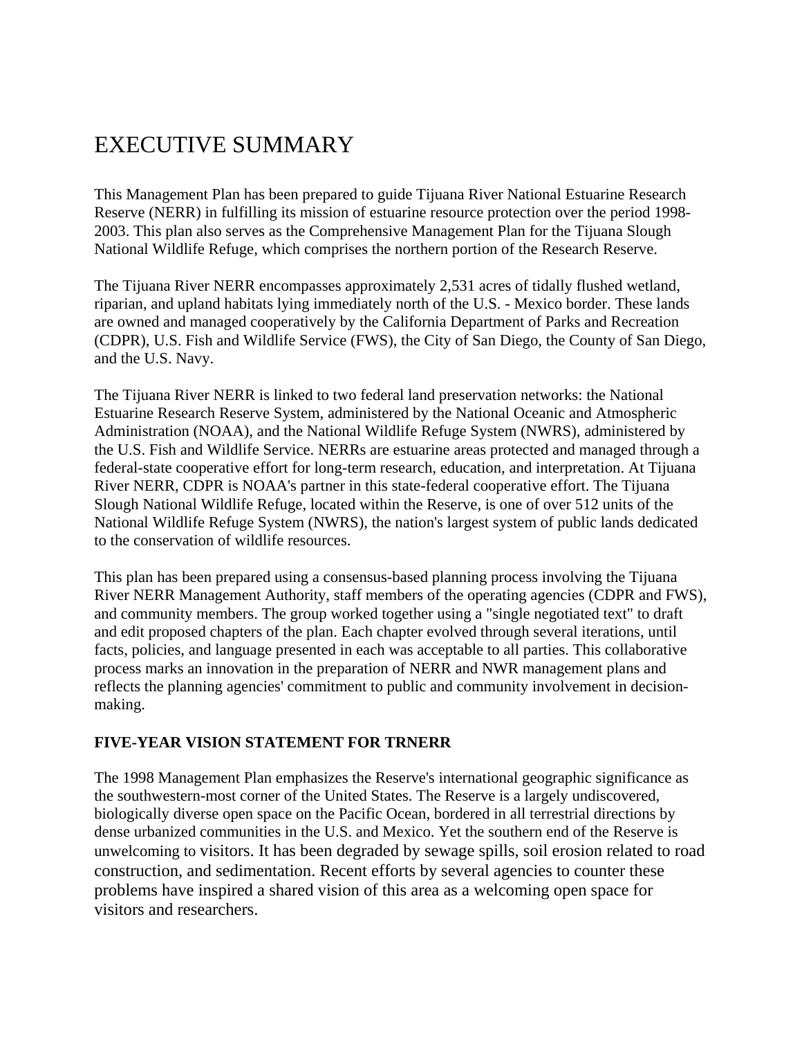# EXECUTIVE SUMMARY

This Management Plan has been prepared to guide Tijuana River National Estuarine Research Reserve (NERR) in fulfilling its mission of estuarine resource protection over the period 1998-2003. This plan also serves as the Comprehensive Management Plan for the Tijuana Slough National Wildlife Refuge, which comprises the northern portion of the Research Reserve.

The Tijuana River NERR encompasses approximately 2,531 acres of tidally flushed wetland, riparian, and upland habitats lying immediately north of the U.S. - Mexico border. These lands are owned and managed cooperatively by the California Department of Parks and Recreation (CDPR), U.S. Fish and Wildlife Service (FWS), the City of San Diego, the County of San Diego, and the U.S. Navy.

The Tijuana River NERR is linked to two federal land preservation networks: the National Estuarine Research Reserve System, administered by the National Oceanic and Atmospheric Administration (NOAA), and the National Wildlife Refuge System (NWRS), administered by the U.S. Fish and Wildlife Service. NERRs are estuarine areas protected and managed through a federal-state cooperative effort for long-term research, education, and interpretation. At Tijuana River NERR, CDPR is NOAA's partner in this state-federal cooperative effort. The Tijuana Slough National Wildlife Refuge, located within the Reserve, is one of over 512 units of the National Wildlife Refuge System (NWRS), the nation's largest system of public lands dedicated to the conservation of wildlife resources.

This plan has been prepared using a consensus-based planning process involving the Tijuana River NERR Management Authority, staff members of the operating agencies (CDPR and FWS), and community members. The group worked together using a "single negotiated text" to draft and edit proposed chapters of the plan. Each chapter evolved through several iterations, until facts, policies, and language presented in each was acceptable to all parties. This collaborative process marks an innovation in the preparation of NERR and NWR management plans and reflects the planning agencies' commitment to public and community involvement in decision-making.

**FIVE-YEAR VISION STATEMENT FOR TRNERR**

The 1998 Management Plan emphasizes the Reserve's international geographic significance as the southwestern-most corner of the United States. The Reserve is a largely undiscovered, biologically diverse open space on the Pacific Ocean, bordered in all terrestrial directions by dense urbanized communities in the U.S. and Mexico. Yet the southern end of the Reserve is unwelcoming to visitors. It has been degraded by sewage spills, soil erosion related to road construction, and sedimentation. Recent efforts by several agencies to counter these problems have inspired a shared vision of this area as a welcoming open space for visitors and researchers.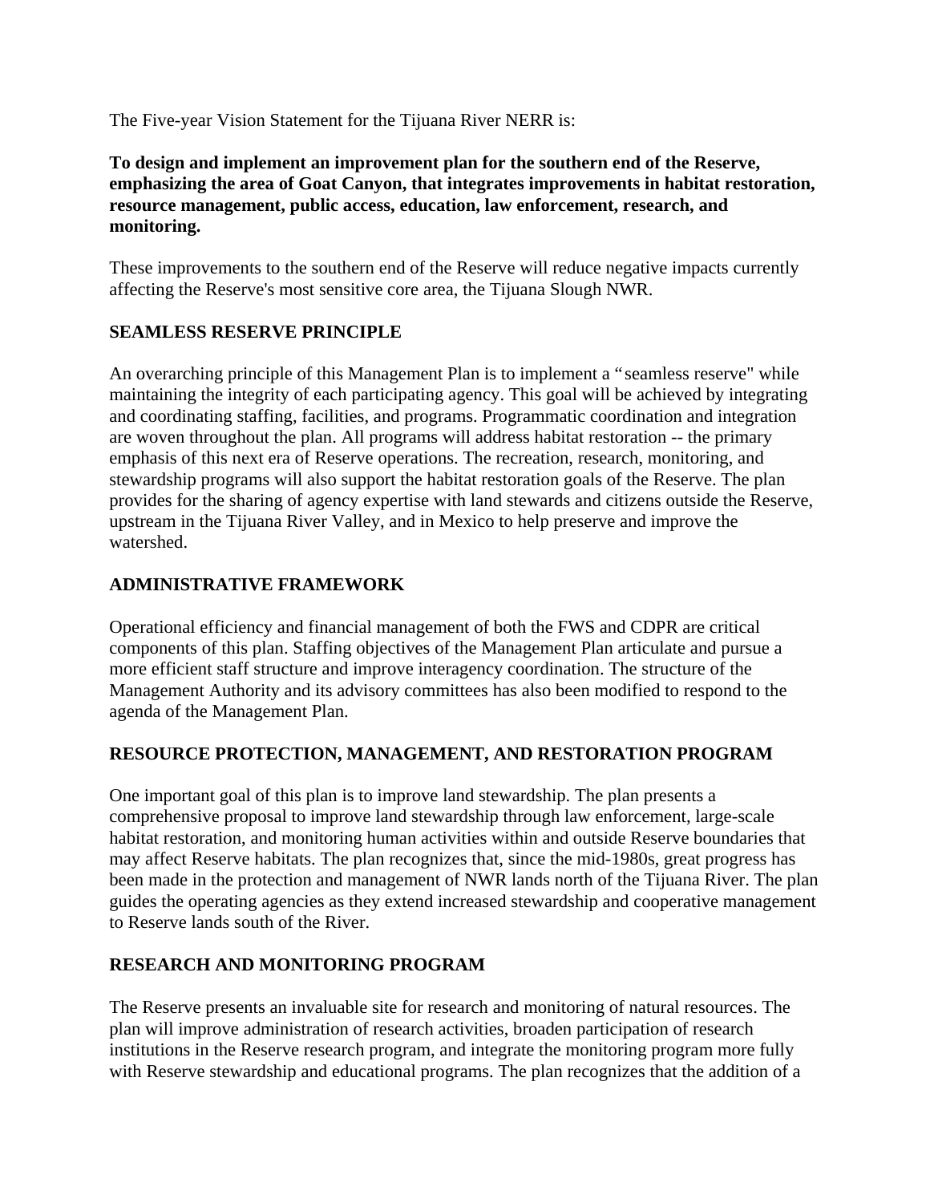The Five-year Vision Statement for the Tijuana River NERR is:

**To design and implement an improvement plan for the southern end of the Reserve, emphasizing the area of Goat Canyon, that integrates improvements in habitat restoration, resource management, public access, education, law enforcement, research, and monitoring.**

These improvements to the southern end of the Reserve will reduce negative impacts currently affecting the Reserve's most sensitive core area, the Tijuana Slough NWR.

## SEAMLESS RESERVE PRINCIPLE

An overarching principle of this Management Plan is to implement a "seamless reserve" while maintaining the integrity of each participating agency. This goal will be achieved by integrating and coordinating staffing, facilities, and programs. Programmatic coordination and integration are woven throughout the plan. All programs will address habitat restoration -- the primary emphasis of this next era of Reserve operations. The recreation, research, monitoring, and stewardship programs will also support the habitat restoration goals of the Reserve. The plan provides for the sharing of agency expertise with land stewards and citizens outside the Reserve, upstream in the Tijuana River Valley, and in Mexico to help preserve and improve the watershed.

## ADMINISTRATIVE FRAMEWORK

Operational efficiency and financial management of both the FWS and CDPR are critical components of this plan. Staffing objectives of the Management Plan articulate and pursue a more efficient staff structure and improve interagency coordination. The structure of the Management Authority and its advisory committees has also been modified to respond to the agenda of the Management Plan.

## RESOURCE PROTECTION, MANAGEMENT, AND RESTORATION PROGRAM

One important goal of this plan is to improve land stewardship. The plan presents a comprehensive proposal to improve land stewardship through law enforcement, large-scale habitat restoration, and monitoring human activities within and outside Reserve boundaries that may affect Reserve habitats. The plan recognizes that, since the mid-1980s, great progress has been made in the protection and management of NWR lands north of the Tijuana River. The plan guides the operating agencies as they extend increased stewardship and cooperative management to Reserve lands south of the River.

## RESEARCH AND MONITORING PROGRAM

The Reserve presents an invaluable site for research and monitoring of natural resources. The plan will improve administration of research activities, broaden participation of research institutions in the Reserve research program, and integrate the monitoring program more fully with Reserve stewardship and educational programs. The plan recognizes that the addition of a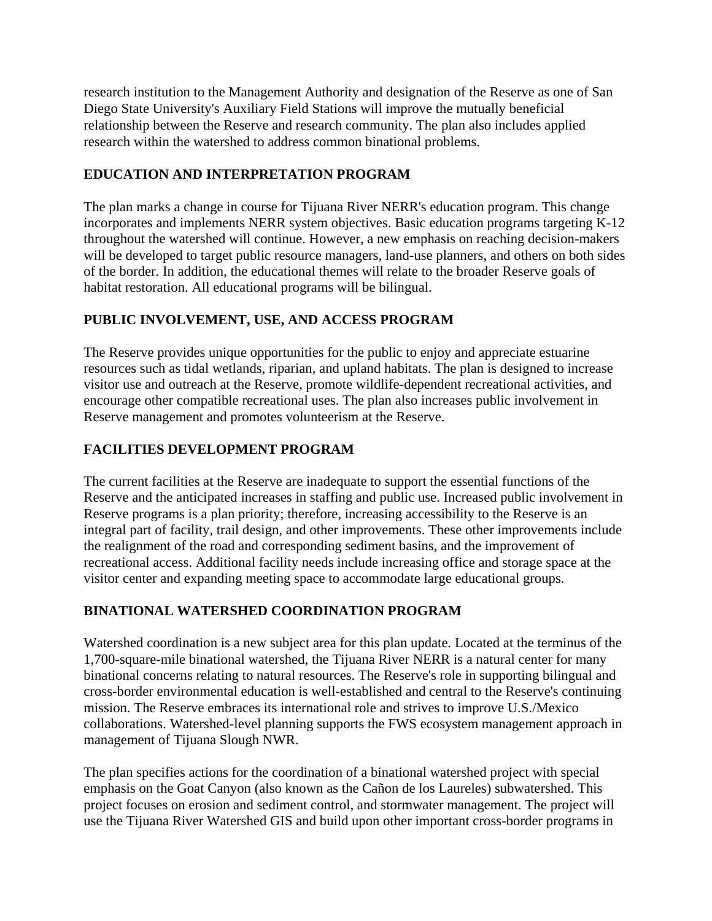research institution to the Management Authority and designation of the Reserve as one of San Diego State University's Auxiliary Field Stations will improve the mutually beneficial relationship between the Reserve and research community. The plan also includes applied research within the watershed to address common binational problems.

## EDUCATION AND INTERPRETATION PROGRAM

The plan marks a change in course for Tijuana River NERR's education program. This change incorporates and implements NERR system objectives. Basic education programs targeting K-12 throughout the watershed will continue. However, a new emphasis on reaching decision-makers will be developed to target public resource managers, land-use planners, and others on both sides of the border. In addition, the educational themes will relate to the broader Reserve goals of habitat restoration. All educational programs will be bilingual.

## PUBLIC INVOLVEMENT, USE, AND ACCESS PROGRAM

The Reserve provides unique opportunities for the public to enjoy and appreciate estuarine resources such as tidal wetlands, riparian, and upland habitats. The plan is designed to increase visitor use and outreach at the Reserve, promote wildlife-dependent recreational activities, and encourage other compatible recreational uses. The plan also increases public involvement in Reserve management and promotes volunteerism at the Reserve.

## FACILITIES DEVELOPMENT PROGRAM

The current facilities at the Reserve are inadequate to support the essential functions of the Reserve and the anticipated increases in staffing and public use. Increased public involvement in Reserve programs is a plan priority; therefore, increasing accessibility to the Reserve is an integral part of facility, trail design, and other improvements. These other improvements include the realignment of the road and corresponding sediment basins, and the improvement of recreational access. Additional facility needs include increasing office and storage space at the visitor center and expanding meeting space to accommodate large educational groups.

## BINATIONAL WATERSHED COORDINATION PROGRAM

Watershed coordination is a new subject area for this plan update. Located at the terminus of the 1,700-square-mile binational watershed, the Tijuana River NERR is a natural center for many binational concerns relating to natural resources. The Reserve's role in supporting bilingual and cross-border environmental education is well-established and central to the Reserve's continuing mission. The Reserve embraces its international role and strives to improve U.S./Mexico collaborations. Watershed-level planning supports the FWS ecosystem management approach in management of Tijuana Slough NWR.

The plan specifies actions for the coordination of a binational watershed project with special emphasis on the Goat Canyon (also known as the Cañon de los Laureles) subwatershed. This project focuses on erosion and sediment control, and stormwater management. The project will use the Tijuana River Watershed GIS and build upon other important cross-border programs in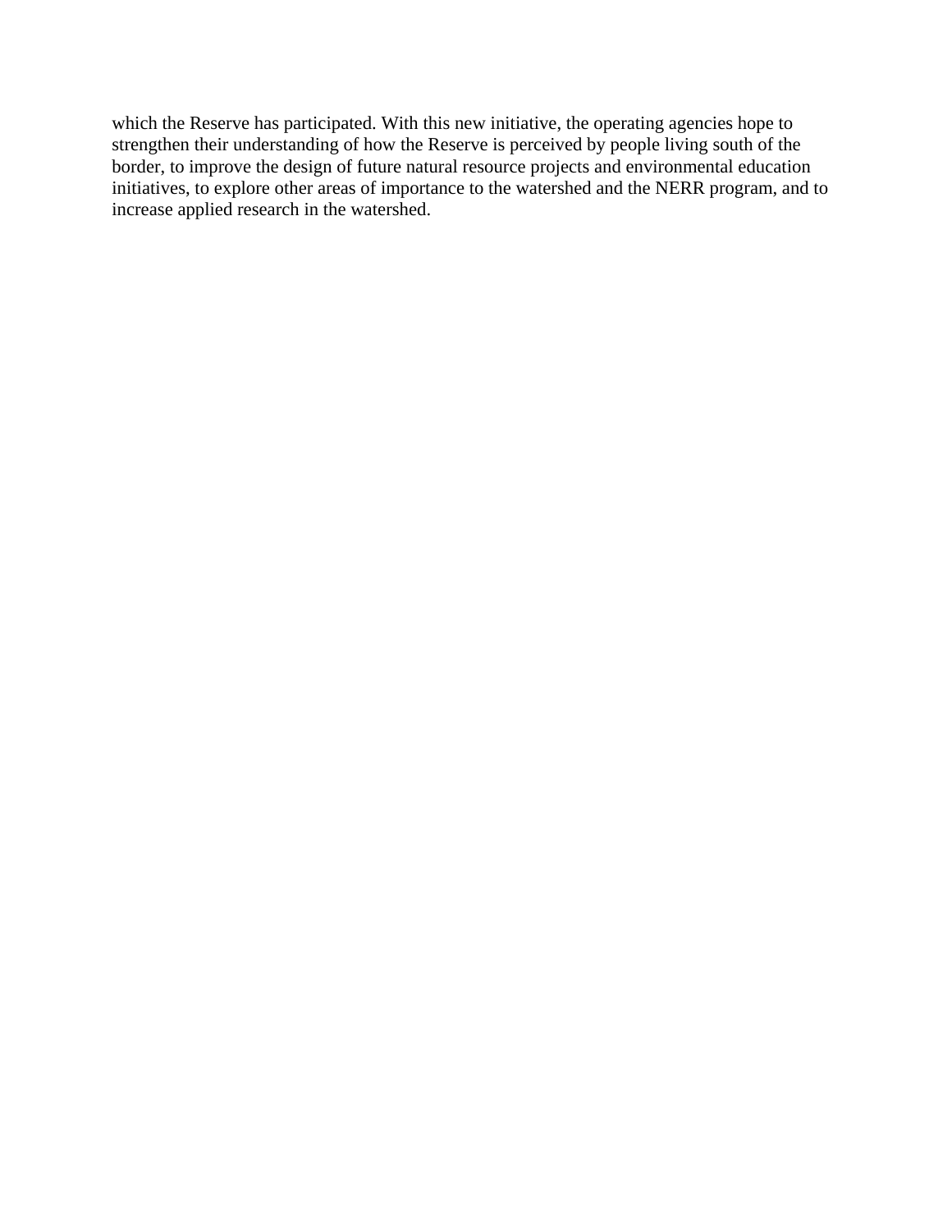which the Reserve has participated. With this new initiative, the operating agencies hope to strengthen their understanding of how the Reserve is perceived by people living south of the border, to improve the design of future natural resource projects and environmental education initiatives, to explore other areas of importance to the watershed and the NERR program, and to increase applied research in the watershed.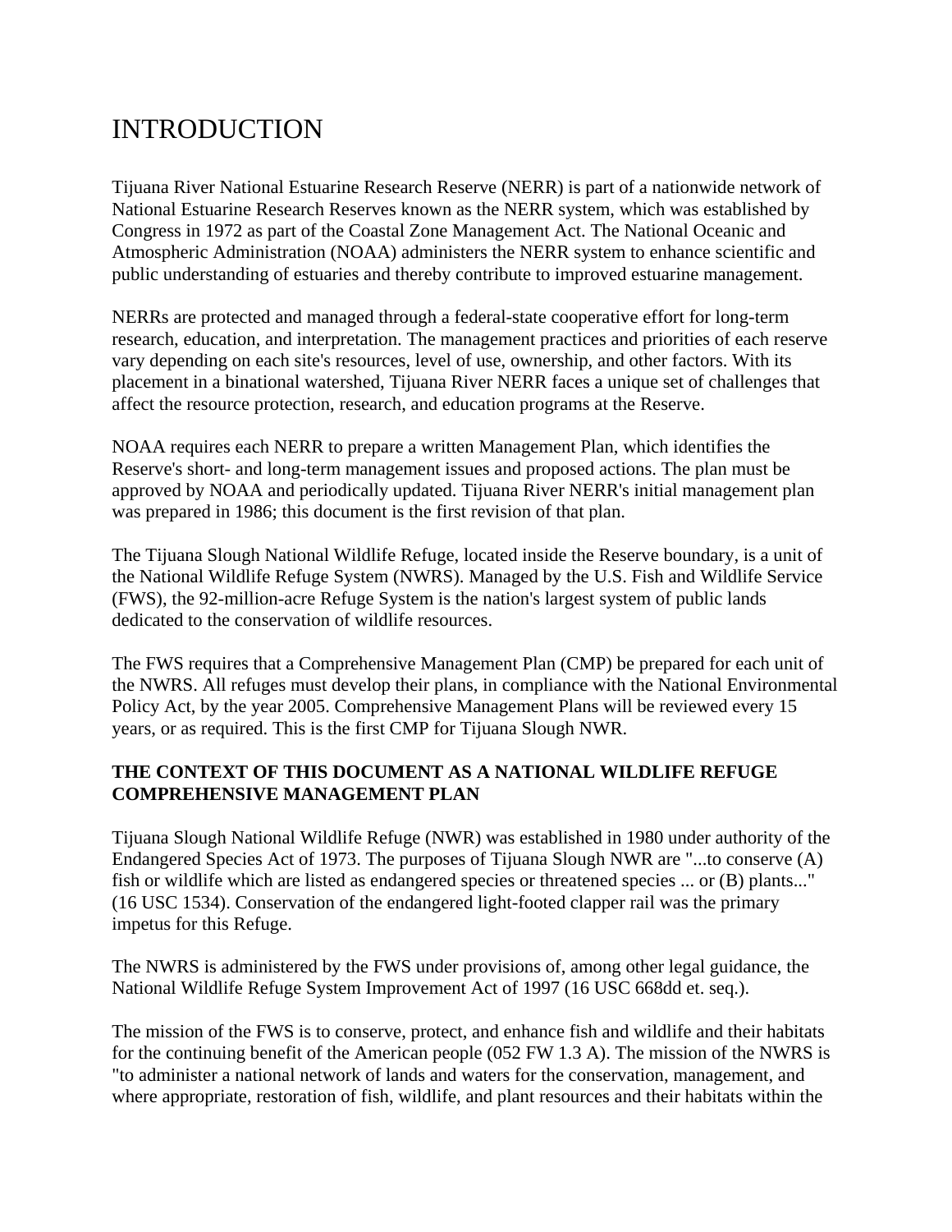# INTRODUCTION

Tijuana River National Estuarine Research Reserve (NERR) is part of a nationwide network of National Estuarine Research Reserves known as the NERR system, which was established by Congress in 1972 as part of the Coastal Zone Management Act. The National Oceanic and Atmospheric Administration (NOAA) administers the NERR system to enhance scientific and public understanding of estuaries and thereby contribute to improved estuarine management.

NERRs are protected and managed through a federal-state cooperative effort for long-term research, education, and interpretation. The management practices and priorities of each reserve vary depending on each site's resources, level of use, ownership, and other factors. With its placement in a binational watershed, Tijuana River NERR faces a unique set of challenges that affect the resource protection, research, and education programs at the Reserve.

NOAA requires each NERR to prepare a written Management Plan, which identifies the Reserve's short- and long-term management issues and proposed actions. The plan must be approved by NOAA and periodically updated. Tijuana River NERR's initial management plan was prepared in 1986; this document is the first revision of that plan.

The Tijuana Slough National Wildlife Refuge, located inside the Reserve boundary, is a unit of the National Wildlife Refuge System (NWRS). Managed by the U.S. Fish and Wildlife Service (FWS), the 92-million-acre Refuge System is the nation's largest system of public lands dedicated to the conservation of wildlife resources.

The FWS requires that a Comprehensive Management Plan (CMP) be prepared for each unit of the NWRS. All refuges must develop their plans, in compliance with the National Environmental Policy Act, by the year 2005. Comprehensive Management Plans will be reviewed every 15 years, or as required. This is the first CMP for Tijuana Slough NWR.

## THE CONTEXT OF THIS DOCUMENT AS A NATIONAL WILDLIFE REFUGE COMPREHENSIVE MANAGEMENT PLAN

Tijuana Slough National Wildlife Refuge (NWR) was established in 1980 under authority of the Endangered Species Act of 1973. The purposes of Tijuana Slough NWR are "...to conserve (A) fish or wildlife which are listed as endangered species or threatened species ... or (B) plants..." (16 USC 1534). Conservation of the endangered light-footed clapper rail was the primary impetus for this Refuge.

The NWRS is administered by the FWS under provisions of, among other legal guidance, the National Wildlife Refuge System Improvement Act of 1997 (16 USC 668dd et. seq.).

The mission of the FWS is to conserve, protect, and enhance fish and wildlife and their habitats for the continuing benefit of the American people (052 FW 1.3 A). The mission of the NWRS is "to administer a national network of lands and waters for the conservation, management, and where appropriate, restoration of fish, wildlife, and plant resources and their habitats within the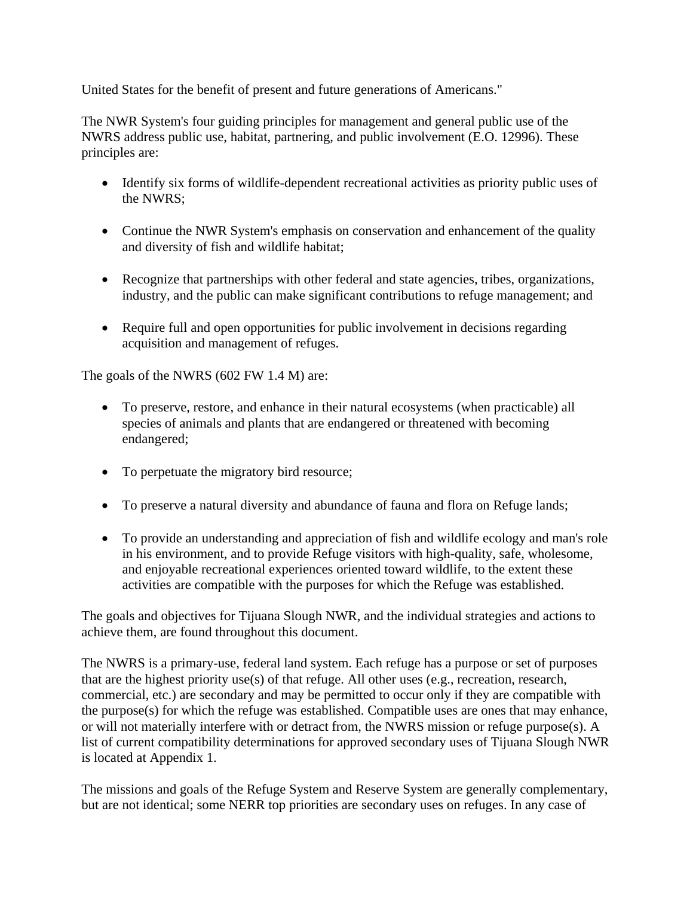United States for the benefit of present and future generations of Americans."

The NWR System's four guiding principles for management and general public use of the NWRS address public use, habitat, partnering, and public involvement (E.O. 12996). These principles are:

- Identify six forms of wildlife-dependent recreational activities as priority public uses of the NWRS;
- Continue the NWR System's emphasis on conservation and enhancement of the quality and diversity of fish and wildlife habitat;
- Recognize that partnerships with other federal and state agencies, tribes, organizations, industry, and the public can make significant contributions to refuge management; and
- Require full and open opportunities for public involvement in decisions regarding acquisition and management of refuges.

The goals of the NWRS (602 FW 1.4 M) are:

- To preserve, restore, and enhance in their natural ecosystems (when practicable) all species of animals and plants that are endangered or threatened with becoming endangered;
- To perpetuate the migratory bird resource;
- To preserve a natural diversity and abundance of fauna and flora on Refuge lands;
- To provide an understanding and appreciation of fish and wildlife ecology and man's role in his environment, and to provide Refuge visitors with high-quality, safe, wholesome, and enjoyable recreational experiences oriented toward wildlife, to the extent these activities are compatible with the purposes for which the Refuge was established.

The goals and objectives for Tijuana Slough NWR, and the individual strategies and actions to achieve them, are found throughout this document.

The NWRS is a primary-use, federal land system. Each refuge has a purpose or set of purposes that are the highest priority use(s) of that refuge. All other uses (e.g., recreation, research, commercial, etc.) are secondary and may be permitted to occur only if they are compatible with the purpose(s) for which the refuge was established. Compatible uses are ones that may enhance, or will not materially interfere with or detract from, the NWRS mission or refuge purpose(s). A list of current compatibility determinations for approved secondary uses of Tijuana Slough NWR is located at Appendix 1.

The missions and goals of the Refuge System and Reserve System are generally complementary, but are not identical; some NERR top priorities are secondary uses on refuges. In any case of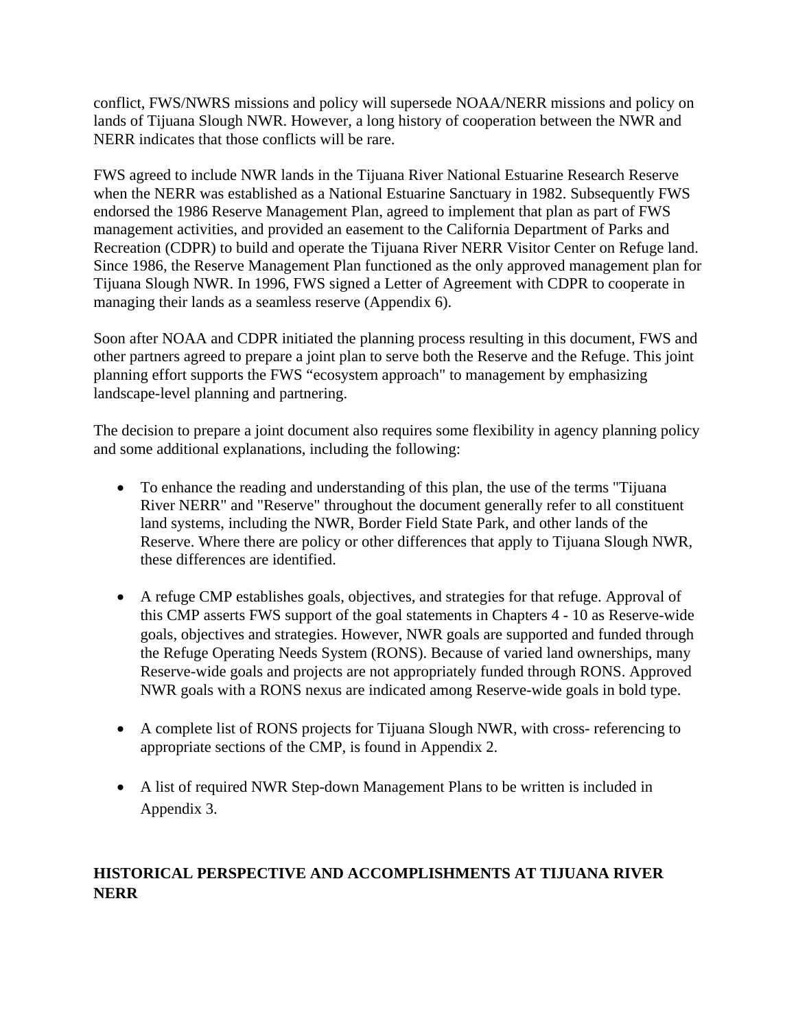conflict, FWS/NWRS missions and policy will supersede NOAA/NERR missions and policy on lands of Tijuana Slough NWR. However, a long history of cooperation between the NWR and NERR indicates that those conflicts will be rare.

FWS agreed to include NWR lands in the Tijuana River National Estuarine Research Reserve when the NERR was established as a National Estuarine Sanctuary in 1982. Subsequently FWS endorsed the 1986 Reserve Management Plan, agreed to implement that plan as part of FWS management activities, and provided an easement to the California Department of Parks and Recreation (CDPR) to build and operate the Tijuana River NERR Visitor Center on Refuge land. Since 1986, the Reserve Management Plan functioned as the only approved management plan for Tijuana Slough NWR. In 1996, FWS signed a Letter of Agreement with CDPR to cooperate in managing their lands as a seamless reserve (Appendix 6).

Soon after NOAA and CDPR initiated the planning process resulting in this document, FWS and other partners agreed to prepare a joint plan to serve both the Reserve and the Refuge. This joint planning effort supports the FWS "ecosystem approach" to management by emphasizing landscape-level planning and partnering.

The decision to prepare a joint document also requires some flexibility in agency planning policy and some additional explanations, including the following:

- To enhance the reading and understanding of this plan, the use of the terms "Tijuana River NERR" and "Reserve" throughout the document generally refer to all constituent land systems, including the NWR, Border Field State Park, and other lands of the Reserve. Where there are policy or other differences that apply to Tijuana Slough NWR, these differences are identified.

- A refuge CMP establishes goals, objectives, and strategies for that refuge. Approval of this CMP asserts FWS support of the goal statements in Chapters 4 - 10 as Reserve-wide goals, objectives and strategies. However, NWR goals are supported and funded through the Refuge Operating Needs System (RONS). Because of varied land ownerships, many Reserve-wide goals and projects are not appropriately funded through RONS. Approved NWR goals with a RONS nexus are indicated among Reserve-wide goals in bold type.

- A complete list of RONS projects for Tijuana Slough NWR, with cross- referencing to appropriate sections of the CMP, is found in Appendix 2.

- A list of required NWR Step-down Management Plans to be written is included in Appendix 3.

## HISTORICAL PERSPECTIVE AND ACCOMPLISHMENTS AT TIJUANA RIVER NERR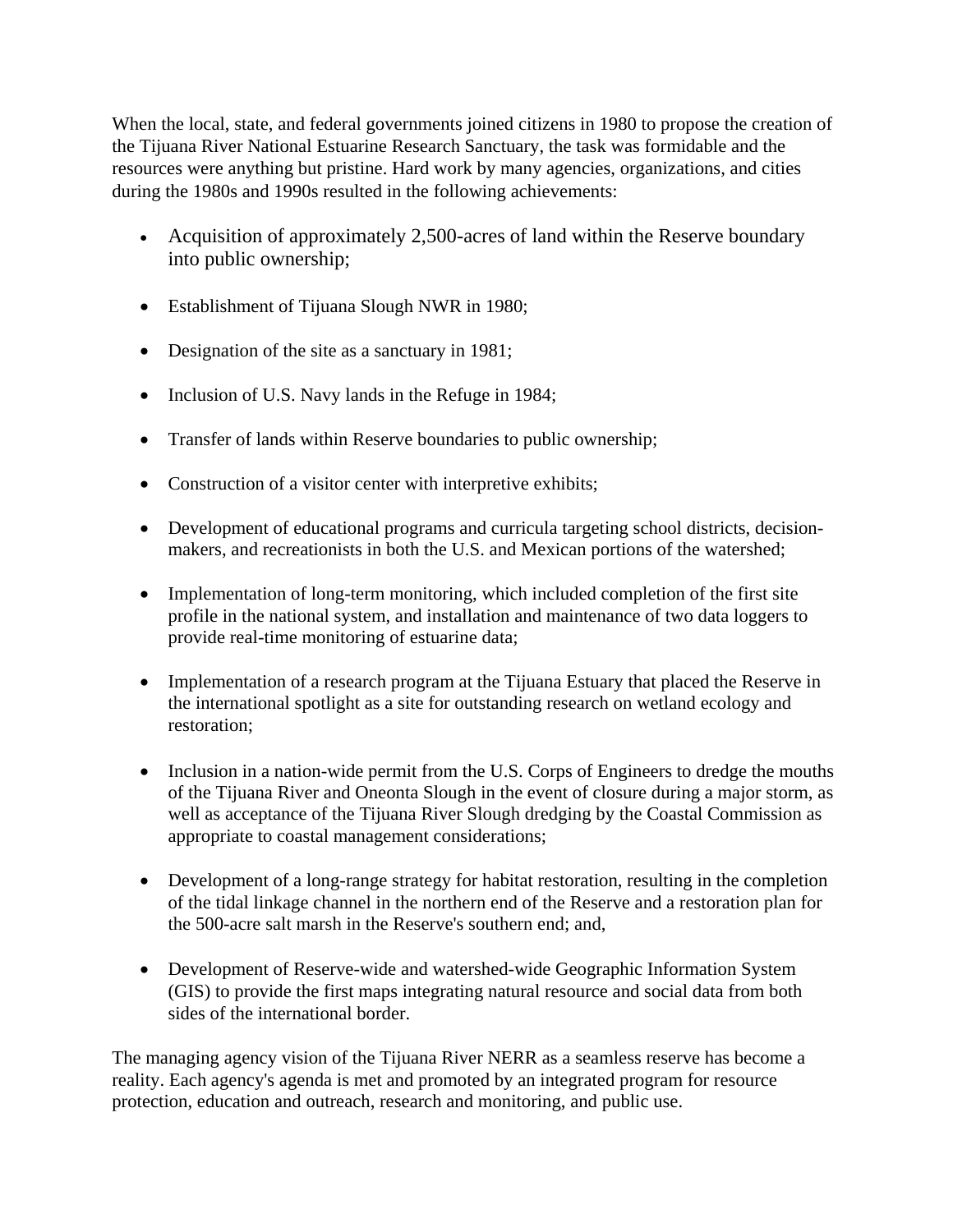When the local, state, and federal governments joined citizens in 1980 to propose the creation of the Tijuana River National Estuarine Research Sanctuary, the task was formidable and the resources were anything but pristine. Hard work by many agencies, organizations, and cities during the 1980s and 1990s resulted in the following achievements:

- Acquisition of approximately 2,500-acres of land within the Reserve boundary into public ownership;
- Establishment of Tijuana Slough NWR in 1980;
- Designation of the site as a sanctuary in 1981;
- Inclusion of U.S. Navy lands in the Refuge in 1984;
- Transfer of lands within Reserve boundaries to public ownership;
- Construction of a visitor center with interpretive exhibits;
- Development of educational programs and curricula targeting school districts, decision-makers, and recreationists in both the U.S. and Mexican portions of the watershed;
- Implementation of long-term monitoring, which included completion of the first site profile in the national system, and installation and maintenance of two data loggers to provide real-time monitoring of estuarine data;
- Implementation of a research program at the Tijuana Estuary that placed the Reserve in the international spotlight as a site for outstanding research on wetland ecology and restoration;
- Inclusion in a nation-wide permit from the U.S. Corps of Engineers to dredge the mouths of the Tijuana River and Oneonta Slough in the event of closure during a major storm, as well as acceptance of the Tijuana River Slough dredging by the Coastal Commission as appropriate to coastal management considerations;
- Development of a long-range strategy for habitat restoration, resulting in the completion of the tidal linkage channel in the northern end of the Reserve and a restoration plan for the 500-acre salt marsh in the Reserve's southern end; and,
- Development of Reserve-wide and watershed-wide Geographic Information System (GIS) to provide the first maps integrating natural resource and social data from both sides of the international border.

The managing agency vision of the Tijuana River NERR as a seamless reserve has become a reality. Each agency's agenda is met and promoted by an integrated program for resource protection, education and outreach, research and monitoring, and public use.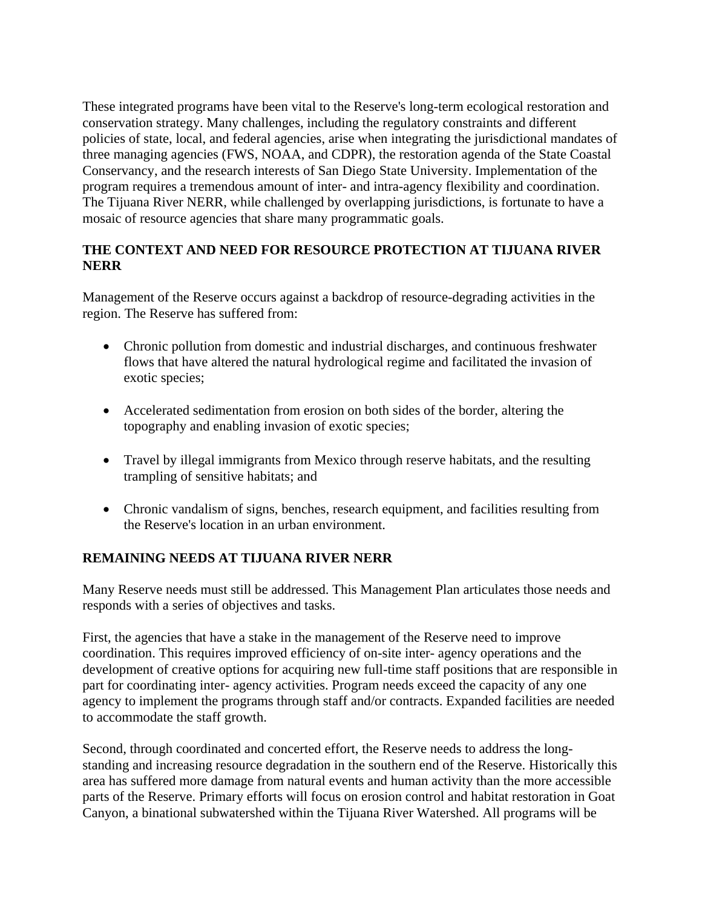These integrated programs have been vital to the Reserve's long-term ecological restoration and conservation strategy. Many challenges, including the regulatory constraints and different policies of state, local, and federal agencies, arise when integrating the jurisdictional mandates of three managing agencies (FWS, NOAA, and CDPR), the restoration agenda of the State Coastal Conservancy, and the research interests of San Diego State University. Implementation of the program requires a tremendous amount of inter- and intra-agency flexibility and coordination. The Tijuana River NERR, while challenged by overlapping jurisdictions, is fortunate to have a mosaic of resource agencies that share many programmatic goals.

**THE CONTEXT AND NEED FOR RESOURCE PROTECTION AT TIJUANA RIVER NERR**

Management of the Reserve occurs against a backdrop of resource-degrading activities in the region. The Reserve has suffered from:

- Chronic pollution from domestic and industrial discharges, and continuous freshwater flows that have altered the natural hydrological regime and facilitated the invasion of exotic species;
- Accelerated sedimentation from erosion on both sides of the border, altering the topography and enabling invasion of exotic species;
- Travel by illegal immigrants from Mexico through reserve habitats, and the resulting trampling of sensitive habitats; and
- Chronic vandalism of signs, benches, research equipment, and facilities resulting from the Reserve's location in an urban environment.

**REMAINING NEEDS AT TIJUANA RIVER NERR**

Many Reserve needs must still be addressed. This Management Plan articulates those needs and responds with a series of objectives and tasks.

First, the agencies that have a stake in the management of the Reserve need to improve coordination. This requires improved efficiency of on-site inter- agency operations and the development of creative options for acquiring new full-time staff positions that are responsible in part for coordinating inter- agency activities. Program needs exceed the capacity of any one agency to implement the programs through staff and/or contracts. Expanded facilities are needed to accommodate the staff growth.

Second, through coordinated and concerted effort, the Reserve needs to address the long-standing and increasing resource degradation in the southern end of the Reserve. Historically this area has suffered more damage from natural events and human activity than the more accessible parts of the Reserve. Primary efforts will focus on erosion control and habitat restoration in Goat Canyon, a binational subwatershed within the Tijuana River Watershed. All programs will be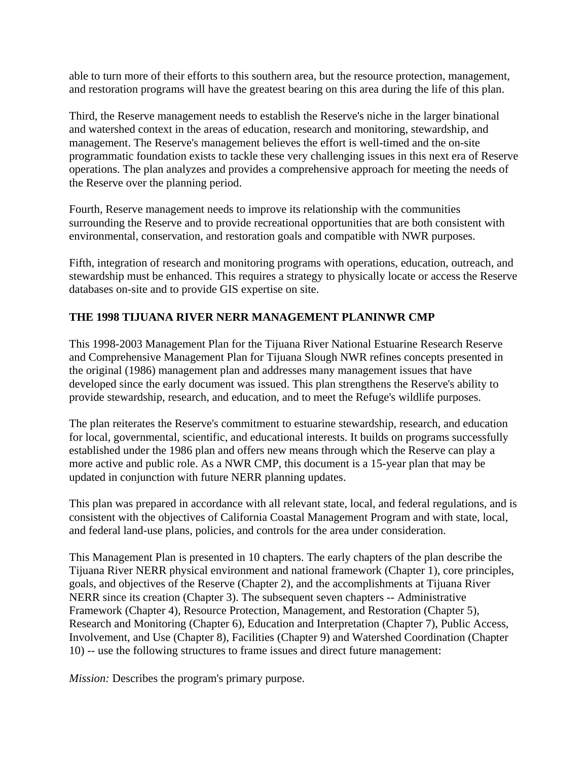able to turn more of their efforts to this southern area, but the resource protection, management, and restoration programs will have the greatest bearing on this area during the life of this plan.

Third, the Reserve management needs to establish the Reserve's niche in the larger binational and watershed context in the areas of education, research and monitoring, stewardship, and management. The Reserve's management believes the effort is well-timed and the on-site programmatic foundation exists to tackle these very challenging issues in this next era of Reserve operations. The plan analyzes and provides a comprehensive approach for meeting the needs of the Reserve over the planning period.

Fourth, Reserve management needs to improve its relationship with the communities surrounding the Reserve and to provide recreational opportunities that are both consistent with environmental, conservation, and restoration goals and compatible with NWR purposes.

Fifth, integration of research and monitoring programs with operations, education, outreach, and stewardship must be enhanced. This requires a strategy to physically locate or access the Reserve databases on-site and to provide GIS expertise on site.

## THE 1998 TIJUANA RIVER NERR MANAGEMENT PLANINWR CMP

This 1998-2003 Management Plan for the Tijuana River National Estuarine Research Reserve and Comprehensive Management Plan for Tijuana Slough NWR refines concepts presented in the original (1986) management plan and addresses many management issues that have developed since the early document was issued. This plan strengthens the Reserve's ability to provide stewardship, research, and education, and to meet the Refuge's wildlife purposes.

The plan reiterates the Reserve's commitment to estuarine stewardship, research, and education for local, governmental, scientific, and educational interests. It builds on programs successfully established under the 1986 plan and offers new means through which the Reserve can play a more active and public role. As a NWR CMP, this document is a 15-year plan that may be updated in conjunction with future NERR planning updates.

This plan was prepared in accordance with all relevant state, local, and federal regulations, and is consistent with the objectives of California Coastal Management Program and with state, local, and federal land-use plans, policies, and controls for the area under consideration.

This Management Plan is presented in 10 chapters. The early chapters of the plan describe the Tijuana River NERR physical environment and national framework (Chapter 1), core principles, goals, and objectives of the Reserve (Chapter 2), and the accomplishments at Tijuana River NERR since its creation (Chapter 3). The subsequent seven chapters -- Administrative Framework (Chapter 4), Resource Protection, Management, and Restoration (Chapter 5), Research and Monitoring (Chapter 6), Education and Interpretation (Chapter 7), Public Access, Involvement, and Use (Chapter 8), Facilities (Chapter 9) and Watershed Coordination (Chapter 10) -- use the following structures to frame issues and direct future management:

*Mission:* Describes the program's primary purpose.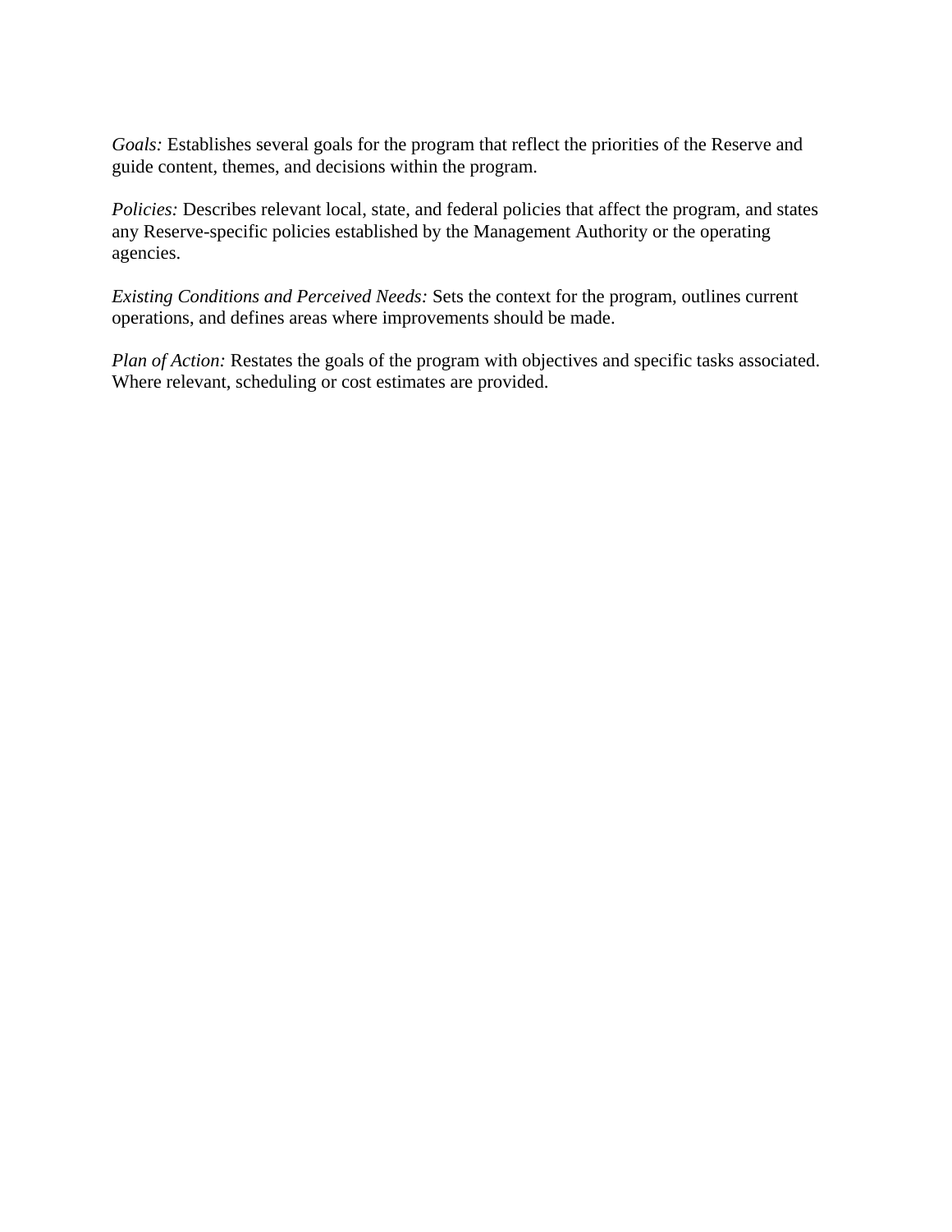*Goals:* Establishes several goals for the program that reflect the priorities of the Reserve and guide content, themes, and decisions within the program.

*Policies:* Describes relevant local, state, and federal policies that affect the program, and states any Reserve-specific policies established by the Management Authority or the operating agencies.

*Existing Conditions and Perceived Needs:* Sets the context for the program, outlines current operations, and defines areas where improvements should be made.

*Plan of Action:* Restates the goals of the program with objectives and specific tasks associated. Where relevant, scheduling or cost estimates are provided.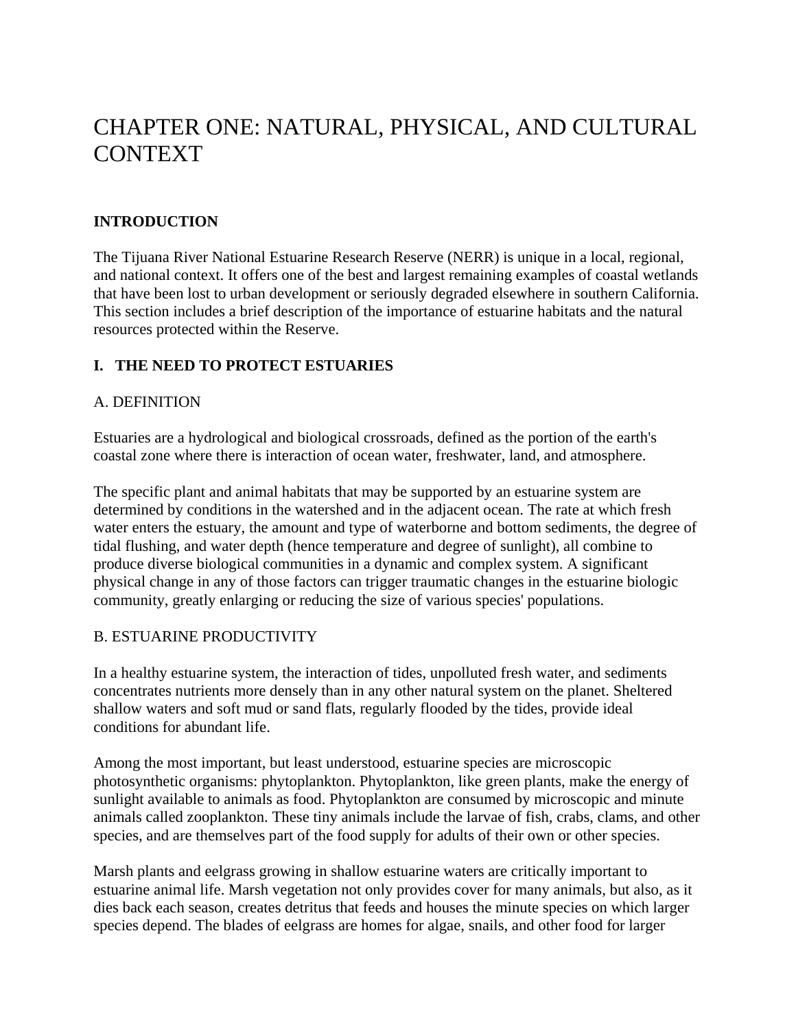# CHAPTER ONE: NATURAL, PHYSICAL, AND CULTURAL CONTEXT

## INTRODUCTION

The Tijuana River National Estuarine Research Reserve (NERR) is unique in a local, regional, and national context. It offers one of the best and largest remaining examples of coastal wetlands that have been lost to urban development or seriously degraded elsewhere in southern California. This section includes a brief description of the importance of estuarine habitats and the natural resources protected within the Reserve.

## I. THE NEED TO PROTECT ESTUARIES

### A. DEFINITION

Estuaries are a hydrological and biological crossroads, defined as the portion of the earth's coastal zone where there is interaction of ocean water, freshwater, land, and atmosphere.

The specific plant and animal habitats that may be supported by an estuarine system are determined by conditions in the watershed and in the adjacent ocean. The rate at which fresh water enters the estuary, the amount and type of waterborne and bottom sediments, the degree of tidal flushing, and water depth (hence temperature and degree of sunlight), all combine to produce diverse biological communities in a dynamic and complex system. A significant physical change in any of those factors can trigger traumatic changes in the estuarine biologic community, greatly enlarging or reducing the size of various species' populations.

### B. ESTUARINE PRODUCTIVITY

In a healthy estuarine system, the interaction of tides, unpolluted fresh water, and sediments concentrates nutrients more densely than in any other natural system on the planet. Sheltered shallow waters and soft mud or sand flats, regularly flooded by the tides, provide ideal conditions for abundant life.

Among the most important, but least understood, estuarine species are microscopic photosynthetic organisms: phytoplankton. Phytoplankton, like green plants, make the energy of sunlight available to animals as food. Phytoplankton are consumed by microscopic and minute animals called zooplankton. These tiny animals include the larvae of fish, crabs, clams, and other species, and are themselves part of the food supply for adults of their own or other species.

Marsh plants and eelgrass growing in shallow estuarine waters are critically important to estuarine animal life. Marsh vegetation not only provides cover for many animals, but also, as it dies back each season, creates detritus that feeds and houses the minute species on which larger species depend. The blades of eelgrass are homes for algae, snails, and other food for larger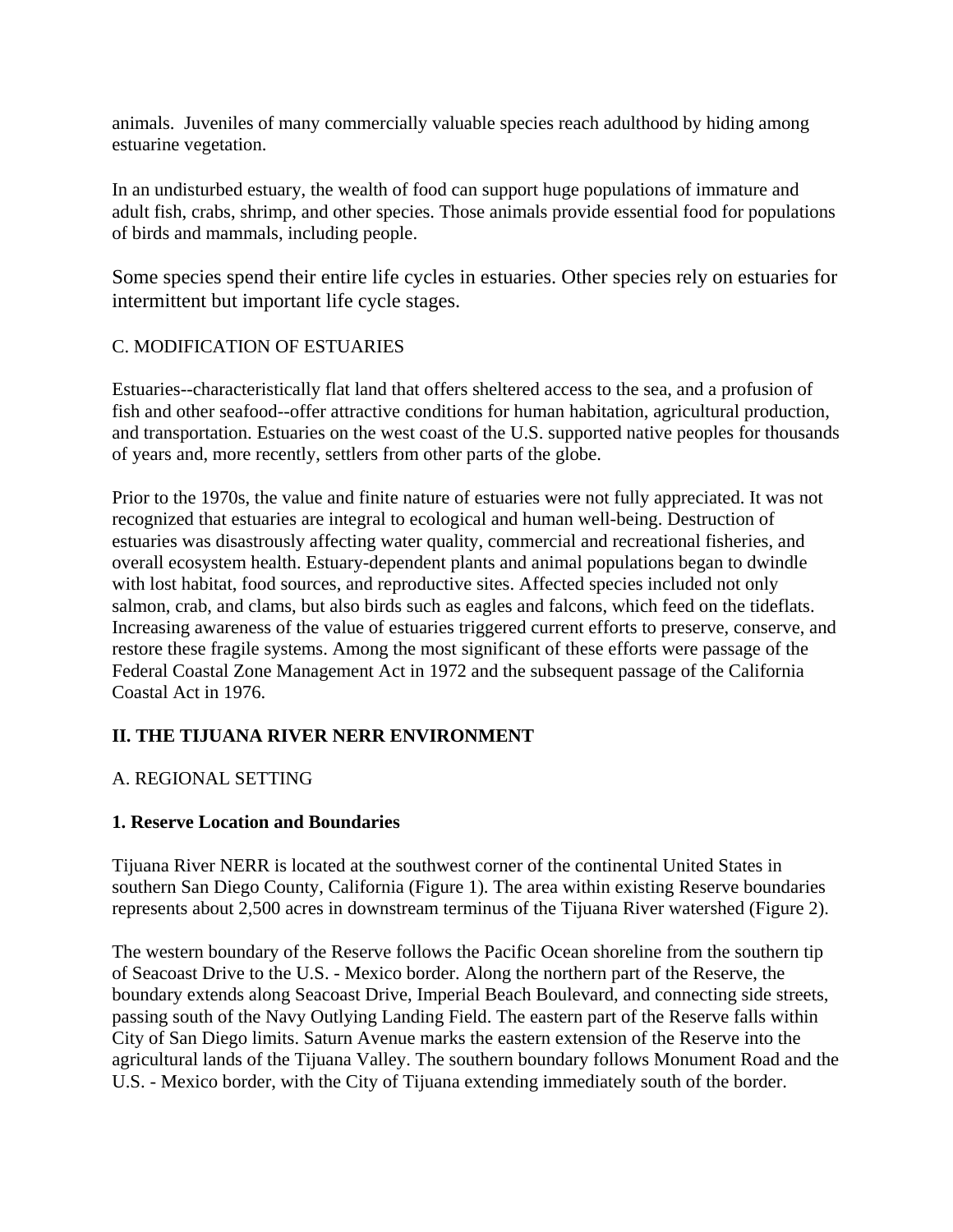animals.  Juveniles of many commercially valuable species reach adulthood by hiding among estuarine vegetation.

In an undisturbed estuary, the wealth of food can support huge populations of immature and adult fish, crabs, shrimp, and other species. Those animals provide essential food for populations of birds and mammals, including people.

Some species spend their entire life cycles in estuaries. Other species rely on estuaries for intermittent but important life cycle stages.

C. MODIFICATION OF ESTUARIES

Estuaries--characteristically flat land that offers sheltered access to the sea, and a profusion of fish and other seafood--offer attractive conditions for human habitation, agricultural production, and transportation. Estuaries on the west coast of the U.S. supported native peoples for thousands of years and, more recently, settlers from other parts of the globe.

Prior to the 1970s, the value and finite nature of estuaries were not fully appreciated. It was not recognized that estuaries are integral to ecological and human well-being. Destruction of estuaries was disastrously affecting water quality, commercial and recreational fisheries, and overall ecosystem health. Estuary-dependent plants and animal populations began to dwindle with lost habitat, food sources, and reproductive sites. Affected species included not only salmon, crab, and clams, but also birds such as eagles and falcons, which feed on the tideflats. Increasing awareness of the value of estuaries triggered current efforts to preserve, conserve, and restore these fragile systems. Among the most significant of these efforts were passage of the Federal Coastal Zone Management Act in 1972 and the subsequent passage of the California Coastal Act in 1976.

## II. THE TIJUANA RIVER NERR ENVIRONMENT

A. REGIONAL SETTING

### 1. Reserve Location and Boundaries

Tijuana River NERR is located at the southwest corner of the continental United States in southern San Diego County, California (Figure 1). The area within existing Reserve boundaries represents about 2,500 acres in downstream terminus of the Tijuana River watershed (Figure 2).

The western boundary of the Reserve follows the Pacific Ocean shoreline from the southern tip of Seacoast Drive to the U.S. - Mexico border. Along the northern part of the Reserve, the boundary extends along Seacoast Drive, Imperial Beach Boulevard, and connecting side streets, passing south of the Navy Outlying Landing Field. The eastern part of the Reserve falls within City of San Diego limits. Saturn Avenue marks the eastern extension of the Reserve into the agricultural lands of the Tijuana Valley. The southern boundary follows Monument Road and the U.S. - Mexico border, with the City of Tijuana extending immediately south of the border.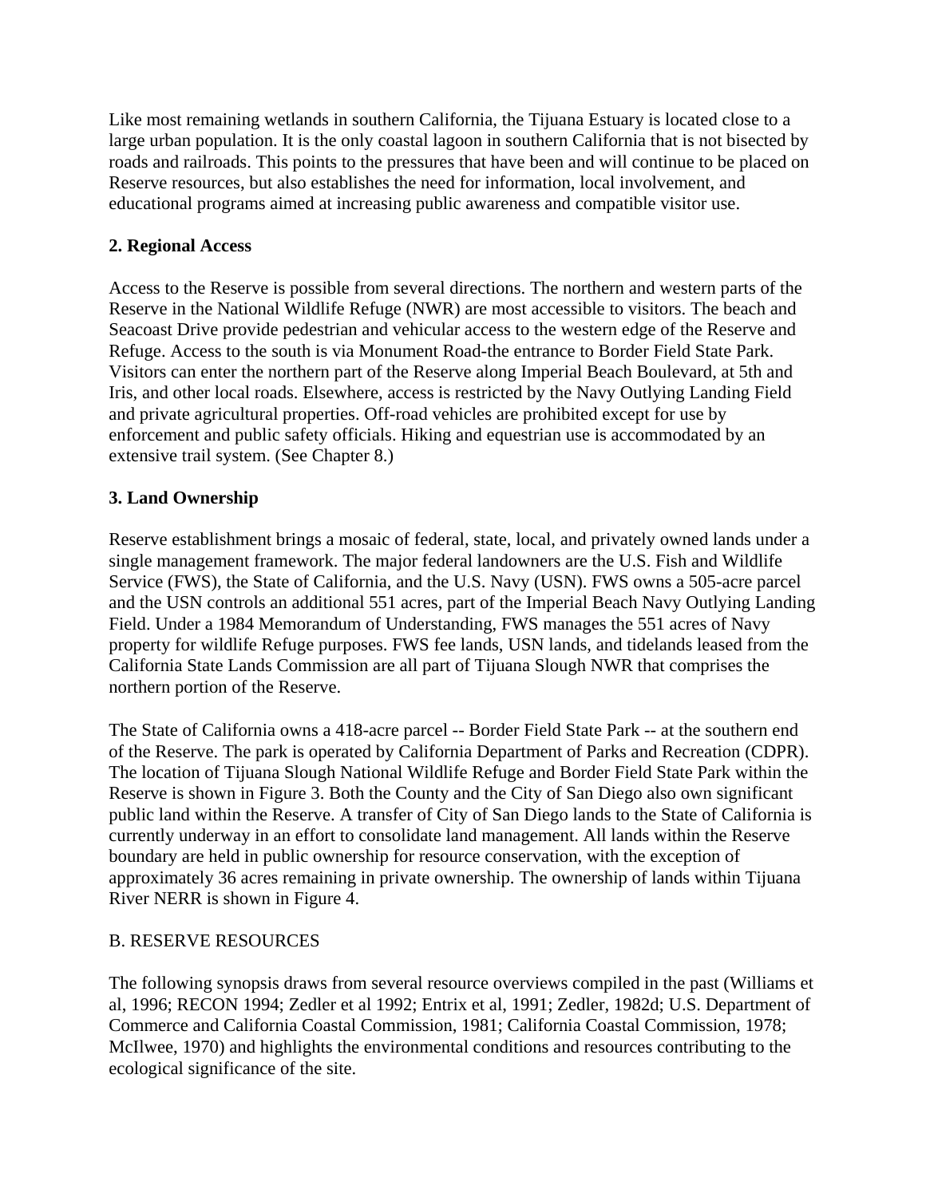Like most remaining wetlands in southern California, the Tijuana Estuary is located close to a large urban population. It is the only coastal lagoon in southern California that is not bisected by roads and railroads. This points to the pressures that have been and will continue to be placed on Reserve resources, but also establishes the need for information, local involvement, and educational programs aimed at increasing public awareness and compatible visitor use.

**2. Regional Access**

Access to the Reserve is possible from several directions. The northern and western parts of the Reserve in the National Wildlife Refuge (NWR) are most accessible to visitors. The beach and Seacoast Drive provide pedestrian and vehicular access to the western edge of the Reserve and Refuge. Access to the south is via Monument Road-the entrance to Border Field State Park. Visitors can enter the northern part of the Reserve along Imperial Beach Boulevard, at 5th and Iris, and other local roads. Elsewhere, access is restricted by the Navy Outlying Landing Field and private agricultural properties. Off-road vehicles are prohibited except for use by enforcement and public safety officials. Hiking and equestrian use is accommodated by an extensive trail system. (See Chapter 8.)

**3. Land Ownership**

Reserve establishment brings a mosaic of federal, state, local, and privately owned lands under a single management framework. The major federal landowners are the U.S. Fish and Wildlife Service (FWS), the State of California, and the U.S. Navy (USN). FWS owns a 505-acre parcel and the USN controls an additional 551 acres, part of the Imperial Beach Navy Outlying Landing Field. Under a 1984 Memorandum of Understanding, FWS manages the 551 acres of Navy property for wildlife Refuge purposes. FWS fee lands, USN lands, and tidelands leased from the California State Lands Commission are all part of Tijuana Slough NWR that comprises the northern portion of the Reserve.

The State of California owns a 418-acre parcel -- Border Field State Park -- at the southern end of the Reserve. The park is operated by California Department of Parks and Recreation (CDPR). The location of Tijuana Slough National Wildlife Refuge and Border Field State Park within the Reserve is shown in Figure 3. Both the County and the City of San Diego also own significant public land within the Reserve. A transfer of City of San Diego lands to the State of California is currently underway in an effort to consolidate land management. All lands within the Reserve boundary are held in public ownership for resource conservation, with the exception of approximately 36 acres remaining in private ownership. The ownership of lands within Tijuana River NERR is shown in Figure 4.

B. RESERVE RESOURCES

The following synopsis draws from several resource overviews compiled in the past (Williams et al, 1996; RECON 1994; Zedler et al 1992; Entrix et al, 1991; Zedler, 1982d; U.S. Department of Commerce and California Coastal Commission, 1981; California Coastal Commission, 1978; McIlwee, 1970) and highlights the environmental conditions and resources contributing to the ecological significance of the site.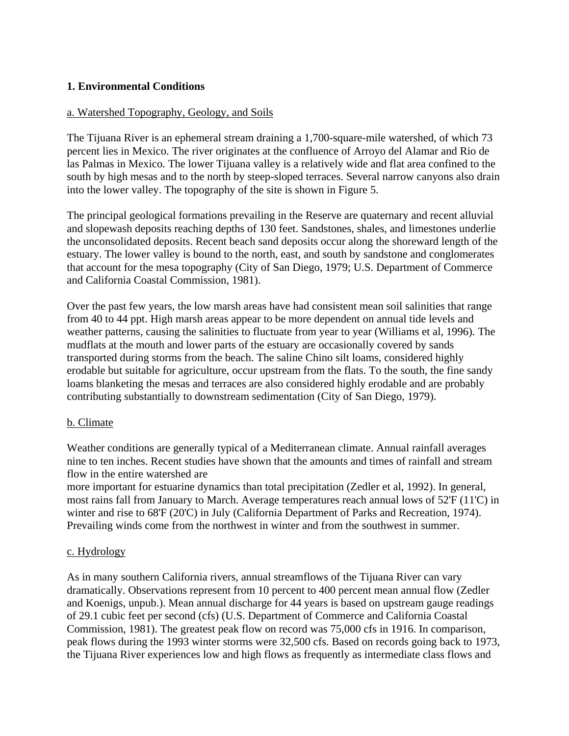## 1. Environmental Conditions

### a. Watershed Topography, Geology, and Soils

The Tijuana River is an ephemeral stream draining a 1,700-square-mile watershed, of which 73 percent lies in Mexico. The river originates at the confluence of Arroyo del Alamar and Rio de las Palmas in Mexico. The lower Tijuana valley is a relatively wide and flat area confined to the south by high mesas and to the north by steep-sloped terraces. Several narrow canyons also drain into the lower valley. The topography of the site is shown in Figure 5.

The principal geological formations prevailing in the Reserve are quaternary and recent alluvial and slopewash deposits reaching depths of 130 feet. Sandstones, shales, and limestones underlie the unconsolidated deposits. Recent beach sand deposits occur along the shoreward length of the estuary. The lower valley is bound to the north, east, and south by sandstone and conglomerates that account for the mesa topography (City of San Diego, 1979; U.S. Department of Commerce and California Coastal Commission, 1981).

Over the past few years, the low marsh areas have had consistent mean soil salinities that range from 40 to 44 ppt. High marsh areas appear to be more dependent on annual tide levels and weather patterns, causing the salinities to fluctuate from year to year (Williams et al, 1996). The mudflats at the mouth and lower parts of the estuary are occasionally covered by sands transported during storms from the beach. The saline Chino silt loams, considered highly erodable but suitable for agriculture, occur upstream from the flats. To the south, the fine sandy loams blanketing the mesas and terraces are also considered highly erodable and are probably contributing substantially to downstream sedimentation (City of San Diego, 1979).

### b. Climate

Weather conditions are generally typical of a Mediterranean climate. Annual rainfall averages nine to ten inches. Recent studies have shown that the amounts and times of rainfall and stream flow in the entire watershed are more important for estuarine dynamics than total precipitation (Zedler et al, 1992). In general, most rains fall from January to March. Average temperatures reach annual lows of 52'F (11'C) in winter and rise to 68'F (20'C) in July (California Department of Parks and Recreation, 1974). Prevailing winds come from the northwest in winter and from the southwest in summer.

### c. Hydrology

As in many southern California rivers, annual streamflows of the Tijuana River can vary dramatically. Observations represent from 10 percent to 400 percent mean annual flow (Zedler and Koenigs, unpub.). Mean annual discharge for 44 years is based on upstream gauge readings of 29.1 cubic feet per second (cfs) (U.S. Department of Commerce and California Coastal Commission, 1981). The greatest peak flow on record was 75,000 cfs in 1916. In comparison, peak flows during the 1993 winter storms were 32,500 cfs. Based on records going back to 1973, the Tijuana River experiences low and high flows as frequently as intermediate class flows and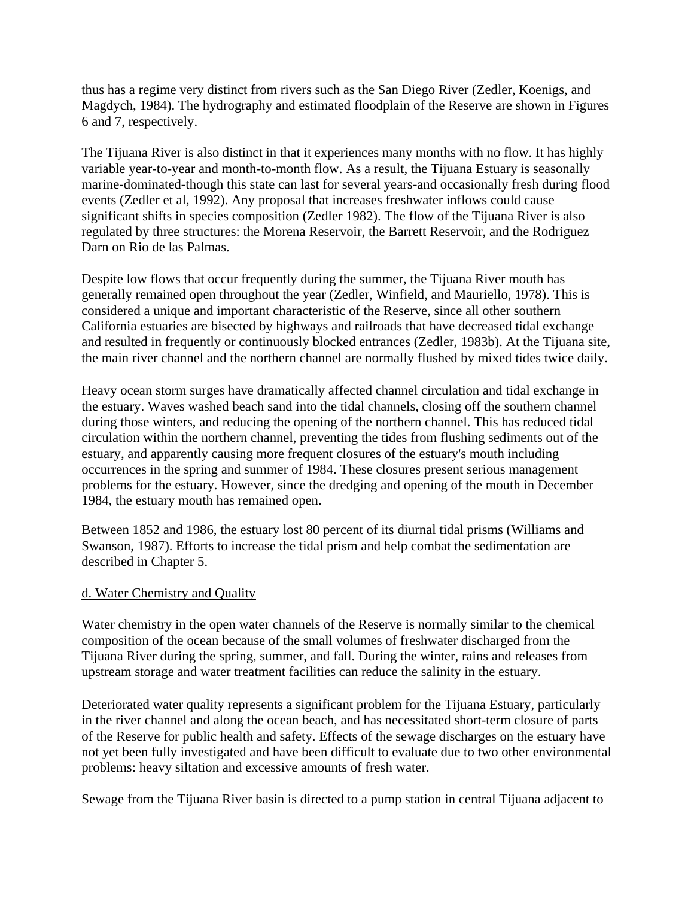thus has a regime very distinct from rivers such as the San Diego River (Zedler, Koenigs, and Magdych, 1984). The hydrography and estimated floodplain of the Reserve are shown in Figures 6 and 7, respectively.

The Tijuana River is also distinct in that it experiences many months with no flow. It has highly variable year-to-year and month-to-month flow. As a result, the Tijuana Estuary is seasonally marine-dominated-though this state can last for several years-and occasionally fresh during flood events (Zedler et al, 1992). Any proposal that increases freshwater inflows could cause significant shifts in species composition (Zedler 1982). The flow of the Tijuana River is also regulated by three structures: the Morena Reservoir, the Barrett Reservoir, and the Rodriguez Darn on Rio de las Palmas.

Despite low flows that occur frequently during the summer, the Tijuana River mouth has generally remained open throughout the year (Zedler, Winfield, and Mauriello, 1978). This is considered a unique and important characteristic of the Reserve, since all other southern California estuaries are bisected by highways and railroads that have decreased tidal exchange and resulted in frequently or continuously blocked entrances (Zedler, 1983b). At the Tijuana site, the main river channel and the northern channel are normally flushed by mixed tides twice daily.

Heavy ocean storm surges have dramatically affected channel circulation and tidal exchange in the estuary. Waves washed beach sand into the tidal channels, closing off the southern channel during those winters, and reducing the opening of the northern channel. This has reduced tidal circulation within the northern channel, preventing the tides from flushing sediments out of the estuary, and apparently causing more frequent closures of the estuary's mouth including occurrences in the spring and summer of 1984. These closures present serious management problems for the estuary. However, since the dredging and opening of the mouth in December 1984, the estuary mouth has remained open.

Between 1852 and 1986, the estuary lost 80 percent of its diurnal tidal prisms (Williams and Swanson, 1987). Efforts to increase the tidal prism and help combat the sedimentation are described in Chapter 5.

d. Water Chemistry and Quality

Water chemistry in the open water channels of the Reserve is normally similar to the chemical composition of the ocean because of the small volumes of freshwater discharged from the Tijuana River during the spring, summer, and fall. During the winter, rains and releases from upstream storage and water treatment facilities can reduce the salinity in the estuary.

Deteriorated water quality represents a significant problem for the Tijuana Estuary, particularly in the river channel and along the ocean beach, and has necessitated short-term closure of parts of the Reserve for public health and safety. Effects of the sewage discharges on the estuary have not yet been fully investigated and have been difficult to evaluate due to two other environmental problems: heavy siltation and excessive amounts of fresh water.

Sewage from the Tijuana River basin is directed to a pump station in central Tijuana adjacent to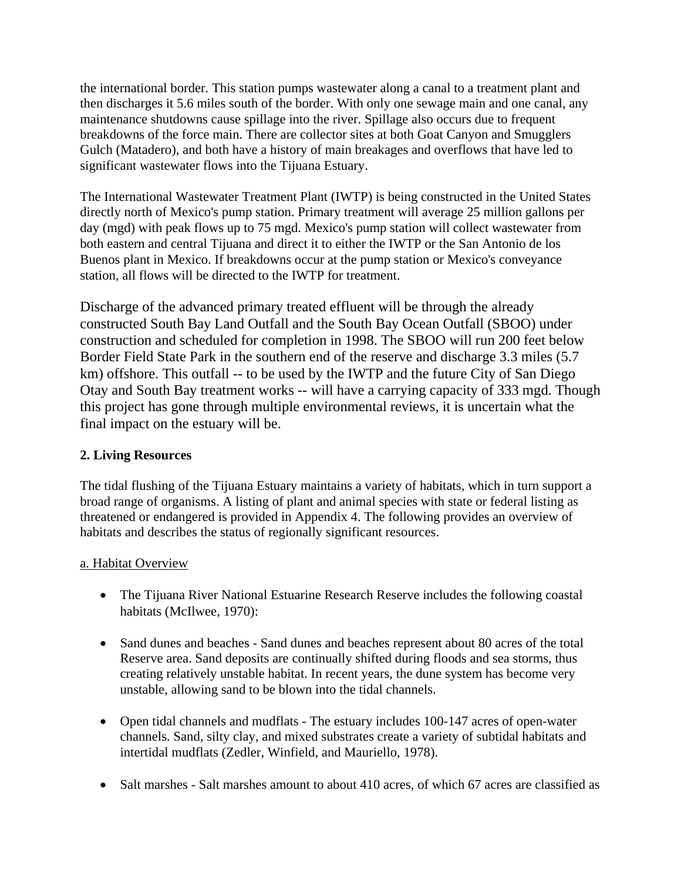the international border. This station pumps wastewater along a canal to a treatment plant and then discharges it 5.6 miles south of the border. With only one sewage main and one canal, any maintenance shutdowns cause spillage into the river. Spillage also occurs due to frequent breakdowns of the force main. There are collector sites at both Goat Canyon and Smugglers Gulch (Matadero), and both have a history of main breakages and overflows that have led to significant wastewater flows into the Tijuana Estuary.

The International Wastewater Treatment Plant (IWTP) is being constructed in the United States directly north of Mexico's pump station. Primary treatment will average 25 million gallons per day (mgd) with peak flows up to 75 mgd. Mexico's pump station will collect wastewater from both eastern and central Tijuana and direct it to either the IWTP or the San Antonio de los Buenos plant in Mexico. If breakdowns occur at the pump station or Mexico's conveyance station, all flows will be directed to the IWTP for treatment.

Discharge of the advanced primary treated effluent will be through the already constructed South Bay Land Outfall and the South Bay Ocean Outfall (SBOO) under construction and scheduled for completion in 1998. The SBOO will run 200 feet below Border Field State Park in the southern end of the reserve and discharge 3.3 miles (5.7 km) offshore. This outfall -- to be used by the IWTP and the future City of San Diego Otay and South Bay treatment works -- will have a carrying capacity of 333 mgd. Though this project has gone through multiple environmental reviews, it is uncertain what the final impact on the estuary will be.

**2. Living Resources**

The tidal flushing of the Tijuana Estuary maintains a variety of habitats, which in turn support a broad range of organisms. A listing of plant and animal species with state or federal listing as threatened or endangered is provided in Appendix 4. The following provides an overview of habitats and describes the status of regionally significant resources.

a. Habitat Overview

- The Tijuana River National Estuarine Research Reserve includes the following coastal habitats (McIlwee, 1970):

- Sand dunes and beaches - Sand dunes and beaches represent about 80 acres of the total Reserve area. Sand deposits are continually shifted during floods and sea storms, thus creating relatively unstable habitat. In recent years, the dune system has become very unstable, allowing sand to be blown into the tidal channels.

- Open tidal channels and mudflats - The estuary includes 100-147 acres of open-water channels. Sand, silty clay, and mixed substrates create a variety of subtidal habitats and intertidal mudflats (Zedler, Winfield, and Mauriello, 1978).

- Salt marshes - Salt marshes amount to about 410 acres, of which 67 acres are classified as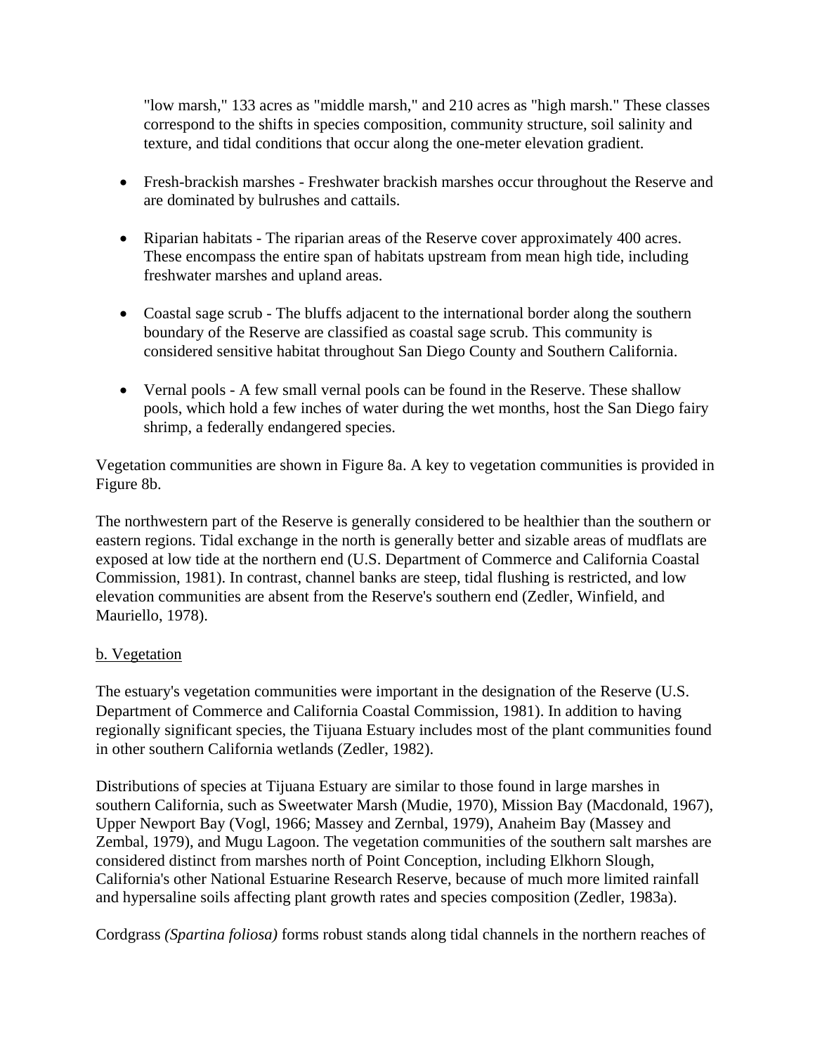"low marsh," 133 acres as "middle marsh," and 210 acres as "high marsh." These classes correspond to the shifts in species composition, community structure, soil salinity and texture, and tidal conditions that occur along the one-meter elevation gradient.

- Fresh-brackish marshes - Freshwater brackish marshes occur throughout the Reserve and are dominated by bulrushes and cattails.
- Riparian habitats - The riparian areas of the Reserve cover approximately 400 acres. These encompass the entire span of habitats upstream from mean high tide, including freshwater marshes and upland areas.
- Coastal sage scrub - The bluffs adjacent to the international border along the southern boundary of the Reserve are classified as coastal sage scrub. This community is considered sensitive habitat throughout San Diego County and Southern California.
- Vernal pools - A few small vernal pools can be found in the Reserve. These shallow pools, which hold a few inches of water during the wet months, host the San Diego fairy shrimp, a federally endangered species.

Vegetation communities are shown in Figure 8a. A key to vegetation communities is provided in Figure 8b.

The northwestern part of the Reserve is generally considered to be healthier than the southern or eastern regions. Tidal exchange in the north is generally better and sizable areas of mudflats are exposed at low tide at the northern end (U.S. Department of Commerce and California Coastal Commission, 1981). In contrast, channel banks are steep, tidal flushing is restricted, and low elevation communities are absent from the Reserve's southern end (Zedler, Winfield, and Mauriello, 1978).

b. Vegetation

The estuary's vegetation communities were important in the designation of the Reserve (U.S. Department of Commerce and California Coastal Commission, 1981). In addition to having regionally significant species, the Tijuana Estuary includes most of the plant communities found in other southern California wetlands (Zedler, 1982).

Distributions of species at Tijuana Estuary are similar to those found in large marshes in southern California, such as Sweetwater Marsh (Mudie, 1970), Mission Bay (Macdonald, 1967), Upper Newport Bay (Vogl, 1966; Massey and Zernbal, 1979), Anaheim Bay (Massey and Zembal, 1979), and Mugu Lagoon. The vegetation communities of the southern salt marshes are considered distinct from marshes north of Point Conception, including Elkhorn Slough, California's other National Estuarine Research Reserve, because of much more limited rainfall and hypersaline soils affecting plant growth rates and species composition (Zedler, 1983a).

Cordgrass *(Spartina foliosa)* forms robust stands along tidal channels in the northern reaches of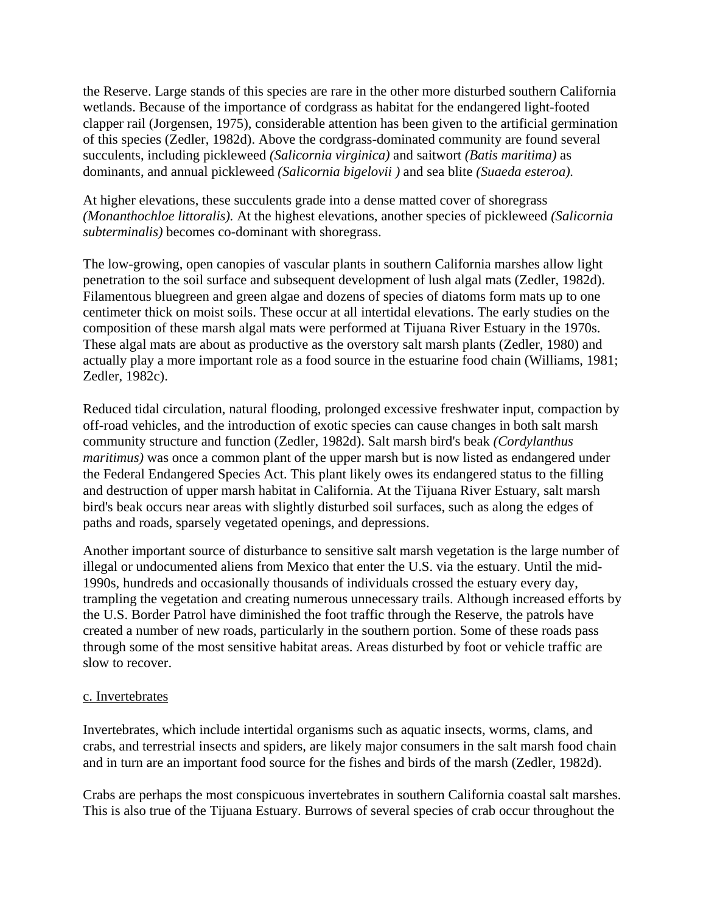the Reserve. Large stands of this species are rare in the other more disturbed southern California wetlands. Because of the importance of cordgrass as habitat for the endangered light-footed clapper rail (Jorgensen, 1975), considerable attention has been given to the artificial germination of this species (Zedler, 1982d). Above the cordgrass-dominated community are found several succulents, including pickleweed *(Salicornia virginica)* and saitwort *(Batis maritima)* as dominants, and annual pickleweed *(Salicornia bigelovii )* and sea blite *(Suaeda esteroa).*

At higher elevations, these succulents grade into a dense matted cover of shoregrass *(Monanthochloe littoralis).* At the highest elevations, another species of pickleweed *(Salicornia subterminalis)* becomes co-dominant with shoregrass.

The low-growing, open canopies of vascular plants in southern California marshes allow light penetration to the soil surface and subsequent development of lush algal mats (Zedler, 1982d). Filamentous bluegreen and green algae and dozens of species of diatoms form mats up to one centimeter thick on moist soils. These occur at all intertidal elevations. The early studies on the composition of these marsh algal mats were performed at Tijuana River Estuary in the 1970s. These algal mats are about as productive as the overstory salt marsh plants (Zedler, 1980) and actually play a more important role as a food source in the estuarine food chain (Williams, 1981; Zedler, 1982c).

Reduced tidal circulation, natural flooding, prolonged excessive freshwater input, compaction by off-road vehicles, and the introduction of exotic species can cause changes in both salt marsh community structure and function (Zedler, 1982d). Salt marsh bird's beak *(Cordylanthus maritimus)* was once a common plant of the upper marsh but is now listed as endangered under the Federal Endangered Species Act. This plant likely owes its endangered status to the filling and destruction of upper marsh habitat in California. At the Tijuana River Estuary, salt marsh bird's beak occurs near areas with slightly disturbed soil surfaces, such as along the edges of paths and roads, sparsely vegetated openings, and depressions.

Another important source of disturbance to sensitive salt marsh vegetation is the large number of illegal or undocumented aliens from Mexico that enter the U.S. via the estuary. Until the mid-1990s, hundreds and occasionally thousands of individuals crossed the estuary every day, trampling the vegetation and creating numerous unnecessary trails. Although increased efforts by the U.S. Border Patrol have diminished the foot traffic through the Reserve, the patrols have created a number of new roads, particularly in the southern portion. Some of these roads pass through some of the most sensitive habitat areas. Areas disturbed by foot or vehicle traffic are slow to recover.

c. Invertebrates

Invertebrates, which include intertidal organisms such as aquatic insects, worms, clams, and crabs, and terrestrial insects and spiders, are likely major consumers in the salt marsh food chain and in turn are an important food source for the fishes and birds of the marsh (Zedler, 1982d).

Crabs are perhaps the most conspicuous invertebrates in southern California coastal salt marshes. This is also true of the Tijuana Estuary. Burrows of several species of crab occur throughout the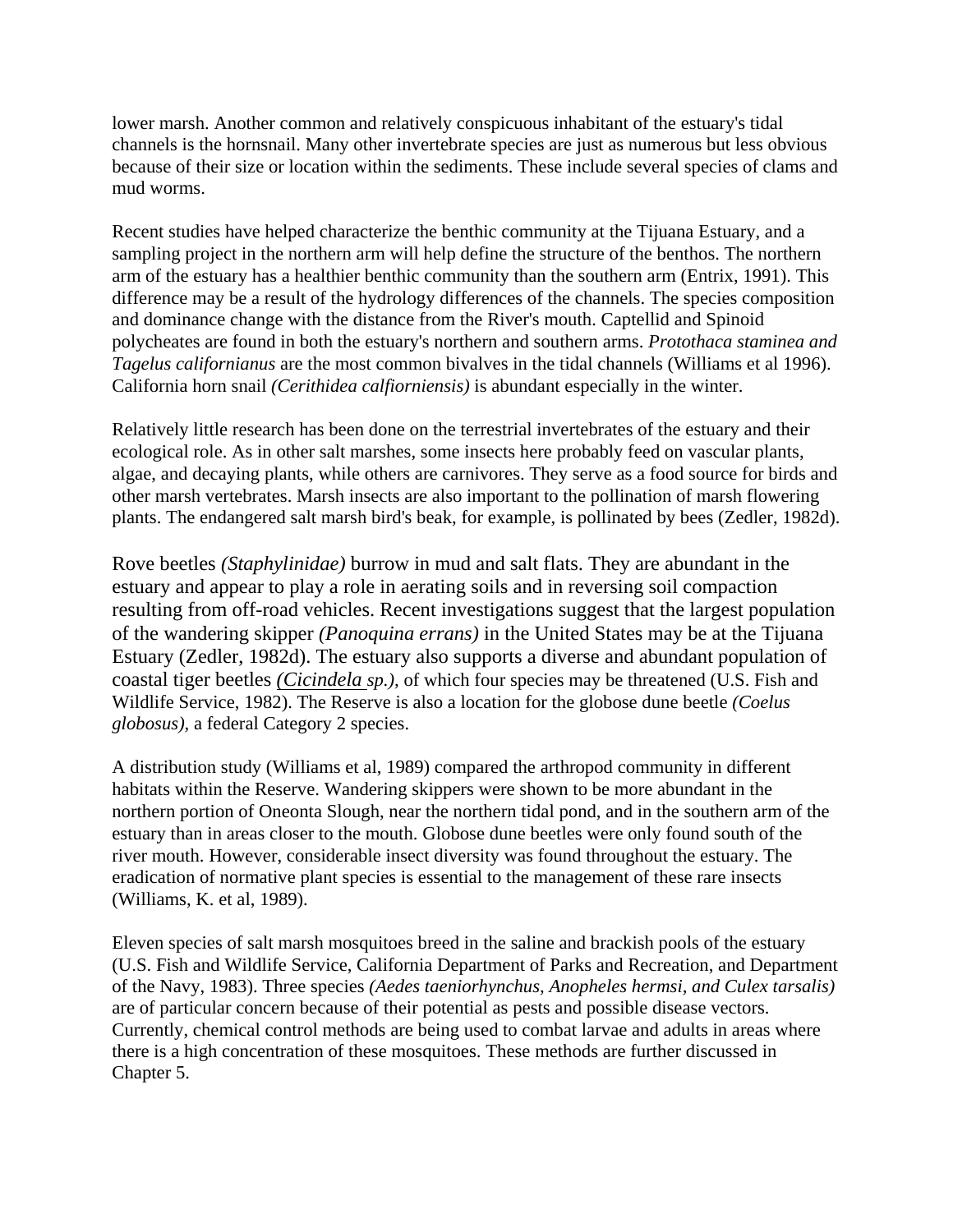lower marsh. Another common and relatively conspicuous inhabitant of the estuary's tidal channels is the hornsnail. Many other invertebrate species are just as numerous but less obvious because of their size or location within the sediments. These include several species of clams and mud worms.

Recent studies have helped characterize the benthic community at the Tijuana Estuary, and a sampling project in the northern arm will help define the structure of the benthos. The northern arm of the estuary has a healthier benthic community than the southern arm (Entrix, 1991). This difference may be a result of the hydrology differences of the channels. The species composition and dominance change with the distance from the River's mouth. Captellid and Spinoid polycheates are found in both the estuary's northern and southern arms. *Protothaca staminea and Tagelus californianus* are the most common bivalves in the tidal channels (Williams et al 1996). California horn snail *(Cerithidea calfiorniensis)* is abundant especially in the winter.

Relatively little research has been done on the terrestrial invertebrates of the estuary and their ecological role. As in other salt marshes, some insects here probably feed on vascular plants, algae, and decaying plants, while others are carnivores. They serve as a food source for birds and other marsh vertebrates. Marsh insects are also important to the pollination of marsh flowering plants. The endangered salt marsh bird's beak, for example, is pollinated by bees (Zedler, 1982d).

Rove beetles *(Staphylinidae)* burrow in mud and salt flats. They are abundant in the estuary and appear to play a role in aerating soils and in reversing soil compaction resulting from off-road vehicles. Recent investigations suggest that the largest population of the wandering skipper *(Panoquina errans)* in the United States may be at the Tijuana Estuary (Zedler, 1982d). The estuary also supports a diverse and abundant population of coastal tiger beetles *(Cicindela sp.),* of which four species may be threatened (U.S. Fish and Wildlife Service, 1982). The Reserve is also a location for the globose dune beetle *(Coelus globosus),* a federal Category 2 species.

A distribution study (Williams et al, 1989) compared the arthropod community in different habitats within the Reserve. Wandering skippers were shown to be more abundant in the northern portion of Oneonta Slough, near the northern tidal pond, and in the southern arm of the estuary than in areas closer to the mouth. Globose dune beetles were only found south of the river mouth. However, considerable insect diversity was found throughout the estuary. The eradication of normative plant species is essential to the management of these rare insects (Williams, K. et al, 1989).

Eleven species of salt marsh mosquitoes breed in the saline and brackish pools of the estuary (U.S. Fish and Wildlife Service, California Department of Parks and Recreation, and Department of the Navy, 1983). Three species *(Aedes taeniorhynchus, Anopheles hermsi, and Culex tarsalis)* are of particular concern because of their potential as pests and possible disease vectors. Currently, chemical control methods are being used to combat larvae and adults in areas where there is a high concentration of these mosquitoes. These methods are further discussed in Chapter 5.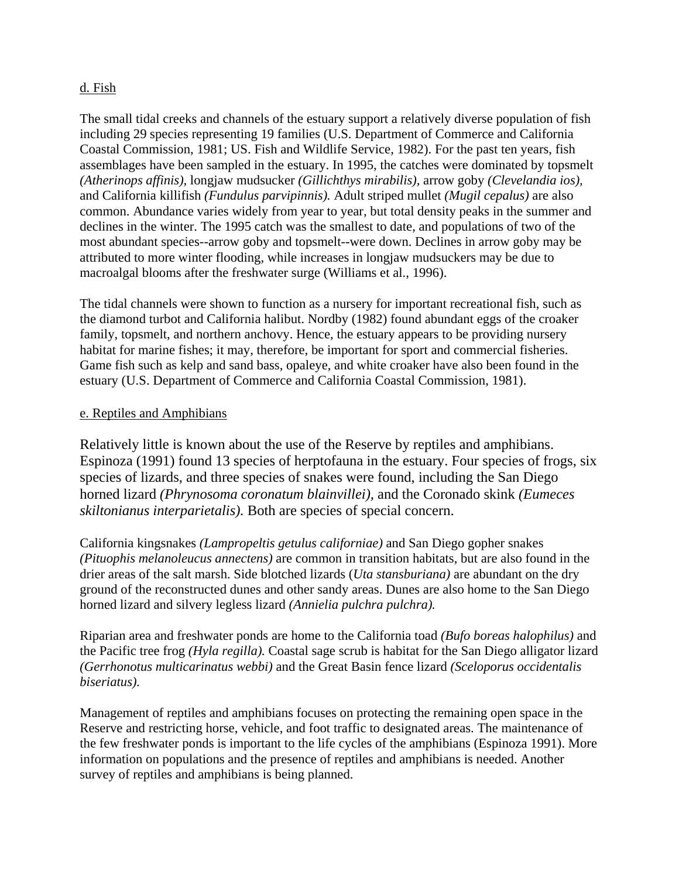d. Fish

The small tidal creeks and channels of the estuary support a relatively diverse population of fish including 29 species representing 19 families (U.S. Department of Commerce and California Coastal Commission, 1981; US. Fish and Wildlife Service, 1982). For the past ten years, fish assemblages have been sampled in the estuary. In 1995, the catches were dominated by topsmelt *(Atherinops affinis),* longjaw mudsucker *(Gillichthys mirabilis),* arrow goby *(Clevelandia ios),* and California killifish *(Fundulus parvipinnis).* Adult striped mullet *(Mugil cepalus)* are also common. Abundance varies widely from year to year, but total density peaks in the summer and declines in the winter. The 1995 catch was the smallest to date, and populations of two of the most abundant species--arrow goby and topsmelt--were down. Declines in arrow goby may be attributed to more winter flooding, while increases in longjaw mudsuckers may be due to macroalgal blooms after the freshwater surge (Williams et al., 1996).

The tidal channels were shown to function as a nursery for important recreational fish, such as the diamond turbot and California halibut. Nordby (1982) found abundant eggs of the croaker family, topsmelt, and northern anchovy. Hence, the estuary appears to be providing nursery habitat for marine fishes; it may, therefore, be important for sport and commercial fisheries. Game fish such as kelp and sand bass, opaleye, and white croaker have also been found in the estuary (U.S. Department of Commerce and California Coastal Commission, 1981).

e. Reptiles and Amphibians

Relatively little is known about the use of the Reserve by reptiles and amphibians. Espinoza (1991) found 13 species of herptofauna in the estuary. Four species of frogs, six species of lizards, and three species of snakes were found, including the San Diego horned lizard *(Phrynosoma coronatum blainvillei),* and the Coronado skink *(Eumeces skiltonianus interparietalis).* Both are species of special concern.

California kingsnakes *(Lampropeltis getulus californiae)* and San Diego gopher snakes *(Pituophis melanoleucus annectens)* are common in transition habitats, but are also found in the drier areas of the salt marsh. Side blotched lizards (*Uta stansburiana)* are abundant on the dry ground of the reconstructed dunes and other sandy areas. Dunes are also home to the San Diego horned lizard and silvery legless lizard *(Annielia pulchra pulchra).*

Riparian area and freshwater ponds are home to the California toad *(Bufo boreas halophilus)* and the Pacific tree frog *(Hyla regilla).* Coastal sage scrub is habitat for the San Diego alligator lizard *(Gerrhonotus multicarinatus webbi)* and the Great Basin fence lizard *(Sceloporus occidentalis biseriatus).*

Management of reptiles and amphibians focuses on protecting the remaining open space in the Reserve and restricting horse, vehicle, and foot traffic to designated areas. The maintenance of the few freshwater ponds is important to the life cycles of the amphibians (Espinoza 1991). More information on populations and the presence of reptiles and amphibians is needed. Another survey of reptiles and amphibians is being planned.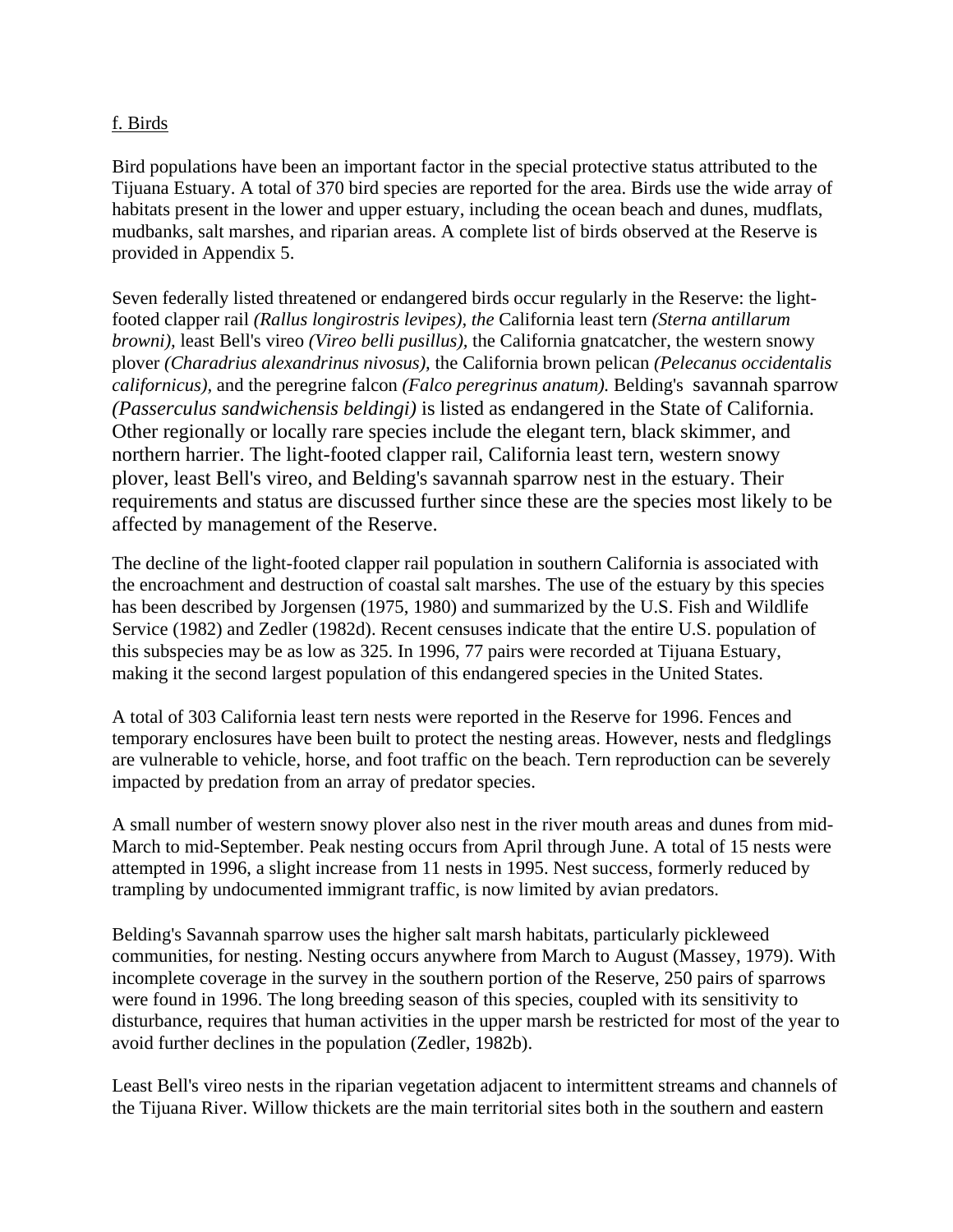f. Birds

Bird populations have been an important factor in the special protective status attributed to the Tijuana Estuary. A total of 370 bird species are reported for the area. Birds use the wide array of habitats present in the lower and upper estuary, including the ocean beach and dunes, mudflats, mudbanks, salt marshes, and riparian areas. A complete list of birds observed at the Reserve is provided in Appendix 5.

Seven federally listed threatened or endangered birds occur regularly in the Reserve: the light-footed clapper rail *(Rallus longirostris levipes), the* California least tern *(Sterna antillarum browni),* least Bell's vireo *(Vireo belli pusillus),* the California gnatcatcher, the western snowy plover *(Charadrius alexandrinus nivosus),* the California brown pelican *(Pelecanus occidentalis californicus),* and the peregrine falcon *(Falco peregrinus anatum).* Belding's savannah sparrow *(Passerculus sandwichensis beldingi)* is listed as endangered in the State of California. Other regionally or locally rare species include the elegant tern, black skimmer, and northern harrier. The light-footed clapper rail, California least tern, western snowy plover, least Bell's vireo, and Belding's savannah sparrow nest in the estuary. Their requirements and status are discussed further since these are the species most likely to be affected by management of the Reserve.

The decline of the light-footed clapper rail population in southern California is associated with the encroachment and destruction of coastal salt marshes. The use of the estuary by this species has been described by Jorgensen (1975, 1980) and summarized by the U.S. Fish and Wildlife Service (1982) and Zedler (1982d). Recent censuses indicate that the entire U.S. population of this subspecies may be as low as 325. In 1996, 77 pairs were recorded at Tijuana Estuary, making it the second largest population of this endangered species in the United States.

A total of 303 California least tern nests were reported in the Reserve for 1996. Fences and temporary enclosures have been built to protect the nesting areas. However, nests and fledglings are vulnerable to vehicle, horse, and foot traffic on the beach. Tern reproduction can be severely impacted by predation from an array of predator species.

A small number of western snowy plover also nest in the river mouth areas and dunes from mid-March to mid-September. Peak nesting occurs from April through June. A total of 15 nests were attempted in 1996, a slight increase from 11 nests in 1995. Nest success, formerly reduced by trampling by undocumented immigrant traffic, is now limited by avian predators.

Belding's Savannah sparrow uses the higher salt marsh habitats, particularly pickleweed communities, for nesting. Nesting occurs anywhere from March to August (Massey, 1979). With incomplete coverage in the survey in the southern portion of the Reserve, 250 pairs of sparrows were found in 1996. The long breeding season of this species, coupled with its sensitivity to disturbance, requires that human activities in the upper marsh be restricted for most of the year to avoid further declines in the population (Zedler, 1982b).

Least Bell's vireo nests in the riparian vegetation adjacent to intermittent streams and channels of the Tijuana River. Willow thickets are the main territorial sites both in the southern and eastern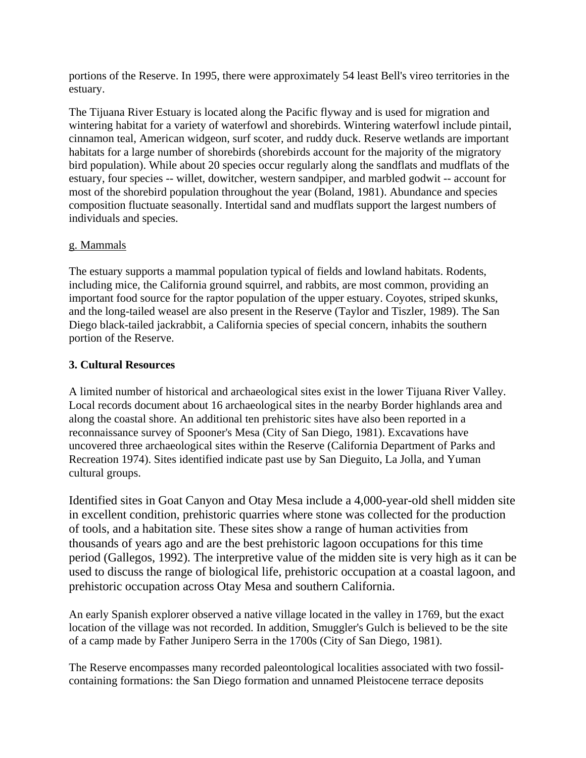portions of the Reserve. In 1995, there were approximately 54 least Bell's vireo territories in the estuary.

The Tijuana River Estuary is located along the Pacific flyway and is used for migration and wintering habitat for a variety of waterfowl and shorebirds. Wintering waterfowl include pintail, cinnamon teal, American widgeon, surf scoter, and ruddy duck. Reserve wetlands are important habitats for a large number of shorebirds (shorebirds account for the majority of the migratory bird population). While about 20 species occur regularly along the sandflats and mudflats of the estuary, four species -- willet, dowitcher, western sandpiper, and marbled godwit -- account for most of the shorebird population throughout the year (Boland, 1981). Abundance and species composition fluctuate seasonally. Intertidal sand and mudflats support the largest numbers of individuals and species.

g. Mammals

The estuary supports a mammal population typical of fields and lowland habitats. Rodents, including mice, the California ground squirrel, and rabbits, are most common, providing an important food source for the raptor population of the upper estuary. Coyotes, striped skunks, and the long-tailed weasel are also present in the Reserve (Taylor and Tiszler, 1989). The San Diego black-tailed jackrabbit, a California species of special concern, inhabits the southern portion of the Reserve.

### 3. Cultural Resources

A limited number of historical and archaeological sites exist in the lower Tijuana River Valley. Local records document about 16 archaeological sites in the nearby Border highlands area and along the coastal shore. An additional ten prehistoric sites have also been reported in a reconnaissance survey of Spooner's Mesa (City of San Diego, 1981). Excavations have uncovered three archaeological sites within the Reserve (California Department of Parks and Recreation 1974). Sites identified indicate past use by San Dieguito, La Jolla, and Yuman cultural groups.

Identified sites in Goat Canyon and Otay Mesa include a 4,000-year-old shell midden site in excellent condition, prehistoric quarries where stone was collected for the production of tools, and a habitation site. These sites show a range of human activities from thousands of years ago and are the best prehistoric lagoon occupations for this time period (Gallegos, 1992). The interpretive value of the midden site is very high as it can be used to discuss the range of biological life, prehistoric occupation at a coastal lagoon, and prehistoric occupation across Otay Mesa and southern California.

An early Spanish explorer observed a native village located in the valley in 1769, but the exact location of the village was not recorded. In addition, Smuggler's Gulch is believed to be the site of a camp made by Father Junipero Serra in the 1700s (City of San Diego, 1981).

The Reserve encompasses many recorded paleontological localities associated with two fossil-containing formations: the San Diego formation and unnamed Pleistocene terrace deposits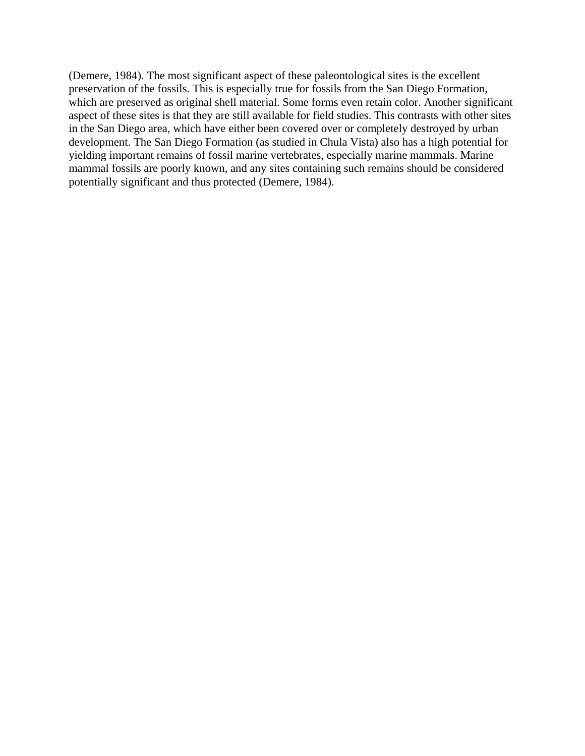(Demere, 1984). The most significant aspect of these paleontological sites is the excellent preservation of the fossils. This is especially true for fossils from the San Diego Formation, which are preserved as original shell material. Some forms even retain color. Another significant aspect of these sites is that they are still available for field studies. This contrasts with other sites in the San Diego area, which have either been covered over or completely destroyed by urban development. The San Diego Formation (as studied in Chula Vista) also has a high potential for yielding important remains of fossil marine vertebrates, especially marine mammals. Marine mammal fossils are poorly known, and any sites containing such remains should be considered potentially significant and thus protected (Demere, 1984).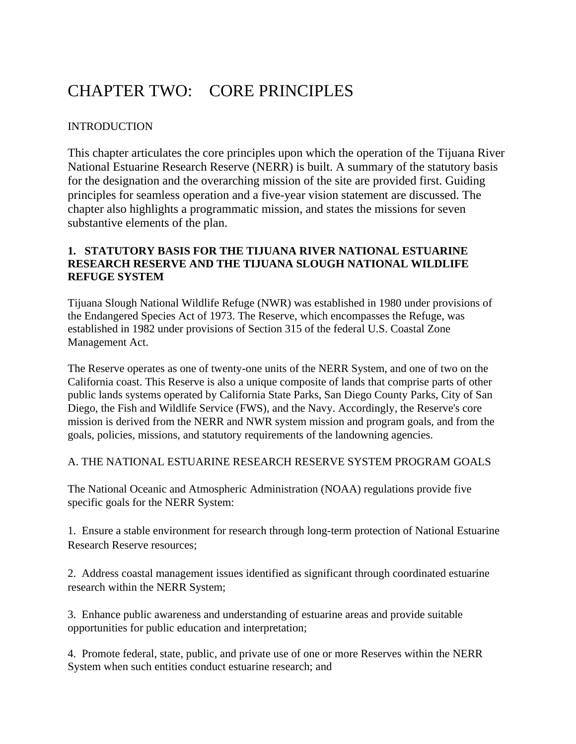# CHAPTER TWO: CORE PRINCIPLES

INTRODUCTION

This chapter articulates the core principles upon which the operation of the Tijuana River National Estuarine Research Reserve (NERR) is built. A summary of the statutory basis for the designation and the overarching mission of the site are provided first. Guiding principles for seamless operation and a five-year vision statement are discussed. The chapter also highlights a programmatic mission, and states the missions for seven substantive elements of the plan.

## 1. STATUTORY BASIS FOR THE TIJUANA RIVER NATIONAL ESTUARINE RESEARCH RESERVE AND THE TIJUANA SLOUGH NATIONAL WILDLIFE REFUGE SYSTEM

Tijuana Slough National Wildlife Refuge (NWR) was established in 1980 under provisions of the Endangered Species Act of 1973. The Reserve, which encompasses the Refuge, was established in 1982 under provisions of Section 315 of the federal U.S. Coastal Zone Management Act.

The Reserve operates as one of twenty-one units of the NERR System, and one of two on the California coast. This Reserve is also a unique composite of lands that comprise parts of other public lands systems operated by California State Parks, San Diego County Parks, City of San Diego, the Fish and Wildlife Service (FWS), and the Navy. Accordingly, the Reserve's core mission is derived from the NERR and NWR system mission and program goals, and from the goals, policies, missions, and statutory requirements of the landowning agencies.

### A. THE NATIONAL ESTUARINE RESEARCH RESERVE SYSTEM PROGRAM GOALS

The National Oceanic and Atmospheric Administration (NOAA) regulations provide five specific goals for the NERR System:

1. Ensure a stable environment for research through long-term protection of National Estuarine Research Reserve resources;

2. Address coastal management issues identified as significant through coordinated estuarine research within the NERR System;

3. Enhance public awareness and understanding of estuarine areas and provide suitable opportunities for public education and interpretation;

4. Promote federal, state, public, and private use of one or more Reserves within the NERR System when such entities conduct estuarine research; and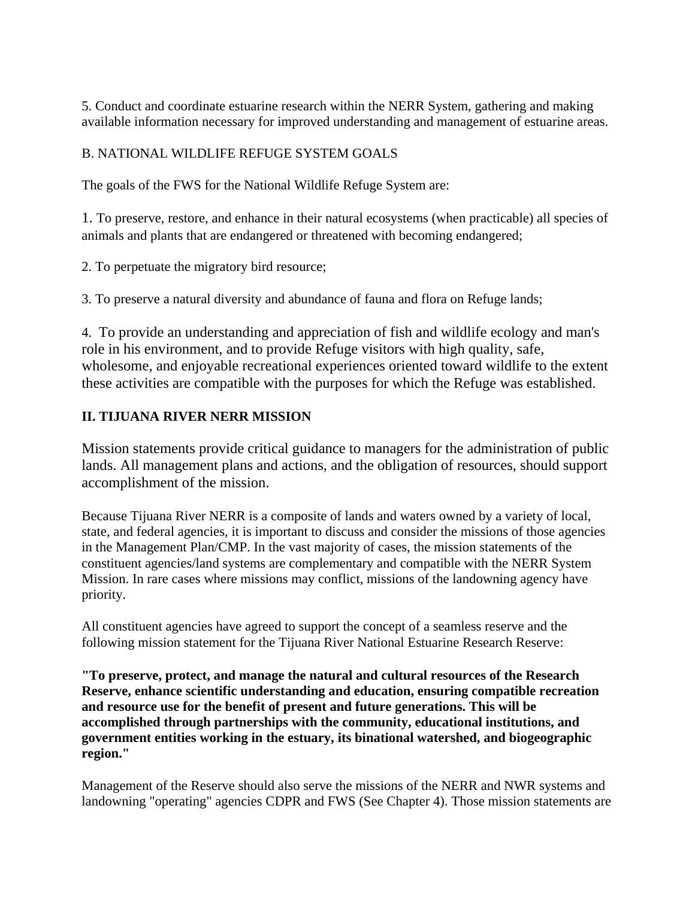5. Conduct and coordinate estuarine research within the NERR System, gathering and making available information necessary for improved understanding and management of estuarine areas.

B. NATIONAL WILDLIFE REFUGE SYSTEM GOALS

The goals of the FWS for the National Wildlife Refuge System are:

1. To preserve, restore, and enhance in their natural ecosystems (when practicable) all species of animals and plants that are endangered or threatened with becoming endangered;

2. To perpetuate the migratory bird resource;

3. To preserve a natural diversity and abundance of fauna and flora on Refuge lands;

4. To provide an understanding and appreciation of fish and wildlife ecology and man's role in his environment, and to provide Refuge visitors with high quality, safe, wholesome, and enjoyable recreational experiences oriented toward wildlife to the extent these activities are compatible with the purposes for which the Refuge was established.

## II. TIJUANA RIVER NERR MISSION

Mission statements provide critical guidance to managers for the administration of public lands. All management plans and actions, and the obligation of resources, should support accomplishment of the mission.

Because Tijuana River NERR is a composite of lands and waters owned by a variety of local, state, and federal agencies, it is important to discuss and consider the missions of those agencies in the Management Plan/CMP. In the vast majority of cases, the mission statements of the constituent agencies/land systems are complementary and compatible with the NERR System Mission. In rare cases where missions may conflict, missions of the landowning agency have priority.

All constituent agencies have agreed to support the concept of a seamless reserve and the following mission statement for the Tijuana River National Estuarine Research Reserve:

**"To preserve, protect, and manage the natural and cultural resources of the Research Reserve, enhance scientific understanding and education, ensuring compatible recreation and resource use for the benefit of present and future generations. This will be accomplished through partnerships with the community, educational institutions, and government entities working in the estuary, its binational watershed, and biogeographic region."**

Management of the Reserve should also serve the missions of the NERR and NWR systems and landowning "operating" agencies CDPR and FWS (See Chapter 4). Those mission statements are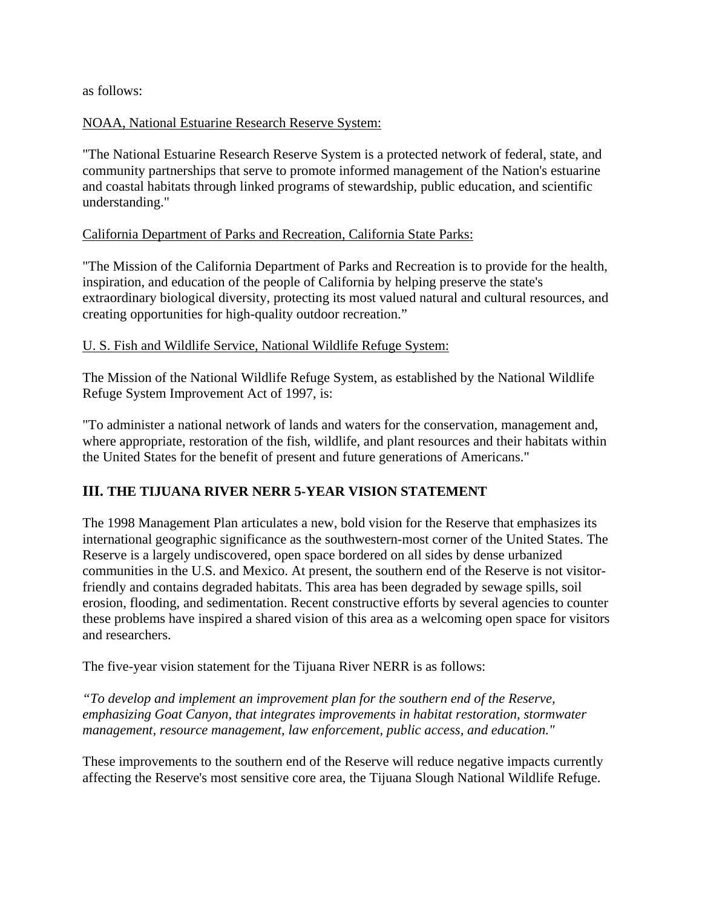as follows:

NOAA, National Estuarine Research Reserve System:

"The National Estuarine Research Reserve System is a protected network of federal, state, and community partnerships that serve to promote informed management of the Nation's estuarine and coastal habitats through linked programs of stewardship, public education, and scientific understanding."

California Department of Parks and Recreation, California State Parks:

"The Mission of the California Department of Parks and Recreation is to provide for the health, inspiration, and education of the people of California by helping preserve the state's extraordinary biological diversity, protecting its most valued natural and cultural resources, and creating opportunities for high-quality outdoor recreation."

U. S. Fish and Wildlife Service, National Wildlife Refuge System:

The Mission of the National Wildlife Refuge System, as established by the National Wildlife Refuge System Improvement Act of 1997, is:

"To administer a national network of lands and waters for the conservation, management and, where appropriate, restoration of the fish, wildlife, and plant resources and their habitats within the United States for the benefit of present and future generations of Americans."

## III. THE TIJUANA RIVER NERR 5-YEAR VISION STATEMENT

The 1998 Management Plan articulates a new, bold vision for the Reserve that emphasizes its international geographic significance as the southwestern-most corner of the United States. The Reserve is a largely undiscovered, open space bordered on all sides by dense urbanized communities in the U.S. and Mexico. At present, the southern end of the Reserve is not visitor-friendly and contains degraded habitats. This area has been degraded by sewage spills, soil erosion, flooding, and sedimentation. Recent constructive efforts by several agencies to counter these problems have inspired a shared vision of this area as a welcoming open space for visitors and researchers.

The five-year vision statement for the Tijuana River NERR is as follows:

*"To develop and implement an improvement plan for the southern end of the Reserve, emphasizing Goat Canyon, that integrates improvements in habitat restoration, stormwater management, resource management, law enforcement, public access, and education."*

These improvements to the southern end of the Reserve will reduce negative impacts currently affecting the Reserve's most sensitive core area, the Tijuana Slough National Wildlife Refuge.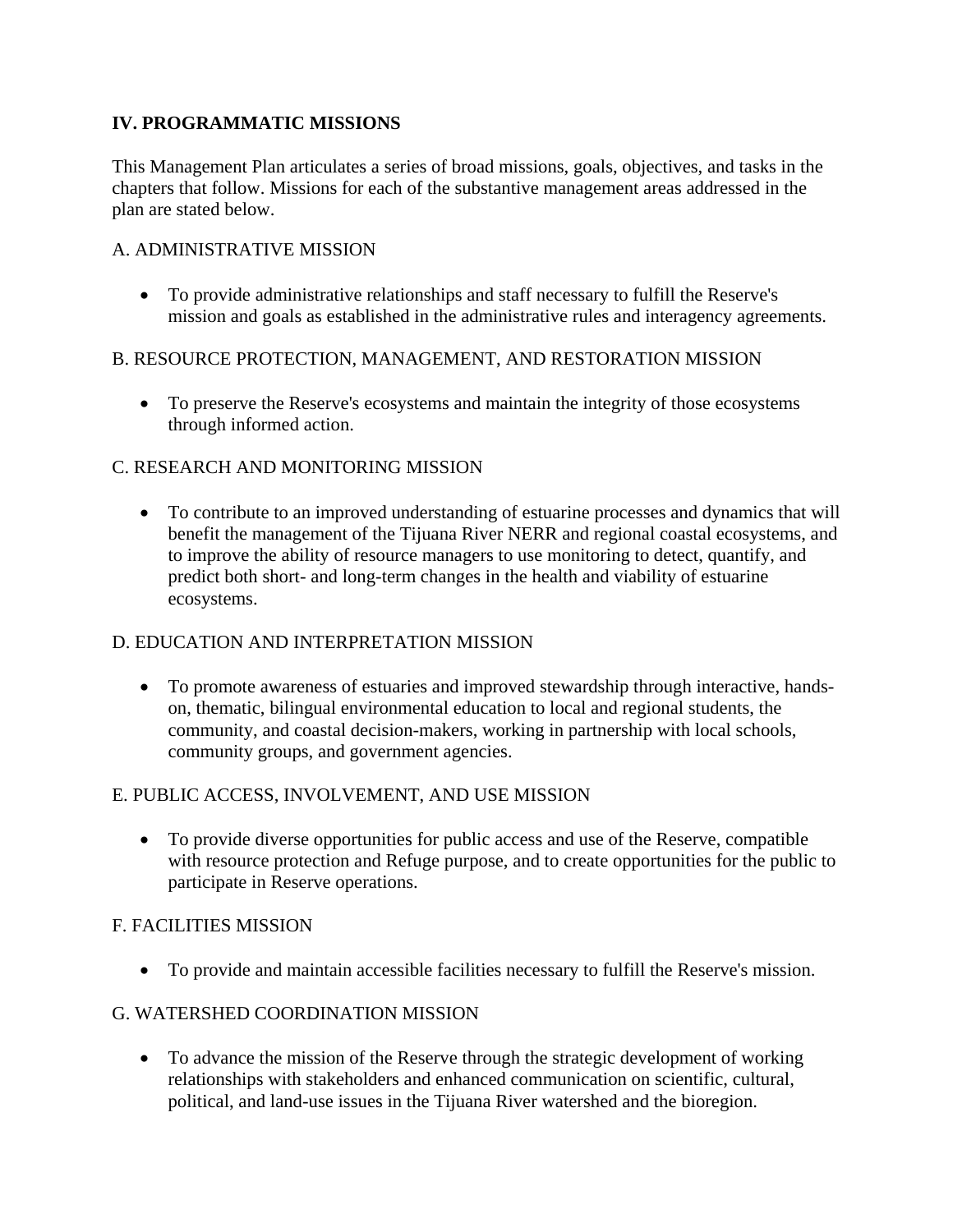## IV. PROGRAMMATIC MISSIONS

This Management Plan articulates a series of broad missions, goals, objectives, and tasks in the chapters that follow. Missions for each of the substantive management areas addressed in the plan are stated below.

### A. ADMINISTRATIVE MISSION

- To provide administrative relationships and staff necessary to fulfill the Reserve's mission and goals as established in the administrative rules and interagency agreements.

### B. RESOURCE PROTECTION, MANAGEMENT, AND RESTORATION MISSION

- To preserve the Reserve's ecosystems and maintain the integrity of those ecosystems through informed action.

### C. RESEARCH AND MONITORING MISSION

- To contribute to an improved understanding of estuarine processes and dynamics that will benefit the management of the Tijuana River NERR and regional coastal ecosystems, and to improve the ability of resource managers to use monitoring to detect, quantify, and predict both short- and long-term changes in the health and viability of estuarine ecosystems.

### D. EDUCATION AND INTERPRETATION MISSION

- To promote awareness of estuaries and improved stewardship through interactive, hands-on, thematic, bilingual environmental education to local and regional students, the community, and coastal decision-makers, working in partnership with local schools, community groups, and government agencies.

### E. PUBLIC ACCESS, INVOLVEMENT, AND USE MISSION

- To provide diverse opportunities for public access and use of the Reserve, compatible with resource protection and Refuge purpose, and to create opportunities for the public to participate in Reserve operations.

### F. FACILITIES MISSION

- To provide and maintain accessible facilities necessary to fulfill the Reserve's mission.

### G. WATERSHED COORDINATION MISSION

- To advance the mission of the Reserve through the strategic development of working relationships with stakeholders and enhanced communication on scientific, cultural, political, and land-use issues in the Tijuana River watershed and the bioregion.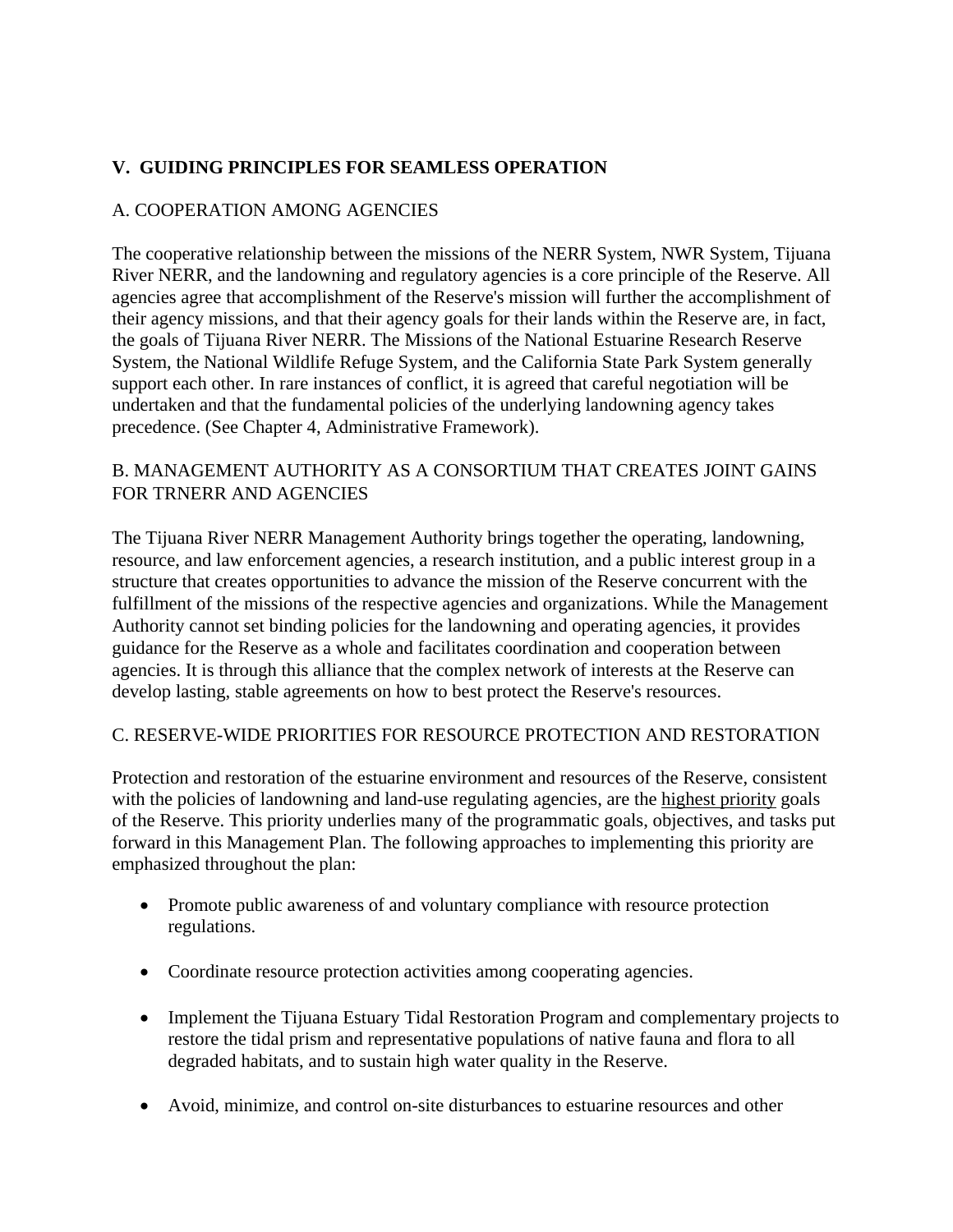## V. GUIDING PRINCIPLES FOR SEAMLESS OPERATION

### A. COOPERATION AMONG AGENCIES

The cooperative relationship between the missions of the NERR System, NWR System, Tijuana River NERR, and the landowning and regulatory agencies is a core principle of the Reserve. All agencies agree that accomplishment of the Reserve's mission will further the accomplishment of their agency missions, and that their agency goals for their lands within the Reserve are, in fact, the goals of Tijuana River NERR. The Missions of the National Estuarine Research Reserve System, the National Wildlife Refuge System, and the California State Park System generally support each other. In rare instances of conflict, it is agreed that careful negotiation will be undertaken and that the fundamental policies of the underlying landowning agency takes precedence. (See Chapter 4, Administrative Framework).

### B. MANAGEMENT AUTHORITY AS A CONSORTIUM THAT CREATES JOINT GAINS FOR TRNERR AND AGENCIES

The Tijuana River NERR Management Authority brings together the operating, landowning, resource, and law enforcement agencies, a research institution, and a public interest group in a structure that creates opportunities to advance the mission of the Reserve concurrent with the fulfillment of the missions of the respective agencies and organizations. While the Management Authority cannot set binding policies for the landowning and operating agencies, it provides guidance for the Reserve as a whole and facilitates coordination and cooperation between agencies. It is through this alliance that the complex network of interests at the Reserve can develop lasting, stable agreements on how to best protect the Reserve's resources.

### C. RESERVE-WIDE PRIORITIES FOR RESOURCE PROTECTION AND RESTORATION

Protection and restoration of the estuarine environment and resources of the Reserve, consistent with the policies of landowning and land-use regulating agencies, are the <u>highest priority</u> goals of the Reserve. This priority underlies many of the programmatic goals, objectives, and tasks put forward in this Management Plan. The following approaches to implementing this priority are emphasized throughout the plan:

- Promote public awareness of and voluntary compliance with resource protection regulations.
- Coordinate resource protection activities among cooperating agencies.
- Implement the Tijuana Estuary Tidal Restoration Program and complementary projects to restore the tidal prism and representative populations of native fauna and flora to all degraded habitats, and to sustain high water quality in the Reserve.
- Avoid, minimize, and control on-site disturbances to estuarine resources and other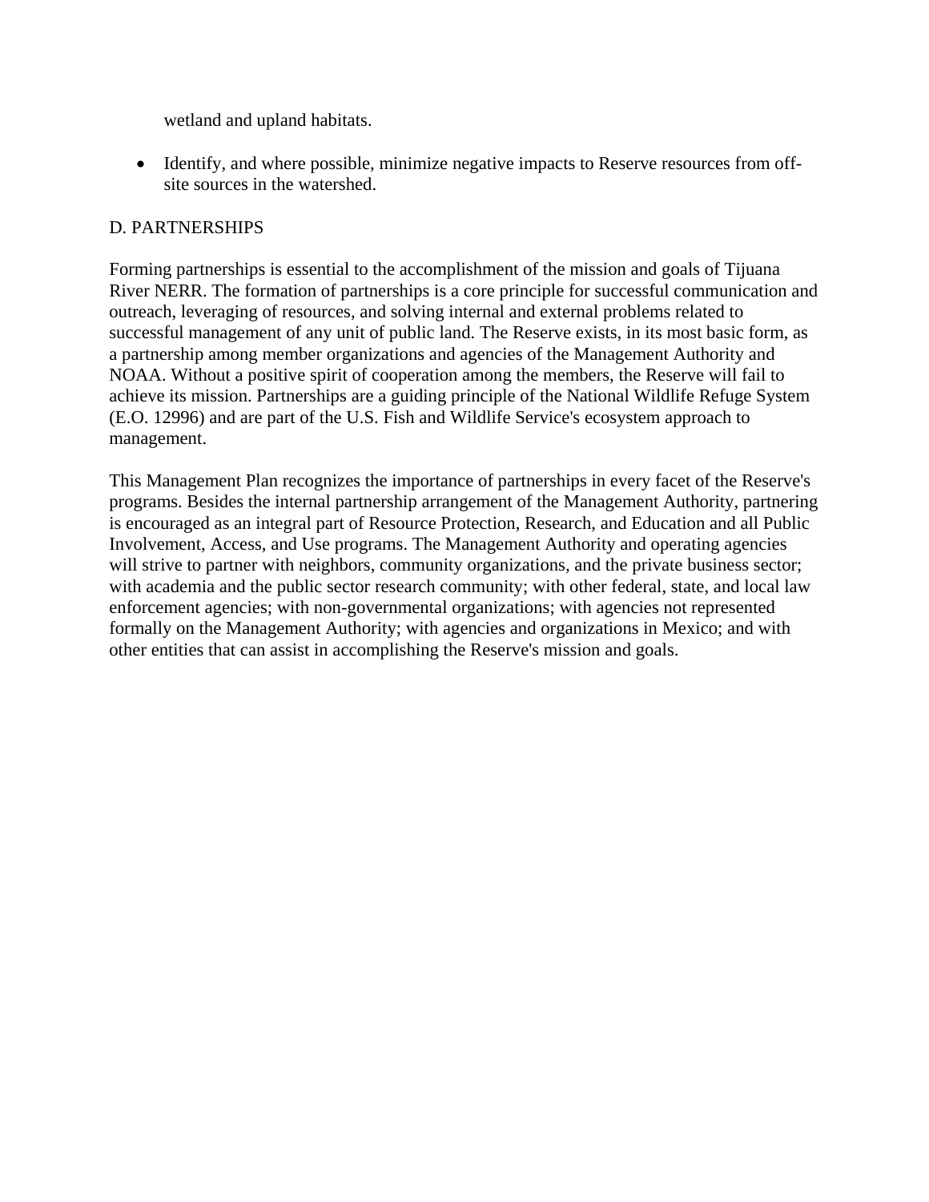wetland and upland habitats.

- Identify, and where possible, minimize negative impacts to Reserve resources from off-site sources in the watershed.

## D. PARTNERSHIPS

Forming partnerships is essential to the accomplishment of the mission and goals of Tijuana River NERR. The formation of partnerships is a core principle for successful communication and outreach, leveraging of resources, and solving internal and external problems related to successful management of any unit of public land. The Reserve exists, in its most basic form, as a partnership among member organizations and agencies of the Management Authority and NOAA. Without a positive spirit of cooperation among the members, the Reserve will fail to achieve its mission. Partnerships are a guiding principle of the National Wildlife Refuge System (E.O. 12996) and are part of the U.S. Fish and Wildlife Service's ecosystem approach to management.

This Management Plan recognizes the importance of partnerships in every facet of the Reserve's programs. Besides the internal partnership arrangement of the Management Authority, partnering is encouraged as an integral part of Resource Protection, Research, and Education and all Public Involvement, Access, and Use programs. The Management Authority and operating agencies will strive to partner with neighbors, community organizations, and the private business sector; with academia and the public sector research community; with other federal, state, and local law enforcement agencies; with non-governmental organizations; with agencies not represented formally on the Management Authority; with agencies and organizations in Mexico; and with other entities that can assist in accomplishing the Reserve's mission and goals.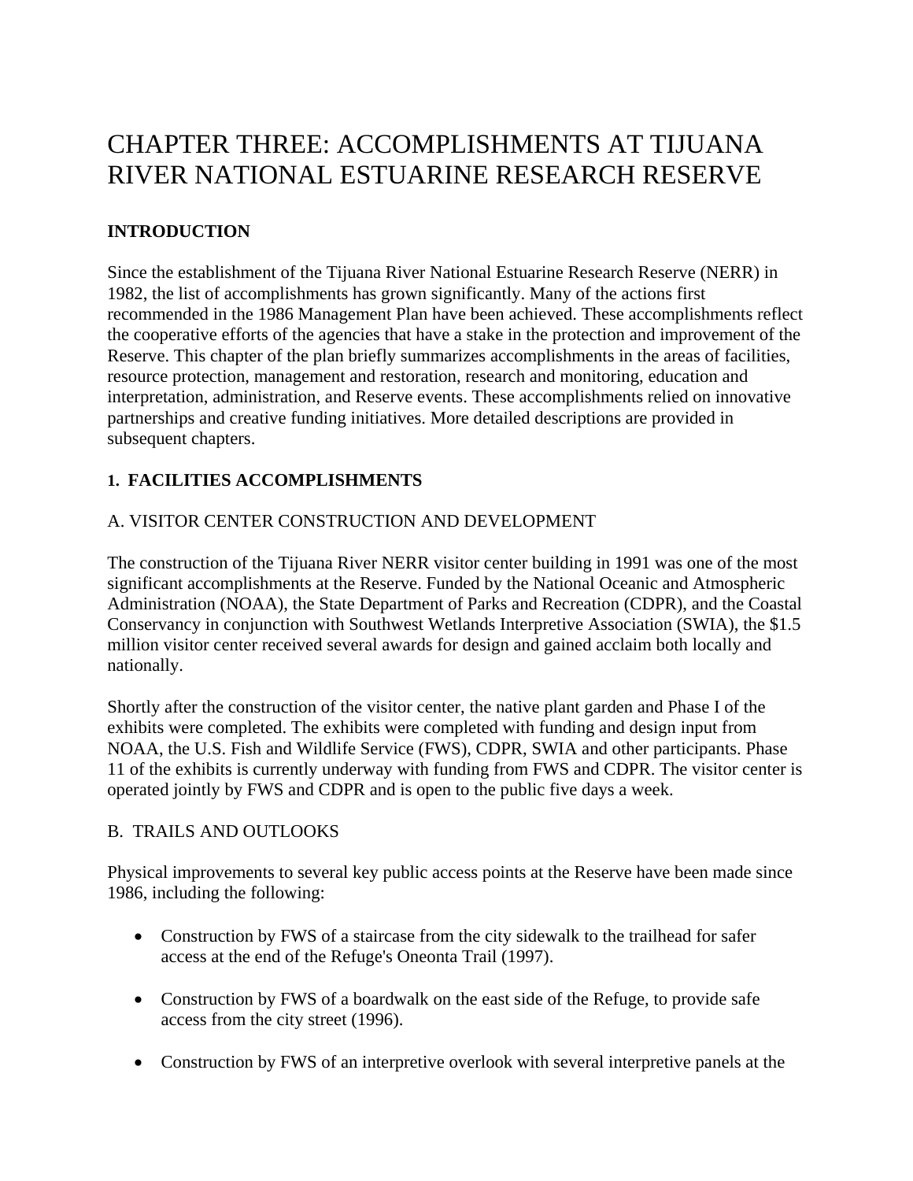# CHAPTER THREE: ACCOMPLISHMENTS AT TIJUANA RIVER NATIONAL ESTUARINE RESEARCH RESERVE

## INTRODUCTION

Since the establishment of the Tijuana River National Estuarine Research Reserve (NERR) in 1982, the list of accomplishments has grown significantly. Many of the actions first recommended in the 1986 Management Plan have been achieved. These accomplishments reflect the cooperative efforts of the agencies that have a stake in the protection and improvement of the Reserve. This chapter of the plan briefly summarizes accomplishments in the areas of facilities, resource protection, management and restoration, research and monitoring, education and interpretation, administration, and Reserve events. These accomplishments relied on innovative partnerships and creative funding initiatives. More detailed descriptions are provided in subsequent chapters.

## 1. FACILITIES ACCOMPLISHMENTS

### A. VISITOR CENTER CONSTRUCTION AND DEVELOPMENT

The construction of the Tijuana River NERR visitor center building in 1991 was one of the most significant accomplishments at the Reserve. Funded by the National Oceanic and Atmospheric Administration (NOAA), the State Department of Parks and Recreation (CDPR), and the Coastal Conservancy in conjunction with Southwest Wetlands Interpretive Association (SWIA), the $1.5 million visitor center received several awards for design and gained acclaim both locally and nationally.

Shortly after the construction of the visitor center, the native plant garden and Phase I of the exhibits were completed. The exhibits were completed with funding and design input from NOAA, the U.S. Fish and Wildlife Service (FWS), CDPR, SWIA and other participants. Phase 11 of the exhibits is currently underway with funding from FWS and CDPR. The visitor center is operated jointly by FWS and CDPR and is open to the public five days a week.

### B. TRAILS AND OUTLOOKS

Physical improvements to several key public access points at the Reserve have been made since 1986, including the following:

- Construction by FWS of a staircase from the city sidewalk to the trailhead for safer access at the end of the Refuge's Oneonta Trail (1997).
- Construction by FWS of a boardwalk on the east side of the Refuge, to provide safe access from the city street (1996).
- Construction by FWS of an interpretive overlook with several interpretive panels at the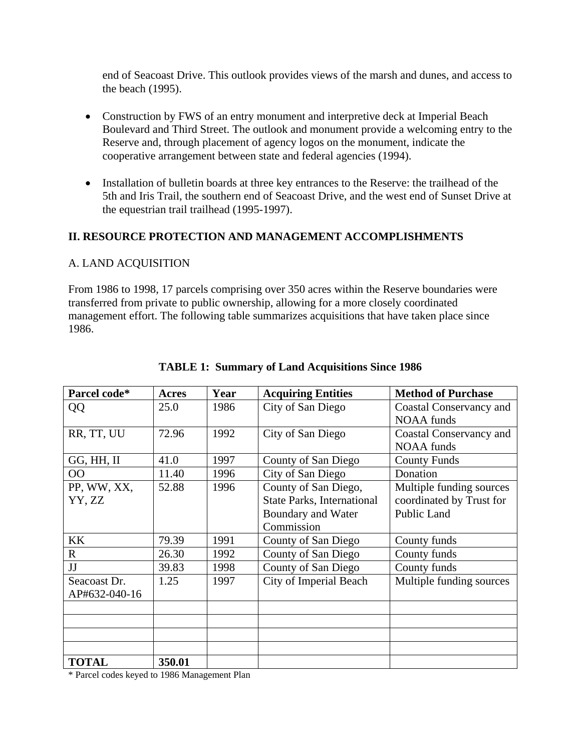end of Seacoast Drive. This outlook provides views of the marsh and dunes, and access to the beach (1995).

- Construction by FWS of an entry monument and interpretive deck at Imperial Beach Boulevard and Third Street. The outlook and monument provide a welcoming entry to the Reserve and, through placement of agency logos on the monument, indicate the cooperative arrangement between state and federal agencies (1994).

- Installation of bulletin boards at three key entrances to the Reserve: the trailhead of the 5th and Iris Trail, the southern end of Seacoast Drive, and the west end of Sunset Drive at the equestrian trail trailhead (1995-1997).

## II. RESOURCE PROTECTION AND MANAGEMENT ACCOMPLISHMENTS

### A. LAND ACQUISITION

From 1986 to 1998, 17 parcels comprising over 350 acres within the Reserve boundaries were transferred from private to public ownership, allowing for a more closely coordinated management effort. The following table summarizes acquisitions that have taken place since 1986.

**TABLE 1: Summary of Land Acquisitions Since 1986**

| Parcel code* | Acres | Year | Acquiring Entities | Method of Purchase |
|---|---|---|---|---|
| QQ | 25.0 | 1986 | City of San Diego | Coastal Conservancy and NOAA funds |
| RR, TT, UU | 72.96 | 1992 | City of San Diego | Coastal Conservancy and NOAA funds |
| GG, HH, II | 41.0 | 1997 | County of San Diego | County Funds |
| OO | 11.40 | 1996 | City of San Diego | Donation |
| PP, WW, XX, YY, ZZ | 52.88 | 1996 | County of San Diego, State Parks, International Boundary and Water Commission | Multiple funding sources coordinated by Trust for Public Land |
| KK | 79.39 | 1991 | County of San Diego | County funds |
| R | 26.30 | 1992 | County of San Diego | County funds |
| JJ | 39.83 | 1998 | County of San Diego | County funds |
| Seacoast Dr. AP#632-040-16 | 1.25 | 1997 | City of Imperial Beach | Multiple funding sources |
| | | | | |
| | | | | |
| | | | | |
| | | | | |
| **TOTAL** | **350.01** | | | |

* Parcel codes keyed to 1986 Management Plan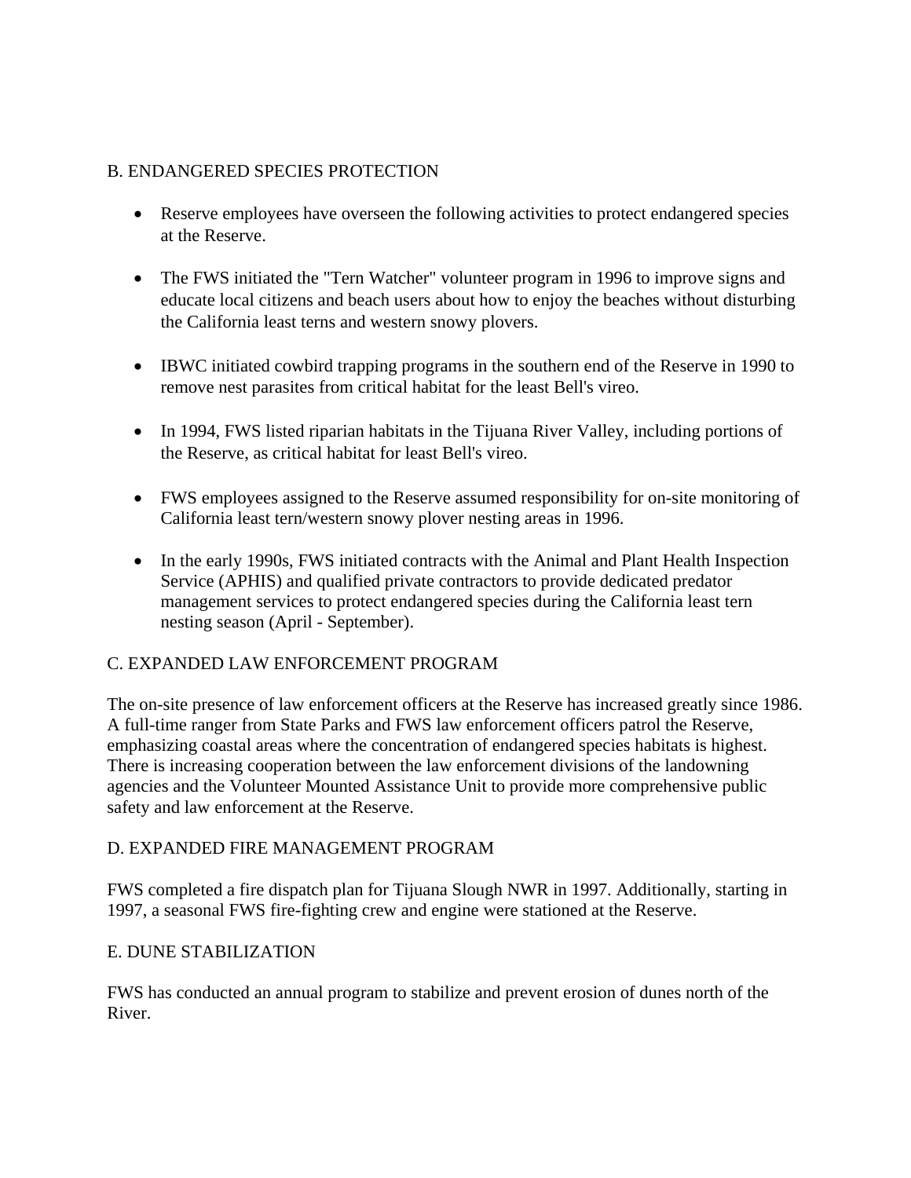## B. ENDANGERED SPECIES PROTECTION

- Reserve employees have overseen the following activities to protect endangered species at the Reserve.
- The FWS initiated the "Tern Watcher" volunteer program in 1996 to improve signs and educate local citizens and beach users about how to enjoy the beaches without disturbing the California least terns and western snowy plovers.
- IBWC initiated cowbird trapping programs in the southern end of the Reserve in 1990 to remove nest parasites from critical habitat for the least Bell's vireo.
- In 1994, FWS listed riparian habitats in the Tijuana River Valley, including portions of the Reserve, as critical habitat for least Bell's vireo.
- FWS employees assigned to the Reserve assumed responsibility for on-site monitoring of California least tern/western snowy plover nesting areas in 1996.
- In the early 1990s, FWS initiated contracts with the Animal and Plant Health Inspection Service (APHIS) and qualified private contractors to provide dedicated predator management services to protect endangered species during the California least tern nesting season (April - September).

## C. EXPANDED LAW ENFORCEMENT PROGRAM

The on-site presence of law enforcement officers at the Reserve has increased greatly since 1986. A full-time ranger from State Parks and FWS law enforcement officers patrol the Reserve, emphasizing coastal areas where the concentration of endangered species habitats is highest. There is increasing cooperation between the law enforcement divisions of the landowning agencies and the Volunteer Mounted Assistance Unit to provide more comprehensive public safety and law enforcement at the Reserve.

## D. EXPANDED FIRE MANAGEMENT PROGRAM

FWS completed a fire dispatch plan for Tijuana Slough NWR in 1997. Additionally, starting in 1997, a seasonal FWS fire-fighting crew and engine were stationed at the Reserve.

## E. DUNE STABILIZATION

FWS has conducted an annual program to stabilize and prevent erosion of dunes north of the River.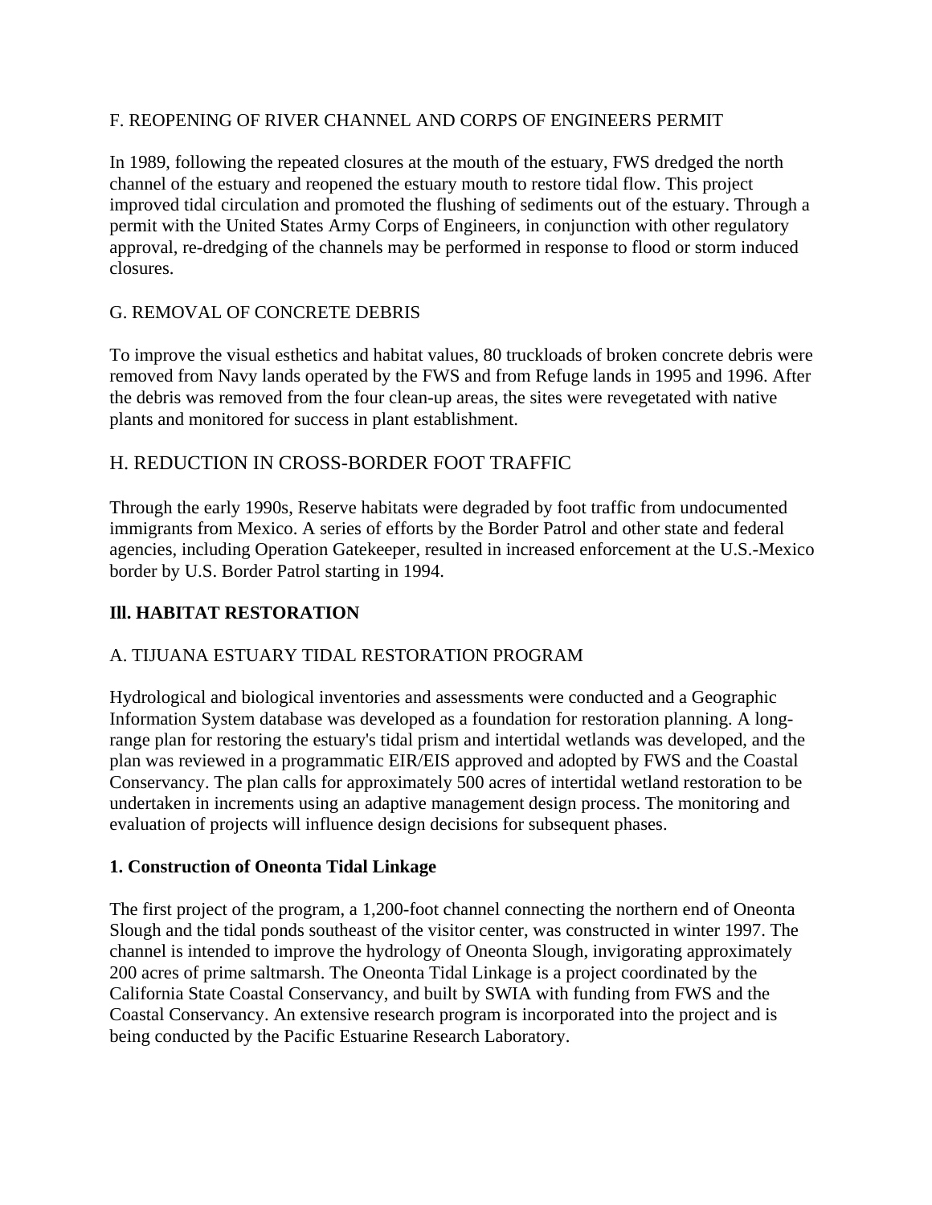### F. REOPENING OF RIVER CHANNEL AND CORPS OF ENGINEERS PERMIT

In 1989, following the repeated closures at the mouth of the estuary, FWS dredged the north channel of the estuary and reopened the estuary mouth to restore tidal flow. This project improved tidal circulation and promoted the flushing of sediments out of the estuary. Through a permit with the United States Army Corps of Engineers, in conjunction with other regulatory approval, re-dredging of the channels may be performed in response to flood or storm induced closures.

### G. REMOVAL OF CONCRETE DEBRIS

To improve the visual esthetics and habitat values, 80 truckloads of broken concrete debris were removed from Navy lands operated by the FWS and from Refuge lands in 1995 and 1996. After the debris was removed from the four clean-up areas, the sites were revegetated with native plants and monitored for success in plant establishment.

### H. REDUCTION IN CROSS-BORDER FOOT TRAFFIC

Through the early 1990s, Reserve habitats were degraded by foot traffic from undocumented immigrants from Mexico. A series of efforts by the Border Patrol and other state and federal agencies, including Operation Gatekeeper, resulted in increased enforcement at the U.S.-Mexico border by U.S. Border Patrol starting in 1994.

## Ill. HABITAT RESTORATION

### A. TIJUANA ESTUARY TIDAL RESTORATION PROGRAM

Hydrological and biological inventories and assessments were conducted and a Geographic Information System database was developed as a foundation for restoration planning. A long-range plan for restoring the estuary's tidal prism and intertidal wetlands was developed, and the plan was reviewed in a programmatic EIR/EIS approved and adopted by FWS and the Coastal Conservancy. The plan calls for approximately 500 acres of intertidal wetland restoration to be undertaken in increments using an adaptive management design process. The monitoring and evaluation of projects will influence design decisions for subsequent phases.

#### 1. Construction of Oneonta Tidal Linkage

The first project of the program, a 1,200-foot channel connecting the northern end of Oneonta Slough and the tidal ponds southeast of the visitor center, was constructed in winter 1997. The channel is intended to improve the hydrology of Oneonta Slough, invigorating approximately 200 acres of prime saltmarsh. The Oneonta Tidal Linkage is a project coordinated by the California State Coastal Conservancy, and built by SWIA with funding from FWS and the Coastal Conservancy. An extensive research program is incorporated into the project and is being conducted by the Pacific Estuarine Research Laboratory.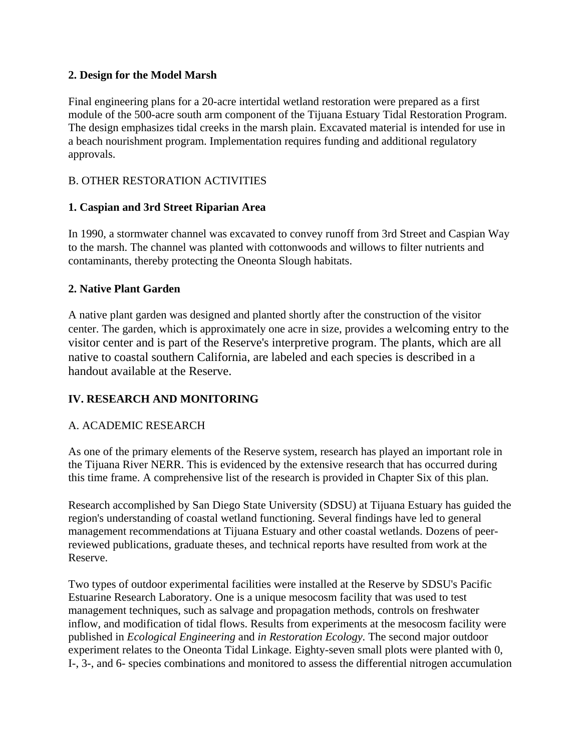**2. Design for the Model Marsh**

Final engineering plans for a 20-acre intertidal wetland restoration were prepared as a first module of the 500-acre south arm component of the Tijuana Estuary Tidal Restoration Program. The design emphasizes tidal creeks in the marsh plain. Excavated material is intended for use in a beach nourishment program. Implementation requires funding and additional regulatory approvals.

B. OTHER RESTORATION ACTIVITIES

**1. Caspian and 3rd Street Riparian Area**

In 1990, a stormwater channel was excavated to convey runoff from 3rd Street and Caspian Way to the marsh. The channel was planted with cottonwoods and willows to filter nutrients and contaminants, thereby protecting the Oneonta Slough habitats.

**2. Native Plant Garden**

A native plant garden was designed and planted shortly after the construction of the visitor center. The garden, which is approximately one acre in size, provides a welcoming entry to the visitor center and is part of the Reserve's interpretive program. The plants, which are all native to coastal southern California, are labeled and each species is described in a handout available at the Reserve.

**IV. RESEARCH AND MONITORING**

A. ACADEMIC RESEARCH

As one of the primary elements of the Reserve system, research has played an important role in the Tijuana River NERR. This is evidenced by the extensive research that has occurred during this time frame. A comprehensive list of the research is provided in Chapter Six of this plan.

Research accomplished by San Diego State University (SDSU) at Tijuana Estuary has guided the region's understanding of coastal wetland functioning. Several findings have led to general management recommendations at Tijuana Estuary and other coastal wetlands. Dozens of peer-reviewed publications, graduate theses, and technical reports have resulted from work at the Reserve.

Two types of outdoor experimental facilities were installed at the Reserve by SDSU's Pacific Estuarine Research Laboratory. One is a unique mesocosm facility that was used to test management techniques, such as salvage and propagation methods, controls on freshwater inflow, and modification of tidal flows. Results from experiments at the mesocosm facility were published in *Ecological Engineering* and *in Restoration Ecology*. The second major outdoor experiment relates to the Oneonta Tidal Linkage. Eighty-seven small plots were planted with 0, I-, 3-, and 6- species combinations and monitored to assess the differential nitrogen accumulation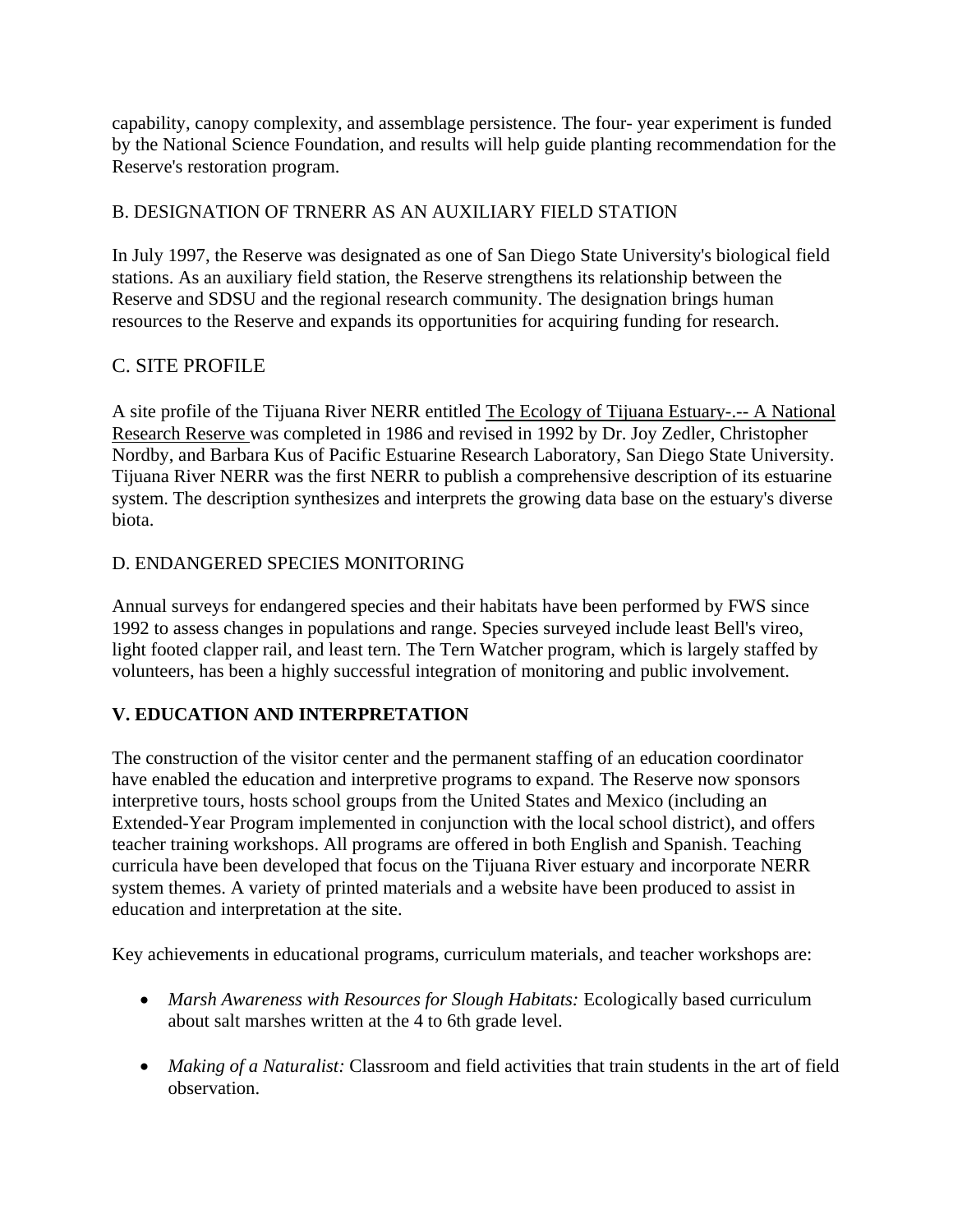capability, canopy complexity, and assemblage persistence. The four- year experiment is funded by the National Science Foundation, and results will help guide planting recommendation for the Reserve's restoration program.

B. DESIGNATION OF TRNERR AS AN AUXILIARY FIELD STATION

In July 1997, the Reserve was designated as one of San Diego State University's biological field stations. As an auxiliary field station, the Reserve strengthens its relationship between the Reserve and SDSU and the regional research community. The designation brings human resources to the Reserve and expands its opportunities for acquiring funding for research.

C. SITE PROFILE

A site profile of the Tijuana River NERR entitled The Ecology of Tijuana Estuary-.-- A National Research Reserve was completed in 1986 and revised in 1992 by Dr. Joy Zedler, Christopher Nordby, and Barbara Kus of Pacific Estuarine Research Laboratory, San Diego State University. Tijuana River NERR was the first NERR to publish a comprehensive description of its estuarine system. The description synthesizes and interprets the growing data base on the estuary's diverse biota.

D. ENDANGERED SPECIES MONITORING

Annual surveys for endangered species and their habitats have been performed by FWS since 1992 to assess changes in populations and range. Species surveyed include least Bell's vireo, light footed clapper rail, and least tern. The Tern Watcher program, which is largely staffed by volunteers, has been a highly successful integration of monitoring and public involvement.

**V. EDUCATION AND INTERPRETATION**

The construction of the visitor center and the permanent staffing of an education coordinator have enabled the education and interpretive programs to expand. The Reserve now sponsors interpretive tours, hosts school groups from the United States and Mexico (including an Extended-Year Program implemented in conjunction with the local school district), and offers teacher training workshops. All programs are offered in both English and Spanish. Teaching curricula have been developed that focus on the Tijuana River estuary and incorporate NERR system themes. A variety of printed materials and a website have been produced to assist in education and interpretation at the site.

Key achievements in educational programs, curriculum materials, and teacher workshops are:

- *Marsh Awareness with Resources for Slough Habitats:* Ecologically based curriculum about salt marshes written at the 4 to 6th grade level.

- *Making of a Naturalist:* Classroom and field activities that train students in the art of field observation.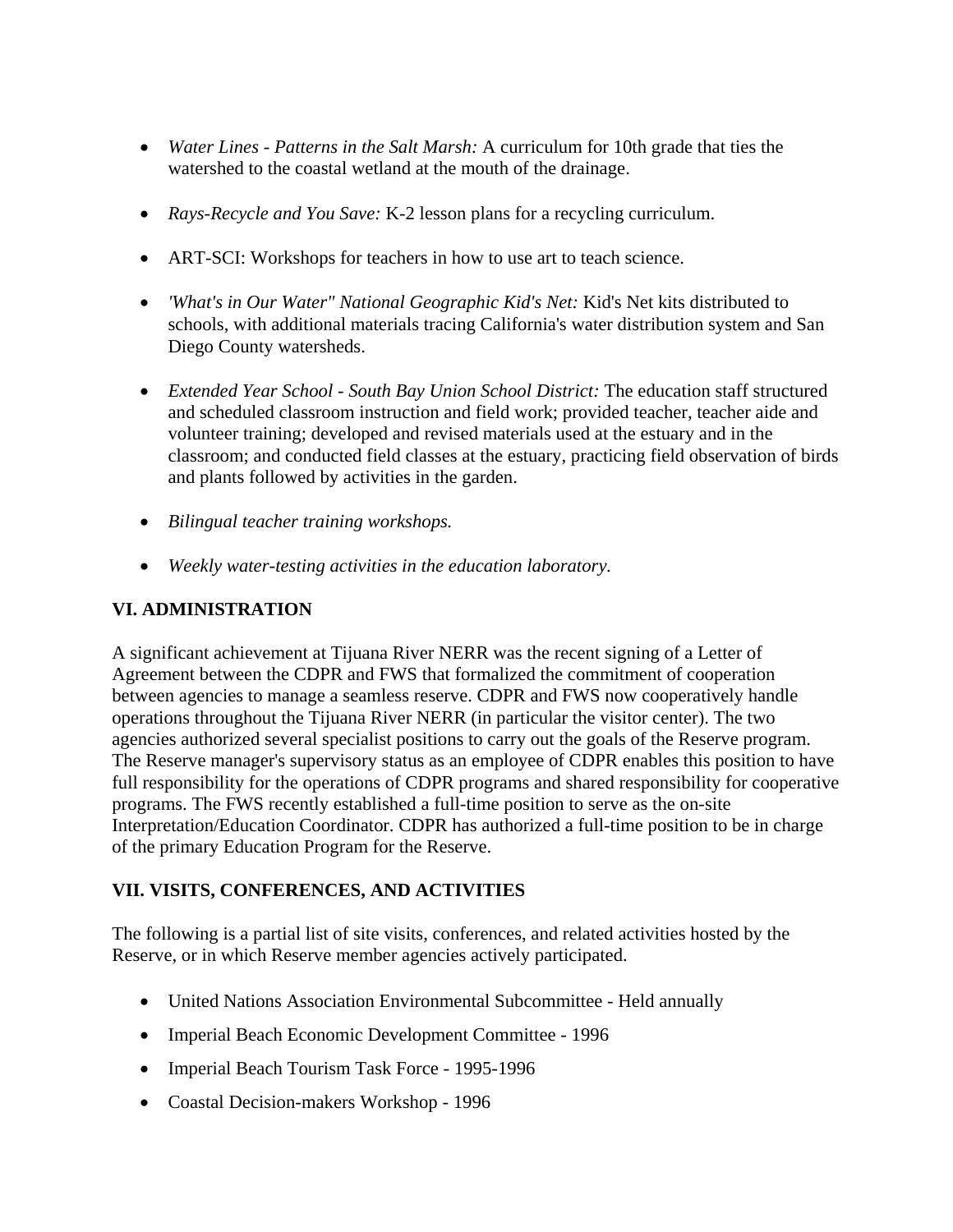- *Water Lines - Patterns in the Salt Marsh:* A curriculum for 10th grade that ties the watershed to the coastal wetland at the mouth of the drainage.
- *Rays-Recycle and You Save:* K-2 lesson plans for a recycling curriculum.
- ART-SCI: Workshops for teachers in how to use art to teach science.
- *'What's in Our Water" National Geographic Kid's Net:* Kid's Net kits distributed to schools, with additional materials tracing California's water distribution system and San Diego County watersheds.
- *Extended Year School - South Bay Union School District:* The education staff structured and scheduled classroom instruction and field work; provided teacher, teacher aide and volunteer training; developed and revised materials used at the estuary and in the classroom; and conducted field classes at the estuary, practicing field observation of birds and plants followed by activities in the garden.
- *Bilingual teacher training workshops.*
- *Weekly water-testing activities in the education laboratory.*

## VI. ADMINISTRATION

A significant achievement at Tijuana River NERR was the recent signing of a Letter of Agreement between the CDPR and FWS that formalized the commitment of cooperation between agencies to manage a seamless reserve. CDPR and FWS now cooperatively handle operations throughout the Tijuana River NERR (in particular the visitor center). The two agencies authorized several specialist positions to carry out the goals of the Reserve program. The Reserve manager's supervisory status as an employee of CDPR enables this position to have full responsibility for the operations of CDPR programs and shared responsibility for cooperative programs. The FWS recently established a full-time position to serve as the on-site Interpretation/Education Coordinator. CDPR has authorized a full-time position to be in charge of the primary Education Program for the Reserve.

## VII. VISITS, CONFERENCES, AND ACTIVITIES

The following is a partial list of site visits, conferences, and related activities hosted by the Reserve, or in which Reserve member agencies actively participated.

- United Nations Association Environmental Subcommittee - Held annually
- Imperial Beach Economic Development Committee - 1996
- Imperial Beach Tourism Task Force - 1995-1996
- Coastal Decision-makers Workshop - 1996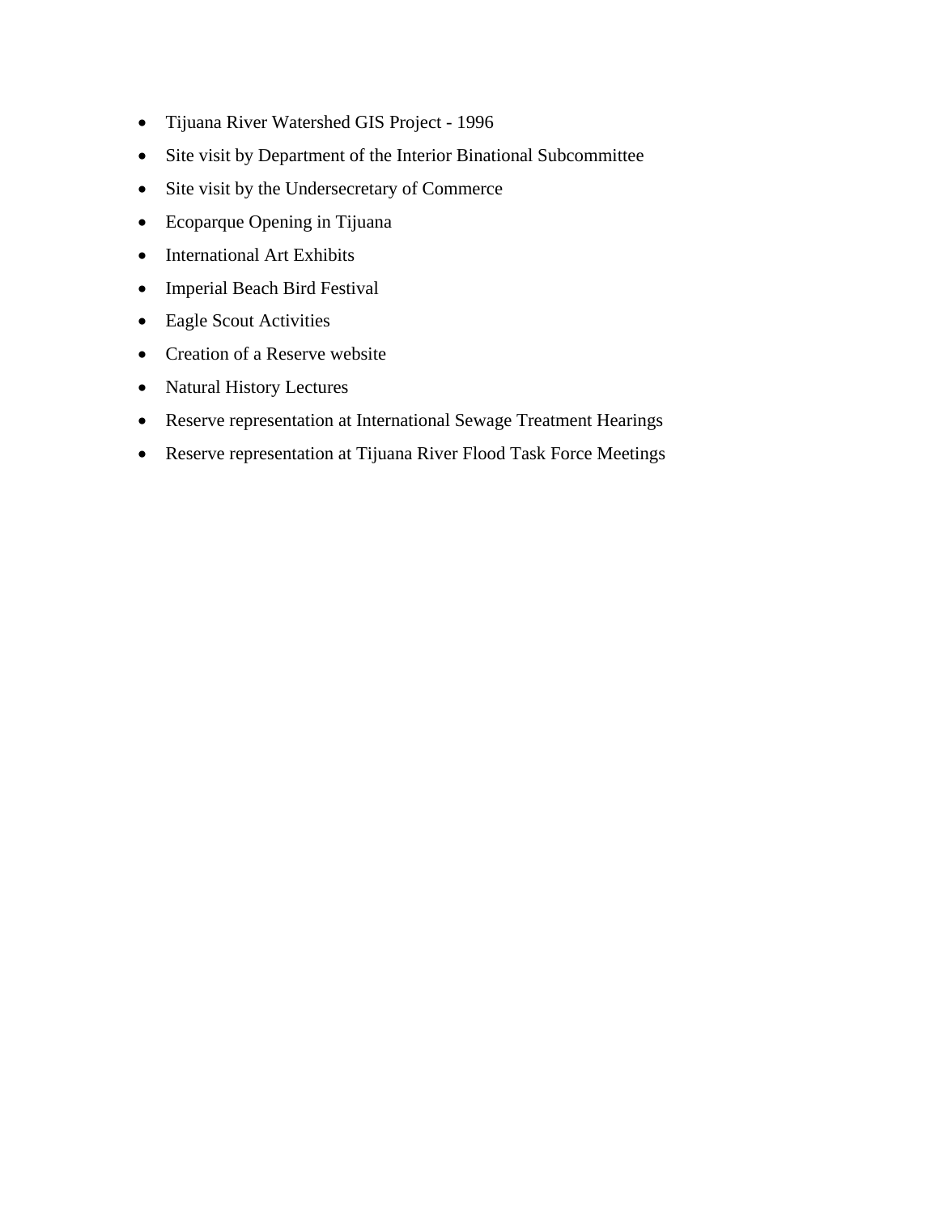- Tijuana River Watershed GIS Project - 1996
- Site visit by Department of the Interior Binational Subcommittee
- Site visit by the Undersecretary of Commerce
- Ecoparque Opening in Tijuana
- International Art Exhibits
- Imperial Beach Bird Festival
- Eagle Scout Activities
- Creation of a Reserve website
- Natural History Lectures
- Reserve representation at International Sewage Treatment Hearings
- Reserve representation at Tijuana River Flood Task Force Meetings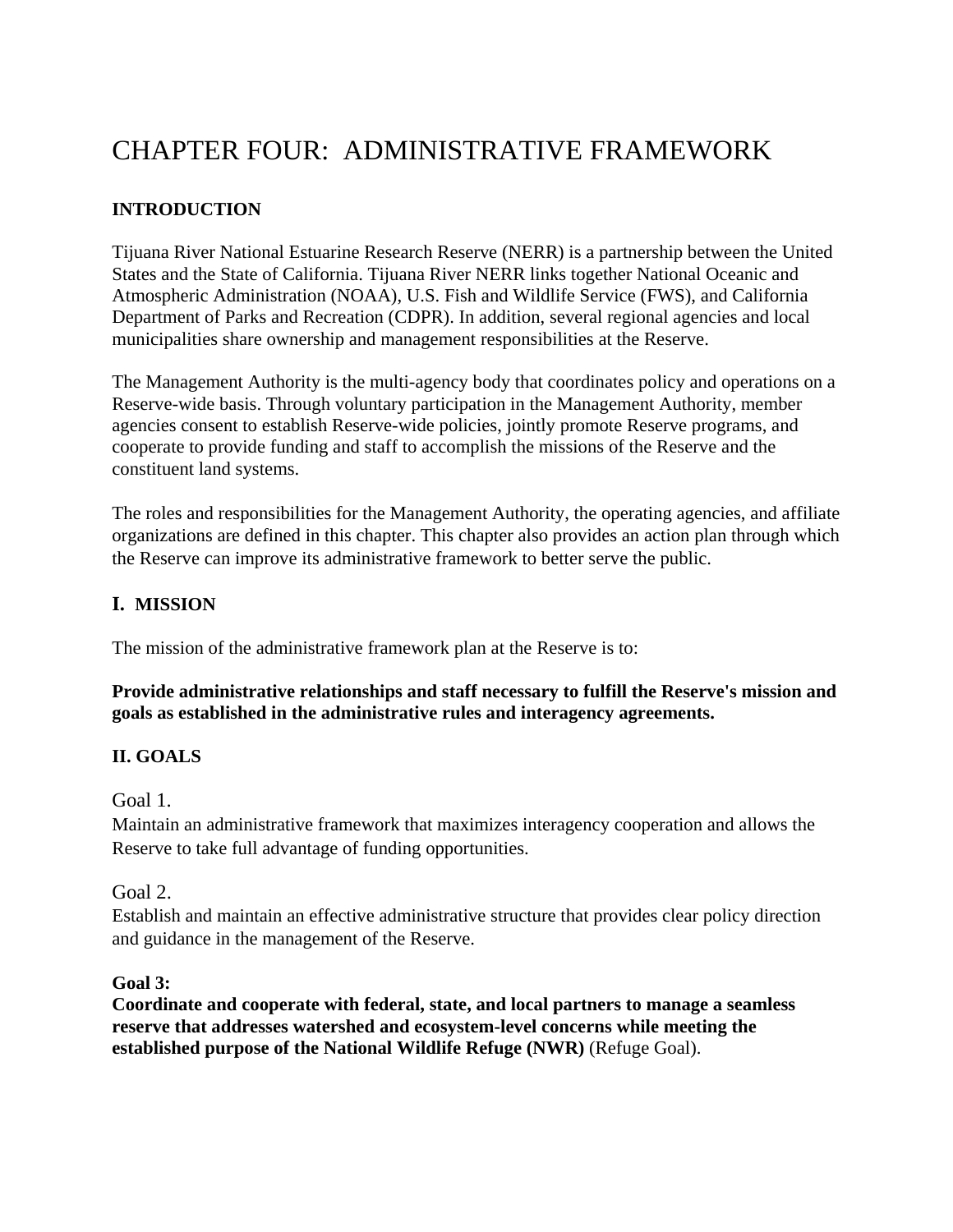# CHAPTER FOUR: ADMINISTRATIVE FRAMEWORK

## INTRODUCTION

Tijuana River National Estuarine Research Reserve (NERR) is a partnership between the United States and the State of California. Tijuana River NERR links together National Oceanic and Atmospheric Administration (NOAA), U.S. Fish and Wildlife Service (FWS), and California Department of Parks and Recreation (CDPR). In addition, several regional agencies and local municipalities share ownership and management responsibilities at the Reserve.

The Management Authority is the multi-agency body that coordinates policy and operations on a Reserve-wide basis. Through voluntary participation in the Management Authority, member agencies consent to establish Reserve-wide policies, jointly promote Reserve programs, and cooperate to provide funding and staff to accomplish the missions of the Reserve and the constituent land systems.

The roles and responsibilities for the Management Authority, the operating agencies, and affiliate organizations are defined in this chapter. This chapter also provides an action plan through which the Reserve can improve its administrative framework to better serve the public.

## I. MISSION

The mission of the administrative framework plan at the Reserve is to:

**Provide administrative relationships and staff necessary to fulfill the Reserve's mission and goals as established in the administrative rules and interagency agreements.**

## II. GOALS

Goal 1.
Maintain an administrative framework that maximizes interagency cooperation and allows the Reserve to take full advantage of funding opportunities.

Goal 2.
Establish and maintain an effective administrative structure that provides clear policy direction and guidance in the management of the Reserve.

**Goal 3:**
**Coordinate and cooperate with federal, state, and local partners to manage a seamless reserve that addresses watershed and ecosystem-level concerns while meeting the established purpose of the National Wildlife Refuge (NWR)** (Refuge Goal).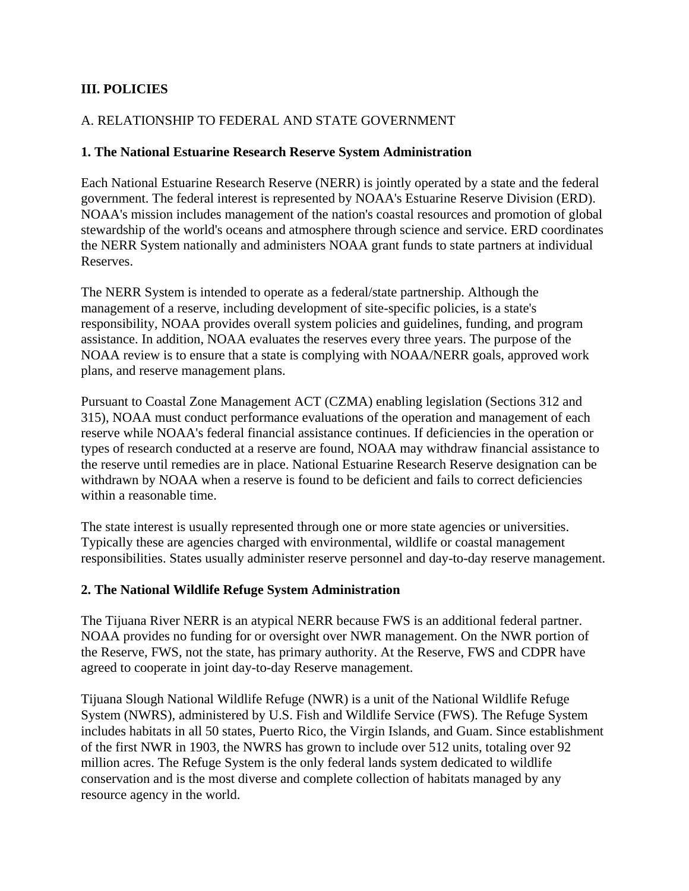## III. POLICIES

### A. RELATIONSHIP TO FEDERAL AND STATE GOVERNMENT

#### 1. The National Estuarine Research Reserve System Administration

Each National Estuarine Research Reserve (NERR) is jointly operated by a state and the federal government. The federal interest is represented by NOAA's Estuarine Reserve Division (ERD). NOAA's mission includes management of the nation's coastal resources and promotion of global stewardship of the world's oceans and atmosphere through science and service. ERD coordinates the NERR System nationally and administers NOAA grant funds to state partners at individual Reserves.

The NERR System is intended to operate as a federal/state partnership. Although the management of a reserve, including development of site-specific policies, is a state's responsibility, NOAA provides overall system policies and guidelines, funding, and program assistance. In addition, NOAA evaluates the reserves every three years. The purpose of the NOAA review is to ensure that a state is complying with NOAA/NERR goals, approved work plans, and reserve management plans.

Pursuant to Coastal Zone Management ACT (CZMA) enabling legislation (Sections 312 and 315), NOAA must conduct performance evaluations of the operation and management of each reserve while NOAA's federal financial assistance continues. If deficiencies in the operation or types of research conducted at a reserve are found, NOAA may withdraw financial assistance to the reserve until remedies are in place. National Estuarine Research Reserve designation can be withdrawn by NOAA when a reserve is found to be deficient and fails to correct deficiencies within a reasonable time.

The state interest is usually represented through one or more state agencies or universities. Typically these are agencies charged with environmental, wildlife or coastal management responsibilities. States usually administer reserve personnel and day-to-day reserve management.

#### 2. The National Wildlife Refuge System Administration

The Tijuana River NERR is an atypical NERR because FWS is an additional federal partner. NOAA provides no funding for or oversight over NWR management. On the NWR portion of the Reserve, FWS, not the state, has primary authority. At the Reserve, FWS and CDPR have agreed to cooperate in joint day-to-day Reserve management.

Tijuana Slough National Wildlife Refuge (NWR) is a unit of the National Wildlife Refuge System (NWRS), administered by U.S. Fish and Wildlife Service (FWS). The Refuge System includes habitats in all 50 states, Puerto Rico, the Virgin Islands, and Guam. Since establishment of the first NWR in 1903, the NWRS has grown to include over 512 units, totaling over 92 million acres. The Refuge System is the only federal lands system dedicated to wildlife conservation and is the most diverse and complete collection of habitats managed by any resource agency in the world.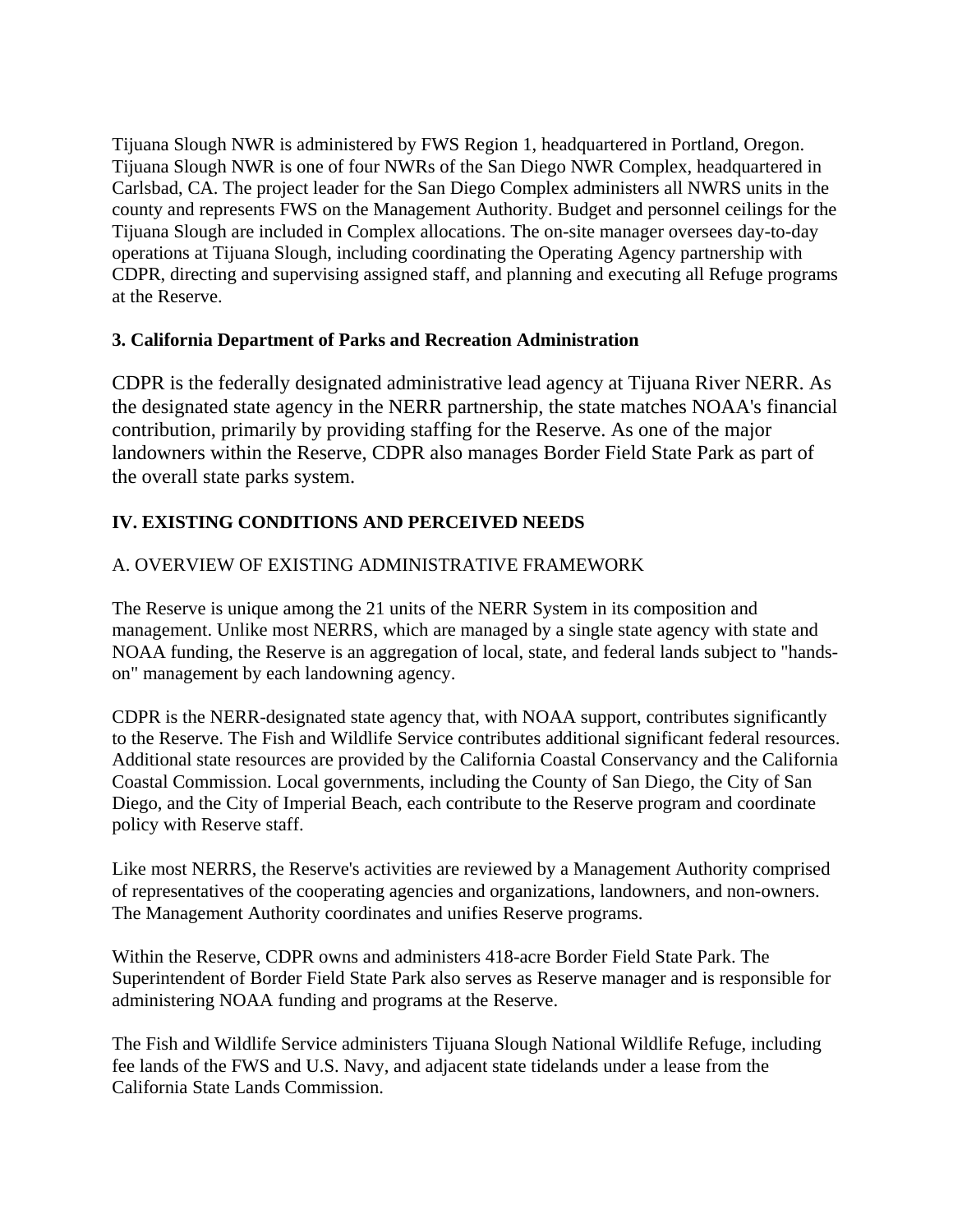Tijuana Slough NWR is administered by FWS Region 1, headquartered in Portland, Oregon. Tijuana Slough NWR is one of four NWRs of the San Diego NWR Complex, headquartered in Carlsbad, CA. The project leader for the San Diego Complex administers all NWRS units in the county and represents FWS on the Management Authority. Budget and personnel ceilings for the Tijuana Slough are included in Complex allocations. The on-site manager oversees day-to-day operations at Tijuana Slough, including coordinating the Operating Agency partnership with CDPR, directing and supervising assigned staff, and planning and executing all Refuge programs at the Reserve.

### 3. California Department of Parks and Recreation Administration

CDPR is the federally designated administrative lead agency at Tijuana River NERR. As the designated state agency in the NERR partnership, the state matches NOAA's financial contribution, primarily by providing staffing for the Reserve. As one of the major landowners within the Reserve, CDPR also manages Border Field State Park as part of the overall state parks system.

## IV. EXISTING CONDITIONS AND PERCEIVED NEEDS

### A. OVERVIEW OF EXISTING ADMINISTRATIVE FRAMEWORK

The Reserve is unique among the 21 units of the NERR System in its composition and management. Unlike most NERRS, which are managed by a single state agency with state and NOAA funding, the Reserve is an aggregation of local, state, and federal lands subject to "hands-on" management by each landowning agency.

CDPR is the NERR-designated state agency that, with NOAA support, contributes significantly to the Reserve. The Fish and Wildlife Service contributes additional significant federal resources. Additional state resources are provided by the California Coastal Conservancy and the California Coastal Commission. Local governments, including the County of San Diego, the City of San Diego, and the City of Imperial Beach, each contribute to the Reserve program and coordinate policy with Reserve staff.

Like most NERRS, the Reserve's activities are reviewed by a Management Authority comprised of representatives of the cooperating agencies and organizations, landowners, and non-owners. The Management Authority coordinates and unifies Reserve programs.

Within the Reserve, CDPR owns and administers 418-acre Border Field State Park. The Superintendent of Border Field State Park also serves as Reserve manager and is responsible for administering NOAA funding and programs at the Reserve.

The Fish and Wildlife Service administers Tijuana Slough National Wildlife Refuge, including fee lands of the FWS and U.S. Navy, and adjacent state tidelands under a lease from the California State Lands Commission.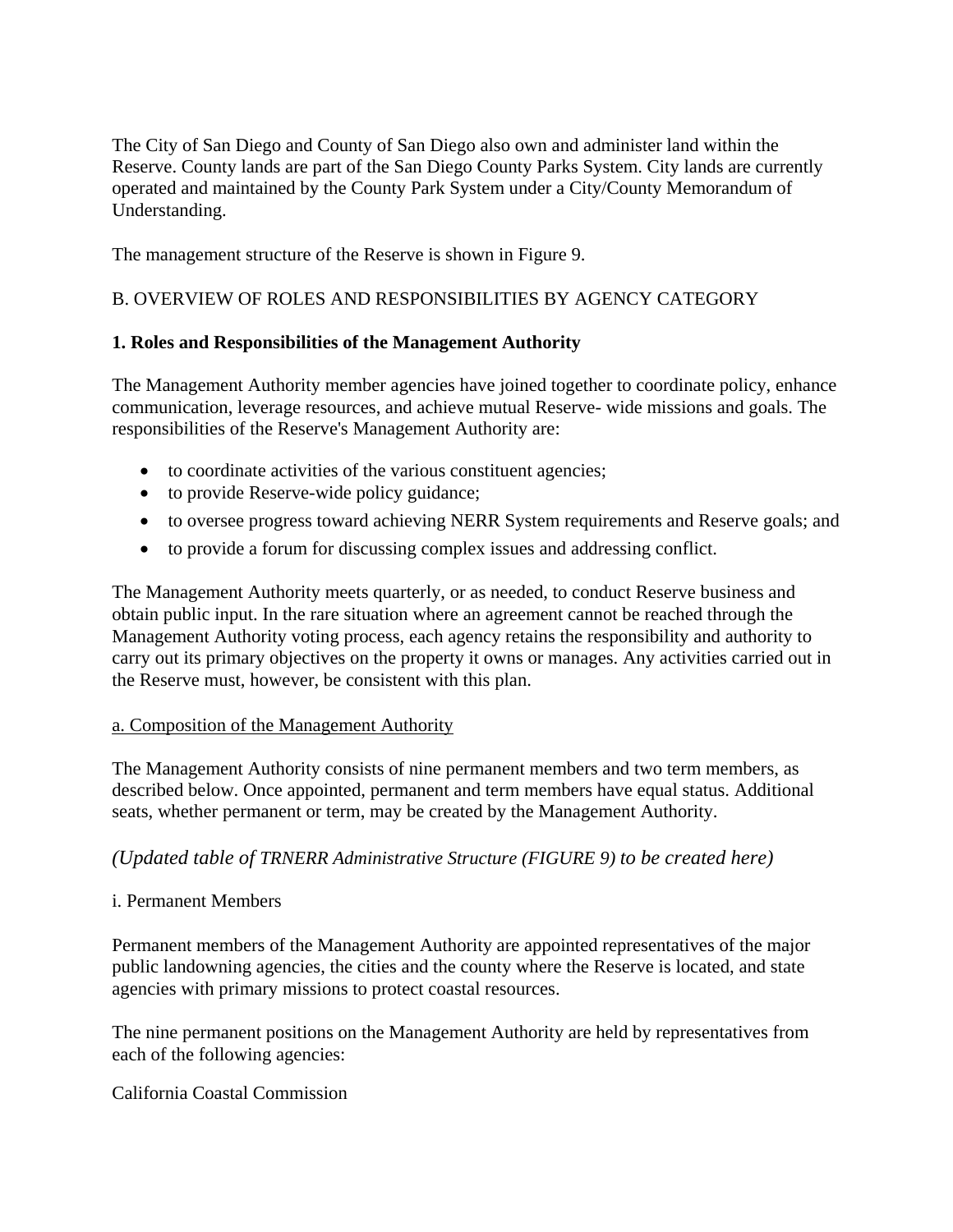The City of San Diego and County of San Diego also own and administer land within the Reserve. County lands are part of the San Diego County Parks System. City lands are currently operated and maintained by the County Park System under a City/County Memorandum of Understanding.

The management structure of the Reserve is shown in Figure 9.

## B. OVERVIEW OF ROLES AND RESPONSIBILITIES BY AGENCY CATEGORY

### 1. Roles and Responsibilities of the Management Authority

The Management Authority member agencies have joined together to coordinate policy, enhance communication, leverage resources, and achieve mutual Reserve- wide missions and goals. The responsibilities of the Reserve's Management Authority are:

- to coordinate activities of the various constituent agencies;
- to provide Reserve-wide policy guidance;
- to oversee progress toward achieving NERR System requirements and Reserve goals; and
- to provide a forum for discussing complex issues and addressing conflict.

The Management Authority meets quarterly, or as needed, to conduct Reserve business and obtain public input. In the rare situation where an agreement cannot be reached through the Management Authority voting process, each agency retains the responsibility and authority to carry out its primary objectives on the property it owns or manages. Any activities carried out in the Reserve must, however, be consistent with this plan.

#### a. Composition of the Management Authority

The Management Authority consists of nine permanent members and two term members, as described below. Once appointed, permanent and term members have equal status. Additional seats, whether permanent or term, may be created by the Management Authority.

*(Updated table of TRNERR Administrative Structure (FIGURE 9) to be created here)*

i. Permanent Members

Permanent members of the Management Authority are appointed representatives of the major public landowning agencies, the cities and the county where the Reserve is located, and state agencies with primary missions to protect coastal resources.

The nine permanent positions on the Management Authority are held by representatives from each of the following agencies:

California Coastal Commission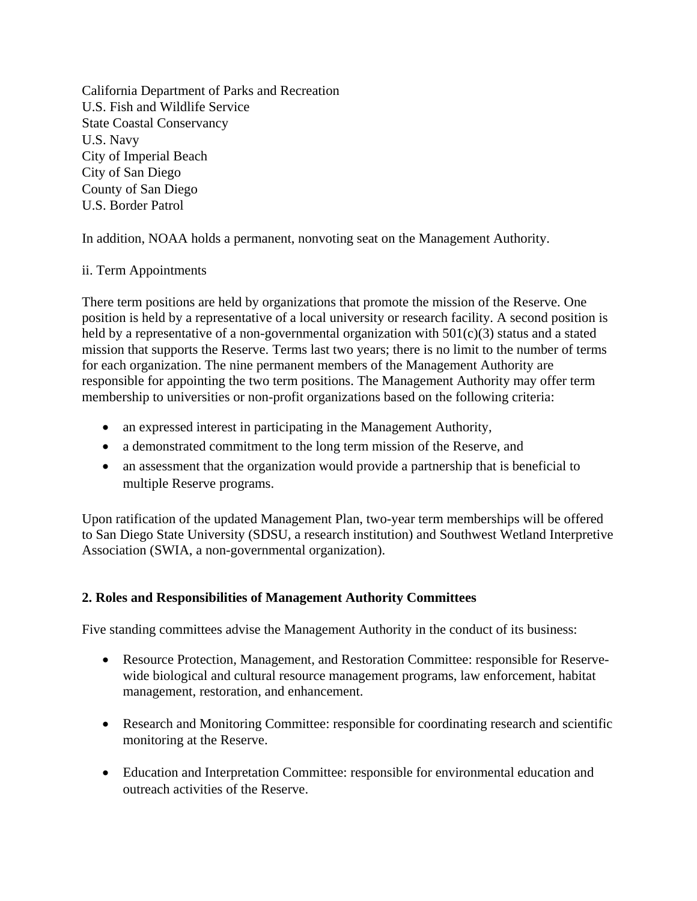California Department of Parks and Recreation
U.S. Fish and Wildlife Service
State Coastal Conservancy
U.S. Navy
City of Imperial Beach
City of San Diego
County of San Diego
U.S. Border Patrol

In addition, NOAA holds a permanent, nonvoting seat on the Management Authority.

ii. Term Appointments

There term positions are held by organizations that promote the mission of the Reserve. One position is held by a representative of a local university or research facility. A second position is held by a representative of a non-governmental organization with 501(c)(3) status and a stated mission that supports the Reserve. Terms last two years; there is no limit to the number of terms for each organization. The nine permanent members of the Management Authority are responsible for appointing the two term positions. The Management Authority may offer term membership to universities or non-profit organizations based on the following criteria:

- an expressed interest in participating in the Management Authority,
- a demonstrated commitment to the long term mission of the Reserve, and
- an assessment that the organization would provide a partnership that is beneficial to multiple Reserve programs.

Upon ratification of the updated Management Plan, two-year term memberships will be offered to San Diego State University (SDSU, a research institution) and Southwest Wetland Interpretive Association (SWIA, a non-governmental organization).

**2. Roles and Responsibilities of Management Authority Committees**

Five standing committees advise the Management Authority in the conduct of its business:

- Resource Protection, Management, and Restoration Committee: responsible for Reserve-wide biological and cultural resource management programs, law enforcement, habitat management, restoration, and enhancement.

- Research and Monitoring Committee: responsible for coordinating research and scientific monitoring at the Reserve.

- Education and Interpretation Committee: responsible for environmental education and outreach activities of the Reserve.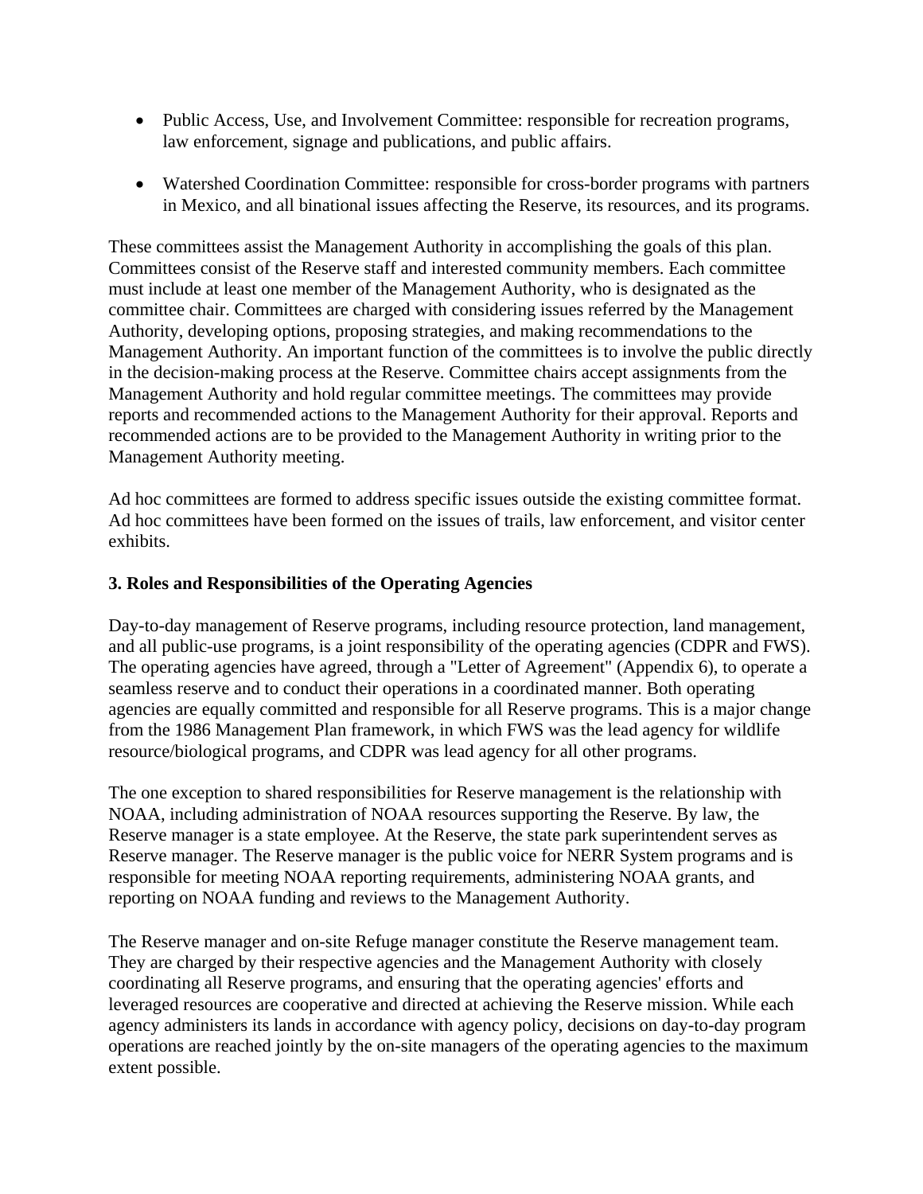- Public Access, Use, and Involvement Committee: responsible for recreation programs, law enforcement, signage and publications, and public affairs.

- Watershed Coordination Committee: responsible for cross-border programs with partners in Mexico, and all binational issues affecting the Reserve, its resources, and its programs.

These committees assist the Management Authority in accomplishing the goals of this plan. Committees consist of the Reserve staff and interested community members. Each committee must include at least one member of the Management Authority, who is designated as the committee chair. Committees are charged with considering issues referred by the Management Authority, developing options, proposing strategies, and making recommendations to the Management Authority. An important function of the committees is to involve the public directly in the decision-making process at the Reserve. Committee chairs accept assignments from the Management Authority and hold regular committee meetings. The committees may provide reports and recommended actions to the Management Authority for their approval. Reports and recommended actions are to be provided to the Management Authority in writing prior to the Management Authority meeting.

Ad hoc committees are formed to address specific issues outside the existing committee format. Ad hoc committees have been formed on the issues of trails, law enforcement, and visitor center exhibits.

### 3. Roles and Responsibilities of the Operating Agencies

Day-to-day management of Reserve programs, including resource protection, land management, and all public-use programs, is a joint responsibility of the operating agencies (CDPR and FWS). The operating agencies have agreed, through a "Letter of Agreement" (Appendix 6), to operate a seamless reserve and to conduct their operations in a coordinated manner. Both operating agencies are equally committed and responsible for all Reserve programs. This is a major change from the 1986 Management Plan framework, in which FWS was the lead agency for wildlife resource/biological programs, and CDPR was lead agency for all other programs.

The one exception to shared responsibilities for Reserve management is the relationship with NOAA, including administration of NOAA resources supporting the Reserve. By law, the Reserve manager is a state employee. At the Reserve, the state park superintendent serves as Reserve manager. The Reserve manager is the public voice for NERR System programs and is responsible for meeting NOAA reporting requirements, administering NOAA grants, and reporting on NOAA funding and reviews to the Management Authority.

The Reserve manager and on-site Refuge manager constitute the Reserve management team. They are charged by their respective agencies and the Management Authority with closely coordinating all Reserve programs, and ensuring that the operating agencies' efforts and leveraged resources are cooperative and directed at achieving the Reserve mission. While each agency administers its lands in accordance with agency policy, decisions on day-to-day program operations are reached jointly by the on-site managers of the operating agencies to the maximum extent possible.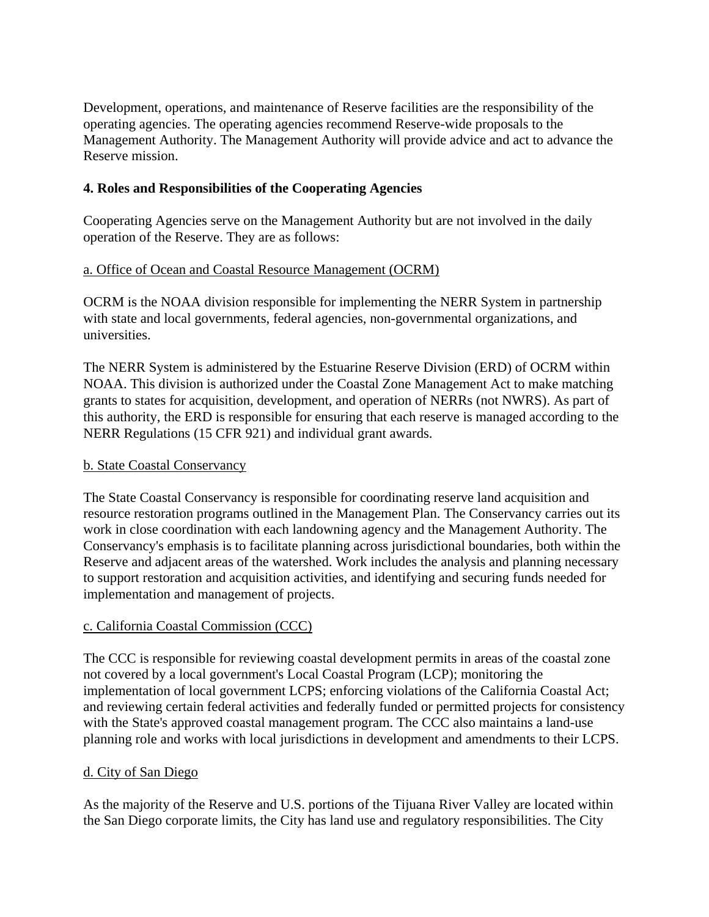Development, operations, and maintenance of Reserve facilities are the responsibility of the operating agencies. The operating agencies recommend Reserve-wide proposals to the Management Authority. The Management Authority will provide advice and act to advance the Reserve mission.

**4. Roles and Responsibilities of the Cooperating Agencies**

Cooperating Agencies serve on the Management Authority but are not involved in the daily operation of the Reserve. They are as follows:

a. Office of Ocean and Coastal Resource Management (OCRM)

OCRM is the NOAA division responsible for implementing the NERR System in partnership with state and local governments, federal agencies, non-governmental organizations, and universities.

The NERR System is administered by the Estuarine Reserve Division (ERD) of OCRM within NOAA. This division is authorized under the Coastal Zone Management Act to make matching grants to states for acquisition, development, and operation of NERRs (not NWRS). As part of this authority, the ERD is responsible for ensuring that each reserve is managed according to the NERR Regulations (15 CFR 921) and individual grant awards.

b. State Coastal Conservancy

The State Coastal Conservancy is responsible for coordinating reserve land acquisition and resource restoration programs outlined in the Management Plan. The Conservancy carries out its work in close coordination with each landowning agency and the Management Authority. The Conservancy's emphasis is to facilitate planning across jurisdictional boundaries, both within the Reserve and adjacent areas of the watershed. Work includes the analysis and planning necessary to support restoration and acquisition activities, and identifying and securing funds needed for implementation and management of projects.

c. California Coastal Commission (CCC)

The CCC is responsible for reviewing coastal development permits in areas of the coastal zone not covered by a local government's Local Coastal Program (LCP); monitoring the implementation of local government LCPS; enforcing violations of the California Coastal Act; and reviewing certain federal activities and federally funded or permitted projects for consistency with the State's approved coastal management program. The CCC also maintains a land-use planning role and works with local jurisdictions in development and amendments to their LCPS.

d. City of San Diego

As the majority of the Reserve and U.S. portions of the Tijuana River Valley are located within the San Diego corporate limits, the City has land use and regulatory responsibilities. The City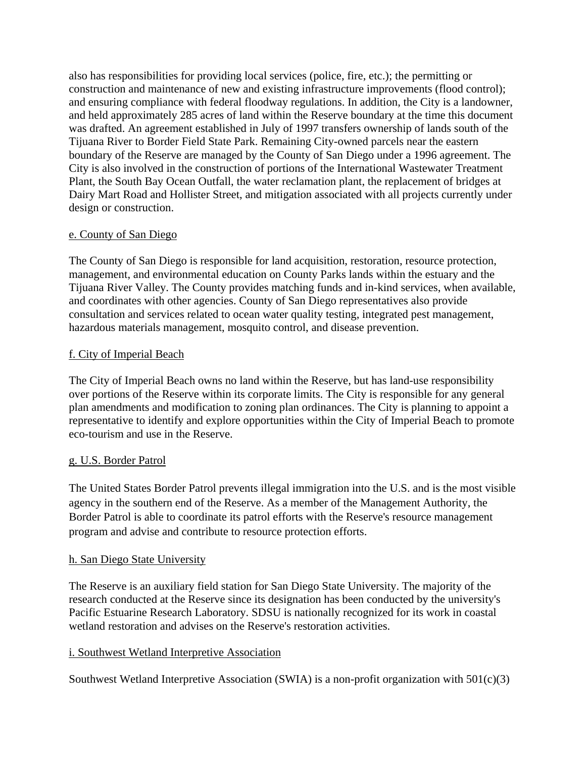also has responsibilities for providing local services (police, fire, etc.); the permitting or construction and maintenance of new and existing infrastructure improvements (flood control); and ensuring compliance with federal floodway regulations. In addition, the City is a landowner, and held approximately 285 acres of land within the Reserve boundary at the time this document was drafted. An agreement established in July of 1997 transfers ownership of lands south of the Tijuana River to Border Field State Park. Remaining City-owned parcels near the eastern boundary of the Reserve are managed by the County of San Diego under a 1996 agreement. The City is also involved in the construction of portions of the International Wastewater Treatment Plant, the South Bay Ocean Outfall, the water reclamation plant, the replacement of bridges at Dairy Mart Road and Hollister Street, and mitigation associated with all projects currently under design or construction.

e. County of San Diego

The County of San Diego is responsible for land acquisition, restoration, resource protection, management, and environmental education on County Parks lands within the estuary and the Tijuana River Valley. The County provides matching funds and in-kind services, when available, and coordinates with other agencies. County of San Diego representatives also provide consultation and services related to ocean water quality testing, integrated pest management, hazardous materials management, mosquito control, and disease prevention.

f. City of Imperial Beach

The City of Imperial Beach owns no land within the Reserve, but has land-use responsibility over portions of the Reserve within its corporate limits. The City is responsible for any general plan amendments and modification to zoning plan ordinances. The City is planning to appoint a representative to identify and explore opportunities within the City of Imperial Beach to promote eco-tourism and use in the Reserve.

g. U.S. Border Patrol

The United States Border Patrol prevents illegal immigration into the U.S. and is the most visible agency in the southern end of the Reserve. As a member of the Management Authority, the Border Patrol is able to coordinate its patrol efforts with the Reserve's resource management program and advise and contribute to resource protection efforts.

h. San Diego State University

The Reserve is an auxiliary field station for San Diego State University. The majority of the research conducted at the Reserve since its designation has been conducted by the university's Pacific Estuarine Research Laboratory. SDSU is nationally recognized for its work in coastal wetland restoration and advises on the Reserve's restoration activities.

i. Southwest Wetland Interpretive Association

Southwest Wetland Interpretive Association (SWIA) is a non-profit organization with 501(c)(3)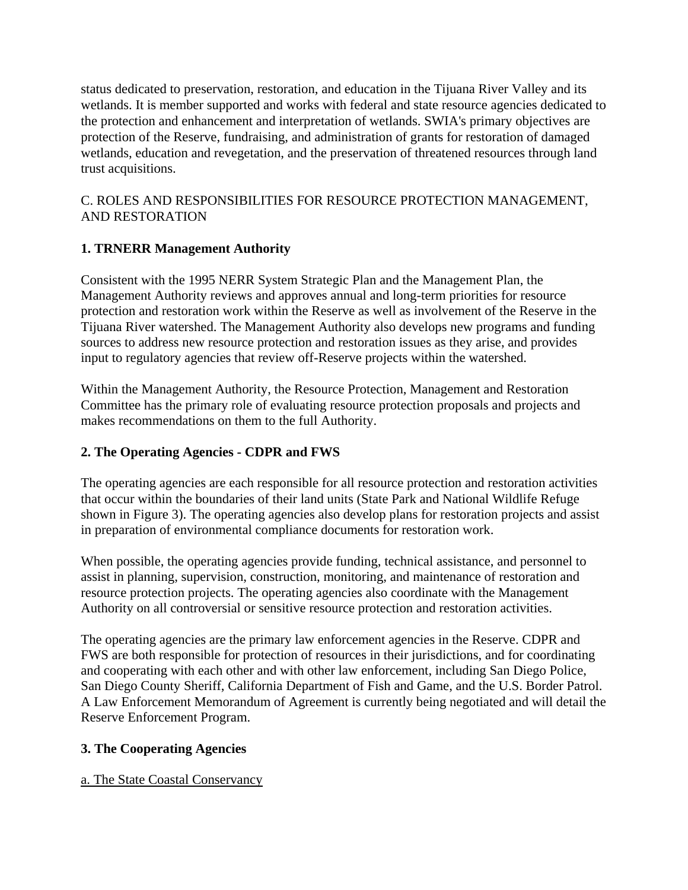status dedicated to preservation, restoration, and education in the Tijuana River Valley and its wetlands. It is member supported and works with federal and state resource agencies dedicated to the protection and enhancement and interpretation of wetlands. SWIA's primary objectives are protection of the Reserve, fundraising, and administration of grants for restoration of damaged wetlands, education and revegetation, and the preservation of threatened resources through land trust acquisitions.

C. ROLES AND RESPONSIBILITIES FOR RESOURCE PROTECTION MANAGEMENT, AND RESTORATION

**1. TRNERR Management Authority**

Consistent with the 1995 NERR System Strategic Plan and the Management Plan, the Management Authority reviews and approves annual and long-term priorities for resource protection and restoration work within the Reserve as well as involvement of the Reserve in the Tijuana River watershed. The Management Authority also develops new programs and funding sources to address new resource protection and restoration issues as they arise, and provides input to regulatory agencies that review off-Reserve projects within the watershed.

Within the Management Authority, the Resource Protection, Management and Restoration Committee has the primary role of evaluating resource protection proposals and projects and makes recommendations on them to the full Authority.

**2. The Operating Agencies - CDPR and FWS**

The operating agencies are each responsible for all resource protection and restoration activities that occur within the boundaries of their land units (State Park and National Wildlife Refuge shown in Figure 3). The operating agencies also develop plans for restoration projects and assist in preparation of environmental compliance documents for restoration work.

When possible, the operating agencies provide funding, technical assistance, and personnel to assist in planning, supervision, construction, monitoring, and maintenance of restoration and resource protection projects. The operating agencies also coordinate with the Management Authority on all controversial or sensitive resource protection and restoration activities.

The operating agencies are the primary law enforcement agencies in the Reserve. CDPR and FWS are both responsible for protection of resources in their jurisdictions, and for coordinating and cooperating with each other and with other law enforcement, including San Diego Police, San Diego County Sheriff, California Department of Fish and Game, and the U.S. Border Patrol. A Law Enforcement Memorandum of Agreement is currently being negotiated and will detail the Reserve Enforcement Program.

**3. The Cooperating Agencies**

a. The State Coastal Conservancy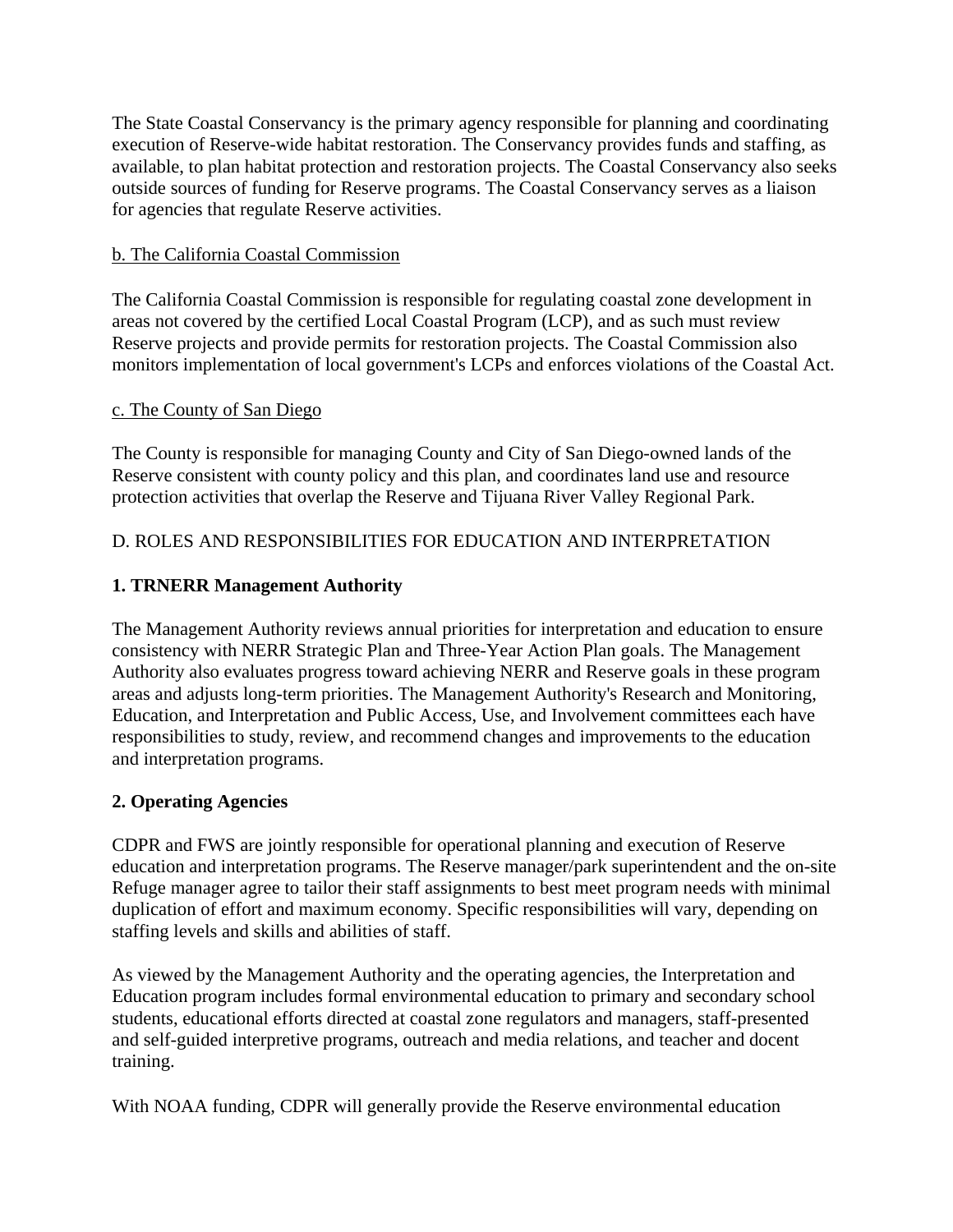The State Coastal Conservancy is the primary agency responsible for planning and coordinating execution of Reserve-wide habitat restoration. The Conservancy provides funds and staffing, as available, to plan habitat protection and restoration projects. The Coastal Conservancy also seeks outside sources of funding for Reserve programs. The Coastal Conservancy serves as a liaison for agencies that regulate Reserve activities.

b. The California Coastal Commission

The California Coastal Commission is responsible for regulating coastal zone development in areas not covered by the certified Local Coastal Program (LCP), and as such must review Reserve projects and provide permits for restoration projects. The Coastal Commission also monitors implementation of local government's LCPs and enforces violations of the Coastal Act.

c. The County of San Diego

The County is responsible for managing County and City of San Diego-owned lands of the Reserve consistent with county policy and this plan, and coordinates land use and resource protection activities that overlap the Reserve and Tijuana River Valley Regional Park.

D. ROLES AND RESPONSIBILITIES FOR EDUCATION AND INTERPRETATION

**1. TRNERR Management Authority**

The Management Authority reviews annual priorities for interpretation and education to ensure consistency with NERR Strategic Plan and Three-Year Action Plan goals. The Management Authority also evaluates progress toward achieving NERR and Reserve goals in these program areas and adjusts long-term priorities. The Management Authority's Research and Monitoring, Education, and Interpretation and Public Access, Use, and Involvement committees each have responsibilities to study, review, and recommend changes and improvements to the education and interpretation programs.

**2. Operating Agencies**

CDPR and FWS are jointly responsible for operational planning and execution of Reserve education and interpretation programs. The Reserve manager/park superintendent and the on-site Refuge manager agree to tailor their staff assignments to best meet program needs with minimal duplication of effort and maximum economy. Specific responsibilities will vary, depending on staffing levels and skills and abilities of staff.

As viewed by the Management Authority and the operating agencies, the Interpretation and Education program includes formal environmental education to primary and secondary school students, educational efforts directed at coastal zone regulators and managers, staff-presented and self-guided interpretive programs, outreach and media relations, and teacher and docent training.

With NOAA funding, CDPR will generally provide the Reserve environmental education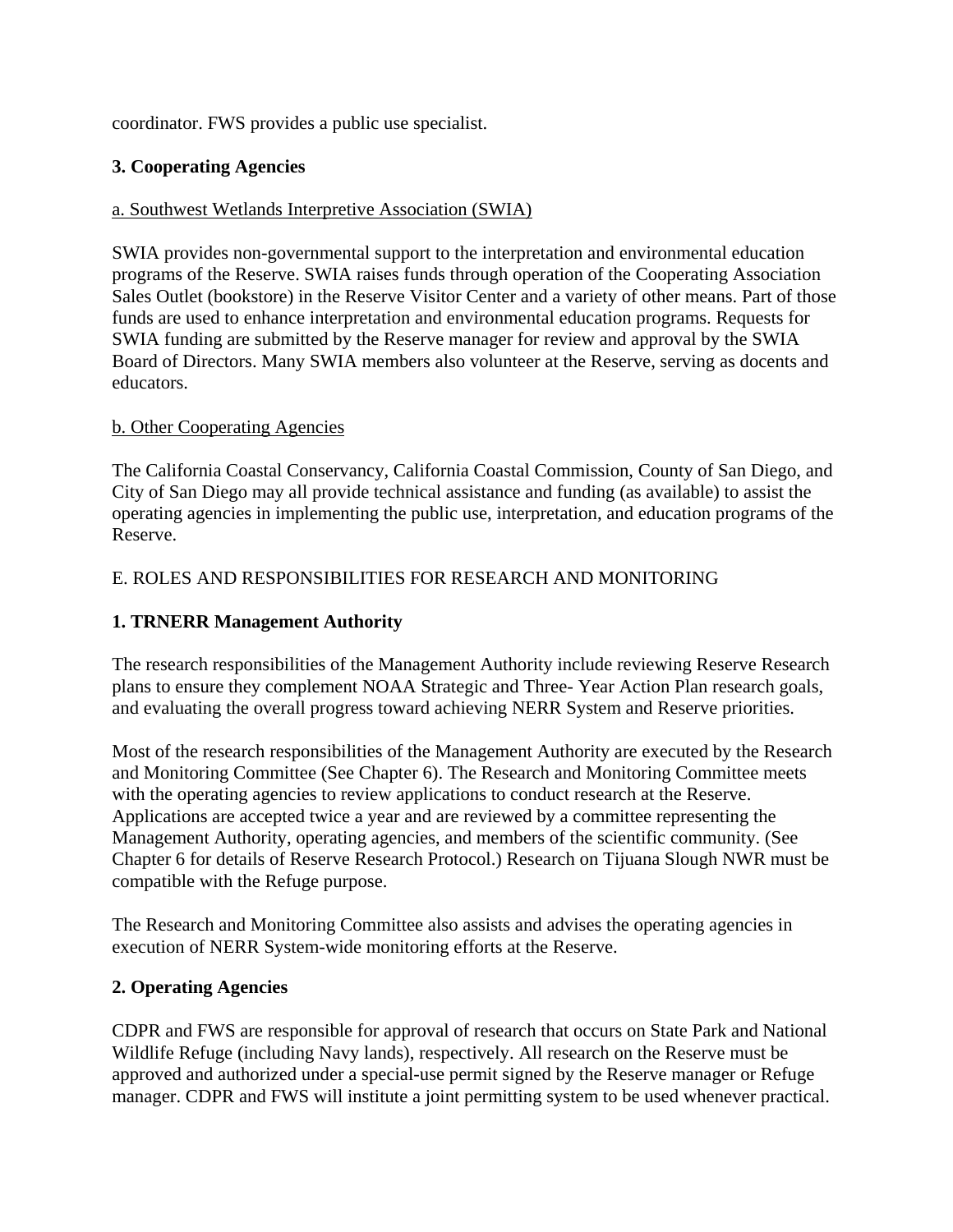coordinator. FWS provides a public use specialist.

**3. Cooperating Agencies**

a. Southwest Wetlands Interpretive Association (SWIA)

SWIA provides non-governmental support to the interpretation and environmental education programs of the Reserve. SWIA raises funds through operation of the Cooperating Association Sales Outlet (bookstore) in the Reserve Visitor Center and a variety of other means. Part of those funds are used to enhance interpretation and environmental education programs. Requests for SWIA funding are submitted by the Reserve manager for review and approval by the SWIA Board of Directors. Many SWIA members also volunteer at the Reserve, serving as docents and educators.

b. Other Cooperating Agencies

The California Coastal Conservancy, California Coastal Commission, County of San Diego, and City of San Diego may all provide technical assistance and funding (as available) to assist the operating agencies in implementing the public use, interpretation, and education programs of the Reserve.

E. ROLES AND RESPONSIBILITIES FOR RESEARCH AND MONITORING

**1. TRNERR Management Authority**

The research responsibilities of the Management Authority include reviewing Reserve Research plans to ensure they complement NOAA Strategic and Three- Year Action Plan research goals, and evaluating the overall progress toward achieving NERR System and Reserve priorities.

Most of the research responsibilities of the Management Authority are executed by the Research and Monitoring Committee (See Chapter 6). The Research and Monitoring Committee meets with the operating agencies to review applications to conduct research at the Reserve. Applications are accepted twice a year and are reviewed by a committee representing the Management Authority, operating agencies, and members of the scientific community. (See Chapter 6 for details of Reserve Research Protocol.) Research on Tijuana Slough NWR must be compatible with the Refuge purpose.

The Research and Monitoring Committee also assists and advises the operating agencies in execution of NERR System-wide monitoring efforts at the Reserve.

**2. Operating Agencies**

CDPR and FWS are responsible for approval of research that occurs on State Park and National Wildlife Refuge (including Navy lands), respectively. All research on the Reserve must be approved and authorized under a special-use permit signed by the Reserve manager or Refuge manager. CDPR and FWS will institute a joint permitting system to be used whenever practical.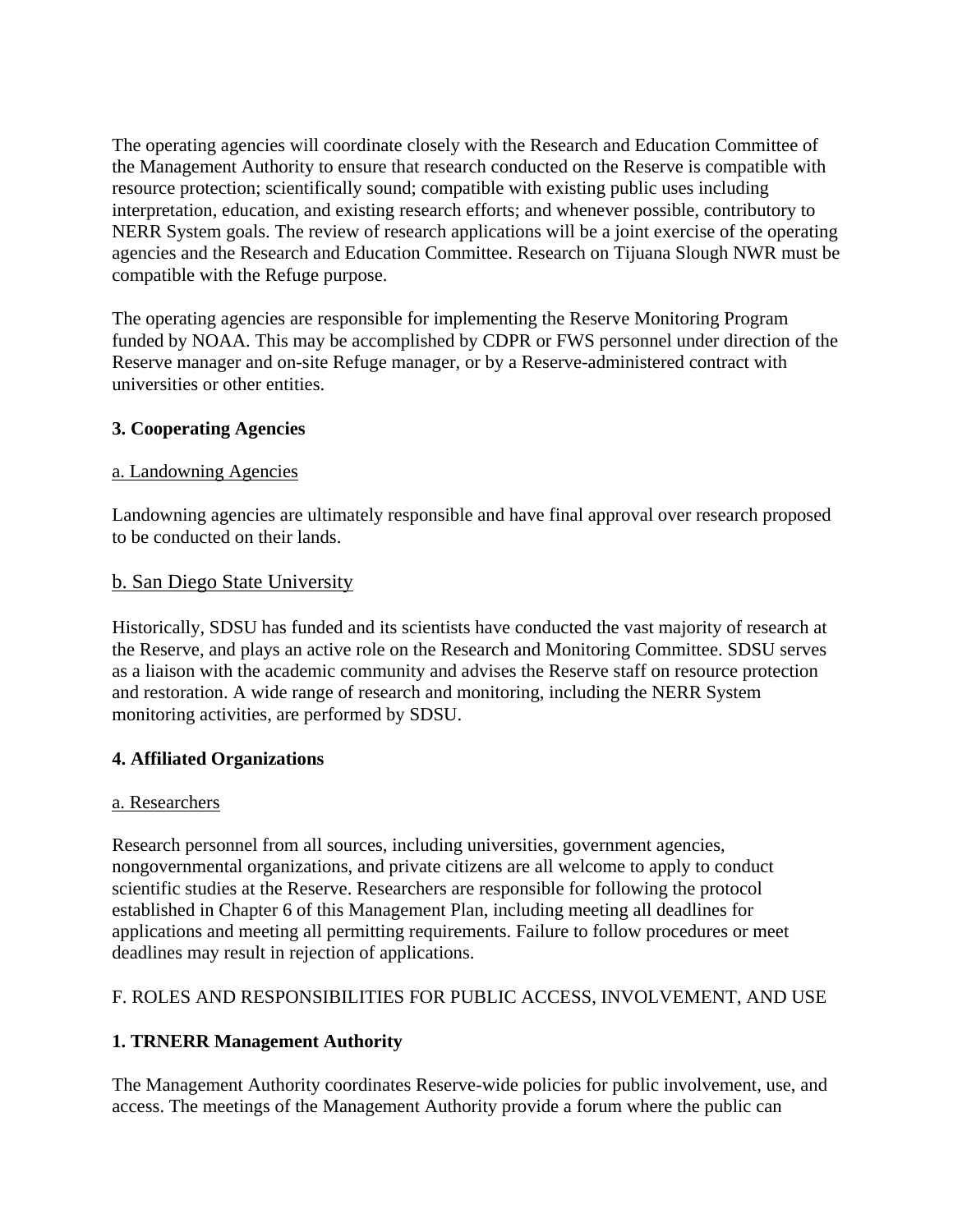The operating agencies will coordinate closely with the Research and Education Committee of the Management Authority to ensure that research conducted on the Reserve is compatible with resource protection; scientifically sound; compatible with existing public uses including interpretation, education, and existing research efforts; and whenever possible, contributory to NERR System goals. The review of research applications will be a joint exercise of the operating agencies and the Research and Education Committee. Research on Tijuana Slough NWR must be compatible with the Refuge purpose.

The operating agencies are responsible for implementing the Reserve Monitoring Program funded by NOAA. This may be accomplished by CDPR or FWS personnel under direction of the Reserve manager and on-site Refuge manager, or by a Reserve-administered contract with universities or other entities.

**3. Cooperating Agencies**

a. Landowning Agencies

Landowning agencies are ultimately responsible and have final approval over research proposed to be conducted on their lands.

b. San Diego State University

Historically, SDSU has funded and its scientists have conducted the vast majority of research at the Reserve, and plays an active role on the Research and Monitoring Committee. SDSU serves as a liaison with the academic community and advises the Reserve staff on resource protection and restoration. A wide range of research and monitoring, including the NERR System monitoring activities, are performed by SDSU.

**4. Affiliated Organizations**

a. Researchers

Research personnel from all sources, including universities, government agencies, nongovernmental organizations, and private citizens are all welcome to apply to conduct scientific studies at the Reserve. Researchers are responsible for following the protocol established in Chapter 6 of this Management Plan, including meeting all deadlines for applications and meeting all permitting requirements. Failure to follow procedures or meet deadlines may result in rejection of applications.

F. ROLES AND RESPONSIBILITIES FOR PUBLIC ACCESS, INVOLVEMENT, AND USE

**1. TRNERR Management Authority**

The Management Authority coordinates Reserve-wide policies for public involvement, use, and access. The meetings of the Management Authority provide a forum where the public can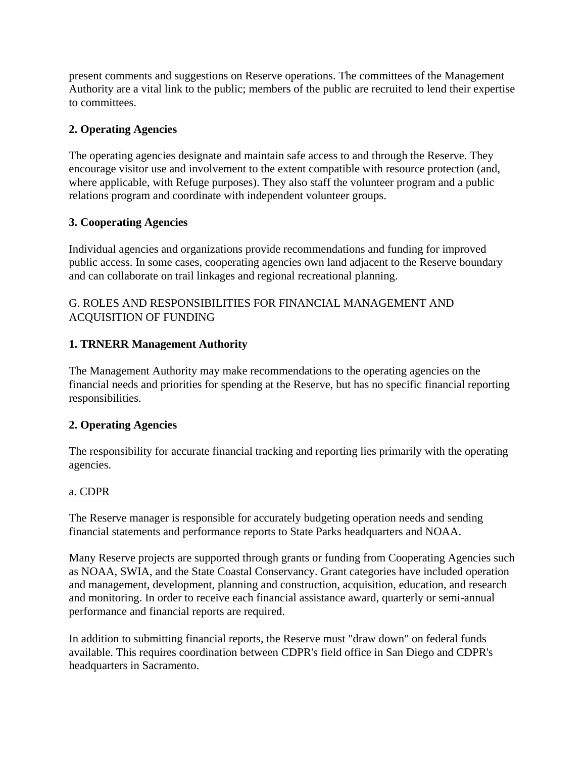present comments and suggestions on Reserve operations. The committees of the Management Authority are a vital link to the public; members of the public are recruited to lend their expertise to committees.

**2. Operating Agencies**

The operating agencies designate and maintain safe access to and through the Reserve. They encourage visitor use and involvement to the extent compatible with resource protection (and, where applicable, with Refuge purposes). They also staff the volunteer program and a public relations program and coordinate with independent volunteer groups.

**3. Cooperating Agencies**

Individual agencies and organizations provide recommendations and funding for improved public access. In some cases, cooperating agencies own land adjacent to the Reserve boundary and can collaborate on trail linkages and regional recreational planning.

## G. ROLES AND RESPONSIBILITIES FOR FINANCIAL MANAGEMENT AND ACQUISITION OF FUNDING

**1. TRNERR Management Authority**

The Management Authority may make recommendations to the operating agencies on the financial needs and priorities for spending at the Reserve, but has no specific financial reporting responsibilities.

**2. Operating Agencies**

The responsibility for accurate financial tracking and reporting lies primarily with the operating agencies.

a. CDPR

The Reserve manager is responsible for accurately budgeting operation needs and sending financial statements and performance reports to State Parks headquarters and NOAA.

Many Reserve projects are supported through grants or funding from Cooperating Agencies such as NOAA, SWIA, and the State Coastal Conservancy. Grant categories have included operation and management, development, planning and construction, acquisition, education, and research and monitoring. In order to receive each financial assistance award, quarterly or semi-annual performance and financial reports are required.

In addition to submitting financial reports, the Reserve must "draw down" on federal funds available. This requires coordination between CDPR's field office in San Diego and CDPR's headquarters in Sacramento.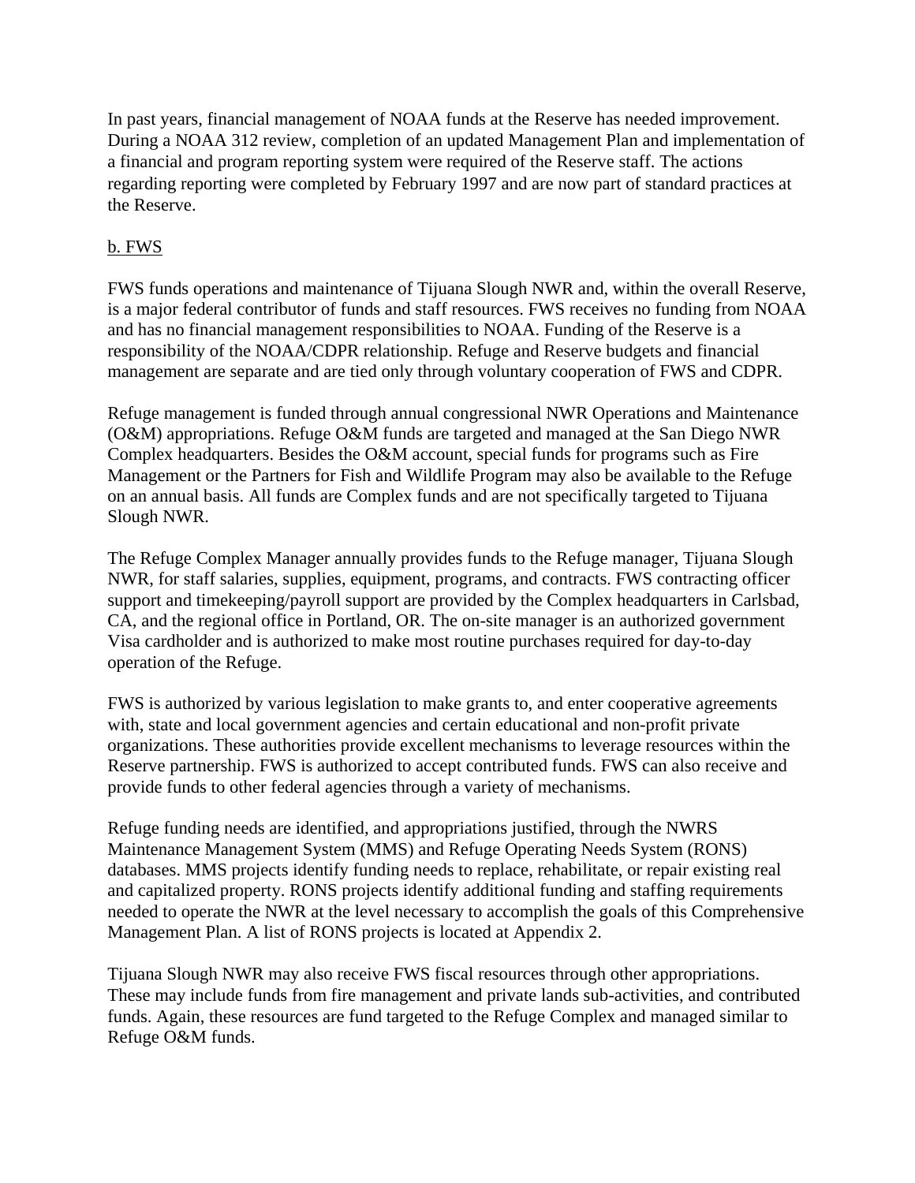In past years, financial management of NOAA funds at the Reserve has needed improvement. During a NOAA 312 review, completion of an updated Management Plan and implementation of a financial and program reporting system were required of the Reserve staff. The actions regarding reporting were completed by February 1997 and are now part of standard practices at the Reserve.

b. FWS

FWS funds operations and maintenance of Tijuana Slough NWR and, within the overall Reserve, is a major federal contributor of funds and staff resources. FWS receives no funding from NOAA and has no financial management responsibilities to NOAA. Funding of the Reserve is a responsibility of the NOAA/CDPR relationship. Refuge and Reserve budgets and financial management are separate and are tied only through voluntary cooperation of FWS and CDPR.

Refuge management is funded through annual congressional NWR Operations and Maintenance (O&M) appropriations. Refuge O&M funds are targeted and managed at the San Diego NWR Complex headquarters. Besides the O&M account, special funds for programs such as Fire Management or the Partners for Fish and Wildlife Program may also be available to the Refuge on an annual basis. All funds are Complex funds and are not specifically targeted to Tijuana Slough NWR.

The Refuge Complex Manager annually provides funds to the Refuge manager, Tijuana Slough NWR, for staff salaries, supplies, equipment, programs, and contracts. FWS contracting officer support and timekeeping/payroll support are provided by the Complex headquarters in Carlsbad, CA, and the regional office in Portland, OR. The on-site manager is an authorized government Visa cardholder and is authorized to make most routine purchases required for day-to-day operation of the Refuge.

FWS is authorized by various legislation to make grants to, and enter cooperative agreements with, state and local government agencies and certain educational and non-profit private organizations. These authorities provide excellent mechanisms to leverage resources within the Reserve partnership. FWS is authorized to accept contributed funds. FWS can also receive and provide funds to other federal agencies through a variety of mechanisms.

Refuge funding needs are identified, and appropriations justified, through the NWRS Maintenance Management System (MMS) and Refuge Operating Needs System (RONS) databases. MMS projects identify funding needs to replace, rehabilitate, or repair existing real and capitalized property. RONS projects identify additional funding and staffing requirements needed to operate the NWR at the level necessary to accomplish the goals of this Comprehensive Management Plan. A list of RONS projects is located at Appendix 2.

Tijuana Slough NWR may also receive FWS fiscal resources through other appropriations. These may include funds from fire management and private lands sub-activities, and contributed funds. Again, these resources are fund targeted to the Refuge Complex and managed similar to Refuge O&M funds.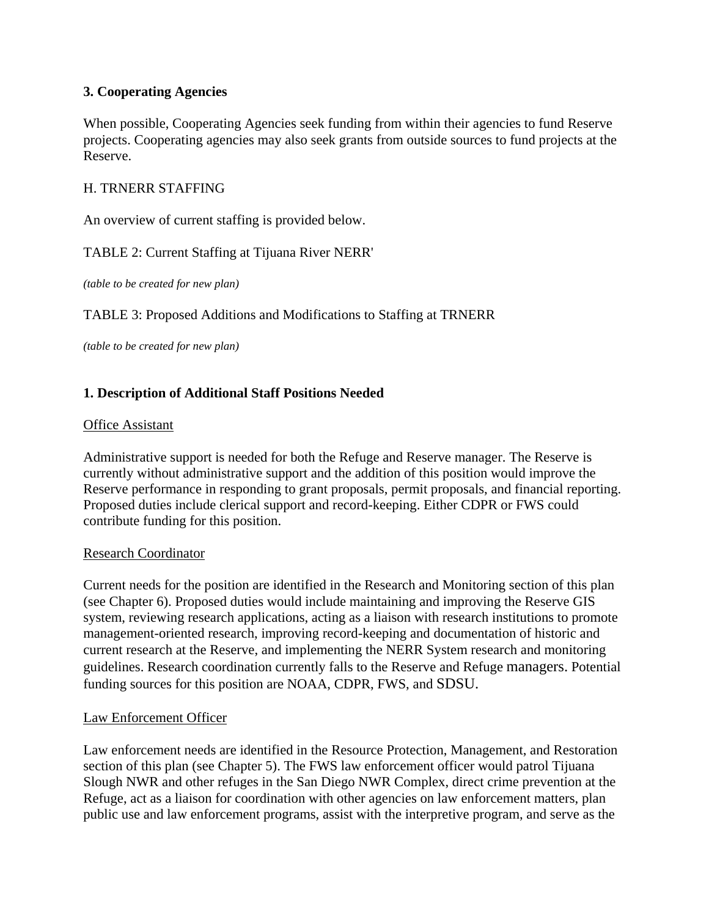### 3. Cooperating Agencies

When possible, Cooperating Agencies seek funding from within their agencies to fund Reserve projects. Cooperating agencies may also seek grants from outside sources to fund projects at the Reserve.

## H. TRNERR STAFFING

An overview of current staffing is provided below.

TABLE 2: Current Staffing at Tijuana River NERR'

*(table to be created for new plan)*

TABLE 3: Proposed Additions and Modifications to Staffing at TRNERR

*(table to be created for new plan)*

### 1. Description of Additional Staff Positions Needed

Office Assistant

Administrative support is needed for both the Refuge and Reserve manager. The Reserve is currently without administrative support and the addition of this position would improve the Reserve performance in responding to grant proposals, permit proposals, and financial reporting. Proposed duties include clerical support and record-keeping. Either CDPR or FWS could contribute funding for this position.

Research Coordinator

Current needs for the position are identified in the Research and Monitoring section of this plan (see Chapter 6). Proposed duties would include maintaining and improving the Reserve GIS system, reviewing research applications, acting as a liaison with research institutions to promote management-oriented research, improving record-keeping and documentation of historic and current research at the Reserve, and implementing the NERR System research and monitoring guidelines. Research coordination currently falls to the Reserve and Refuge managers. Potential funding sources for this position are NOAA, CDPR, FWS, and SDSU.

Law Enforcement Officer

Law enforcement needs are identified in the Resource Protection, Management, and Restoration section of this plan (see Chapter 5). The FWS law enforcement officer would patrol Tijuana Slough NWR and other refuges in the San Diego NWR Complex, direct crime prevention at the Refuge, act as a liaison for coordination with other agencies on law enforcement matters, plan public use and law enforcement programs, assist with the interpretive program, and serve as the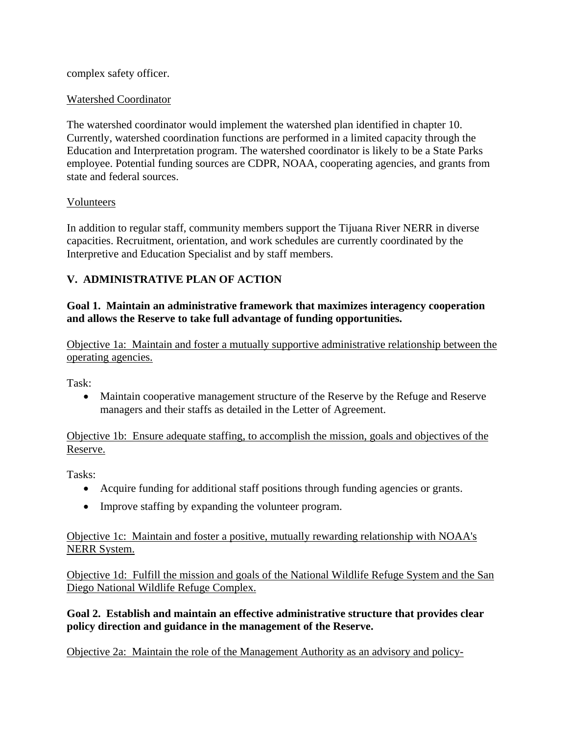complex safety officer.

Watershed Coordinator

The watershed coordinator would implement the watershed plan identified in chapter 10. Currently, watershed coordination functions are performed in a limited capacity through the Education and Interpretation program. The watershed coordinator is likely to be a State Parks employee. Potential funding sources are CDPR, NOAA, cooperating agencies, and grants from state and federal sources.

Volunteers

In addition to regular staff, community members support the Tijuana River NERR in diverse capacities. Recruitment, orientation, and work schedules are currently coordinated by the Interpretive and Education Specialist and by staff members.

## V. ADMINISTRATIVE PLAN OF ACTION

**Goal 1. Maintain an administrative framework that maximizes interagency cooperation and allows the Reserve to take full advantage of funding opportunities.**

Objective 1a: Maintain and foster a mutually supportive administrative relationship between the operating agencies.

Task:

- Maintain cooperative management structure of the Reserve by the Refuge and Reserve managers and their staffs as detailed in the Letter of Agreement.

Objective 1b: Ensure adequate staffing, to accomplish the mission, goals and objectives of the Reserve.

Tasks:

- Acquire funding for additional staff positions through funding agencies or grants.
- Improve staffing by expanding the volunteer program.

Objective 1c: Maintain and foster a positive, mutually rewarding relationship with NOAA's NERR System.

Objective 1d: Fulfill the mission and goals of the National Wildlife Refuge System and the San Diego National Wildlife Refuge Complex.

**Goal 2. Establish and maintain an effective administrative structure that provides clear policy direction and guidance in the management of the Reserve.**

Objective 2a: Maintain the role of the Management Authority as an advisory and policy-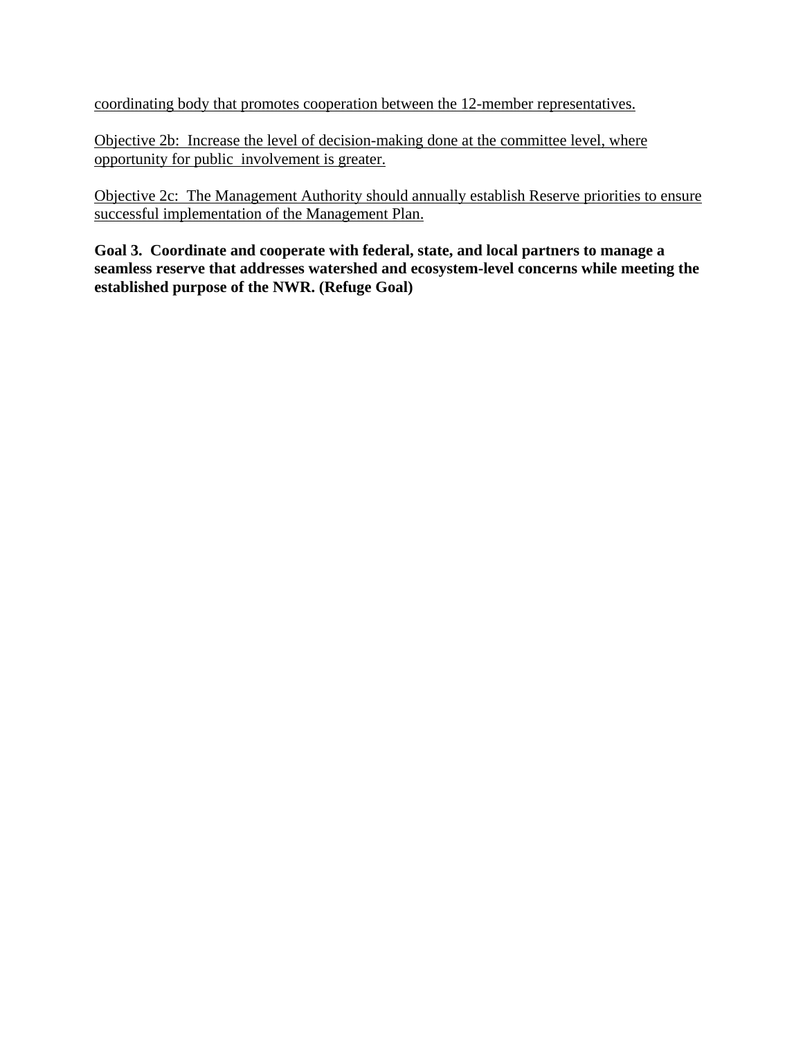coordinating body that promotes cooperation between the 12-member representatives.

Objective 2b: Increase the level of decision-making done at the committee level, where opportunity for public involvement is greater.

Objective 2c: The Management Authority should annually establish Reserve priorities to ensure successful implementation of the Management Plan.

**Goal 3. Coordinate and cooperate with federal, state, and local partners to manage a seamless reserve that addresses watershed and ecosystem-level concerns while meeting the established purpose of the NWR. (Refuge Goal)**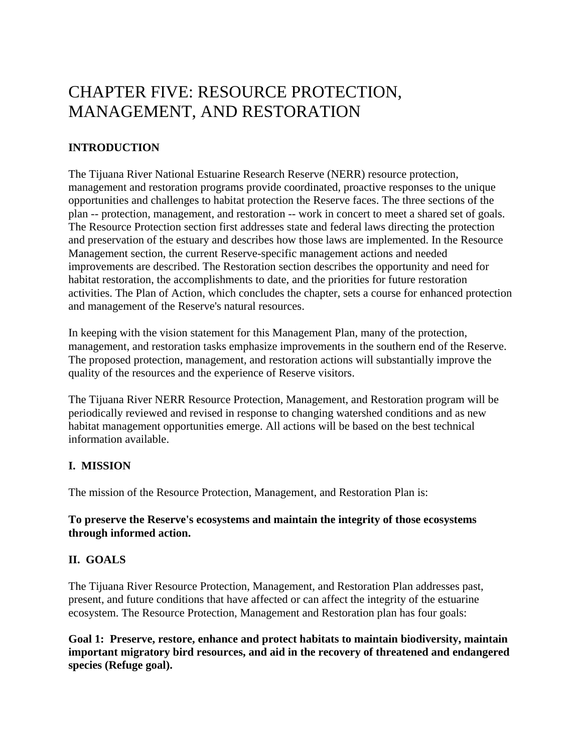# CHAPTER FIVE: RESOURCE PROTECTION, MANAGEMENT, AND RESTORATION

## INTRODUCTION

The Tijuana River National Estuarine Research Reserve (NERR) resource protection, management and restoration programs provide coordinated, proactive responses to the unique opportunities and challenges to habitat protection the Reserve faces. The three sections of the plan -- protection, management, and restoration -- work in concert to meet a shared set of goals. The Resource Protection section first addresses state and federal laws directing the protection and preservation of the estuary and describes how those laws are implemented. In the Resource Management section, the current Reserve-specific management actions and needed improvements are described. The Restoration section describes the opportunity and need for habitat restoration, the accomplishments to date, and the priorities for future restoration activities. The Plan of Action, which concludes the chapter, sets a course for enhanced protection and management of the Reserve's natural resources.

In keeping with the vision statement for this Management Plan, many of the protection, management, and restoration tasks emphasize improvements in the southern end of the Reserve. The proposed protection, management, and restoration actions will substantially improve the quality of the resources and the experience of Reserve visitors.

The Tijuana River NERR Resource Protection, Management, and Restoration program will be periodically reviewed and revised in response to changing watershed conditions and as new habitat management opportunities emerge. All actions will be based on the best technical information available.

## I. MISSION

The mission of the Resource Protection, Management, and Restoration Plan is:

**To preserve the Reserve's ecosystems and maintain the integrity of those ecosystems through informed action.**

## II. GOALS

The Tijuana River Resource Protection, Management, and Restoration Plan addresses past, present, and future conditions that have affected or can affect the integrity of the estuarine ecosystem. The Resource Protection, Management and Restoration plan has four goals:

**Goal 1: Preserve, restore, enhance and protect habitats to maintain biodiversity, maintain important migratory bird resources, and aid in the recovery of threatened and endangered species (Refuge goal).**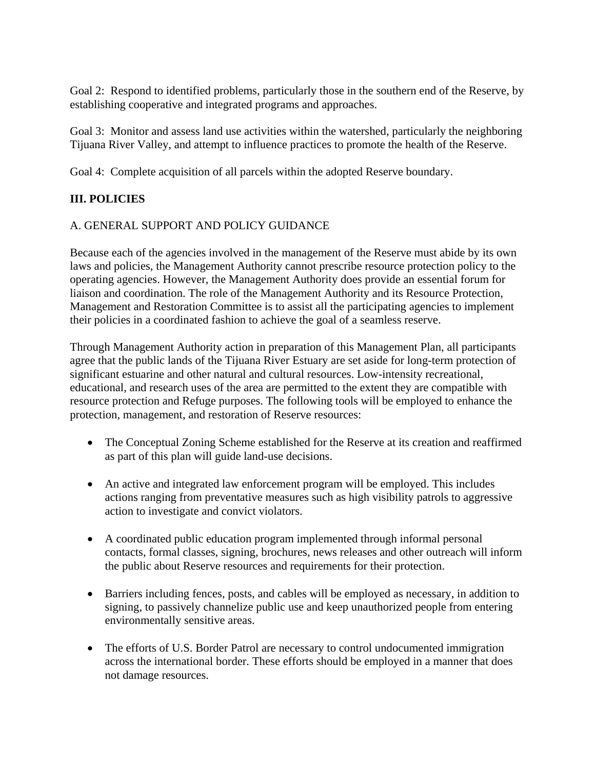Goal 2: Respond to identified problems, particularly those in the southern end of the Reserve, by establishing cooperative and integrated programs and approaches.

Goal 3: Monitor and assess land use activities within the watershed, particularly the neighboring Tijuana River Valley, and attempt to influence practices to promote the health of the Reserve.

Goal 4: Complete acquisition of all parcels within the adopted Reserve boundary.

## III. POLICIES

### A. GENERAL SUPPORT AND POLICY GUIDANCE

Because each of the agencies involved in the management of the Reserve must abide by its own laws and policies, the Management Authority cannot prescribe resource protection policy to the operating agencies. However, the Management Authority does provide an essential forum for liaison and coordination. The role of the Management Authority and its Resource Protection, Management and Restoration Committee is to assist all the participating agencies to implement their policies in a coordinated fashion to achieve the goal of a seamless reserve.

Through Management Authority action in preparation of this Management Plan, all participants agree that the public lands of the Tijuana River Estuary are set aside for long-term protection of significant estuarine and other natural and cultural resources. Low-intensity recreational, educational, and research uses of the area are permitted to the extent they are compatible with resource protection and Refuge purposes. The following tools will be employed to enhance the protection, management, and restoration of Reserve resources:

- The Conceptual Zoning Scheme established for the Reserve at its creation and reaffirmed as part of this plan will guide land-use decisions.
- An active and integrated law enforcement program will be employed. This includes actions ranging from preventative measures such as high visibility patrols to aggressive action to investigate and convict violators.
- A coordinated public education program implemented through informal personal contacts, formal classes, signing, brochures, news releases and other outreach will inform the public about Reserve resources and requirements for their protection.
- Barriers including fences, posts, and cables will be employed as necessary, in addition to signing, to passively channelize public use and keep unauthorized people from entering environmentally sensitive areas.
- The efforts of U.S. Border Patrol are necessary to control undocumented immigration across the international border. These efforts should be employed in a manner that does not damage resources.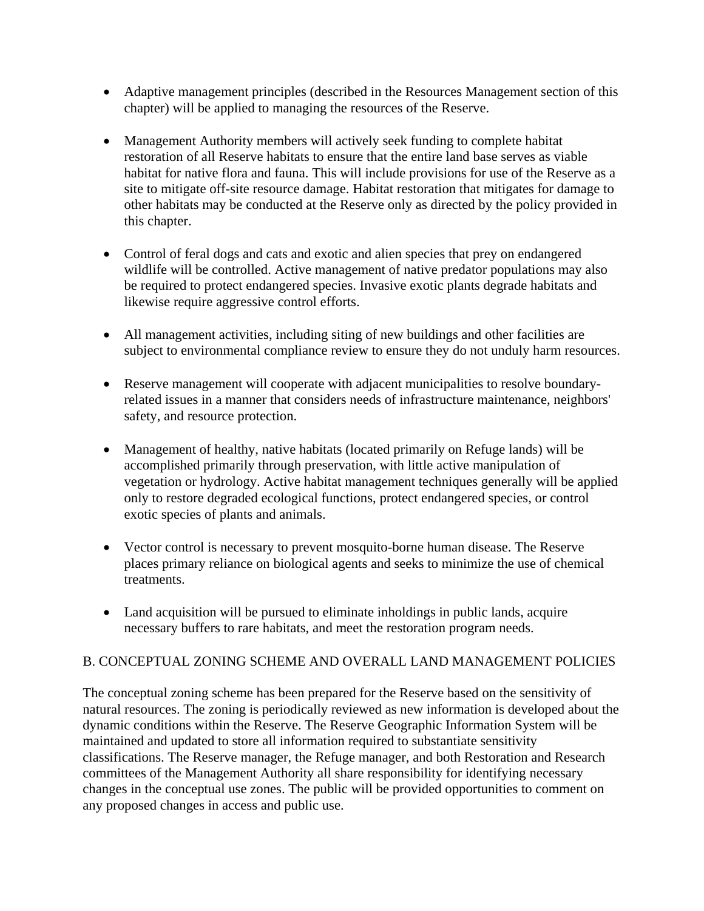- Adaptive management principles (described in the Resources Management section of this chapter) will be applied to managing the resources of the Reserve.

- Management Authority members will actively seek funding to complete habitat restoration of all Reserve habitats to ensure that the entire land base serves as viable habitat for native flora and fauna. This will include provisions for use of the Reserve as a site to mitigate off-site resource damage. Habitat restoration that mitigates for damage to other habitats may be conducted at the Reserve only as directed by the policy provided in this chapter.

- Control of feral dogs and cats and exotic and alien species that prey on endangered wildlife will be controlled. Active management of native predator populations may also be required to protect endangered species. Invasive exotic plants degrade habitats and likewise require aggressive control efforts.

- All management activities, including siting of new buildings and other facilities are subject to environmental compliance review to ensure they do not unduly harm resources.

- Reserve management will cooperate with adjacent municipalities to resolve boundary-related issues in a manner that considers needs of infrastructure maintenance, neighbors' safety, and resource protection.

- Management of healthy, native habitats (located primarily on Refuge lands) will be accomplished primarily through preservation, with little active manipulation of vegetation or hydrology. Active habitat management techniques generally will be applied only to restore degraded ecological functions, protect endangered species, or control exotic species of plants and animals.

- Vector control is necessary to prevent mosquito-borne human disease. The Reserve places primary reliance on biological agents and seeks to minimize the use of chemical treatments.

- Land acquisition will be pursued to eliminate inholdings in public lands, acquire necessary buffers to rare habitats, and meet the restoration program needs.

## B. CONCEPTUAL ZONING SCHEME AND OVERALL LAND MANAGEMENT POLICIES

The conceptual zoning scheme has been prepared for the Reserve based on the sensitivity of natural resources. The zoning is periodically reviewed as new information is developed about the dynamic conditions within the Reserve. The Reserve Geographic Information System will be maintained and updated to store all information required to substantiate sensitivity classifications. The Reserve manager, the Refuge manager, and both Restoration and Research committees of the Management Authority all share responsibility for identifying necessary changes in the conceptual use zones. The public will be provided opportunities to comment on any proposed changes in access and public use.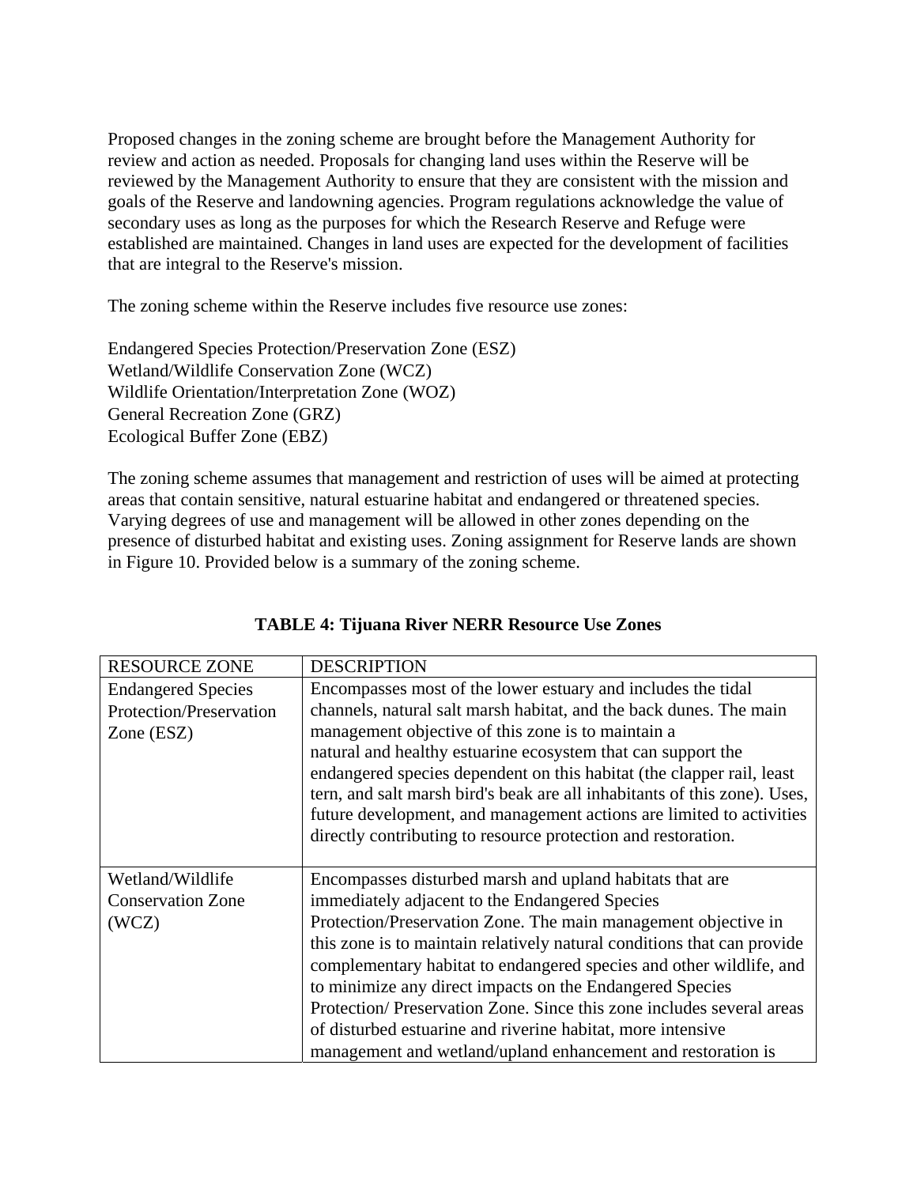Proposed changes in the zoning scheme are brought before the Management Authority for review and action as needed. Proposals for changing land uses within the Reserve will be reviewed by the Management Authority to ensure that they are consistent with the mission and goals of the Reserve and landowning agencies. Program regulations acknowledge the value of secondary uses as long as the purposes for which the Research Reserve and Refuge were established are maintained. Changes in land uses are expected for the development of facilities that are integral to the Reserve's mission.

The zoning scheme within the Reserve includes five resource use zones:

Endangered Species Protection/Preservation Zone (ESZ)
Wetland/Wildlife Conservation Zone (WCZ)
Wildlife Orientation/Interpretation Zone (WOZ)
General Recreation Zone (GRZ)
Ecological Buffer Zone (EBZ)

The zoning scheme assumes that management and restriction of uses will be aimed at protecting areas that contain sensitive, natural estuarine habitat and endangered or threatened species. Varying degrees of use and management will be allowed in other zones depending on the presence of disturbed habitat and existing uses. Zoning assignment for Reserve lands are shown in Figure 10. Provided below is a summary of the zoning scheme.

**TABLE 4: Tijuana River NERR Resource Use Zones**

| RESOURCE ZONE | DESCRIPTION |
|---|---|
| Endangered Species Protection/Preservation Zone (ESZ) | Encompasses most of the lower estuary and includes the tidal channels, natural salt marsh habitat, and the back dunes. The main management objective of this zone is to maintain a natural and healthy estuarine ecosystem that can support the endangered species dependent on this habitat (the clapper rail, least tern, and salt marsh bird's beak are all inhabitants of this zone). Uses, future development, and management actions are limited to activities directly contributing to resource protection and restoration. |
| Wetland/Wildlife Conservation Zone (WCZ) | Encompasses disturbed marsh and upland habitats that are immediately adjacent to the Endangered Species Protection/Preservation Zone. The main management objective in this zone is to maintain relatively natural conditions that can provide complementary habitat to endangered species and other wildlife, and to minimize any direct impacts on the Endangered Species Protection/ Preservation Zone. Since this zone includes several areas of disturbed estuarine and riverine habitat, more intensive management and wetland/upland enhancement and restoration is |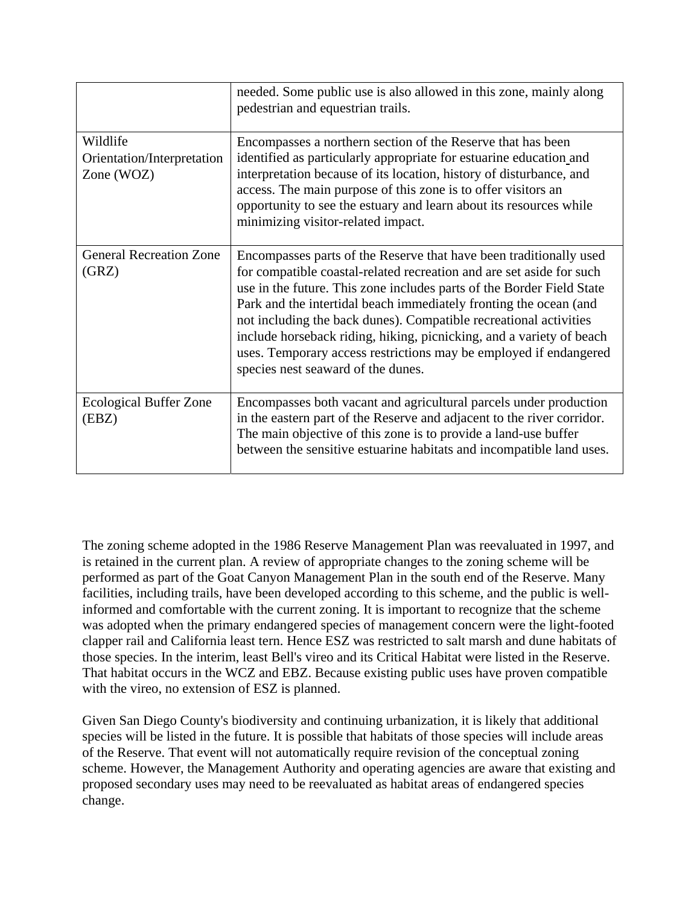| | |
|---|---|
| | needed. Some public use is also allowed in this zone, mainly along pedestrian and equestrian trails. |
| Wildlife Orientation/Interpretation Zone (WOZ) | Encompasses a northern section of the Reserve that has been identified as particularly appropriate for estuarine education and interpretation because of its location, history of disturbance, and access. The main purpose of this zone is to offer visitors an opportunity to see the estuary and learn about its resources while minimizing visitor-related impact. |
| General Recreation Zone (GRZ) | Encompasses parts of the Reserve that have been traditionally used for compatible coastal-related recreation and are set aside for such use in the future. This zone includes parts of the Border Field State Park and the intertidal beach immediately fronting the ocean (and not including the back dunes). Compatible recreational activities include horseback riding, hiking, picnicking, and a variety of beach uses. Temporary access restrictions may be employed if endangered species nest seaward of the dunes. |
| Ecological Buffer Zone (EBZ) | Encompasses both vacant and agricultural parcels under production in the eastern part of the Reserve and adjacent to the river corridor. The main objective of this zone is to provide a land-use buffer between the sensitive estuarine habitats and incompatible land uses. |

The zoning scheme adopted in the 1986 Reserve Management Plan was reevaluated in 1997, and is retained in the current plan. A review of appropriate changes to the zoning scheme will be performed as part of the Goat Canyon Management Plan in the south end of the Reserve. Many facilities, including trails, have been developed according to this scheme, and the public is well-informed and comfortable with the current zoning. It is important to recognize that the scheme was adopted when the primary endangered species of management concern were the light-footed clapper rail and California least tern. Hence ESZ was restricted to salt marsh and dune habitats of those species. In the interim, least Bell's vireo and its Critical Habitat were listed in the Reserve. That habitat occurs in the WCZ and EBZ. Because existing public uses have proven compatible with the vireo, no extension of ESZ is planned.

Given San Diego County's biodiversity and continuing urbanization, it is likely that additional species will be listed in the future. It is possible that habitats of those species will include areas of the Reserve. That event will not automatically require revision of the conceptual zoning scheme. However, the Management Authority and operating agencies are aware that existing and proposed secondary uses may need to be reevaluated as habitat areas of endangered species change.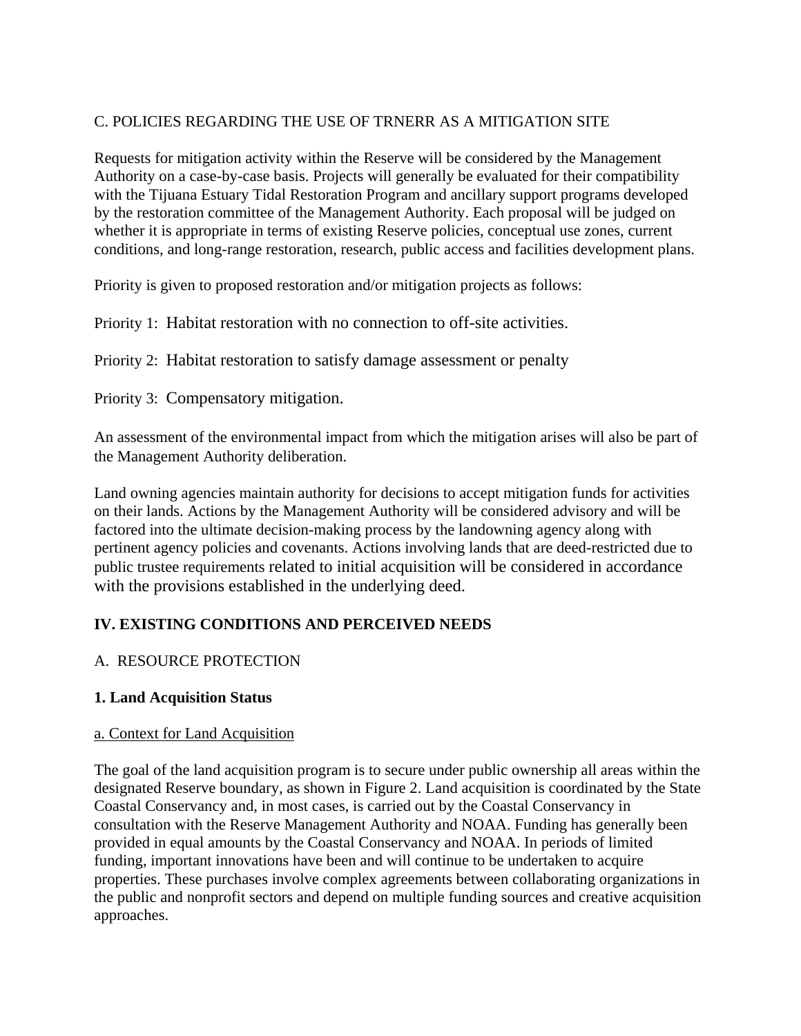C. POLICIES REGARDING THE USE OF TRNERR AS A MITIGATION SITE

Requests for mitigation activity within the Reserve will be considered by the Management Authority on a case-by-case basis. Projects will generally be evaluated for their compatibility with the Tijuana Estuary Tidal Restoration Program and ancillary support programs developed by the restoration committee of the Management Authority. Each proposal will be judged on whether it is appropriate in terms of existing Reserve policies, conceptual use zones, current conditions, and long-range restoration, research, public access and facilities development plans.

Priority is given to proposed restoration and/or mitigation projects as follows:

Priority 1: Habitat restoration with no connection to off-site activities.

Priority 2: Habitat restoration to satisfy damage assessment or penalty

Priority 3: Compensatory mitigation.

An assessment of the environmental impact from which the mitigation arises will also be part of the Management Authority deliberation.

Land owning agencies maintain authority for decisions to accept mitigation funds for activities on their lands. Actions by the Management Authority will be considered advisory and will be factored into the ultimate decision-making process by the landowning agency along with pertinent agency policies and covenants. Actions involving lands that are deed-restricted due to public trustee requirements related to initial acquisition will be considered in accordance with the provisions established in the underlying deed.

## IV. EXISTING CONDITIONS AND PERCEIVED NEEDS

A. RESOURCE PROTECTION

### 1. Land Acquisition Status

a. Context for Land Acquisition

The goal of the land acquisition program is to secure under public ownership all areas within the designated Reserve boundary, as shown in Figure 2. Land acquisition is coordinated by the State Coastal Conservancy and, in most cases, is carried out by the Coastal Conservancy in consultation with the Reserve Management Authority and NOAA. Funding has generally been provided in equal amounts by the Coastal Conservancy and NOAA. In periods of limited funding, important innovations have been and will continue to be undertaken to acquire properties. These purchases involve complex agreements between collaborating organizations in the public and nonprofit sectors and depend on multiple funding sources and creative acquisition approaches.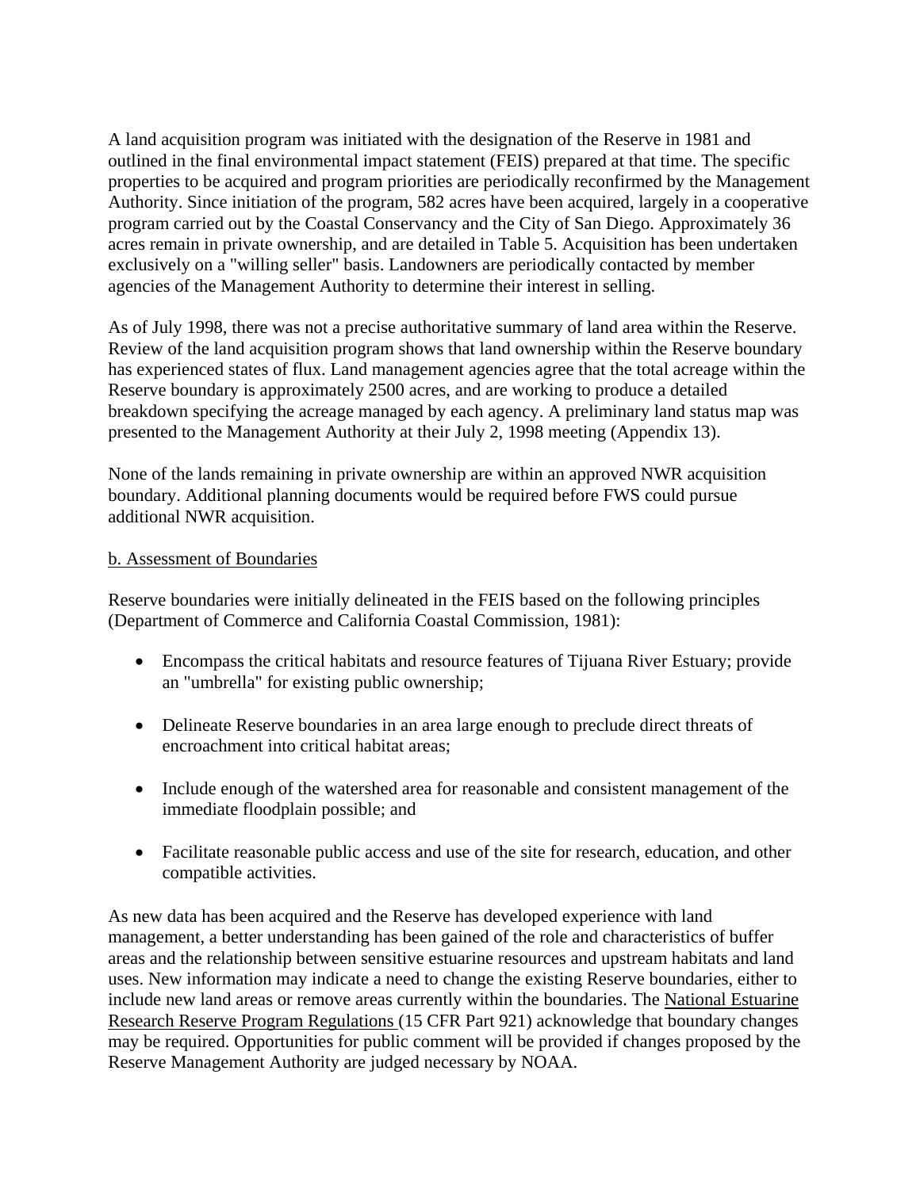A land acquisition program was initiated with the designation of the Reserve in 1981 and outlined in the final environmental impact statement (FEIS) prepared at that time. The specific properties to be acquired and program priorities are periodically reconfirmed by the Management Authority. Since initiation of the program, 582 acres have been acquired, largely in a cooperative program carried out by the Coastal Conservancy and the City of San Diego. Approximately 36 acres remain in private ownership, and are detailed in Table 5. Acquisition has been undertaken exclusively on a "willing seller" basis. Landowners are periodically contacted by member agencies of the Management Authority to determine their interest in selling.

As of July 1998, there was not a precise authoritative summary of land area within the Reserve. Review of the land acquisition program shows that land ownership within the Reserve boundary has experienced states of flux. Land management agencies agree that the total acreage within the Reserve boundary is approximately 2500 acres, and are working to produce a detailed breakdown specifying the acreage managed by each agency. A preliminary land status map was presented to the Management Authority at their July 2, 1998 meeting (Appendix 13).

None of the lands remaining in private ownership are within an approved NWR acquisition boundary. Additional planning documents would be required before FWS could pursue additional NWR acquisition.

b. Assessment of Boundaries

Reserve boundaries were initially delineated in the FEIS based on the following principles (Department of Commerce and California Coastal Commission, 1981):

- Encompass the critical habitats and resource features of Tijuana River Estuary; provide an "umbrella" for existing public ownership;
- Delineate Reserve boundaries in an area large enough to preclude direct threats of encroachment into critical habitat areas;
- Include enough of the watershed area for reasonable and consistent management of the immediate floodplain possible; and
- Facilitate reasonable public access and use of the site for research, education, and other compatible activities.

As new data has been acquired and the Reserve has developed experience with land management, a better understanding has been gained of the role and characteristics of buffer areas and the relationship between sensitive estuarine resources and upstream habitats and land uses. New information may indicate a need to change the existing Reserve boundaries, either to include new land areas or remove areas currently within the boundaries. The National Estuarine Research Reserve Program Regulations (15 CFR Part 921) acknowledge that boundary changes may be required. Opportunities for public comment will be provided if changes proposed by the Reserve Management Authority are judged necessary by NOAA.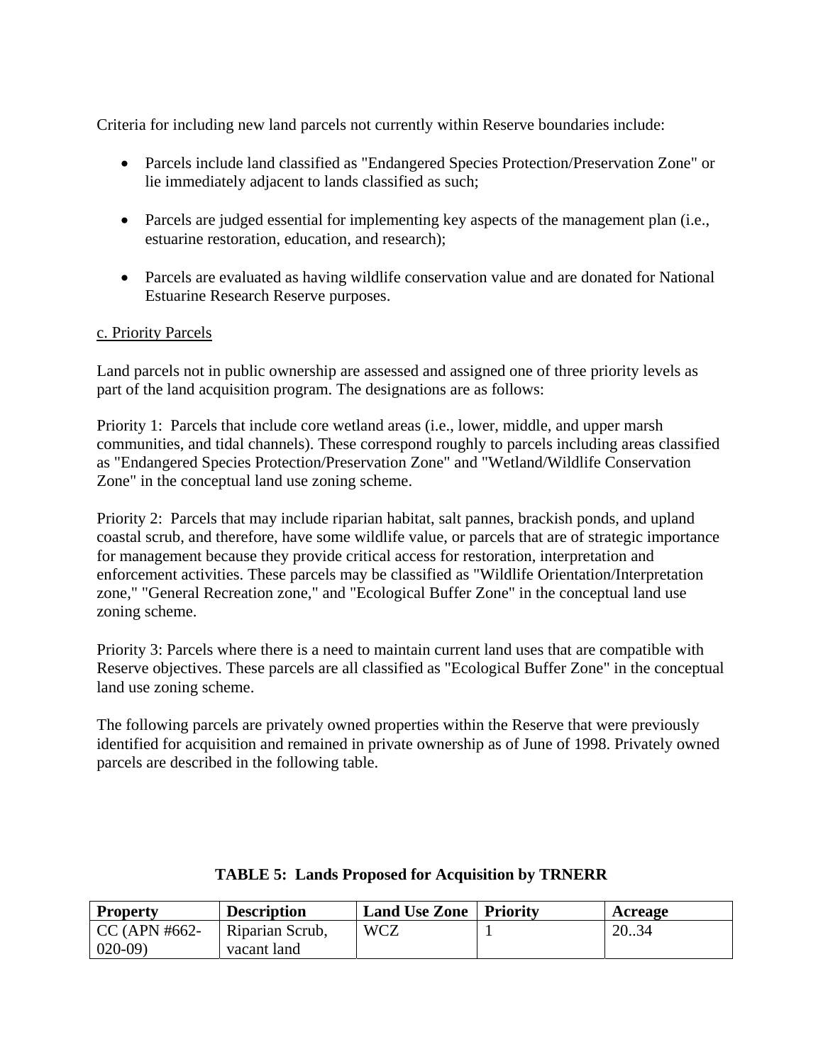Criteria for including new land parcels not currently within Reserve boundaries include:

- Parcels include land classified as "Endangered Species Protection/Preservation Zone" or lie immediately adjacent to lands classified as such;
- Parcels are judged essential for implementing key aspects of the management plan (i.e., estuarine restoration, education, and research);
- Parcels are evaluated as having wildlife conservation value and are donated for National Estuarine Research Reserve purposes.

c. Priority Parcels

Land parcels not in public ownership are assessed and assigned one of three priority levels as part of the land acquisition program. The designations are as follows:

Priority 1: Parcels that include core wetland areas (i.e., lower, middle, and upper marsh communities, and tidal channels). These correspond roughly to parcels including areas classified as "Endangered Species Protection/Preservation Zone" and "Wetland/Wildlife Conservation Zone" in the conceptual land use zoning scheme.

Priority 2: Parcels that may include riparian habitat, salt pannes, brackish ponds, and upland coastal scrub, and therefore, have some wildlife value, or parcels that are of strategic importance for management because they provide critical access for restoration, interpretation and enforcement activities. These parcels may be classified as "Wildlife Orientation/Interpretation zone," "General Recreation zone," and "Ecological Buffer Zone" in the conceptual land use zoning scheme.

Priority 3: Parcels where there is a need to maintain current land uses that are compatible with Reserve objectives. These parcels are all classified as "Ecological Buffer Zone" in the conceptual land use zoning scheme.

The following parcels are privately owned properties within the Reserve that were previously identified for acquisition and remained in private ownership as of June of 1998. Privately owned parcels are described in the following table.

**TABLE 5: Lands Proposed for Acquisition by TRNERR**

| Property | Description | Land Use Zone | Priority | Acreage |
|---|---|---|---|---|
| CC (APN #662-020-09) | Riparian Scrub, vacant land | WCZ | 1 | 20..34 |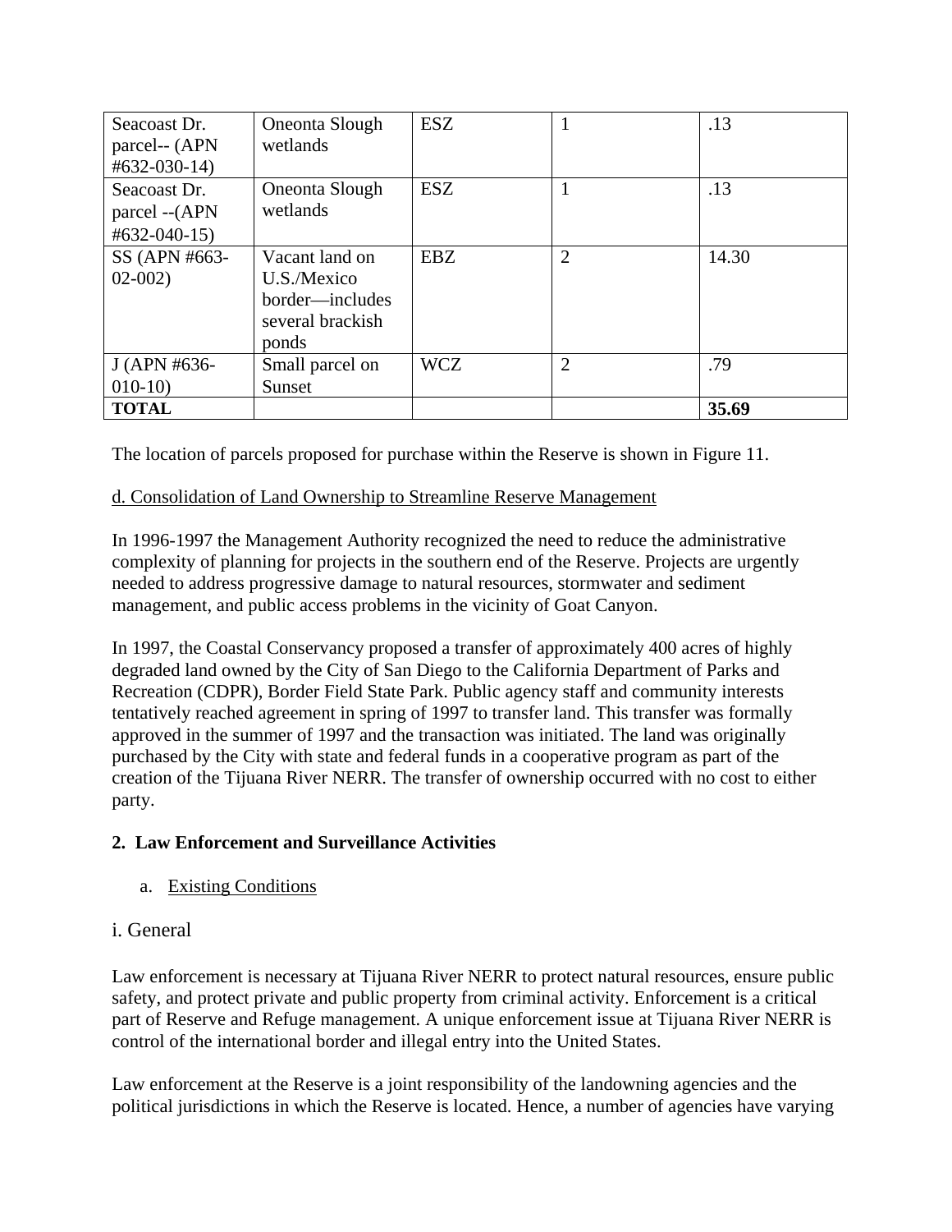| Seacoast Dr. parcel-- (APN #632-030-14) | Oneonta Slough wetlands | ESZ | 1 | .13 |
|---|---|---|---|---|
| Seacoast Dr. parcel --(APN #632-040-15) | Oneonta Slough wetlands | ESZ | 1 | .13 |
| SS (APN #663-02-002) | Vacant land on U.S./Mexico border—includes several brackish ponds | EBZ | 2 | 14.30 |
| J (APN #636-010-10) | Small parcel on Sunset | WCZ | 2 | .79 |
| **TOTAL** | | | | **35.69** |

The location of parcels proposed for purchase within the Reserve is shown in Figure 11.

d. Consolidation of Land Ownership to Streamline Reserve Management

In 1996-1997 the Management Authority recognized the need to reduce the administrative complexity of planning for projects in the southern end of the Reserve. Projects are urgently needed to address progressive damage to natural resources, stormwater and sediment management, and public access problems in the vicinity of Goat Canyon.

In 1997, the Coastal Conservancy proposed a transfer of approximately 400 acres of highly degraded land owned by the City of San Diego to the California Department of Parks and Recreation (CDPR), Border Field State Park. Public agency staff and community interests tentatively reached agreement in spring of 1997 to transfer land. This transfer was formally approved in the summer of 1997 and the transaction was initiated. The land was originally purchased by the City with state and federal funds in a cooperative program as part of the creation of the Tijuana River NERR. The transfer of ownership occurred with no cost to either party.

## 2. Law Enforcement and Surveillance Activities

a. Existing Conditions

i. General

Law enforcement is necessary at Tijuana River NERR to protect natural resources, ensure public safety, and protect private and public property from criminal activity. Enforcement is a critical part of Reserve and Refuge management. A unique enforcement issue at Tijuana River NERR is control of the international border and illegal entry into the United States.

Law enforcement at the Reserve is a joint responsibility of the landowning agencies and the political jurisdictions in which the Reserve is located. Hence, a number of agencies have varying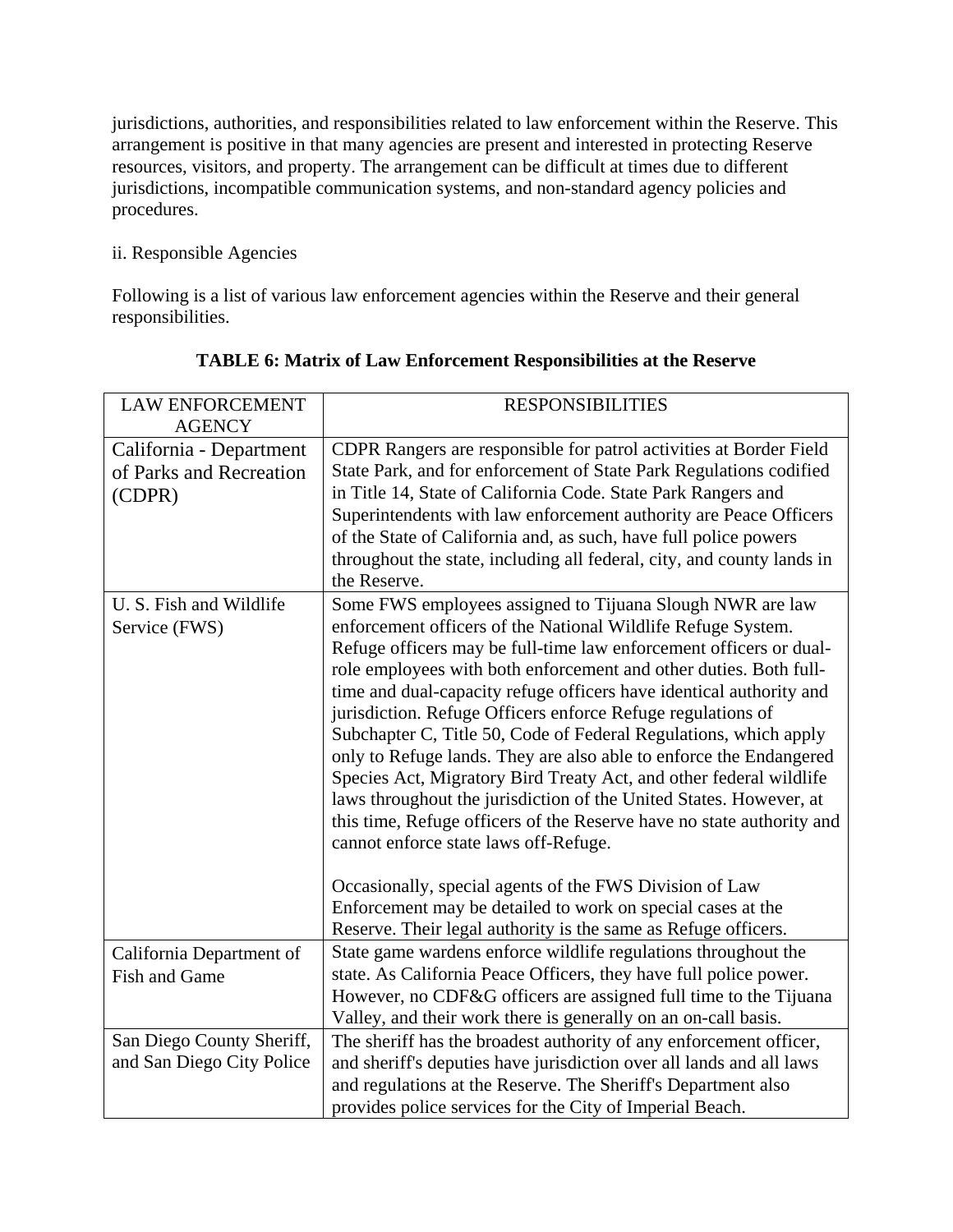jurisdictions, authorities, and responsibilities related to law enforcement within the Reserve. This arrangement is positive in that many agencies are present and interested in protecting Reserve resources, visitors, and property. The arrangement can be difficult at times due to different jurisdictions, incompatible communication systems, and non-standard agency policies and procedures.

ii. Responsible Agencies

Following is a list of various law enforcement agencies within the Reserve and their general responsibilities.

**TABLE 6: Matrix of Law Enforcement Responsibilities at the Reserve**

| LAW ENFORCEMENT AGENCY | RESPONSIBILITIES |
| --- | --- |
| California - Department of Parks and Recreation (CDPR) | CDPR Rangers are responsible for patrol activities at Border Field State Park, and for enforcement of State Park Regulations codified in Title 14, State of California Code. State Park Rangers and Superintendents with law enforcement authority are Peace Officers of the State of California and, as such, have full police powers throughout the state, including all federal, city, and county lands in the Reserve. |
| U. S. Fish and Wildlife Service (FWS) | Some FWS employees assigned to Tijuana Slough NWR are law enforcement officers of the National Wildlife Refuge System. Refuge officers may be full-time law enforcement officers or dual-role employees with both enforcement and other duties. Both full-time and dual-capacity refuge officers have identical authority and jurisdiction. Refuge Officers enforce Refuge regulations of Subchapter C, Title 50, Code of Federal Regulations, which apply only to Refuge lands. They are also able to enforce the Endangered Species Act, Migratory Bird Treaty Act, and other federal wildlife laws throughout the jurisdiction of the United States. However, at this time, Refuge officers of the Reserve have no state authority and cannot enforce state laws off-Refuge.<br><br>Occasionally, special agents of the FWS Division of Law Enforcement may be detailed to work on special cases at the Reserve. Their legal authority is the same as Refuge officers. |
| California Department of Fish and Game | State game wardens enforce wildlife regulations throughout the state. As California Peace Officers, they have full police power. However, no CDF&G officers are assigned full time to the Tijuana Valley, and their work there is generally on an on-call basis. |
| San Diego County Sheriff, and San Diego City Police | The sheriff has the broadest authority of any enforcement officer, and sheriff's deputies have jurisdiction over all lands and all laws and regulations at the Reserve. The Sheriff's Department also provides police services for the City of Imperial Beach. |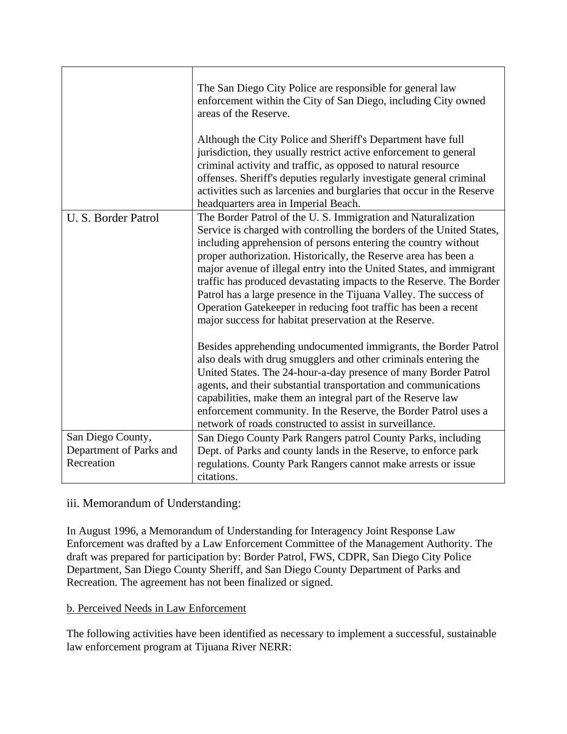| | |
|---|---|
| | The San Diego City Police are responsible for general law enforcement within the City of San Diego, including City owned areas of the Reserve.<br><br>Although the City Police and Sheriff's Department have full jurisdiction, they usually restrict active enforcement to general criminal activity and traffic, as opposed to natural resource offenses. Sheriff's deputies regularly investigate general criminal activities such as larcenies and burglaries that occur in the Reserve headquarters area in Imperial Beach. |
| U. S. Border Patrol | The Border Patrol of the U. S. Immigration and Naturalization Service is charged with controlling the borders of the United States, including apprehension of persons entering the country without proper authorization. Historically, the Reserve area has been a major avenue of illegal entry into the United States, and immigrant traffic has produced devastating impacts to the Reserve. The Border Patrol has a large presence in the Tijuana Valley. The success of Operation Gatekeeper in reducing foot traffic has been a recent major success for habitat preservation at the Reserve.<br><br>Besides apprehending undocumented immigrants, the Border Patrol also deals with drug smugglers and other criminals entering the United States. The 24-hour-a-day presence of many Border Patrol agents, and their substantial transportation and communications capabilities, make them an integral part of the Reserve law enforcement community. In the Reserve, the Border Patrol uses a network of roads constructed to assist in surveillance. |
| San Diego County, Department of Parks and Recreation | San Diego County Park Rangers patrol County Parks, including Dept. of Parks and county lands in the Reserve, to enforce park regulations. County Park Rangers cannot make arrests or issue citations. |

iii. Memorandum of Understanding:

In August 1996, a Memorandum of Understanding for Interagency Joint Response Law Enforcement was drafted by a Law Enforcement Committee of the Management Authority. The draft was prepared for participation by: Border Patrol, FWS, CDPR, San Diego City Police Department, San Diego County Sheriff, and San Diego County Department of Parks and Recreation. The agreement has not been finalized or signed.

b. Perceived Needs in Law Enforcement

The following activities have been identified as necessary to implement a successful, sustainable law enforcement program at Tijuana River NERR: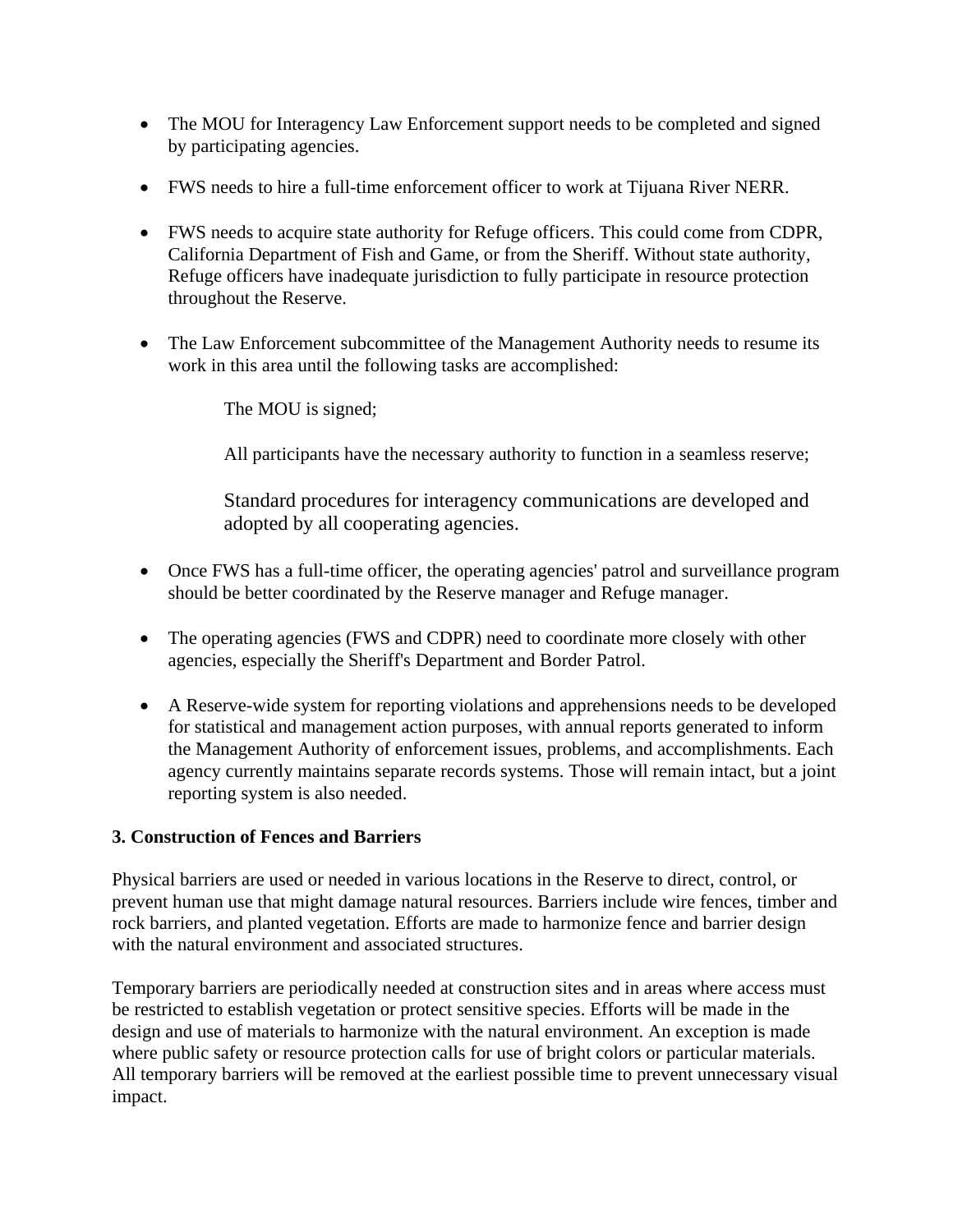- The MOU for Interagency Law Enforcement support needs to be completed and signed by participating agencies.

- FWS needs to hire a full-time enforcement officer to work at Tijuana River NERR.

- FWS needs to acquire state authority for Refuge officers. This could come from CDPR, California Department of Fish and Game, or from the Sheriff. Without state authority, Refuge officers have inadequate jurisdiction to fully participate in resource protection throughout the Reserve.

- The Law Enforcement subcommittee of the Management Authority needs to resume its work in this area until the following tasks are accomplished:

  The MOU is signed;

  All participants have the necessary authority to function in a seamless reserve;

  Standard procedures for interagency communications are developed and adopted by all cooperating agencies.

- Once FWS has a full-time officer, the operating agencies' patrol and surveillance program should be better coordinated by the Reserve manager and Refuge manager.

- The operating agencies (FWS and CDPR) need to coordinate more closely with other agencies, especially the Sheriff's Department and Border Patrol.

- A Reserve-wide system for reporting violations and apprehensions needs to be developed for statistical and management action purposes, with annual reports generated to inform the Management Authority of enforcement issues, problems, and accomplishments. Each agency currently maintains separate records systems. Those will remain intact, but a joint reporting system is also needed.

**3. Construction of Fences and Barriers**

Physical barriers are used or needed in various locations in the Reserve to direct, control, or prevent human use that might damage natural resources. Barriers include wire fences, timber and rock barriers, and planted vegetation. Efforts are made to harmonize fence and barrier design with the natural environment and associated structures.

Temporary barriers are periodically needed at construction sites and in areas where access must be restricted to establish vegetation or protect sensitive species. Efforts will be made in the design and use of materials to harmonize with the natural environment. An exception is made where public safety or resource protection calls for use of bright colors or particular materials. All temporary barriers will be removed at the earliest possible time to prevent unnecessary visual impact.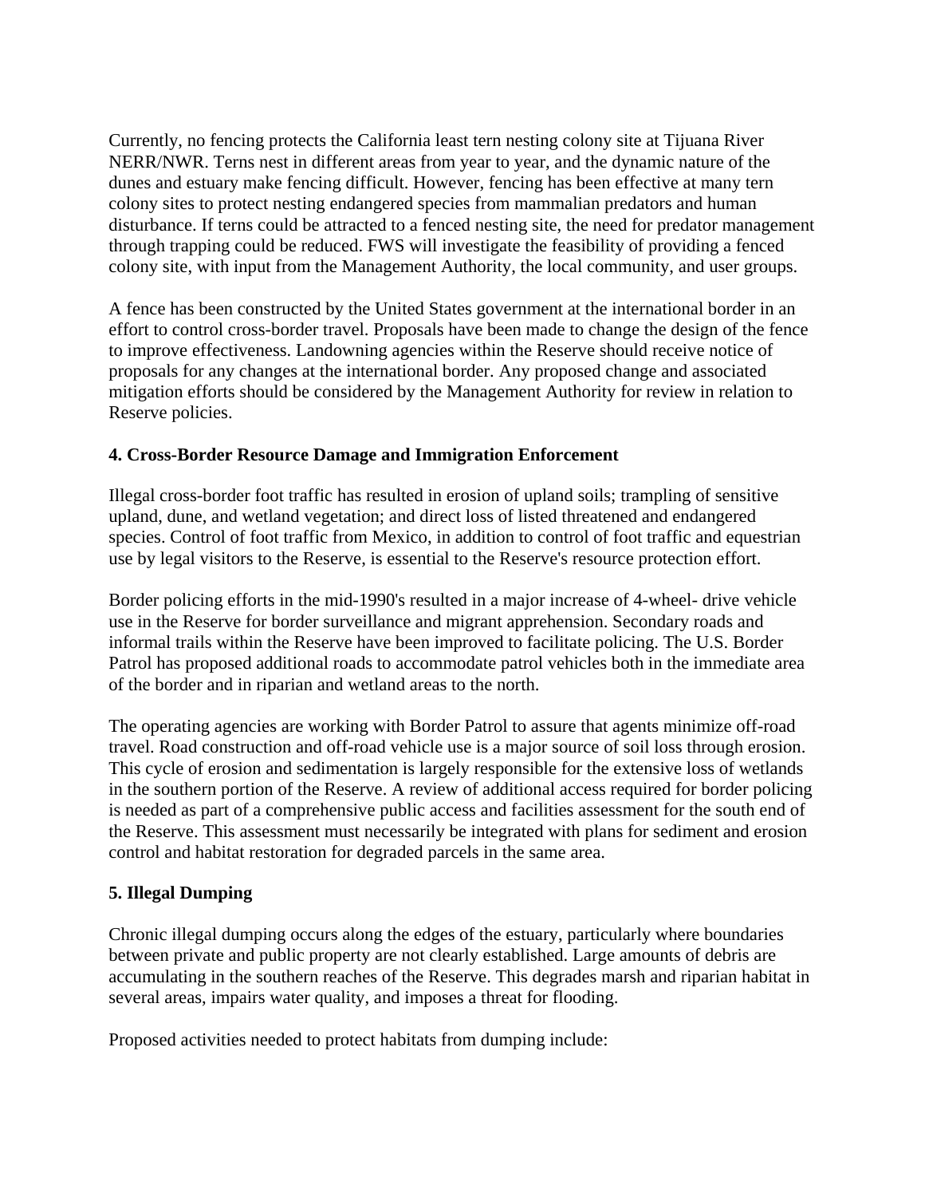Currently, no fencing protects the California least tern nesting colony site at Tijuana River NERR/NWR. Terns nest in different areas from year to year, and the dynamic nature of the dunes and estuary make fencing difficult. However, fencing has been effective at many tern colony sites to protect nesting endangered species from mammalian predators and human disturbance. If terns could be attracted to a fenced nesting site, the need for predator management through trapping could be reduced. FWS will investigate the feasibility of providing a fenced colony site, with input from the Management Authority, the local community, and user groups.

A fence has been constructed by the United States government at the international border in an effort to control cross-border travel. Proposals have been made to change the design of the fence to improve effectiveness. Landowning agencies within the Reserve should receive notice of proposals for any changes at the international border. Any proposed change and associated mitigation efforts should be considered by the Management Authority for review in relation to Reserve policies.

**4. Cross-Border Resource Damage and Immigration Enforcement**

Illegal cross-border foot traffic has resulted in erosion of upland soils; trampling of sensitive upland, dune, and wetland vegetation; and direct loss of listed threatened and endangered species. Control of foot traffic from Mexico, in addition to control of foot traffic and equestrian use by legal visitors to the Reserve, is essential to the Reserve's resource protection effort.

Border policing efforts in the mid-1990's resulted in a major increase of 4-wheel- drive vehicle use in the Reserve for border surveillance and migrant apprehension. Secondary roads and informal trails within the Reserve have been improved to facilitate policing. The U.S. Border Patrol has proposed additional roads to accommodate patrol vehicles both in the immediate area of the border and in riparian and wetland areas to the north.

The operating agencies are working with Border Patrol to assure that agents minimize off-road travel. Road construction and off-road vehicle use is a major source of soil loss through erosion. This cycle of erosion and sedimentation is largely responsible for the extensive loss of wetlands in the southern portion of the Reserve. A review of additional access required for border policing is needed as part of a comprehensive public access and facilities assessment for the south end of the Reserve. This assessment must necessarily be integrated with plans for sediment and erosion control and habitat restoration for degraded parcels in the same area.

**5. Illegal Dumping**

Chronic illegal dumping occurs along the edges of the estuary, particularly where boundaries between private and public property are not clearly established. Large amounts of debris are accumulating in the southern reaches of the Reserve. This degrades marsh and riparian habitat in several areas, impairs water quality, and imposes a threat for flooding.

Proposed activities needed to protect habitats from dumping include: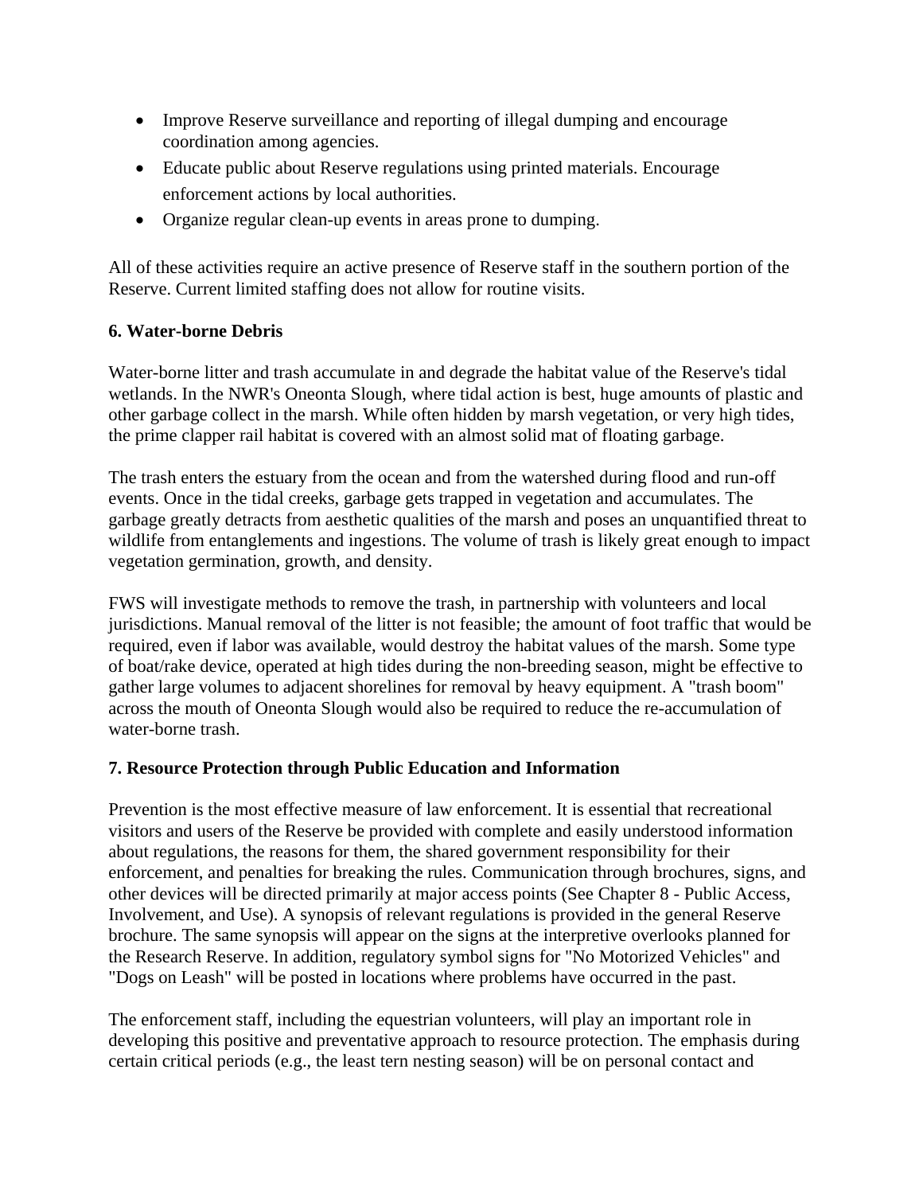- Improve Reserve surveillance and reporting of illegal dumping and encourage coordination among agencies.
- Educate public about Reserve regulations using printed materials. Encourage enforcement actions by local authorities.
- Organize regular clean-up events in areas prone to dumping.

All of these activities require an active presence of Reserve staff in the southern portion of the Reserve. Current limited staffing does not allow for routine visits.

### 6. Water-borne Debris

Water-borne litter and trash accumulate in and degrade the habitat value of the Reserve's tidal wetlands. In the NWR's Oneonta Slough, where tidal action is best, huge amounts of plastic and other garbage collect in the marsh. While often hidden by marsh vegetation, or very high tides, the prime clapper rail habitat is covered with an almost solid mat of floating garbage.

The trash enters the estuary from the ocean and from the watershed during flood and run-off events. Once in the tidal creeks, garbage gets trapped in vegetation and accumulates. The garbage greatly detracts from aesthetic qualities of the marsh and poses an unquantified threat to wildlife from entanglements and ingestions. The volume of trash is likely great enough to impact vegetation germination, growth, and density.

FWS will investigate methods to remove the trash, in partnership with volunteers and local jurisdictions. Manual removal of the litter is not feasible; the amount of foot traffic that would be required, even if labor was available, would destroy the habitat values of the marsh. Some type of boat/rake device, operated at high tides during the non-breeding season, might be effective to gather large volumes to adjacent shorelines for removal by heavy equipment. A "trash boom" across the mouth of Oneonta Slough would also be required to reduce the re-accumulation of water-borne trash.

### 7. Resource Protection through Public Education and Information

Prevention is the most effective measure of law enforcement. It is essential that recreational visitors and users of the Reserve be provided with complete and easily understood information about regulations, the reasons for them, the shared government responsibility for their enforcement, and penalties for breaking the rules. Communication through brochures, signs, and other devices will be directed primarily at major access points (See Chapter 8 - Public Access, Involvement, and Use). A synopsis of relevant regulations is provided in the general Reserve brochure. The same synopsis will appear on the signs at the interpretive overlooks planned for the Research Reserve. In addition, regulatory symbol signs for "No Motorized Vehicles" and "Dogs on Leash" will be posted in locations where problems have occurred in the past.

The enforcement staff, including the equestrian volunteers, will play an important role in developing this positive and preventative approach to resource protection. The emphasis during certain critical periods (e.g., the least tern nesting season) will be on personal contact and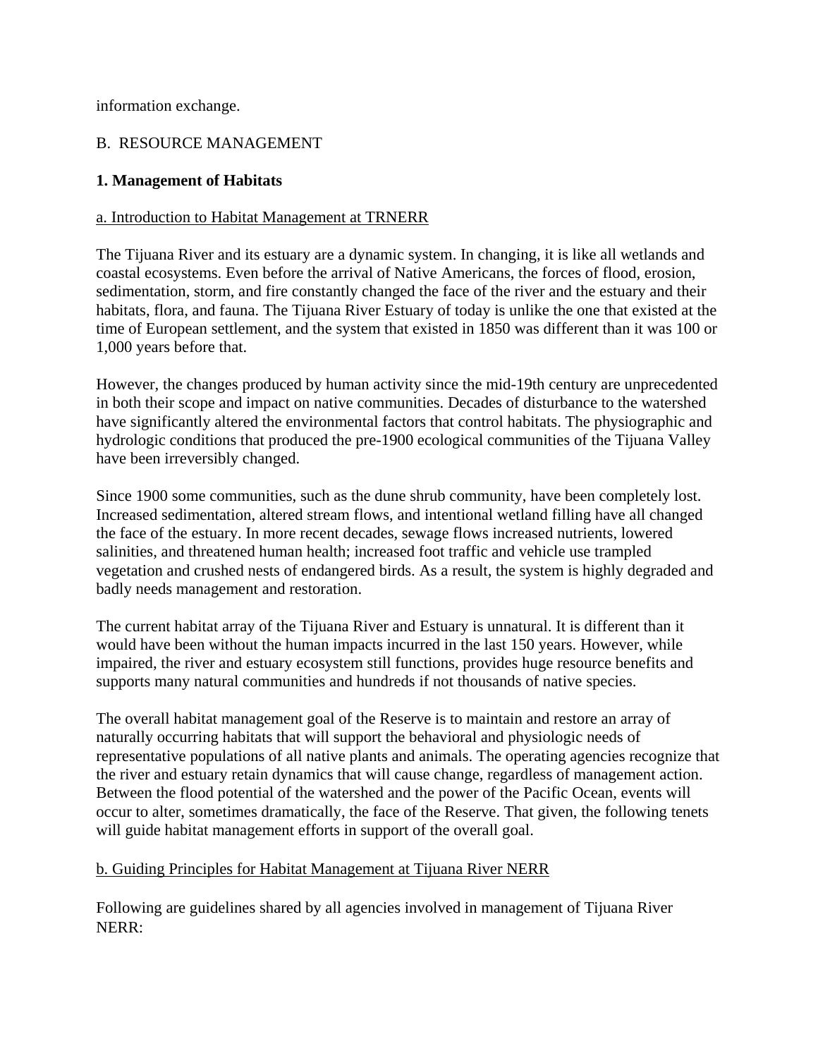information exchange.

## B. RESOURCE MANAGEMENT

### 1. Management of Habitats

#### a. Introduction to Habitat Management at TRNERR

The Tijuana River and its estuary are a dynamic system. In changing, it is like all wetlands and coastal ecosystems. Even before the arrival of Native Americans, the forces of flood, erosion, sedimentation, storm, and fire constantly changed the face of the river and the estuary and their habitats, flora, and fauna. The Tijuana River Estuary of today is unlike the one that existed at the time of European settlement, and the system that existed in 1850 was different than it was 100 or 1,000 years before that.

However, the changes produced by human activity since the mid-19th century are unprecedented in both their scope and impact on native communities. Decades of disturbance to the watershed have significantly altered the environmental factors that control habitats. The physiographic and hydrologic conditions that produced the pre-1900 ecological communities of the Tijuana Valley have been irreversibly changed.

Since 1900 some communities, such as the dune shrub community, have been completely lost. Increased sedimentation, altered stream flows, and intentional wetland filling have all changed the face of the estuary. In more recent decades, sewage flows increased nutrients, lowered salinities, and threatened human health; increased foot traffic and vehicle use trampled vegetation and crushed nests of endangered birds. As a result, the system is highly degraded and badly needs management and restoration.

The current habitat array of the Tijuana River and Estuary is unnatural. It is different than it would have been without the human impacts incurred in the last 150 years. However, while impaired, the river and estuary ecosystem still functions, provides huge resource benefits and supports many natural communities and hundreds if not thousands of native species.

The overall habitat management goal of the Reserve is to maintain and restore an array of naturally occurring habitats that will support the behavioral and physiologic needs of representative populations of all native plants and animals. The operating agencies recognize that the river and estuary retain dynamics that will cause change, regardless of management action. Between the flood potential of the watershed and the power of the Pacific Ocean, events will occur to alter, sometimes dramatically, the face of the Reserve. That given, the following tenets will guide habitat management efforts in support of the overall goal.

#### b. Guiding Principles for Habitat Management at Tijuana River NERR

Following are guidelines shared by all agencies involved in management of Tijuana River NERR: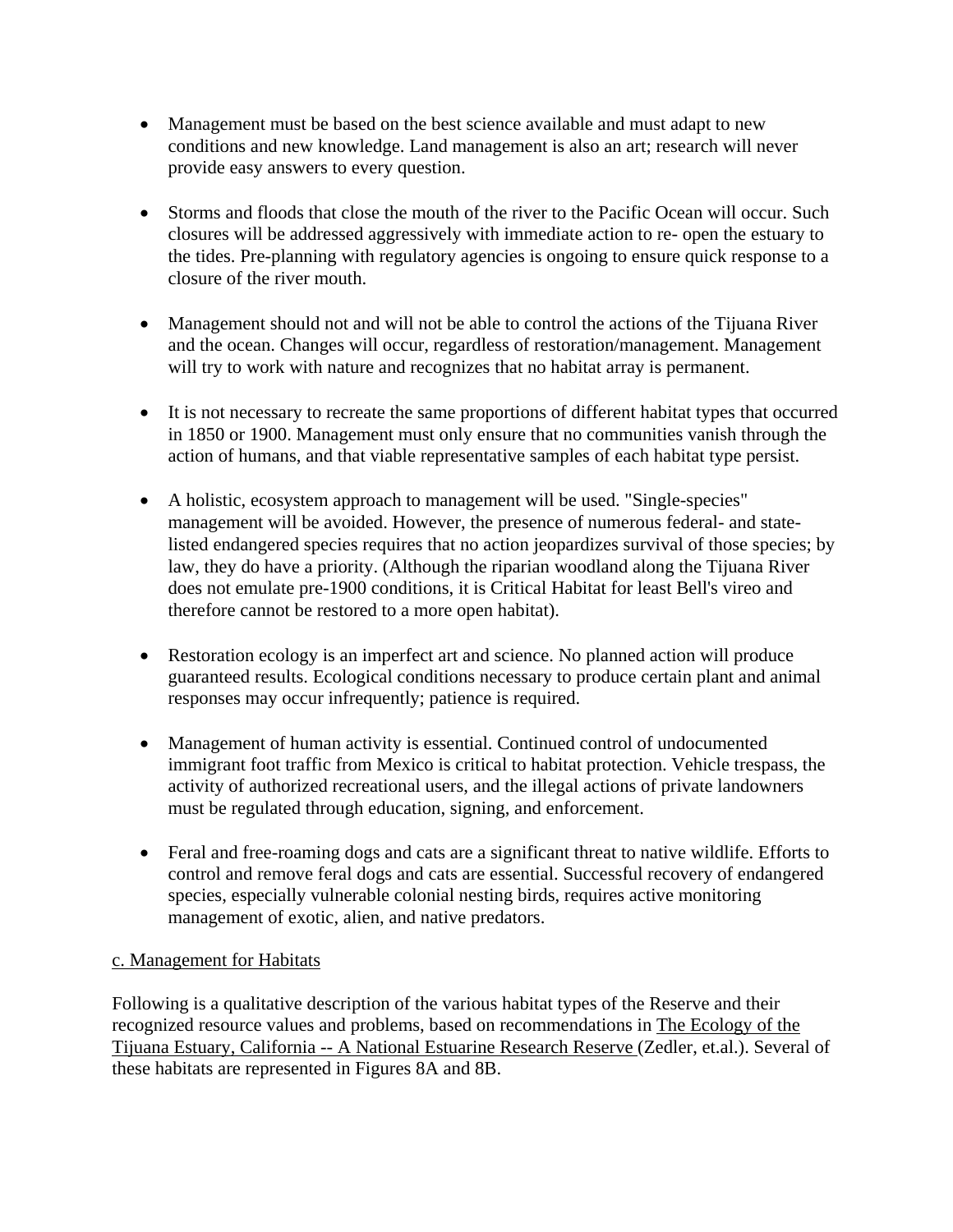- Management must be based on the best science available and must adapt to new conditions and new knowledge. Land management is also an art; research will never provide easy answers to every question.

- Storms and floods that close the mouth of the river to the Pacific Ocean will occur. Such closures will be addressed aggressively with immediate action to re- open the estuary to the tides. Pre-planning with regulatory agencies is ongoing to ensure quick response to a closure of the river mouth.

- Management should not and will not be able to control the actions of the Tijuana River and the ocean. Changes will occur, regardless of restoration/management. Management will try to work with nature and recognizes that no habitat array is permanent.

- It is not necessary to recreate the same proportions of different habitat types that occurred in 1850 or 1900. Management must only ensure that no communities vanish through the action of humans, and that viable representative samples of each habitat type persist.

- A holistic, ecosystem approach to management will be used. "Single-species" management will be avoided. However, the presence of numerous federal- and state-listed endangered species requires that no action jeopardizes survival of those species; by law, they do have a priority. (Although the riparian woodland along the Tijuana River does not emulate pre-1900 conditions, it is Critical Habitat for least Bell's vireo and therefore cannot be restored to a more open habitat).

- Restoration ecology is an imperfect art and science. No planned action will produce guaranteed results. Ecological conditions necessary to produce certain plant and animal responses may occur infrequently; patience is required.

- Management of human activity is essential. Continued control of undocumented immigrant foot traffic from Mexico is critical to habitat protection. Vehicle trespass, the activity of authorized recreational users, and the illegal actions of private landowners must be regulated through education, signing, and enforcement.

- Feral and free-roaming dogs and cats are a significant threat to native wildlife. Efforts to control and remove feral dogs and cats are essential. Successful recovery of endangered species, especially vulnerable colonial nesting birds, requires active monitoring management of exotic, alien, and native predators.

c. Management for Habitats

Following is a qualitative description of the various habitat types of the Reserve and their recognized resource values and problems, based on recommendations in The Ecology of the Tijuana Estuary, California -- A National Estuarine Research Reserve (Zedler, et.al.). Several of these habitats are represented in Figures 8A and 8B.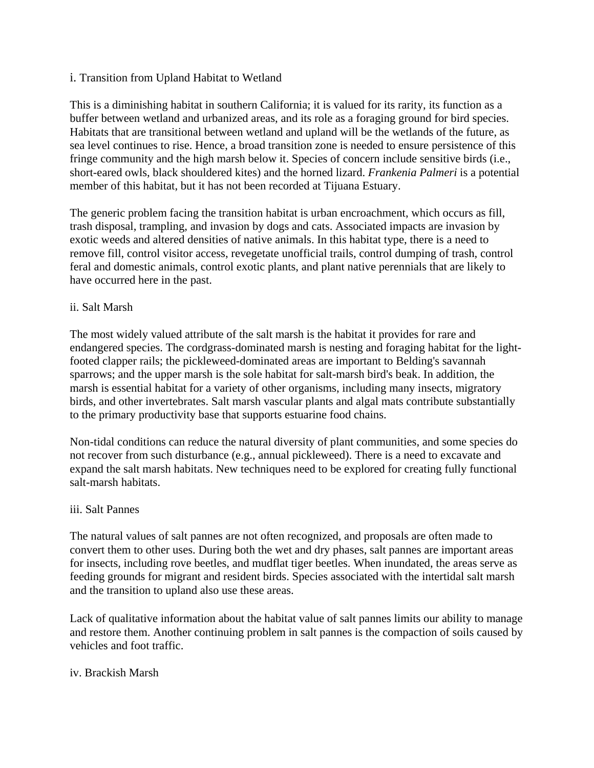i. Transition from Upland Habitat to Wetland

This is a diminishing habitat in southern California; it is valued for its rarity, its function as a buffer between wetland and urbanized areas, and its role as a foraging ground for bird species. Habitats that are transitional between wetland and upland will be the wetlands of the future, as sea level continues to rise. Hence, a broad transition zone is needed to ensure persistence of this fringe community and the high marsh below it. Species of concern include sensitive birds (i.e., short-eared owls, black shouldered kites) and the horned lizard. *Frankenia Palmeri* is a potential member of this habitat, but it has not been recorded at Tijuana Estuary.

The generic problem facing the transition habitat is urban encroachment, which occurs as fill, trash disposal, trampling, and invasion by dogs and cats. Associated impacts are invasion by exotic weeds and altered densities of native animals. In this habitat type, there is a need to remove fill, control visitor access, revegetate unofficial trails, control dumping of trash, control feral and domestic animals, control exotic plants, and plant native perennials that are likely to have occurred here in the past.

ii. Salt Marsh

The most widely valued attribute of the salt marsh is the habitat it provides for rare and endangered species. The cordgrass-dominated marsh is nesting and foraging habitat for the light-footed clapper rails; the pickleweed-dominated areas are important to Belding's savannah sparrows; and the upper marsh is the sole habitat for salt-marsh bird's beak. In addition, the marsh is essential habitat for a variety of other organisms, including many insects, migratory birds, and other invertebrates. Salt marsh vascular plants and algal mats contribute substantially to the primary productivity base that supports estuarine food chains.

Non-tidal conditions can reduce the natural diversity of plant communities, and some species do not recover from such disturbance (e.g., annual pickleweed). There is a need to excavate and expand the salt marsh habitats. New techniques need to be explored for creating fully functional salt-marsh habitats.

iii. Salt Pannes

The natural values of salt pannes are not often recognized, and proposals are often made to convert them to other uses. During both the wet and dry phases, salt pannes are important areas for insects, including rove beetles, and mudflat tiger beetles. When inundated, the areas serve as feeding grounds for migrant and resident birds. Species associated with the intertidal salt marsh and the transition to upland also use these areas.

Lack of qualitative information about the habitat value of salt pannes limits our ability to manage and restore them. Another continuing problem in salt pannes is the compaction of soils caused by vehicles and foot traffic.

iv. Brackish Marsh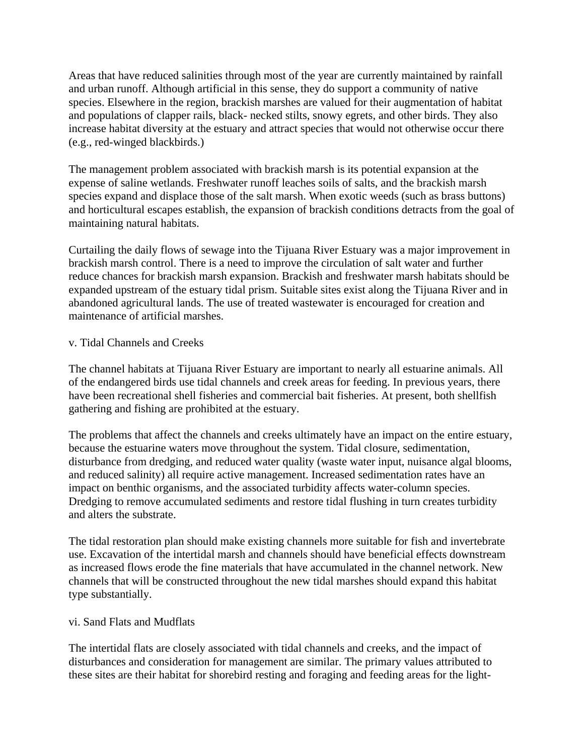Areas that have reduced salinities through most of the year are currently maintained by rainfall and urban runoff. Although artificial in this sense, they do support a community of native species. Elsewhere in the region, brackish marshes are valued for their augmentation of habitat and populations of clapper rails, black- necked stilts, snowy egrets, and other birds. They also increase habitat diversity at the estuary and attract species that would not otherwise occur there (e.g., red-winged blackbirds.)

The management problem associated with brackish marsh is its potential expansion at the expense of saline wetlands. Freshwater runoff leaches soils of salts, and the brackish marsh species expand and displace those of the salt marsh. When exotic weeds (such as brass buttons) and horticultural escapes establish, the expansion of brackish conditions detracts from the goal of maintaining natural habitats.

Curtailing the daily flows of sewage into the Tijuana River Estuary was a major improvement in brackish marsh control. There is a need to improve the circulation of salt water and further reduce chances for brackish marsh expansion. Brackish and freshwater marsh habitats should be expanded upstream of the estuary tidal prism. Suitable sites exist along the Tijuana River and in abandoned agricultural lands. The use of treated wastewater is encouraged for creation and maintenance of artificial marshes.

### v. Tidal Channels and Creeks

The channel habitats at Tijuana River Estuary are important to nearly all estuarine animals. All of the endangered birds use tidal channels and creek areas for feeding. In previous years, there have been recreational shell fisheries and commercial bait fisheries. At present, both shellfish gathering and fishing are prohibited at the estuary.

The problems that affect the channels and creeks ultimately have an impact on the entire estuary, because the estuarine waters move throughout the system. Tidal closure, sedimentation, disturbance from dredging, and reduced water quality (waste water input, nuisance algal blooms, and reduced salinity) all require active management. Increased sedimentation rates have an impact on benthic organisms, and the associated turbidity affects water-column species. Dredging to remove accumulated sediments and restore tidal flushing in turn creates turbidity and alters the substrate.

The tidal restoration plan should make existing channels more suitable for fish and invertebrate use. Excavation of the intertidal marsh and channels should have beneficial effects downstream as increased flows erode the fine materials that have accumulated in the channel network. New channels that will be constructed throughout the new tidal marshes should expand this habitat type substantially.

### vi. Sand Flats and Mudflats

The intertidal flats are closely associated with tidal channels and creeks, and the impact of disturbances and consideration for management are similar. The primary values attributed to these sites are their habitat for shorebird resting and foraging and feeding areas for the light-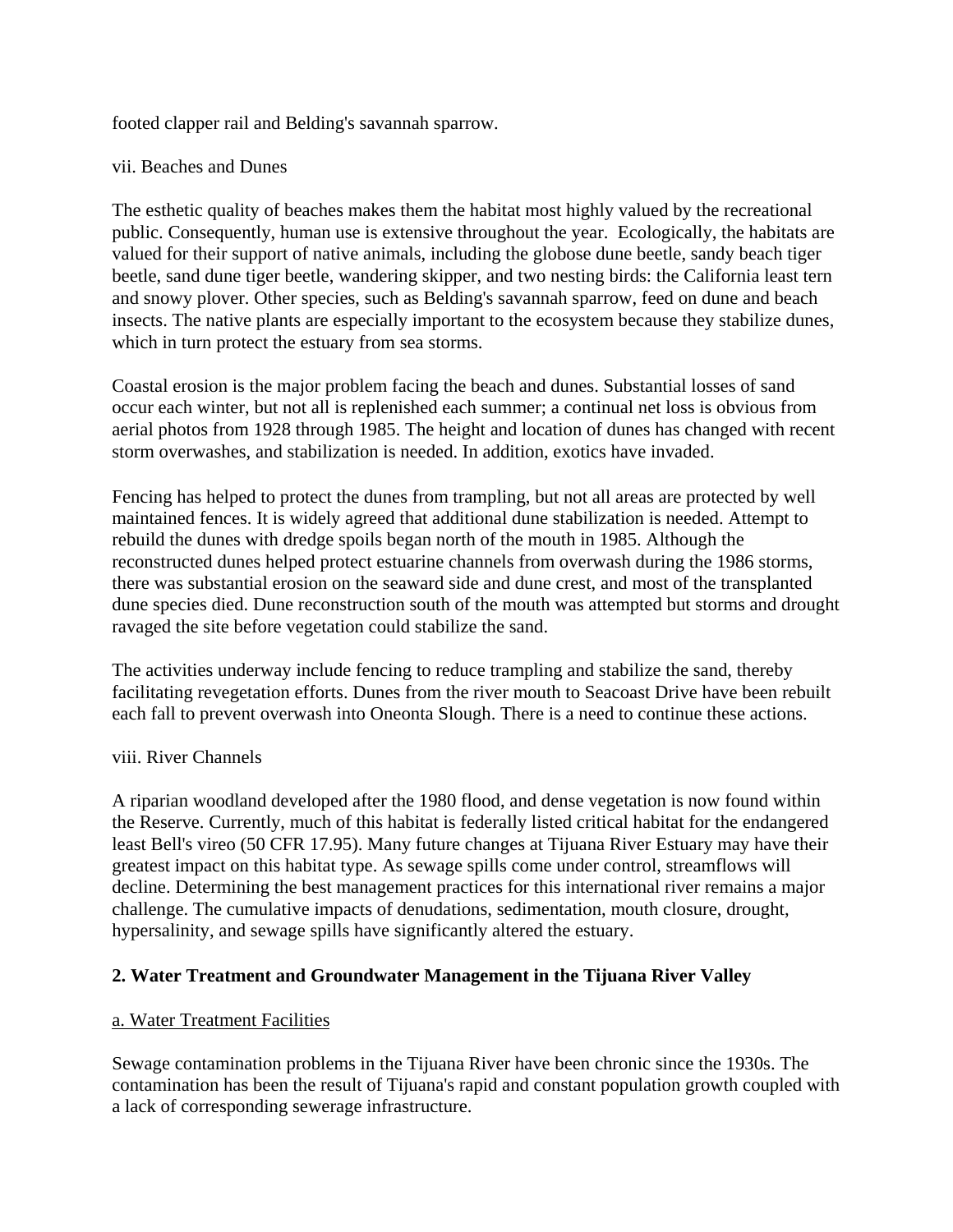footed clapper rail and Belding's savannah sparrow.

vii. Beaches and Dunes

The esthetic quality of beaches makes them the habitat most highly valued by the recreational public. Consequently, human use is extensive throughout the year. Ecologically, the habitats are valued for their support of native animals, including the globose dune beetle, sandy beach tiger beetle, sand dune tiger beetle, wandering skipper, and two nesting birds: the California least tern and snowy plover. Other species, such as Belding's savannah sparrow, feed on dune and beach insects. The native plants are especially important to the ecosystem because they stabilize dunes, which in turn protect the estuary from sea storms.

Coastal erosion is the major problem facing the beach and dunes. Substantial losses of sand occur each winter, but not all is replenished each summer; a continual net loss is obvious from aerial photos from 1928 through 1985. The height and location of dunes has changed with recent storm overwashes, and stabilization is needed. In addition, exotics have invaded.

Fencing has helped to protect the dunes from trampling, but not all areas are protected by well maintained fences. It is widely agreed that additional dune stabilization is needed. Attempt to rebuild the dunes with dredge spoils began north of the mouth in 1985. Although the reconstructed dunes helped protect estuarine channels from overwash during the 1986 storms, there was substantial erosion on the seaward side and dune crest, and most of the transplanted dune species died. Dune reconstruction south of the mouth was attempted but storms and drought ravaged the site before vegetation could stabilize the sand.

The activities underway include fencing to reduce trampling and stabilize the sand, thereby facilitating revegetation efforts. Dunes from the river mouth to Seacoast Drive have been rebuilt each fall to prevent overwash into Oneonta Slough. There is a need to continue these actions.

viii. River Channels

A riparian woodland developed after the 1980 flood, and dense vegetation is now found within the Reserve. Currently, much of this habitat is federally listed critical habitat for the endangered least Bell's vireo (50 CFR 17.95). Many future changes at Tijuana River Estuary may have their greatest impact on this habitat type. As sewage spills come under control, streamflows will decline. Determining the best management practices for this international river remains a major challenge. The cumulative impacts of denudations, sedimentation, mouth closure, drought, hypersalinity, and sewage spills have significantly altered the estuary.

## 2. Water Treatment and Groundwater Management in the Tijuana River Valley

### a. Water Treatment Facilities

Sewage contamination problems in the Tijuana River have been chronic since the 1930s. The contamination has been the result of Tijuana's rapid and constant population growth coupled with a lack of corresponding sewerage infrastructure.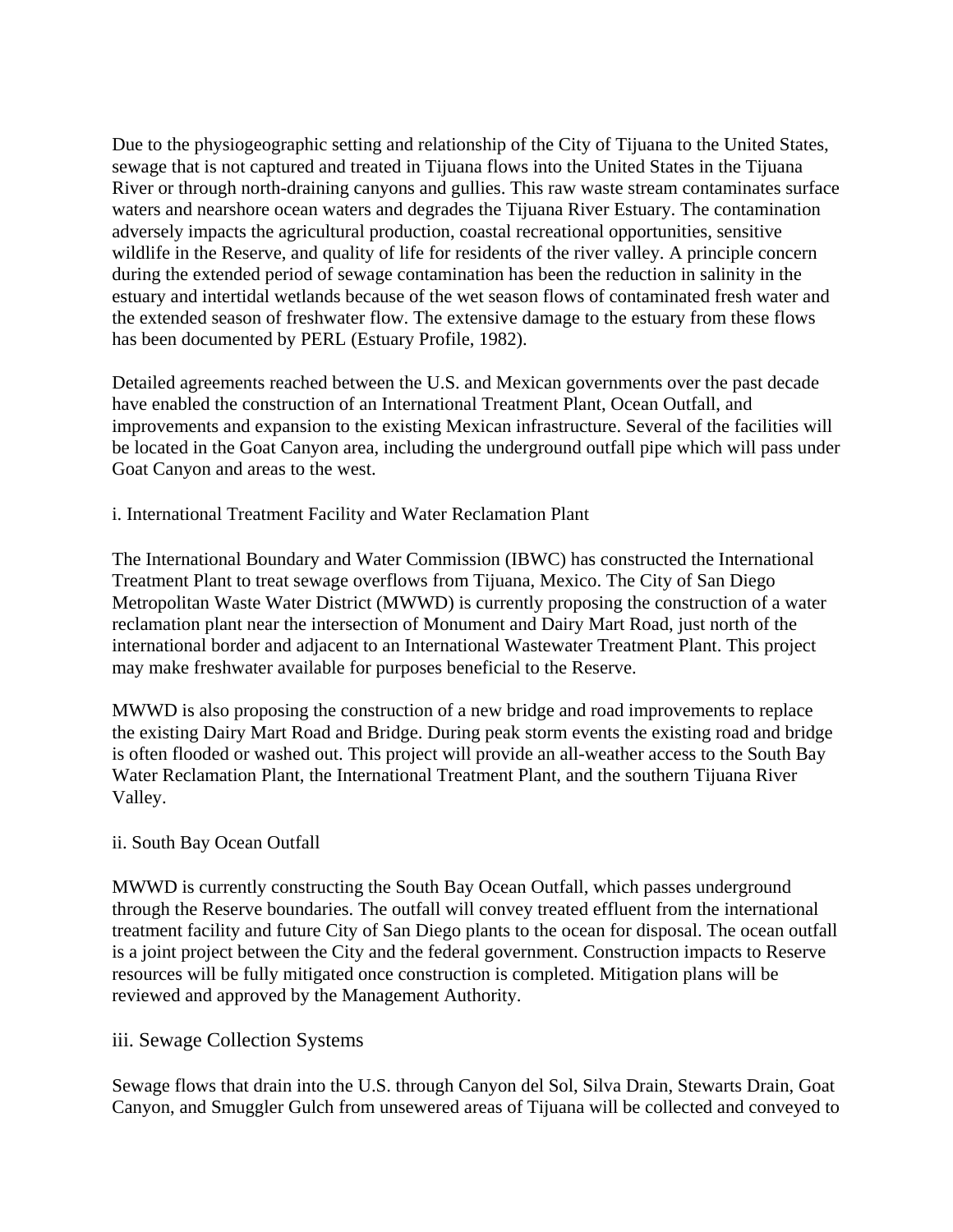Due to the physiogeographic setting and relationship of the City of Tijuana to the United States, sewage that is not captured and treated in Tijuana flows into the United States in the Tijuana River or through north-draining canyons and gullies. This raw waste stream contaminates surface waters and nearshore ocean waters and degrades the Tijuana River Estuary. The contamination adversely impacts the agricultural production, coastal recreational opportunities, sensitive wildlife in the Reserve, and quality of life for residents of the river valley. A principle concern during the extended period of sewage contamination has been the reduction in salinity in the estuary and intertidal wetlands because of the wet season flows of contaminated fresh water and the extended season of freshwater flow. The extensive damage to the estuary from these flows has been documented by PERL (Estuary Profile, 1982).

Detailed agreements reached between the U.S. and Mexican governments over the past decade have enabled the construction of an International Treatment Plant, Ocean Outfall, and improvements and expansion to the existing Mexican infrastructure. Several of the facilities will be located in the Goat Canyon area, including the underground outfall pipe which will pass under Goat Canyon and areas to the west.

#### i. International Treatment Facility and Water Reclamation Plant

The International Boundary and Water Commission (IBWC) has constructed the International Treatment Plant to treat sewage overflows from Tijuana, Mexico. The City of San Diego Metropolitan Waste Water District (MWWD) is currently proposing the construction of a water reclamation plant near the intersection of Monument and Dairy Mart Road, just north of the international border and adjacent to an International Wastewater Treatment Plant. This project may make freshwater available for purposes beneficial to the Reserve.

MWWD is also proposing the construction of a new bridge and road improvements to replace the existing Dairy Mart Road and Bridge. During peak storm events the existing road and bridge is often flooded or washed out. This project will provide an all-weather access to the South Bay Water Reclamation Plant, the International Treatment Plant, and the southern Tijuana River Valley.

#### ii. South Bay Ocean Outfall

MWWD is currently constructing the South Bay Ocean Outfall, which passes underground through the Reserve boundaries. The outfall will convey treated effluent from the international treatment facility and future City of San Diego plants to the ocean for disposal. The ocean outfall is a joint project between the City and the federal government. Construction impacts to Reserve resources will be fully mitigated once construction is completed. Mitigation plans will be reviewed and approved by the Management Authority.

#### iii. Sewage Collection Systems

Sewage flows that drain into the U.S. through Canyon del Sol, Silva Drain, Stewarts Drain, Goat Canyon, and Smuggler Gulch from unsewered areas of Tijuana will be collected and conveyed to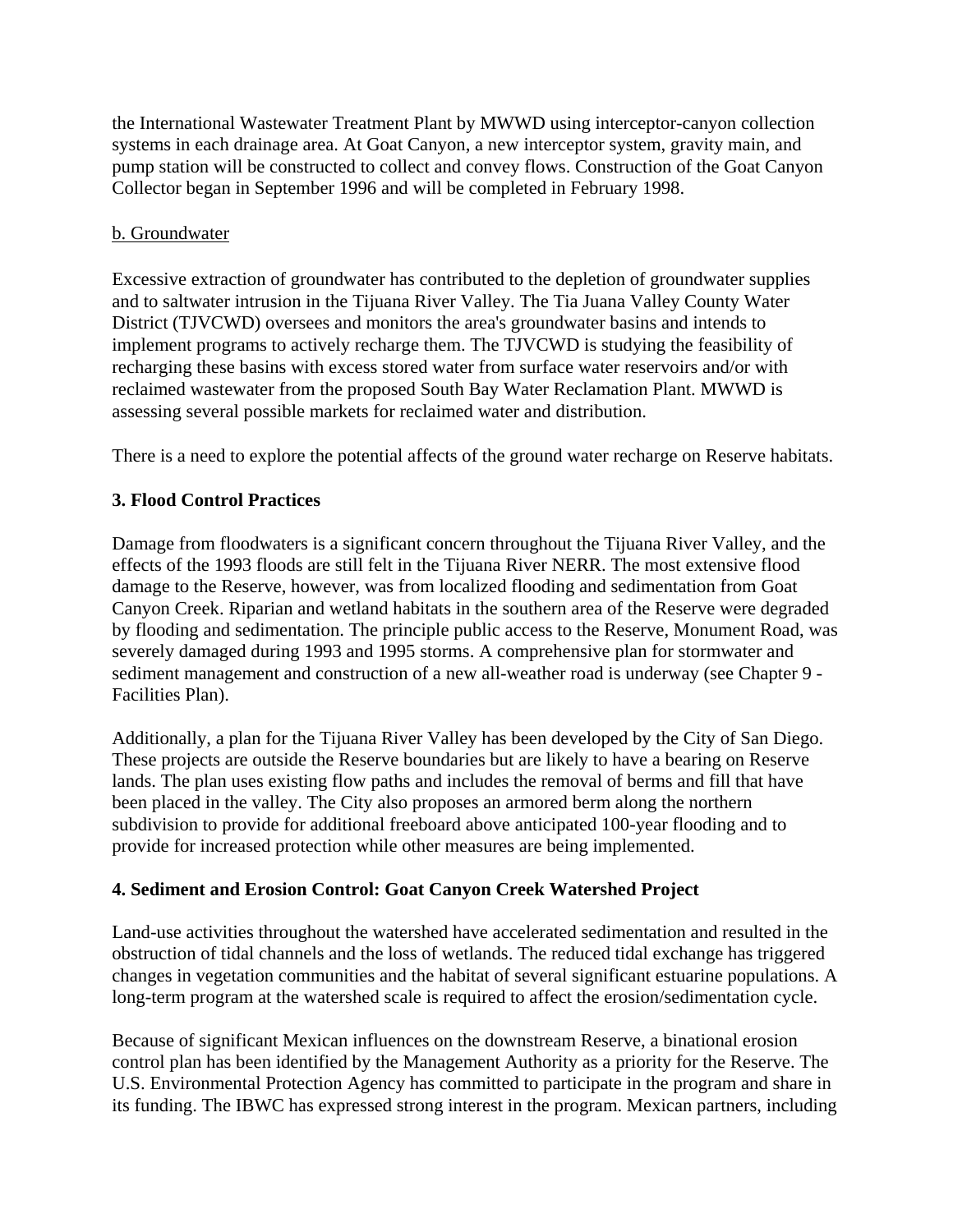the International Wastewater Treatment Plant by MWWD using interceptor-canyon collection systems in each drainage area. At Goat Canyon, a new interceptor system, gravity main, and pump station will be constructed to collect and convey flows. Construction of the Goat Canyon Collector began in September 1996 and will be completed in February 1998.

<u>b. Groundwater</u>

Excessive extraction of groundwater has contributed to the depletion of groundwater supplies and to saltwater intrusion in the Tijuana River Valley. The Tia Juana Valley County Water District (TJVCWD) oversees and monitors the area's groundwater basins and intends to implement programs to actively recharge them. The TJVCWD is studying the feasibility of recharging these basins with excess stored water from surface water reservoirs and/or with reclaimed wastewater from the proposed South Bay Water Reclamation Plant. MWWD is assessing several possible markets for reclaimed water and distribution.

There is a need to explore the potential affects of the ground water recharge on Reserve habitats.

### 3. Flood Control Practices

Damage from floodwaters is a significant concern throughout the Tijuana River Valley, and the effects of the 1993 floods are still felt in the Tijuana River NERR. The most extensive flood damage to the Reserve, however, was from localized flooding and sedimentation from Goat Canyon Creek. Riparian and wetland habitats in the southern area of the Reserve were degraded by flooding and sedimentation. The principle public access to the Reserve, Monument Road, was severely damaged during 1993 and 1995 storms. A comprehensive plan for stormwater and sediment management and construction of a new all-weather road is underway (see Chapter 9 - Facilities Plan).

Additionally, a plan for the Tijuana River Valley has been developed by the City of San Diego. These projects are outside the Reserve boundaries but are likely to have a bearing on Reserve lands. The plan uses existing flow paths and includes the removal of berms and fill that have been placed in the valley. The City also proposes an armored berm along the northern subdivision to provide for additional freeboard above anticipated 100-year flooding and to provide for increased protection while other measures are being implemented.

### 4. Sediment and Erosion Control: Goat Canyon Creek Watershed Project

Land-use activities throughout the watershed have accelerated sedimentation and resulted in the obstruction of tidal channels and the loss of wetlands. The reduced tidal exchange has triggered changes in vegetation communities and the habitat of several significant estuarine populations. A long-term program at the watershed scale is required to affect the erosion/sedimentation cycle.

Because of significant Mexican influences on the downstream Reserve, a binational erosion control plan has been identified by the Management Authority as a priority for the Reserve. The U.S. Environmental Protection Agency has committed to participate in the program and share in its funding. The IBWC has expressed strong interest in the program. Mexican partners, including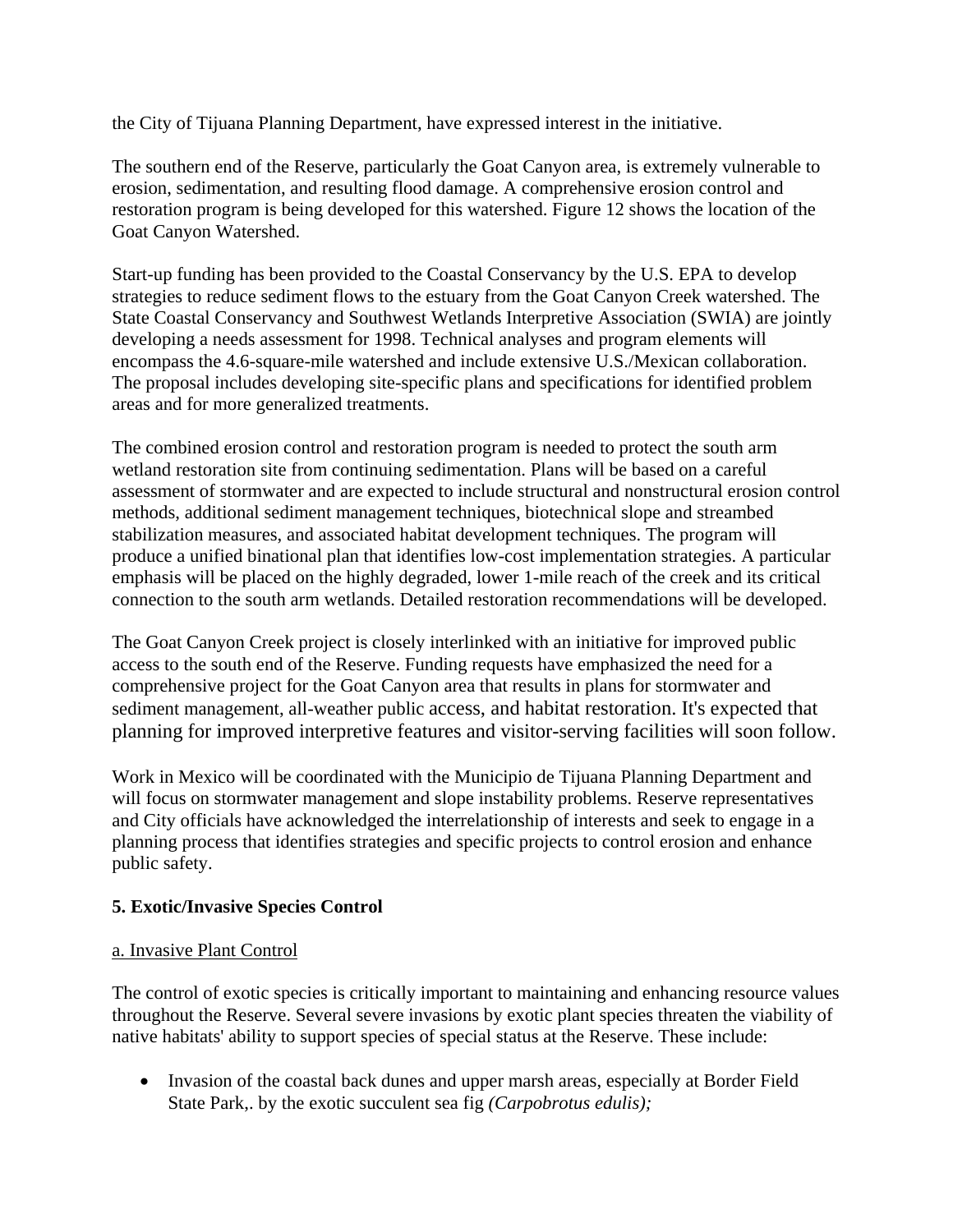the City of Tijuana Planning Department, have expressed interest in the initiative.

The southern end of the Reserve, particularly the Goat Canyon area, is extremely vulnerable to erosion, sedimentation, and resulting flood damage. A comprehensive erosion control and restoration program is being developed for this watershed. Figure 12 shows the location of the Goat Canyon Watershed.

Start-up funding has been provided to the Coastal Conservancy by the U.S. EPA to develop strategies to reduce sediment flows to the estuary from the Goat Canyon Creek watershed. The State Coastal Conservancy and Southwest Wetlands Interpretive Association (SWIA) are jointly developing a needs assessment for 1998. Technical analyses and program elements will encompass the 4.6-square-mile watershed and include extensive U.S./Mexican collaboration. The proposal includes developing site-specific plans and specifications for identified problem areas and for more generalized treatments.

The combined erosion control and restoration program is needed to protect the south arm wetland restoration site from continuing sedimentation. Plans will be based on a careful assessment of stormwater and are expected to include structural and nonstructural erosion control methods, additional sediment management techniques, biotechnical slope and streambed stabilization measures, and associated habitat development techniques. The program will produce a unified binational plan that identifies low-cost implementation strategies. A particular emphasis will be placed on the highly degraded, lower 1-mile reach of the creek and its critical connection to the south arm wetlands. Detailed restoration recommendations will be developed.

The Goat Canyon Creek project is closely interlinked with an initiative for improved public access to the south end of the Reserve. Funding requests have emphasized the need for a comprehensive project for the Goat Canyon area that results in plans for stormwater and sediment management, all-weather public access, and habitat restoration. It's expected that planning for improved interpretive features and visitor-serving facilities will soon follow.

Work in Mexico will be coordinated with the Municipio de Tijuana Planning Department and will focus on stormwater management and slope instability problems. Reserve representatives and City officials have acknowledged the interrelationship of interests and seek to engage in a planning process that identifies strategies and specific projects to control erosion and enhance public safety.

### 5. Exotic/Invasive Species Control

#### a. Invasive Plant Control

The control of exotic species is critically important to maintaining and enhancing resource values throughout the Reserve. Several severe invasions by exotic plant species threaten the viability of native habitats' ability to support species of special status at the Reserve. These include:

- Invasion of the coastal back dunes and upper marsh areas, especially at Border Field State Park,. by the exotic succulent sea fig *(Carpobrotus edulis);*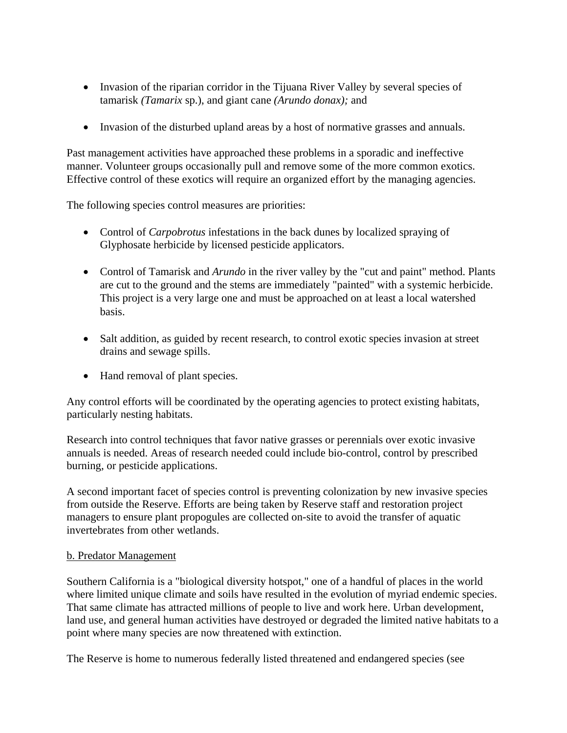- Invasion of the riparian corridor in the Tijuana River Valley by several species of tamarisk *(Tamarix* sp.), and giant cane *(Arundo donax);* and

- Invasion of the disturbed upland areas by a host of normative grasses and annuals.

Past management activities have approached these problems in a sporadic and ineffective manner. Volunteer groups occasionally pull and remove some of the more common exotics. Effective control of these exotics will require an organized effort by the managing agencies.

The following species control measures are priorities:

- Control of *Carpobrotus* infestations in the back dunes by localized spraying of Glyphosate herbicide by licensed pesticide applicators.

- Control of Tamarisk and *Arundo* in the river valley by the "cut and paint" method. Plants are cut to the ground and the stems are immediately "painted" with a systemic herbicide. This project is a very large one and must be approached on at least a local watershed basis.

- Salt addition, as guided by recent research, to control exotic species invasion at street drains and sewage spills.

- Hand removal of plant species.

Any control efforts will be coordinated by the operating agencies to protect existing habitats, particularly nesting habitats.

Research into control techniques that favor native grasses or perennials over exotic invasive annuals is needed. Areas of research needed could include bio-control, control by prescribed burning, or pesticide applications.

A second important facet of species control is preventing colonization by new invasive species from outside the Reserve. Efforts are being taken by Reserve staff and restoration project managers to ensure plant propogules are collected on-site to avoid the transfer of aquatic invertebrates from other wetlands.

b. Predator Management

Southern California is a "biological diversity hotspot," one of a handful of places in the world where limited unique climate and soils have resulted in the evolution of myriad endemic species. That same climate has attracted millions of people to live and work here. Urban development, land use, and general human activities have destroyed or degraded the limited native habitats to a point where many species are now threatened with extinction.

The Reserve is home to numerous federally listed threatened and endangered species (see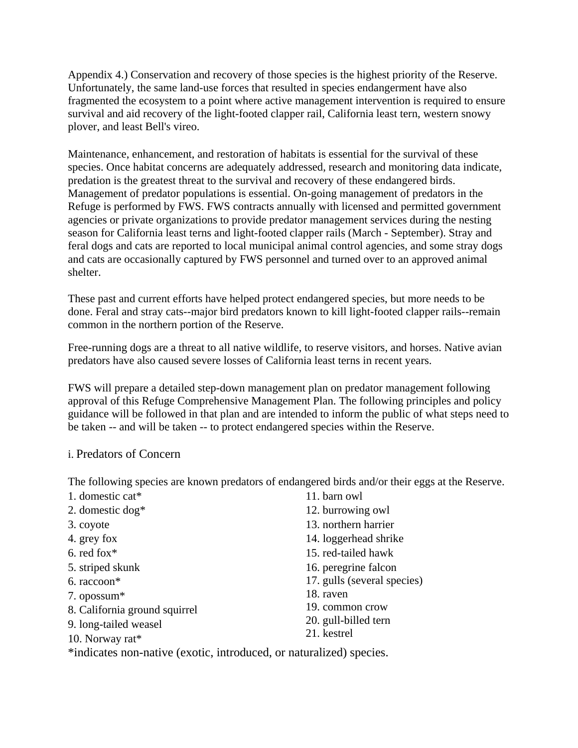Appendix 4.) Conservation and recovery of those species is the highest priority of the Reserve. Unfortunately, the same land-use forces that resulted in species endangerment have also fragmented the ecosystem to a point where active management intervention is required to ensure survival and aid recovery of the light-footed clapper rail, California least tern, western snowy plover, and least Bell's vireo.

Maintenance, enhancement, and restoration of habitats is essential for the survival of these species. Once habitat concerns are adequately addressed, research and monitoring data indicate, predation is the greatest threat to the survival and recovery of these endangered birds. Management of predator populations is essential. On-going management of predators in the Refuge is performed by FWS. FWS contracts annually with licensed and permitted government agencies or private organizations to provide predator management services during the nesting season for California least terns and light-footed clapper rails (March - September). Stray and feral dogs and cats are reported to local municipal animal control agencies, and some stray dogs and cats are occasionally captured by FWS personnel and turned over to an approved animal shelter.

These past and current efforts have helped protect endangered species, but more needs to be done. Feral and stray cats--major bird predators known to kill light-footed clapper rails--remain common in the northern portion of the Reserve.

Free-running dogs are a threat to all native wildlife, to reserve visitors, and horses. Native avian predators have also caused severe losses of California least terns in recent years.

FWS will prepare a detailed step-down management plan on predator management following approval of this Refuge Comprehensive Management Plan. The following principles and policy guidance will be followed in that plan and are intended to inform the public of what steps need to be taken -- and will be taken -- to protect endangered species within the Reserve.

### i. Predators of Concern

The following species are known predators of endangered birds and/or their eggs at the Reserve.

1. domestic cat*
2. domestic dog*
3. coyote
4. grey fox
6. red fox*
5. striped skunk
6. raccoon*
7. opossum*
8. California ground squirrel
9. long-tailed weasel
10. Norway rat*
11. barn owl
12. burrowing owl
13. northern harrier
14. loggerhead shrike
15. red-tailed hawk
16. peregrine falcon
17. gulls (several species)
18. raven
19. common crow
20. gull-billed tern
21. kestrel

*indicates non-native (exotic, introduced, or naturalized) species.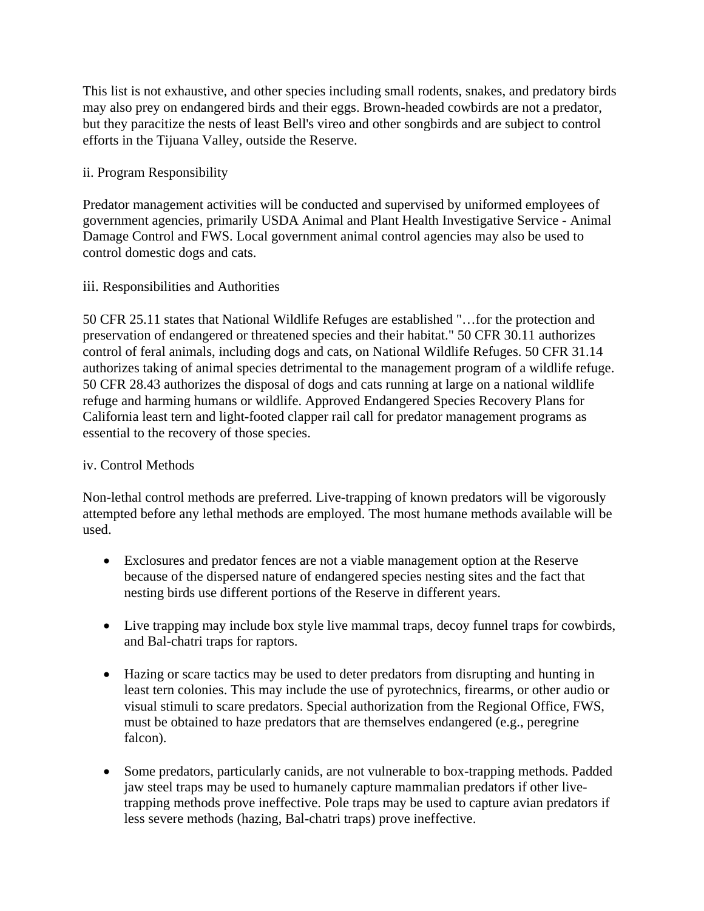This list is not exhaustive, and other species including small rodents, snakes, and predatory birds may also prey on endangered birds and their eggs. Brown-headed cowbirds are not a predator, but they paracitize the nests of least Bell's vireo and other songbirds and are subject to control efforts in the Tijuana Valley, outside the Reserve.

ii. Program Responsibility

Predator management activities will be conducted and supervised by uniformed employees of government agencies, primarily USDA Animal and Plant Health Investigative Service - Animal Damage Control and FWS. Local government animal control agencies may also be used to control domestic dogs and cats.

iii. Responsibilities and Authorities

50 CFR 25.11 states that National Wildlife Refuges are established "…for the protection and preservation of endangered or threatened species and their habitat." 50 CFR 30.11 authorizes control of feral animals, including dogs and cats, on National Wildlife Refuges. 50 CFR 31.14 authorizes taking of animal species detrimental to the management program of a wildlife refuge. 50 CFR 28.43 authorizes the disposal of dogs and cats running at large on a national wildlife refuge and harming humans or wildlife. Approved Endangered Species Recovery Plans for California least tern and light-footed clapper rail call for predator management programs as essential to the recovery of those species.

iv. Control Methods

Non-lethal control methods are preferred. Live-trapping of known predators will be vigorously attempted before any lethal methods are employed. The most humane methods available will be used.

- Exclosures and predator fences are not a viable management option at the Reserve because of the dispersed nature of endangered species nesting sites and the fact that nesting birds use different portions of the Reserve in different years.

- Live trapping may include box style live mammal traps, decoy funnel traps for cowbirds, and Bal-chatri traps for raptors.

- Hazing or scare tactics may be used to deter predators from disrupting and hunting in least tern colonies. This may include the use of pyrotechnics, firearms, or other audio or visual stimuli to scare predators. Special authorization from the Regional Office, FWS, must be obtained to haze predators that are themselves endangered (e.g., peregrine falcon).

- Some predators, particularly canids, are not vulnerable to box-trapping methods. Padded jaw steel traps may be used to humanely capture mammalian predators if other live-trapping methods prove ineffective. Pole traps may be used to capture avian predators if less severe methods (hazing, Bal-chatri traps) prove ineffective.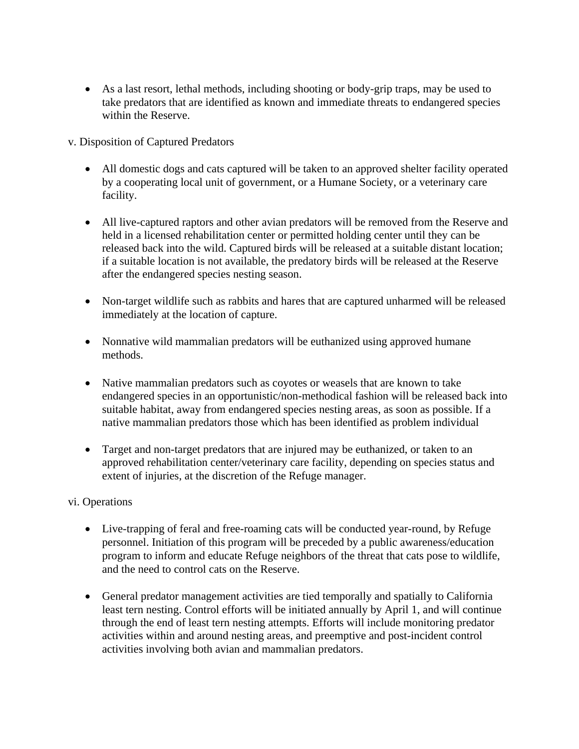- As a last resort, lethal methods, including shooting or body-grip traps, may be used to take predators that are identified as known and immediate threats to endangered species within the Reserve.

v. Disposition of Captured Predators

- All domestic dogs and cats captured will be taken to an approved shelter facility operated by a cooperating local unit of government, or a Humane Society, or a veterinary care facility.

- All live-captured raptors and other avian predators will be removed from the Reserve and held in a licensed rehabilitation center or permitted holding center until they can be released back into the wild. Captured birds will be released at a suitable distant location; if a suitable location is not available, the predatory birds will be released at the Reserve after the endangered species nesting season.

- Non-target wildlife such as rabbits and hares that are captured unharmed will be released immediately at the location of capture.

- Nonnative wild mammalian predators will be euthanized using approved humane methods.

- Native mammalian predators such as coyotes or weasels that are known to take endangered species in an opportunistic/non-methodical fashion will be released back into suitable habitat, away from endangered species nesting areas, as soon as possible. If a native mammalian predators those which has been identified as problem individual

- Target and non-target predators that are injured may be euthanized, or taken to an approved rehabilitation center/veterinary care facility, depending on species status and extent of injuries, at the discretion of the Refuge manager.

vi. Operations

- Live-trapping of feral and free-roaming cats will be conducted year-round, by Refuge personnel. Initiation of this program will be preceded by a public awareness/education program to inform and educate Refuge neighbors of the threat that cats pose to wildlife, and the need to control cats on the Reserve.

- General predator management activities are tied temporally and spatially to California least tern nesting. Control efforts will be initiated annually by April 1, and will continue through the end of least tern nesting attempts. Efforts will include monitoring predator activities within and around nesting areas, and preemptive and post-incident control activities involving both avian and mammalian predators.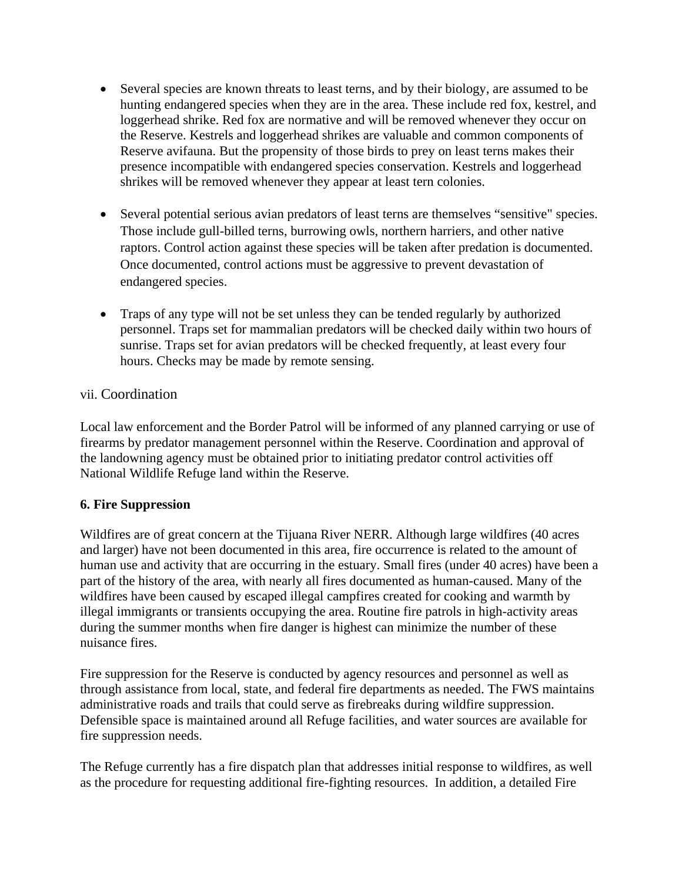- Several species are known threats to least terns, and by their biology, are assumed to be hunting endangered species when they are in the area. These include red fox, kestrel, and loggerhead shrike. Red fox are normative and will be removed whenever they occur on the Reserve. Kestrels and loggerhead shrikes are valuable and common components of Reserve avifauna. But the propensity of those birds to prey on least terns makes their presence incompatible with endangered species conservation. Kestrels and loggerhead shrikes will be removed whenever they appear at least tern colonies.

- Several potential serious avian predators of least terns are themselves "sensitive" species. Those include gull-billed terns, burrowing owls, northern harriers, and other native raptors. Control action against these species will be taken after predation is documented. Once documented, control actions must be aggressive to prevent devastation of endangered species.

- Traps of any type will not be set unless they can be tended regularly by authorized personnel. Traps set for mammalian predators will be checked daily within two hours of sunrise. Traps set for avian predators will be checked frequently, at least every four hours. Checks may be made by remote sensing.

vii. Coordination

Local law enforcement and the Border Patrol will be informed of any planned carrying or use of firearms by predator management personnel within the Reserve. Coordination and approval of the landowning agency must be obtained prior to initiating predator control activities off National Wildlife Refuge land within the Reserve.

**6. Fire Suppression**

Wildfires are of great concern at the Tijuana River NERR. Although large wildfires (40 acres and larger) have not been documented in this area, fire occurrence is related to the amount of human use and activity that are occurring in the estuary. Small fires (under 40 acres) have been a part of the history of the area, with nearly all fires documented as human-caused. Many of the wildfires have been caused by escaped illegal campfires created for cooking and warmth by illegal immigrants or transients occupying the area. Routine fire patrols in high-activity areas during the summer months when fire danger is highest can minimize the number of these nuisance fires.

Fire suppression for the Reserve is conducted by agency resources and personnel as well as through assistance from local, state, and federal fire departments as needed. The FWS maintains administrative roads and trails that could serve as firebreaks during wildfire suppression. Defensible space is maintained around all Refuge facilities, and water sources are available for fire suppression needs.

The Refuge currently has a fire dispatch plan that addresses initial response to wildfires, as well as the procedure for requesting additional fire-fighting resources. In addition, a detailed Fire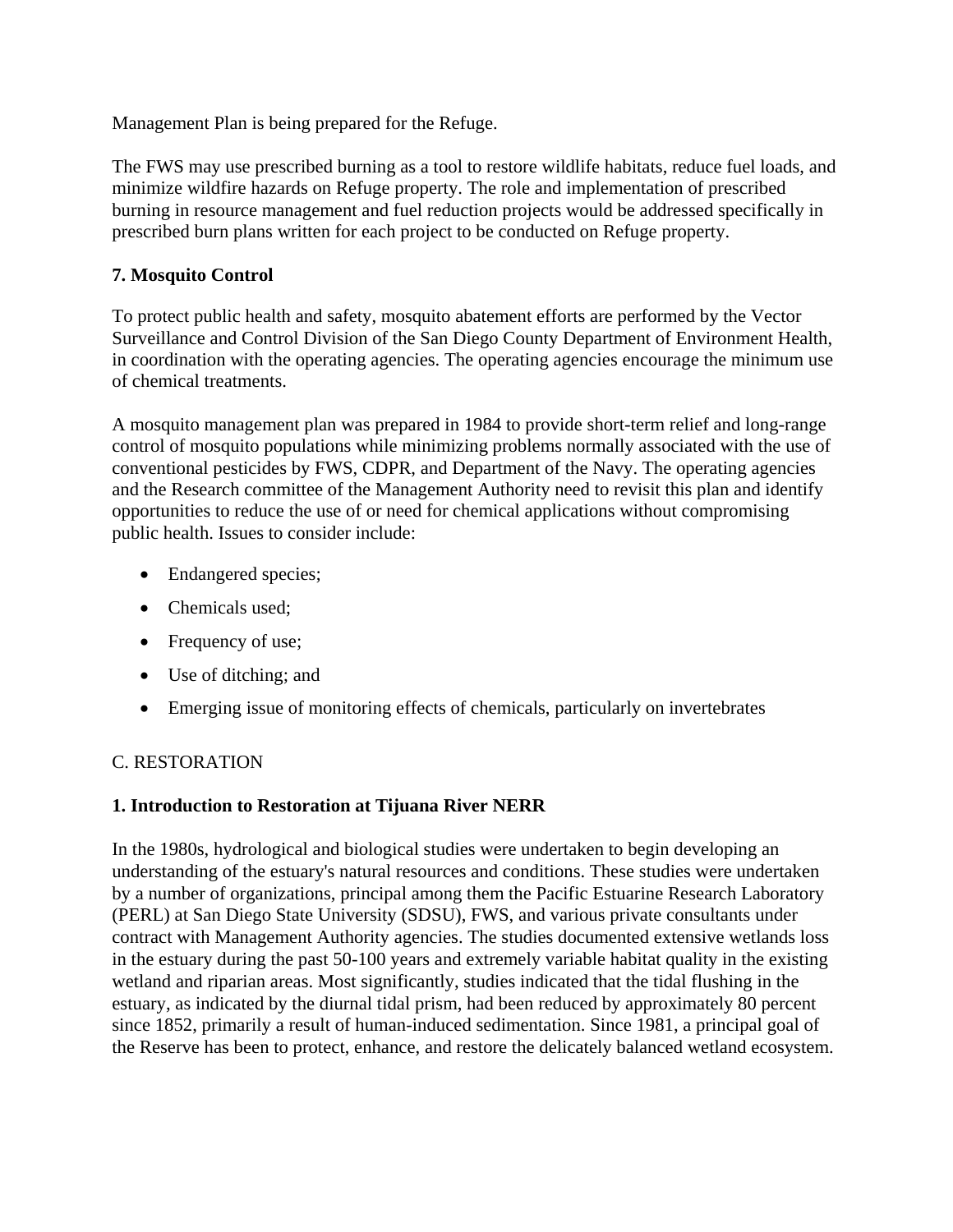Management Plan is being prepared for the Refuge.

The FWS may use prescribed burning as a tool to restore wildlife habitats, reduce fuel loads, and minimize wildfire hazards on Refuge property. The role and implementation of prescribed burning in resource management and fuel reduction projects would be addressed specifically in prescribed burn plans written for each project to be conducted on Refuge property.

**7. Mosquito Control**

To protect public health and safety, mosquito abatement efforts are performed by the Vector Surveillance and Control Division of the San Diego County Department of Environment Health, in coordination with the operating agencies. The operating agencies encourage the minimum use of chemical treatments.

A mosquito management plan was prepared in 1984 to provide short-term relief and long-range control of mosquito populations while minimizing problems normally associated with the use of conventional pesticides by FWS, CDPR, and Department of the Navy. The operating agencies and the Research committee of the Management Authority need to revisit this plan and identify opportunities to reduce the use of or need for chemical applications without compromising public health. Issues to consider include:

- Endangered species;
- Chemicals used;
- Frequency of use;
- Use of ditching; and
- Emerging issue of monitoring effects of chemicals, particularly on invertebrates

C. RESTORATION

**1. Introduction to Restoration at Tijuana River NERR**

In the 1980s, hydrological and biological studies were undertaken to begin developing an understanding of the estuary's natural resources and conditions. These studies were undertaken by a number of organizations, principal among them the Pacific Estuarine Research Laboratory (PERL) at San Diego State University (SDSU), FWS, and various private consultants under contract with Management Authority agencies. The studies documented extensive wetlands loss in the estuary during the past 50-100 years and extremely variable habitat quality in the existing wetland and riparian areas. Most significantly, studies indicated that the tidal flushing in the estuary, as indicated by the diurnal tidal prism, had been reduced by approximately 80 percent since 1852, primarily a result of human-induced sedimentation. Since 1981, a principal goal of the Reserve has been to protect, enhance, and restore the delicately balanced wetland ecosystem.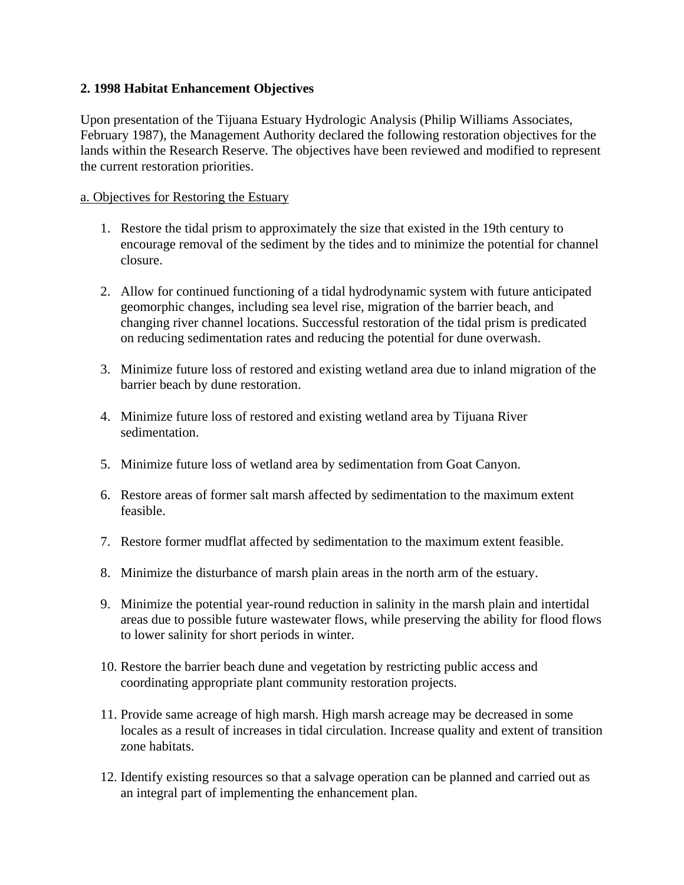## 2. 1998 Habitat Enhancement Objectives

Upon presentation of the Tijuana Estuary Hydrologic Analysis (Philip Williams Associates, February 1987), the Management Authority declared the following restoration objectives for the lands within the Research Reserve. The objectives have been reviewed and modified to represent the current restoration priorities.

<u>a. Objectives for Restoring the Estuary</u>

1. Restore the tidal prism to approximately the size that existed in the 19th century to encourage removal of the sediment by the tides and to minimize the potential for channel closure.

2. Allow for continued functioning of a tidal hydrodynamic system with future anticipated geomorphic changes, including sea level rise, migration of the barrier beach, and changing river channel locations. Successful restoration of the tidal prism is predicated on reducing sedimentation rates and reducing the potential for dune overwash.

3. Minimize future loss of restored and existing wetland area due to inland migration of the barrier beach by dune restoration.

4. Minimize future loss of restored and existing wetland area by Tijuana River sedimentation.

5. Minimize future loss of wetland area by sedimentation from Goat Canyon.

6. Restore areas of former salt marsh affected by sedimentation to the maximum extent feasible.

7. Restore former mudflat affected by sedimentation to the maximum extent feasible.

8. Minimize the disturbance of marsh plain areas in the north arm of the estuary.

9. Minimize the potential year-round reduction in salinity in the marsh plain and intertidal areas due to possible future wastewater flows, while preserving the ability for flood flows to lower salinity for short periods in winter.

10. Restore the barrier beach dune and vegetation by restricting public access and coordinating appropriate plant community restoration projects.

11. Provide same acreage of high marsh. High marsh acreage may be decreased in some locales as a result of increases in tidal circulation. Increase quality and extent of transition zone habitats.

12. Identify existing resources so that a salvage operation can be planned and carried out as an integral part of implementing the enhancement plan.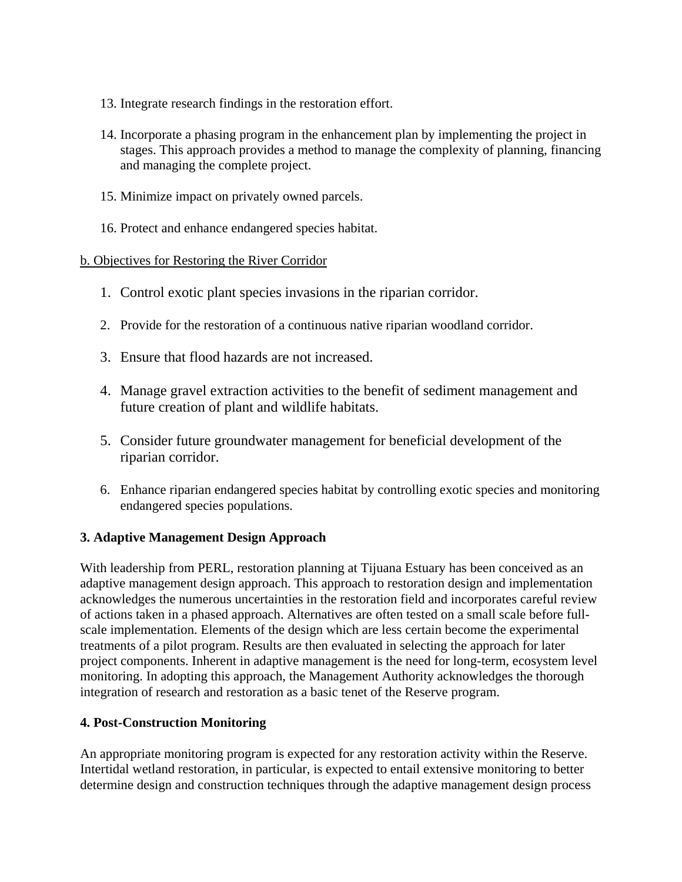13. Integrate research findings in the restoration effort.

14. Incorporate a phasing program in the enhancement plan by implementing the project in stages. This approach provides a method to manage the complexity of planning, financing and managing the complete project.

15. Minimize impact on privately owned parcels.

16. Protect and enhance endangered species habitat.

<u>b. Objectives for Restoring the River Corridor</u>

1. Control exotic plant species invasions in the riparian corridor.

2. Provide for the restoration of a continuous native riparian woodland corridor.

3. Ensure that flood hazards are not increased.

4. Manage gravel extraction activities to the benefit of sediment management and future creation of plant and wildlife habitats.

5. Consider future groundwater management for beneficial development of the riparian corridor.

6. Enhance riparian endangered species habitat by controlling exotic species and monitoring endangered species populations.

**3. Adaptive Management Design Approach**

With leadership from PERL, restoration planning at Tijuana Estuary has been conceived as an adaptive management design approach. This approach to restoration design and implementation acknowledges the numerous uncertainties in the restoration field and incorporates careful review of actions taken in a phased approach. Alternatives are often tested on a small scale before full-scale implementation. Elements of the design which are less certain become the experimental treatments of a pilot program. Results are then evaluated in selecting the approach for later project components. Inherent in adaptive management is the need for long-term, ecosystem level monitoring. In adopting this approach, the Management Authority acknowledges the thorough integration of research and restoration as a basic tenet of the Reserve program.

**4. Post-Construction Monitoring**

An appropriate monitoring program is expected for any restoration activity within the Reserve. Intertidal wetland restoration, in particular, is expected to entail extensive monitoring to better determine design and construction techniques through the adaptive management design process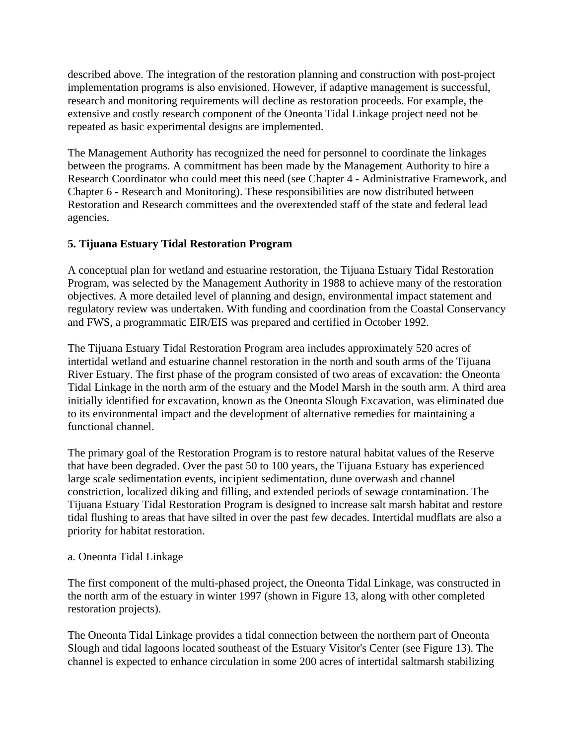described above. The integration of the restoration planning and construction with post-project implementation programs is also envisioned. However, if adaptive management is successful, research and monitoring requirements will decline as restoration proceeds. For example, the extensive and costly research component of the Oneonta Tidal Linkage project need not be repeated as basic experimental designs are implemented.

The Management Authority has recognized the need for personnel to coordinate the linkages between the programs. A commitment has been made by the Management Authority to hire a Research Coordinator who could meet this need (see Chapter 4 - Administrative Framework, and Chapter 6 - Research and Monitoring). These responsibilities are now distributed between Restoration and Research committees and the overextended staff of the state and federal lead agencies.

**5. Tijuana Estuary Tidal Restoration Program**

A conceptual plan for wetland and estuarine restoration, the Tijuana Estuary Tidal Restoration Program, was selected by the Management Authority in 1988 to achieve many of the restoration objectives. A more detailed level of planning and design, environmental impact statement and regulatory review was undertaken. With funding and coordination from the Coastal Conservancy and FWS, a programmatic EIR/EIS was prepared and certified in October 1992.

The Tijuana Estuary Tidal Restoration Program area includes approximately 520 acres of intertidal wetland and estuarine channel restoration in the north and south arms of the Tijuana River Estuary. The first phase of the program consisted of two areas of excavation: the Oneonta Tidal Linkage in the north arm of the estuary and the Model Marsh in the south arm. A third area initially identified for excavation, known as the Oneonta Slough Excavation, was eliminated due to its environmental impact and the development of alternative remedies for maintaining a functional channel.

The primary goal of the Restoration Program is to restore natural habitat values of the Reserve that have been degraded. Over the past 50 to 100 years, the Tijuana Estuary has experienced large scale sedimentation events, incipient sedimentation, dune overwash and channel constriction, localized diking and filling, and extended periods of sewage contamination. The Tijuana Estuary Tidal Restoration Program is designed to increase salt marsh habitat and restore tidal flushing to areas that have silted in over the past few decades. Intertidal mudflats are also a priority for habitat restoration.

a. Oneonta Tidal Linkage

The first component of the multi-phased project, the Oneonta Tidal Linkage, was constructed in the north arm of the estuary in winter 1997 (shown in Figure 13, along with other completed restoration projects).

The Oneonta Tidal Linkage provides a tidal connection between the northern part of Oneonta Slough and tidal lagoons located southeast of the Estuary Visitor's Center (see Figure 13). The channel is expected to enhance circulation in some 200 acres of intertidal saltmarsh stabilizing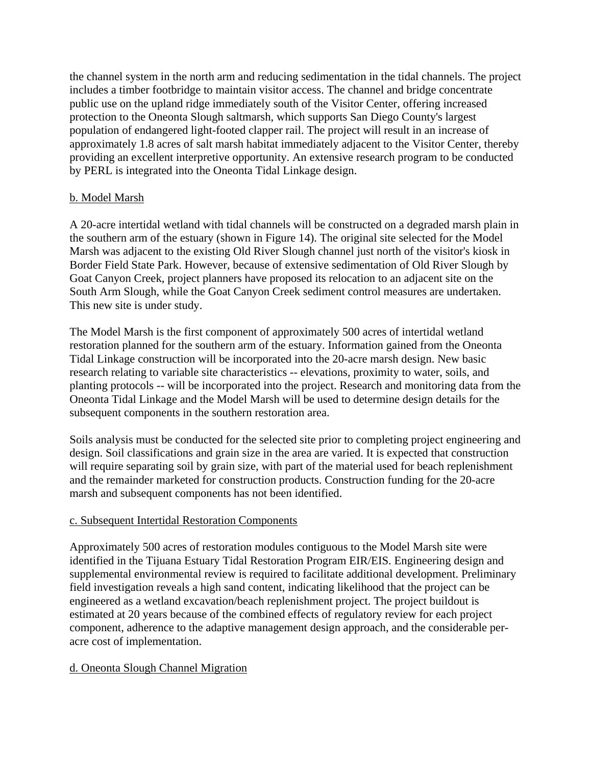the channel system in the north arm and reducing sedimentation in the tidal channels. The project includes a timber footbridge to maintain visitor access. The channel and bridge concentrate public use on the upland ridge immediately south of the Visitor Center, offering increased protection to the Oneonta Slough saltmarsh, which supports San Diego County's largest population of endangered light-footed clapper rail. The project will result in an increase of approximately 1.8 acres of salt marsh habitat immediately adjacent to the Visitor Center, thereby providing an excellent interpretive opportunity. An extensive research program to be conducted by PERL is integrated into the Oneonta Tidal Linkage design.

b. Model Marsh

A 20-acre intertidal wetland with tidal channels will be constructed on a degraded marsh plain in the southern arm of the estuary (shown in Figure 14). The original site selected for the Model Marsh was adjacent to the existing Old River Slough channel just north of the visitor's kiosk in Border Field State Park. However, because of extensive sedimentation of Old River Slough by Goat Canyon Creek, project planners have proposed its relocation to an adjacent site on the South Arm Slough, while the Goat Canyon Creek sediment control measures are undertaken. This new site is under study.

The Model Marsh is the first component of approximately 500 acres of intertidal wetland restoration planned for the southern arm of the estuary. Information gained from the Oneonta Tidal Linkage construction will be incorporated into the 20-acre marsh design. New basic research relating to variable site characteristics -- elevations, proximity to water, soils, and planting protocols -- will be incorporated into the project. Research and monitoring data from the Oneonta Tidal Linkage and the Model Marsh will be used to determine design details for the subsequent components in the southern restoration area.

Soils analysis must be conducted for the selected site prior to completing project engineering and design. Soil classifications and grain size in the area are varied. It is expected that construction will require separating soil by grain size, with part of the material used for beach replenishment and the remainder marketed for construction products. Construction funding for the 20-acre marsh and subsequent components has not been identified.

c. Subsequent Intertidal Restoration Components

Approximately 500 acres of restoration modules contiguous to the Model Marsh site were identified in the Tijuana Estuary Tidal Restoration Program EIR/EIS. Engineering design and supplemental environmental review is required to facilitate additional development. Preliminary field investigation reveals a high sand content, indicating likelihood that the project can be engineered as a wetland excavation/beach replenishment project. The project buildout is estimated at 20 years because of the combined effects of regulatory review for each project component, adherence to the adaptive management design approach, and the considerable per-acre cost of implementation.

d. Oneonta Slough Channel Migration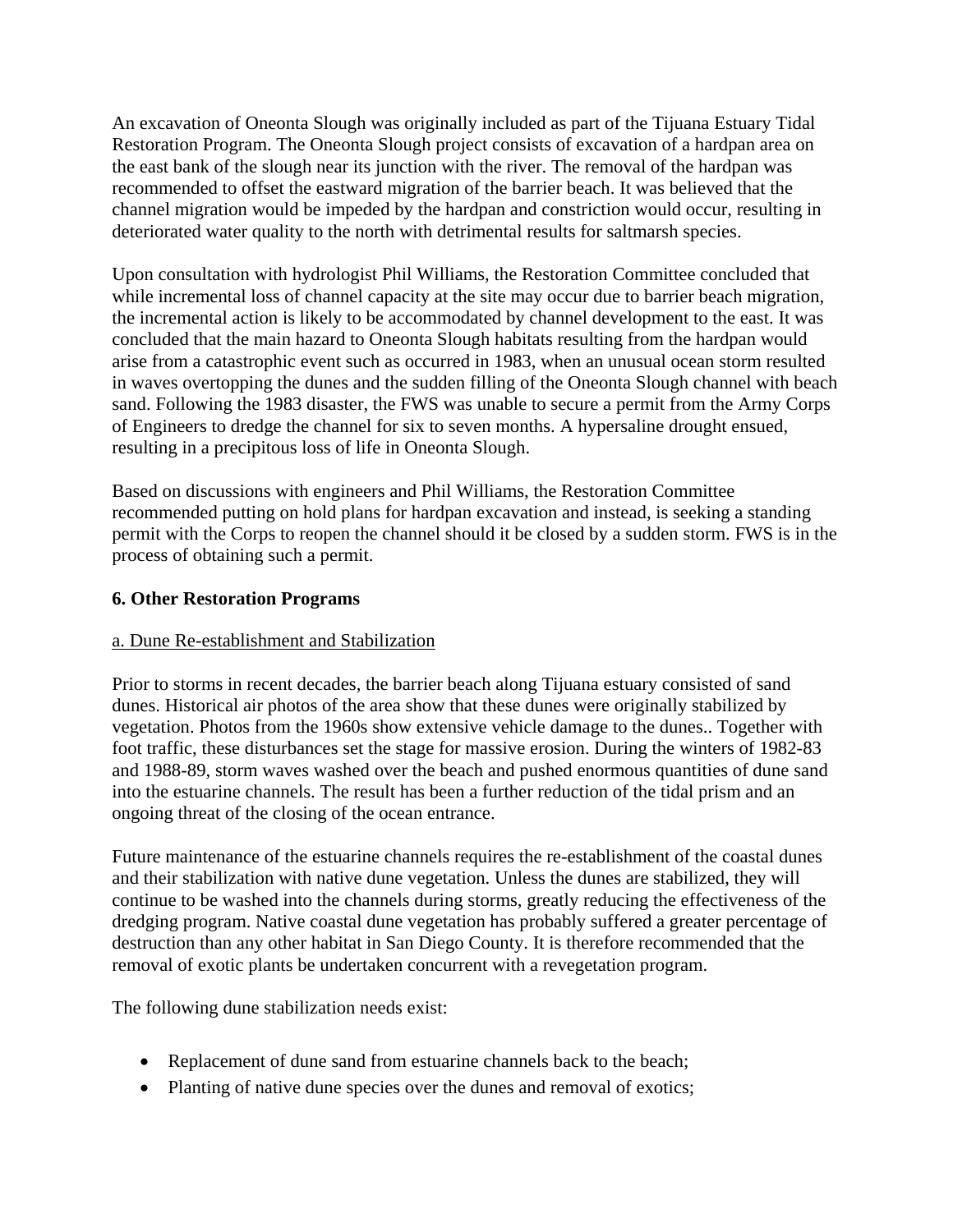An excavation of Oneonta Slough was originally included as part of the Tijuana Estuary Tidal Restoration Program. The Oneonta Slough project consists of excavation of a hardpan area on the east bank of the slough near its junction with the river. The removal of the hardpan was recommended to offset the eastward migration of the barrier beach. It was believed that the channel migration would be impeded by the hardpan and constriction would occur, resulting in deteriorated water quality to the north with detrimental results for saltmarsh species.

Upon consultation with hydrologist Phil Williams, the Restoration Committee concluded that while incremental loss of channel capacity at the site may occur due to barrier beach migration, the incremental action is likely to be accommodated by channel development to the east. It was concluded that the main hazard to Oneonta Slough habitats resulting from the hardpan would arise from a catastrophic event such as occurred in 1983, when an unusual ocean storm resulted in waves overtopping the dunes and the sudden filling of the Oneonta Slough channel with beach sand. Following the 1983 disaster, the FWS was unable to secure a permit from the Army Corps of Engineers to dredge the channel for six to seven months. A hypersaline drought ensued, resulting in a precipitous loss of life in Oneonta Slough.

Based on discussions with engineers and Phil Williams, the Restoration Committee recommended putting on hold plans for hardpan excavation and instead, is seeking a standing permit with the Corps to reopen the channel should it be closed by a sudden storm. FWS is in the process of obtaining such a permit.

## 6. Other Restoration Programs

### a. Dune Re-establishment and Stabilization

Prior to storms in recent decades, the barrier beach along Tijuana estuary consisted of sand dunes. Historical air photos of the area show that these dunes were originally stabilized by vegetation. Photos from the 1960s show extensive vehicle damage to the dunes.. Together with foot traffic, these disturbances set the stage for massive erosion. During the winters of 1982-83 and 1988-89, storm waves washed over the beach and pushed enormous quantities of dune sand into the estuarine channels. The result has been a further reduction of the tidal prism and an ongoing threat of the closing of the ocean entrance.

Future maintenance of the estuarine channels requires the re-establishment of the coastal dunes and their stabilization with native dune vegetation. Unless the dunes are stabilized, they will continue to be washed into the channels during storms, greatly reducing the effectiveness of the dredging program. Native coastal dune vegetation has probably suffered a greater percentage of destruction than any other habitat in San Diego County. It is therefore recommended that the removal of exotic plants be undertaken concurrent with a revegetation program.

The following dune stabilization needs exist:

- Replacement of dune sand from estuarine channels back to the beach;
- Planting of native dune species over the dunes and removal of exotics;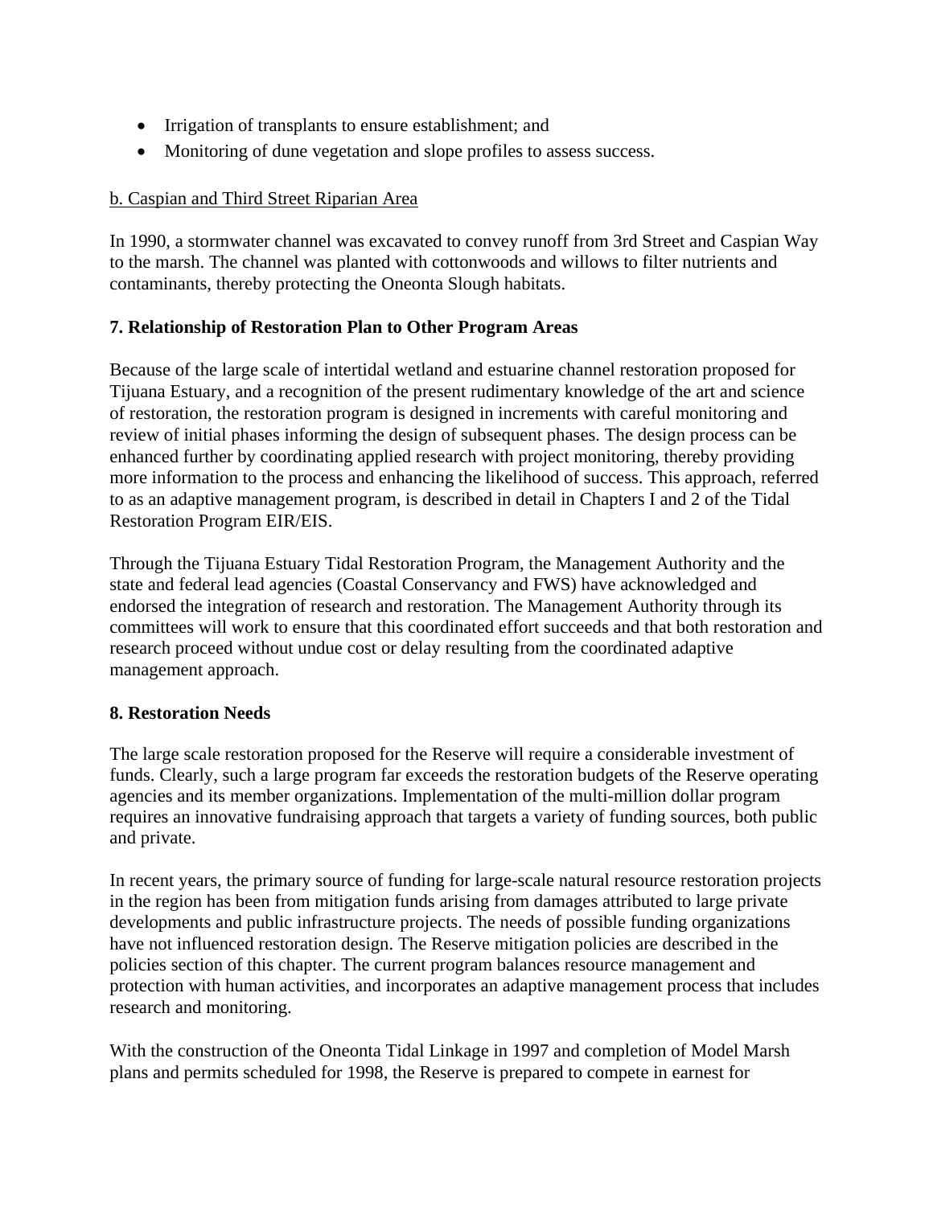- Irrigation of transplants to ensure establishment; and
- Monitoring of dune vegetation and slope profiles to assess success.

b. Caspian and Third Street Riparian Area

In 1990, a stormwater channel was excavated to convey runoff from 3rd Street and Caspian Way to the marsh. The channel was planted with cottonwoods and willows to filter nutrients and contaminants, thereby protecting the Oneonta Slough habitats.

**7. Relationship of Restoration Plan to Other Program Areas**

Because of the large scale of intertidal wetland and estuarine channel restoration proposed for Tijuana Estuary, and a recognition of the present rudimentary knowledge of the art and science of restoration, the restoration program is designed in increments with careful monitoring and review of initial phases informing the design of subsequent phases. The design process can be enhanced further by coordinating applied research with project monitoring, thereby providing more information to the process and enhancing the likelihood of success. This approach, referred to as an adaptive management program, is described in detail in Chapters I and 2 of the Tidal Restoration Program EIR/EIS.

Through the Tijuana Estuary Tidal Restoration Program, the Management Authority and the state and federal lead agencies (Coastal Conservancy and FWS) have acknowledged and endorsed the integration of research and restoration. The Management Authority through its committees will work to ensure that this coordinated effort succeeds and that both restoration and research proceed without undue cost or delay resulting from the coordinated adaptive management approach.

**8. Restoration Needs**

The large scale restoration proposed for the Reserve will require a considerable investment of funds. Clearly, such a large program far exceeds the restoration budgets of the Reserve operating agencies and its member organizations. Implementation of the multi-million dollar program requires an innovative fundraising approach that targets a variety of funding sources, both public and private.

In recent years, the primary source of funding for large-scale natural resource restoration projects in the region has been from mitigation funds arising from damages attributed to large private developments and public infrastructure projects. The needs of possible funding organizations have not influenced restoration design. The Reserve mitigation policies are described in the policies section of this chapter. The current program balances resource management and protection with human activities, and incorporates an adaptive management process that includes research and monitoring.

With the construction of the Oneonta Tidal Linkage in 1997 and completion of Model Marsh plans and permits scheduled for 1998, the Reserve is prepared to compete in earnest for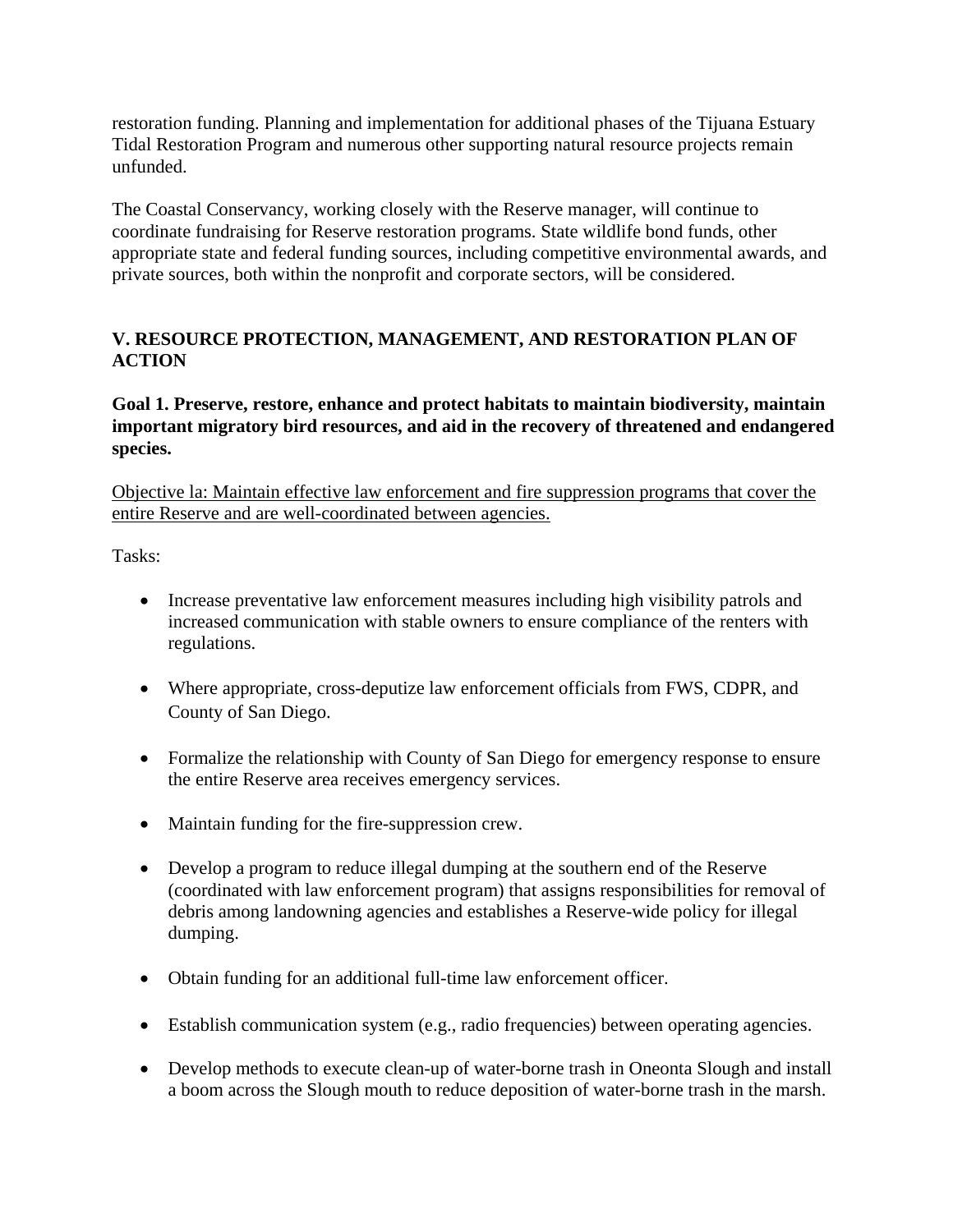restoration funding. Planning and implementation for additional phases of the Tijuana Estuary Tidal Restoration Program and numerous other supporting natural resource projects remain unfunded.

The Coastal Conservancy, working closely with the Reserve manager, will continue to coordinate fundraising for Reserve restoration programs. State wildlife bond funds, other appropriate state and federal funding sources, including competitive environmental awards, and private sources, both within the nonprofit and corporate sectors, will be considered.

## V. RESOURCE PROTECTION, MANAGEMENT, AND RESTORATION PLAN OF ACTION

**Goal 1. Preserve, restore, enhance and protect habitats to maintain biodiversity, maintain important migratory bird resources, and aid in the recovery of threatened and endangered species.**

<u>Objective la: Maintain effective law enforcement and fire suppression programs that cover the entire Reserve and are well-coordinated between agencies.</u>

Tasks:

- Increase preventative law enforcement measures including high visibility patrols and increased communication with stable owners to ensure compliance of the renters with regulations.
- Where appropriate, cross-deputize law enforcement officials from FWS, CDPR, and County of San Diego.
- Formalize the relationship with County of San Diego for emergency response to ensure the entire Reserve area receives emergency services.
- Maintain funding for the fire-suppression crew.
- Develop a program to reduce illegal dumping at the southern end of the Reserve (coordinated with law enforcement program) that assigns responsibilities for removal of debris among landowning agencies and establishes a Reserve-wide policy for illegal dumping.
- Obtain funding for an additional full-time law enforcement officer.
- Establish communication system (e.g., radio frequencies) between operating agencies.
- Develop methods to execute clean-up of water-borne trash in Oneonta Slough and install a boom across the Slough mouth to reduce deposition of water-borne trash in the marsh.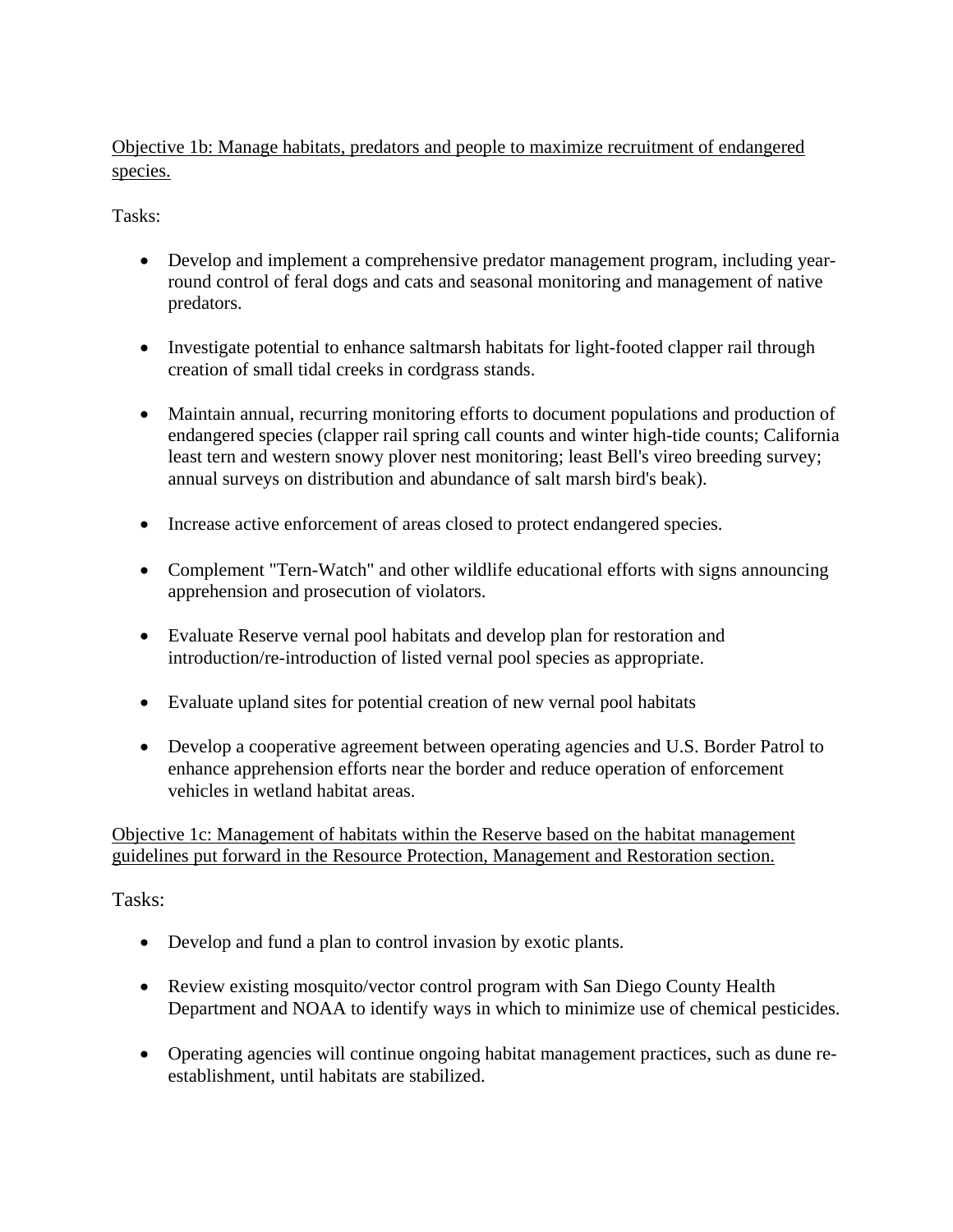Objective 1b: Manage habitats, predators and people to maximize recruitment of endangered species.

Tasks:

- Develop and implement a comprehensive predator management program, including year-round control of feral dogs and cats and seasonal monitoring and management of native predators.

- Investigate potential to enhance saltmarsh habitats for light-footed clapper rail through creation of small tidal creeks in cordgrass stands.

- Maintain annual, recurring monitoring efforts to document populations and production of endangered species (clapper rail spring call counts and winter high-tide counts; California least tern and western snowy plover nest monitoring; least Bell's vireo breeding survey; annual surveys on distribution and abundance of salt marsh bird's beak).

- Increase active enforcement of areas closed to protect endangered species.

- Complement "Tern-Watch" and other wildlife educational efforts with signs announcing apprehension and prosecution of violators.

- Evaluate Reserve vernal pool habitats and develop plan for restoration and introduction/re-introduction of listed vernal pool species as appropriate.

- Evaluate upland sites for potential creation of new vernal pool habitats

- Develop a cooperative agreement between operating agencies and U.S. Border Patrol to enhance apprehension efforts near the border and reduce operation of enforcement vehicles in wetland habitat areas.

Objective 1c: Management of habitats within the Reserve based on the habitat management guidelines put forward in the Resource Protection, Management and Restoration section.

Tasks:

- Develop and fund a plan to control invasion by exotic plants.

- Review existing mosquito/vector control program with San Diego County Health Department and NOAA to identify ways in which to minimize use of chemical pesticides.

- Operating agencies will continue ongoing habitat management practices, such as dune re-establishment, until habitats are stabilized.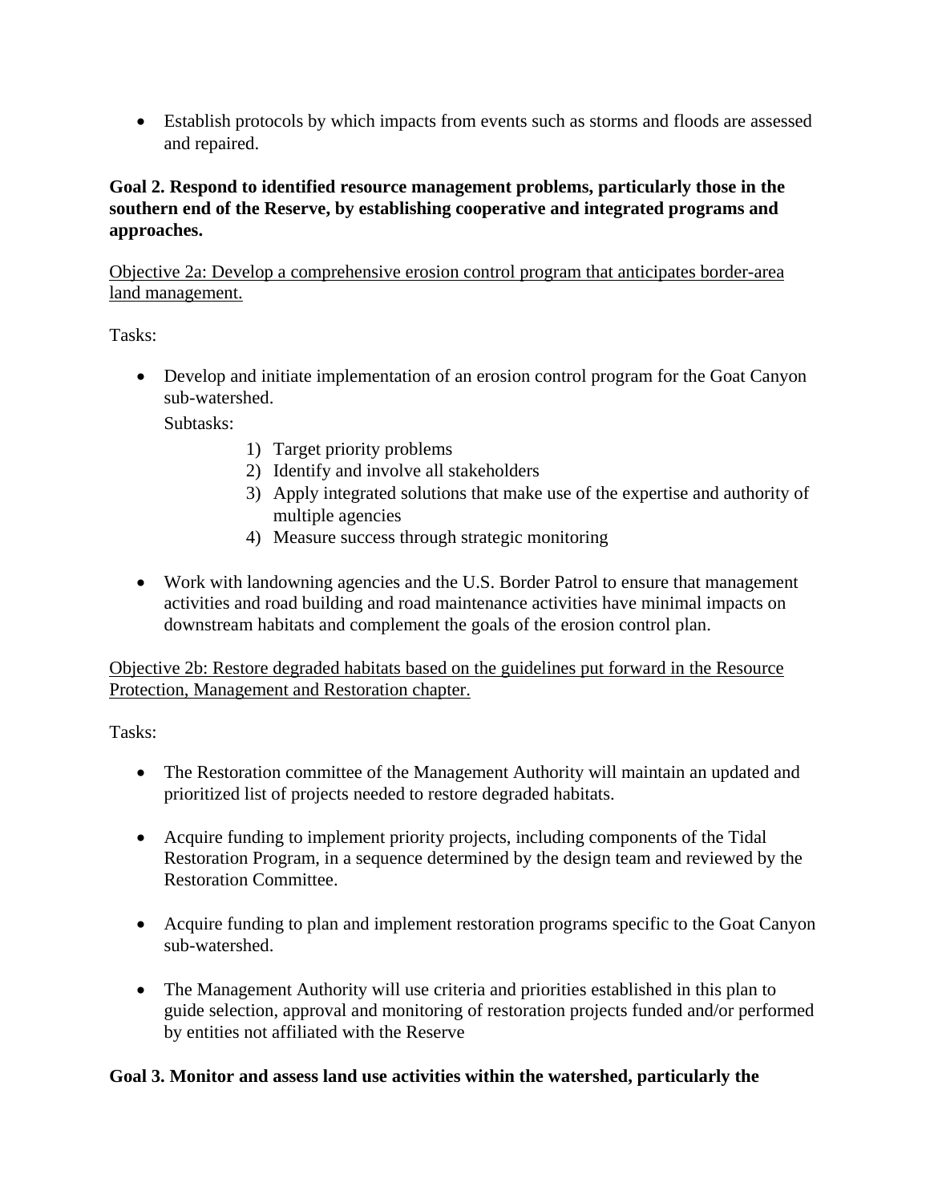- Establish protocols by which impacts from events such as storms and floods are assessed and repaired.

**Goal 2. Respond to identified resource management problems, particularly those in the southern end of the Reserve, by establishing cooperative and integrated programs and approaches.**

<u>Objective 2a: Develop a comprehensive erosion control program that anticipates border-area land management.</u>

Tasks:

- Develop and initiate implementation of an erosion control program for the Goat Canyon sub-watershed.

  Subtasks:

    1) Target priority problems
    2) Identify and involve all stakeholders
    3) Apply integrated solutions that make use of the expertise and authority of multiple agencies
    4) Measure success through strategic monitoring

- Work with landowning agencies and the U.S. Border Patrol to ensure that management activities and road building and road maintenance activities have minimal impacts on downstream habitats and complement the goals of the erosion control plan.

<u>Objective 2b: Restore degraded habitats based on the guidelines put forward in the Resource Protection, Management and Restoration chapter.</u>

Tasks:

- The Restoration committee of the Management Authority will maintain an updated and prioritized list of projects needed to restore degraded habitats.

- Acquire funding to implement priority projects, including components of the Tidal Restoration Program, in a sequence determined by the design team and reviewed by the Restoration Committee.

- Acquire funding to plan and implement restoration programs specific to the Goat Canyon sub-watershed.

- The Management Authority will use criteria and priorities established in this plan to guide selection, approval and monitoring of restoration projects funded and/or performed by entities not affiliated with the Reserve

**Goal 3. Monitor and assess land use activities within the watershed, particularly the**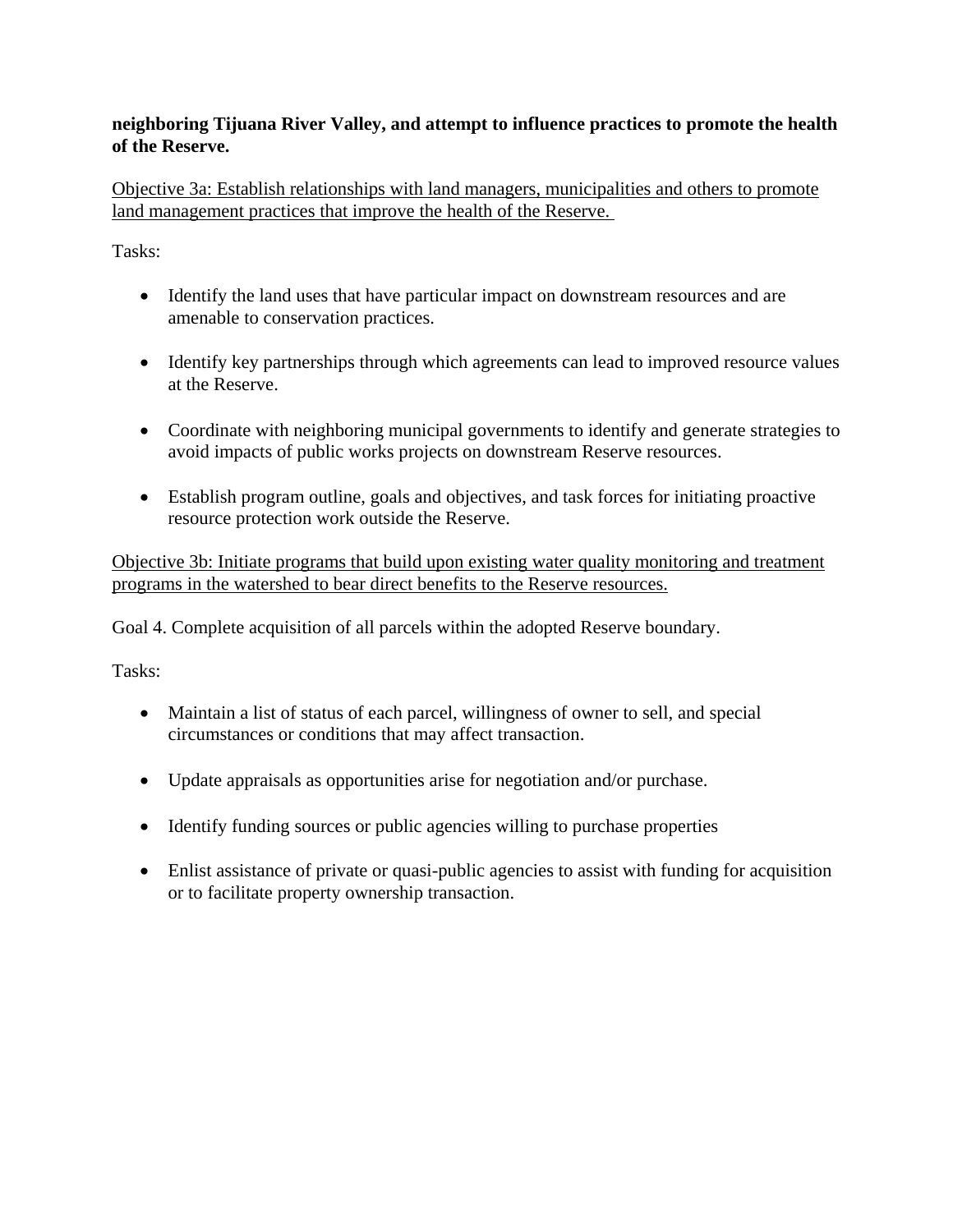**neighboring Tijuana River Valley, and attempt to influence practices to promote the health of the Reserve.**

<u>Objective 3a: Establish relationships with land managers, municipalities and others to promote land management practices that improve the health of the Reserve.</u>

Tasks:

- Identify the land uses that have particular impact on downstream resources and are amenable to conservation practices.
- Identify key partnerships through which agreements can lead to improved resource values at the Reserve.
- Coordinate with neighboring municipal governments to identify and generate strategies to avoid impacts of public works projects on downstream Reserve resources.
- Establish program outline, goals and objectives, and task forces for initiating proactive resource protection work outside the Reserve.

<u>Objective 3b: Initiate programs that build upon existing water quality monitoring and treatment programs in the watershed to bear direct benefits to the Reserve resources.</u>

Goal 4. Complete acquisition of all parcels within the adopted Reserve boundary.

Tasks:

- Maintain a list of status of each parcel, willingness of owner to sell, and special circumstances or conditions that may affect transaction.
- Update appraisals as opportunities arise for negotiation and/or purchase.
- Identify funding sources or public agencies willing to purchase properties
- Enlist assistance of private or quasi-public agencies to assist with funding for acquisition or to facilitate property ownership transaction.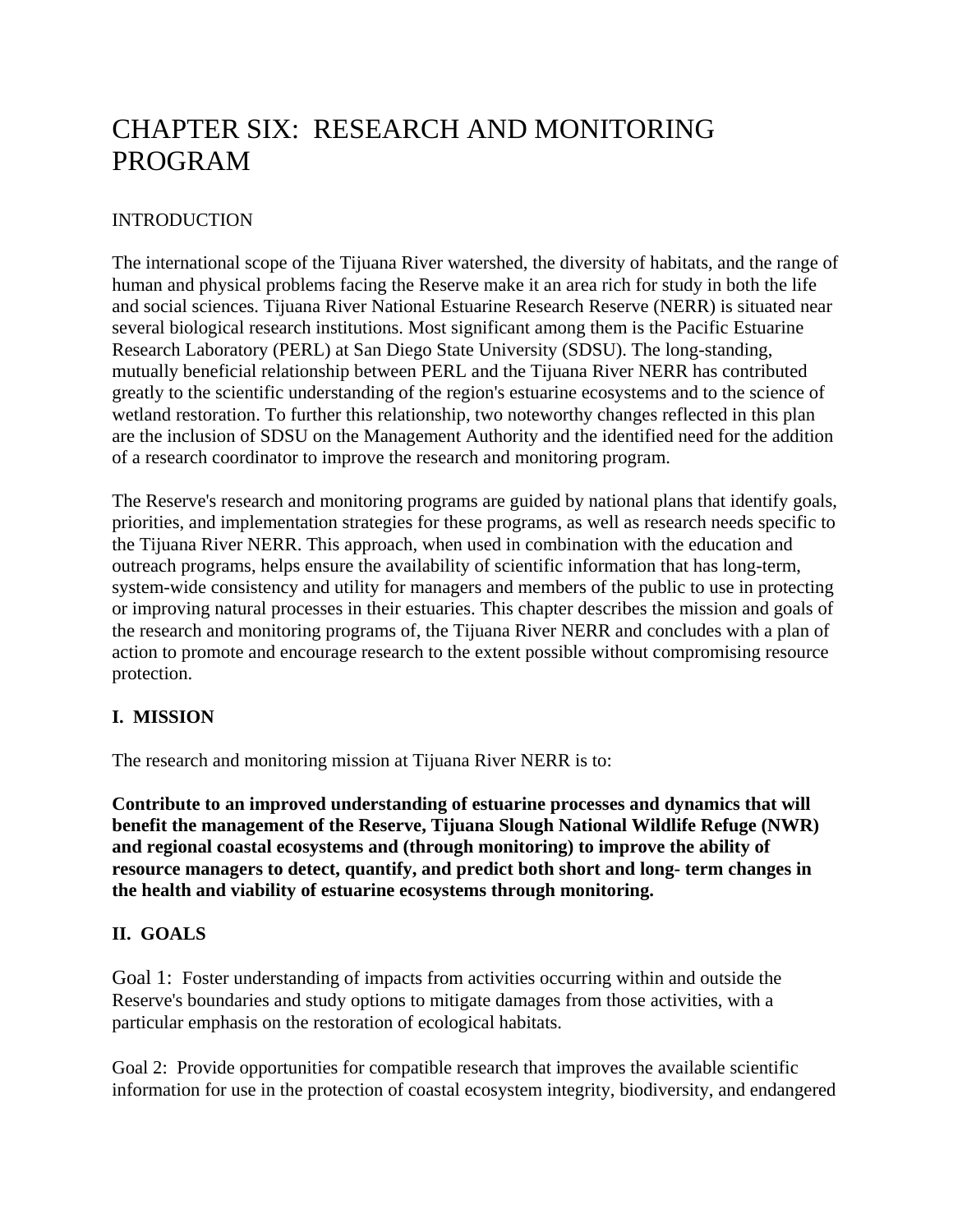# CHAPTER SIX: RESEARCH AND MONITORING PROGRAM

INTRODUCTION

The international scope of the Tijuana River watershed, the diversity of habitats, and the range of human and physical problems facing the Reserve make it an area rich for study in both the life and social sciences. Tijuana River National Estuarine Research Reserve (NERR) is situated near several biological research institutions. Most significant among them is the Pacific Estuarine Research Laboratory (PERL) at San Diego State University (SDSU). The long-standing, mutually beneficial relationship between PERL and the Tijuana River NERR has contributed greatly to the scientific understanding of the region's estuarine ecosystems and to the science of wetland restoration. To further this relationship, two noteworthy changes reflected in this plan are the inclusion of SDSU on the Management Authority and the identified need for the addition of a research coordinator to improve the research and monitoring program.

The Reserve's research and monitoring programs are guided by national plans that identify goals, priorities, and implementation strategies for these programs, as well as research needs specific to the Tijuana River NERR. This approach, when used in combination with the education and outreach programs, helps ensure the availability of scientific information that has long-term, system-wide consistency and utility for managers and members of the public to use in protecting or improving natural processes in their estuaries. This chapter describes the mission and goals of the research and monitoring programs of, the Tijuana River NERR and concludes with a plan of action to promote and encourage research to the extent possible without compromising resource protection.

## I. MISSION

The research and monitoring mission at Tijuana River NERR is to:

**Contribute to an improved understanding of estuarine processes and dynamics that will benefit the management of the Reserve, Tijuana Slough National Wildlife Refuge (NWR) and regional coastal ecosystems and (through monitoring) to improve the ability of resource managers to detect, quantify, and predict both short and long- term changes in the health and viability of estuarine ecosystems through monitoring.**

## II. GOALS

Goal 1: Foster understanding of impacts from activities occurring within and outside the Reserve's boundaries and study options to mitigate damages from those activities, with a particular emphasis on the restoration of ecological habitats.

Goal 2: Provide opportunities for compatible research that improves the available scientific information for use in the protection of coastal ecosystem integrity, biodiversity, and endangered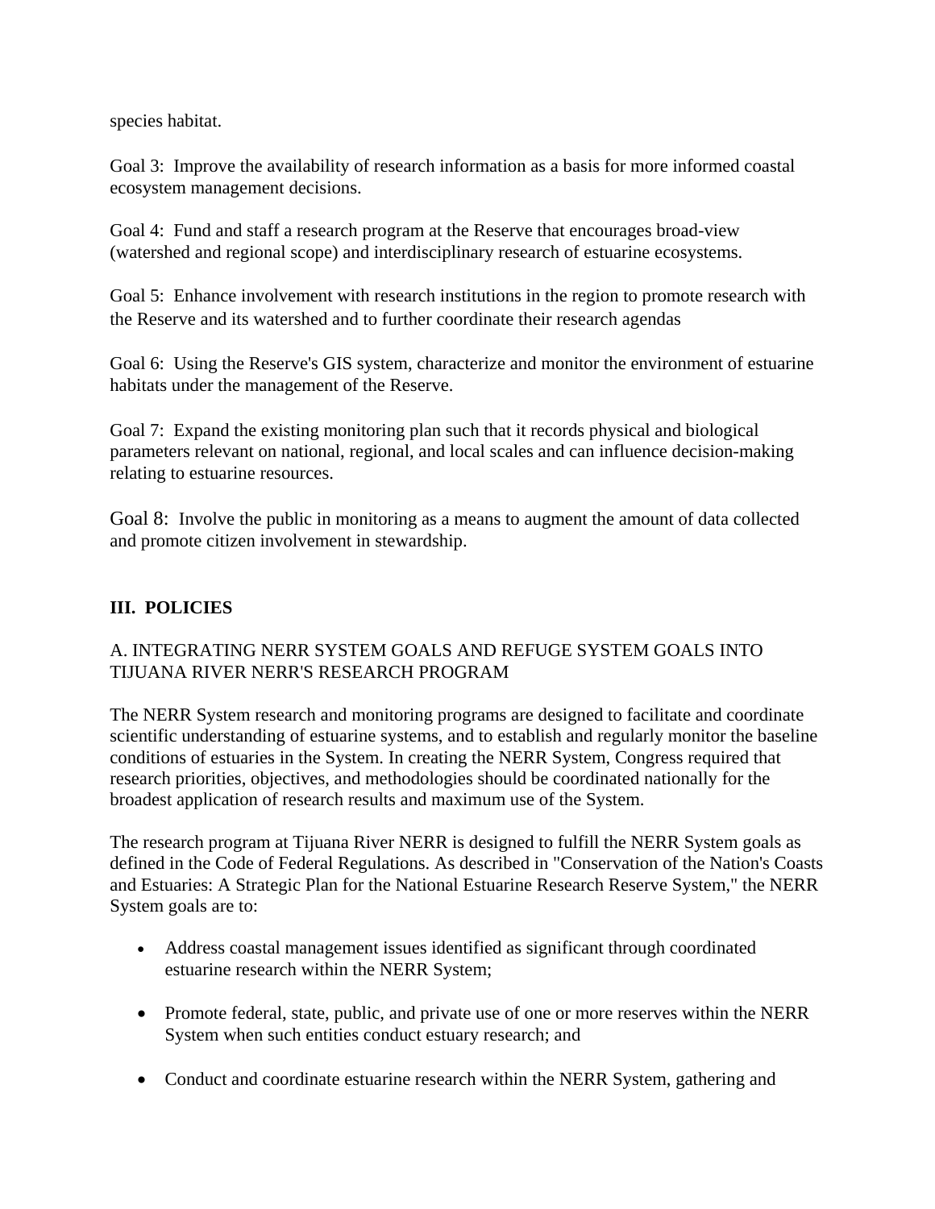species habitat.

Goal 3: Improve the availability of research information as a basis for more informed coastal ecosystem management decisions.

Goal 4: Fund and staff a research program at the Reserve that encourages broad-view (watershed and regional scope) and interdisciplinary research of estuarine ecosystems.

Goal 5: Enhance involvement with research institutions in the region to promote research with the Reserve and its watershed and to further coordinate their research agendas

Goal 6: Using the Reserve's GIS system, characterize and monitor the environment of estuarine habitats under the management of the Reserve.

Goal 7: Expand the existing monitoring plan such that it records physical and biological parameters relevant on national, regional, and local scales and can influence decision-making relating to estuarine resources.

Goal 8: Involve the public in monitoring as a means to augment the amount of data collected and promote citizen involvement in stewardship.

## III. POLICIES

### A. INTEGRATING NERR SYSTEM GOALS AND REFUGE SYSTEM GOALS INTO TIJUANA RIVER NERR'S RESEARCH PROGRAM

The NERR System research and monitoring programs are designed to facilitate and coordinate scientific understanding of estuarine systems, and to establish and regularly monitor the baseline conditions of estuaries in the System. In creating the NERR System, Congress required that research priorities, objectives, and methodologies should be coordinated nationally for the broadest application of research results and maximum use of the System.

The research program at Tijuana River NERR is designed to fulfill the NERR System goals as defined in the Code of Federal Regulations. As described in "Conservation of the Nation's Coasts and Estuaries: A Strategic Plan for the National Estuarine Research Reserve System," the NERR System goals are to:

- Address coastal management issues identified as significant through coordinated estuarine research within the NERR System;
- Promote federal, state, public, and private use of one or more reserves within the NERR System when such entities conduct estuary research; and
- Conduct and coordinate estuarine research within the NERR System, gathering and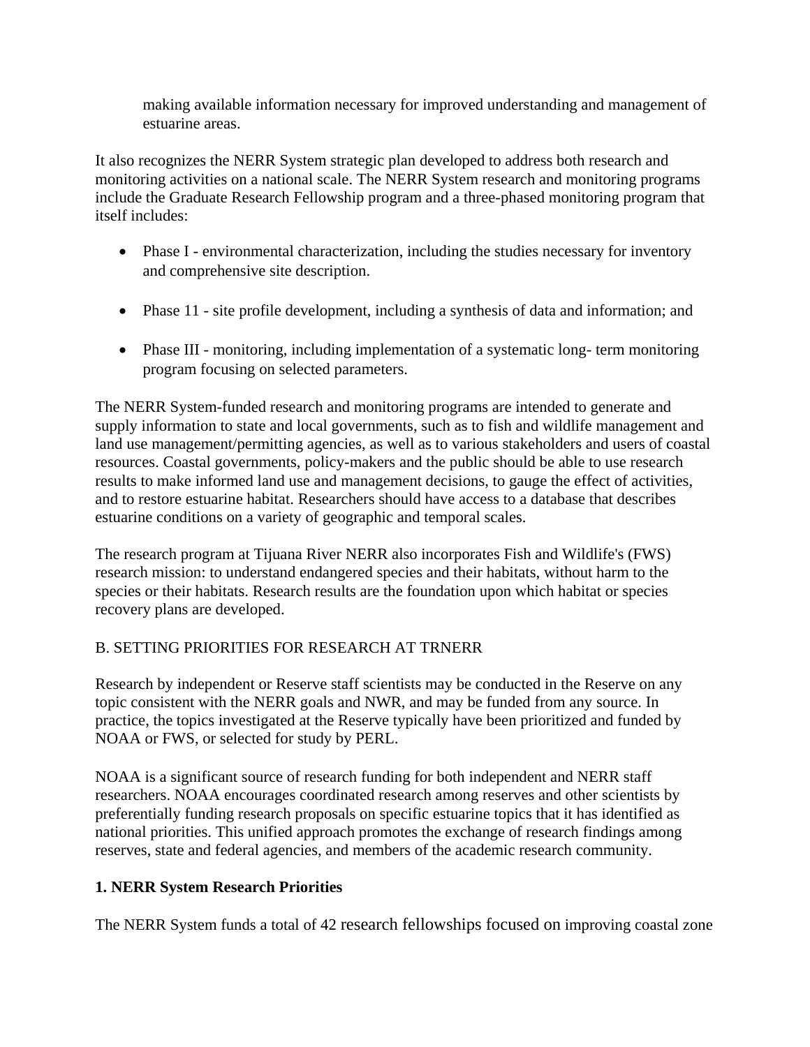making available information necessary for improved understanding and management of estuarine areas.

It also recognizes the NERR System strategic plan developed to address both research and monitoring activities on a national scale. The NERR System research and monitoring programs include the Graduate Research Fellowship program and a three-phased monitoring program that itself includes:

- Phase I - environmental characterization, including the studies necessary for inventory and comprehensive site description.
- Phase 11 - site profile development, including a synthesis of data and information; and
- Phase III - monitoring, including implementation of a systematic long- term monitoring program focusing on selected parameters.

The NERR System-funded research and monitoring programs are intended to generate and supply information to state and local governments, such as to fish and wildlife management and land use management/permitting agencies, as well as to various stakeholders and users of coastal resources. Coastal governments, policy-makers and the public should be able to use research results to make informed land use and management decisions, to gauge the effect of activities, and to restore estuarine habitat. Researchers should have access to a database that describes estuarine conditions on a variety of geographic and temporal scales.

The research program at Tijuana River NERR also incorporates Fish and Wildlife's (FWS) research mission: to understand endangered species and their habitats, without harm to the species or their habitats. Research results are the foundation upon which habitat or species recovery plans are developed.

B. SETTING PRIORITIES FOR RESEARCH AT TRNERR

Research by independent or Reserve staff scientists may be conducted in the Reserve on any topic consistent with the NERR goals and NWR, and may be funded from any source. In practice, the topics investigated at the Reserve typically have been prioritized and funded by NOAA or FWS, or selected for study by PERL.

NOAA is a significant source of research funding for both independent and NERR staff researchers. NOAA encourages coordinated research among reserves and other scientists by preferentially funding research proposals on specific estuarine topics that it has identified as national priorities. This unified approach promotes the exchange of research findings among reserves, state and federal agencies, and members of the academic research community.

**1. NERR System Research Priorities**

The NERR System funds a total of 42 research fellowships focused on improving coastal zone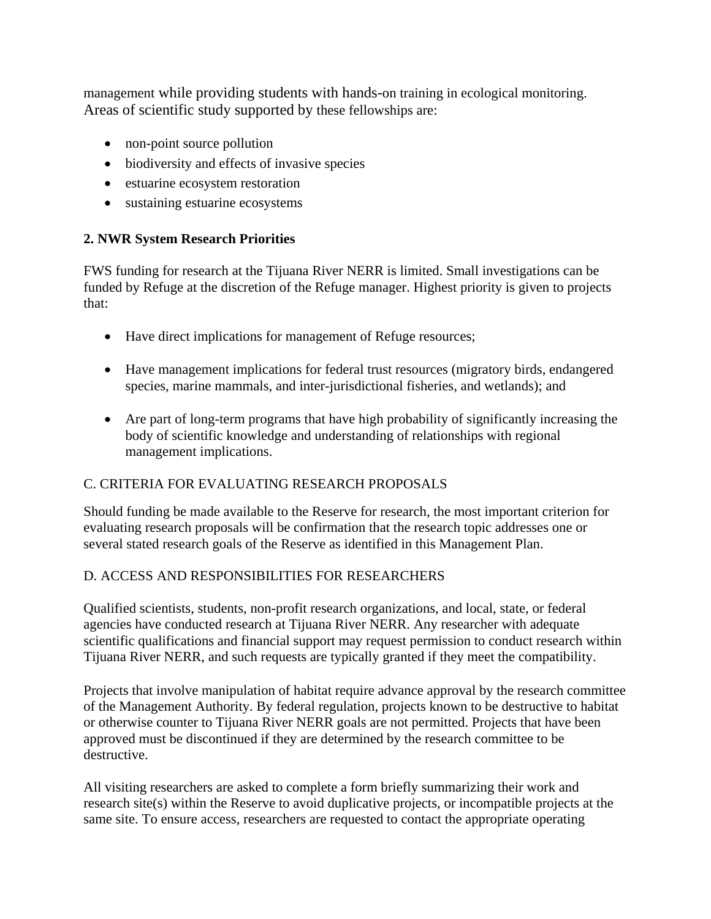management while providing students with hands-on training in ecological monitoring. Areas of scientific study supported by these fellowships are:

- non-point source pollution
- biodiversity and effects of invasive species
- estuarine ecosystem restoration
- sustaining estuarine ecosystems

**2. NWR System Research Priorities**

FWS funding for research at the Tijuana River NERR is limited. Small investigations can be funded by Refuge at the discretion of the Refuge manager. Highest priority is given to projects that:

- Have direct implications for management of Refuge resources;
- Have management implications for federal trust resources (migratory birds, endangered species, marine mammals, and inter-jurisdictional fisheries, and wetlands); and
- Are part of long-term programs that have high probability of significantly increasing the body of scientific knowledge and understanding of relationships with regional management implications.

C. CRITERIA FOR EVALUATING RESEARCH PROPOSALS

Should funding be made available to the Reserve for research, the most important criterion for evaluating research proposals will be confirmation that the research topic addresses one or several stated research goals of the Reserve as identified in this Management Plan.

D. ACCESS AND RESPONSIBILITIES FOR RESEARCHERS

Qualified scientists, students, non-profit research organizations, and local, state, or federal agencies have conducted research at Tijuana River NERR. Any researcher with adequate scientific qualifications and financial support may request permission to conduct research within Tijuana River NERR, and such requests are typically granted if they meet the compatibility.

Projects that involve manipulation of habitat require advance approval by the research committee of the Management Authority. By federal regulation, projects known to be destructive to habitat or otherwise counter to Tijuana River NERR goals are not permitted. Projects that have been approved must be discontinued if they are determined by the research committee to be destructive.

All visiting researchers are asked to complete a form briefly summarizing their work and research site(s) within the Reserve to avoid duplicative projects, or incompatible projects at the same site. To ensure access, researchers are requested to contact the appropriate operating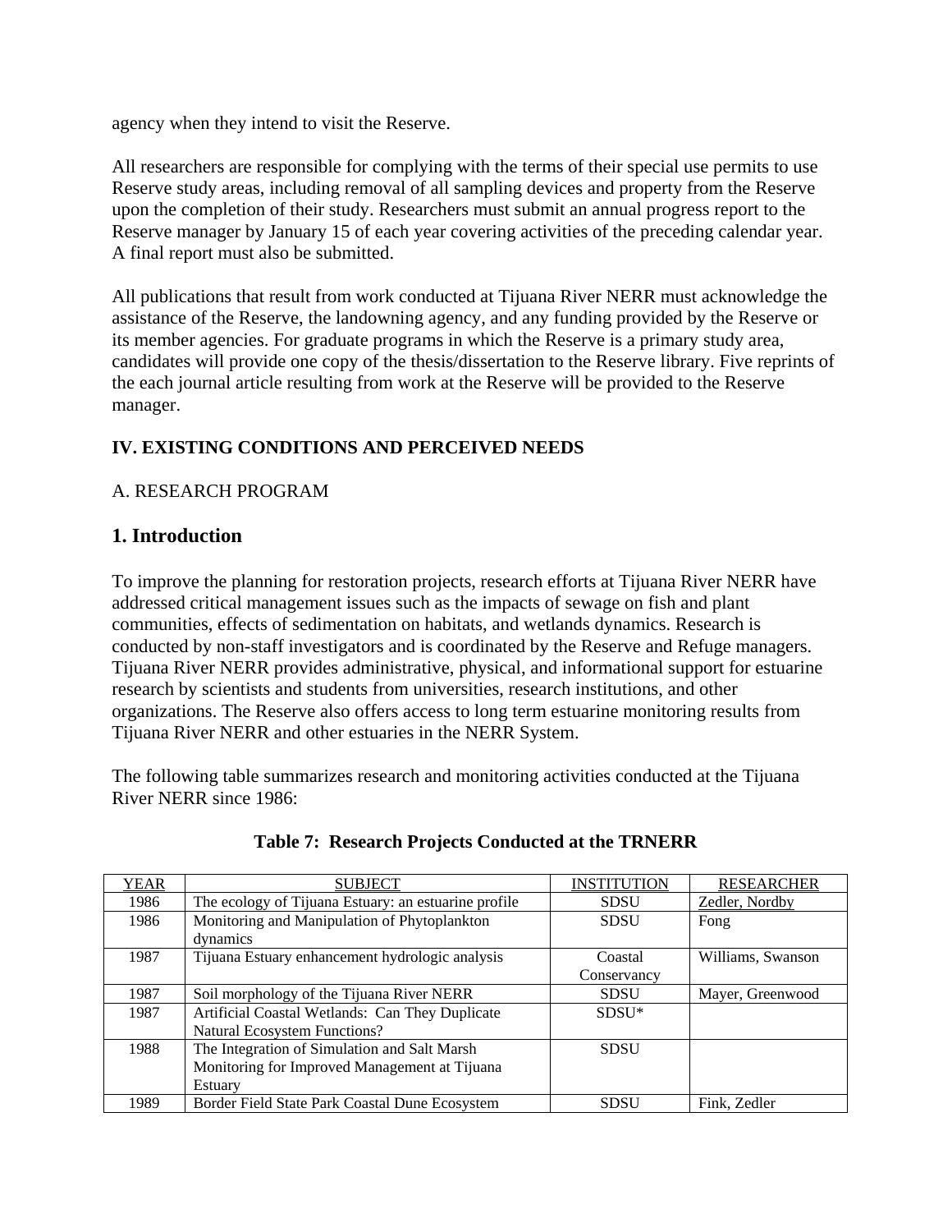agency when they intend to visit the Reserve.

All researchers are responsible for complying with the terms of their special use permits to use Reserve study areas, including removal of all sampling devices and property from the Reserve upon the completion of their study. Researchers must submit an annual progress report to the Reserve manager by January 15 of each year covering activities of the preceding calendar year. A final report must also be submitted.

All publications that result from work conducted at Tijuana River NERR must acknowledge the assistance of the Reserve, the landowning agency, and any funding provided by the Reserve or its member agencies. For graduate programs in which the Reserve is a primary study area, candidates will provide one copy of the thesis/dissertation to the Reserve library. Five reprints of the each journal article resulting from work at the Reserve will be provided to the Reserve manager.

## IV. EXISTING CONDITIONS AND PERCEIVED NEEDS

### A. RESEARCH PROGRAM

### 1. Introduction

To improve the planning for restoration projects, research efforts at Tijuana River NERR have addressed critical management issues such as the impacts of sewage on fish and plant communities, effects of sedimentation on habitats, and wetlands dynamics. Research is conducted by non-staff investigators and is coordinated by the Reserve and Refuge managers. Tijuana River NERR provides administrative, physical, and informational support for estuarine research by scientists and students from universities, research institutions, and other organizations. The Reserve also offers access to long term estuarine monitoring results from Tijuana River NERR and other estuaries in the NERR System.

The following table summarizes research and monitoring activities conducted at the Tijuana River NERR since 1986:

**Table 7: Research Projects Conducted at the TRNERR**

| YEAR | SUBJECT | INSTITUTION | RESEARCHER |
|---|---|---|---|
| 1986 | The ecology of Tijuana Estuary: an estuarine profile | SDSU | Zedler, Nordby |
| 1986 | Monitoring and Manipulation of Phytoplankton dynamics | SDSU | Fong |
| 1987 | Tijuana Estuary enhancement hydrologic analysis | Coastal Conservancy | Williams, Swanson |
| 1987 | Soil morphology of the Tijuana River NERR | SDSU | Mayer, Greenwood |
| 1987 | Artificial Coastal Wetlands: Can They Duplicate Natural Ecosystem Functions? | SDSU* | |
| 1988 | The Integration of Simulation and Salt Marsh Monitoring for Improved Management at Tijuana Estuary | SDSU | |
| 1989 | Border Field State Park Coastal Dune Ecosystem | SDSU | Fink, Zedler |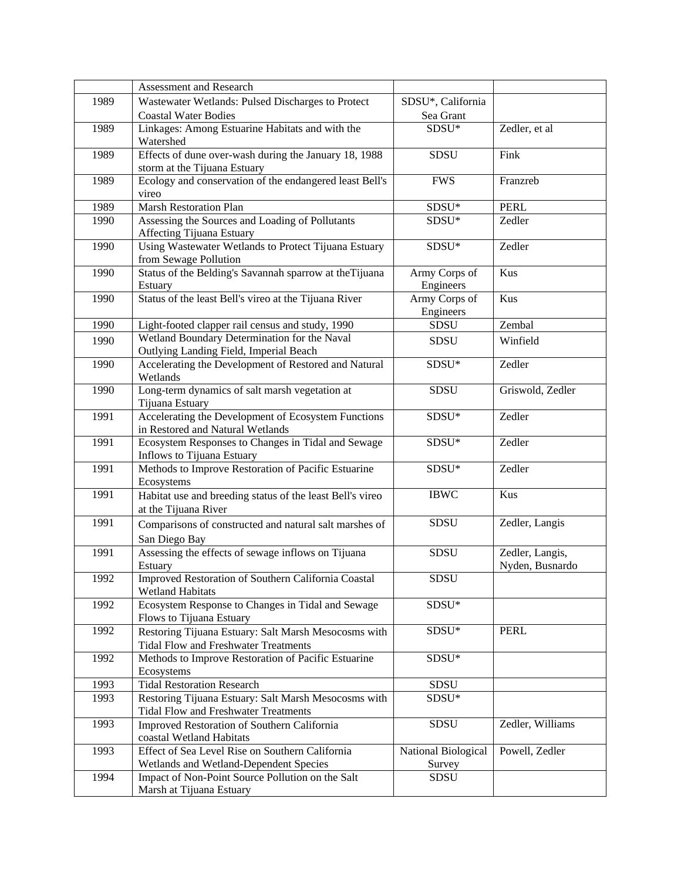| | | | |
|---|---|---|---|
| | Assessment and Research | | |
| 1989 | Wastewater Wetlands: Pulsed Discharges to Protect Coastal Water Bodies | SDSU*, California Sea Grant | |
| 1989 | Linkages: Among Estuarine Habitats and with the Watershed | SDSU* | Zedler, et al |
| 1989 | Effects of dune over-wash during the January 18, 1988 storm at the Tijuana Estuary | SDSU | Fink |
| 1989 | Ecology and conservation of the endangered least Bell's vireo | FWS | Franzreb |
| 1989 | Marsh Restoration Plan | SDSU* | PERL |
| 1990 | Assessing the Sources and Loading of Pollutants Affecting Tijuana Estuary | SDSU* | Zedler |
| 1990 | Using Wastewater Wetlands to Protect Tijuana Estuary from Sewage Pollution | SDSU* | Zedler |
| 1990 | Status of the Belding's Savannah sparrow at theTijuana Estuary | Army Corps of Engineers | Kus |
| 1990 | Status of the least Bell's vireo at the Tijuana River | Army Corps of Engineers | Kus |
| 1990 | Light-footed clapper rail census and study, 1990 | SDSU | Zembal |
| 1990 | Wetland Boundary Determination for the Naval Outlying Landing Field, Imperial Beach | SDSU | Winfield |
| 1990 | Accelerating the Development of Restored and Natural Wetlands | SDSU* | Zedler |
| 1990 | Long-term dynamics of salt marsh vegetation at Tijuana Estuary | SDSU | Griswold, Zedler |
| 1991 | Accelerating the Development of Ecosystem Functions in Restored and Natural Wetlands | SDSU* | Zedler |
| 1991 | Ecosystem Responses to Changes in Tidal and Sewage Inflows to Tijuana Estuary | SDSU* | Zedler |
| 1991 | Methods to Improve Restoration of Pacific Estuarine Ecosystems | SDSU* | Zedler |
| 1991 | Habitat use and breeding status of the least Bell's vireo at the Tijuana River | IBWC | Kus |
| 1991 | Comparisons of constructed and natural salt marshes of San Diego Bay | SDSU | Zedler, Langis |
| 1991 | Assessing the effects of sewage inflows on Tijuana Estuary | SDSU | Zedler, Langis, Nyden, Busnardo |
| 1992 | Improved Restoration of Southern California Coastal Wetland Habitats | SDSU | |
| 1992 | Ecosystem Response to Changes in Tidal and Sewage Flows to Tijuana Estuary | SDSU* | |
| 1992 | Restoring Tijuana Estuary: Salt Marsh Mesocosms with Tidal Flow and Freshwater Treatments | SDSU* | PERL |
| 1992 | Methods to Improve Restoration of Pacific Estuarine Ecosystems | SDSU* | |
| 1993 | Tidal Restoration Research | SDSU | |
| 1993 | Restoring Tijuana Estuary: Salt Marsh Mesocosms with Tidal Flow and Freshwater Treatments | SDSU* | |
| 1993 | Improved Restoration of Southern California coastal Wetland Habitats | SDSU | Zedler, Williams |
| 1993 | Effect of Sea Level Rise on Southern California Wetlands and Wetland-Dependent Species | National Biological Survey | Powell, Zedler |
| 1994 | Impact of Non-Point Source Pollution on the Salt Marsh at Tijuana Estuary | SDSU | |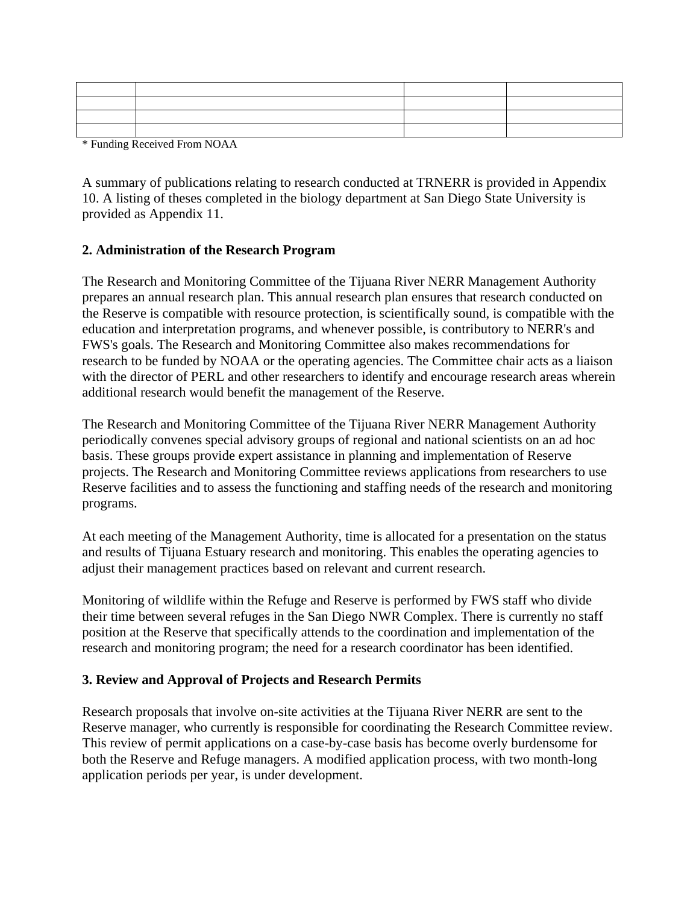| | | | |
|---|---|---|---|
| | | | |
| | | | |
| | | | |

* Funding Received From NOAA

A summary of publications relating to research conducted at TRNERR is provided in Appendix 10. A listing of theses completed in the biology department at San Diego State University is provided as Appendix 11.

**2. Administration of the Research Program**

The Research and Monitoring Committee of the Tijuana River NERR Management Authority prepares an annual research plan. This annual research plan ensures that research conducted on the Reserve is compatible with resource protection, is scientifically sound, is compatible with the education and interpretation programs, and whenever possible, is contributory to NERR's and FWS's goals. The Research and Monitoring Committee also makes recommendations for research to be funded by NOAA or the operating agencies. The Committee chair acts as a liaison with the director of PERL and other researchers to identify and encourage research areas wherein additional research would benefit the management of the Reserve.

The Research and Monitoring Committee of the Tijuana River NERR Management Authority periodically convenes special advisory groups of regional and national scientists on an ad hoc basis. These groups provide expert assistance in planning and implementation of Reserve projects. The Research and Monitoring Committee reviews applications from researchers to use Reserve facilities and to assess the functioning and staffing needs of the research and monitoring programs.

At each meeting of the Management Authority, time is allocated for a presentation on the status and results of Tijuana Estuary research and monitoring. This enables the operating agencies to adjust their management practices based on relevant and current research.

Monitoring of wildlife within the Refuge and Reserve is performed by FWS staff who divide their time between several refuges in the San Diego NWR Complex. There is currently no staff position at the Reserve that specifically attends to the coordination and implementation of the research and monitoring program; the need for a research coordinator has been identified.

**3. Review and Approval of Projects and Research Permits**

Research proposals that involve on-site activities at the Tijuana River NERR are sent to the Reserve manager, who currently is responsible for coordinating the Research Committee review. This review of permit applications on a case-by-case basis has become overly burdensome for both the Reserve and Refuge managers. A modified application process, with two month-long application periods per year, is under development.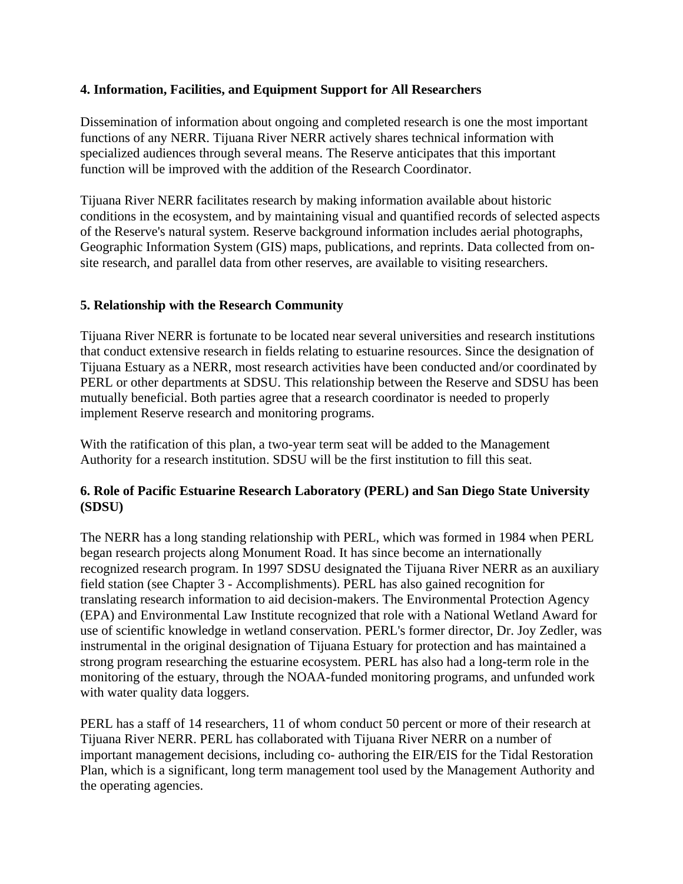### 4. Information, Facilities, and Equipment Support for All Researchers

Dissemination of information about ongoing and completed research is one the most important functions of any NERR. Tijuana River NERR actively shares technical information with specialized audiences through several means. The Reserve anticipates that this important function will be improved with the addition of the Research Coordinator.

Tijuana River NERR facilitates research by making information available about historic conditions in the ecosystem, and by maintaining visual and quantified records of selected aspects of the Reserve's natural system. Reserve background information includes aerial photographs, Geographic Information System (GIS) maps, publications, and reprints. Data collected from on-site research, and parallel data from other reserves, are available to visiting researchers.

### 5. Relationship with the Research Community

Tijuana River NERR is fortunate to be located near several universities and research institutions that conduct extensive research in fields relating to estuarine resources. Since the designation of Tijuana Estuary as a NERR, most research activities have been conducted and/or coordinated by PERL or other departments at SDSU. This relationship between the Reserve and SDSU has been mutually beneficial. Both parties agree that a research coordinator is needed to properly implement Reserve research and monitoring programs.

With the ratification of this plan, a two-year term seat will be added to the Management Authority for a research institution. SDSU will be the first institution to fill this seat.

### 6. Role of Pacific Estuarine Research Laboratory (PERL) and San Diego State University (SDSU)

The NERR has a long standing relationship with PERL, which was formed in 1984 when PERL began research projects along Monument Road. It has since become an internationally recognized research program. In 1997 SDSU designated the Tijuana River NERR as an auxiliary field station (see Chapter 3 - Accomplishments). PERL has also gained recognition for translating research information to aid decision-makers. The Environmental Protection Agency (EPA) and Environmental Law Institute recognized that role with a National Wetland Award for use of scientific knowledge in wetland conservation. PERL's former director, Dr. Joy Zedler, was instrumental in the original designation of Tijuana Estuary for protection and has maintained a strong program researching the estuarine ecosystem. PERL has also had a long-term role in the monitoring of the estuary, through the NOAA-funded monitoring programs, and unfunded work with water quality data loggers.

PERL has a staff of 14 researchers, 11 of whom conduct 50 percent or more of their research at Tijuana River NERR. PERL has collaborated with Tijuana River NERR on a number of important management decisions, including co- authoring the EIR/EIS for the Tidal Restoration Plan, which is a significant, long term management tool used by the Management Authority and the operating agencies.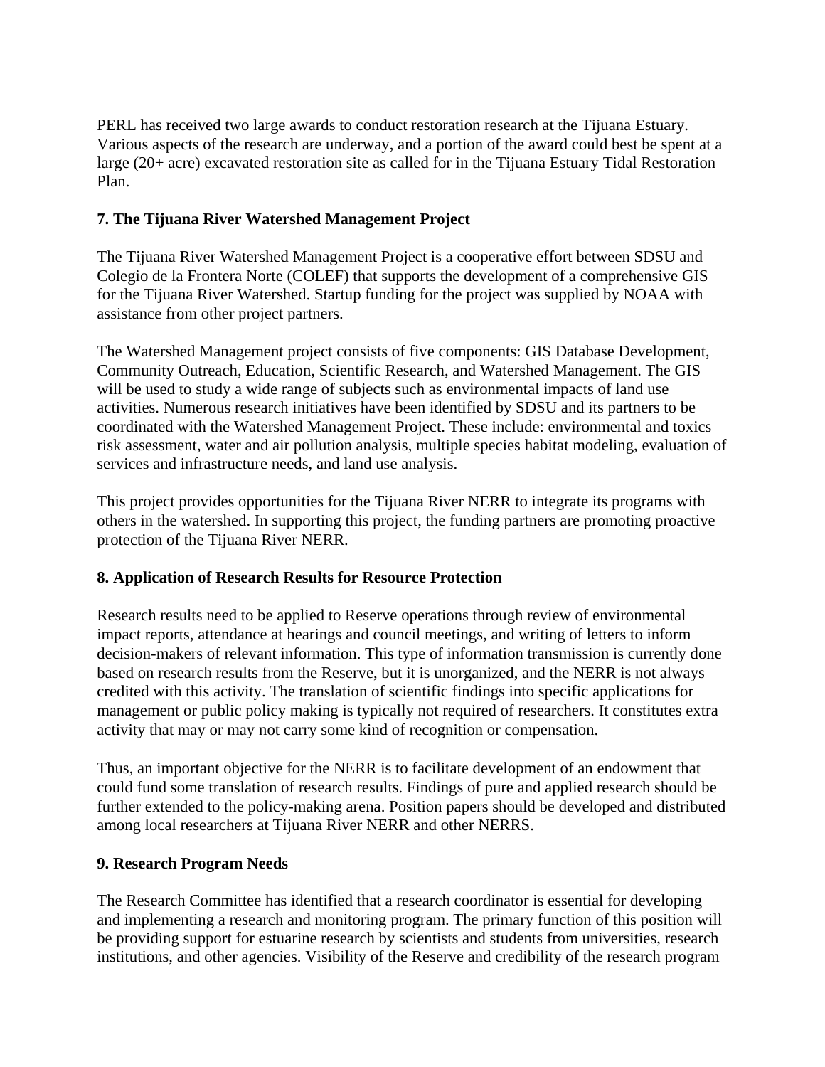PERL has received two large awards to conduct restoration research at the Tijuana Estuary. Various aspects of the research are underway, and a portion of the award could best be spent at a large (20+ acre) excavated restoration site as called for in the Tijuana Estuary Tidal Restoration Plan.

**7. The Tijuana River Watershed Management Project**

The Tijuana River Watershed Management Project is a cooperative effort between SDSU and Colegio de la Frontera Norte (COLEF) that supports the development of a comprehensive GIS for the Tijuana River Watershed. Startup funding for the project was supplied by NOAA with assistance from other project partners.

The Watershed Management project consists of five components: GIS Database Development, Community Outreach, Education, Scientific Research, and Watershed Management. The GIS will be used to study a wide range of subjects such as environmental impacts of land use activities. Numerous research initiatives have been identified by SDSU and its partners to be coordinated with the Watershed Management Project. These include: environmental and toxics risk assessment, water and air pollution analysis, multiple species habitat modeling, evaluation of services and infrastructure needs, and land use analysis.

This project provides opportunities for the Tijuana River NERR to integrate its programs with others in the watershed. In supporting this project, the funding partners are promoting proactive protection of the Tijuana River NERR.

**8. Application of Research Results for Resource Protection**

Research results need to be applied to Reserve operations through review of environmental impact reports, attendance at hearings and council meetings, and writing of letters to inform decision-makers of relevant information. This type of information transmission is currently done based on research results from the Reserve, but it is unorganized, and the NERR is not always credited with this activity. The translation of scientific findings into specific applications for management or public policy making is typically not required of researchers. It constitutes extra activity that may or may not carry some kind of recognition or compensation.

Thus, an important objective for the NERR is to facilitate development of an endowment that could fund some translation of research results. Findings of pure and applied research should be further extended to the policy-making arena. Position papers should be developed and distributed among local researchers at Tijuana River NERR and other NERRS.

**9. Research Program Needs**

The Research Committee has identified that a research coordinator is essential for developing and implementing a research and monitoring program. The primary function of this position will be providing support for estuarine research by scientists and students from universities, research institutions, and other agencies. Visibility of the Reserve and credibility of the research program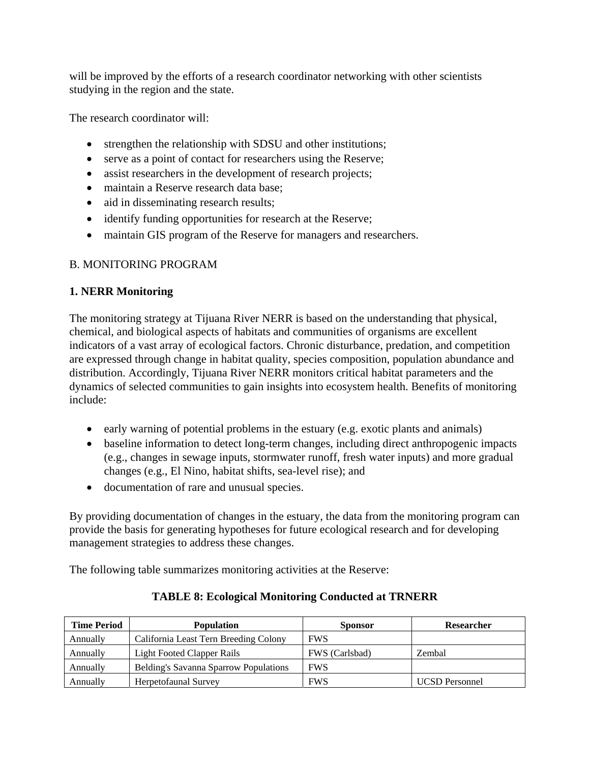will be improved by the efforts of a research coordinator networking with other scientists studying in the region and the state.

The research coordinator will:

- strengthen the relationship with SDSU and other institutions;
- serve as a point of contact for researchers using the Reserve;
- assist researchers in the development of research projects;
- maintain a Reserve research data base;
- aid in disseminating research results;
- identify funding opportunities for research at the Reserve;
- maintain GIS program of the Reserve for managers and researchers.

## B. MONITORING PROGRAM

### 1. NERR Monitoring

The monitoring strategy at Tijuana River NERR is based on the understanding that physical, chemical, and biological aspects of habitats and communities of organisms are excellent indicators of a vast array of ecological factors. Chronic disturbance, predation, and competition are expressed through change in habitat quality, species composition, population abundance and distribution. Accordingly, Tijuana River NERR monitors critical habitat parameters and the dynamics of selected communities to gain insights into ecosystem health. Benefits of monitoring include:

- early warning of potential problems in the estuary (e.g. exotic plants and animals)
- baseline information to detect long-term changes, including direct anthropogenic impacts (e.g., changes in sewage inputs, stormwater runoff, fresh water inputs) and more gradual changes (e.g., El Nino, habitat shifts, sea-level rise); and
- documentation of rare and unusual species.

By providing documentation of changes in the estuary, the data from the monitoring program can provide the basis for generating hypotheses for future ecological research and for developing management strategies to address these changes.

The following table summarizes monitoring activities at the Reserve:

**TABLE 8: Ecological Monitoring Conducted at TRNERR**

| Time Period | Population | Sponsor | Researcher |
|---|---|---|---|
| Annually | California Least Tern Breeding Colony | FWS | |
| Annually | Light Footed Clapper Rails | FWS (Carlsbad) | Zembal |
| Annually | Belding's Savanna Sparrow Populations | FWS | |
| Annually | Herpetofaunal Survey | FWS | UCSD Personnel |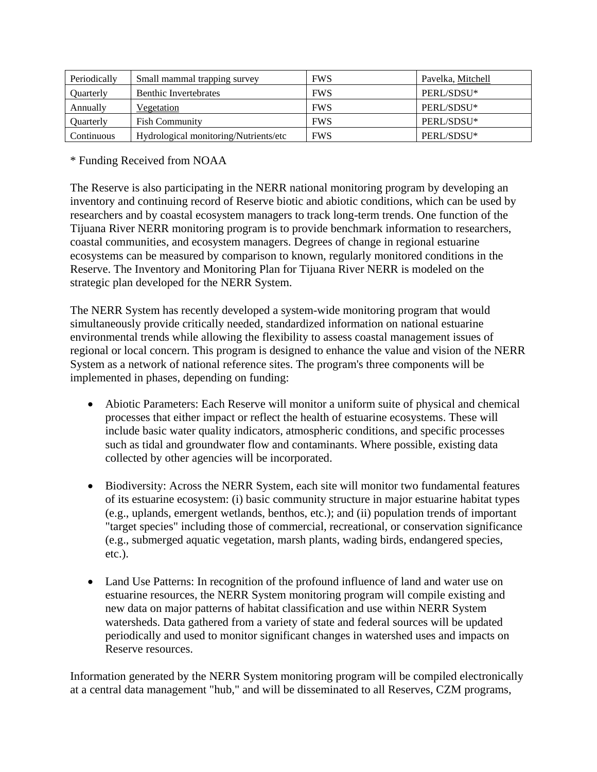| Periodically | Small mammal trapping survey | FWS | Pavelka, Mitchell |
|---|---|---|---|
| Quarterly | Benthic Invertebrates | FWS | PERL/SDSU* |
| Annually | Vegetation | FWS | PERL/SDSU* |
| Quarterly | Fish Community | FWS | PERL/SDSU* |
| Continuous | Hydrological monitoring/Nutrients/etc | FWS | PERL/SDSU* |

* Funding Received from NOAA

The Reserve is also participating in the NERR national monitoring program by developing an inventory and continuing record of Reserve biotic and abiotic conditions, which can be used by researchers and by coastal ecosystem managers to track long-term trends. One function of the Tijuana River NERR monitoring program is to provide benchmark information to researchers, coastal communities, and ecosystem managers. Degrees of change in regional estuarine ecosystems can be measured by comparison to known, regularly monitored conditions in the Reserve. The Inventory and Monitoring Plan for Tijuana River NERR is modeled on the strategic plan developed for the NERR System.

The NERR System has recently developed a system-wide monitoring program that would simultaneously provide critically needed, standardized information on national estuarine environmental trends while allowing the flexibility to assess coastal management issues of regional or local concern. This program is designed to enhance the value and vision of the NERR System as a network of national reference sites. The program's three components will be implemented in phases, depending on funding:

- Abiotic Parameters: Each Reserve will monitor a uniform suite of physical and chemical processes that either impact or reflect the health of estuarine ecosystems. These will include basic water quality indicators, atmospheric conditions, and specific processes such as tidal and groundwater flow and contaminants. Where possible, existing data collected by other agencies will be incorporated.

- Biodiversity: Across the NERR System, each site will monitor two fundamental features of its estuarine ecosystem: (i) basic community structure in major estuarine habitat types (e.g., uplands, emergent wetlands, benthos, etc.); and (ii) population trends of important "target species" including those of commercial, recreational, or conservation significance (e.g., submerged aquatic vegetation, marsh plants, wading birds, endangered species, etc.).

- Land Use Patterns: In recognition of the profound influence of land and water use on estuarine resources, the NERR System monitoring program will compile existing and new data on major patterns of habitat classification and use within NERR System watersheds. Data gathered from a variety of state and federal sources will be updated periodically and used to monitor significant changes in watershed uses and impacts on Reserve resources.

Information generated by the NERR System monitoring program will be compiled electronically at a central data management "hub," and will be disseminated to all Reserves, CZM programs,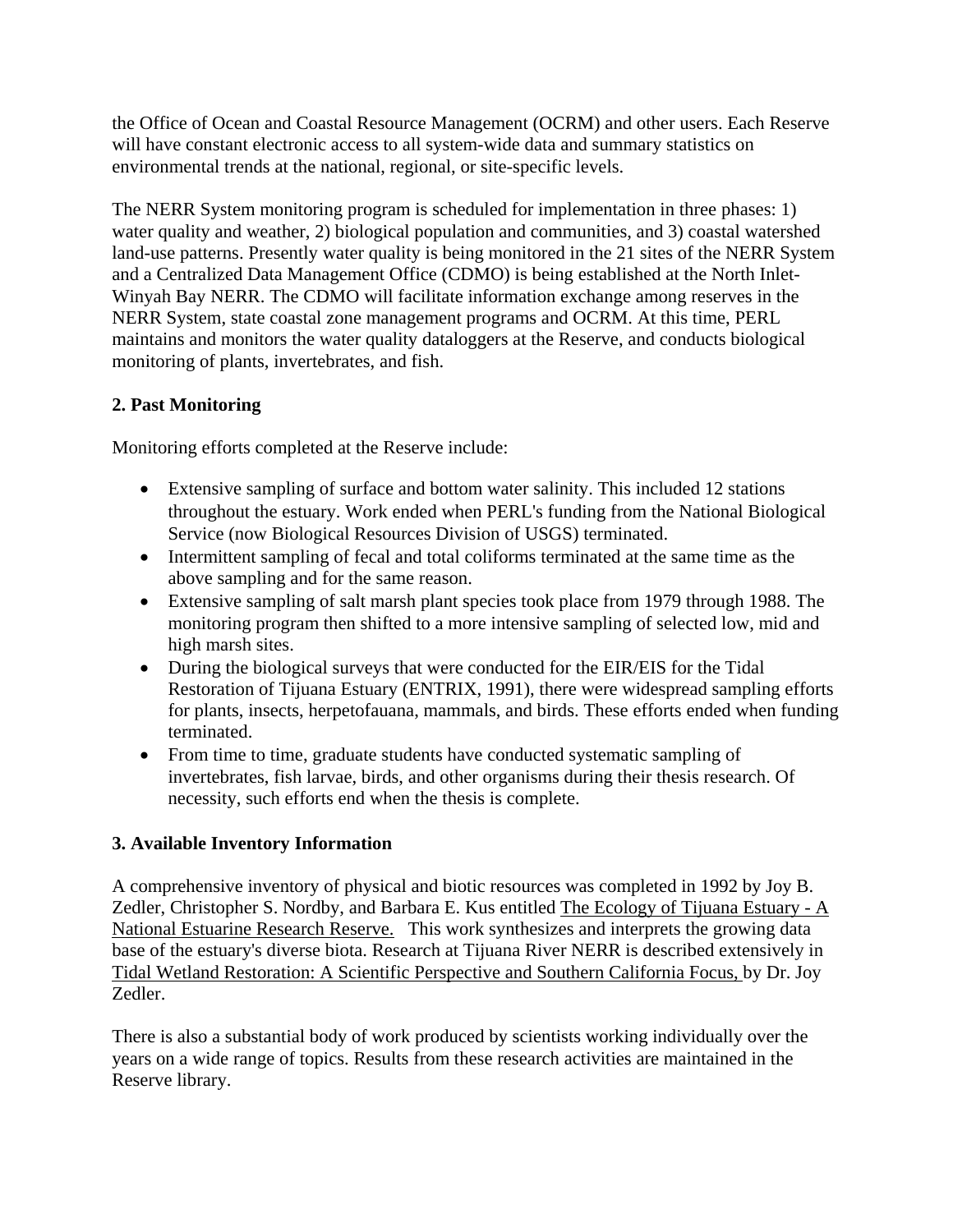the Office of Ocean and Coastal Resource Management (OCRM) and other users. Each Reserve will have constant electronic access to all system-wide data and summary statistics on environmental trends at the national, regional, or site-specific levels.

The NERR System monitoring program is scheduled for implementation in three phases: 1) water quality and weather, 2) biological population and communities, and 3) coastal watershed land-use patterns. Presently water quality is being monitored in the 21 sites of the NERR System and a Centralized Data Management Office (CDMO) is being established at the North Inlet-Winyah Bay NERR. The CDMO will facilitate information exchange among reserves in the NERR System, state coastal zone management programs and OCRM. At this time, PERL maintains and monitors the water quality dataloggers at the Reserve, and conducts biological monitoring of plants, invertebrates, and fish.

**2. Past Monitoring**

Monitoring efforts completed at the Reserve include:

- Extensive sampling of surface and bottom water salinity. This included 12 stations throughout the estuary. Work ended when PERL's funding from the National Biological Service (now Biological Resources Division of USGS) terminated.
- Intermittent sampling of fecal and total coliforms terminated at the same time as the above sampling and for the same reason.
- Extensive sampling of salt marsh plant species took place from 1979 through 1988. The monitoring program then shifted to a more intensive sampling of selected low, mid and high marsh sites.
- During the biological surveys that were conducted for the EIR/EIS for the Tidal Restoration of Tijuana Estuary (ENTRIX, 1991), there were widespread sampling efforts for plants, insects, herpetofauana, mammals, and birds. These efforts ended when funding terminated.
- From time to time, graduate students have conducted systematic sampling of invertebrates, fish larvae, birds, and other organisms during their thesis research. Of necessity, such efforts end when the thesis is complete.

**3. Available Inventory Information**

A comprehensive inventory of physical and biotic resources was completed in 1992 by Joy B. Zedler, Christopher S. Nordby, and Barbara E. Kus entitled The Ecology of Tijuana Estuary - A National Estuarine Research Reserve. This work synthesizes and interprets the growing data base of the estuary's diverse biota. Research at Tijuana River NERR is described extensively in Tidal Wetland Restoration: A Scientific Perspective and Southern California Focus, by Dr. Joy Zedler.

There is also a substantial body of work produced by scientists working individually over the years on a wide range of topics. Results from these research activities are maintained in the Reserve library.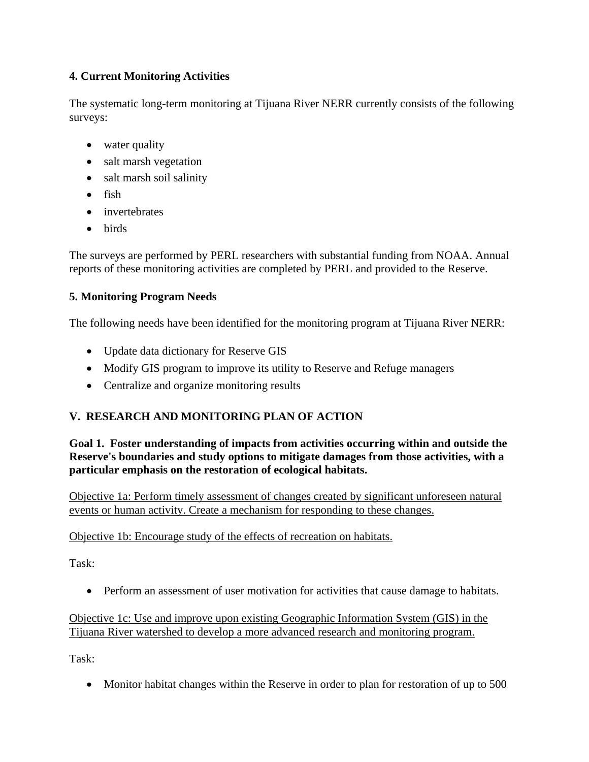**4. Current Monitoring Activities**

The systematic long-term monitoring at Tijuana River NERR currently consists of the following surveys:

- water quality
- salt marsh vegetation
- salt marsh soil salinity
- fish
- invertebrates
- birds

The surveys are performed by PERL researchers with substantial funding from NOAA. Annual reports of these monitoring activities are completed by PERL and provided to the Reserve.

**5. Monitoring Program Needs**

The following needs have been identified for the monitoring program at Tijuana River NERR:

- Update data dictionary for Reserve GIS
- Modify GIS program to improve its utility to Reserve and Refuge managers
- Centralize and organize monitoring results

## V. RESEARCH AND MONITORING PLAN OF ACTION

**Goal 1. Foster understanding of impacts from activities occurring within and outside the Reserve's boundaries and study options to mitigate damages from those activities, with a particular emphasis on the restoration of ecological habitats.**

<u>Objective 1a: Perform timely assessment of changes created by significant unforeseen natural events or human activity. Create a mechanism for responding to these changes.</u>

<u>Objective 1b: Encourage study of the effects of recreation on habitats.</u>

Task:

- Perform an assessment of user motivation for activities that cause damage to habitats.

<u>Objective 1c: Use and improve upon existing Geographic Information System (GIS) in the Tijuana River watershed to develop a more advanced research and monitoring program.</u>

Task:

- Monitor habitat changes within the Reserve in order to plan for restoration of up to 500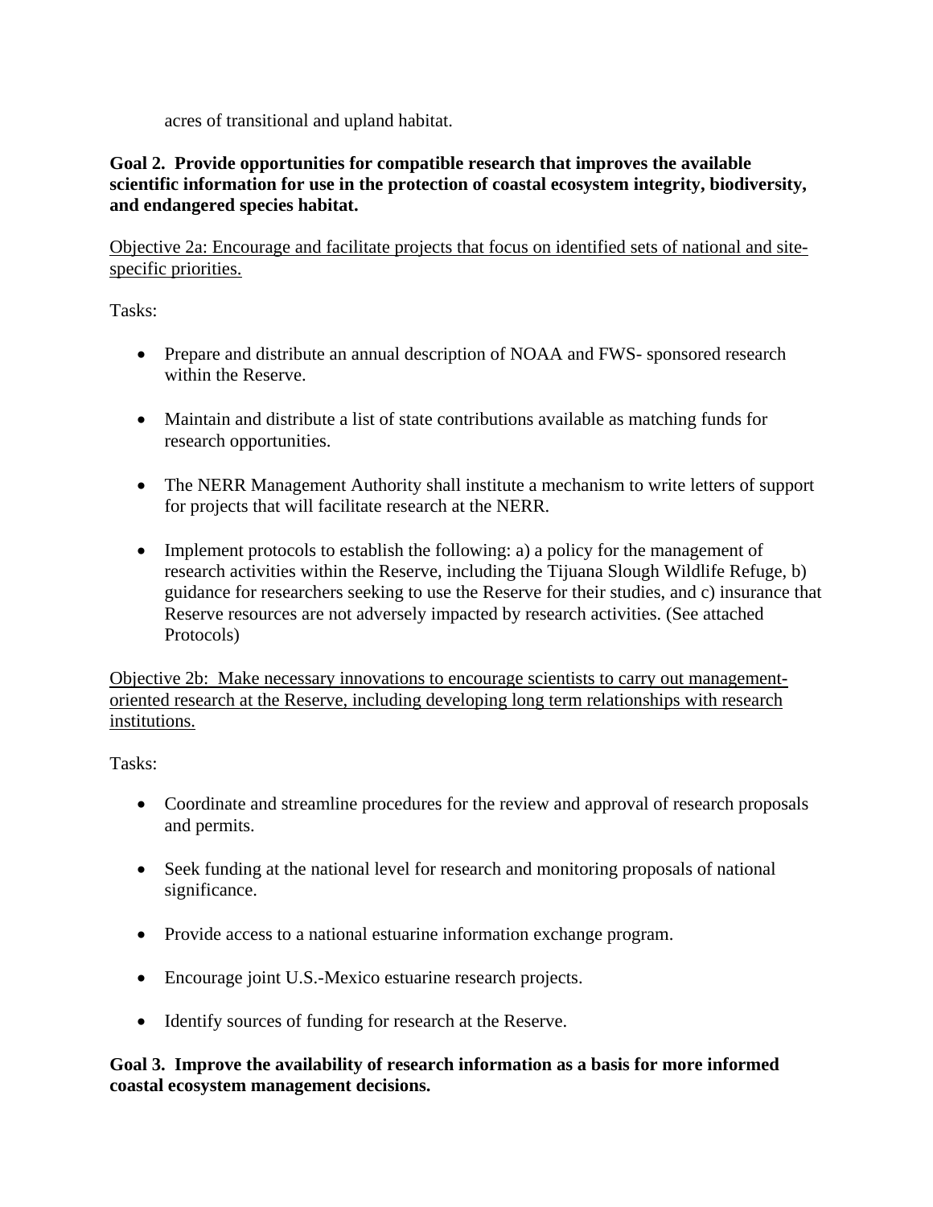acres of transitional and upland habitat.

**Goal 2. Provide opportunities for compatible research that improves the available scientific information for use in the protection of coastal ecosystem integrity, biodiversity, and endangered species habitat.**

<u>Objective 2a: Encourage and facilitate projects that focus on identified sets of national and site-specific priorities.</u>

Tasks:

- Prepare and distribute an annual description of NOAA and FWS- sponsored research within the Reserve.
- Maintain and distribute a list of state contributions available as matching funds for research opportunities.
- The NERR Management Authority shall institute a mechanism to write letters of support for projects that will facilitate research at the NERR.
- Implement protocols to establish the following: a) a policy for the management of research activities within the Reserve, including the Tijuana Slough Wildlife Refuge, b) guidance for researchers seeking to use the Reserve for their studies, and c) insurance that Reserve resources are not adversely impacted by research activities. (See attached Protocols)

<u>Objective 2b: Make necessary innovations to encourage scientists to carry out management-oriented research at the Reserve, including developing long term relationships with research institutions.</u>

Tasks:

- Coordinate and streamline procedures for the review and approval of research proposals and permits.
- Seek funding at the national level for research and monitoring proposals of national significance.
- Provide access to a national estuarine information exchange program.
- Encourage joint U.S.-Mexico estuarine research projects.
- Identify sources of funding for research at the Reserve.

**Goal 3. Improve the availability of research information as a basis for more informed coastal ecosystem management decisions.**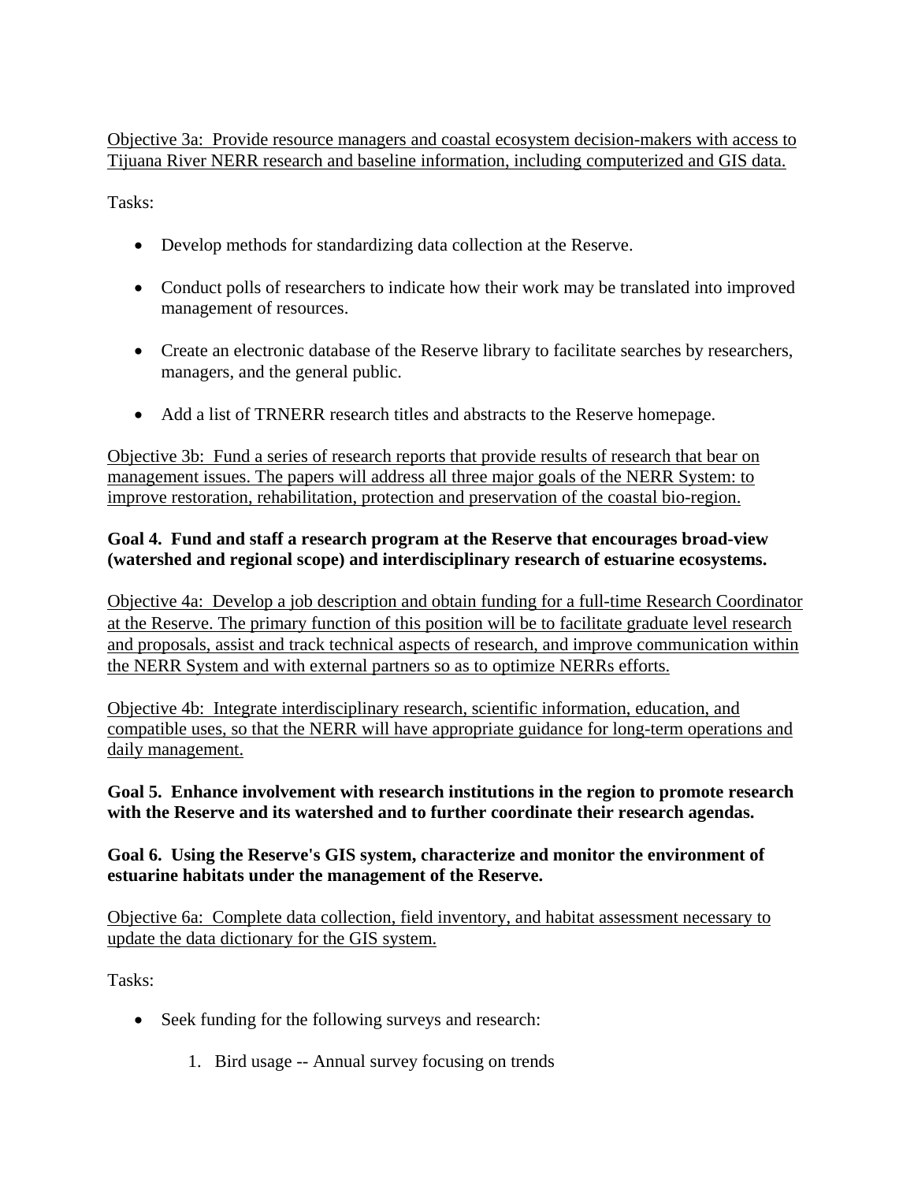<u>Objective 3a: Provide resource managers and coastal ecosystem decision-makers with access to Tijuana River NERR research and baseline information, including computerized and GIS data.</u>

Tasks:

- Develop methods for standardizing data collection at the Reserve.
- Conduct polls of researchers to indicate how their work may be translated into improved management of resources.
- Create an electronic database of the Reserve library to facilitate searches by researchers, managers, and the general public.
- Add a list of TRNERR research titles and abstracts to the Reserve homepage.

<u>Objective 3b: Fund a series of research reports that provide results of research that bear on management issues. The papers will address all three major goals of the NERR System: to improve restoration, rehabilitation, protection and preservation of the coastal bio-region.</u>

**Goal 4. Fund and staff a research program at the Reserve that encourages broad-view (watershed and regional scope) and interdisciplinary research of estuarine ecosystems.**

<u>Objective 4a: Develop a job description and obtain funding for a full-time Research Coordinator at the Reserve. The primary function of this position will be to facilitate graduate level research and proposals, assist and track technical aspects of research, and improve communication within the NERR System and with external partners so as to optimize NERRs efforts.</u>

<u>Objective 4b: Integrate interdisciplinary research, scientific information, education, and compatible uses, so that the NERR will have appropriate guidance for long-term operations and daily management.</u>

**Goal 5. Enhance involvement with research institutions in the region to promote research with the Reserve and its watershed and to further coordinate their research agendas.**

**Goal 6. Using the Reserve's GIS system, characterize and monitor the environment of estuarine habitats under the management of the Reserve.**

<u>Objective 6a: Complete data collection, field inventory, and habitat assessment necessary to update the data dictionary for the GIS system.</u>

Tasks:

- Seek funding for the following surveys and research:
    1. Bird usage -- Annual survey focusing on trends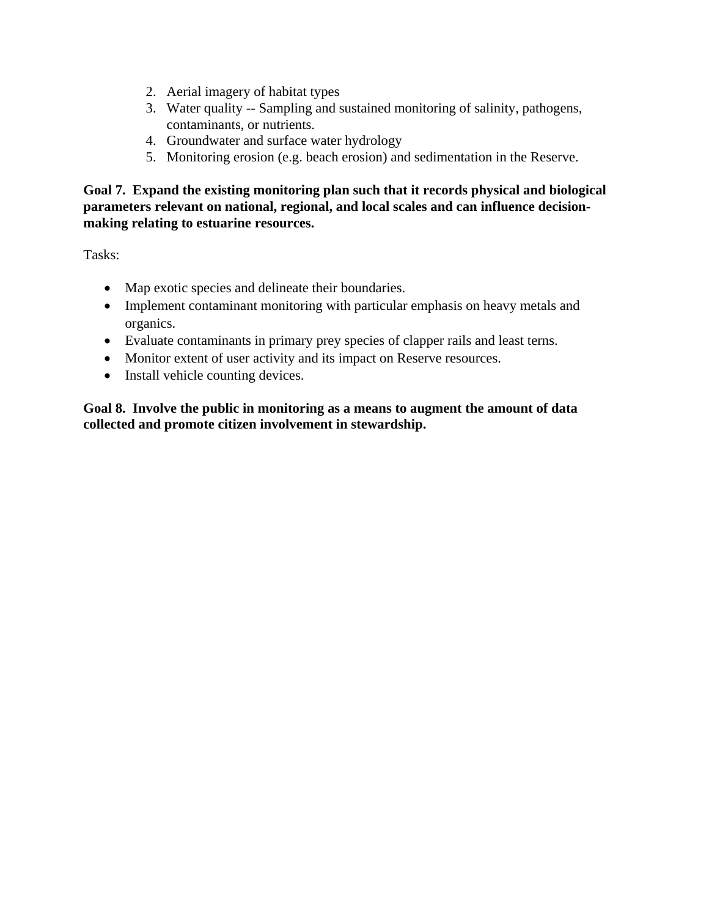2. Aerial imagery of habitat types
3. Water quality -- Sampling and sustained monitoring of salinity, pathogens, contaminants, or nutrients.
4. Groundwater and surface water hydrology
5. Monitoring erosion (e.g. beach erosion) and sedimentation in the Reserve.

**Goal 7. Expand the existing monitoring plan such that it records physical and biological parameters relevant on national, regional, and local scales and can influence decision-making relating to estuarine resources.**

Tasks:

- Map exotic species and delineate their boundaries.
- Implement contaminant monitoring with particular emphasis on heavy metals and organics.
- Evaluate contaminants in primary prey species of clapper rails and least terns.
- Monitor extent of user activity and its impact on Reserve resources.
- Install vehicle counting devices.

**Goal 8. Involve the public in monitoring as a means to augment the amount of data collected and promote citizen involvement in stewardship.**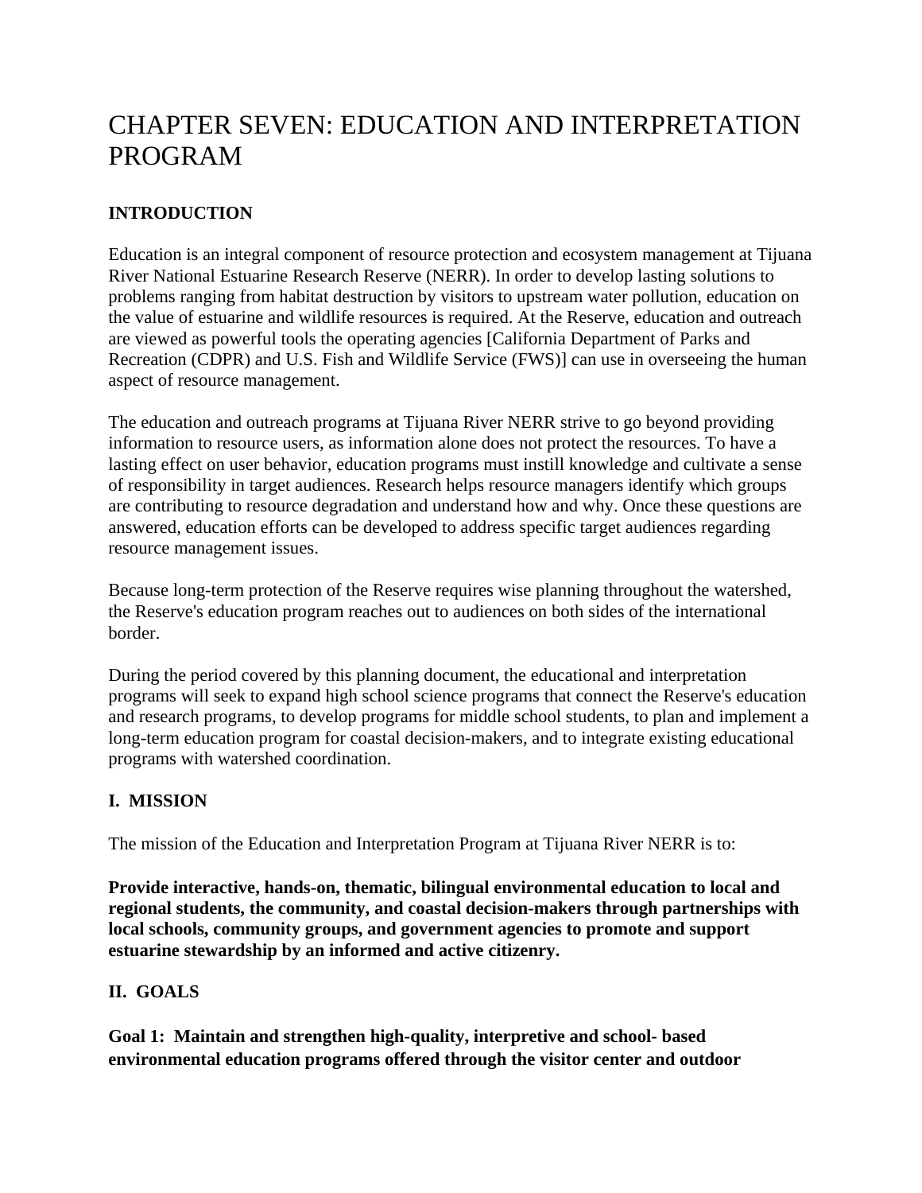# CHAPTER SEVEN: EDUCATION AND INTERPRETATION PROGRAM

## INTRODUCTION

Education is an integral component of resource protection and ecosystem management at Tijuana River National Estuarine Research Reserve (NERR). In order to develop lasting solutions to problems ranging from habitat destruction by visitors to upstream water pollution, education on the value of estuarine and wildlife resources is required. At the Reserve, education and outreach are viewed as powerful tools the operating agencies [California Department of Parks and Recreation (CDPR) and U.S. Fish and Wildlife Service (FWS)] can use in overseeing the human aspect of resource management.

The education and outreach programs at Tijuana River NERR strive to go beyond providing information to resource users, as information alone does not protect the resources. To have a lasting effect on user behavior, education programs must instill knowledge and cultivate a sense of responsibility in target audiences. Research helps resource managers identify which groups are contributing to resource degradation and understand how and why. Once these questions are answered, education efforts can be developed to address specific target audiences regarding resource management issues.

Because long-term protection of the Reserve requires wise planning throughout the watershed, the Reserve's education program reaches out to audiences on both sides of the international border.

During the period covered by this planning document, the educational and interpretation programs will seek to expand high school science programs that connect the Reserve's education and research programs, to develop programs for middle school students, to plan and implement a long-term education program for coastal decision-makers, and to integrate existing educational programs with watershed coordination.

## I. MISSION

The mission of the Education and Interpretation Program at Tijuana River NERR is to:

**Provide interactive, hands-on, thematic, bilingual environmental education to local and regional students, the community, and coastal decision-makers through partnerships with local schools, community groups, and government agencies to promote and support estuarine stewardship by an informed and active citizenry.**

## II. GOALS

**Goal 1: Maintain and strengthen high-quality, interpretive and school- based environmental education programs offered through the visitor center and outdoor**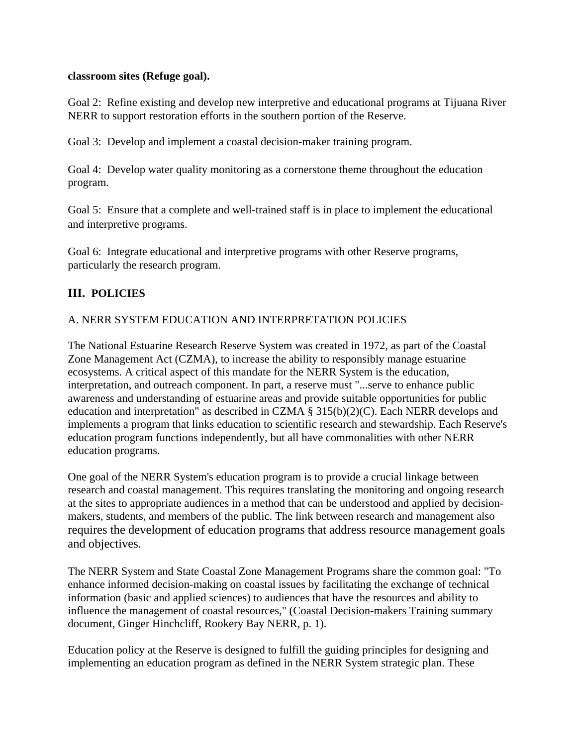**classroom sites (Refuge goal).**

Goal 2: Refine existing and develop new interpretive and educational programs at Tijuana River NERR to support restoration efforts in the southern portion of the Reserve.

Goal 3: Develop and implement a coastal decision-maker training program.

Goal 4: Develop water quality monitoring as a cornerstone theme throughout the education program.

Goal 5: Ensure that a complete and well-trained staff is in place to implement the educational and interpretive programs.

Goal 6: Integrate educational and interpretive programs with other Reserve programs, particularly the research program.

## III. POLICIES

### A. NERR SYSTEM EDUCATION AND INTERPRETATION POLICIES

The National Estuarine Research Reserve System was created in 1972, as part of the Coastal Zone Management Act (CZMA), to increase the ability to responsibly manage estuarine ecosystems. A critical aspect of this mandate for the NERR System is the education, interpretation, and outreach component. In part, a reserve must "...serve to enhance public awareness and understanding of estuarine areas and provide suitable opportunities for public education and interpretation" as described in CZMA § 315(b)(2)(C). Each NERR develops and implements a program that links education to scientific research and stewardship. Each Reserve's education program functions independently, but all have commonalities with other NERR education programs.

One goal of the NERR System's education program is to provide a crucial linkage between research and coastal management. This requires translating the monitoring and ongoing research at the sites to appropriate audiences in a method that can be understood and applied by decision-makers, students, and members of the public. The link between research and management also requires the development of education programs that address resource management goals and objectives.

The NERR System and State Coastal Zone Management Programs share the common goal: "To enhance informed decision-making on coastal issues by facilitating the exchange of technical information (basic and applied sciences) to audiences that have the resources and ability to influence the management of coastal resources," (Coastal Decision-makers Training summary document, Ginger Hinchcliff, Rookery Bay NERR, p. 1).

Education policy at the Reserve is designed to fulfill the guiding principles for designing and implementing an education program as defined in the NERR System strategic plan. These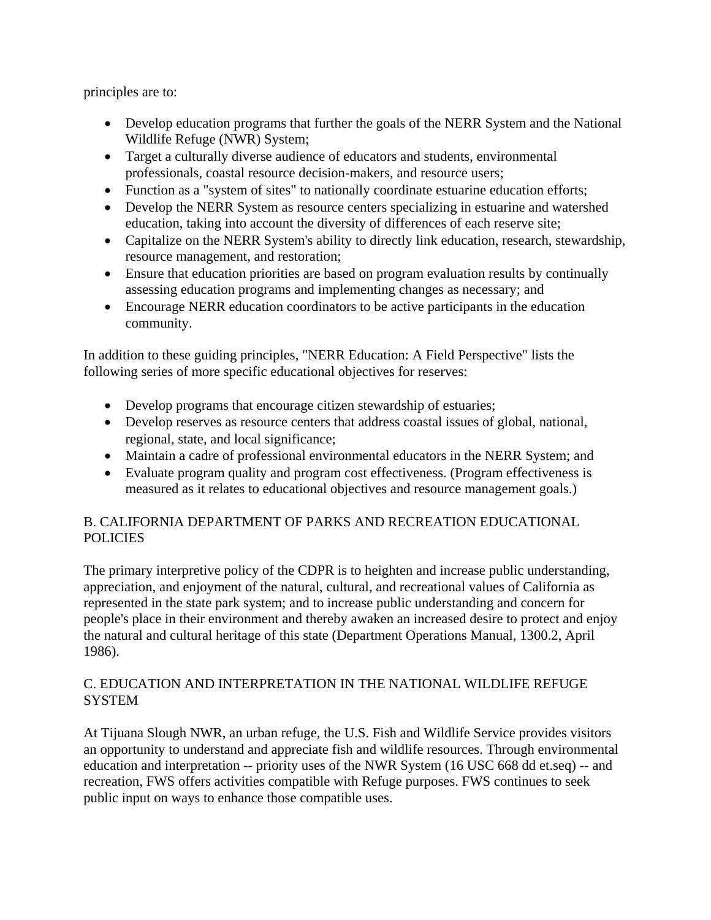principles are to:

- Develop education programs that further the goals of the NERR System and the National Wildlife Refuge (NWR) System;
- Target a culturally diverse audience of educators and students, environmental professionals, coastal resource decision-makers, and resource users;
- Function as a "system of sites" to nationally coordinate estuarine education efforts;
- Develop the NERR System as resource centers specializing in estuarine and watershed education, taking into account the diversity of differences of each reserve site;
- Capitalize on the NERR System's ability to directly link education, research, stewardship, resource management, and restoration;
- Ensure that education priorities are based on program evaluation results by continually assessing education programs and implementing changes as necessary; and
- Encourage NERR education coordinators to be active participants in the education community.

In addition to these guiding principles, "NERR Education: A Field Perspective" lists the following series of more specific educational objectives for reserves:

- Develop programs that encourage citizen stewardship of estuaries;
- Develop reserves as resource centers that address coastal issues of global, national, regional, state, and local significance;
- Maintain a cadre of professional environmental educators in the NERR System; and
- Evaluate program quality and program cost effectiveness. (Program effectiveness is measured as it relates to educational objectives and resource management goals.)

## B. CALIFORNIA DEPARTMENT OF PARKS AND RECREATION EDUCATIONAL POLICIES

The primary interpretive policy of the CDPR is to heighten and increase public understanding, appreciation, and enjoyment of the natural, cultural, and recreational values of California as represented in the state park system; and to increase public understanding and concern for people's place in their environment and thereby awaken an increased desire to protect and enjoy the natural and cultural heritage of this state (Department Operations Manual, 1300.2, April 1986).

## C. EDUCATION AND INTERPRETATION IN THE NATIONAL WILDLIFE REFUGE SYSTEM

At Tijuana Slough NWR, an urban refuge, the U.S. Fish and Wildlife Service provides visitors an opportunity to understand and appreciate fish and wildlife resources. Through environmental education and interpretation -- priority uses of the NWR System (16 USC 668 dd et.seq) -- and recreation, FWS offers activities compatible with Refuge purposes. FWS continues to seek public input on ways to enhance those compatible uses.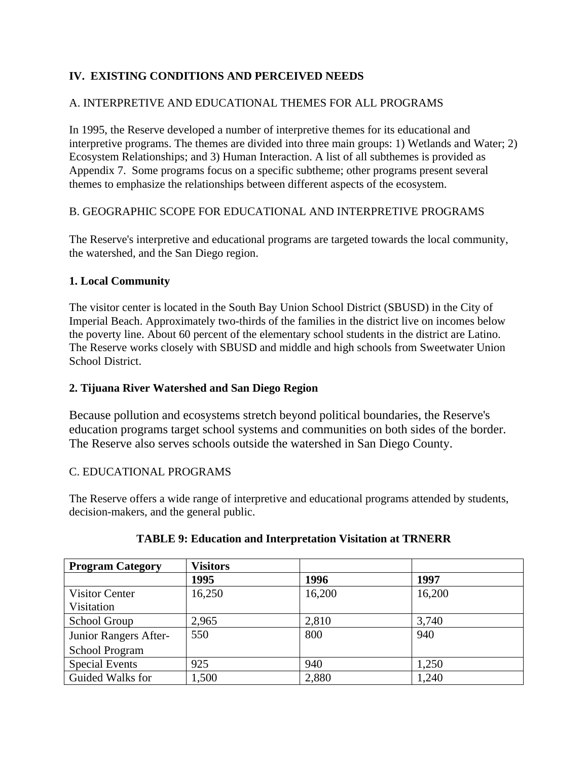## IV. EXISTING CONDITIONS AND PERCEIVED NEEDS

### A. INTERPRETIVE AND EDUCATIONAL THEMES FOR ALL PROGRAMS

In 1995, the Reserve developed a number of interpretive themes for its educational and interpretive programs. The themes are divided into three main groups: 1) Wetlands and Water; 2) Ecosystem Relationships; and 3) Human Interaction. A list of all subthemes is provided as Appendix 7. Some programs focus on a specific subtheme; other programs present several themes to emphasize the relationships between different aspects of the ecosystem.

### B. GEOGRAPHIC SCOPE FOR EDUCATIONAL AND INTERPRETIVE PROGRAMS

The Reserve's interpretive and educational programs are targeted towards the local community, the watershed, and the San Diego region.

#### 1. Local Community

The visitor center is located in the South Bay Union School District (SBUSD) in the City of Imperial Beach. Approximately two-thirds of the families in the district live on incomes below the poverty line. About 60 percent of the elementary school students in the district are Latino. The Reserve works closely with SBUSD and middle and high schools from Sweetwater Union School District.

#### 2. Tijuana River Watershed and San Diego Region

Because pollution and ecosystems stretch beyond political boundaries, the Reserve's education programs target school systems and communities on both sides of the border. The Reserve also serves schools outside the watershed in San Diego County.

### C. EDUCATIONAL PROGRAMS

The Reserve offers a wide range of interpretive and educational programs attended by students, decision-makers, and the general public.

**TABLE 9: Education and Interpretation Visitation at TRNERR**

| Program Category | Visitors | | |
|---|---|---|---|
| | **1995** | **1996** | **1997** |
| Visitor Center Visitation | 16,250 | 16,200 | 16,200 |
| School Group | 2,965 | 2,810 | 3,740 |
| Junior Rangers After-School Program | 550 | 800 | 940 |
| Special Events | 925 | 940 | 1,250 |
| Guided Walks for | 1,500 | 2,880 | 1,240 |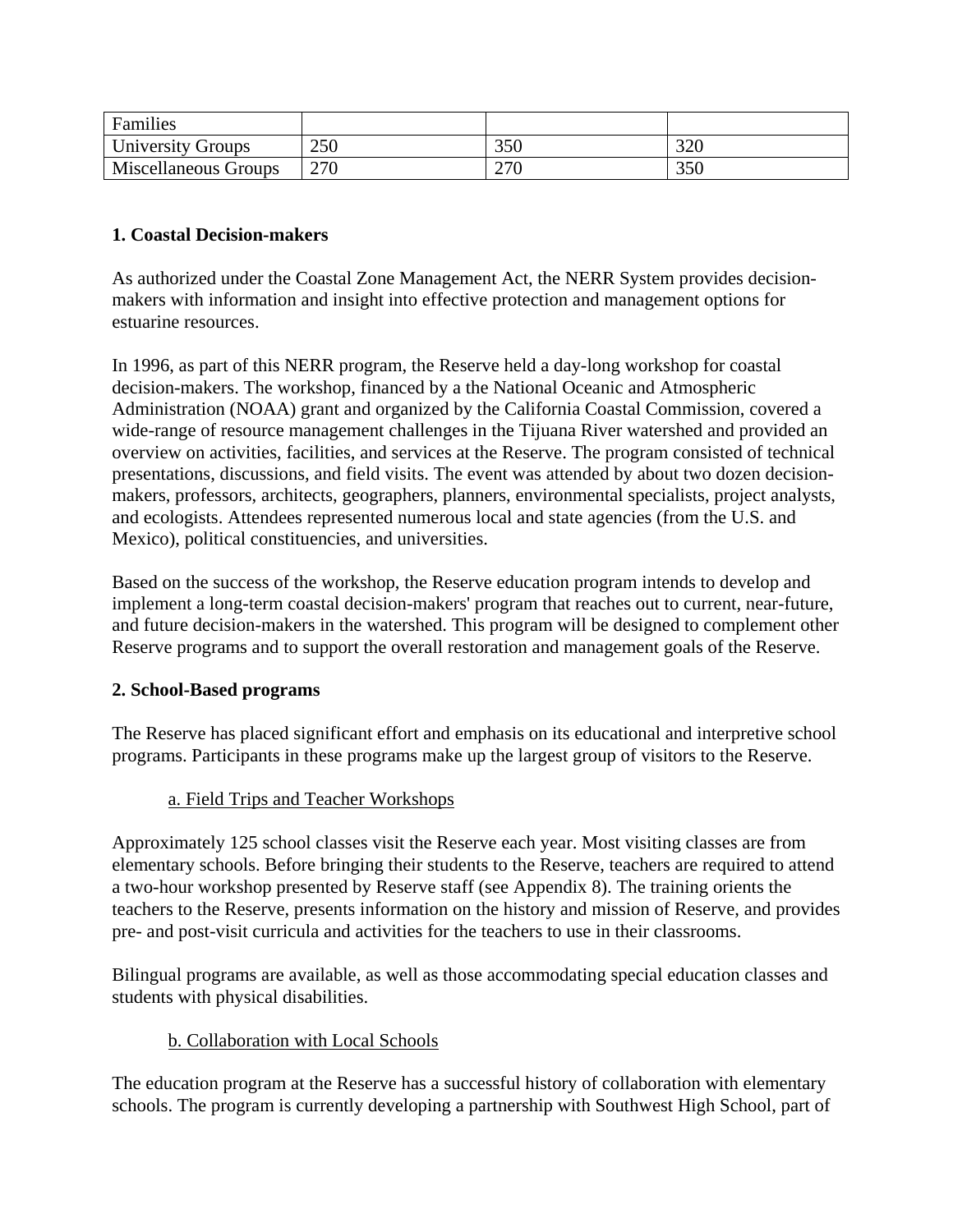| | | | |
|---|---|---|---|
| Families | | | |
| University Groups | 250 | 350 | 320 |
| Miscellaneous Groups | 270 | 270 | 350 |

**1. Coastal Decision-makers**

As authorized under the Coastal Zone Management Act, the NERR System provides decision-makers with information and insight into effective protection and management options for estuarine resources.

In 1996, as part of this NERR program, the Reserve held a day-long workshop for coastal decision-makers. The workshop, financed by a the National Oceanic and Atmospheric Administration (NOAA) grant and organized by the California Coastal Commission, covered a wide-range of resource management challenges in the Tijuana River watershed and provided an overview on activities, facilities, and services at the Reserve. The program consisted of technical presentations, discussions, and field visits. The event was attended by about two dozen decision-makers, professors, architects, geographers, planners, environmental specialists, project analysts, and ecologists. Attendees represented numerous local and state agencies (from the U.S. and Mexico), political constituencies, and universities.

Based on the success of the workshop, the Reserve education program intends to develop and implement a long-term coastal decision-makers' program that reaches out to current, near-future, and future decision-makers in the watershed. This program will be designed to complement other Reserve programs and to support the overall restoration and management goals of the Reserve.

**2. School-Based programs**

The Reserve has placed significant effort and emphasis on its educational and interpretive school programs. Participants in these programs make up the largest group of visitors to the Reserve.

a. Field Trips and Teacher Workshops

Approximately 125 school classes visit the Reserve each year. Most visiting classes are from elementary schools. Before bringing their students to the Reserve, teachers are required to attend a two-hour workshop presented by Reserve staff (see Appendix 8). The training orients the teachers to the Reserve, presents information on the history and mission of Reserve, and provides pre- and post-visit curricula and activities for the teachers to use in their classrooms.

Bilingual programs are available, as well as those accommodating special education classes and students with physical disabilities.

b. Collaboration with Local Schools

The education program at the Reserve has a successful history of collaboration with elementary schools. The program is currently developing a partnership with Southwest High School, part of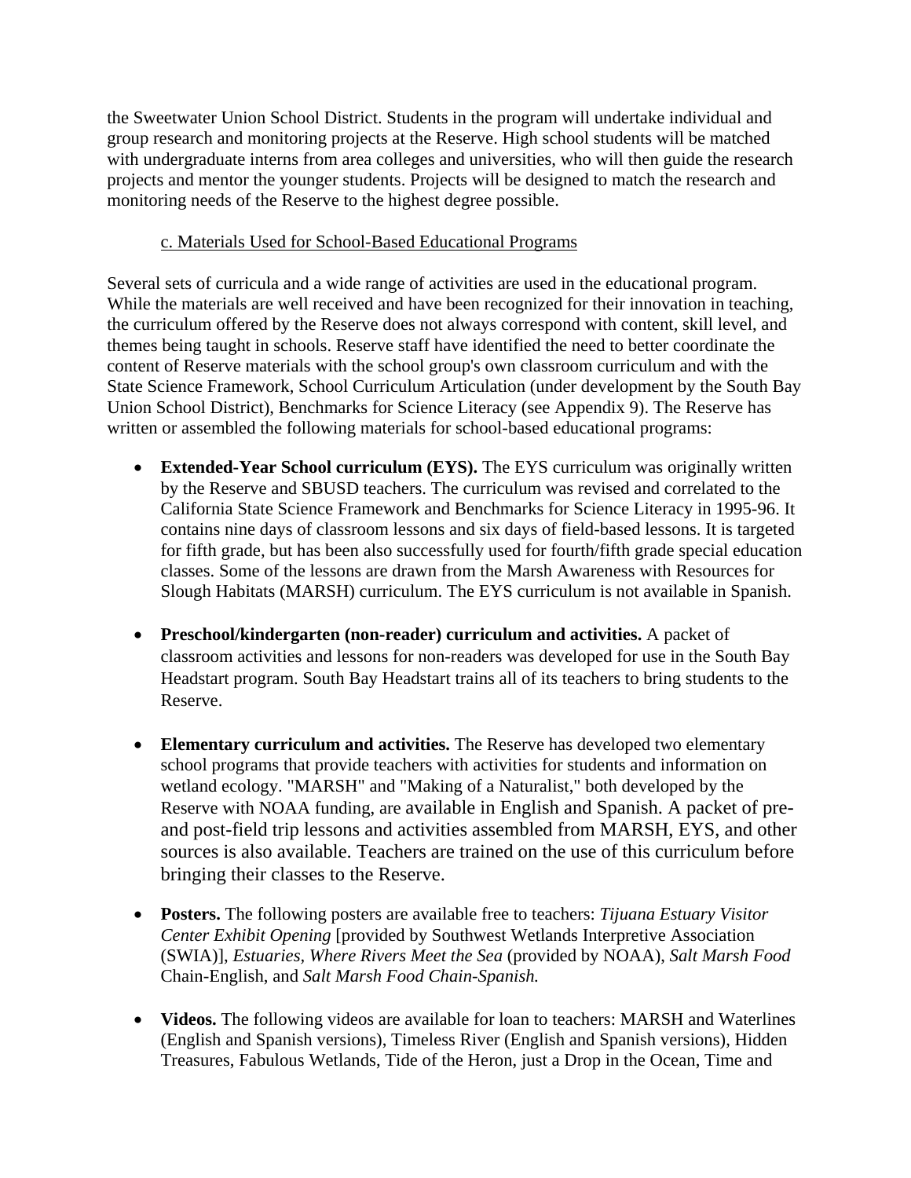the Sweetwater Union School District. Students in the program will undertake individual and group research and monitoring projects at the Reserve. High school students will be matched with undergraduate interns from area colleges and universities, who will then guide the research projects and mentor the younger students. Projects will be designed to match the research and monitoring needs of the Reserve to the highest degree possible.

c. Materials Used for School-Based Educational Programs

Several sets of curricula and a wide range of activities are used in the educational program. While the materials are well received and have been recognized for their innovation in teaching, the curriculum offered by the Reserve does not always correspond with content, skill level, and themes being taught in schools. Reserve staff have identified the need to better coordinate the content of Reserve materials with the school group's own classroom curriculum and with the State Science Framework, School Curriculum Articulation (under development by the South Bay Union School District), Benchmarks for Science Literacy (see Appendix 9). The Reserve has written or assembled the following materials for school-based educational programs:

- **Extended-Year School curriculum (EYS).** The EYS curriculum was originally written by the Reserve and SBUSD teachers. The curriculum was revised and correlated to the California State Science Framework and Benchmarks for Science Literacy in 1995-96. It contains nine days of classroom lessons and six days of field-based lessons. It is targeted for fifth grade, but has been also successfully used for fourth/fifth grade special education classes. Some of the lessons are drawn from the Marsh Awareness with Resources for Slough Habitats (MARSH) curriculum. The EYS curriculum is not available in Spanish.

- **Preschool/kindergarten (non-reader) curriculum and activities.** A packet of classroom activities and lessons for non-readers was developed for use in the South Bay Headstart program. South Bay Headstart trains all of its teachers to bring students to the Reserve.

- **Elementary curriculum and activities.** The Reserve has developed two elementary school programs that provide teachers with activities for students and information on wetland ecology. "MARSH" and "Making of a Naturalist," both developed by the Reserve with NOAA funding, are available in English and Spanish. A packet of pre- and post-field trip lessons and activities assembled from MARSH, EYS, and other sources is also available. Teachers are trained on the use of this curriculum before bringing their classes to the Reserve.

- **Posters.** The following posters are available free to teachers: *Tijuana Estuary Visitor Center Exhibit Opening* [provided by Southwest Wetlands Interpretive Association (SWIA)], *Estuaries, Where Rivers Meet the Sea* (provided by NOAA), *Salt Marsh Food* Chain-English, and *Salt Marsh Food Chain-Spanish.*

- **Videos.** The following videos are available for loan to teachers: MARSH and Waterlines (English and Spanish versions), Timeless River (English and Spanish versions), Hidden Treasures, Fabulous Wetlands, Tide of the Heron, just a Drop in the Ocean, Time and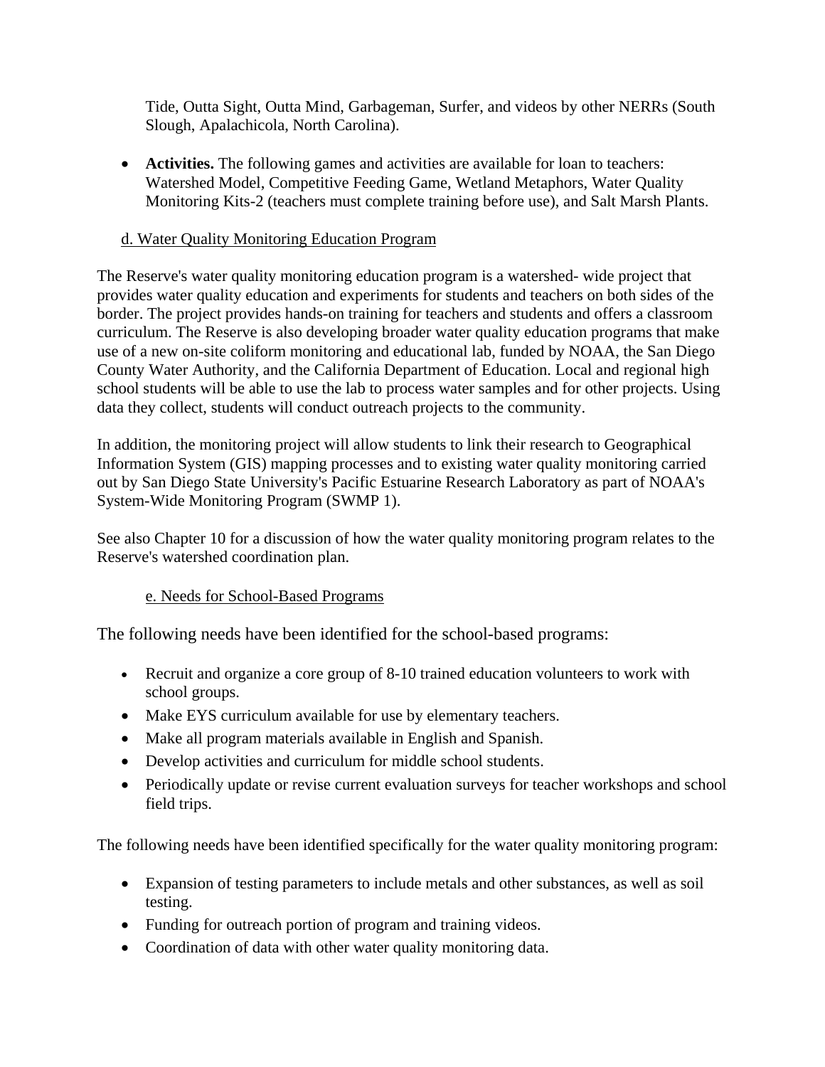Tide, Outta Sight, Outta Mind, Garbageman, Surfer, and videos by other NERRs (South Slough, Apalachicola, North Carolina).

- **Activities.** The following games and activities are available for loan to teachers: Watershed Model, Competitive Feeding Game, Wetland Metaphors, Water Quality Monitoring Kits-2 (teachers must complete training before use), and Salt Marsh Plants.

d. Water Quality Monitoring Education Program

The Reserve's water quality monitoring education program is a watershed- wide project that provides water quality education and experiments for students and teachers on both sides of the border. The project provides hands-on training for teachers and students and offers a classroom curriculum. The Reserve is also developing broader water quality education programs that make use of a new on-site coliform monitoring and educational lab, funded by NOAA, the San Diego County Water Authority, and the California Department of Education. Local and regional high school students will be able to use the lab to process water samples and for other projects. Using data they collect, students will conduct outreach projects to the community.

In addition, the monitoring project will allow students to link their research to Geographical Information System (GIS) mapping processes and to existing water quality monitoring carried out by San Diego State University's Pacific Estuarine Research Laboratory as part of NOAA's System-Wide Monitoring Program (SWMP 1).

See also Chapter 10 for a discussion of how the water quality monitoring program relates to the Reserve's watershed coordination plan.

e. Needs for School-Based Programs

The following needs have been identified for the school-based programs:

- Recruit and organize a core group of 8-10 trained education volunteers to work with school groups.
- Make EYS curriculum available for use by elementary teachers.
- Make all program materials available in English and Spanish.
- Develop activities and curriculum for middle school students.
- Periodically update or revise current evaluation surveys for teacher workshops and school field trips.

The following needs have been identified specifically for the water quality monitoring program:

- Expansion of testing parameters to include metals and other substances, as well as soil testing.
- Funding for outreach portion of program and training videos.
- Coordination of data with other water quality monitoring data.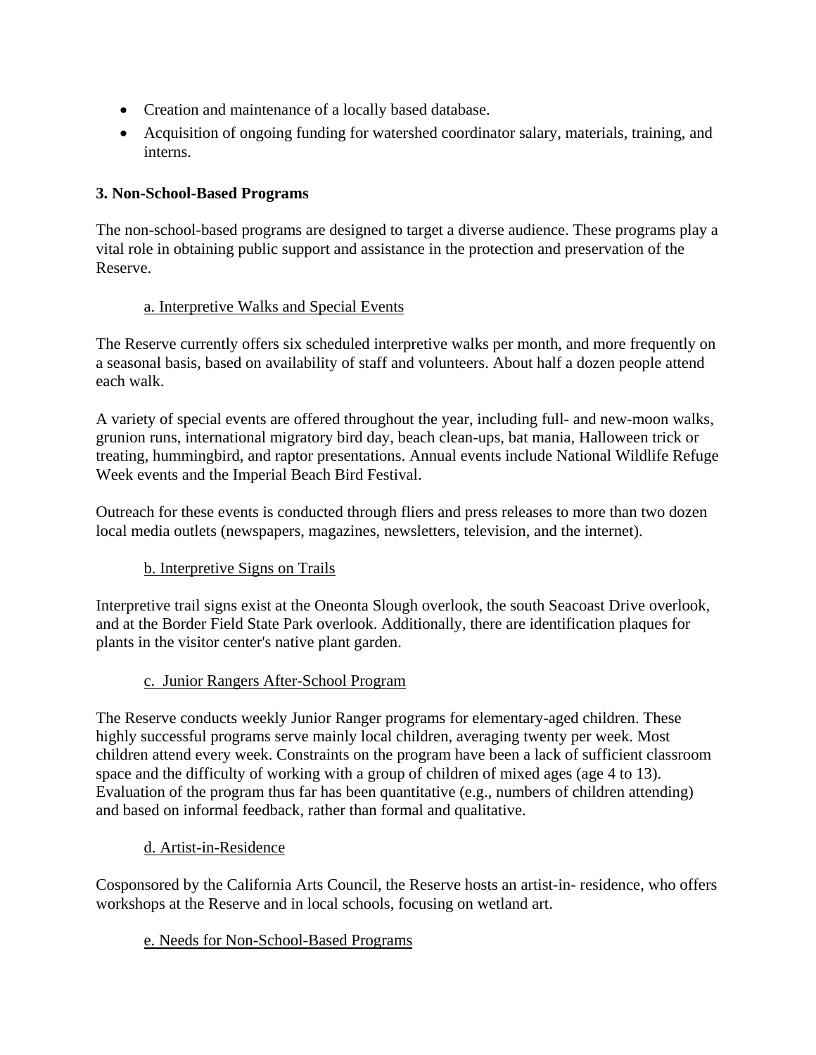- Creation and maintenance of a locally based database.
- Acquisition of ongoing funding for watershed coordinator salary, materials, training, and interns.

**3. Non-School-Based Programs**

The non-school-based programs are designed to target a diverse audience. These programs play a vital role in obtaining public support and assistance in the protection and preservation of the Reserve.

a. Interpretive Walks and Special Events

The Reserve currently offers six scheduled interpretive walks per month, and more frequently on a seasonal basis, based on availability of staff and volunteers. About half a dozen people attend each walk.

A variety of special events are offered throughout the year, including full- and new-moon walks, grunion runs, international migratory bird day, beach clean-ups, bat mania, Halloween trick or treating, hummingbird, and raptor presentations. Annual events include National Wildlife Refuge Week events and the Imperial Beach Bird Festival.

Outreach for these events is conducted through fliers and press releases to more than two dozen local media outlets (newspapers, magazines, newsletters, television, and the internet).

b. Interpretive Signs on Trails

Interpretive trail signs exist at the Oneonta Slough overlook, the south Seacoast Drive overlook, and at the Border Field State Park overlook. Additionally, there are identification plaques for plants in the visitor center's native plant garden.

c. Junior Rangers After-School Program

The Reserve conducts weekly Junior Ranger programs for elementary-aged children. These highly successful programs serve mainly local children, averaging twenty per week. Most children attend every week. Constraints on the program have been a lack of sufficient classroom space and the difficulty of working with a group of children of mixed ages (age 4 to 13). Evaluation of the program thus far has been quantitative (e.g., numbers of children attending) and based on informal feedback, rather than formal and qualitative.

d. Artist-in-Residence

Cosponsored by the California Arts Council, the Reserve hosts an artist-in- residence, who offers workshops at the Reserve and in local schools, focusing on wetland art.

e. Needs for Non-School-Based Programs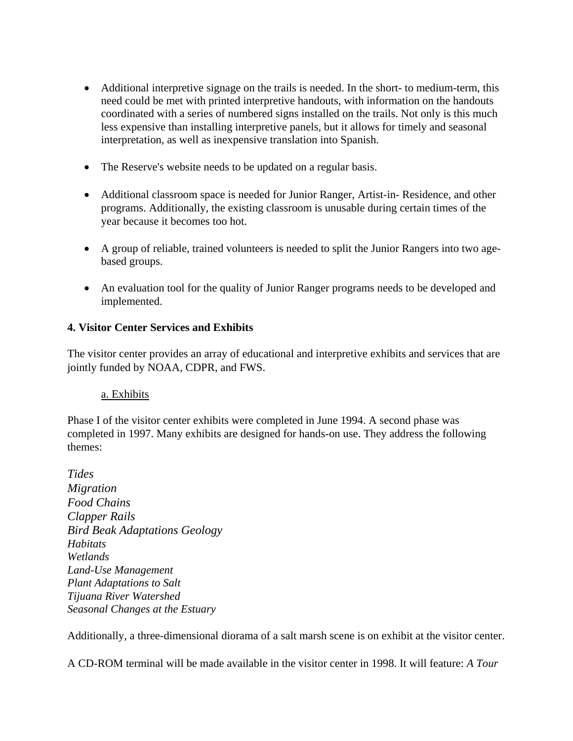- Additional interpretive signage on the trails is needed. In the short- to medium-term, this need could be met with printed interpretive handouts, with information on the handouts coordinated with a series of numbered signs installed on the trails. Not only is this much less expensive than installing interpretive panels, but it allows for timely and seasonal interpretation, as well as inexpensive translation into Spanish.

- The Reserve's website needs to be updated on a regular basis.

- Additional classroom space is needed for Junior Ranger, Artist-in- Residence, and other programs. Additionally, the existing classroom is unusable during certain times of the year because it becomes too hot.

- A group of reliable, trained volunteers is needed to split the Junior Rangers into two age-based groups.

- An evaluation tool for the quality of Junior Ranger programs needs to be developed and implemented.

**4. Visitor Center Services and Exhibits**

The visitor center provides an array of educational and interpretive exhibits and services that are jointly funded by NOAA, CDPR, and FWS.

a. Exhibits

Phase I of the visitor center exhibits were completed in June 1994. A second phase was completed in 1997. Many exhibits are designed for hands-on use. They address the following themes:

*Tides*
*Migration*
*Food Chains*
*Clapper Rails*
*Bird Beak Adaptations Geology*
*Habitats*
*Wetlands*
*Land-Use Management*
*Plant Adaptations to Salt*
*Tijuana River Watershed*
*Seasonal Changes at the Estuary*

Additionally, a three-dimensional diorama of a salt marsh scene is on exhibit at the visitor center.

A CD-ROM terminal will be made available in the visitor center in 1998. It will feature: *A Tour*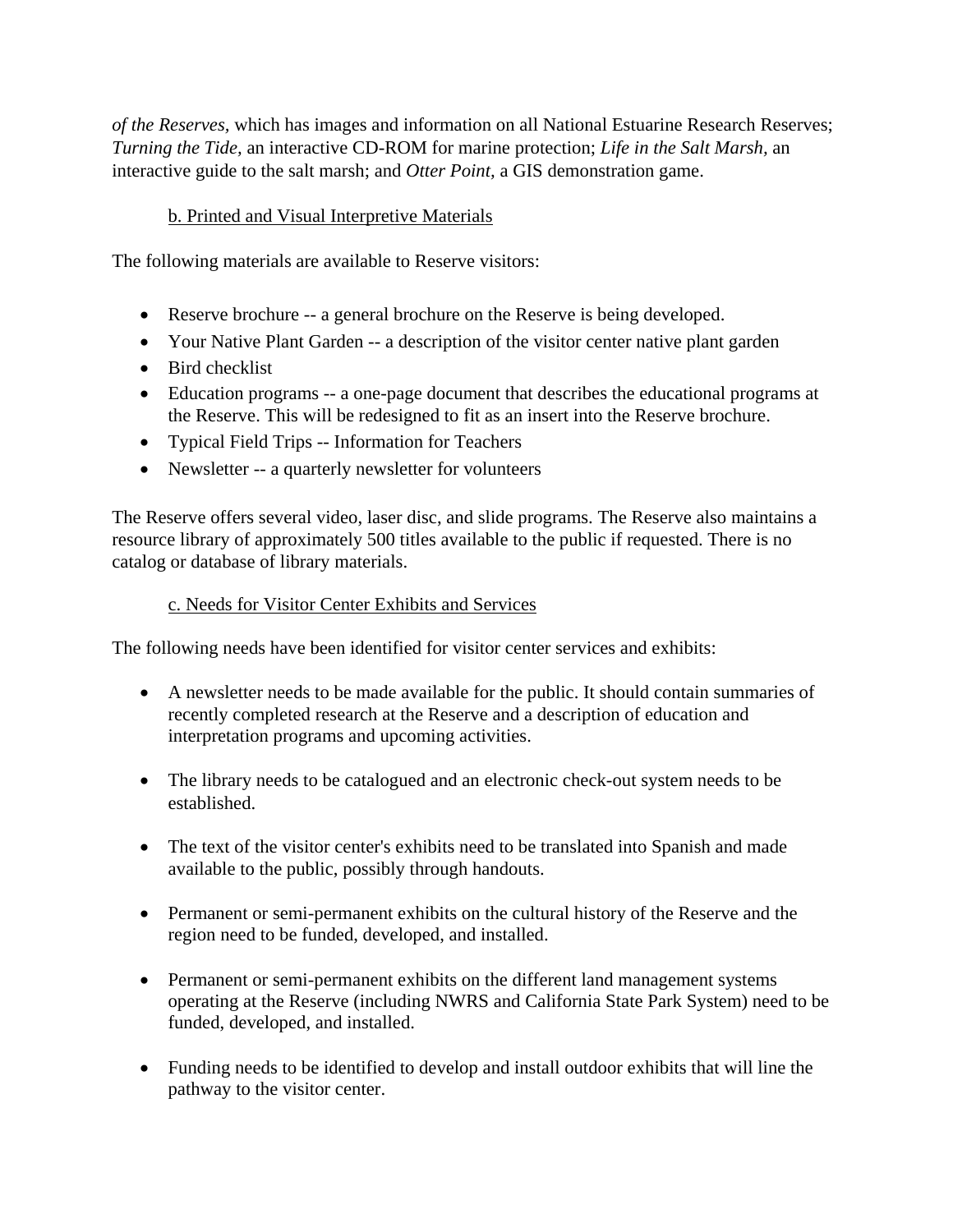*of the Reserves,* which has images and information on all National Estuarine Research Reserves; *Turning the Tide,* an interactive CD-ROM for marine protection; *Life in the Salt Marsh,* an interactive guide to the salt marsh; and *Otter Point,* a GIS demonstration game.

b. Printed and Visual Interpretive Materials

The following materials are available to Reserve visitors:

- Reserve brochure -- a general brochure on the Reserve is being developed.
- Your Native Plant Garden -- a description of the visitor center native plant garden
- Bird checklist
- Education programs -- a one-page document that describes the educational programs at the Reserve. This will be redesigned to fit as an insert into the Reserve brochure.
- Typical Field Trips -- Information for Teachers
- Newsletter -- a quarterly newsletter for volunteers

The Reserve offers several video, laser disc, and slide programs. The Reserve also maintains a resource library of approximately 500 titles available to the public if requested. There is no catalog or database of library materials.

c. Needs for Visitor Center Exhibits and Services

The following needs have been identified for visitor center services and exhibits:

- A newsletter needs to be made available for the public. It should contain summaries of recently completed research at the Reserve and a description of education and interpretation programs and upcoming activities.
- The library needs to be catalogued and an electronic check-out system needs to be established.
- The text of the visitor center's exhibits need to be translated into Spanish and made available to the public, possibly through handouts.
- Permanent or semi-permanent exhibits on the cultural history of the Reserve and the region need to be funded, developed, and installed.
- Permanent or semi-permanent exhibits on the different land management systems operating at the Reserve (including NWRS and California State Park System) need to be funded, developed, and installed.
- Funding needs to be identified to develop and install outdoor exhibits that will line the pathway to the visitor center.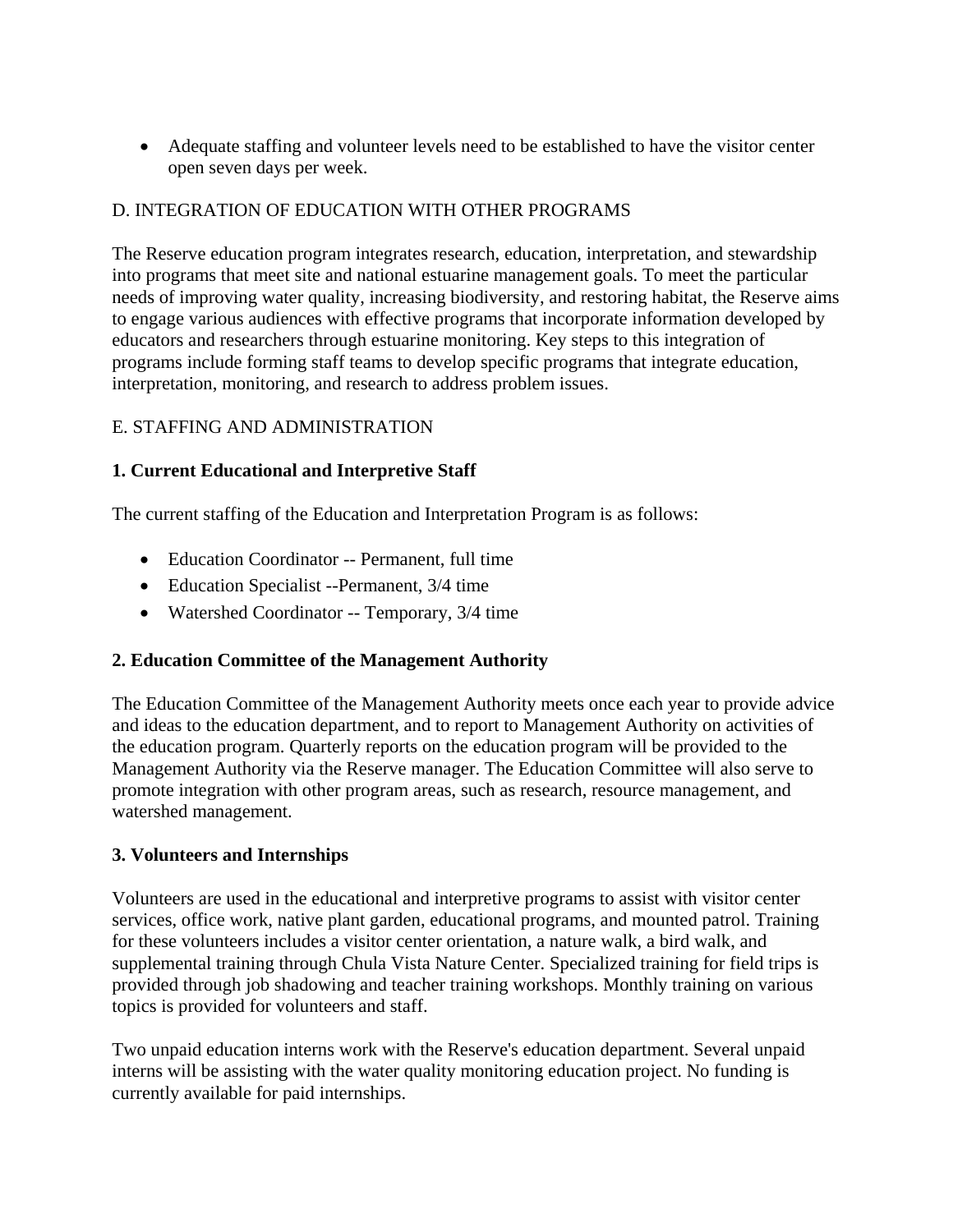- Adequate staffing and volunteer levels need to be established to have the visitor center open seven days per week.

## D. INTEGRATION OF EDUCATION WITH OTHER PROGRAMS

The Reserve education program integrates research, education, interpretation, and stewardship into programs that meet site and national estuarine management goals. To meet the particular needs of improving water quality, increasing biodiversity, and restoring habitat, the Reserve aims to engage various audiences with effective programs that incorporate information developed by educators and researchers through estuarine monitoring. Key steps to this integration of programs include forming staff teams to develop specific programs that integrate education, interpretation, monitoring, and research to address problem issues.

## E. STAFFING AND ADMINISTRATION

### 1. Current Educational and Interpretive Staff

The current staffing of the Education and Interpretation Program is as follows:

- Education Coordinator -- Permanent, full time
- Education Specialist --Permanent, 3/4 time
- Watershed Coordinator -- Temporary, 3/4 time

### 2. Education Committee of the Management Authority

The Education Committee of the Management Authority meets once each year to provide advice and ideas to the education department, and to report to Management Authority on activities of the education program. Quarterly reports on the education program will be provided to the Management Authority via the Reserve manager. The Education Committee will also serve to promote integration with other program areas, such as research, resource management, and watershed management.

### 3. Volunteers and Internships

Volunteers are used in the educational and interpretive programs to assist with visitor center services, office work, native plant garden, educational programs, and mounted patrol. Training for these volunteers includes a visitor center orientation, a nature walk, a bird walk, and supplemental training through Chula Vista Nature Center. Specialized training for field trips is provided through job shadowing and teacher training workshops. Monthly training on various topics is provided for volunteers and staff.

Two unpaid education interns work with the Reserve's education department. Several unpaid interns will be assisting with the water quality monitoring education project. No funding is currently available for paid internships.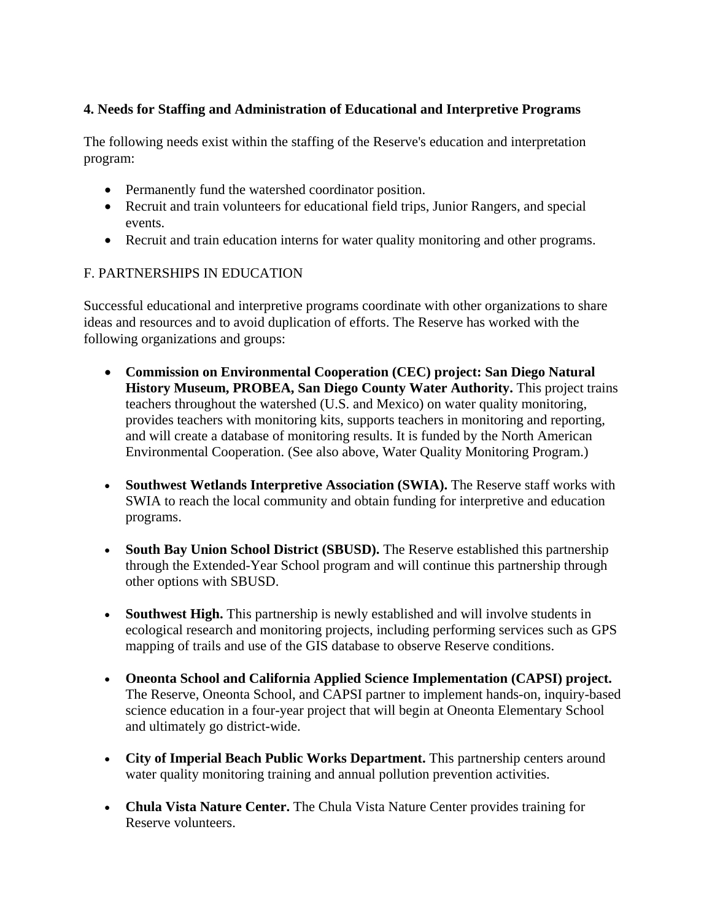### 4. Needs for Staffing and Administration of Educational and Interpretive Programs

The following needs exist within the staffing of the Reserve's education and interpretation program:

- Permanently fund the watershed coordinator position.
- Recruit and train volunteers for educational field trips, Junior Rangers, and special events.
- Recruit and train education interns for water quality monitoring and other programs.

## F. PARTNERSHIPS IN EDUCATION

Successful educational and interpretive programs coordinate with other organizations to share ideas and resources and to avoid duplication of efforts. The Reserve has worked with the following organizations and groups:

- **Commission on Environmental Cooperation (CEC) project: San Diego Natural History Museum, PROBEA, San Diego County Water Authority.** This project trains teachers throughout the watershed (U.S. and Mexico) on water quality monitoring, provides teachers with monitoring kits, supports teachers in monitoring and reporting, and will create a database of monitoring results. It is funded by the North American Environmental Cooperation. (See also above, Water Quality Monitoring Program.)

- **Southwest Wetlands Interpretive Association (SWIA).** The Reserve staff works with SWIA to reach the local community and obtain funding for interpretive and education programs.

- **South Bay Union School District (SBUSD).** The Reserve established this partnership through the Extended-Year School program and will continue this partnership through other options with SBUSD.

- **Southwest High.** This partnership is newly established and will involve students in ecological research and monitoring projects, including performing services such as GPS mapping of trails and use of the GIS database to observe Reserve conditions.

- **Oneonta School and California Applied Science Implementation (CAPSI) project.** The Reserve, Oneonta School, and CAPSI partner to implement hands-on, inquiry-based science education in a four-year project that will begin at Oneonta Elementary School and ultimately go district-wide.

- **City of Imperial Beach Public Works Department.** This partnership centers around water quality monitoring training and annual pollution prevention activities.

- **Chula Vista Nature Center.** The Chula Vista Nature Center provides training for Reserve volunteers.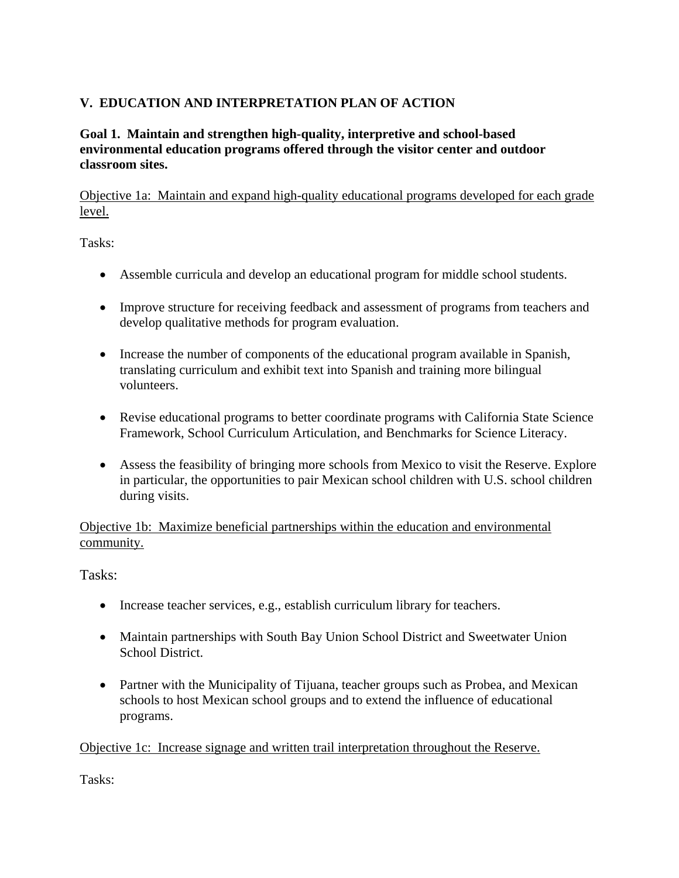## V. EDUCATION AND INTERPRETATION PLAN OF ACTION

**Goal 1. Maintain and strengthen high-quality, interpretive and school-based environmental education programs offered through the visitor center and outdoor classroom sites.**

<u>Objective 1a: Maintain and expand high-quality educational programs developed for each grade level.</u>

Tasks:

- Assemble curricula and develop an educational program for middle school students.
- Improve structure for receiving feedback and assessment of programs from teachers and develop qualitative methods for program evaluation.
- Increase the number of components of the educational program available in Spanish, translating curriculum and exhibit text into Spanish and training more bilingual volunteers.
- Revise educational programs to better coordinate programs with California State Science Framework, School Curriculum Articulation, and Benchmarks for Science Literacy.
- Assess the feasibility of bringing more schools from Mexico to visit the Reserve. Explore in particular, the opportunities to pair Mexican school children with U.S. school children during visits.

<u>Objective 1b: Maximize beneficial partnerships within the education and environmental community.</u>

Tasks:

- Increase teacher services, e.g., establish curriculum library for teachers.
- Maintain partnerships with South Bay Union School District and Sweetwater Union School District.
- Partner with the Municipality of Tijuana, teacher groups such as Probea, and Mexican schools to host Mexican school groups and to extend the influence of educational programs.

<u>Objective 1c: Increase signage and written trail interpretation throughout the Reserve.</u>

Tasks: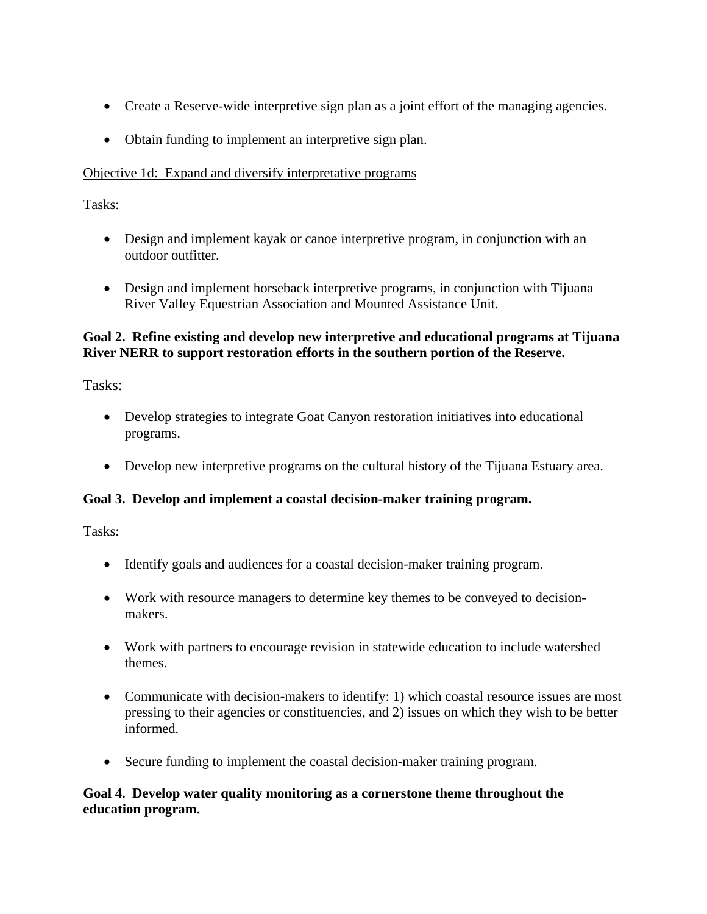- Create a Reserve-wide interpretive sign plan as a joint effort of the managing agencies.

- Obtain funding to implement an interpretive sign plan.

<u>Objective 1d: Expand and diversify interpretative programs</u>

Tasks:

- Design and implement kayak or canoe interpretive program, in conjunction with an outdoor outfitter.

- Design and implement horseback interpretive programs, in conjunction with Tijuana River Valley Equestrian Association and Mounted Assistance Unit.

**Goal 2. Refine existing and develop new interpretive and educational programs at Tijuana River NERR to support restoration efforts in the southern portion of the Reserve.**

Tasks:

- Develop strategies to integrate Goat Canyon restoration initiatives into educational programs.

- Develop new interpretive programs on the cultural history of the Tijuana Estuary area.

**Goal 3. Develop and implement a coastal decision-maker training program.**

Tasks:

- Identify goals and audiences for a coastal decision-maker training program.

- Work with resource managers to determine key themes to be conveyed to decision-makers.

- Work with partners to encourage revision in statewide education to include watershed themes.

- Communicate with decision-makers to identify: 1) which coastal resource issues are most pressing to their agencies or constituencies, and 2) issues on which they wish to be better informed.

- Secure funding to implement the coastal decision-maker training program.

**Goal 4. Develop water quality monitoring as a cornerstone theme throughout the education program.**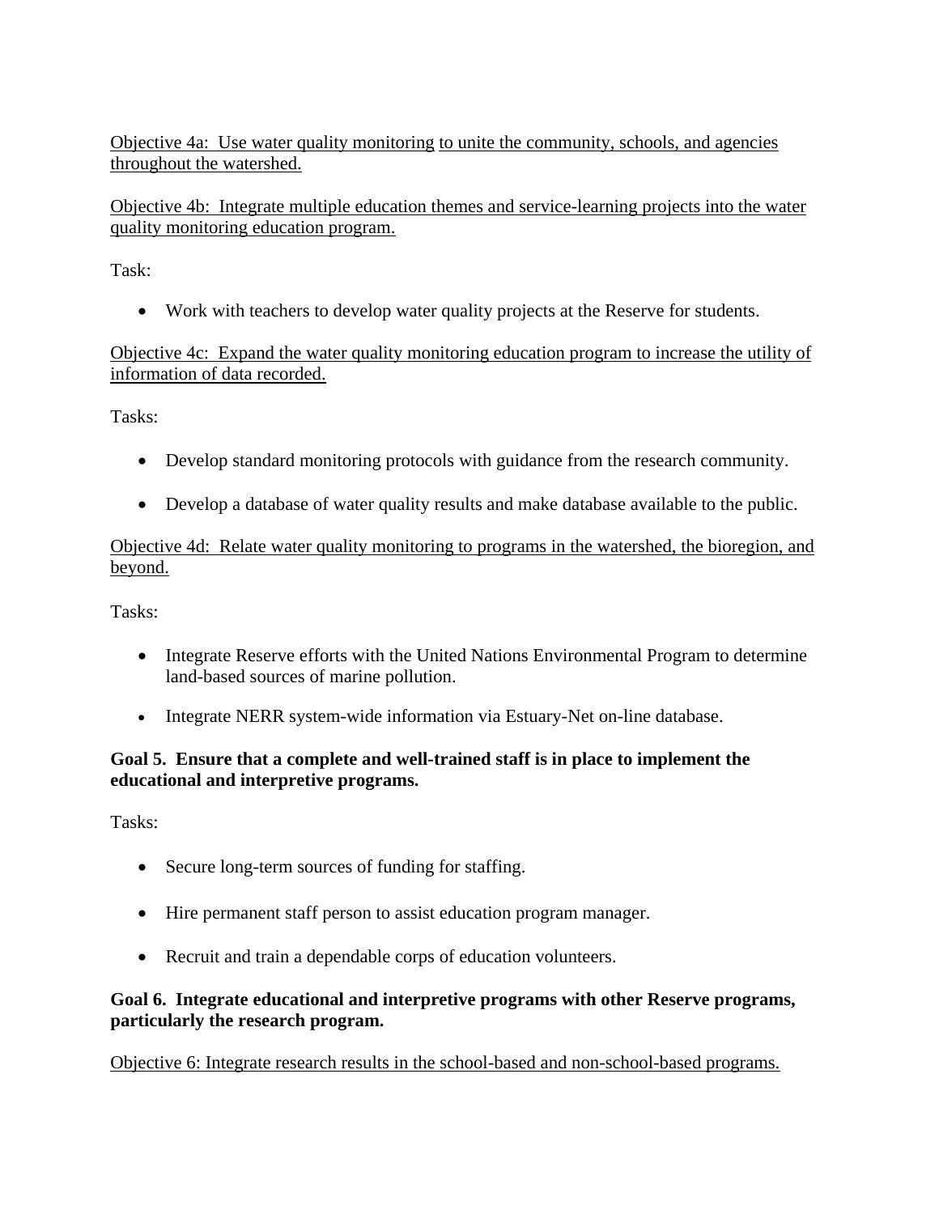<u>Objective 4a: Use water quality monitoring to unite the community, schools, and agencies throughout the watershed.</u>

<u>Objective 4b: Integrate multiple education themes and service-learning projects into the water quality monitoring education program.</u>

Task:

- Work with teachers to develop water quality projects at the Reserve for students.

<u>Objective 4c: Expand the water quality monitoring education program to increase the utility of information of data recorded.</u>

Tasks:

- Develop standard monitoring protocols with guidance from the research community.
- Develop a database of water quality results and make database available to the public.

<u>Objective 4d: Relate water quality monitoring to programs in the watershed, the bioregion, and beyond.</u>

Tasks:

- Integrate Reserve efforts with the United Nations Environmental Program to determine land-based sources of marine pollution.
- Integrate NERR system-wide information via Estuary-Net on-line database.

**Goal 5. Ensure that a complete and well-trained staff is in place to implement the educational and interpretive programs.**

Tasks:

- Secure long-term sources of funding for staffing.
- Hire permanent staff person to assist education program manager.
- Recruit and train a dependable corps of education volunteers.

**Goal 6. Integrate educational and interpretive programs with other Reserve programs, particularly the research program.**

<u>Objective 6: Integrate research results in the school-based and non-school-based programs.</u>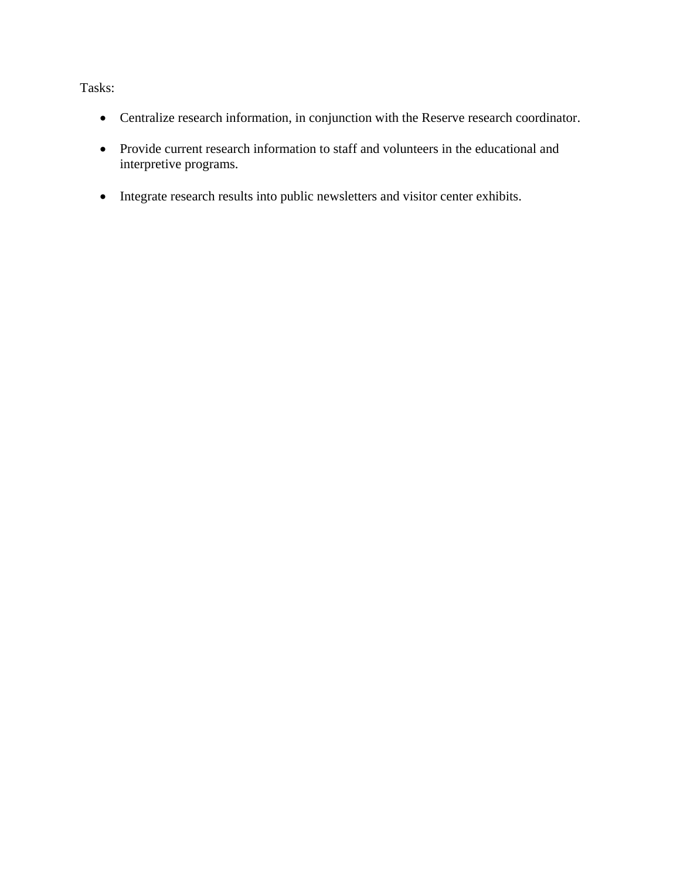Tasks:

- Centralize research information, in conjunction with the Reserve research coordinator.
- Provide current research information to staff and volunteers in the educational and interpretive programs.
- Integrate research results into public newsletters and visitor center exhibits.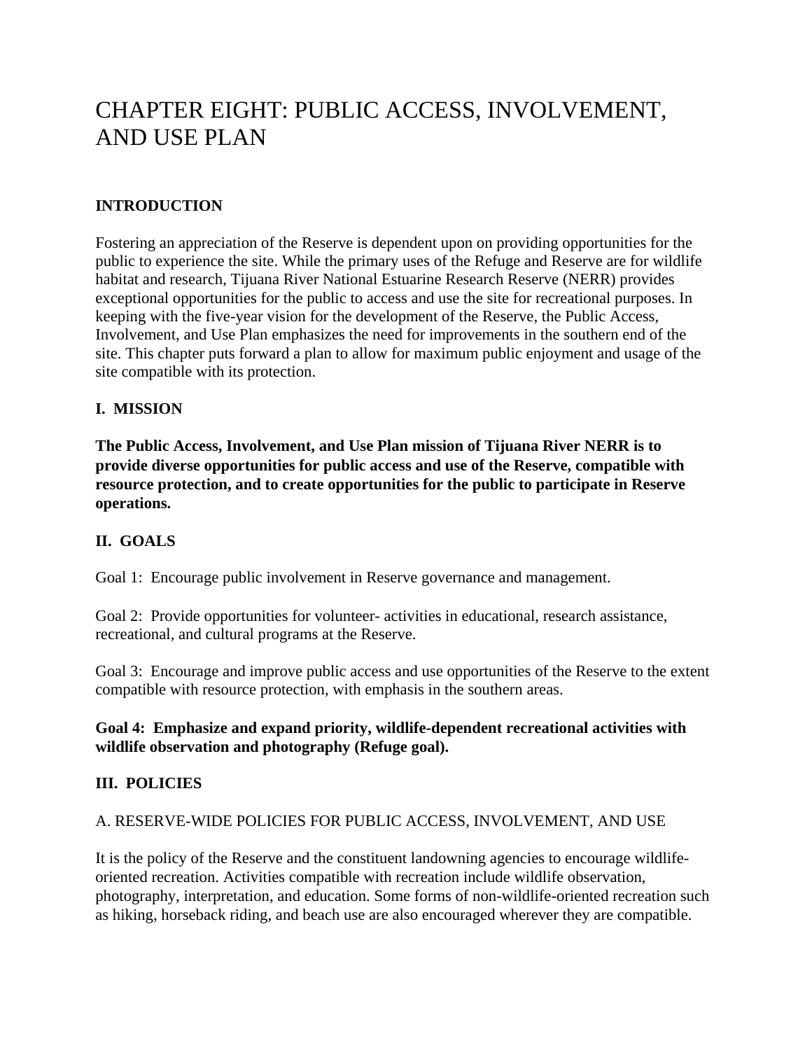# CHAPTER EIGHT: PUBLIC ACCESS, INVOLVEMENT, AND USE PLAN

## INTRODUCTION

Fostering an appreciation of the Reserve is dependent upon on providing opportunities for the public to experience the site. While the primary uses of the Refuge and Reserve are for wildlife habitat and research, Tijuana River National Estuarine Research Reserve (NERR) provides exceptional opportunities for the public to access and use the site for recreational purposes. In keeping with the five-year vision for the development of the Reserve, the Public Access, Involvement, and Use Plan emphasizes the need for improvements in the southern end of the site. This chapter puts forward a plan to allow for maximum public enjoyment and usage of the site compatible with its protection.

## I. MISSION

**The Public Access, Involvement, and Use Plan mission of Tijuana River NERR is to provide diverse opportunities for public access and use of the Reserve, compatible with resource protection, and to create opportunities for the public to participate in Reserve operations.**

## II. GOALS

Goal 1: Encourage public involvement in Reserve governance and management.

Goal 2: Provide opportunities for volunteer- activities in educational, research assistance, recreational, and cultural programs at the Reserve.

Goal 3: Encourage and improve public access and use opportunities of the Reserve to the extent compatible with resource protection, with emphasis in the southern areas.

**Goal 4: Emphasize and expand priority, wildlife-dependent recreational activities with wildlife observation and photography (Refuge goal).**

## III. POLICIES

### A. RESERVE-WIDE POLICIES FOR PUBLIC ACCESS, INVOLVEMENT, AND USE

It is the policy of the Reserve and the constituent landowning agencies to encourage wildlife-oriented recreation. Activities compatible with recreation include wildlife observation, photography, interpretation, and education. Some forms of non-wildlife-oriented recreation such as hiking, horseback riding, and beach use are also encouraged wherever they are compatible.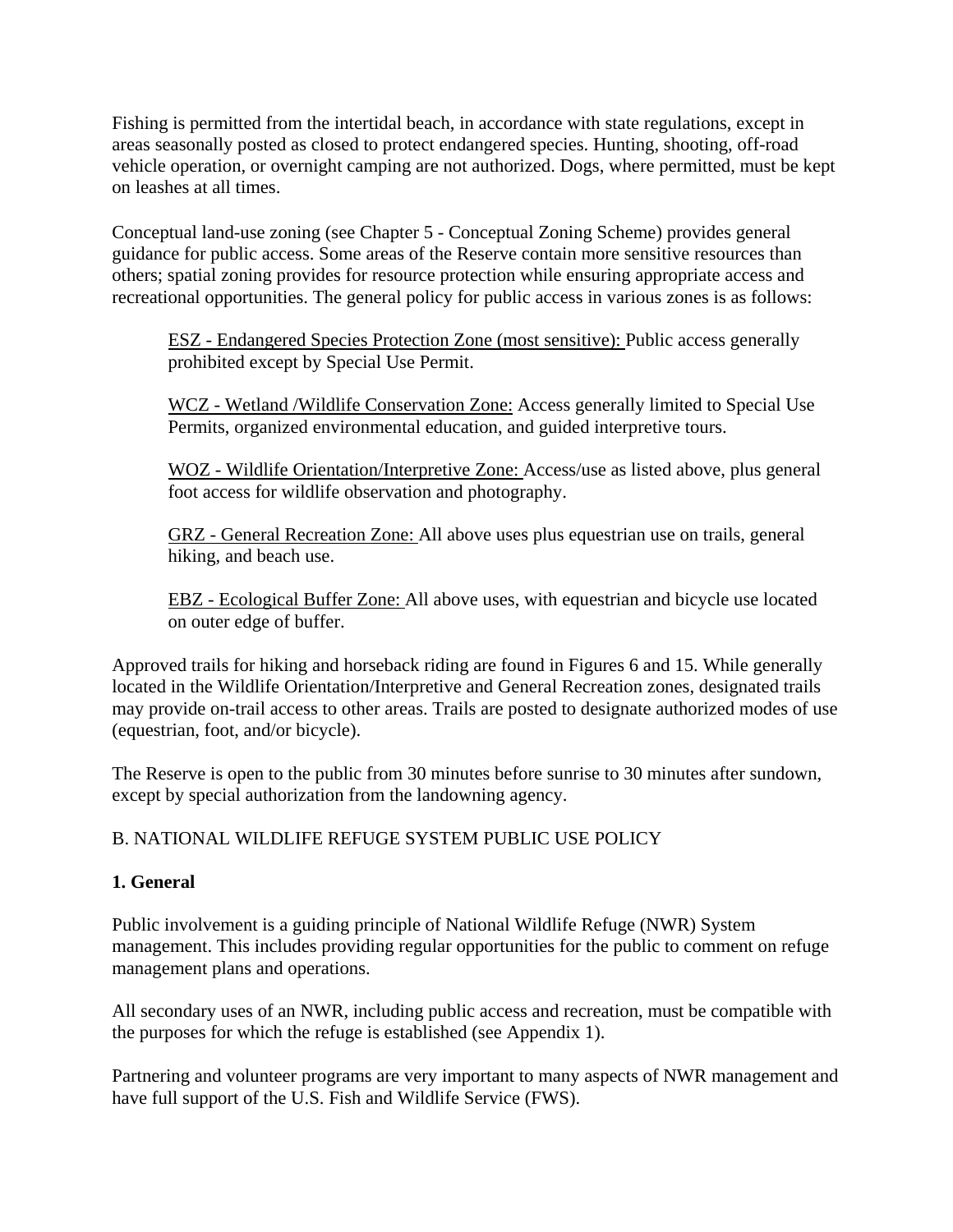Fishing is permitted from the intertidal beach, in accordance with state regulations, except in areas seasonally posted as closed to protect endangered species. Hunting, shooting, off-road vehicle operation, or overnight camping are not authorized. Dogs, where permitted, must be kept on leashes at all times.

Conceptual land-use zoning (see Chapter 5 - Conceptual Zoning Scheme) provides general guidance for public access. Some areas of the Reserve contain more sensitive resources than others; spatial zoning provides for resource protection while ensuring appropriate access and recreational opportunities. The general policy for public access in various zones is as follows:

> ESZ - Endangered Species Protection Zone (most sensitive): Public access generally prohibited except by Special Use Permit.
>
> WCZ - Wetland /Wildlife Conservation Zone: Access generally limited to Special Use Permits, organized environmental education, and guided interpretive tours.
>
> WOZ - Wildlife Orientation/Interpretive Zone: Access/use as listed above, plus general foot access for wildlife observation and photography.
>
> GRZ - General Recreation Zone: All above uses plus equestrian use on trails, general hiking, and beach use.
>
> EBZ - Ecological Buffer Zone: All above uses, with equestrian and bicycle use located on outer edge of buffer.

Approved trails for hiking and horseback riding are found in Figures 6 and 15. While generally located in the Wildlife Orientation/Interpretive and General Recreation zones, designated trails may provide on-trail access to other areas. Trails are posted to designate authorized modes of use (equestrian, foot, and/or bicycle).

The Reserve is open to the public from 30 minutes before sunrise to 30 minutes after sundown, except by special authorization from the landowning agency.

## B. NATIONAL WILDLIFE REFUGE SYSTEM PUBLIC USE POLICY

### 1. General

Public involvement is a guiding principle of National Wildlife Refuge (NWR) System management. This includes providing regular opportunities for the public to comment on refuge management plans and operations.

All secondary uses of an NWR, including public access and recreation, must be compatible with the purposes for which the refuge is established (see Appendix 1).

Partnering and volunteer programs are very important to many aspects of NWR management and have full support of the U.S. Fish and Wildlife Service (FWS).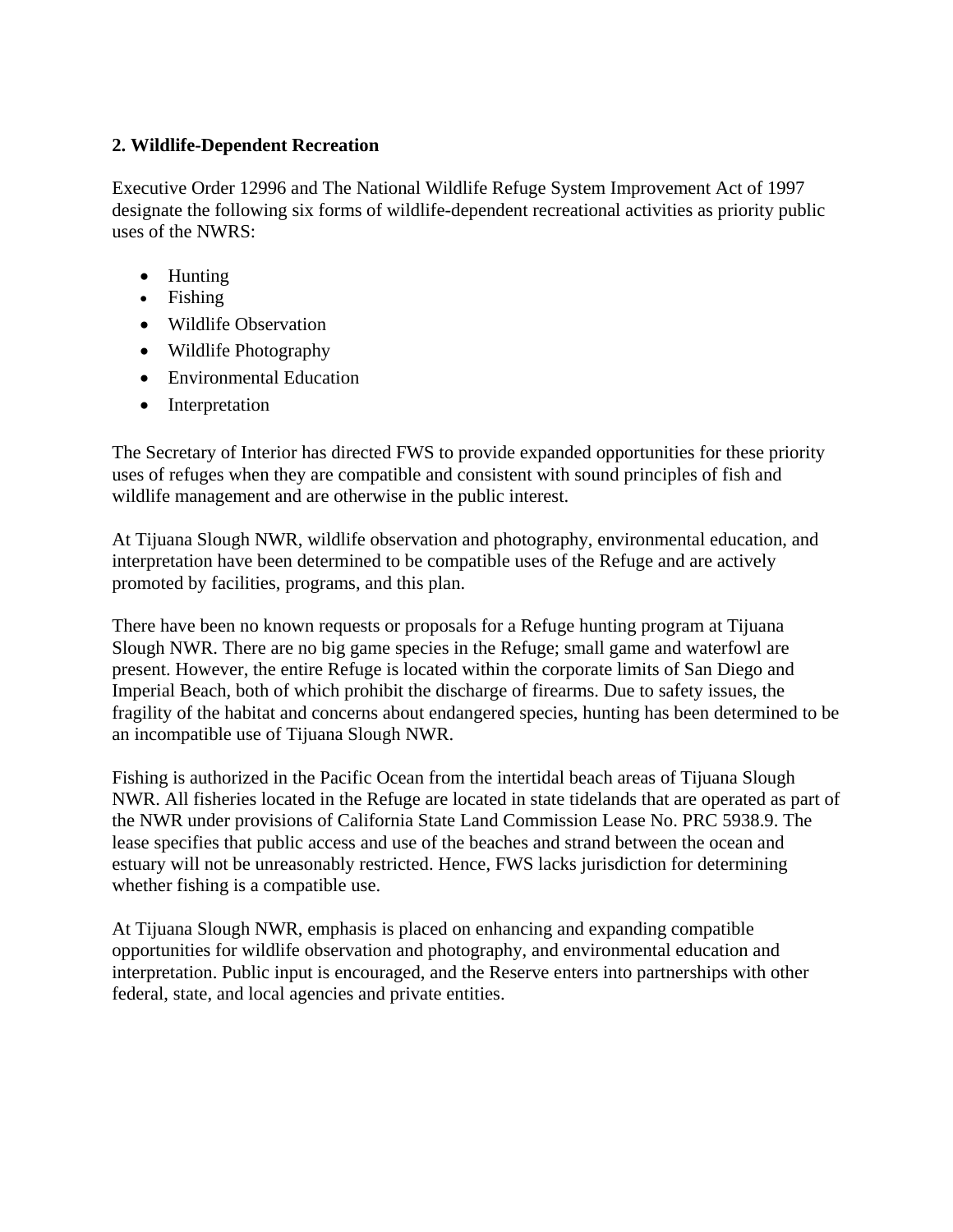**2. Wildlife-Dependent Recreation**

Executive Order 12996 and The National Wildlife Refuge System Improvement Act of 1997 designate the following six forms of wildlife-dependent recreational activities as priority public uses of the NWRS:

- Hunting
- Fishing
- Wildlife Observation
- Wildlife Photography
- Environmental Education
- Interpretation

The Secretary of Interior has directed FWS to provide expanded opportunities for these priority uses of refuges when they are compatible and consistent with sound principles of fish and wildlife management and are otherwise in the public interest.

At Tijuana Slough NWR, wildlife observation and photography, environmental education, and interpretation have been determined to be compatible uses of the Refuge and are actively promoted by facilities, programs, and this plan.

There have been no known requests or proposals for a Refuge hunting program at Tijuana Slough NWR. There are no big game species in the Refuge; small game and waterfowl are present. However, the entire Refuge is located within the corporate limits of San Diego and Imperial Beach, both of which prohibit the discharge of firearms. Due to safety issues, the fragility of the habitat and concerns about endangered species, hunting has been determined to be an incompatible use of Tijuana Slough NWR.

Fishing is authorized in the Pacific Ocean from the intertidal beach areas of Tijuana Slough NWR. All fisheries located in the Refuge are located in state tidelands that are operated as part of the NWR under provisions of California State Land Commission Lease No. PRC 5938.9. The lease specifies that public access and use of the beaches and strand between the ocean and estuary will not be unreasonably restricted. Hence, FWS lacks jurisdiction for determining whether fishing is a compatible use.

At Tijuana Slough NWR, emphasis is placed on enhancing and expanding compatible opportunities for wildlife observation and photography, and environmental education and interpretation. Public input is encouraged, and the Reserve enters into partnerships with other federal, state, and local agencies and private entities.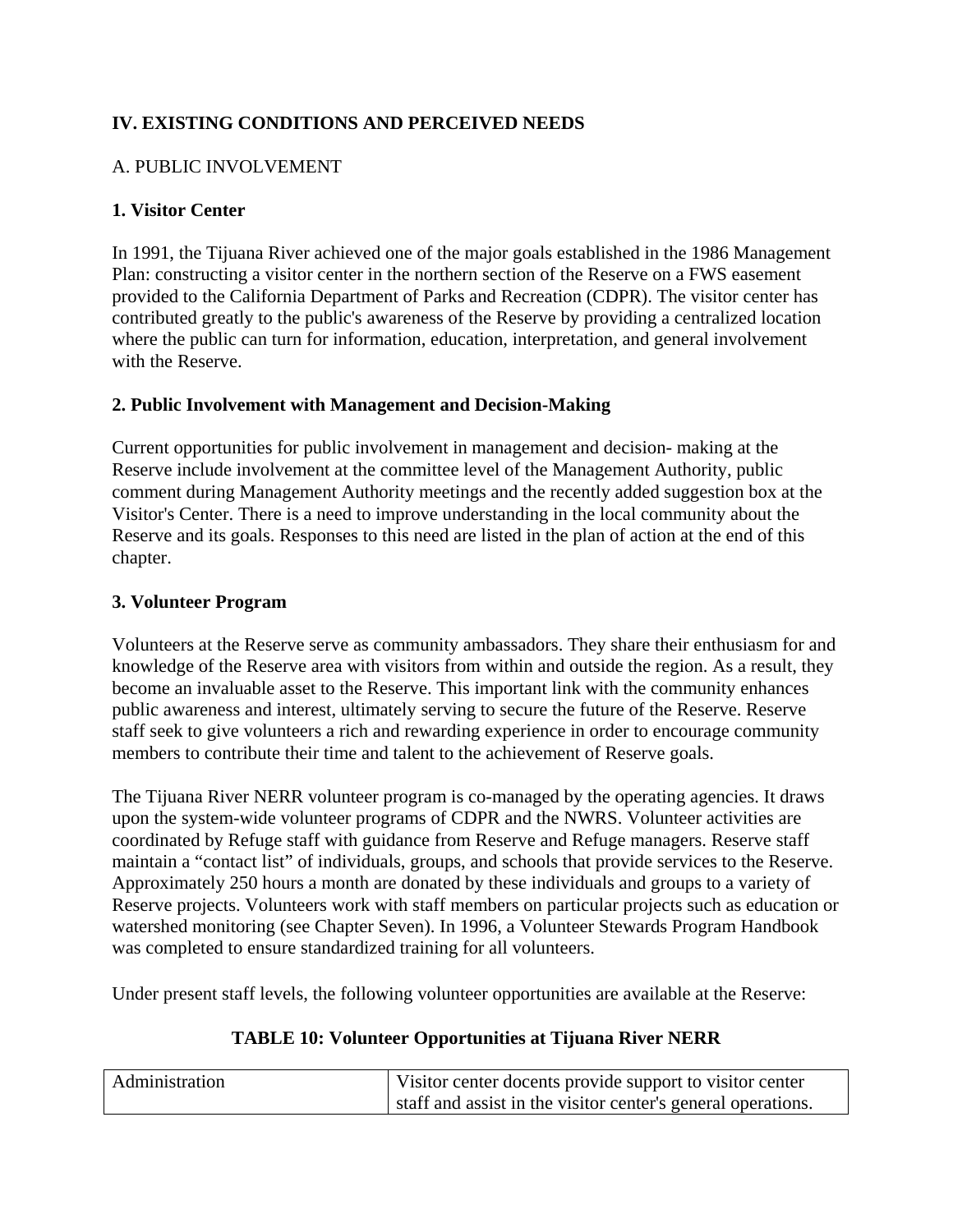## IV. EXISTING CONDITIONS AND PERCEIVED NEEDS

### A. PUBLIC INVOLVEMENT

#### 1. Visitor Center

In 1991, the Tijuana River achieved one of the major goals established in the 1986 Management Plan: constructing a visitor center in the northern section of the Reserve on a FWS easement provided to the California Department of Parks and Recreation (CDPR). The visitor center has contributed greatly to the public's awareness of the Reserve by providing a centralized location where the public can turn for information, education, interpretation, and general involvement with the Reserve.

#### 2. Public Involvement with Management and Decision-Making

Current opportunities for public involvement in management and decision- making at the Reserve include involvement at the committee level of the Management Authority, public comment during Management Authority meetings and the recently added suggestion box at the Visitor's Center. There is a need to improve understanding in the local community about the Reserve and its goals. Responses to this need are listed in the plan of action at the end of this chapter.

#### 3. Volunteer Program

Volunteers at the Reserve serve as community ambassadors. They share their enthusiasm for and knowledge of the Reserve area with visitors from within and outside the region. As a result, they become an invaluable asset to the Reserve. This important link with the community enhances public awareness and interest, ultimately serving to secure the future of the Reserve. Reserve staff seek to give volunteers a rich and rewarding experience in order to encourage community members to contribute their time and talent to the achievement of Reserve goals.

The Tijuana River NERR volunteer program is co-managed by the operating agencies. It draws upon the system-wide volunteer programs of CDPR and the NWRS. Volunteer activities are coordinated by Refuge staff with guidance from Reserve and Refuge managers. Reserve staff maintain a "contact list" of individuals, groups, and schools that provide services to the Reserve. Approximately 250 hours a month are donated by these individuals and groups to a variety of Reserve projects. Volunteers work with staff members on particular projects such as education or watershed monitoring (see Chapter Seven). In 1996, a Volunteer Stewards Program Handbook was completed to ensure standardized training for all volunteers.

Under present staff levels, the following volunteer opportunities are available at the Reserve:

**TABLE 10: Volunteer Opportunities at Tijuana River NERR**

| | |
|---|---|
| Administration | Visitor center docents provide support to visitor center staff and assist in the visitor center's general operations. |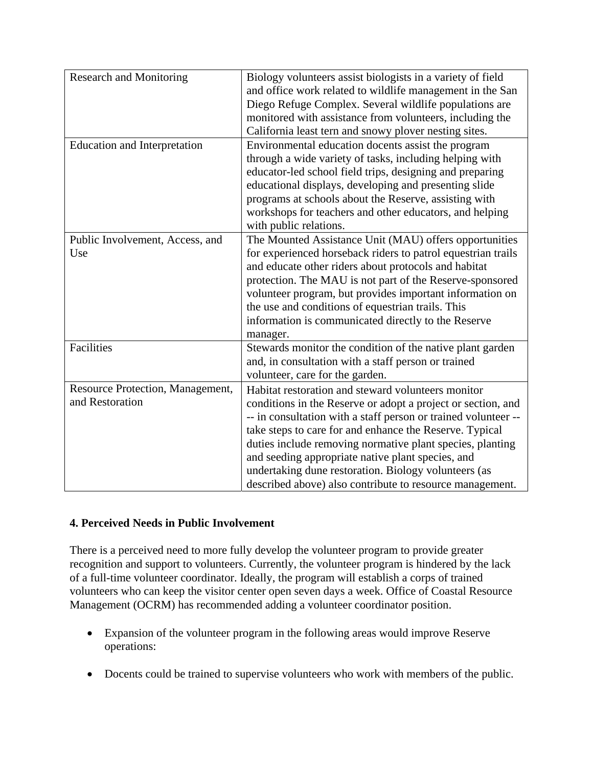| Research and Monitoring | Biology volunteers assist biologists in a variety of field and office work related to wildlife management in the San Diego Refuge Complex. Several wildlife populations are monitored with assistance from volunteers, including the California least tern and snowy plover nesting sites. |
|---|---|
| Education and Interpretation | Environmental education docents assist the program through a wide variety of tasks, including helping with educator-led school field trips, designing and preparing educational displays, developing and presenting slide programs at schools about the Reserve, assisting with workshops for teachers and other educators, and helping with public relations. |
| Public Involvement, Access, and Use | The Mounted Assistance Unit (MAU) offers opportunities for experienced horseback riders to patrol equestrian trails and educate other riders about protocols and habitat protection. The MAU is not part of the Reserve-sponsored volunteer program, but provides important information on the use and conditions of equestrian trails. This information is communicated directly to the Reserve manager. |
| Facilities | Stewards monitor the condition of the native plant garden and, in consultation with a staff person or trained volunteer, care for the garden. |
| Resource Protection, Management, and Restoration | Habitat restoration and steward volunteers monitor conditions in the Reserve or adopt a project or section, and -- in consultation with a staff person or trained volunteer -- take steps to care for and enhance the Reserve. Typical duties include removing normative plant species, planting and seeding appropriate native plant species, and undertaking dune restoration. Biology volunteers (as described above) also contribute to resource management. |

**4. Perceived Needs in Public Involvement**

There is a perceived need to more fully develop the volunteer program to provide greater recognition and support to volunteers. Currently, the volunteer program is hindered by the lack of a full-time volunteer coordinator. Ideally, the program will establish a corps of trained volunteers who can keep the visitor center open seven days a week. Office of Coastal Resource Management (OCRM) has recommended adding a volunteer coordinator position.

- Expansion of the volunteer program in the following areas would improve Reserve operations:
- Docents could be trained to supervise volunteers who work with members of the public.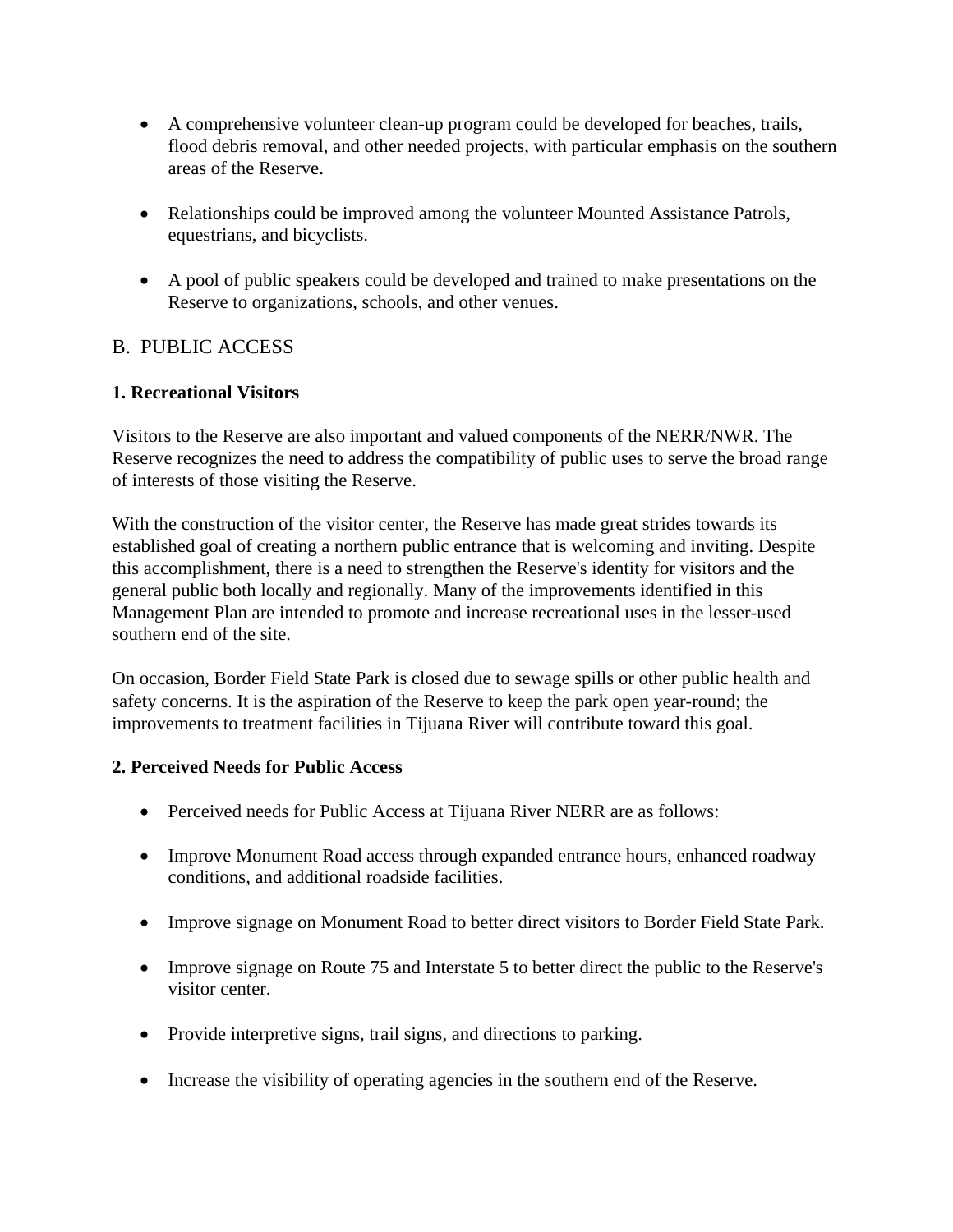- A comprehensive volunteer clean-up program could be developed for beaches, trails, flood debris removal, and other needed projects, with particular emphasis on the southern areas of the Reserve.

- Relationships could be improved among the volunteer Mounted Assistance Patrols, equestrians, and bicyclists.

- A pool of public speakers could be developed and trained to make presentations on the Reserve to organizations, schools, and other venues.

## B. PUBLIC ACCESS

### 1. Recreational Visitors

Visitors to the Reserve are also important and valued components of the NERR/NWR. The Reserve recognizes the need to address the compatibility of public uses to serve the broad range of interests of those visiting the Reserve.

With the construction of the visitor center, the Reserve has made great strides towards its established goal of creating a northern public entrance that is welcoming and inviting. Despite this accomplishment, there is a need to strengthen the Reserve's identity for visitors and the general public both locally and regionally. Many of the improvements identified in this Management Plan are intended to promote and increase recreational uses in the lesser-used southern end of the site.

On occasion, Border Field State Park is closed due to sewage spills or other public health and safety concerns. It is the aspiration of the Reserve to keep the park open year-round; the improvements to treatment facilities in Tijuana River will contribute toward this goal.

### 2. Perceived Needs for Public Access

- Perceived needs for Public Access at Tijuana River NERR are as follows:

- Improve Monument Road access through expanded entrance hours, enhanced roadway conditions, and additional roadside facilities.

- Improve signage on Monument Road to better direct visitors to Border Field State Park.

- Improve signage on Route 75 and Interstate 5 to better direct the public to the Reserve's visitor center.

- Provide interpretive signs, trail signs, and directions to parking.

- Increase the visibility of operating agencies in the southern end of the Reserve.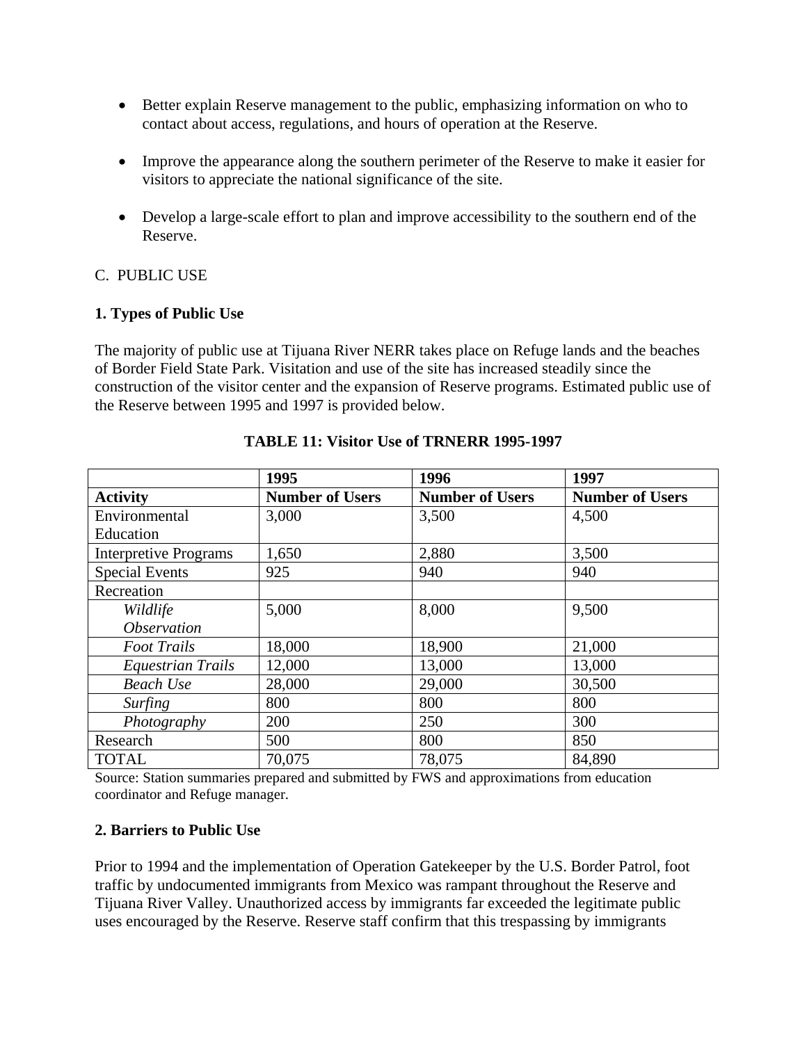- Better explain Reserve management to the public, emphasizing information on who to contact about access, regulations, and hours of operation at the Reserve.

- Improve the appearance along the southern perimeter of the Reserve to make it easier for visitors to appreciate the national significance of the site.

- Develop a large-scale effort to plan and improve accessibility to the southern end of the Reserve.

C. PUBLIC USE

**1. Types of Public Use**

The majority of public use at Tijuana River NERR takes place on Refuge lands and the beaches of Border Field State Park. Visitation and use of the site has increased steadily since the construction of the visitor center and the expansion of Reserve programs. Estimated public use of the Reserve between 1995 and 1997 is provided below.

**TABLE 11: Visitor Use of TRNERR 1995-1997**

| | **1995** | **1996** | **1997** |
|---|---|---|---|
| **Activity** | **Number of Users** | **Number of Users** | **Number of Users** |
| Environmental Education | 3,000 | 3,500 | 4,500 |
| Interpretive Programs | 1,650 | 2,880 | 3,500 |
| Special Events | 925 | 940 | 940 |
| Recreation | | | |
| *Wildlife Observation* | 5,000 | 8,000 | 9,500 |
| *Foot Trails* | 18,000 | 18,900 | 21,000 |
| *Equestrian Trails* | 12,000 | 13,000 | 13,000 |
| *Beach Use* | 28,000 | 29,000 | 30,500 |
| *Surfing* | 800 | 800 | 800 |
| *Photography* | 200 | 250 | 300 |
| Research | 500 | 800 | 850 |
| TOTAL | 70,075 | 78,075 | 84,890 |

Source: Station summaries prepared and submitted by FWS and approximations from education coordinator and Refuge manager.

**2. Barriers to Public Use**

Prior to 1994 and the implementation of Operation Gatekeeper by the U.S. Border Patrol, foot traffic by undocumented immigrants from Mexico was rampant throughout the Reserve and Tijuana River Valley. Unauthorized access by immigrants far exceeded the legitimate public uses encouraged by the Reserve. Reserve staff confirm that this trespassing by immigrants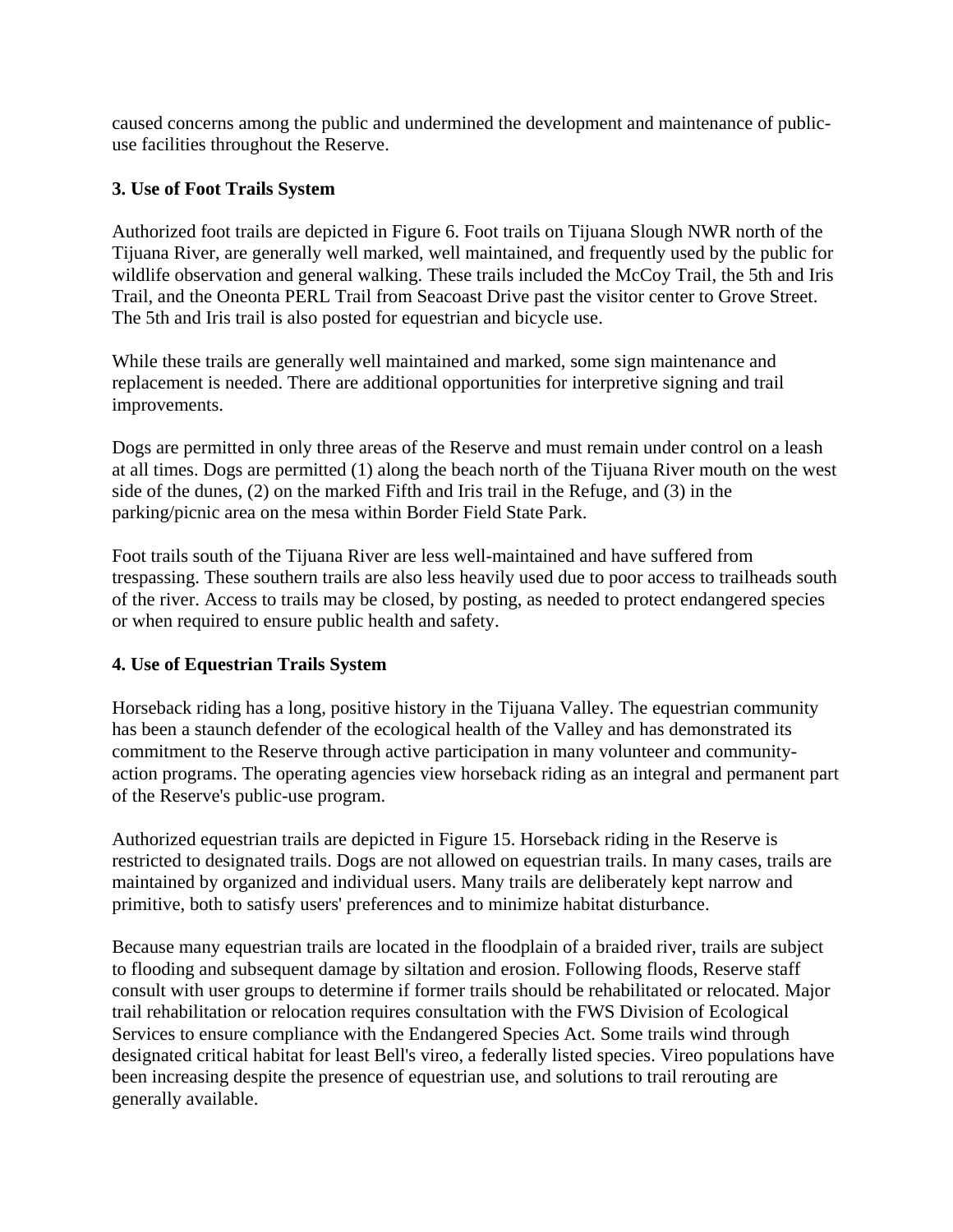caused concerns among the public and undermined the development and maintenance of public-use facilities throughout the Reserve.

### 3. Use of Foot Trails System

Authorized foot trails are depicted in Figure 6. Foot trails on Tijuana Slough NWR north of the Tijuana River, are generally well marked, well maintained, and frequently used by the public for wildlife observation and general walking. These trails included the McCoy Trail, the 5th and Iris Trail, and the Oneonta PERL Trail from Seacoast Drive past the visitor center to Grove Street. The 5th and Iris trail is also posted for equestrian and bicycle use.

While these trails are generally well maintained and marked, some sign maintenance and replacement is needed. There are additional opportunities for interpretive signing and trail improvements.

Dogs are permitted in only three areas of the Reserve and must remain under control on a leash at all times. Dogs are permitted (1) along the beach north of the Tijuana River mouth on the west side of the dunes, (2) on the marked Fifth and Iris trail in the Refuge, and (3) in the parking/picnic area on the mesa within Border Field State Park.

Foot trails south of the Tijuana River are less well-maintained and have suffered from trespassing. These southern trails are also less heavily used due to poor access to trailheads south of the river. Access to trails may be closed, by posting, as needed to protect endangered species or when required to ensure public health and safety.

### 4. Use of Equestrian Trails System

Horseback riding has a long, positive history in the Tijuana Valley. The equestrian community has been a staunch defender of the ecological health of the Valley and has demonstrated its commitment to the Reserve through active participation in many volunteer and community-action programs. The operating agencies view horseback riding as an integral and permanent part of the Reserve's public-use program.

Authorized equestrian trails are depicted in Figure 15. Horseback riding in the Reserve is restricted to designated trails. Dogs are not allowed on equestrian trails. In many cases, trails are maintained by organized and individual users. Many trails are deliberately kept narrow and primitive, both to satisfy users' preferences and to minimize habitat disturbance.

Because many equestrian trails are located in the floodplain of a braided river, trails are subject to flooding and subsequent damage by siltation and erosion. Following floods, Reserve staff consult with user groups to determine if former trails should be rehabilitated or relocated. Major trail rehabilitation or relocation requires consultation with the FWS Division of Ecological Services to ensure compliance with the Endangered Species Act. Some trails wind through designated critical habitat for least Bell's vireo, a federally listed species. Vireo populations have been increasing despite the presence of equestrian use, and solutions to trail rerouting are generally available.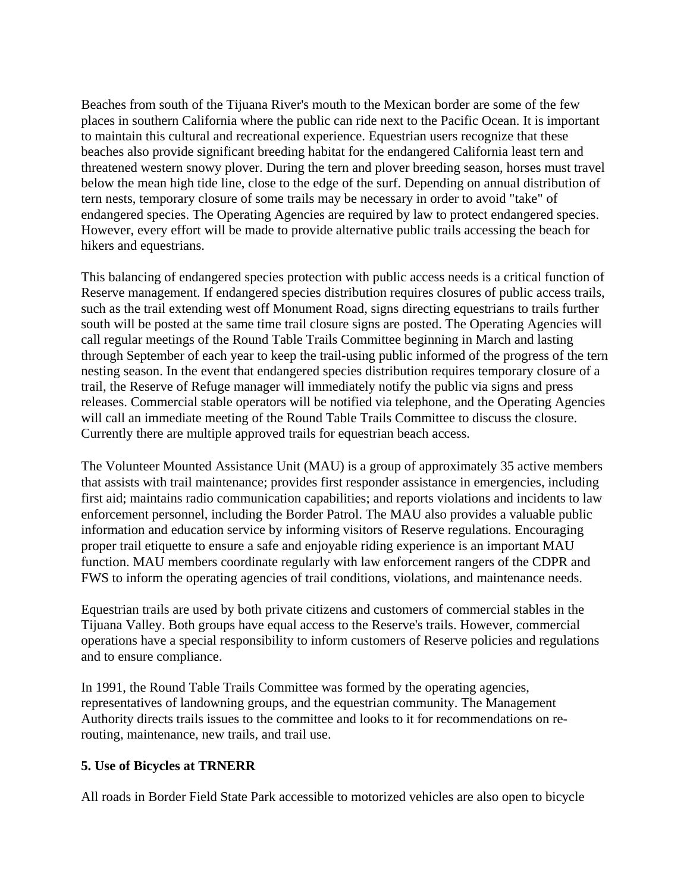Beaches from south of the Tijuana River's mouth to the Mexican border are some of the few places in southern California where the public can ride next to the Pacific Ocean. It is important to maintain this cultural and recreational experience. Equestrian users recognize that these beaches also provide significant breeding habitat for the endangered California least tern and threatened western snowy plover. During the tern and plover breeding season, horses must travel below the mean high tide line, close to the edge of the surf. Depending on annual distribution of tern nests, temporary closure of some trails may be necessary in order to avoid "take" of endangered species. The Operating Agencies are required by law to protect endangered species. However, every effort will be made to provide alternative public trails accessing the beach for hikers and equestrians.

This balancing of endangered species protection with public access needs is a critical function of Reserve management. If endangered species distribution requires closures of public access trails, such as the trail extending west off Monument Road, signs directing equestrians to trails further south will be posted at the same time trail closure signs are posted. The Operating Agencies will call regular meetings of the Round Table Trails Committee beginning in March and lasting through September of each year to keep the trail-using public informed of the progress of the tern nesting season. In the event that endangered species distribution requires temporary closure of a trail, the Reserve of Refuge manager will immediately notify the public via signs and press releases. Commercial stable operators will be notified via telephone, and the Operating Agencies will call an immediate meeting of the Round Table Trails Committee to discuss the closure. Currently there are multiple approved trails for equestrian beach access.

The Volunteer Mounted Assistance Unit (MAU) is a group of approximately 35 active members that assists with trail maintenance; provides first responder assistance in emergencies, including first aid; maintains radio communication capabilities; and reports violations and incidents to law enforcement personnel, including the Border Patrol. The MAU also provides a valuable public information and education service by informing visitors of Reserve regulations. Encouraging proper trail etiquette to ensure a safe and enjoyable riding experience is an important MAU function. MAU members coordinate regularly with law enforcement rangers of the CDPR and FWS to inform the operating agencies of trail conditions, violations, and maintenance needs.

Equestrian trails are used by both private citizens and customers of commercial stables in the Tijuana Valley. Both groups have equal access to the Reserve's trails. However, commercial operations have a special responsibility to inform customers of Reserve policies and regulations and to ensure compliance.

In 1991, the Round Table Trails Committee was formed by the operating agencies, representatives of landowning groups, and the equestrian community. The Management Authority directs trails issues to the committee and looks to it for recommendations on re-routing, maintenance, new trails, and trail use.

### 5. Use of Bicycles at TRNERR

All roads in Border Field State Park accessible to motorized vehicles are also open to bicycle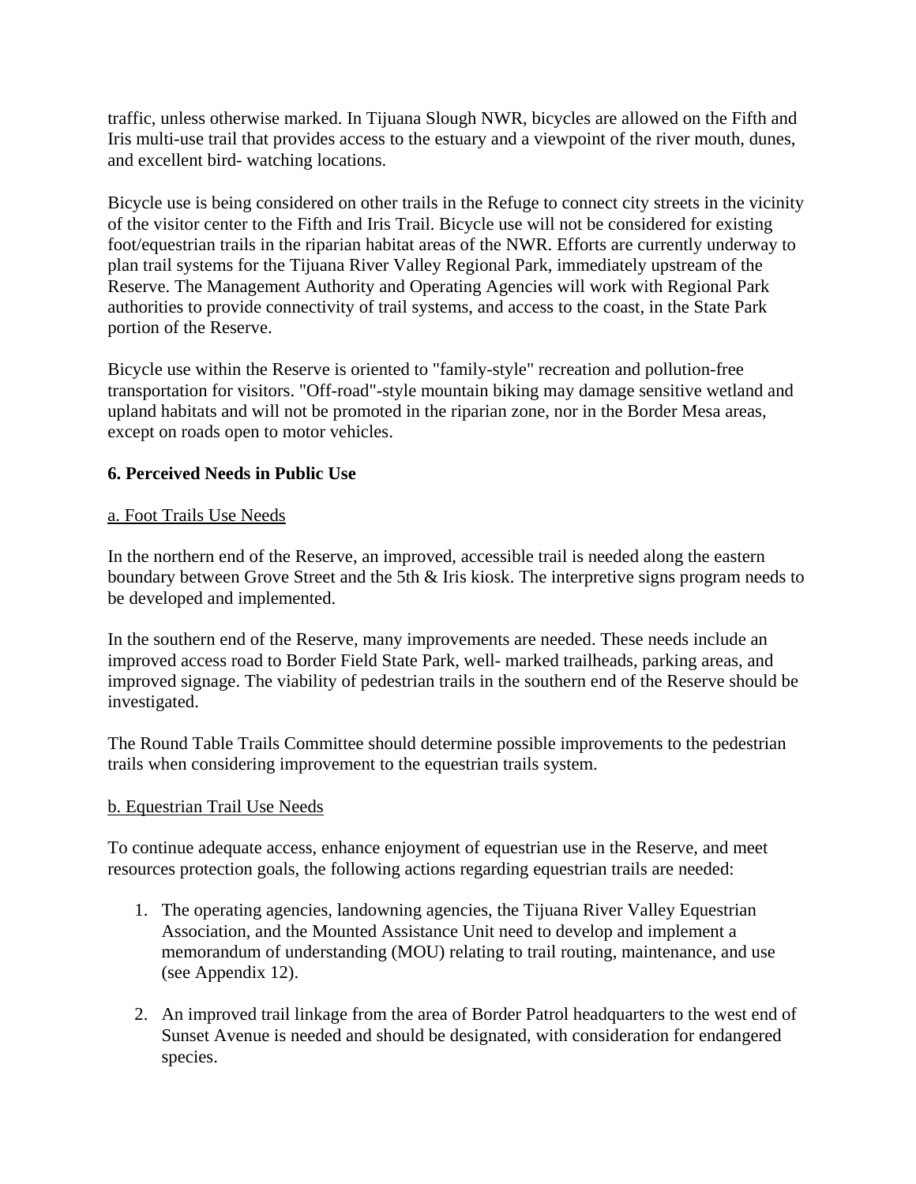traffic, unless otherwise marked. In Tijuana Slough NWR, bicycles are allowed on the Fifth and Iris multi-use trail that provides access to the estuary and a viewpoint of the river mouth, dunes, and excellent bird- watching locations.

Bicycle use is being considered on other trails in the Refuge to connect city streets in the vicinity of the visitor center to the Fifth and Iris Trail. Bicycle use will not be considered for existing foot/equestrian trails in the riparian habitat areas of the NWR. Efforts are currently underway to plan trail systems for the Tijuana River Valley Regional Park, immediately upstream of the Reserve. The Management Authority and Operating Agencies will work with Regional Park authorities to provide connectivity of trail systems, and access to the coast, in the State Park portion of the Reserve.

Bicycle use within the Reserve is oriented to "family-style" recreation and pollution-free transportation for visitors. "Off-road"-style mountain biking may damage sensitive wetland and upland habitats and will not be promoted in the riparian zone, nor in the Border Mesa areas, except on roads open to motor vehicles.

### 6. Perceived Needs in Public Use

#### a. Foot Trails Use Needs

In the northern end of the Reserve, an improved, accessible trail is needed along the eastern boundary between Grove Street and the 5th & Iris kiosk. The interpretive signs program needs to be developed and implemented.

In the southern end of the Reserve, many improvements are needed. These needs include an improved access road to Border Field State Park, well- marked trailheads, parking areas, and improved signage. The viability of pedestrian trails in the southern end of the Reserve should be investigated.

The Round Table Trails Committee should determine possible improvements to the pedestrian trails when considering improvement to the equestrian trails system.

#### b. Equestrian Trail Use Needs

To continue adequate access, enhance enjoyment of equestrian use in the Reserve, and meet resources protection goals, the following actions regarding equestrian trails are needed:

1. The operating agencies, landowning agencies, the Tijuana River Valley Equestrian Association, and the Mounted Assistance Unit need to develop and implement a memorandum of understanding (MOU) relating to trail routing, maintenance, and use (see Appendix 12).

2. An improved trail linkage from the area of Border Patrol headquarters to the west end of Sunset Avenue is needed and should be designated, with consideration for endangered species.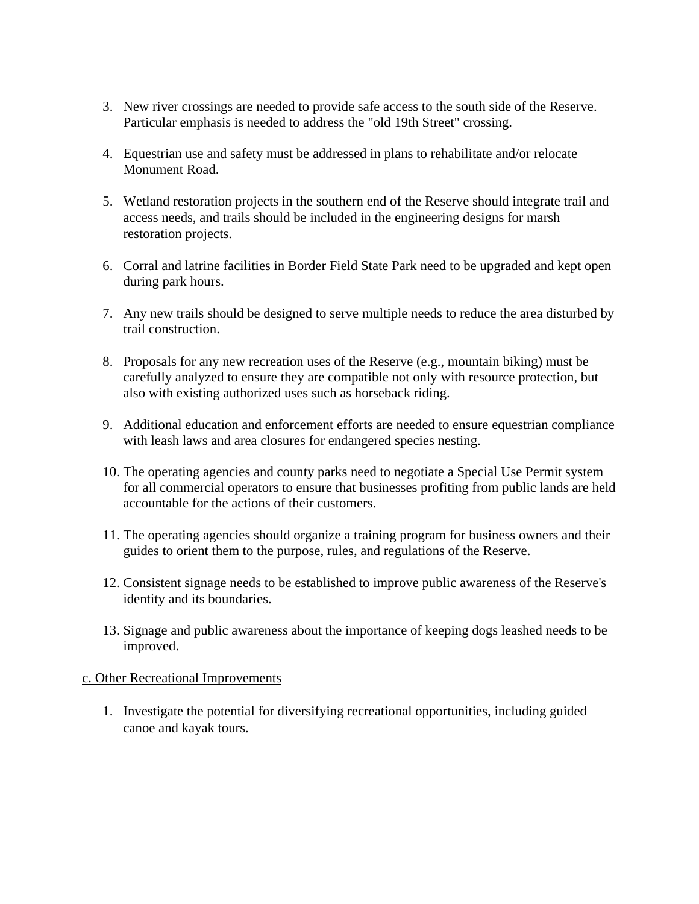3. New river crossings are needed to provide safe access to the south side of the Reserve. Particular emphasis is needed to address the "old 19th Street" crossing.

4. Equestrian use and safety must be addressed in plans to rehabilitate and/or relocate Monument Road.

5. Wetland restoration projects in the southern end of the Reserve should integrate trail and access needs, and trails should be included in the engineering designs for marsh restoration projects.

6. Corral and latrine facilities in Border Field State Park need to be upgraded and kept open during park hours.

7. Any new trails should be designed to serve multiple needs to reduce the area disturbed by trail construction.

8. Proposals for any new recreation uses of the Reserve (e.g., mountain biking) must be carefully analyzed to ensure they are compatible not only with resource protection, but also with existing authorized uses such as horseback riding.

9. Additional education and enforcement efforts are needed to ensure equestrian compliance with leash laws and area closures for endangered species nesting.

10. The operating agencies and county parks need to negotiate a Special Use Permit system for all commercial operators to ensure that businesses profiting from public lands are held accountable for the actions of their customers.

11. The operating agencies should organize a training program for business owners and their guides to orient them to the purpose, rules, and regulations of the Reserve.

12. Consistent signage needs to be established to improve public awareness of the Reserve's identity and its boundaries.

13. Signage and public awareness about the importance of keeping dogs leashed needs to be improved.

<u>c. Other Recreational Improvements</u>

1. Investigate the potential for diversifying recreational opportunities, including guided canoe and kayak tours.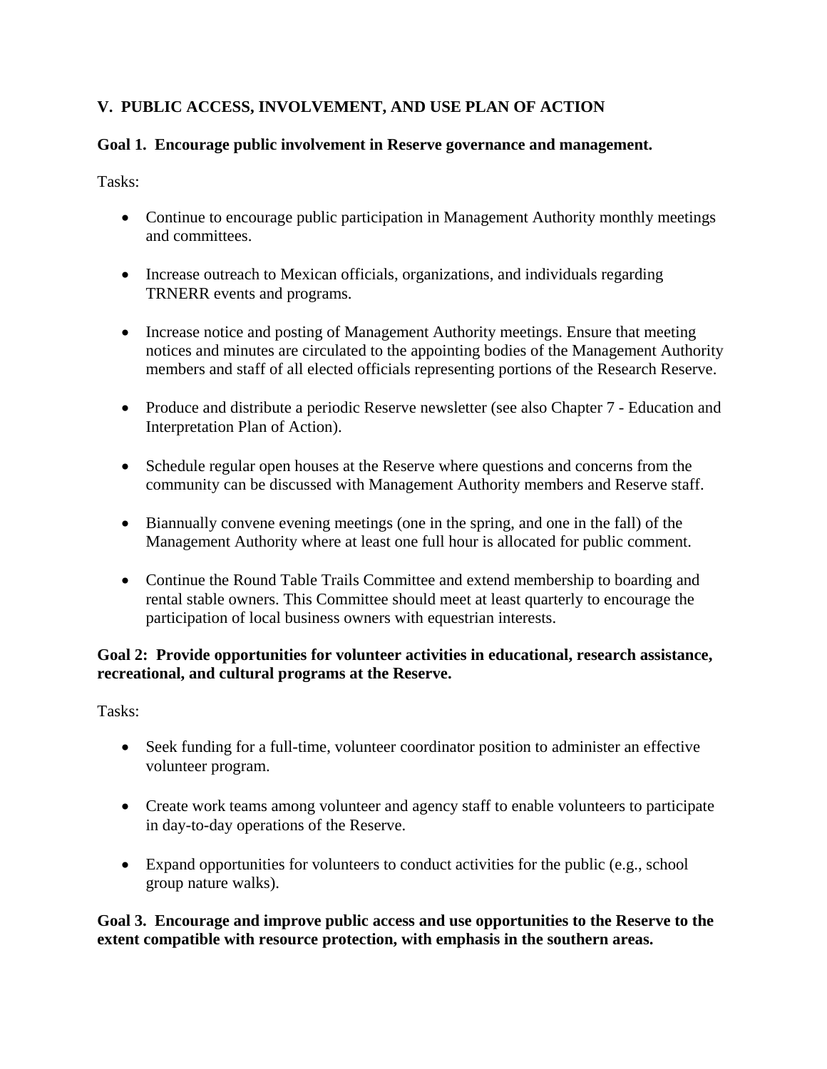## V. PUBLIC ACCESS, INVOLVEMENT, AND USE PLAN OF ACTION

### Goal 1. Encourage public involvement in Reserve governance and management.

Tasks:

- Continue to encourage public participation in Management Authority monthly meetings and committees.
- Increase outreach to Mexican officials, organizations, and individuals regarding TRNERR events and programs.
- Increase notice and posting of Management Authority meetings. Ensure that meeting notices and minutes are circulated to the appointing bodies of the Management Authority members and staff of all elected officials representing portions of the Research Reserve.
- Produce and distribute a periodic Reserve newsletter (see also Chapter 7 - Education and Interpretation Plan of Action).
- Schedule regular open houses at the Reserve where questions and concerns from the community can be discussed with Management Authority members and Reserve staff.
- Biannually convene evening meetings (one in the spring, and one in the fall) of the Management Authority where at least one full hour is allocated for public comment.
- Continue the Round Table Trails Committee and extend membership to boarding and rental stable owners. This Committee should meet at least quarterly to encourage the participation of local business owners with equestrian interests.

### Goal 2: Provide opportunities for volunteer activities in educational, research assistance, recreational, and cultural programs at the Reserve.

Tasks:

- Seek funding for a full-time, volunteer coordinator position to administer an effective volunteer program.
- Create work teams among volunteer and agency staff to enable volunteers to participate in day-to-day operations of the Reserve.
- Expand opportunities for volunteers to conduct activities for the public (e.g., school group nature walks).

### Goal 3. Encourage and improve public access and use opportunities to the Reserve to the extent compatible with resource protection, with emphasis in the southern areas.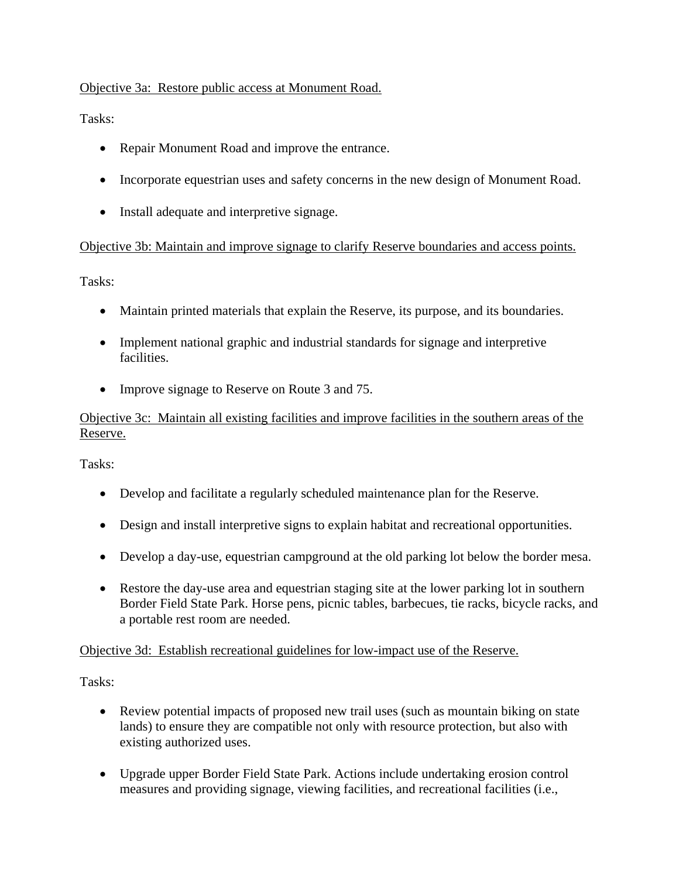<u>Objective 3a: Restore public access at Monument Road.</u>

Tasks:

- Repair Monument Road and improve the entrance.
- Incorporate equestrian uses and safety concerns in the new design of Monument Road.
- Install adequate and interpretive signage.

<u>Objective 3b: Maintain and improve signage to clarify Reserve boundaries and access points.</u>

Tasks:

- Maintain printed materials that explain the Reserve, its purpose, and its boundaries.
- Implement national graphic and industrial standards for signage and interpretive facilities.
- Improve signage to Reserve on Route 3 and 75.

<u>Objective 3c: Maintain all existing facilities and improve facilities in the southern areas of the Reserve.</u>

Tasks:

- Develop and facilitate a regularly scheduled maintenance plan for the Reserve.
- Design and install interpretive signs to explain habitat and recreational opportunities.
- Develop a day-use, equestrian campground at the old parking lot below the border mesa.
- Restore the day-use area and equestrian staging site at the lower parking lot in southern Border Field State Park. Horse pens, picnic tables, barbecues, tie racks, bicycle racks, and a portable rest room are needed.

<u>Objective 3d: Establish recreational guidelines for low-impact use of the Reserve.</u>

Tasks:

- Review potential impacts of proposed new trail uses (such as mountain biking on state lands) to ensure they are compatible not only with resource protection, but also with existing authorized uses.
- Upgrade upper Border Field State Park. Actions include undertaking erosion control measures and providing signage, viewing facilities, and recreational facilities (i.e.,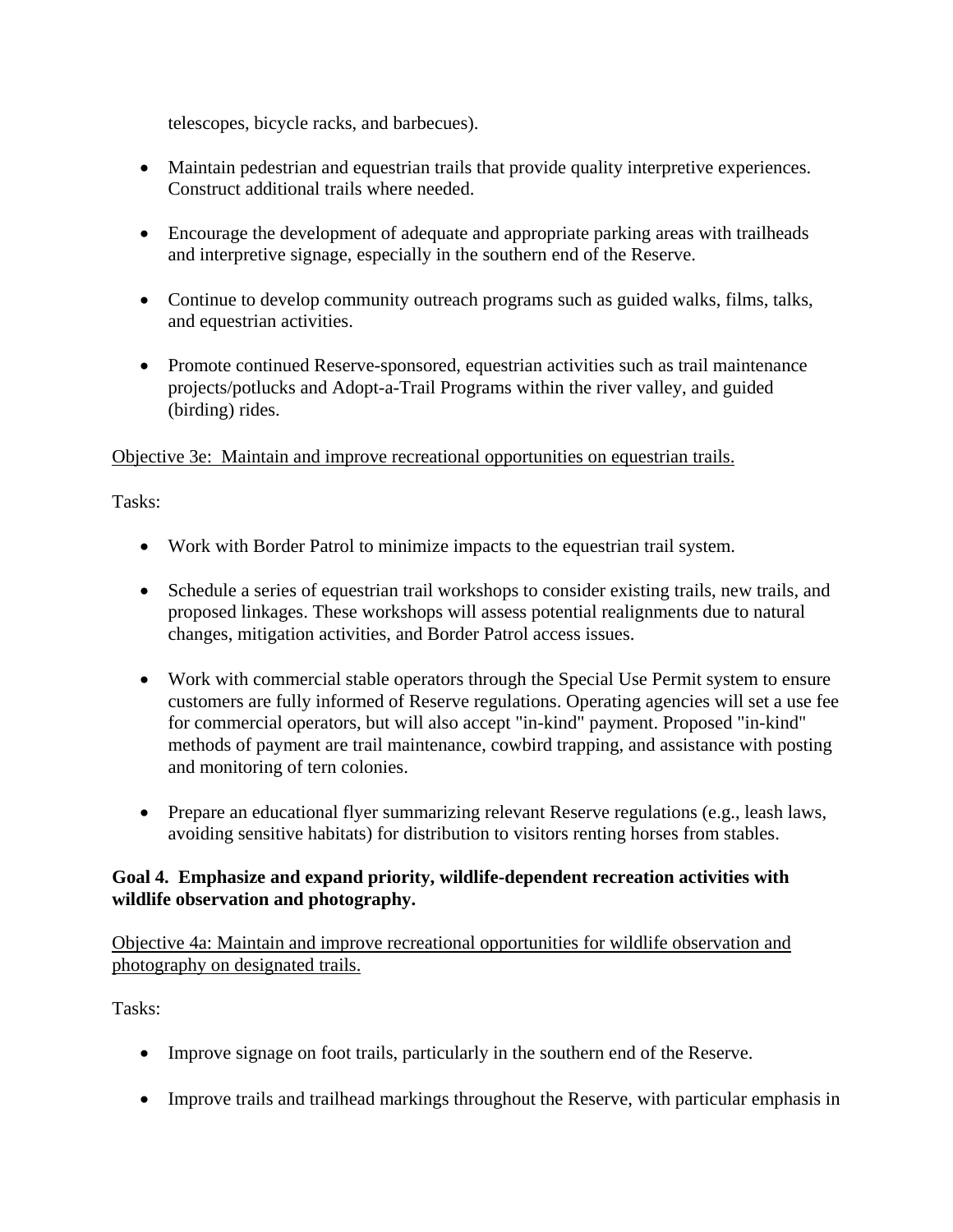telescopes, bicycle racks, and barbecues).

- Maintain pedestrian and equestrian trails that provide quality interpretive experiences. Construct additional trails where needed.

- Encourage the development of adequate and appropriate parking areas with trailheads and interpretive signage, especially in the southern end of the Reserve.

- Continue to develop community outreach programs such as guided walks, films, talks, and equestrian activities.

- Promote continued Reserve-sponsored, equestrian activities such as trail maintenance projects/potlucks and Adopt-a-Trail Programs within the river valley, and guided (birding) rides.

<u>Objective 3e: Maintain and improve recreational opportunities on equestrian trails.</u>

Tasks:

- Work with Border Patrol to minimize impacts to the equestrian trail system.

- Schedule a series of equestrian trail workshops to consider existing trails, new trails, and proposed linkages. These workshops will assess potential realignments due to natural changes, mitigation activities, and Border Patrol access issues.

- Work with commercial stable operators through the Special Use Permit system to ensure customers are fully informed of Reserve regulations. Operating agencies will set a use fee for commercial operators, but will also accept "in-kind" payment. Proposed "in-kind" methods of payment are trail maintenance, cowbird trapping, and assistance with posting and monitoring of tern colonies.

- Prepare an educational flyer summarizing relevant Reserve regulations (e.g., leash laws, avoiding sensitive habitats) for distribution to visitors renting horses from stables.

**Goal 4. Emphasize and expand priority, wildlife-dependent recreation activities with wildlife observation and photography.**

<u>Objective 4a: Maintain and improve recreational opportunities for wildlife observation and photography on designated trails.</u>

Tasks:

- Improve signage on foot trails, particularly in the southern end of the Reserve.

- Improve trails and trailhead markings throughout the Reserve, with particular emphasis in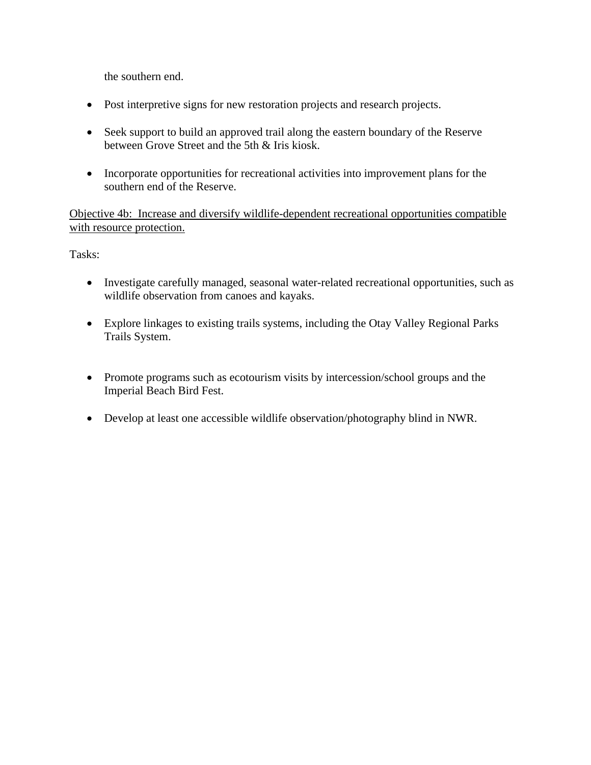the southern end.

- Post interpretive signs for new restoration projects and research projects.

- Seek support to build an approved trail along the eastern boundary of the Reserve between Grove Street and the 5th & Iris kiosk.

- Incorporate opportunities for recreational activities into improvement plans for the southern end of the Reserve.

<u>Objective 4b: Increase and diversify wildlife-dependent recreational opportunities compatible with resource protection.</u>

Tasks:

- Investigate carefully managed, seasonal water-related recreational opportunities, such as wildlife observation from canoes and kayaks.

- Explore linkages to existing trails systems, including the Otay Valley Regional Parks Trails System.

- Promote programs such as ecotourism visits by intercession/school groups and the Imperial Beach Bird Fest.

- Develop at least one accessible wildlife observation/photography blind in NWR.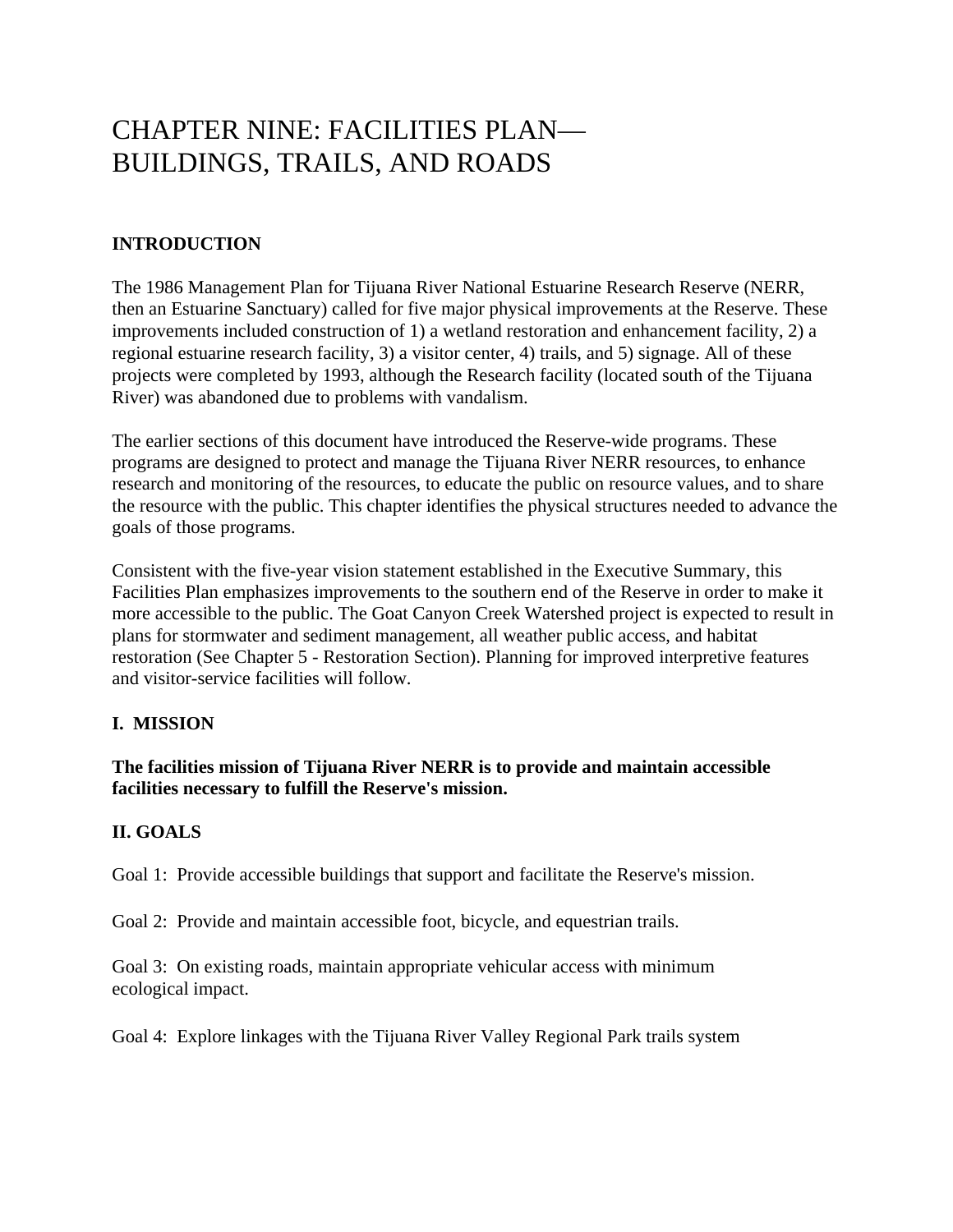# CHAPTER NINE: FACILITIES PLAN—BUILDINGS, TRAILS, AND ROADS

## INTRODUCTION

The 1986 Management Plan for Tijuana River National Estuarine Research Reserve (NERR, then an Estuarine Sanctuary) called for five major physical improvements at the Reserve. These improvements included construction of 1) a wetland restoration and enhancement facility, 2) a regional estuarine research facility, 3) a visitor center, 4) trails, and 5) signage. All of these projects were completed by 1993, although the Research facility (located south of the Tijuana River) was abandoned due to problems with vandalism.

The earlier sections of this document have introduced the Reserve-wide programs. These programs are designed to protect and manage the Tijuana River NERR resources, to enhance research and monitoring of the resources, to educate the public on resource values, and to share the resource with the public. This chapter identifies the physical structures needed to advance the goals of those programs.

Consistent with the five-year vision statement established in the Executive Summary, this Facilities Plan emphasizes improvements to the southern end of the Reserve in order to make it more accessible to the public. The Goat Canyon Creek Watershed project is expected to result in plans for stormwater and sediment management, all weather public access, and habitat restoration (See Chapter 5 - Restoration Section). Planning for improved interpretive features and visitor-service facilities will follow.

## I. MISSION

**The facilities mission of Tijuana River NERR is to provide and maintain accessible facilities necessary to fulfill the Reserve's mission.**

## II. GOALS

Goal 1: Provide accessible buildings that support and facilitate the Reserve's mission.

Goal 2: Provide and maintain accessible foot, bicycle, and equestrian trails.

Goal 3: On existing roads, maintain appropriate vehicular access with minimum ecological impact.

Goal 4: Explore linkages with the Tijuana River Valley Regional Park trails system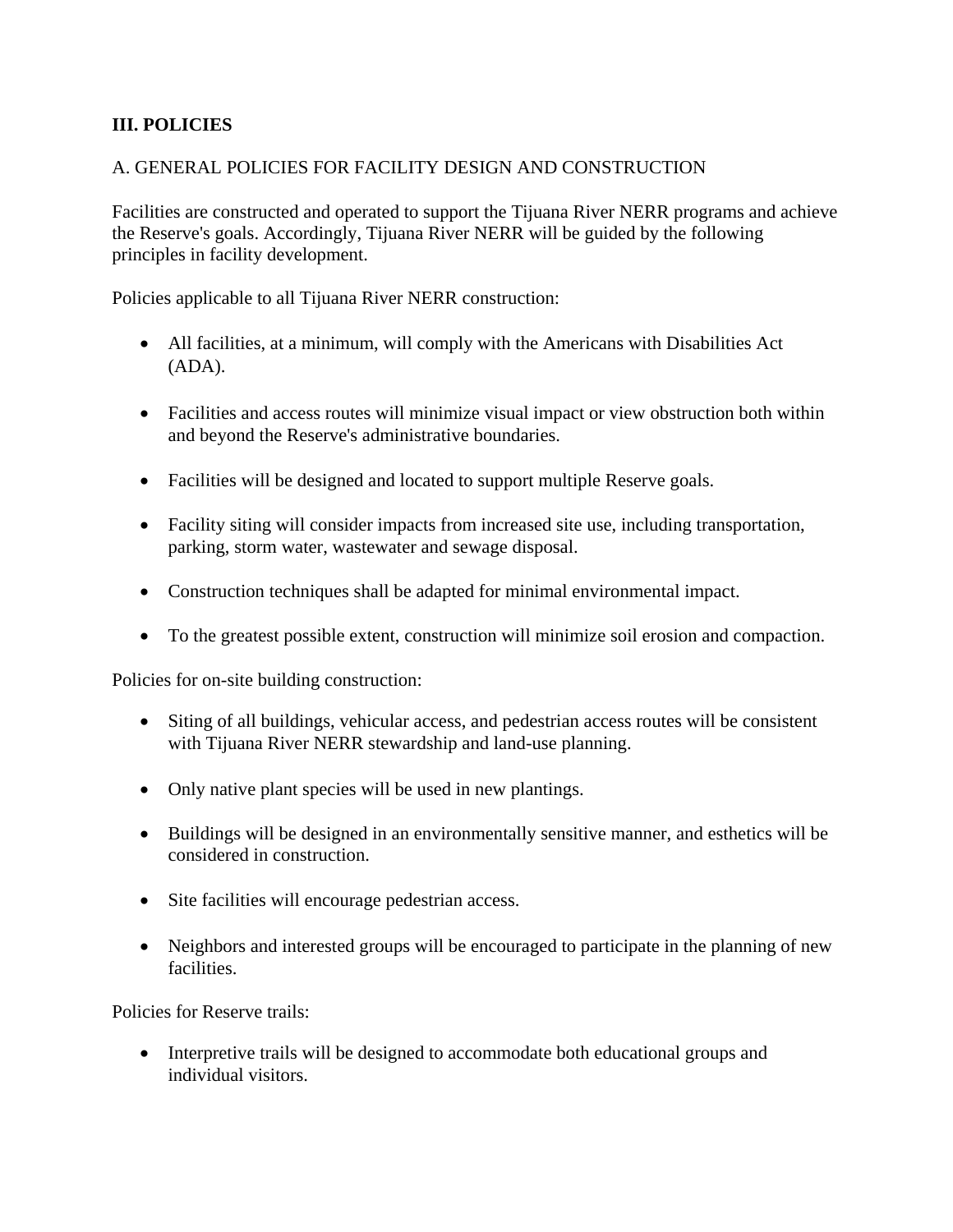## III. POLICIES

### A. GENERAL POLICIES FOR FACILITY DESIGN AND CONSTRUCTION

Facilities are constructed and operated to support the Tijuana River NERR programs and achieve the Reserve's goals. Accordingly, Tijuana River NERR will be guided by the following principles in facility development.

Policies applicable to all Tijuana River NERR construction:

- All facilities, at a minimum, will comply with the Americans with Disabilities Act (ADA).
- Facilities and access routes will minimize visual impact or view obstruction both within and beyond the Reserve's administrative boundaries.
- Facilities will be designed and located to support multiple Reserve goals.
- Facility siting will consider impacts from increased site use, including transportation, parking, storm water, wastewater and sewage disposal.
- Construction techniques shall be adapted for minimal environmental impact.
- To the greatest possible extent, construction will minimize soil erosion and compaction.

Policies for on-site building construction:

- Siting of all buildings, vehicular access, and pedestrian access routes will be consistent with Tijuana River NERR stewardship and land-use planning.
- Only native plant species will be used in new plantings.
- Buildings will be designed in an environmentally sensitive manner, and esthetics will be considered in construction.
- Site facilities will encourage pedestrian access.
- Neighbors and interested groups will be encouraged to participate in the planning of new facilities.

Policies for Reserve trails:

- Interpretive trails will be designed to accommodate both educational groups and individual visitors.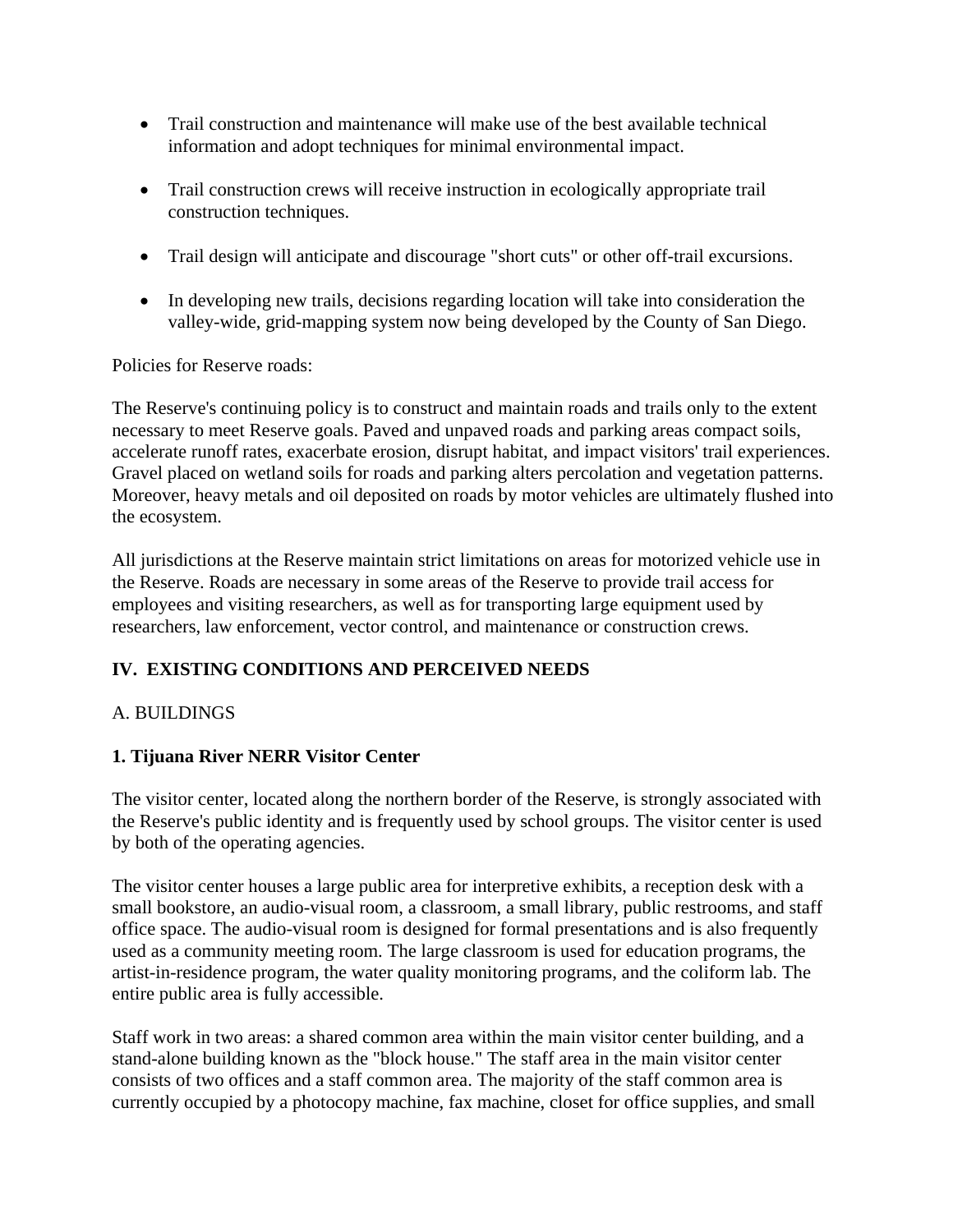- Trail construction and maintenance will make use of the best available technical information and adopt techniques for minimal environmental impact.

- Trail construction crews will receive instruction in ecologically appropriate trail construction techniques.

- Trail design will anticipate and discourage "short cuts" or other off-trail excursions.

- In developing new trails, decisions regarding location will take into consideration the valley-wide, grid-mapping system now being developed by the County of San Diego.

Policies for Reserve roads:

The Reserve's continuing policy is to construct and maintain roads and trails only to the extent necessary to meet Reserve goals. Paved and unpaved roads and parking areas compact soils, accelerate runoff rates, exacerbate erosion, disrupt habitat, and impact visitors' trail experiences. Gravel placed on wetland soils for roads and parking alters percolation and vegetation patterns. Moreover, heavy metals and oil deposited on roads by motor vehicles are ultimately flushed into the ecosystem.

All jurisdictions at the Reserve maintain strict limitations on areas for motorized vehicle use in the Reserve. Roads are necessary in some areas of the Reserve to provide trail access for employees and visiting researchers, as well as for transporting large equipment used by researchers, law enforcement, vector control, and maintenance or construction crews.

## IV. EXISTING CONDITIONS AND PERCEIVED NEEDS

### A. BUILDINGS

#### 1. Tijuana River NERR Visitor Center

The visitor center, located along the northern border of the Reserve, is strongly associated with the Reserve's public identity and is frequently used by school groups. The visitor center is used by both of the operating agencies.

The visitor center houses a large public area for interpretive exhibits, a reception desk with a small bookstore, an audio-visual room, a classroom, a small library, public restrooms, and staff office space. The audio-visual room is designed for formal presentations and is also frequently used as a community meeting room. The large classroom is used for education programs, the artist-in-residence program, the water quality monitoring programs, and the coliform lab. The entire public area is fully accessible.

Staff work in two areas: a shared common area within the main visitor center building, and a stand-alone building known as the "block house." The staff area in the main visitor center consists of two offices and a staff common area. The majority of the staff common area is currently occupied by a photocopy machine, fax machine, closet for office supplies, and small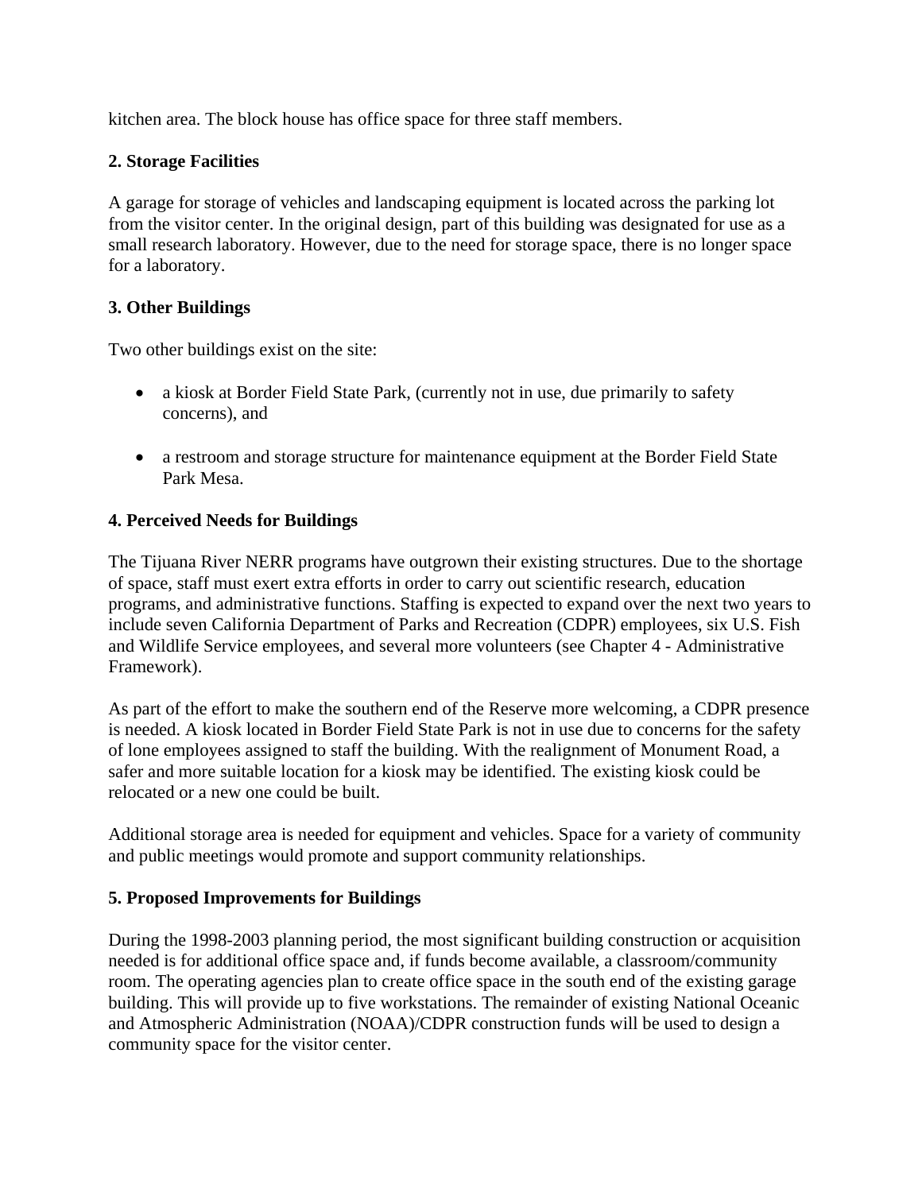kitchen area. The block house has office space for three staff members.

**2. Storage Facilities**

A garage for storage of vehicles and landscaping equipment is located across the parking lot from the visitor center. In the original design, part of this building was designated for use as a small research laboratory. However, due to the need for storage space, there is no longer space for a laboratory.

**3. Other Buildings**

Two other buildings exist on the site:

- a kiosk at Border Field State Park, (currently not in use, due primarily to safety concerns), and
- a restroom and storage structure for maintenance equipment at the Border Field State Park Mesa.

**4. Perceived Needs for Buildings**

The Tijuana River NERR programs have outgrown their existing structures. Due to the shortage of space, staff must exert extra efforts in order to carry out scientific research, education programs, and administrative functions. Staffing is expected to expand over the next two years to include seven California Department of Parks and Recreation (CDPR) employees, six U.S. Fish and Wildlife Service employees, and several more volunteers (see Chapter 4 - Administrative Framework).

As part of the effort to make the southern end of the Reserve more welcoming, a CDPR presence is needed. A kiosk located in Border Field State Park is not in use due to concerns for the safety of lone employees assigned to staff the building. With the realignment of Monument Road, a safer and more suitable location for a kiosk may be identified. The existing kiosk could be relocated or a new one could be built.

Additional storage area is needed for equipment and vehicles. Space for a variety of community and public meetings would promote and support community relationships.

**5. Proposed Improvements for Buildings**

During the 1998-2003 planning period, the most significant building construction or acquisition needed is for additional office space and, if funds become available, a classroom/community room. The operating agencies plan to create office space in the south end of the existing garage building. This will provide up to five workstations. The remainder of existing National Oceanic and Atmospheric Administration (NOAA)/CDPR construction funds will be used to design a community space for the visitor center.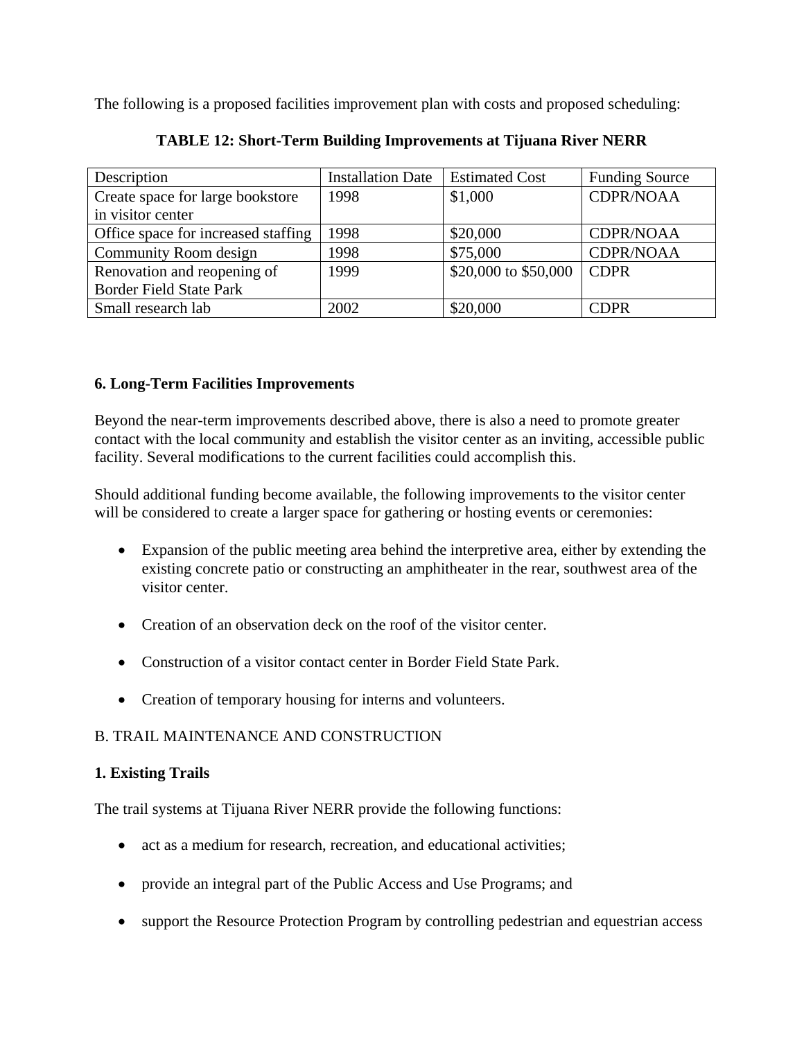The following is a proposed facilities improvement plan with costs and proposed scheduling:

**TABLE 12: Short-Term Building Improvements at Tijuana River NERR**

| Description | Installation Date | Estimated Cost | Funding Source |
|---|---|---|---|
| Create space for large bookstore in visitor center | 1998 | $1,000 | CDPR/NOAA |
| Office space for increased staffing | 1998 | $20,000 | CDPR/NOAA |
| Community Room design | 1998 | $75,000 | CDPR/NOAA |
| Renovation and reopening of Border Field State Park | 1999 | $20,000 to $50,000 | CDPR |
| Small research lab | 2002 | $20,000 | CDPR |

**6. Long-Term Facilities Improvements**

Beyond the near-term improvements described above, there is also a need to promote greater contact with the local community and establish the visitor center as an inviting, accessible public facility. Several modifications to the current facilities could accomplish this.

Should additional funding become available, the following improvements to the visitor center will be considered to create a larger space for gathering or hosting events or ceremonies:

- Expansion of the public meeting area behind the interpretive area, either by extending the existing concrete patio or constructing an amphitheater in the rear, southwest area of the visitor center.
- Creation of an observation deck on the roof of the visitor center.
- Construction of a visitor contact center in Border Field State Park.
- Creation of temporary housing for interns and volunteers.

B. TRAIL MAINTENANCE AND CONSTRUCTION

**1. Existing Trails**

The trail systems at Tijuana River NERR provide the following functions:

- act as a medium for research, recreation, and educational activities;
- provide an integral part of the Public Access and Use Programs; and
- support the Resource Protection Program by controlling pedestrian and equestrian access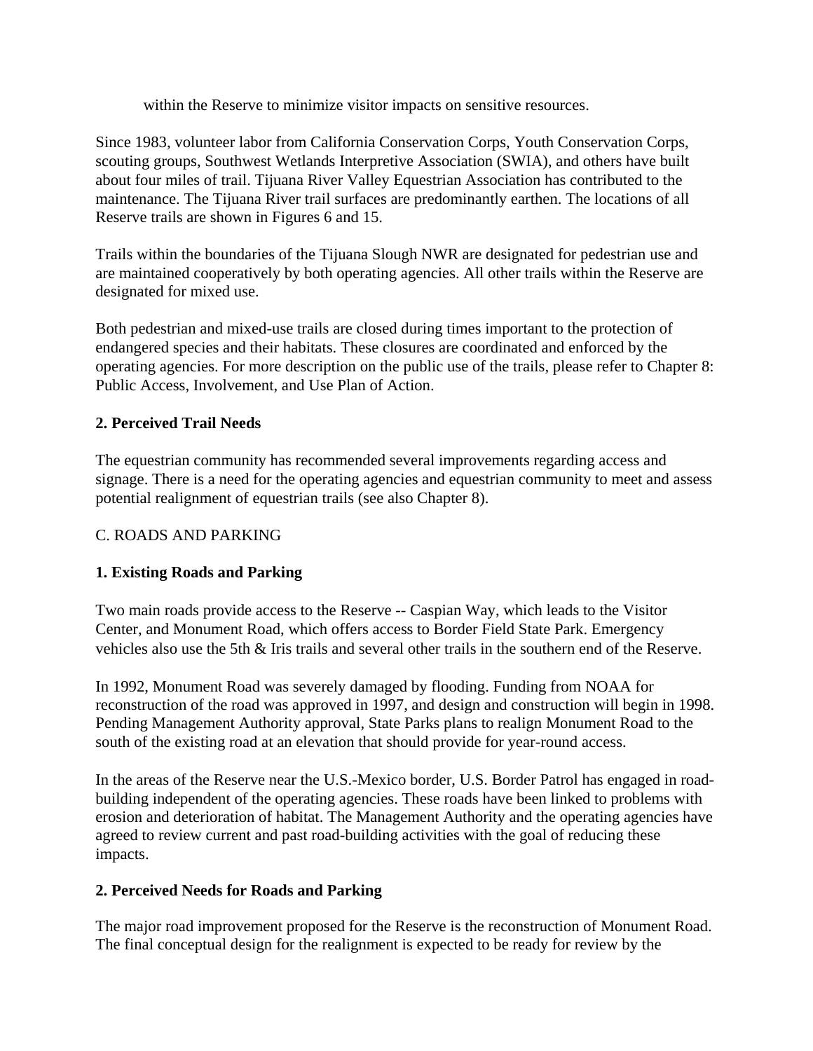within the Reserve to minimize visitor impacts on sensitive resources.

Since 1983, volunteer labor from California Conservation Corps, Youth Conservation Corps, scouting groups, Southwest Wetlands Interpretive Association (SWIA), and others have built about four miles of trail. Tijuana River Valley Equestrian Association has contributed to the maintenance. The Tijuana River trail surfaces are predominantly earthen. The locations of all Reserve trails are shown in Figures 6 and 15.

Trails within the boundaries of the Tijuana Slough NWR are designated for pedestrian use and are maintained cooperatively by both operating agencies. All other trails within the Reserve are designated for mixed use.

Both pedestrian and mixed-use trails are closed during times important to the protection of endangered species and their habitats. These closures are coordinated and enforced by the operating agencies. For more description on the public use of the trails, please refer to Chapter 8: Public Access, Involvement, and Use Plan of Action.

**2. Perceived Trail Needs**

The equestrian community has recommended several improvements regarding access and signage. There is a need for the operating agencies and equestrian community to meet and assess potential realignment of equestrian trails (see also Chapter 8).

C. ROADS AND PARKING

**1. Existing Roads and Parking**

Two main roads provide access to the Reserve -- Caspian Way, which leads to the Visitor Center, and Monument Road, which offers access to Border Field State Park. Emergency vehicles also use the 5th & Iris trails and several other trails in the southern end of the Reserve.

In 1992, Monument Road was severely damaged by flooding. Funding from NOAA for reconstruction of the road was approved in 1997, and design and construction will begin in 1998. Pending Management Authority approval, State Parks plans to realign Monument Road to the south of the existing road at an elevation that should provide for year-round access.

In the areas of the Reserve near the U.S.-Mexico border, U.S. Border Patrol has engaged in road-building independent of the operating agencies. These roads have been linked to problems with erosion and deterioration of habitat. The Management Authority and the operating agencies have agreed to review current and past road-building activities with the goal of reducing these impacts.

**2. Perceived Needs for Roads and Parking**

The major road improvement proposed for the Reserve is the reconstruction of Monument Road. The final conceptual design for the realignment is expected to be ready for review by the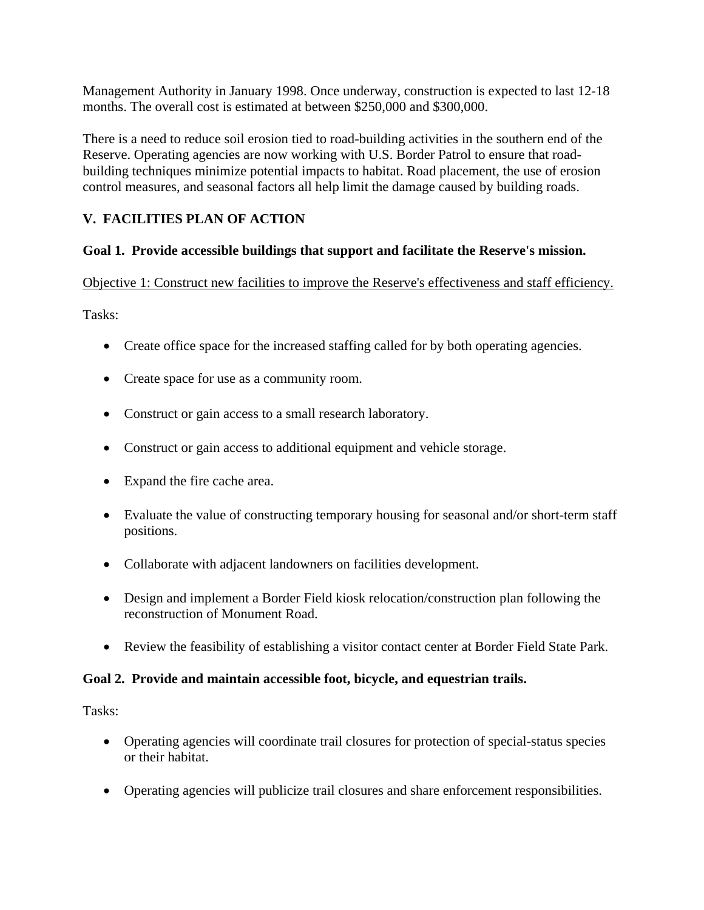Management Authority in January 1998. Once underway, construction is expected to last 12-18 months. The overall cost is estimated at between $250,000 and $300,000.

There is a need to reduce soil erosion tied to road-building activities in the southern end of the Reserve. Operating agencies are now working with U.S. Border Patrol to ensure that road-building techniques minimize potential impacts to habitat. Road placement, the use of erosion control measures, and seasonal factors all help limit the damage caused by building roads.

## V. FACILITIES PLAN OF ACTION

### Goal 1. Provide accessible buildings that support and facilitate the Reserve's mission.

<u>Objective 1: Construct new facilities to improve the Reserve's effectiveness and staff efficiency.</u>

Tasks:

- Create office space for the increased staffing called for by both operating agencies.
- Create space for use as a community room.
- Construct or gain access to a small research laboratory.
- Construct or gain access to additional equipment and vehicle storage.
- Expand the fire cache area.
- Evaluate the value of constructing temporary housing for seasonal and/or short-term staff positions.
- Collaborate with adjacent landowners on facilities development.
- Design and implement a Border Field kiosk relocation/construction plan following the reconstruction of Monument Road.
- Review the feasibility of establishing a visitor contact center at Border Field State Park.

### Goal 2. Provide and maintain accessible foot, bicycle, and equestrian trails.

Tasks:

- Operating agencies will coordinate trail closures for protection of special-status species or their habitat.
- Operating agencies will publicize trail closures and share enforcement responsibilities.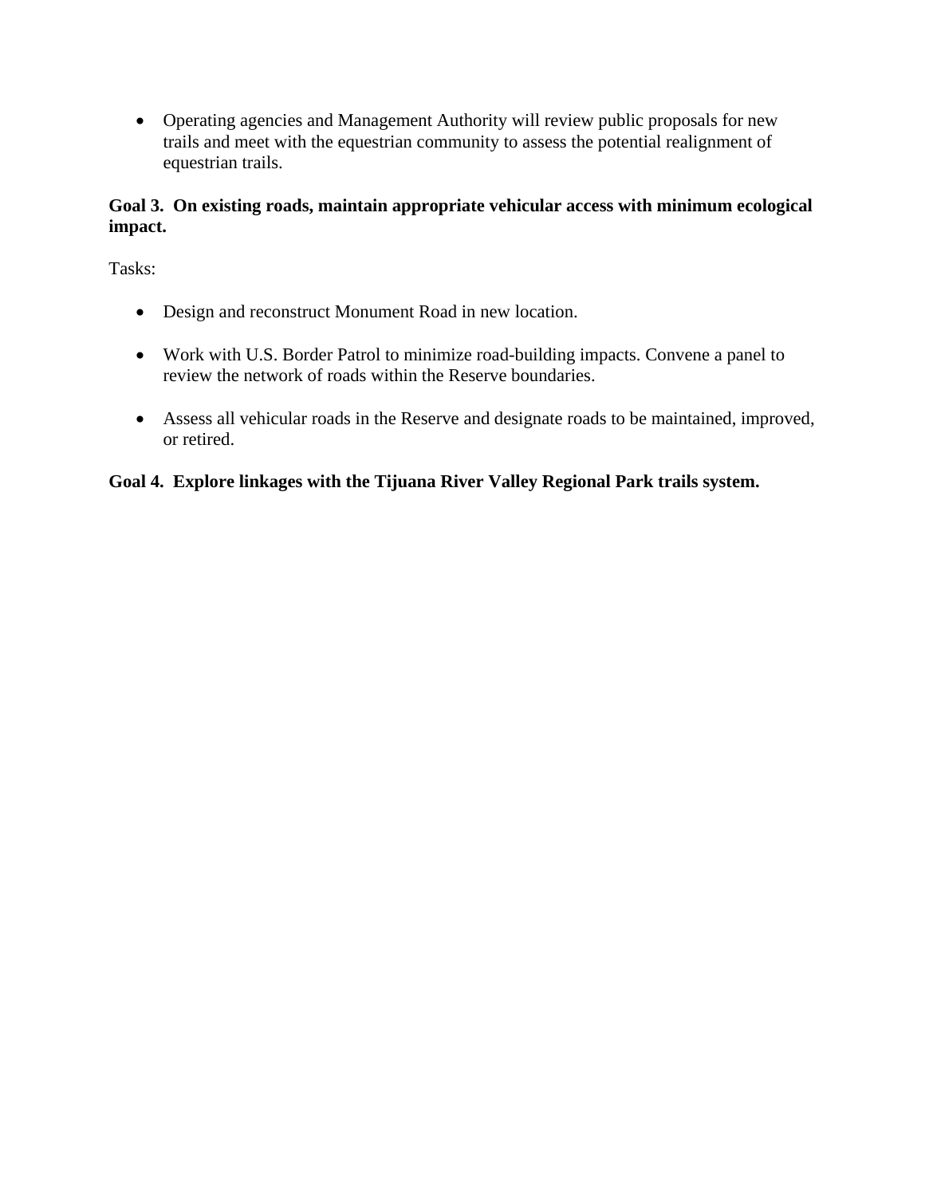- Operating agencies and Management Authority will review public proposals for new trails and meet with the equestrian community to assess the potential realignment of equestrian trails.

**Goal 3. On existing roads, maintain appropriate vehicular access with minimum ecological impact.**

Tasks:

- Design and reconstruct Monument Road in new location.

- Work with U.S. Border Patrol to minimize road-building impacts. Convene a panel to review the network of roads within the Reserve boundaries.

- Assess all vehicular roads in the Reserve and designate roads to be maintained, improved, or retired.

**Goal 4. Explore linkages with the Tijuana River Valley Regional Park trails system.**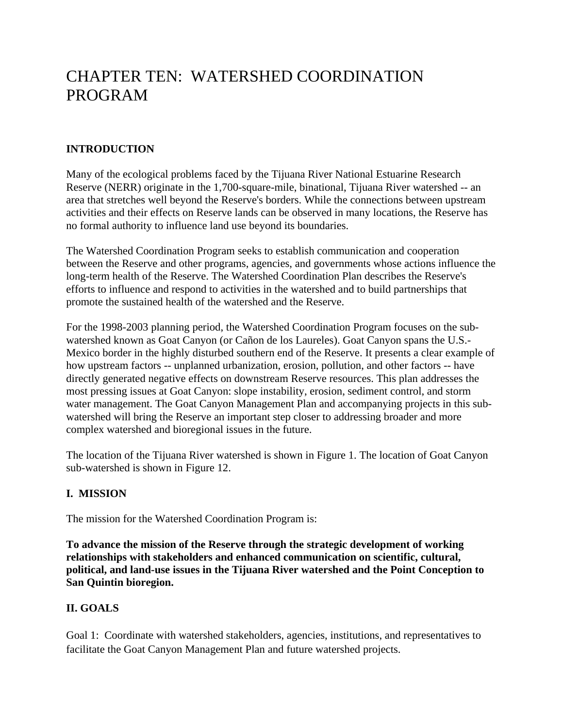# CHAPTER TEN: WATERSHED COORDINATION PROGRAM

## INTRODUCTION

Many of the ecological problems faced by the Tijuana River National Estuarine Research Reserve (NERR) originate in the 1,700-square-mile, binational, Tijuana River watershed -- an area that stretches well beyond the Reserve's borders. While the connections between upstream activities and their effects on Reserve lands can be observed in many locations, the Reserve has no formal authority to influence land use beyond its boundaries.

The Watershed Coordination Program seeks to establish communication and cooperation between the Reserve and other programs, agencies, and governments whose actions influence the long-term health of the Reserve. The Watershed Coordination Plan describes the Reserve's efforts to influence and respond to activities in the watershed and to build partnerships that promote the sustained health of the watershed and the Reserve.

For the 1998-2003 planning period, the Watershed Coordination Program focuses on the sub-watershed known as Goat Canyon (or Cañon de los Laureles). Goat Canyon spans the U.S.-Mexico border in the highly disturbed southern end of the Reserve. It presents a clear example of how upstream factors -- unplanned urbanization, erosion, pollution, and other factors -- have directly generated negative effects on downstream Reserve resources. This plan addresses the most pressing issues at Goat Canyon: slope instability, erosion, sediment control, and storm water management. The Goat Canyon Management Plan and accompanying projects in this sub-watershed will bring the Reserve an important step closer to addressing broader and more complex watershed and bioregional issues in the future.

The location of the Tijuana River watershed is shown in Figure 1. The location of Goat Canyon sub-watershed is shown in Figure 12.

## I. MISSION

The mission for the Watershed Coordination Program is:

**To advance the mission of the Reserve through the strategic development of working relationships with stakeholders and enhanced communication on scientific, cultural, political, and land-use issues in the Tijuana River watershed and the Point Conception to San Quintin bioregion.**

## II. GOALS

Goal 1: Coordinate with watershed stakeholders, agencies, institutions, and representatives to facilitate the Goat Canyon Management Plan and future watershed projects.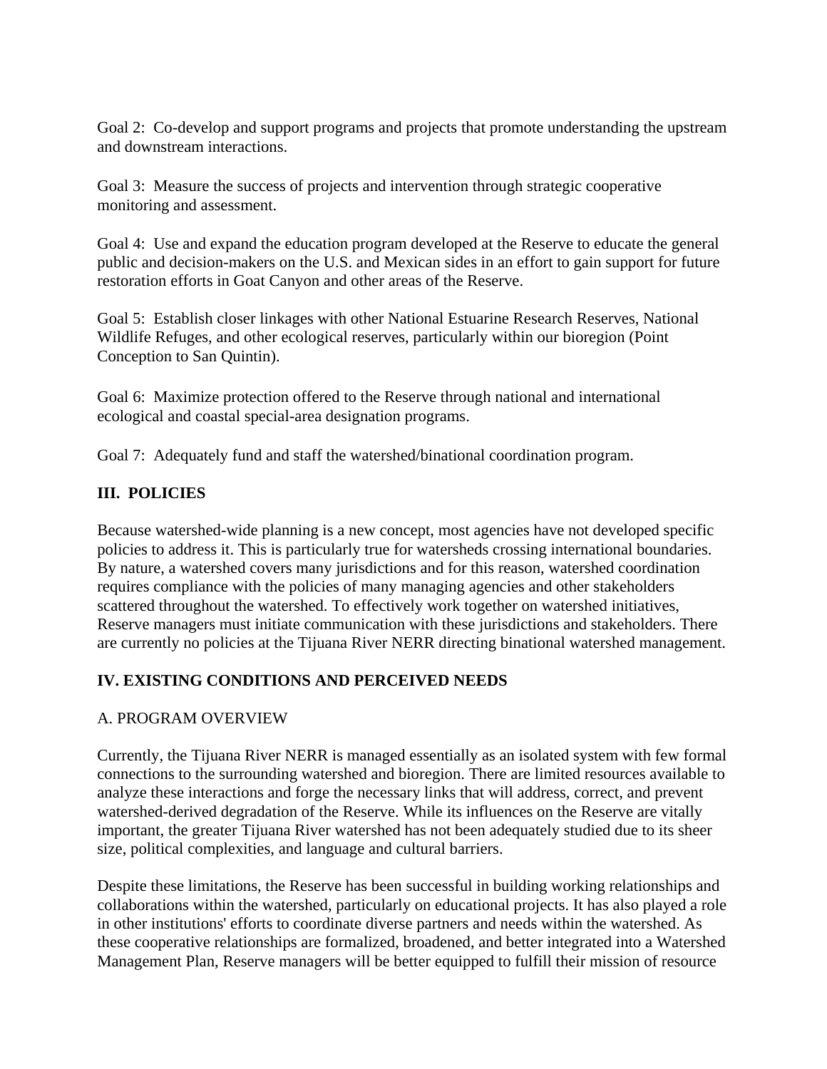Goal 2: Co-develop and support programs and projects that promote understanding the upstream and downstream interactions.

Goal 3: Measure the success of projects and intervention through strategic cooperative monitoring and assessment.

Goal 4: Use and expand the education program developed at the Reserve to educate the general public and decision-makers on the U.S. and Mexican sides in an effort to gain support for future restoration efforts in Goat Canyon and other areas of the Reserve.

Goal 5: Establish closer linkages with other National Estuarine Research Reserves, National Wildlife Refuges, and other ecological reserves, particularly within our bioregion (Point Conception to San Quintin).

Goal 6: Maximize protection offered to the Reserve through national and international ecological and coastal special-area designation programs.

Goal 7: Adequately fund and staff the watershed/binational coordination program.

## III. POLICIES

Because watershed-wide planning is a new concept, most agencies have not developed specific policies to address it. This is particularly true for watersheds crossing international boundaries. By nature, a watershed covers many jurisdictions and for this reason, watershed coordination requires compliance with the policies of many managing agencies and other stakeholders scattered throughout the watershed. To effectively work together on watershed initiatives, Reserve managers must initiate communication with these jurisdictions and stakeholders. There are currently no policies at the Tijuana River NERR directing binational watershed management.

## IV. EXISTING CONDITIONS AND PERCEIVED NEEDS

### A. PROGRAM OVERVIEW

Currently, the Tijuana River NERR is managed essentially as an isolated system with few formal connections to the surrounding watershed and bioregion. There are limited resources available to analyze these interactions and forge the necessary links that will address, correct, and prevent watershed-derived degradation of the Reserve. While its influences on the Reserve are vitally important, the greater Tijuana River watershed has not been adequately studied due to its sheer size, political complexities, and language and cultural barriers.

Despite these limitations, the Reserve has been successful in building working relationships and collaborations within the watershed, particularly on educational projects. It has also played a role in other institutions' efforts to coordinate diverse partners and needs within the watershed. As these cooperative relationships are formalized, broadened, and better integrated into a Watershed Management Plan, Reserve managers will be better equipped to fulfill their mission of resource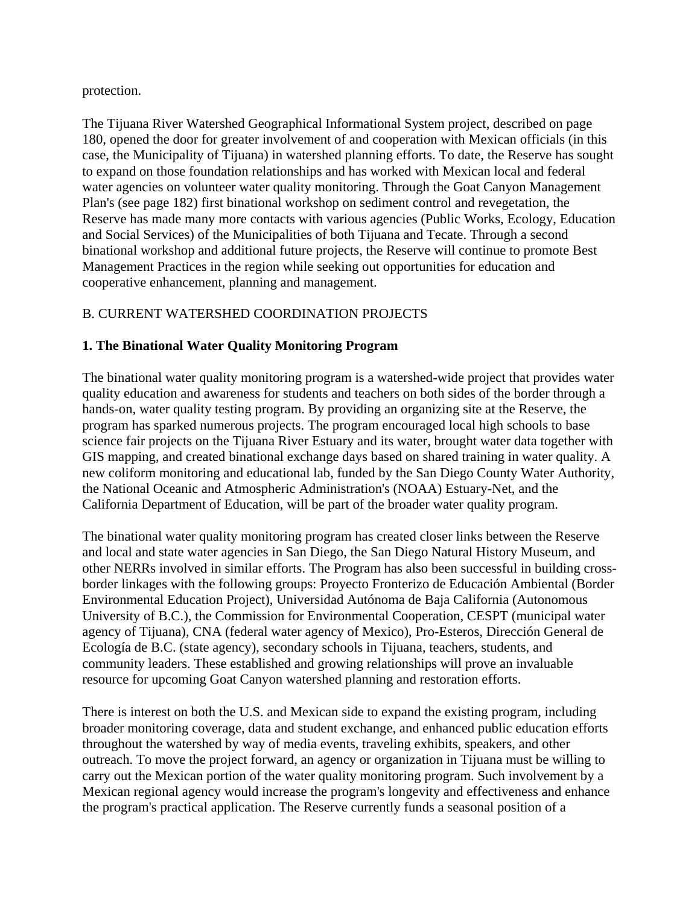protection.

The Tijuana River Watershed Geographical Informational System project, described on page 180, opened the door for greater involvement of and cooperation with Mexican officials (in this case, the Municipality of Tijuana) in watershed planning efforts. To date, the Reserve has sought to expand on those foundation relationships and has worked with Mexican local and federal water agencies on volunteer water quality monitoring. Through the Goat Canyon Management Plan's (see page 182) first binational workshop on sediment control and revegetation, the Reserve has made many more contacts with various agencies (Public Works, Ecology, Education and Social Services) of the Municipalities of both Tijuana and Tecate. Through a second binational workshop and additional future projects, the Reserve will continue to promote Best Management Practices in the region while seeking out opportunities for education and cooperative enhancement, planning and management.

B. CURRENT WATERSHED COORDINATION PROJECTS

**1. The Binational Water Quality Monitoring Program**

The binational water quality monitoring program is a watershed-wide project that provides water quality education and awareness for students and teachers on both sides of the border through a hands-on, water quality testing program. By providing an organizing site at the Reserve, the program has sparked numerous projects. The program encouraged local high schools to base science fair projects on the Tijuana River Estuary and its water, brought water data together with GIS mapping, and created binational exchange days based on shared training in water quality. A new coliform monitoring and educational lab, funded by the San Diego County Water Authority, the National Oceanic and Atmospheric Administration's (NOAA) Estuary-Net, and the California Department of Education, will be part of the broader water quality program.

The binational water quality monitoring program has created closer links between the Reserve and local and state water agencies in San Diego, the San Diego Natural History Museum, and other NERRs involved in similar efforts. The Program has also been successful in building cross-border linkages with the following groups: Proyecto Fronterizo de Educación Ambiental (Border Environmental Education Project), Universidad Autónoma de Baja California (Autonomous University of B.C.), the Commission for Environmental Cooperation, CESPT (municipal water agency of Tijuana), CNA (federal water agency of Mexico), Pro-Esteros, Dirección General de Ecología de B.C. (state agency), secondary schools in Tijuana, teachers, students, and community leaders. These established and growing relationships will prove an invaluable resource for upcoming Goat Canyon watershed planning and restoration efforts.

There is interest on both the U.S. and Mexican side to expand the existing program, including broader monitoring coverage, data and student exchange, and enhanced public education efforts throughout the watershed by way of media events, traveling exhibits, speakers, and other outreach. To move the project forward, an agency or organization in Tijuana must be willing to carry out the Mexican portion of the water quality monitoring program. Such involvement by a Mexican regional agency would increase the program's longevity and effectiveness and enhance the program's practical application. The Reserve currently funds a seasonal position of a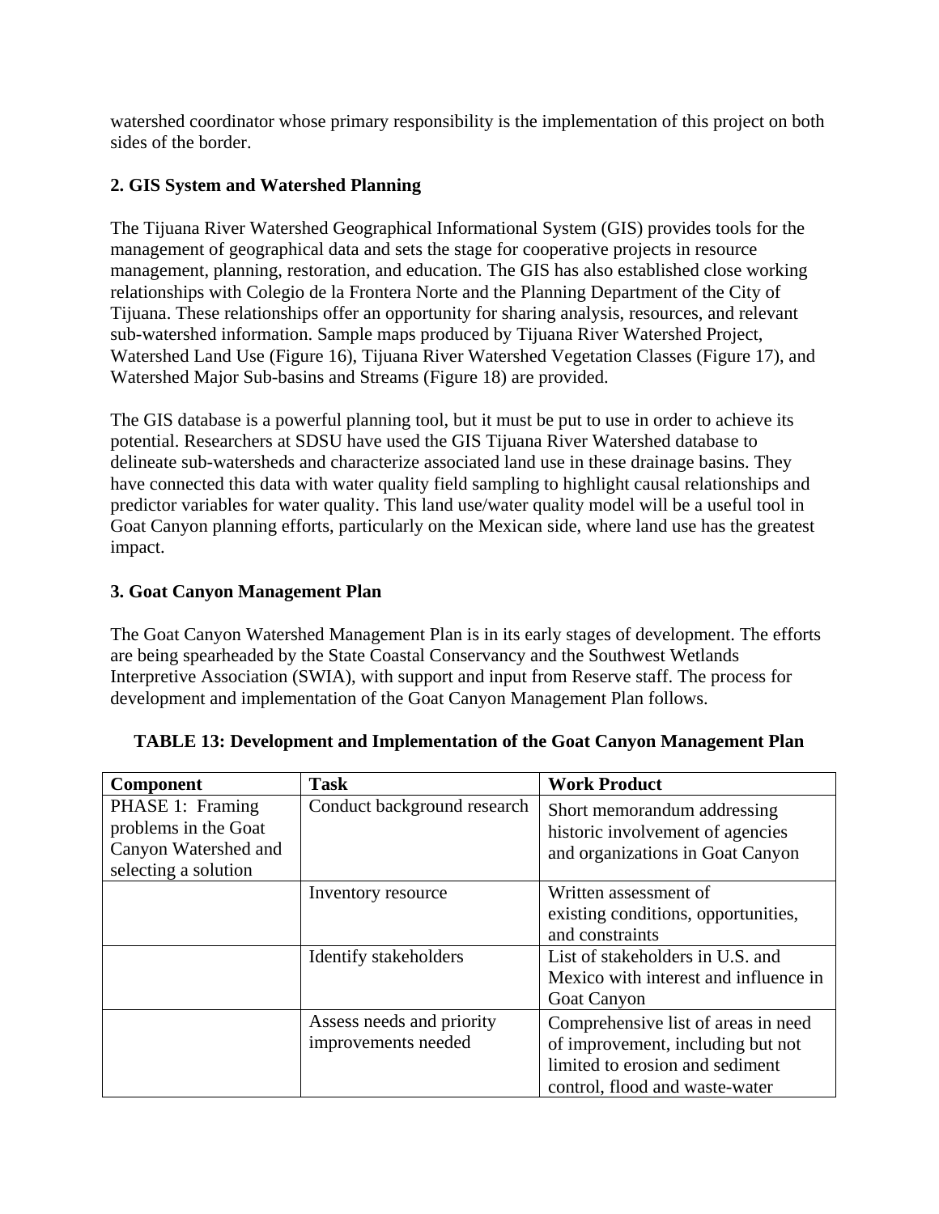watershed coordinator whose primary responsibility is the implementation of this project on both sides of the border.

### 2. GIS System and Watershed Planning

The Tijuana River Watershed Geographical Informational System (GIS) provides tools for the management of geographical data and sets the stage for cooperative projects in resource management, planning, restoration, and education. The GIS has also established close working relationships with Colegio de la Frontera Norte and the Planning Department of the City of Tijuana. These relationships offer an opportunity for sharing analysis, resources, and relevant sub-watershed information. Sample maps produced by Tijuana River Watershed Project, Watershed Land Use (Figure 16), Tijuana River Watershed Vegetation Classes (Figure 17), and Watershed Major Sub-basins and Streams (Figure 18) are provided.

The GIS database is a powerful planning tool, but it must be put to use in order to achieve its potential. Researchers at SDSU have used the GIS Tijuana River Watershed database to delineate sub-watersheds and characterize associated land use in these drainage basins. They have connected this data with water quality field sampling to highlight causal relationships and predictor variables for water quality. This land use/water quality model will be a useful tool in Goat Canyon planning efforts, particularly on the Mexican side, where land use has the greatest impact.

### 3. Goat Canyon Management Plan

The Goat Canyon Watershed Management Plan is in its early stages of development. The efforts are being spearheaded by the State Coastal Conservancy and the Southwest Wetlands Interpretive Association (SWIA), with support and input from Reserve staff. The process for development and implementation of the Goat Canyon Management Plan follows.

**TABLE 13: Development and Implementation of the Goat Canyon Management Plan**

| Component | Task | Work Product |
|---|---|---|
| PHASE 1: Framing problems in the Goat Canyon Watershed and selecting a solution | Conduct background research | Short memorandum addressing historic involvement of agencies and organizations in Goat Canyon |
| | Inventory resource | Written assessment of existing conditions, opportunities, and constraints |
| | Identify stakeholders | List of stakeholders in U.S. and Mexico with interest and influence in Goat Canyon |
| | Assess needs and priority improvements needed | Comprehensive list of areas in need of improvement, including but not limited to erosion and sediment control, flood and waste-water |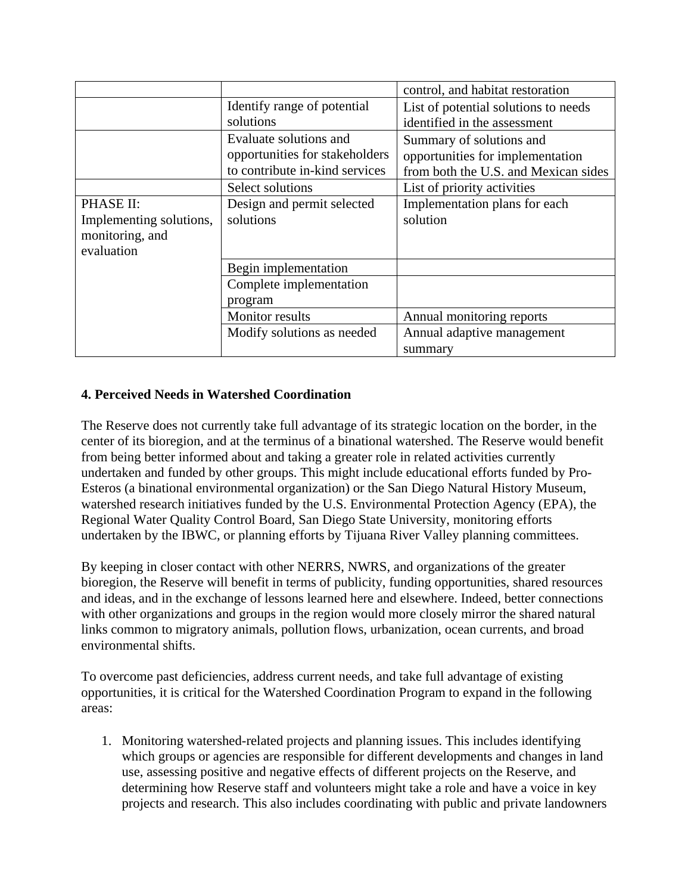| | | |
|---|---|---|
| | | control, and habitat restoration |
| | Identify range of potential solutions | List of potential solutions to needs identified in the assessment |
| | Evaluate solutions and opportunities for stakeholders to contribute in-kind services | Summary of solutions and opportunities for implementation from both the U.S. and Mexican sides |
| | Select solutions | List of priority activities |
| PHASE II: Implementing solutions, monitoring, and evaluation | Design and permit selected solutions | Implementation plans for each solution |
| | Begin implementation | |
| | Complete implementation program | |
| | Monitor results | Annual monitoring reports |
| | Modify solutions as needed | Annual adaptive management summary |

**4. Perceived Needs in Watershed Coordination**

The Reserve does not currently take full advantage of its strategic location on the border, in the center of its bioregion, and at the terminus of a binational watershed. The Reserve would benefit from being better informed about and taking a greater role in related activities currently undertaken and funded by other groups. This might include educational efforts funded by Pro-Esteros (a binational environmental organization) or the San Diego Natural History Museum, watershed research initiatives funded by the U.S. Environmental Protection Agency (EPA), the Regional Water Quality Control Board, San Diego State University, monitoring efforts undertaken by the IBWC, or planning efforts by Tijuana River Valley planning committees.

By keeping in closer contact with other NERRS, NWRS, and organizations of the greater bioregion, the Reserve will benefit in terms of publicity, funding opportunities, shared resources and ideas, and in the exchange of lessons learned here and elsewhere. Indeed, better connections with other organizations and groups in the region would more closely mirror the shared natural links common to migratory animals, pollution flows, urbanization, ocean currents, and broad environmental shifts.

To overcome past deficiencies, address current needs, and take full advantage of existing opportunities, it is critical for the Watershed Coordination Program to expand in the following areas:

1. Monitoring watershed-related projects and planning issues. This includes identifying which groups or agencies are responsible for different developments and changes in land use, assessing positive and negative effects of different projects on the Reserve, and determining how Reserve staff and volunteers might take a role and have a voice in key projects and research. This also includes coordinating with public and private landowners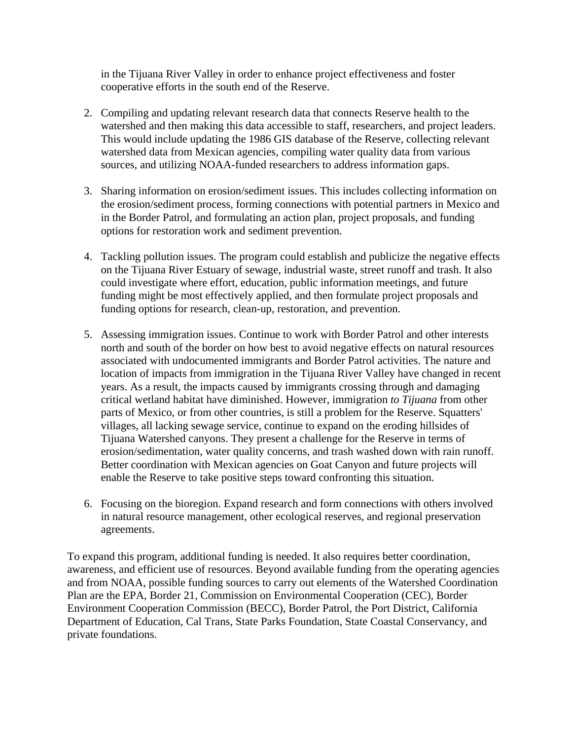in the Tijuana River Valley in order to enhance project effectiveness and foster cooperative efforts in the south end of the Reserve.

2. Compiling and updating relevant research data that connects Reserve health to the watershed and then making this data accessible to staff, researchers, and project leaders. This would include updating the 1986 GIS database of the Reserve, collecting relevant watershed data from Mexican agencies, compiling water quality data from various sources, and utilizing NOAA-funded researchers to address information gaps.

3. Sharing information on erosion/sediment issues. This includes collecting information on the erosion/sediment process, forming connections with potential partners in Mexico and in the Border Patrol, and formulating an action plan, project proposals, and funding options for restoration work and sediment prevention.

4. Tackling pollution issues. The program could establish and publicize the negative effects on the Tijuana River Estuary of sewage, industrial waste, street runoff and trash. It also could investigate where effort, education, public information meetings, and future funding might be most effectively applied, and then formulate project proposals and funding options for research, clean-up, restoration, and prevention.

5. Assessing immigration issues. Continue to work with Border Patrol and other interests north and south of the border on how best to avoid negative effects on natural resources associated with undocumented immigrants and Border Patrol activities. The nature and location of impacts from immigration in the Tijuana River Valley have changed in recent years. As a result, the impacts caused by immigrants crossing through and damaging critical wetland habitat have diminished. However, immigration *to Tijuana* from other parts of Mexico, or from other countries, is still a problem for the Reserve. Squatters' villages, all lacking sewage service, continue to expand on the eroding hillsides of Tijuana Watershed canyons. They present a challenge for the Reserve in terms of erosion/sedimentation, water quality concerns, and trash washed down with rain runoff. Better coordination with Mexican agencies on Goat Canyon and future projects will enable the Reserve to take positive steps toward confronting this situation.

6. Focusing on the bioregion. Expand research and form connections with others involved in natural resource management, other ecological reserves, and regional preservation agreements.

To expand this program, additional funding is needed. It also requires better coordination, awareness, and efficient use of resources. Beyond available funding from the operating agencies and from NOAA, possible funding sources to carry out elements of the Watershed Coordination Plan are the EPA, Border 21, Commission on Environmental Cooperation (CEC), Border Environment Cooperation Commission (BECC), Border Patrol, the Port District, California Department of Education, Cal Trans, State Parks Foundation, State Coastal Conservancy, and private foundations.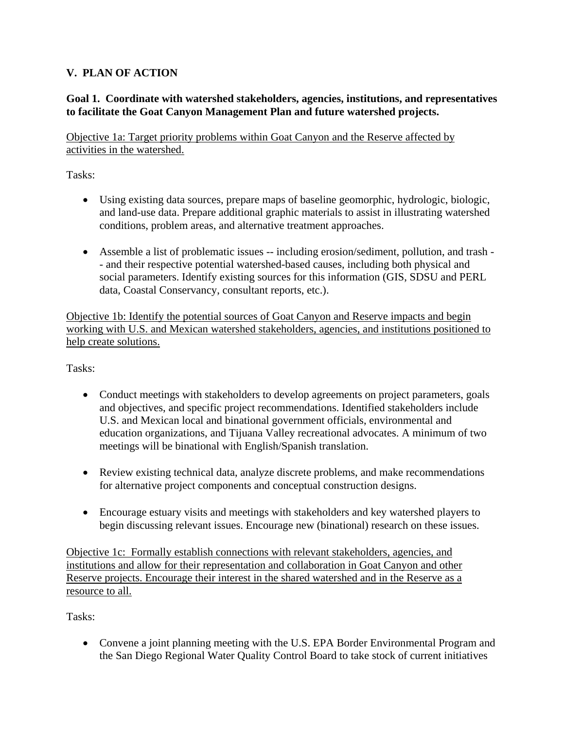## V. PLAN OF ACTION

**Goal 1. Coordinate with watershed stakeholders, agencies, institutions, and representatives to facilitate the Goat Canyon Management Plan and future watershed projects.**

<u>Objective 1a: Target priority problems within Goat Canyon and the Reserve affected by activities in the watershed.</u>

Tasks:

- Using existing data sources, prepare maps of baseline geomorphic, hydrologic, biologic, and land-use data. Prepare additional graphic materials to assist in illustrating watershed conditions, problem areas, and alternative treatment approaches.

- Assemble a list of problematic issues -- including erosion/sediment, pollution, and trash -- and their respective potential watershed-based causes, including both physical and social parameters. Identify existing sources for this information (GIS, SDSU and PERL data, Coastal Conservancy, consultant reports, etc.).

<u>Objective 1b: Identify the potential sources of Goat Canyon and Reserve impacts and begin working with U.S. and Mexican watershed stakeholders, agencies, and institutions positioned to help create solutions.</u>

Tasks:

- Conduct meetings with stakeholders to develop agreements on project parameters, goals and objectives, and specific project recommendations. Identified stakeholders include U.S. and Mexican local and binational government officials, environmental and education organizations, and Tijuana Valley recreational advocates. A minimum of two meetings will be binational with English/Spanish translation.

- Review existing technical data, analyze discrete problems, and make recommendations for alternative project components and conceptual construction designs.

- Encourage estuary visits and meetings with stakeholders and key watershed players to begin discussing relevant issues. Encourage new (binational) research on these issues.

<u>Objective 1c: Formally establish connections with relevant stakeholders, agencies, and institutions and allow for their representation and collaboration in Goat Canyon and other Reserve projects. Encourage their interest in the shared watershed and in the Reserve as a resource to all.</u>

Tasks:

- Convene a joint planning meeting with the U.S. EPA Border Environmental Program and the San Diego Regional Water Quality Control Board to take stock of current initiatives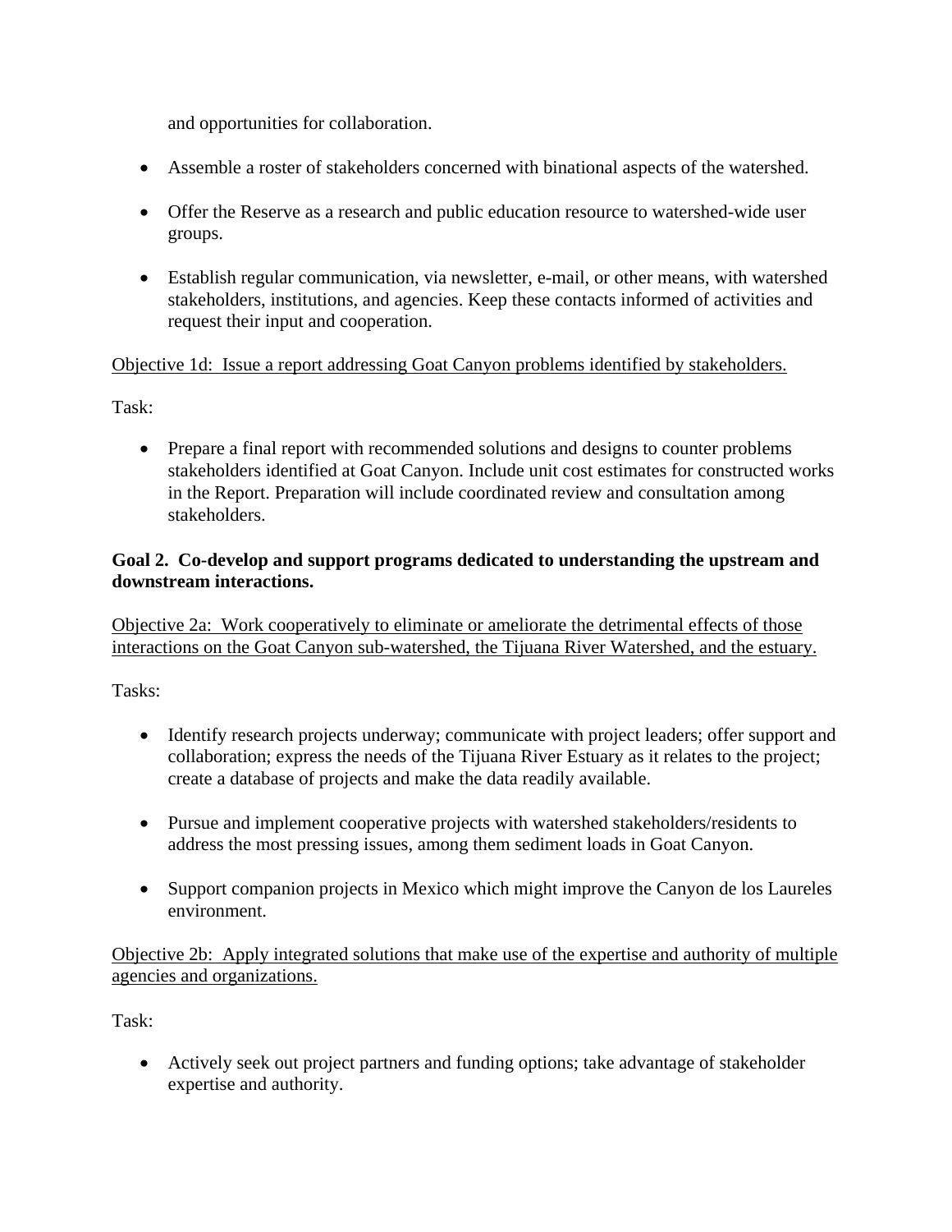and opportunities for collaboration.

- Assemble a roster of stakeholders concerned with binational aspects of the watershed.

- Offer the Reserve as a research and public education resource to watershed-wide user groups.

- Establish regular communication, via newsletter, e-mail, or other means, with watershed stakeholders, institutions, and agencies. Keep these contacts informed of activities and request their input and cooperation.

<u>Objective 1d: Issue a report addressing Goat Canyon problems identified by stakeholders.</u>

Task:

- Prepare a final report with recommended solutions and designs to counter problems stakeholders identified at Goat Canyon. Include unit cost estimates for constructed works in the Report. Preparation will include coordinated review and consultation among stakeholders.

**Goal 2. Co-develop and support programs dedicated to understanding the upstream and downstream interactions.**

<u>Objective 2a: Work cooperatively to eliminate or ameliorate the detrimental effects of those interactions on the Goat Canyon sub-watershed, the Tijuana River Watershed, and the estuary.</u>

Tasks:

- Identify research projects underway; communicate with project leaders; offer support and collaboration; express the needs of the Tijuana River Estuary as it relates to the project; create a database of projects and make the data readily available.

- Pursue and implement cooperative projects with watershed stakeholders/residents to address the most pressing issues, among them sediment loads in Goat Canyon.

- Support companion projects in Mexico which might improve the Canyon de los Laureles environment.

<u>Objective 2b: Apply integrated solutions that make use of the expertise and authority of multiple agencies and organizations.</u>

Task:

- Actively seek out project partners and funding options; take advantage of stakeholder expertise and authority.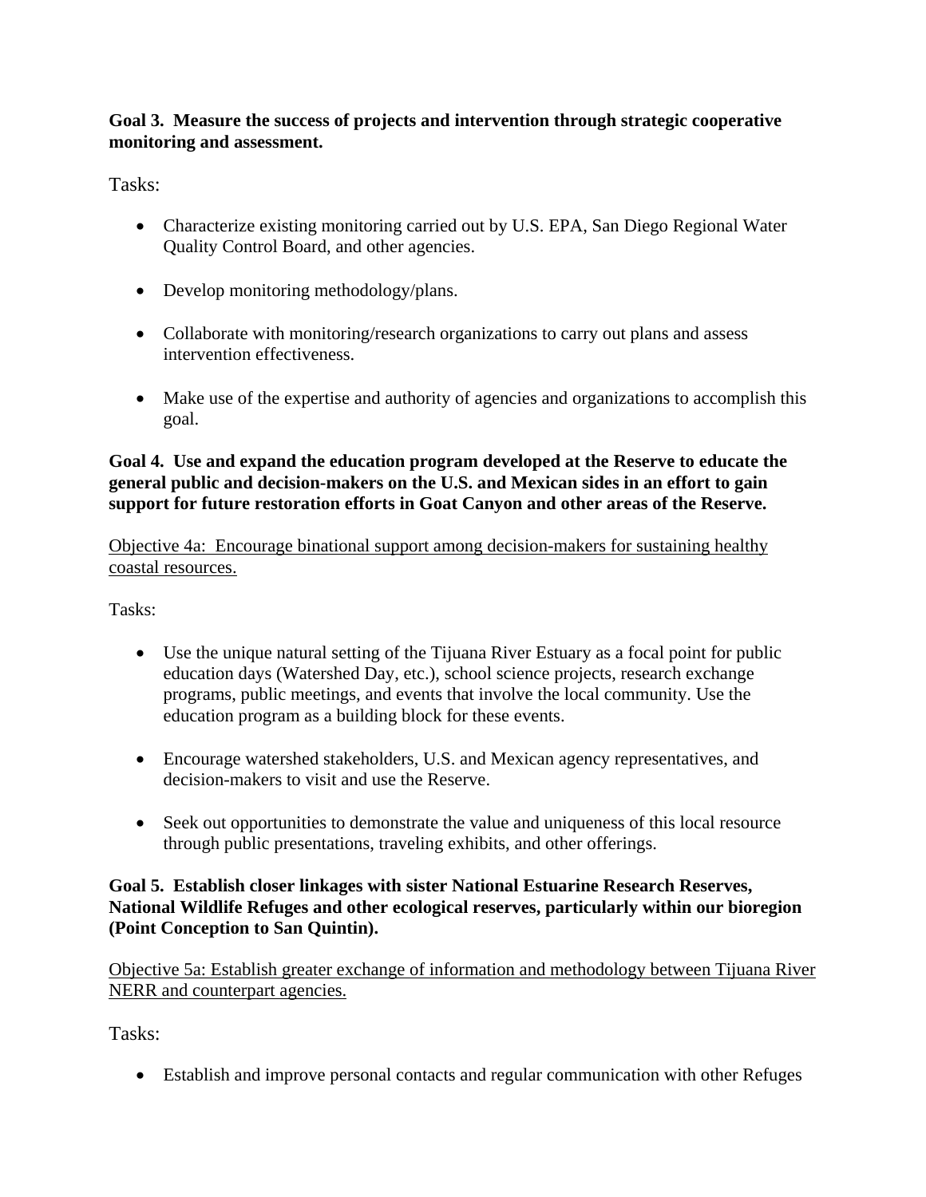**Goal 3. Measure the success of projects and intervention through strategic cooperative monitoring and assessment.**

Tasks:

- Characterize existing monitoring carried out by U.S. EPA, San Diego Regional Water Quality Control Board, and other agencies.
- Develop monitoring methodology/plans.
- Collaborate with monitoring/research organizations to carry out plans and assess intervention effectiveness.
- Make use of the expertise and authority of agencies and organizations to accomplish this goal.

**Goal 4. Use and expand the education program developed at the Reserve to educate the general public and decision-makers on the U.S. and Mexican sides in an effort to gain support for future restoration efforts in Goat Canyon and other areas of the Reserve.**

<u>Objective 4a: Encourage binational support among decision-makers for sustaining healthy coastal resources.</u>

Tasks:

- Use the unique natural setting of the Tijuana River Estuary as a focal point for public education days (Watershed Day, etc.), school science projects, research exchange programs, public meetings, and events that involve the local community. Use the education program as a building block for these events.
- Encourage watershed stakeholders, U.S. and Mexican agency representatives, and decision-makers to visit and use the Reserve.
- Seek out opportunities to demonstrate the value and uniqueness of this local resource through public presentations, traveling exhibits, and other offerings.

**Goal 5. Establish closer linkages with sister National Estuarine Research Reserves, National Wildlife Refuges and other ecological reserves, particularly within our bioregion (Point Conception to San Quintin).**

<u>Objective 5a: Establish greater exchange of information and methodology between Tijuana River NERR and counterpart agencies.</u>

Tasks:

- Establish and improve personal contacts and regular communication with other Refuges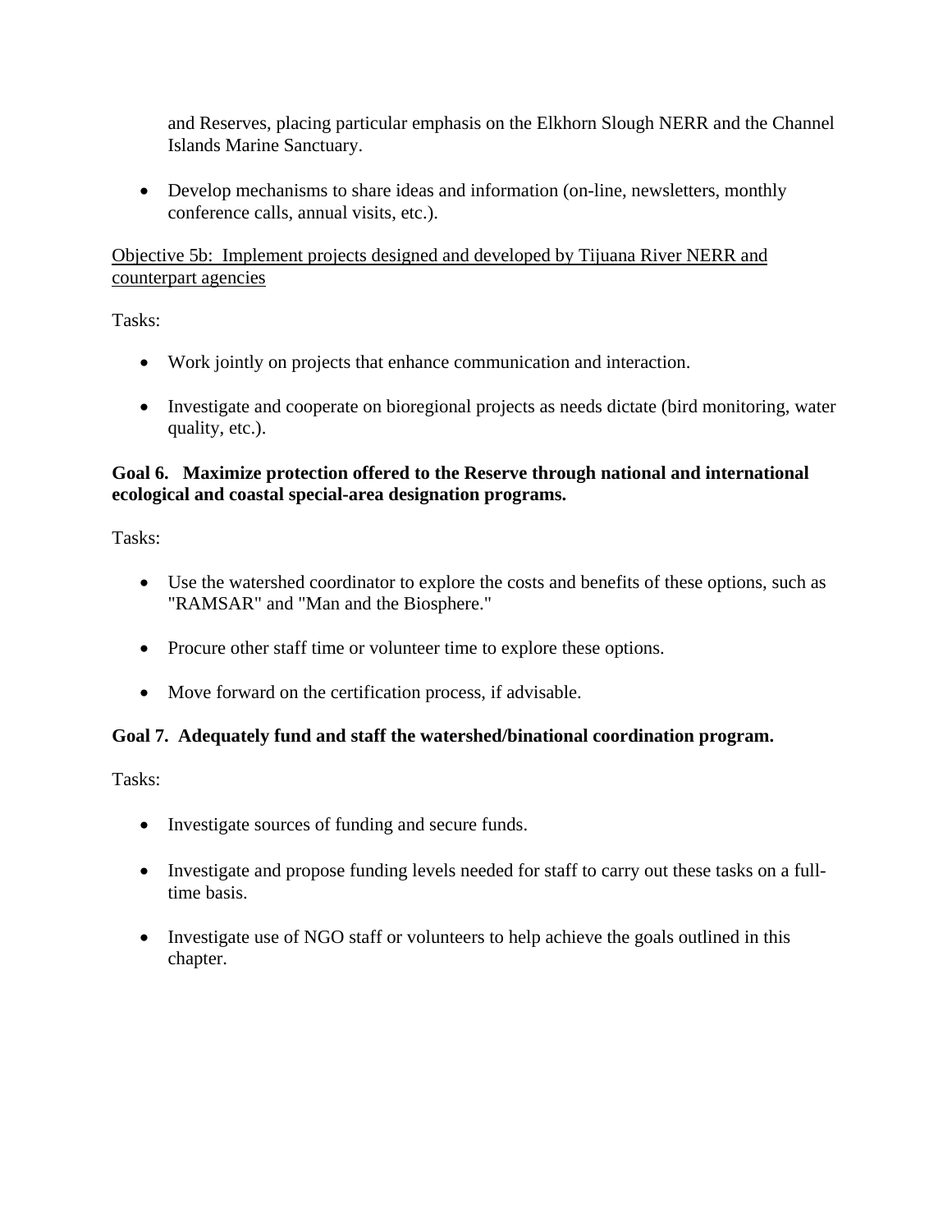and Reserves, placing particular emphasis on the Elkhorn Slough NERR and the Channel Islands Marine Sanctuary.

- Develop mechanisms to share ideas and information (on-line, newsletters, monthly conference calls, annual visits, etc.).

<u>Objective 5b: Implement projects designed and developed by Tijuana River NERR and counterpart agencies</u>

Tasks:

- Work jointly on projects that enhance communication and interaction.

- Investigate and cooperate on bioregional projects as needs dictate (bird monitoring, water quality, etc.).

**Goal 6. Maximize protection offered to the Reserve through national and international ecological and coastal special-area designation programs.**

Tasks:

- Use the watershed coordinator to explore the costs and benefits of these options, such as "RAMSAR" and "Man and the Biosphere."

- Procure other staff time or volunteer time to explore these options.

- Move forward on the certification process, if advisable.

**Goal 7. Adequately fund and staff the watershed/binational coordination program.**

Tasks:

- Investigate sources of funding and secure funds.

- Investigate and propose funding levels needed for staff to carry out these tasks on a full-time basis.

- Investigate use of NGO staff or volunteers to help achieve the goals outlined in this chapter.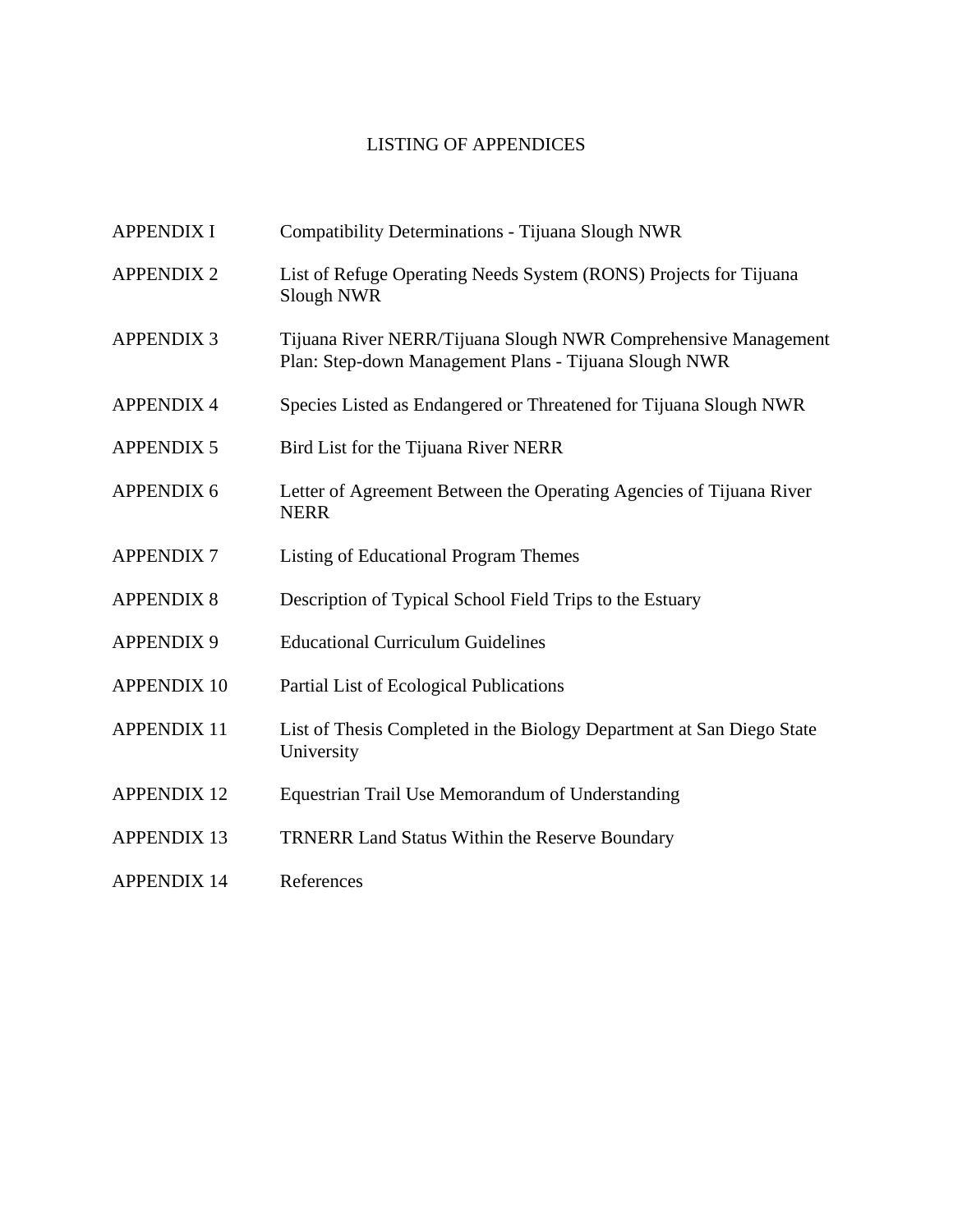# LISTING OF APPENDICES

| | |
|---|---|
| APPENDIX I | Compatibility Determinations - Tijuana Slough NWR |
| APPENDIX 2 | List of Refuge Operating Needs System (RONS) Projects for Tijuana Slough NWR |
| APPENDIX 3 | Tijuana River NERR/Tijuana Slough NWR Comprehensive Management Plan: Step-down Management Plans - Tijuana Slough NWR |
| APPENDIX 4 | Species Listed as Endangered or Threatened for Tijuana Slough NWR |
| APPENDIX 5 | Bird List for the Tijuana River NERR |
| APPENDIX 6 | Letter of Agreement Between the Operating Agencies of Tijuana River NERR |
| APPENDIX 7 | Listing of Educational Program Themes |
| APPENDIX 8 | Description of Typical School Field Trips to the Estuary |
| APPENDIX 9 | Educational Curriculum Guidelines |
| APPENDIX 10 | Partial List of Ecological Publications |
| APPENDIX 11 | List of Thesis Completed in the Biology Department at San Diego State University |
| APPENDIX 12 | Equestrian Trail Use Memorandum of Understanding |
| APPENDIX 13 | TRNERR Land Status Within the Reserve Boundary |
| APPENDIX 14 | References |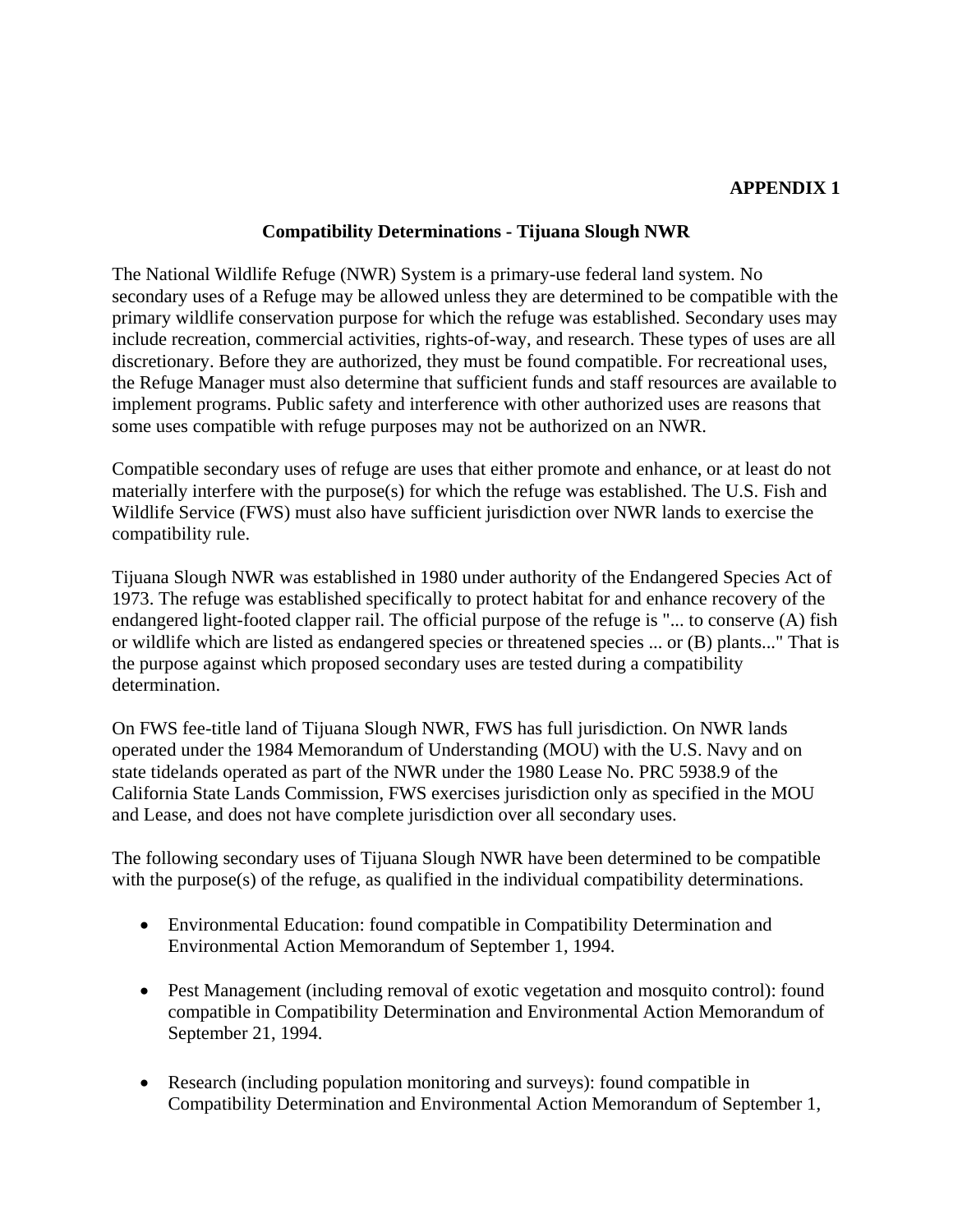**APPENDIX 1**

## Compatibility Determinations - Tijuana Slough NWR

The National Wildlife Refuge (NWR) System is a primary-use federal land system. No secondary uses of a Refuge may be allowed unless they are determined to be compatible with the primary wildlife conservation purpose for which the refuge was established. Secondary uses may include recreation, commercial activities, rights-of-way, and research. These types of uses are all discretionary. Before they are authorized, they must be found compatible. For recreational uses, the Refuge Manager must also determine that sufficient funds and staff resources are available to implement programs. Public safety and interference with other authorized uses are reasons that some uses compatible with refuge purposes may not be authorized on an NWR.

Compatible secondary uses of refuge are uses that either promote and enhance, or at least do not materially interfere with the purpose(s) for which the refuge was established. The U.S. Fish and Wildlife Service (FWS) must also have sufficient jurisdiction over NWR lands to exercise the compatibility rule.

Tijuana Slough NWR was established in 1980 under authority of the Endangered Species Act of 1973. The refuge was established specifically to protect habitat for and enhance recovery of the endangered light-footed clapper rail. The official purpose of the refuge is "... to conserve (A) fish or wildlife which are listed as endangered species or threatened species ... or (B) plants..." That is the purpose against which proposed secondary uses are tested during a compatibility determination.

On FWS fee-title land of Tijuana Slough NWR, FWS has full jurisdiction. On NWR lands operated under the 1984 Memorandum of Understanding (MOU) with the U.S. Navy and on state tidelands operated as part of the NWR under the 1980 Lease No. PRC 5938.9 of the California State Lands Commission, FWS exercises jurisdiction only as specified in the MOU and Lease, and does not have complete jurisdiction over all secondary uses.

The following secondary uses of Tijuana Slough NWR have been determined to be compatible with the purpose(s) of the refuge, as qualified in the individual compatibility determinations.

- Environmental Education: found compatible in Compatibility Determination and Environmental Action Memorandum of September 1, 1994.

- Pest Management (including removal of exotic vegetation and mosquito control): found compatible in Compatibility Determination and Environmental Action Memorandum of September 21, 1994.

- Research (including population monitoring and surveys): found compatible in Compatibility Determination and Environmental Action Memorandum of September 1,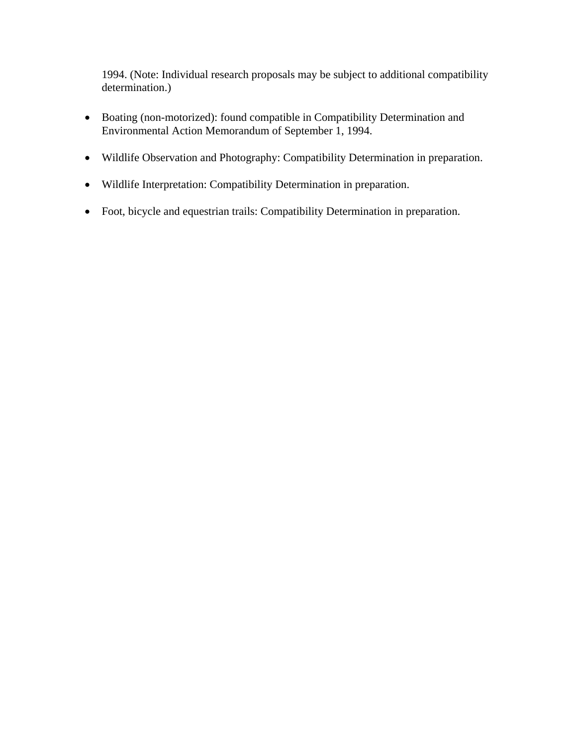1994. (Note: Individual research proposals may be subject to additional compatibility determination.)

- Boating (non-motorized): found compatible in Compatibility Determination and Environmental Action Memorandum of September 1, 1994.

- Wildlife Observation and Photography: Compatibility Determination in preparation.

- Wildlife Interpretation: Compatibility Determination in preparation.

- Foot, bicycle and equestrian trails: Compatibility Determination in preparation.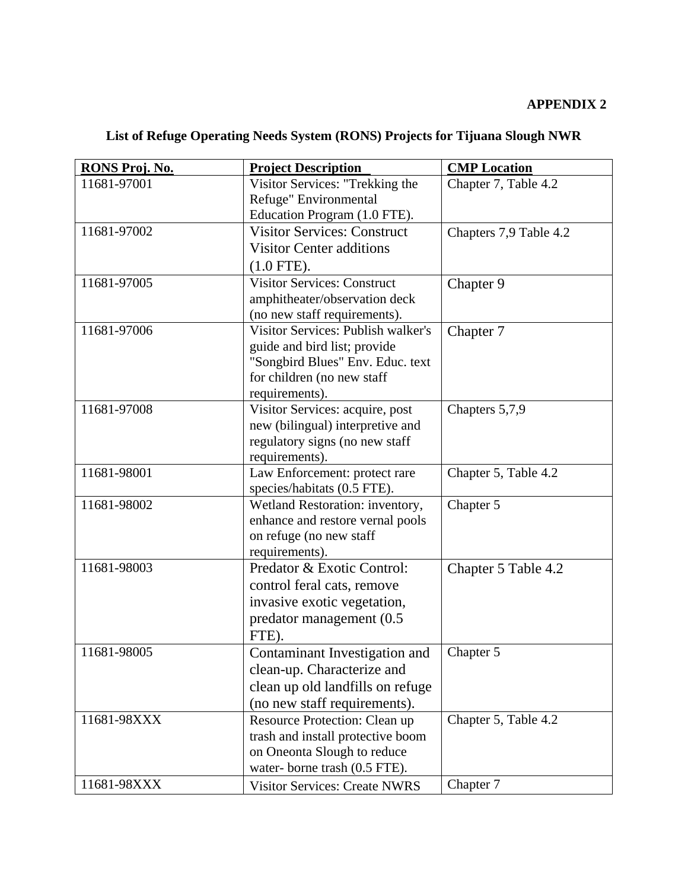**APPENDIX 2**

## List of Refuge Operating Needs System (RONS) Projects for Tijuana Slough NWR

| RONS Proj. No. | Project Description | CMP Location |
|---|---|---|
| 11681-97001 | Visitor Services: "Trekking the Refuge" Environmental Education Program (1.0 FTE). | Chapter 7, Table 4.2 |
| 11681-97002 | Visitor Services: Construct Visitor Center additions (1.0 FTE). | Chapters 7,9 Table 4.2 |
| 11681-97005 | Visitor Services: Construct amphitheater/observation deck (no new staff requirements). | Chapter 9 |
| 11681-97006 | Visitor Services: Publish walker's guide and bird list; provide "Songbird Blues" Env. Educ. text for children (no new staff requirements). | Chapter 7 |
| 11681-97008 | Visitor Services: acquire, post new (bilingual) interpretive and regulatory signs (no new staff requirements). | Chapters 5,7,9 |
| 11681-98001 | Law Enforcement: protect rare species/habitats (0.5 FTE). | Chapter 5, Table 4.2 |
| 11681-98002 | Wetland Restoration: inventory, enhance and restore vernal pools on refuge (no new staff requirements). | Chapter 5 |
| 11681-98003 | Predator & Exotic Control: control feral cats, remove invasive exotic vegetation, predator management (0.5 FTE). | Chapter 5 Table 4.2 |
| 11681-98005 | Contaminant Investigation and clean-up. Characterize and clean up old landfills on refuge (no new staff requirements). | Chapter 5 |
| 11681-98XXX | Resource Protection: Clean up trash and install protective boom on Oneonta Slough to reduce water- borne trash (0.5 FTE). | Chapter 5, Table 4.2 |
| 11681-98XXX | Visitor Services: Create NWRS | Chapter 7 |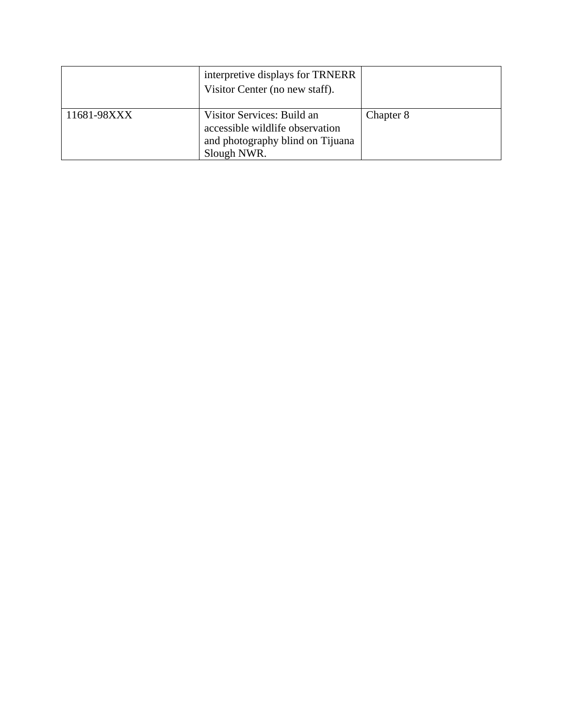| | | |
|---|---|---|
| | interpretive displays for TRNERR Visitor Center (no new staff). | |
| 11681-98XXX | Visitor Services: Build an accessible wildlife observation and photography blind on Tijuana Slough NWR. | Chapter 8 |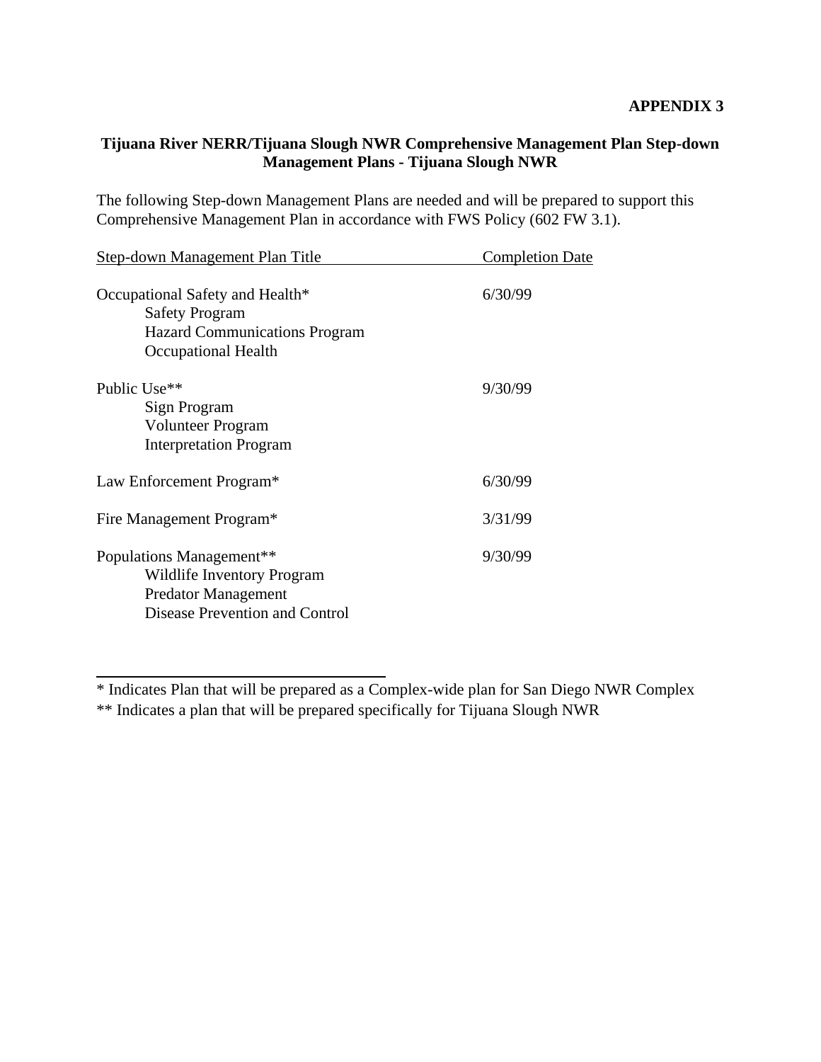**APPENDIX 3**

**Tijuana River NERR/Tijuana Slough NWR Comprehensive Management Plan Step-down Management Plans - Tijuana Slough NWR**

The following Step-down Management Plans are needed and will be prepared to support this Comprehensive Management Plan in accordance with FWS Policy (602 FW 3.1).

| Step-down Management Plan Title | Completion Date |
|---|---|
| Occupational Safety and Health* | 6/30/99 |
| Safety Program | |
| Hazard Communications Program | |
| Occupational Health | |
| Public Use** | 9/30/99 |
| Sign Program | |
| Volunteer Program | |
| Interpretation Program | |
| Law Enforcement Program* | 6/30/99 |
| Fire Management Program* | 3/31/99 |
| Populations Management** | 9/30/99 |
| Wildlife Inventory Program | |
| Predator Management | |
| Disease Prevention and Control | |

---

* Indicates Plan that will be prepared as a Complex-wide plan for San Diego NWR Complex

** Indicates a plan that will be prepared specifically for Tijuana Slough NWR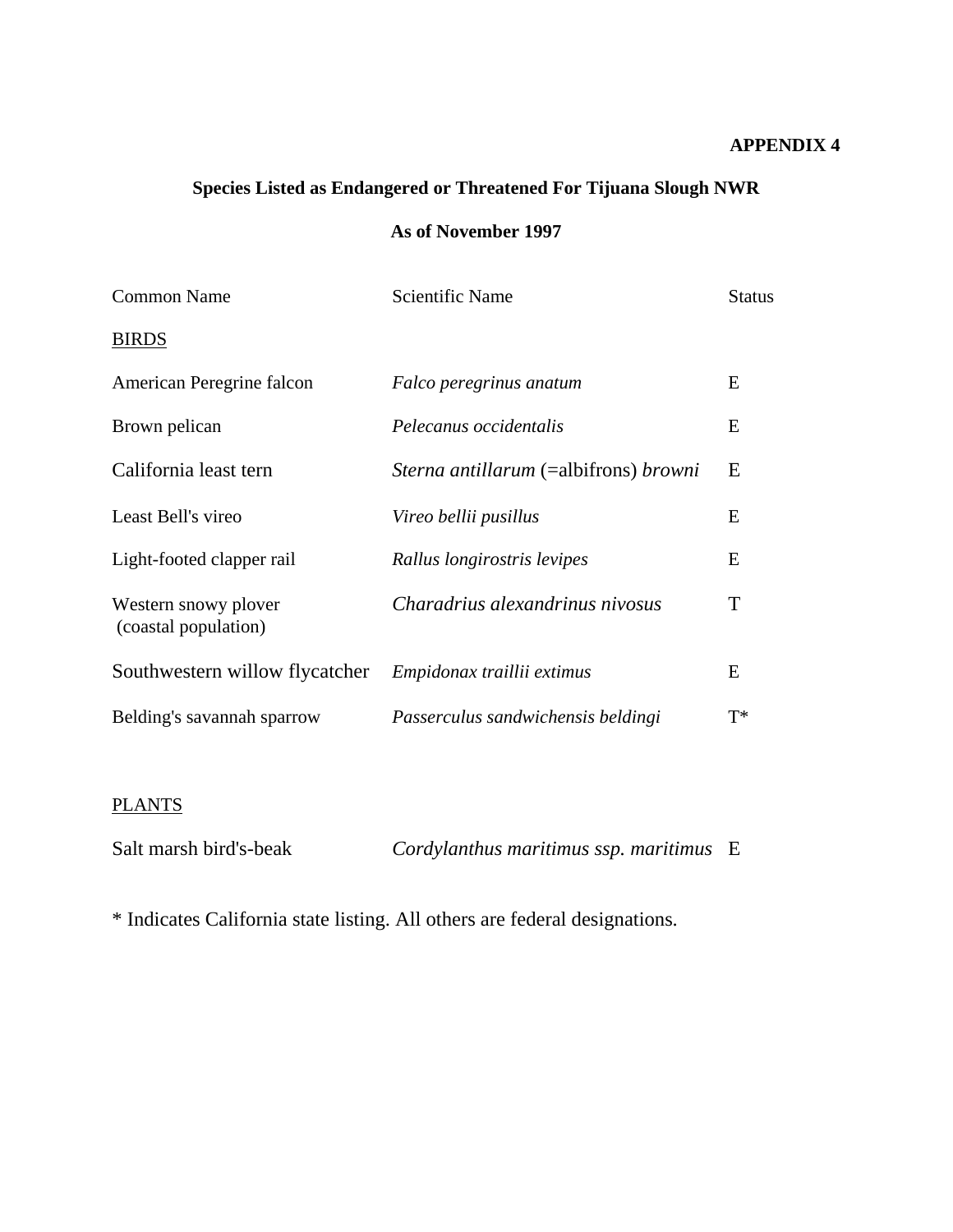**APPENDIX 4**

## Species Listed as Endangered or Threatened For Tijuana Slough NWR

### As of November 1997

| Common Name | Scientific Name | Status |
|---|---|---|
| BIRDS | | |
| American Peregrine falcon | *Falco peregrinus anatum* | E |
| Brown pelican | *Pelecanus occidentalis* | E |
| California least tern | *Sterna antillarum* (=albifrons) *browni* | E |
| Least Bell's vireo | *Vireo bellii pusillus* | E |
| Light-footed clapper rail | *Rallus longirostris levipes* | E |
| Western snowy plover (coastal population) | *Charadrius alexandrinus nivosus* | T |
| Southwestern willow flycatcher | *Empidonax traillii extimus* | E |
| Belding's savannah sparrow | *Passerculus sandwichensis beldingi* | T* |
| PLANTS | | |
| Salt marsh bird's-beak | *Cordylanthus maritimus ssp. maritimus* | E |

* Indicates California state listing. All others are federal designations.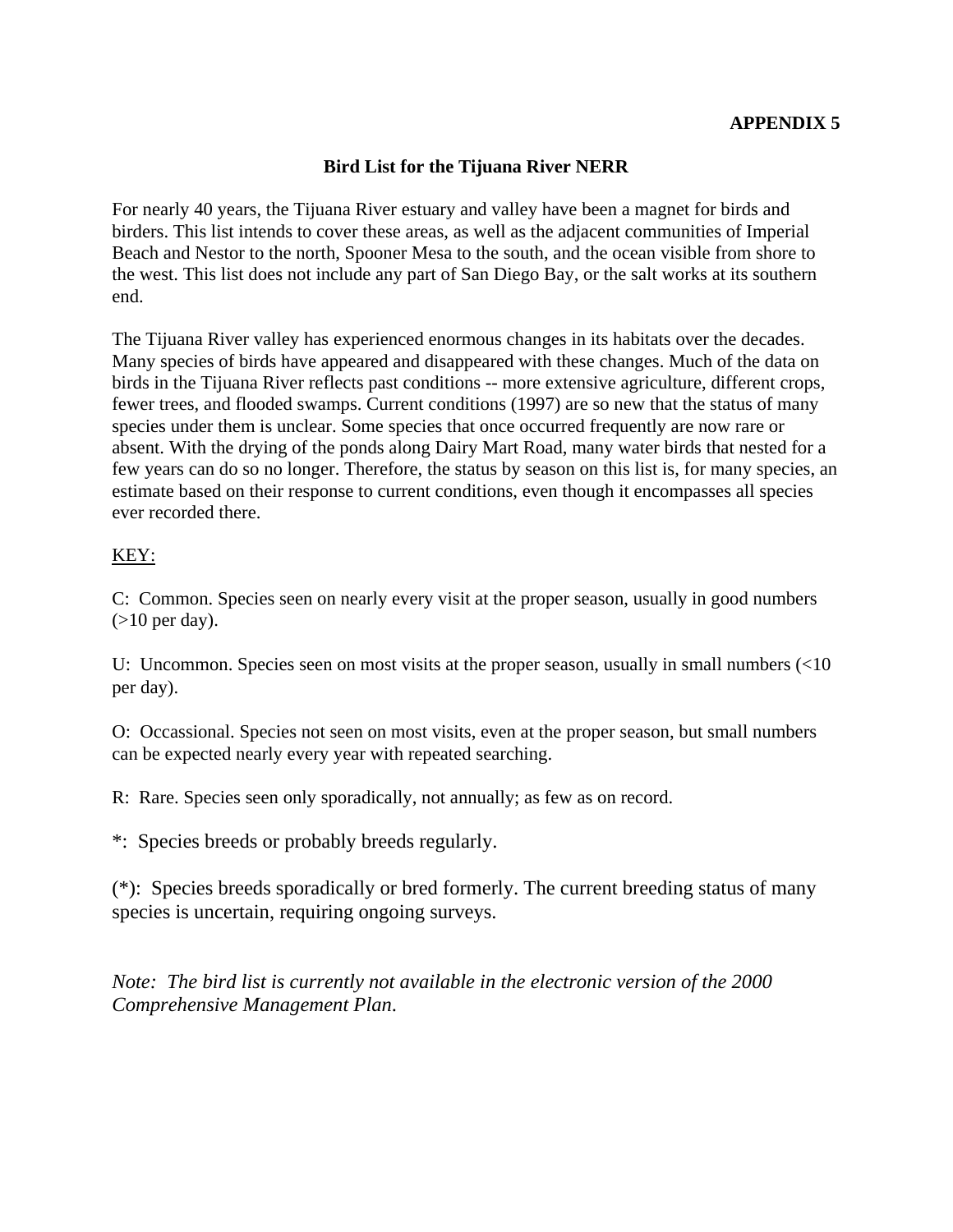**APPENDIX 5**

## Bird List for the Tijuana River NERR

For nearly 40 years, the Tijuana River estuary and valley have been a magnet for birds and birders. This list intends to cover these areas, as well as the adjacent communities of Imperial Beach and Nestor to the north, Spooner Mesa to the south, and the ocean visible from shore to the west. This list does not include any part of San Diego Bay, or the salt works at its southern end.

The Tijuana River valley has experienced enormous changes in its habitats over the decades. Many species of birds have appeared and disappeared with these changes. Much of the data on birds in the Tijuana River reflects past conditions -- more extensive agriculture, different crops, fewer trees, and flooded swamps. Current conditions (1997) are so new that the status of many species under them is unclear. Some species that once occurred frequently are now rare or absent. With the drying of the ponds along Dairy Mart Road, many water birds that nested for a few years can do so no longer. Therefore, the status by season on this list is, for many species, an estimate based on their response to current conditions, even though it encompasses all species ever recorded there.

<u>KEY:</u>

C: Common. Species seen on nearly every visit at the proper season, usually in good numbers (>10 per day).

U: Uncommon. Species seen on most visits at the proper season, usually in small numbers (<10 per day).

O: Occassional. Species not seen on most visits, even at the proper season, but small numbers can be expected nearly every year with repeated searching.

R: Rare. Species seen only sporadically, not annually; as few as on record.

*: Species breeds or probably breeds regularly.

(*): Species breeds sporadically or bred formerly. The current breeding status of many species is uncertain, requiring ongoing surveys.

*Note: The bird list is currently not available in the electronic version of the 2000 Comprehensive Management Plan.*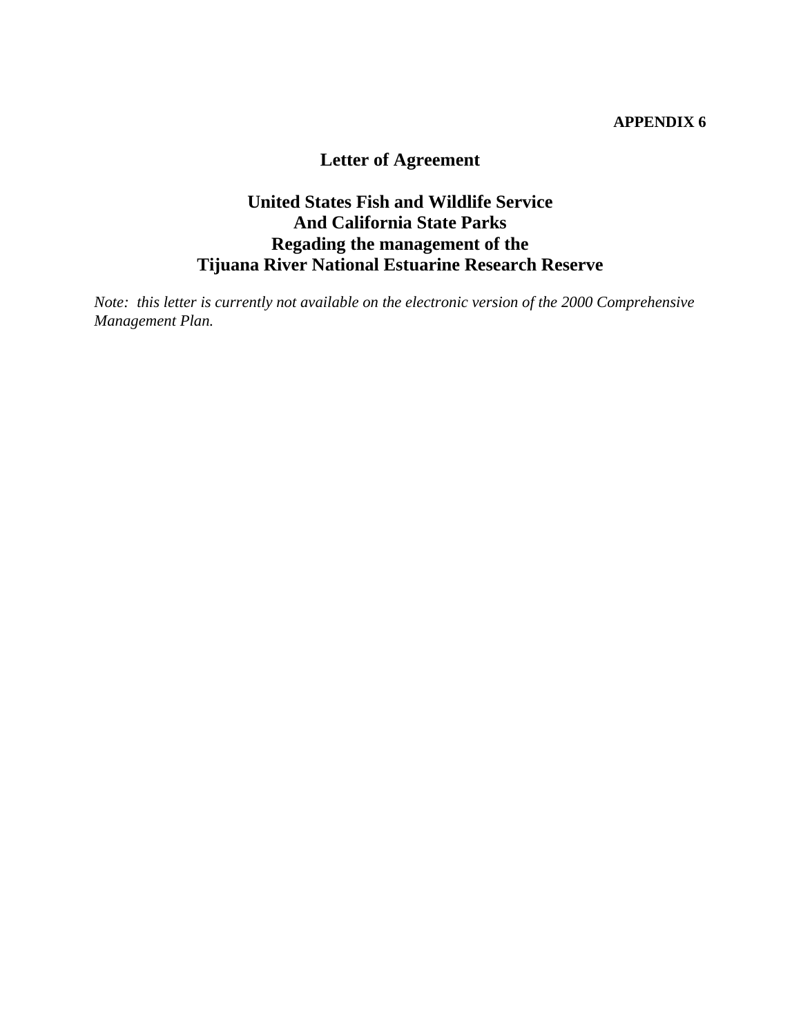**APPENDIX 6**

# Letter of Agreement

## United States Fish and Wildlife Service
## And California State Parks
## Regading the management of the
## Tijuana River National Estuarine Research Reserve

*Note: this letter is currently not available on the electronic version of the 2000 Comprehensive Management Plan.*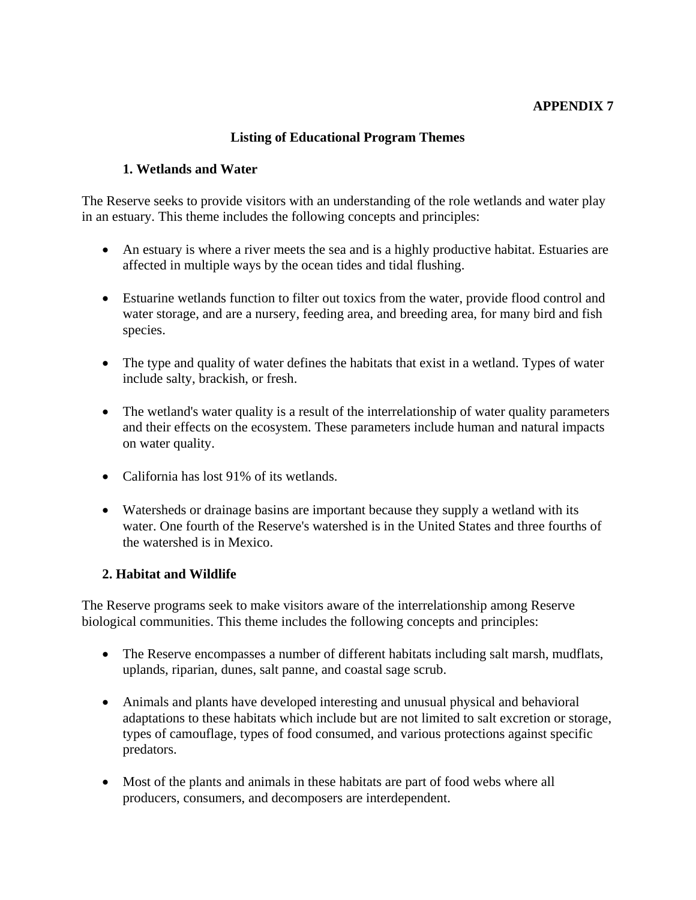**APPENDIX 7**

## Listing of Educational Program Themes

### 1. Wetlands and Water

The Reserve seeks to provide visitors with an understanding of the role wetlands and water play in an estuary. This theme includes the following concepts and principles:

- An estuary is where a river meets the sea and is a highly productive habitat. Estuaries are affected in multiple ways by the ocean tides and tidal flushing.
- Estuarine wetlands function to filter out toxics from the water, provide flood control and water storage, and are a nursery, feeding area, and breeding area, for many bird and fish species.
- The type and quality of water defines the habitats that exist in a wetland. Types of water include salty, brackish, or fresh.
- The wetland's water quality is a result of the interrelationship of water quality parameters and their effects on the ecosystem. These parameters include human and natural impacts on water quality.
- California has lost 91% of its wetlands.
- Watersheds or drainage basins are important because they supply a wetland with its water. One fourth of the Reserve's watershed is in the United States and three fourths of the watershed is in Mexico.

### 2. Habitat and Wildlife

The Reserve programs seek to make visitors aware of the interrelationship among Reserve biological communities. This theme includes the following concepts and principles:

- The Reserve encompasses a number of different habitats including salt marsh, mudflats, uplands, riparian, dunes, salt panne, and coastal sage scrub.
- Animals and plants have developed interesting and unusual physical and behavioral adaptations to these habitats which include but are not limited to salt excretion or storage, types of camouflage, types of food consumed, and various protections against specific predators.
- Most of the plants and animals in these habitats are part of food webs where all producers, consumers, and decomposers are interdependent.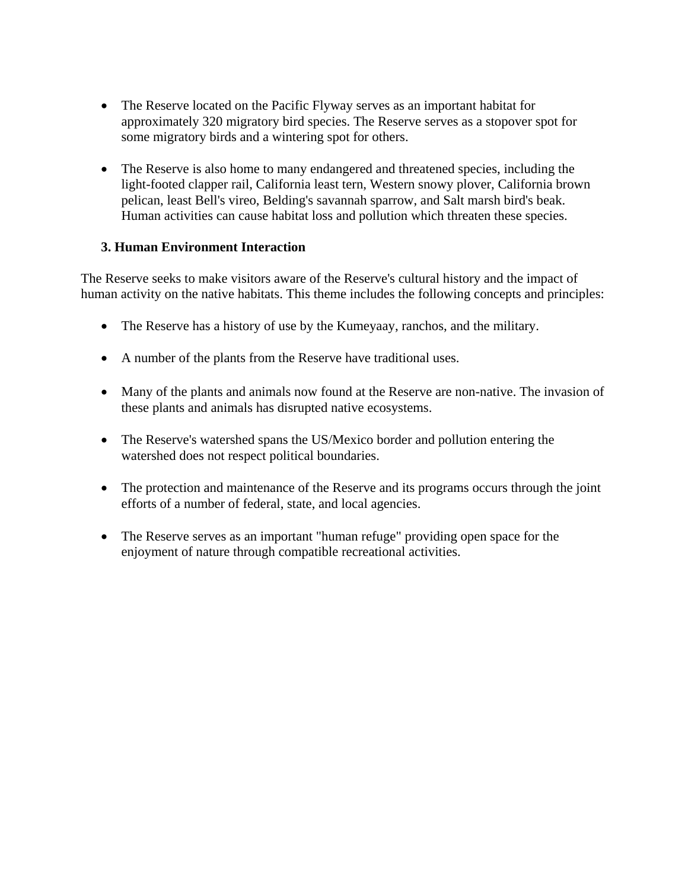- The Reserve located on the Pacific Flyway serves as an important habitat for approximately 320 migratory bird species. The Reserve serves as a stopover spot for some migratory birds and a wintering spot for others.

- The Reserve is also home to many endangered and threatened species, including the light-footed clapper rail, California least tern, Western snowy plover, California brown pelican, least Bell's vireo, Belding's savannah sparrow, and Salt marsh bird's beak. Human activities can cause habitat loss and pollution which threaten these species.

### 3. Human Environment Interaction

The Reserve seeks to make visitors aware of the Reserve's cultural history and the impact of human activity on the native habitats. This theme includes the following concepts and principles:

- The Reserve has a history of use by the Kumeyaay, ranchos, and the military.

- A number of the plants from the Reserve have traditional uses.

- Many of the plants and animals now found at the Reserve are non-native. The invasion of these plants and animals has disrupted native ecosystems.

- The Reserve's watershed spans the US/Mexico border and pollution entering the watershed does not respect political boundaries.

- The protection and maintenance of the Reserve and its programs occurs through the joint efforts of a number of federal, state, and local agencies.

- The Reserve serves as an important "human refuge" providing open space for the enjoyment of nature through compatible recreational activities.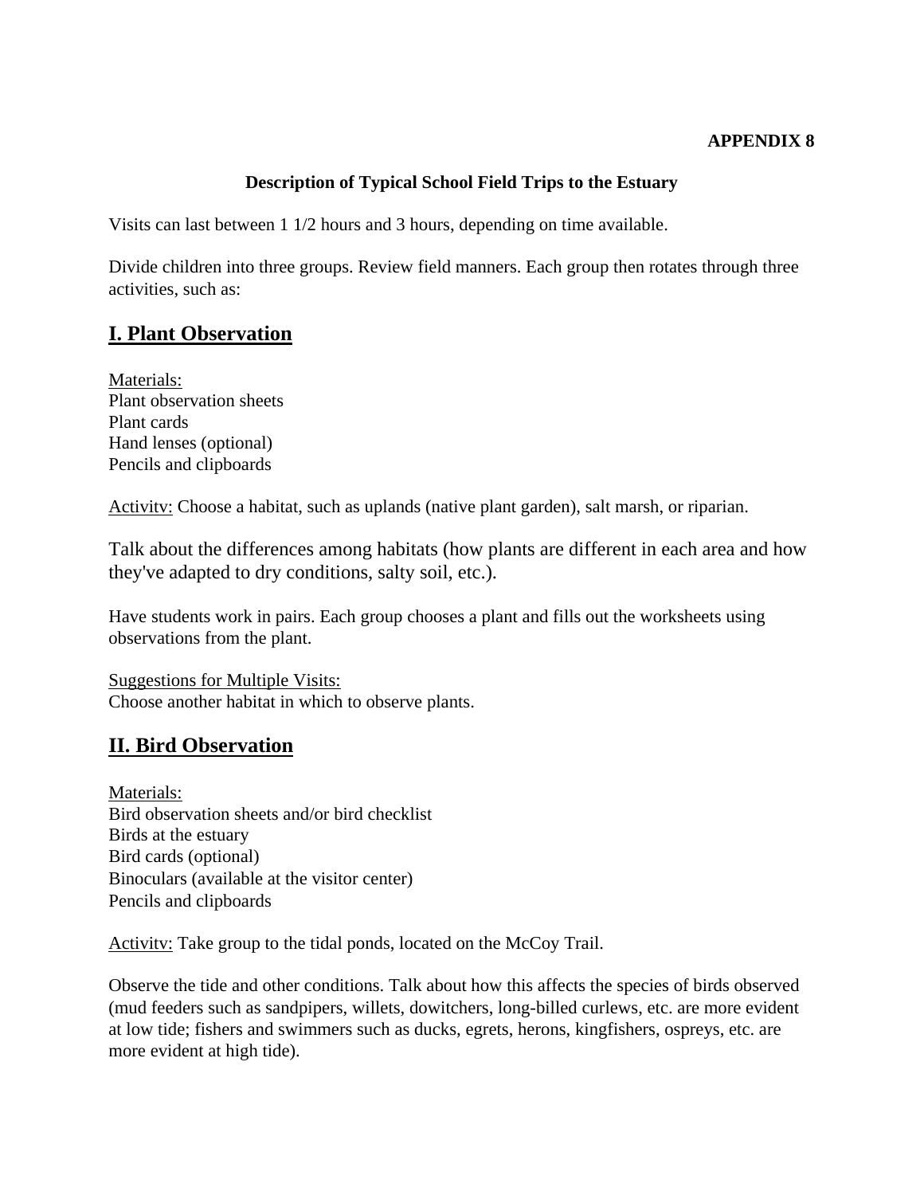**APPENDIX 8**

**Description of Typical School Field Trips to the Estuary**

Visits can last between 1 1/2 hours and 3 hours, depending on time available.

Divide children into three groups. Review field manners. Each group then rotates through three activities, such as:

## I. Plant Observation

Materials:
Plant observation sheets
Plant cards
Hand lenses (optional)
Pencils and clipboards

Activitv: Choose a habitat, such as uplands (native plant garden), salt marsh, or riparian.

Talk about the differences among habitats (how plants are different in each area and how they've adapted to dry conditions, salty soil, etc.).

Have students work in pairs. Each group chooses a plant and fills out the worksheets using observations from the plant.

Suggestions for Multiple Visits:
Choose another habitat in which to observe plants.

## II. Bird Observation

Materials:
Bird observation sheets and/or bird checklist
Birds at the estuary
Bird cards (optional)
Binoculars (available at the visitor center)
Pencils and clipboards

Activitv: Take group to the tidal ponds, located on the McCoy Trail.

Observe the tide and other conditions. Talk about how this affects the species of birds observed (mud feeders such as sandpipers, willets, dowitchers, long-billed curlews, etc. are more evident at low tide; fishers and swimmers such as ducks, egrets, herons, kingfishers, ospreys, etc. are more evident at high tide).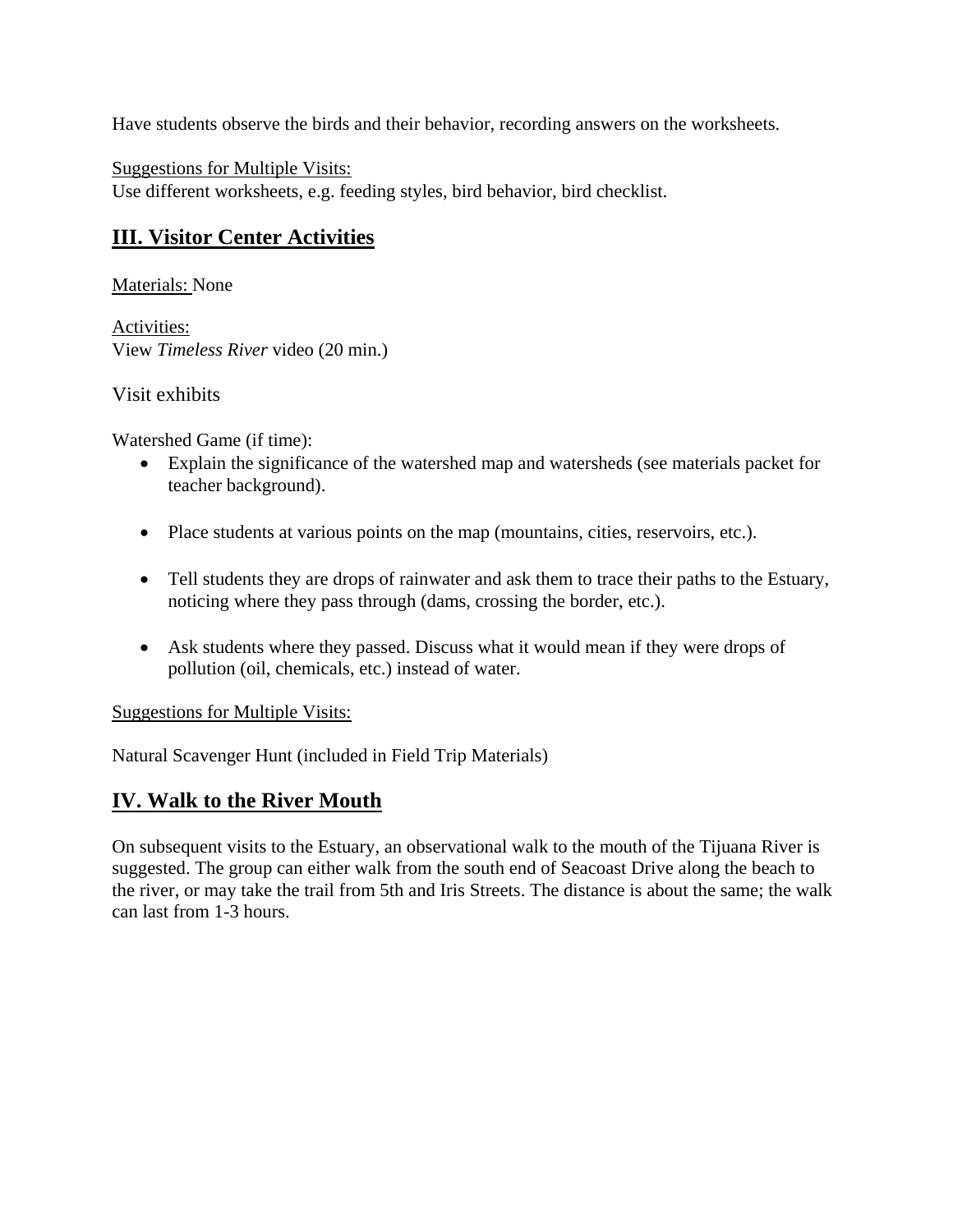Have students observe the birds and their behavior, recording answers on the worksheets.

Suggestions for Multiple Visits:
Use different worksheets, e.g. feeding styles, bird behavior, bird checklist.

## III. Visitor Center Activities

Materials: None

Activities:
View *Timeless River* video (20 min.)

Visit exhibits

Watershed Game (if time):

- Explain the significance of the watershed map and watersheds (see materials packet for teacher background).
- Place students at various points on the map (mountains, cities, reservoirs, etc.).
- Tell students they are drops of rainwater and ask them to trace their paths to the Estuary, noticing where they pass through (dams, crossing the border, etc.).
- Ask students where they passed. Discuss what it would mean if they were drops of pollution (oil, chemicals, etc.) instead of water.

Suggestions for Multiple Visits:

Natural Scavenger Hunt (included in Field Trip Materials)

## IV. Walk to the River Mouth

On subsequent visits to the Estuary, an observational walk to the mouth of the Tijuana River is suggested. The group can either walk from the south end of Seacoast Drive along the beach to the river, or may take the trail from 5th and Iris Streets. The distance is about the same; the walk can last from 1-3 hours.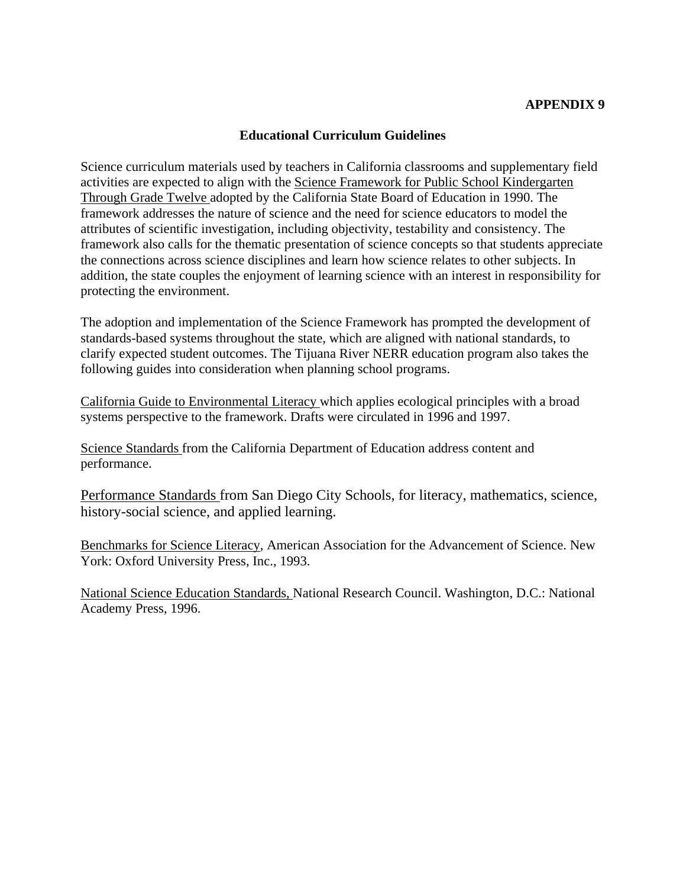**APPENDIX 9**

## Educational Curriculum Guidelines

Science curriculum materials used by teachers in California classrooms and supplementary field activities are expected to align with the Science Framework for Public School Kindergarten Through Grade Twelve adopted by the California State Board of Education in 1990. The framework addresses the nature of science and the need for science educators to model the attributes of scientific investigation, including objectivity, testability and consistency. The framework also calls for the thematic presentation of science concepts so that students appreciate the connections across science disciplines and learn how science relates to other subjects. In addition, the state couples the enjoyment of learning science with an interest in responsibility for protecting the environment.

The adoption and implementation of the Science Framework has prompted the development of standards-based systems throughout the state, which are aligned with national standards, to clarify expected student outcomes. The Tijuana River NERR education program also takes the following guides into consideration when planning school programs.

California Guide to Environmental Literacy which applies ecological principles with a broad systems perspective to the framework. Drafts were circulated in 1996 and 1997.

Science Standards from the California Department of Education address content and performance.

Performance Standards from San Diego City Schools, for literacy, mathematics, science, history-social science, and applied learning.

Benchmarks for Science Literacy, American Association for the Advancement of Science. New York: Oxford University Press, Inc., 1993.

National Science Education Standards, National Research Council. Washington, D.C.: National Academy Press, 1996.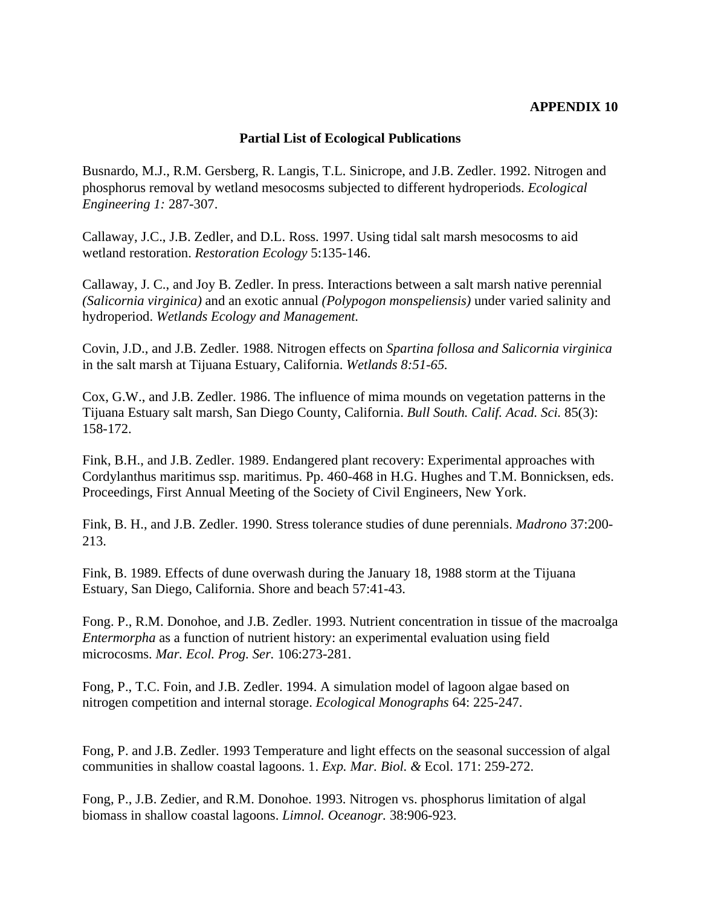**APPENDIX 10**

## Partial List of Ecological Publications

Busnardo, M.J., R.M. Gersberg, R. Langis, T.L. Sinicrope, and J.B. Zedler. 1992. Nitrogen and phosphorus removal by wetland mesocosms subjected to different hydroperiods. *Ecological Engineering 1:* 287-307.

Callaway, J.C., J.B. Zedler, and D.L. Ross. 1997. Using tidal salt marsh mesocosms to aid wetland restoration. *Restoration Ecology* 5:135-146.

Callaway, J. C., and Joy B. Zedler. In press. Interactions between a salt marsh native perennial *(Salicornia virginica)* and an exotic annual *(Polypogon monspeliensis)* under varied salinity and hydroperiod. *Wetlands Ecology and Management.*

Covin, J.D., and J.B. Zedler. 1988. Nitrogen effects on *Spartina follosa and Salicornia virginica* in the salt marsh at Tijuana Estuary, California. *Wetlands 8:51-65.*

Cox, G.W., and J.B. Zedler. 1986. The influence of mima mounds on vegetation patterns in the Tijuana Estuary salt marsh, San Diego County, California. *Bull South. Calif. Acad. Sci.* 85(3): 158-172.

Fink, B.H., and J.B. Zedler. 1989. Endangered plant recovery: Experimental approaches with Cordylanthus maritimus ssp. maritimus. Pp. 460-468 in H.G. Hughes and T.M. Bonnicksen, eds. Proceedings, First Annual Meeting of the Society of Civil Engineers, New York.

Fink, B. H., and J.B. Zedler. 1990. Stress tolerance studies of dune perennials. *Madrono* 37:200-213.

Fink, B. 1989. Effects of dune overwash during the January 18, 1988 storm at the Tijuana Estuary, San Diego, California. Shore and beach 57:41-43.

Fong. P., R.M. Donohoe, and J.B. Zedler. 1993. Nutrient concentration in tissue of the macroalga *Entermorpha* as a function of nutrient history: an experimental evaluation using field microcosms. *Mar. Ecol. Prog. Ser.* 106:273-281.

Fong, P., T.C. Foin, and J.B. Zedler. 1994. A simulation model of lagoon algae based on nitrogen competition and internal storage. *Ecological Monographs* 64: 225-247.

Fong, P. and J.B. Zedler. 1993 Temperature and light effects on the seasonal succession of algal communities in shallow coastal lagoons. 1. *Exp. Mar. Biol. &* Ecol. 171: 259-272.

Fong, P., J.B. Zedier, and R.M. Donohoe. 1993. Nitrogen vs. phosphorus limitation of algal biomass in shallow coastal lagoons. *Limnol. Oceanogr.* 38:906-923.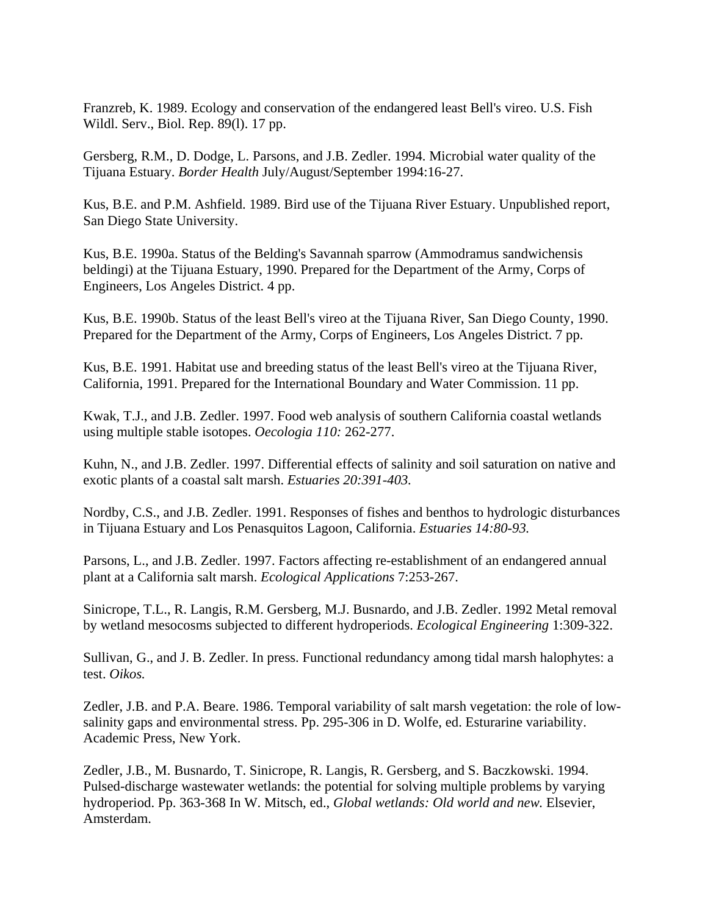Franzreb, K. 1989. Ecology and conservation of the endangered least Bell's vireo. U.S. Fish Wildl. Serv., Biol. Rep. 89(l). 17 pp.

Gersberg, R.M., D. Dodge, L. Parsons, and J.B. Zedler. 1994. Microbial water quality of the Tijuana Estuary. *Border Health* July/August/September 1994:16-27.

Kus, B.E. and P.M. Ashfield. 1989. Bird use of the Tijuana River Estuary. Unpublished report, San Diego State University.

Kus, B.E. 1990a. Status of the Belding's Savannah sparrow (Ammodramus sandwichensis beldingi) at the Tijuana Estuary, 1990. Prepared for the Department of the Army, Corps of Engineers, Los Angeles District. 4 pp.

Kus, B.E. 1990b. Status of the least Bell's vireo at the Tijuana River, San Diego County, 1990. Prepared for the Department of the Army, Corps of Engineers, Los Angeles District. 7 pp.

Kus, B.E. 1991. Habitat use and breeding status of the least Bell's vireo at the Tijuana River, California, 1991. Prepared for the International Boundary and Water Commission. 11 pp.

Kwak, T.J., and J.B. Zedler. 1997. Food web analysis of southern California coastal wetlands using multiple stable isotopes. *Oecologia 110:* 262-277.

Kuhn, N., and J.B. Zedler. 1997. Differential effects of salinity and soil saturation on native and exotic plants of a coastal salt marsh. *Estuaries 20:391-403.*

Nordby, C.S., and J.B. Zedler. 1991. Responses of fishes and benthos to hydrologic disturbances in Tijuana Estuary and Los Penasquitos Lagoon, California. *Estuaries 14:80-93.*

Parsons, L., and J.B. Zedler. 1997. Factors affecting re-establishment of an endangered annual plant at a California salt marsh. *Ecological Applications* 7:253-267.

Sinicrope, T.L., R. Langis, R.M. Gersberg, M.J. Busnardo, and J.B. Zedler. 1992 Metal removal by wetland mesocosms subjected to different hydroperiods. *Ecological Engineering* 1:309-322.

Sullivan, G., and J. B. Zedler. In press. Functional redundancy among tidal marsh halophytes: a test. *Oikos.*

Zedler, J.B. and P.A. Beare. 1986. Temporal variability of salt marsh vegetation: the role of low-salinity gaps and environmental stress. Pp. 295-306 in D. Wolfe, ed. Esturarine variability. Academic Press, New York.

Zedler, J.B., M. Busnardo, T. Sinicrope, R. Langis, R. Gersberg, and S. Baczkowski. 1994. Pulsed-discharge wastewater wetlands: the potential for solving multiple problems by varying hydroperiod. Pp. 363-368 In W. Mitsch, ed., *Global wetlands: Old world and new.* Elsevier, Amsterdam.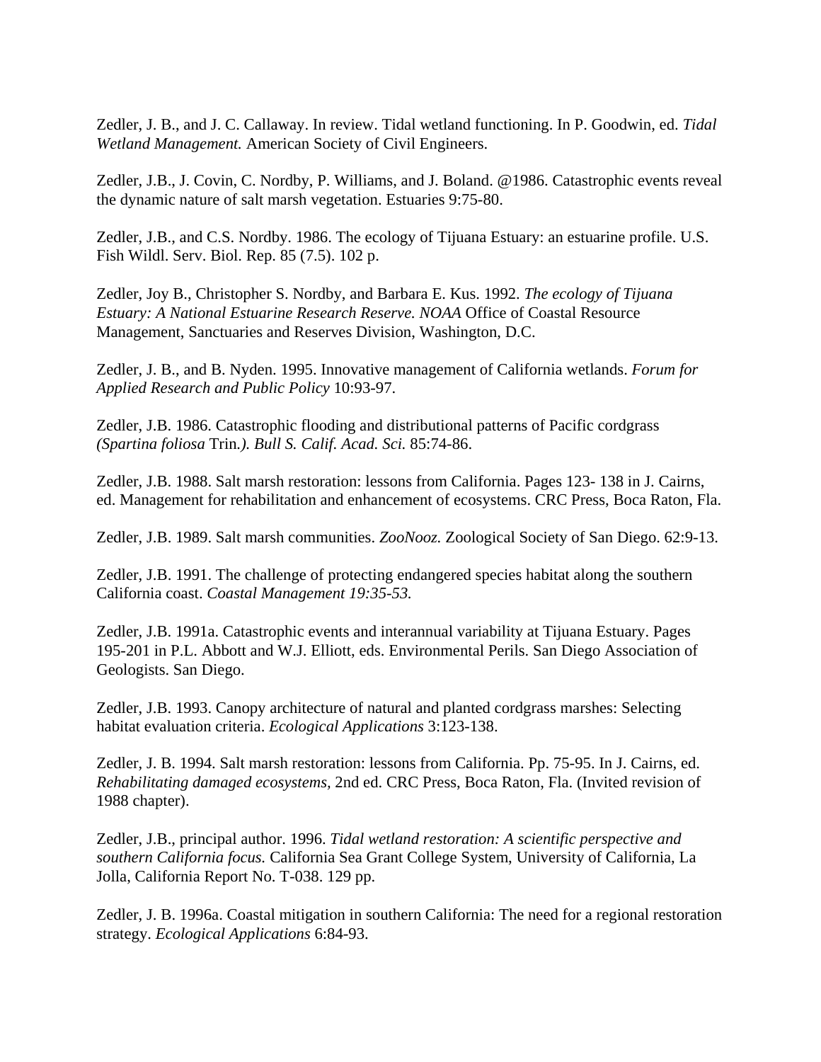Zedler, J. B., and J. C. Callaway. In review. Tidal wetland functioning. In P. Goodwin, ed. *Tidal Wetland Management.* American Society of Civil Engineers.

Zedler, J.B., J. Covin, C. Nordby, P. Williams, and J. Boland. @1986. Catastrophic events reveal the dynamic nature of salt marsh vegetation. Estuaries 9:75-80.

Zedler, J.B., and C.S. Nordby. 1986. The ecology of Tijuana Estuary: an estuarine profile. U.S. Fish Wildl. Serv. Biol. Rep. 85 (7.5). 102 p.

Zedler, Joy B., Christopher S. Nordby, and Barbara E. Kus. 1992. *The ecology of Tijuana Estuary: A National Estuarine Research Reserve. NOAA* Office of Coastal Resource Management, Sanctuaries and Reserves Division, Washington, D.C.

Zedler, J. B., and B. Nyden. 1995. Innovative management of California wetlands. *Forum for Applied Research and Public Policy* 10:93-97.

Zedler, J.B. 1986. Catastrophic flooding and distributional patterns of Pacific cordgrass *(Spartina foliosa* Trin*.). Bull S. Calif. Acad. Sci.* 85:74-86.

Zedler, J.B. 1988. Salt marsh restoration: lessons from California. Pages 123- 138 in J. Cairns, ed. Management for rehabilitation and enhancement of ecosystems. CRC Press, Boca Raton, Fla.

Zedler, J.B. 1989. Salt marsh communities. *ZooNooz.* Zoological Society of San Diego. 62:9-13.

Zedler, J.B. 1991. The challenge of protecting endangered species habitat along the southern California coast. *Coastal Management 19:35-53.*

Zedler, J.B. 1991a. Catastrophic events and interannual variability at Tijuana Estuary. Pages 195-201 in P.L. Abbott and W.J. Elliott, eds. Environmental Perils. San Diego Association of Geologists. San Diego.

Zedler, J.B. 1993. Canopy architecture of natural and planted cordgrass marshes: Selecting habitat evaluation criteria. *Ecological Applications* 3:123-138.

Zedler, J. B. 1994. Salt marsh restoration: lessons from California. Pp. 75-95. In J. Cairns, ed. *Rehabilitating damaged ecosystems,* 2nd ed. CRC Press, Boca Raton, Fla. (Invited revision of 1988 chapter).

Zedler, J.B., principal author. 1996. *Tidal wetland restoration: A scientific perspective and southern California focus.* California Sea Grant College System, University of California, La Jolla, California Report No. T-038. 129 pp.

Zedler, J. B. 1996a. Coastal mitigation in southern California: The need for a regional restoration strategy. *Ecological Applications* 6:84-93.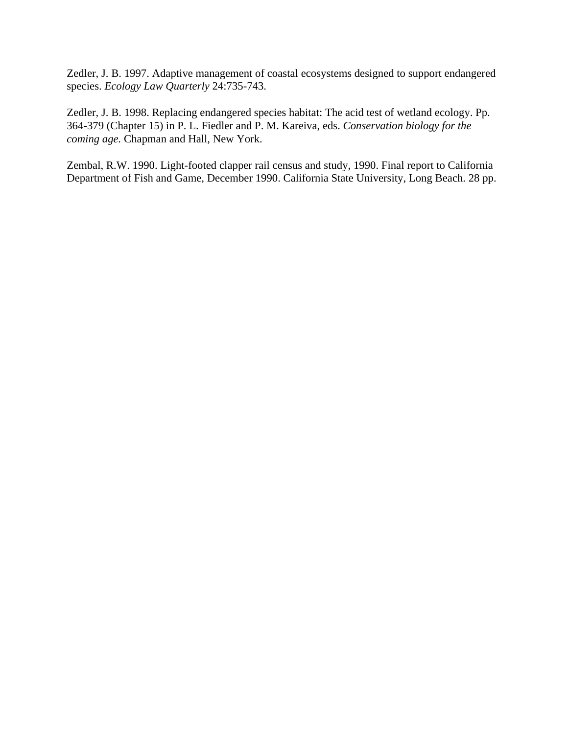Zedler, J. B. 1997. Adaptive management of coastal ecosystems designed to support endangered species. *Ecology Law Quarterly* 24:735-743.

Zedler, J. B. 1998. Replacing endangered species habitat: The acid test of wetland ecology. Pp. 364-379 (Chapter 15) in P. L. Fiedler and P. M. Kareiva, eds. *Conservation biology for the coming age.* Chapman and Hall, New York.

Zembal, R.W. 1990. Light-footed clapper rail census and study, 1990. Final report to California Department of Fish and Game, December 1990. California State University, Long Beach. 28 pp.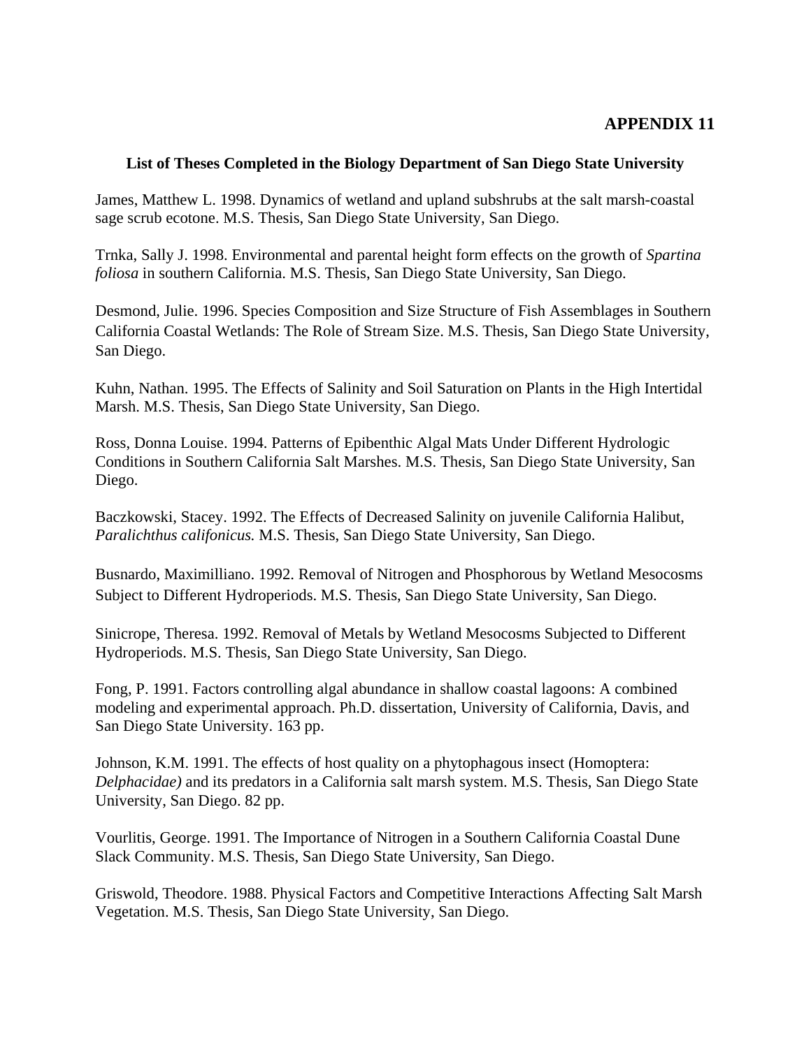# APPENDIX 11

**List of Theses Completed in the Biology Department of San Diego State University**

James, Matthew L. 1998. Dynamics of wetland and upland subshrubs at the salt marsh-coastal sage scrub ecotone. M.S. Thesis, San Diego State University, San Diego.

Trnka, Sally J. 1998. Environmental and parental height form effects on the growth of *Spartina foliosa* in southern California. M.S. Thesis, San Diego State University, San Diego.

Desmond, Julie. 1996. Species Composition and Size Structure of Fish Assemblages in Southern California Coastal Wetlands: The Role of Stream Size. M.S. Thesis, San Diego State University, San Diego.

Kuhn, Nathan. 1995. The Effects of Salinity and Soil Saturation on Plants in the High Intertidal Marsh. M.S. Thesis, San Diego State University, San Diego.

Ross, Donna Louise. 1994. Patterns of Epibenthic Algal Mats Under Different Hydrologic Conditions in Southern California Salt Marshes. M.S. Thesis, San Diego State University, San Diego.

Baczkowski, Stacey. 1992. The Effects of Decreased Salinity on juvenile California Halibut, *Paralichthus califonicus.* M.S. Thesis, San Diego State University, San Diego.

Busnardo, Maximilliano. 1992. Removal of Nitrogen and Phosphorous by Wetland Mesocosms Subject to Different Hydroperiods. M.S. Thesis, San Diego State University, San Diego.

Sinicrope, Theresa. 1992. Removal of Metals by Wetland Mesocosms Subjected to Different Hydroperiods. M.S. Thesis, San Diego State University, San Diego.

Fong, P. 1991. Factors controlling algal abundance in shallow coastal lagoons: A combined modeling and experimental approach. Ph.D. dissertation, University of California, Davis, and San Diego State University. 163 pp.

Johnson, K.M. 1991. The effects of host quality on a phytophagous insect (Homoptera: *Delphacidae)* and its predators in a California salt marsh system. M.S. Thesis, San Diego State University, San Diego. 82 pp.

Vourlitis, George. 1991. The Importance of Nitrogen in a Southern California Coastal Dune Slack Community. M.S. Thesis, San Diego State University, San Diego.

Griswold, Theodore. 1988. Physical Factors and Competitive Interactions Affecting Salt Marsh Vegetation. M.S. Thesis, San Diego State University, San Diego.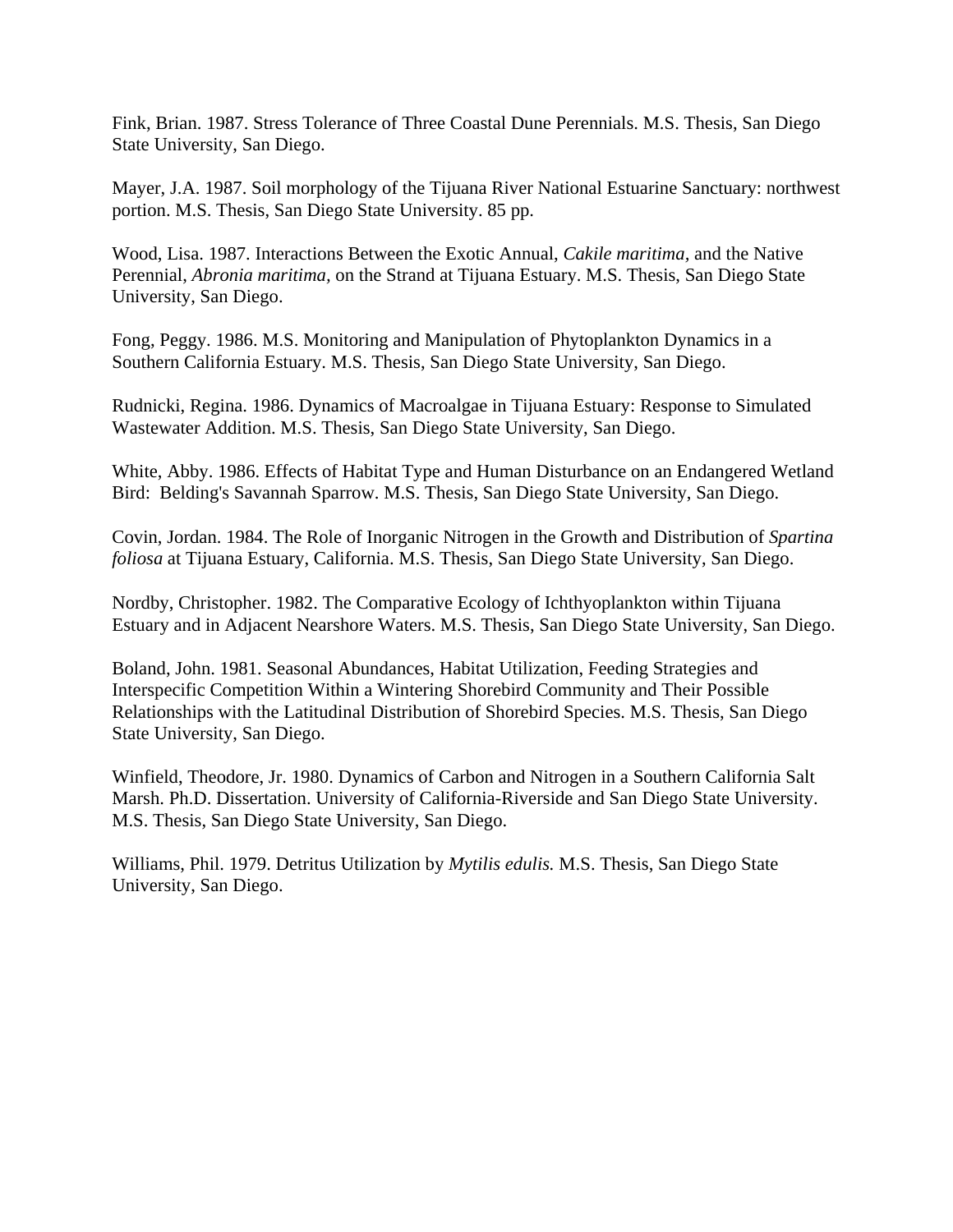Fink, Brian. 1987. Stress Tolerance of Three Coastal Dune Perennials. M.S. Thesis, San Diego State University, San Diego.

Mayer, J.A. 1987. Soil morphology of the Tijuana River National Estuarine Sanctuary: northwest portion. M.S. Thesis, San Diego State University. 85 pp.

Wood, Lisa. 1987. Interactions Between the Exotic Annual, *Cakile maritima,* and the Native Perennial, *Abronia maritima,* on the Strand at Tijuana Estuary. M.S. Thesis, San Diego State University, San Diego.

Fong, Peggy. 1986. M.S. Monitoring and Manipulation of Phytoplankton Dynamics in a Southern California Estuary. M.S. Thesis, San Diego State University, San Diego.

Rudnicki, Regina. 1986. Dynamics of Macroalgae in Tijuana Estuary: Response to Simulated Wastewater Addition. M.S. Thesis, San Diego State University, San Diego.

White, Abby. 1986. Effects of Habitat Type and Human Disturbance on an Endangered Wetland Bird: Belding's Savannah Sparrow. M.S. Thesis, San Diego State University, San Diego.

Covin, Jordan. 1984. The Role of Inorganic Nitrogen in the Growth and Distribution of *Spartina foliosa* at Tijuana Estuary, California. M.S. Thesis, San Diego State University, San Diego.

Nordby, Christopher. 1982. The Comparative Ecology of Ichthyoplankton within Tijuana Estuary and in Adjacent Nearshore Waters. M.S. Thesis, San Diego State University, San Diego.

Boland, John. 1981. Seasonal Abundances, Habitat Utilization, Feeding Strategies and Interspecific Competition Within a Wintering Shorebird Community and Their Possible Relationships with the Latitudinal Distribution of Shorebird Species. M.S. Thesis, San Diego State University, San Diego.

Winfield, Theodore, Jr. 1980. Dynamics of Carbon and Nitrogen in a Southern California Salt Marsh. Ph.D. Dissertation. University of California-Riverside and San Diego State University. M.S. Thesis, San Diego State University, San Diego.

Williams, Phil. 1979. Detritus Utilization by *Mytilis edulis.* M.S. Thesis, San Diego State University, San Diego.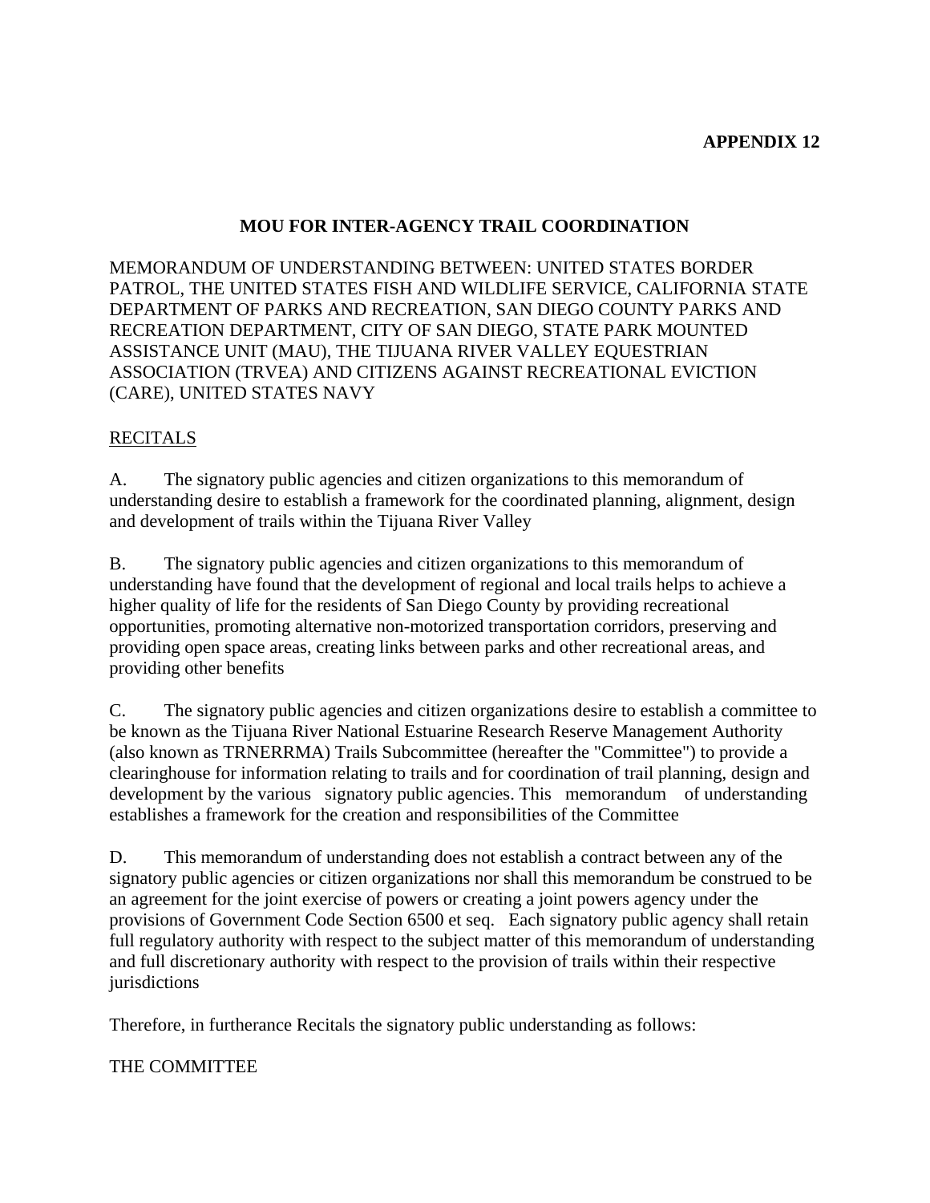**APPENDIX 12**

# MOU FOR INTER-AGENCY TRAIL COORDINATION

MEMORANDUM OF UNDERSTANDING BETWEEN: UNITED STATES BORDER PATROL, THE UNITED STATES FISH AND WILDLIFE SERVICE, CALIFORNIA STATE DEPARTMENT OF PARKS AND RECREATION, SAN DIEGO COUNTY PARKS AND RECREATION DEPARTMENT, CITY OF SAN DIEGO, STATE PARK MOUNTED ASSISTANCE UNIT (MAU), THE TIJUANA RIVER VALLEY EQUESTRIAN ASSOCIATION (TRVEA) AND CITIZENS AGAINST RECREATIONAL EVICTION (CARE), UNITED STATES NAVY

## RECITALS

A. The signatory public agencies and citizen organizations to this memorandum of understanding desire to establish a framework for the coordinated planning, alignment, design and development of trails within the Tijuana River Valley

B. The signatory public agencies and citizen organizations to this memorandum of understanding have found that the development of regional and local trails helps to achieve a higher quality of life for the residents of San Diego County by providing recreational opportunities, promoting alternative non-motorized transportation corridors, preserving and providing open space areas, creating links between parks and other recreational areas, and providing other benefits

C. The signatory public agencies and citizen organizations desire to establish a committee to be known as the Tijuana River National Estuarine Research Reserve Management Authority (also known as TRNERRMA) Trails Subcommittee (hereafter the "Committee") to provide a clearinghouse for information relating to trails and for coordination of trail planning, design and development by the various signatory public agencies. This memorandum of understanding establishes a framework for the creation and responsibilities of the Committee

D. This memorandum of understanding does not establish a contract between any of the signatory public agencies or citizen organizations nor shall this memorandum be construed to be an agreement for the joint exercise of powers or creating a joint powers agency under the provisions of Government Code Section 6500 et seq. Each signatory public agency shall retain full regulatory authority with respect to the subject matter of this memorandum of understanding and full discretionary authority with respect to the provision of trails within their respective jurisdictions

Therefore, in furtherance Recitals the signatory public understanding as follows:

THE COMMITTEE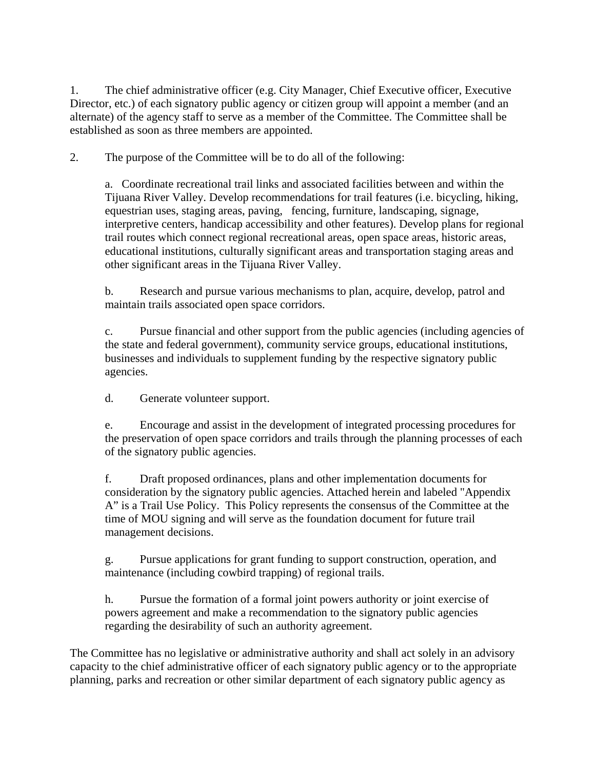1. The chief administrative officer (e.g. City Manager, Chief Executive officer, Executive Director, etc.) of each signatory public agency or citizen group will appoint a member (and an alternate) of the agency staff to serve as a member of the Committee. The Committee shall be established as soon as three members are appointed.

2. The purpose of the Committee will be to do all of the following:

   a. Coordinate recreational trail links and associated facilities between and within the Tijuana River Valley. Develop recommendations for trail features (i.e. bicycling, hiking, equestrian uses, staging areas, paving, fencing, furniture, landscaping, signage, interpretive centers, handicap accessibility and other features). Develop plans for regional trail routes which connect regional recreational areas, open space areas, historic areas, educational institutions, culturally significant areas and transportation staging areas and other significant areas in the Tijuana River Valley.

   b. Research and pursue various mechanisms to plan, acquire, develop, patrol and maintain trails associated open space corridors.

   c. Pursue financial and other support from the public agencies (including agencies of the state and federal government), community service groups, educational institutions, businesses and individuals to supplement funding by the respective signatory public agencies.

   d. Generate volunteer support.

   e. Encourage and assist in the development of integrated processing procedures for the preservation of open space corridors and trails through the planning processes of each of the signatory public agencies.

   f. Draft proposed ordinances, plans and other implementation documents for consideration by the signatory public agencies. Attached herein and labeled "Appendix A" is a Trail Use Policy. This Policy represents the consensus of the Committee at the time of MOU signing and will serve as the foundation document for future trail management decisions.

   g. Pursue applications for grant funding to support construction, operation, and maintenance (including cowbird trapping) of regional trails.

   h. Pursue the formation of a formal joint powers authority or joint exercise of powers agreement and make a recommendation to the signatory public agencies regarding the desirability of such an authority agreement.

The Committee has no legislative or administrative authority and shall act solely in an advisory capacity to the chief administrative officer of each signatory public agency or to the appropriate planning, parks and recreation or other similar department of each signatory public agency as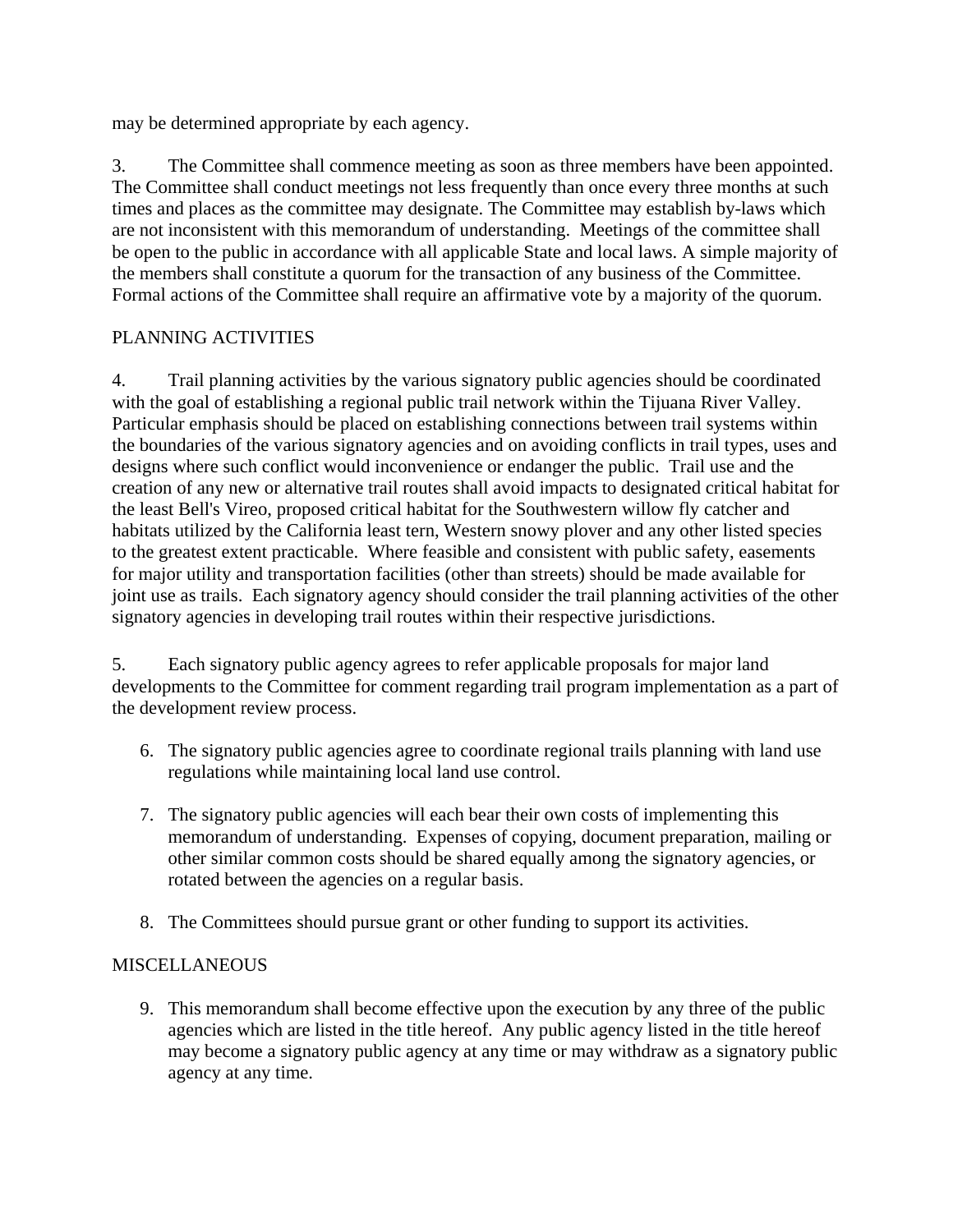may be determined appropriate by each agency.

3. The Committee shall commence meeting as soon as three members have been appointed. The Committee shall conduct meetings not less frequently than once every three months at such times and places as the committee may designate. The Committee may establish by-laws which are not inconsistent with this memorandum of understanding. Meetings of the committee shall be open to the public in accordance with all applicable State and local laws. A simple majority of the members shall constitute a quorum for the transaction of any business of the Committee. Formal actions of the Committee shall require an affirmative vote by a majority of the quorum.

PLANNING ACTIVITIES

4. Trail planning activities by the various signatory public agencies should be coordinated with the goal of establishing a regional public trail network within the Tijuana River Valley. Particular emphasis should be placed on establishing connections between trail systems within the boundaries of the various signatory agencies and on avoiding conflicts in trail types, uses and designs where such conflict would inconvenience or endanger the public. Trail use and the creation of any new or alternative trail routes shall avoid impacts to designated critical habitat for the least Bell's Vireo, proposed critical habitat for the Southwestern willow fly catcher and habitats utilized by the California least tern, Western snowy plover and any other listed species to the greatest extent practicable. Where feasible and consistent with public safety, easements for major utility and transportation facilities (other than streets) should be made available for joint use as trails. Each signatory agency should consider the trail planning activities of the other signatory agencies in developing trail routes within their respective jurisdictions.

5. Each signatory public agency agrees to refer applicable proposals for major land developments to the Committee for comment regarding trail program implementation as a part of the development review process.

6. The signatory public agencies agree to coordinate regional trails planning with land use regulations while maintaining local land use control.

7. The signatory public agencies will each bear their own costs of implementing this memorandum of understanding. Expenses of copying, document preparation, mailing or other similar common costs should be shared equally among the signatory agencies, or rotated between the agencies on a regular basis.

8. The Committees should pursue grant or other funding to support its activities.

MISCELLANEOUS

9. This memorandum shall become effective upon the execution by any three of the public agencies which are listed in the title hereof. Any public agency listed in the title hereof may become a signatory public agency at any time or may withdraw as a signatory public agency at any time.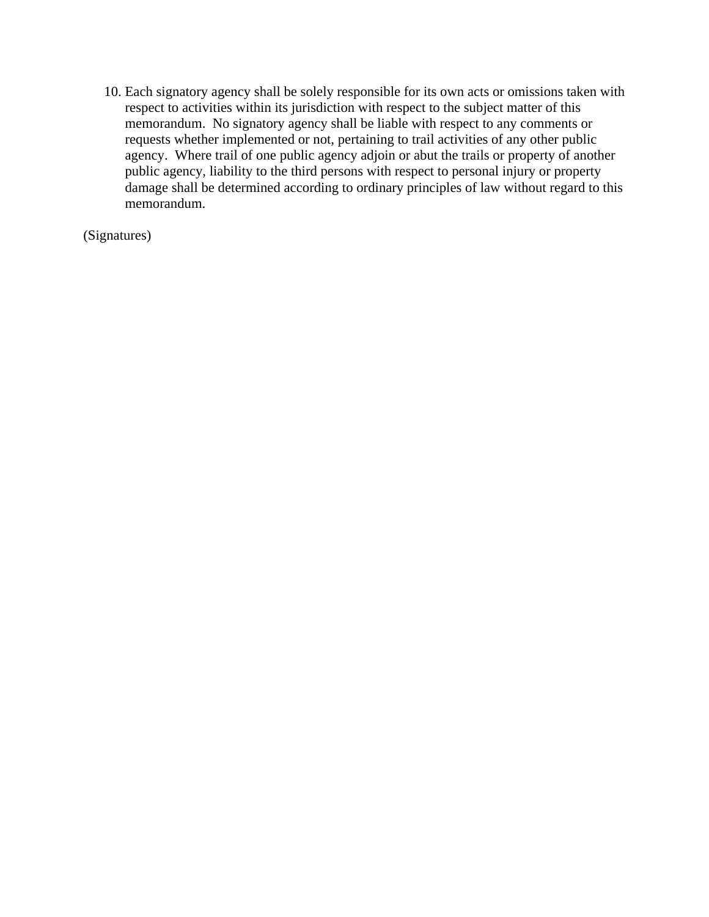10. Each signatory agency shall be solely responsible for its own acts or omissions taken with respect to activities within its jurisdiction with respect to the subject matter of this memorandum.  No signatory agency shall be liable with respect to any comments or requests whether implemented or not, pertaining to trail activities of any other public agency.  Where trail of one public agency adjoin or abut the trails or property of another public agency, liability to the third persons with respect to personal injury or property damage shall be determined according to ordinary principles of law without regard to this memorandum.

(Signatures)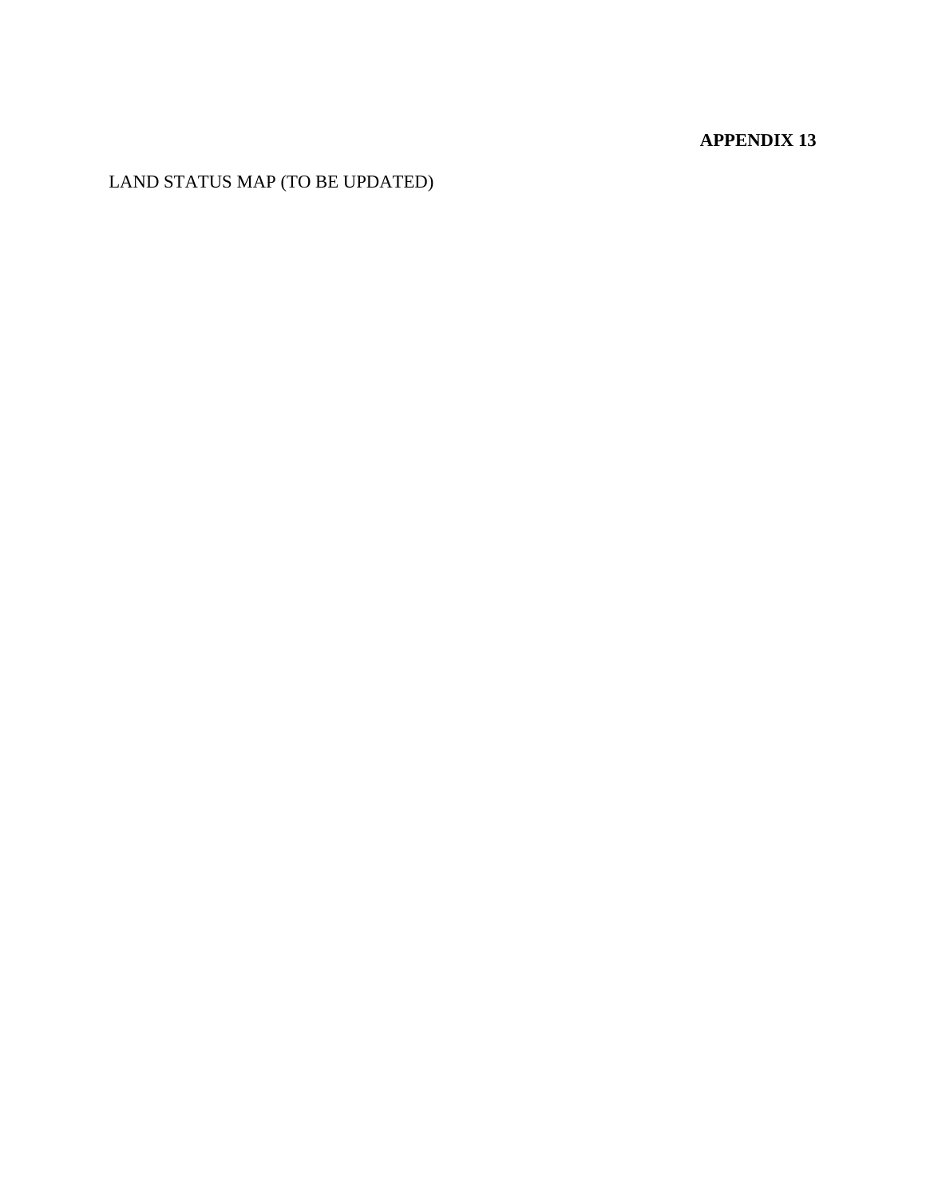**APPENDIX 13**

LAND STATUS MAP (TO BE UPDATED)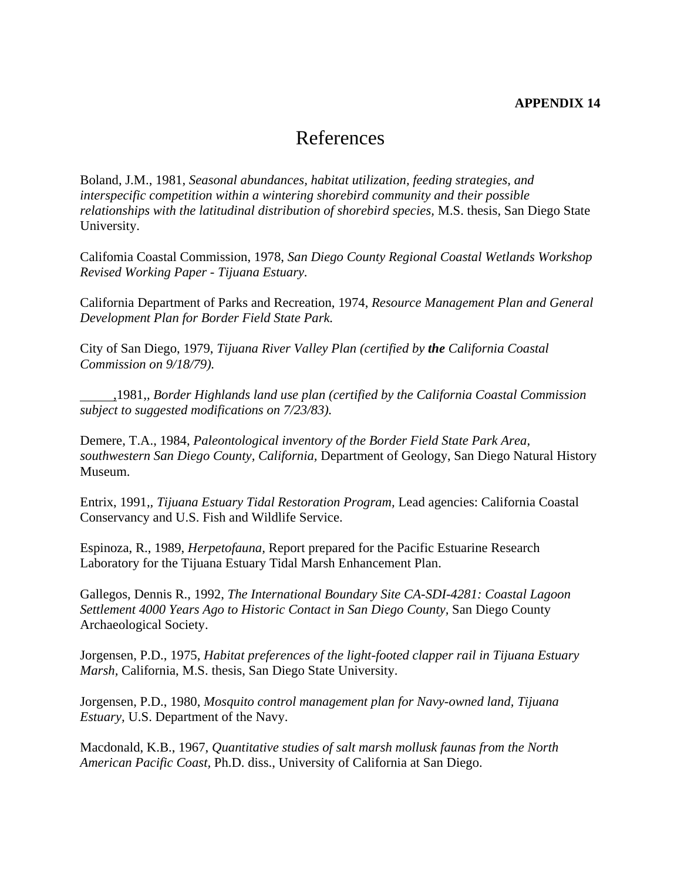**APPENDIX 14**

# References

Boland, J.M., 1981, *Seasonal abundances, habitat utilization, feeding strategies, and interspecific competition within a wintering shorebird community and their possible relationships with the latitudinal distribution of shorebird species,* M.S. thesis, San Diego State University.

Califomia Coastal Commission, 1978, *San Diego County Regional Coastal Wetlands Workshop Revised Working Paper - Tijuana Estuary.*

California Department of Parks and Recreation, 1974, *Resource Management Plan and General Development Plan for Border Field State Park.*

City of San Diego, 1979, *Tijuana River Valley Plan (certified by* ***the*** *California Coastal Commission on 9/18/79).*

_____,1981,, *Border Highlands land use plan (certified by the California Coastal Commission subject to suggested modifications on 7/23/83).*

Demere, T.A., 1984, *Paleontological inventory of the Border Field State Park Area, southwestern San Diego County, California,* Department of Geology, San Diego Natural History Museum.

Entrix, 1991,, *Tijuana Estuary Tidal Restoration Program,* Lead agencies: California Coastal Conservancy and U.S. Fish and Wildlife Service.

Espinoza, R., 1989, *Herpetofauna,* Report prepared for the Pacific Estuarine Research Laboratory for the Tijuana Estuary Tidal Marsh Enhancement Plan.

Gallegos, Dennis R., 1992, *The International Boundary Site CA-SDI-4281: Coastal Lagoon Settlement 4000 Years Ago to Historic Contact in San Diego County,* San Diego County Archaeological Society.

Jorgensen, P.D., 1975, *Habitat preferences of the light-footed clapper rail in Tijuana Estuary Marsh,* California, M.S. thesis, San Diego State University.

Jorgensen, P.D., 1980, *Mosquito control management plan for Navy-owned land, Tijuana Estuary,* U.S. Department of the Navy.

Macdonald, K.B., 1967, *Quantitative studies of salt marsh mollusk faunas from the North American Pacific Coast,* Ph.D. diss., University of California at San Diego.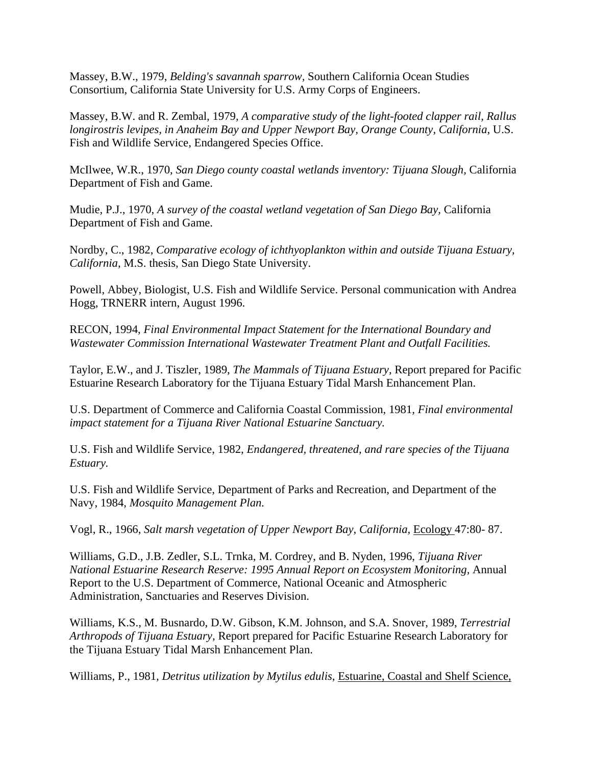Massey, B.W., 1979, *Belding's savannah sparrow,* Southern California Ocean Studies Consortium, California State University for U.S. Army Corps of Engineers.

Massey, B.W. and R. Zembal, 1979, *A comparative study of the light-footed clapper rail, Rallus longirostris levipes, in Anaheim Bay and Upper Newport Bay, Orange County, California*, U.S. Fish and Wildlife Service, Endangered Species Office.

McIlwee, W.R., 1970, *San Diego county coastal wetlands inventory: Tijuana Slough*, California Department of Fish and Game.

Mudie, P.J., 1970, *A survey of the coastal wetland vegetation of San Diego Bay*, California Department of Fish and Game.

Nordby, C., 1982, *Comparative ecology of ichthyoplankton within and outside Tijuana Estuary, California,* M.S. thesis, San Diego State University.

Powell, Abbey, Biologist, U.S. Fish and Wildlife Service. Personal communication with Andrea Hogg, TRNERR intern, August 1996.

RECON, 1994, *Final Environmental Impact Statement for the International Boundary and Wastewater Commission International Wastewater Treatment Plant and Outfall Facilities.*

Taylor, E.W., and J. Tiszler, 1989, *The Mammals of Tijuana Estuary,* Report prepared for Pacific Estuarine Research Laboratory for the Tijuana Estuary Tidal Marsh Enhancement Plan.

U.S. Department of Commerce and California Coastal Commission, 1981, *Final environmental impact statement for a Tijuana River National Estuarine Sanctuary.*

U.S. Fish and Wildlife Service, 1982, *Endangered, threatened, and rare species of the Tijuana Estuary.*

U.S. Fish and Wildlife Service, Department of Parks and Recreation, and Department of the Navy, 1984, *Mosquito Management Plan.*

Vogl, R., 1966, *Salt marsh vegetation of Upper Newport Bay, California,* Ecology 47:80- 87.

Williams, G.D., J.B. Zedler, S.L. Trnka, M. Cordrey, and B. Nyden, 1996, *Tijuana River National Estuarine Research Reserve: 1995 Annual Report on Ecosystem Monitoring,* Annual Report to the U.S. Department of Commerce, National Oceanic and Atmospheric Administration, Sanctuaries and Reserves Division.

Williams, K.S., M. Busnardo, D.W. Gibson, K.M. Johnson, and S.A. Snover, 1989, *Terrestrial Arthropods of Tijuana Estuary,* Report prepared for Pacific Estuarine Research Laboratory for the Tijuana Estuary Tidal Marsh Enhancement Plan.

Williams, P., 1981, *Detritus utilization by Mytilus edulis,* Estuarine, Coastal and Shelf Science,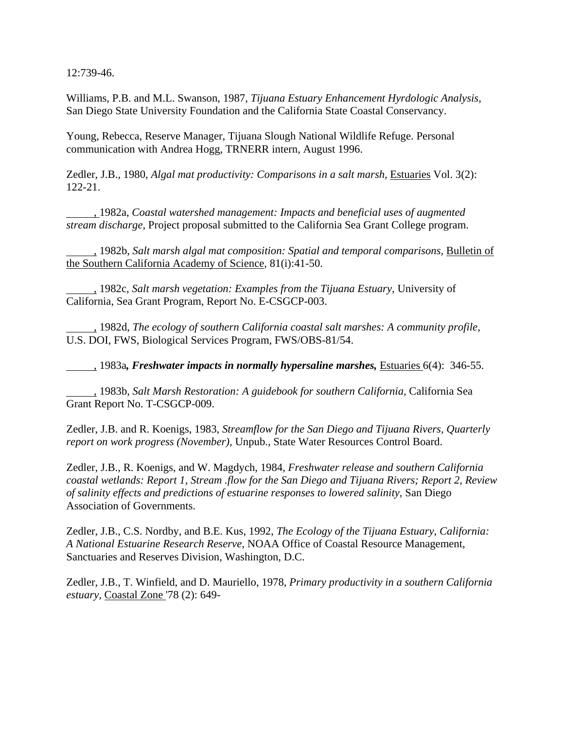12:739-46.

Williams, P.B. and M.L. Swanson, 1987, *Tijuana Estuary Enhancement Hyrdologic Analysis*, San Diego State University Foundation and the California State Coastal Conservancy.

Young, Rebecca, Reserve Manager, Tijuana Slough National Wildlife Refuge. Personal communication with Andrea Hogg, TRNERR intern, August 1996.

Zedler, J.B., 1980, *Algal mat productivity: Comparisons in a salt marsh,* Estuaries Vol. 3(2): 122-21.

_____, 1982a, *Coastal watershed management: Impacts and beneficial uses of augmented stream discharge*, Project proposal submitted to the California Sea Grant College program.

_____, 1982b, *Salt marsh algal mat composition: Spatial and temporal comparisons*, Bulletin of the Southern California Academy of Science, 81(i):41-50.

_____, 1982c, *Salt marsh vegetation: Examples from the Tijuana Estuary,* University of California, Sea Grant Program, Report No. E-CSGCP-003.

_____, 1982d, *The ecology of southern California coastal salt marshes: A community profile,* U.S. DOI, FWS, Biological Services Program, FWS/OBS-81/54.

_____, 1983a***, Freshwater impacts in normally hypersaline marshes,*** Estuaries 6(4): 346-55.

_____, 1983b, *Salt Marsh Restoration: A guidebook for southern California,* California Sea Grant Report No. T-CSGCP-009.

Zedler, J.B. and R. Koenigs, 1983, *Streamflow for the San Diego and Tijuana Rivers, Quarterly report on work progress (November)*, Unpub., State Water Resources Control Board.

Zedler, J.B., R. Koenigs, and W. Magdych, 1984, *Freshwater release and southern California coastal wetlands: Report 1, Stream .flow for the San Diego and Tijuana Rivers; Report 2, Review of salinity effects and predictions of estuarine responses to lowered salinity,* San Diego Association of Governments.

Zedler, J.B., C.S. Nordby, and B.E. Kus, 1992, *The Ecology of the Tijuana Estuary, California: A National Estuarine Research Reserve,* NOAA Office of Coastal Resource Management, Sanctuaries and Reserves Division, Washington, D.C.

Zedler, J.B., T. Winfield, and D. Mauriello, 1978, *Primary productivity in a southern California estuary,* Coastal Zone '78 (2): 649-